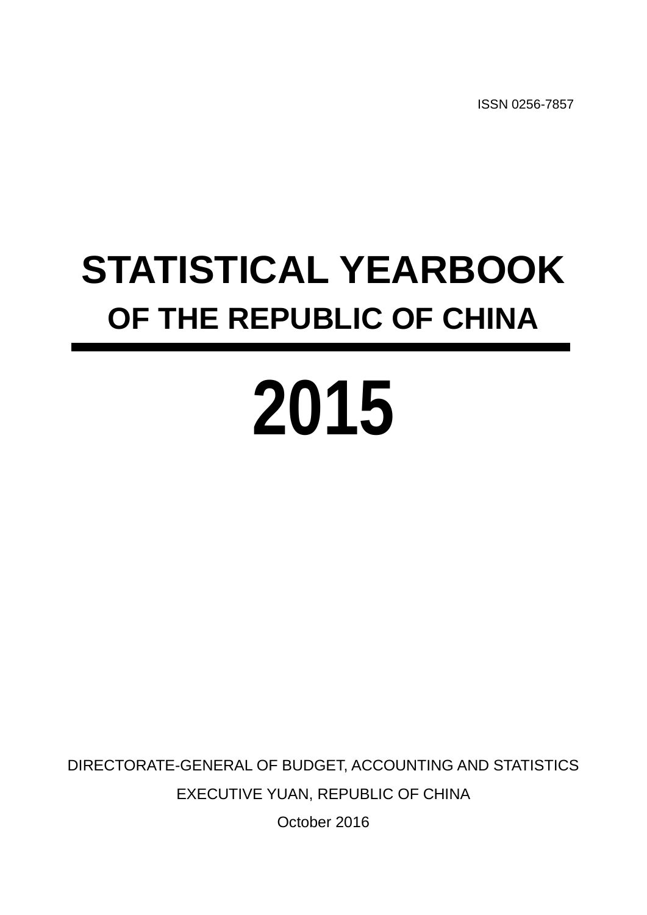ISSN 0256-7857

# STATISTICAL YEARBOOK

## OF THE REPUBLIC OF CHINA

# 2015

DIRECTORATE-GENERAL OF BUDGET, ACCOUNTING AND STATISTICS

EXECUTIVE YUAN, REPUBLIC OF CHINA

October 2016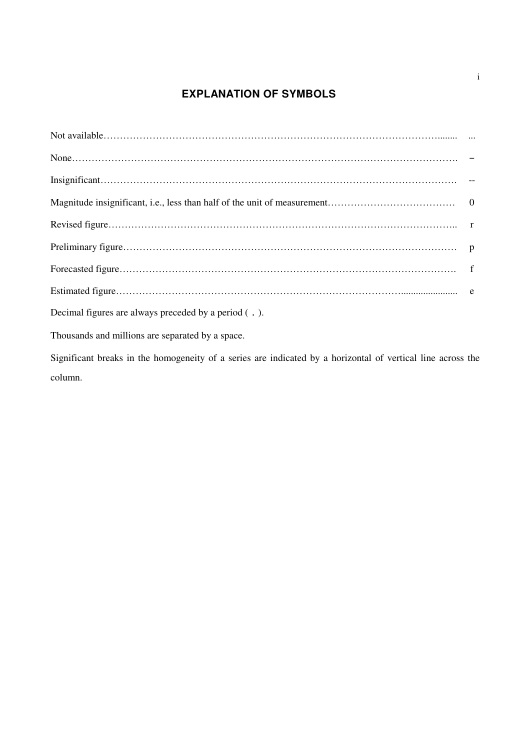# EXPLANATION OF SYMBOLS

| | |
|---|---|
| Not available | ... |
| None | – |
| Insignificant | -- |
| Magnitude insignificant, i.e., less than half of the unit of measurement | 0 |
| Revised figure | r |
| Preliminary figure | p |
| Forecasted figure | f |
| Estimated figure | e |

Decimal figures are always preceded by a period ( . ).

Thousands and millions are separated by a space.

Significant breaks in the homogeneity of a series are indicated by a horizontal of vertical line across the column.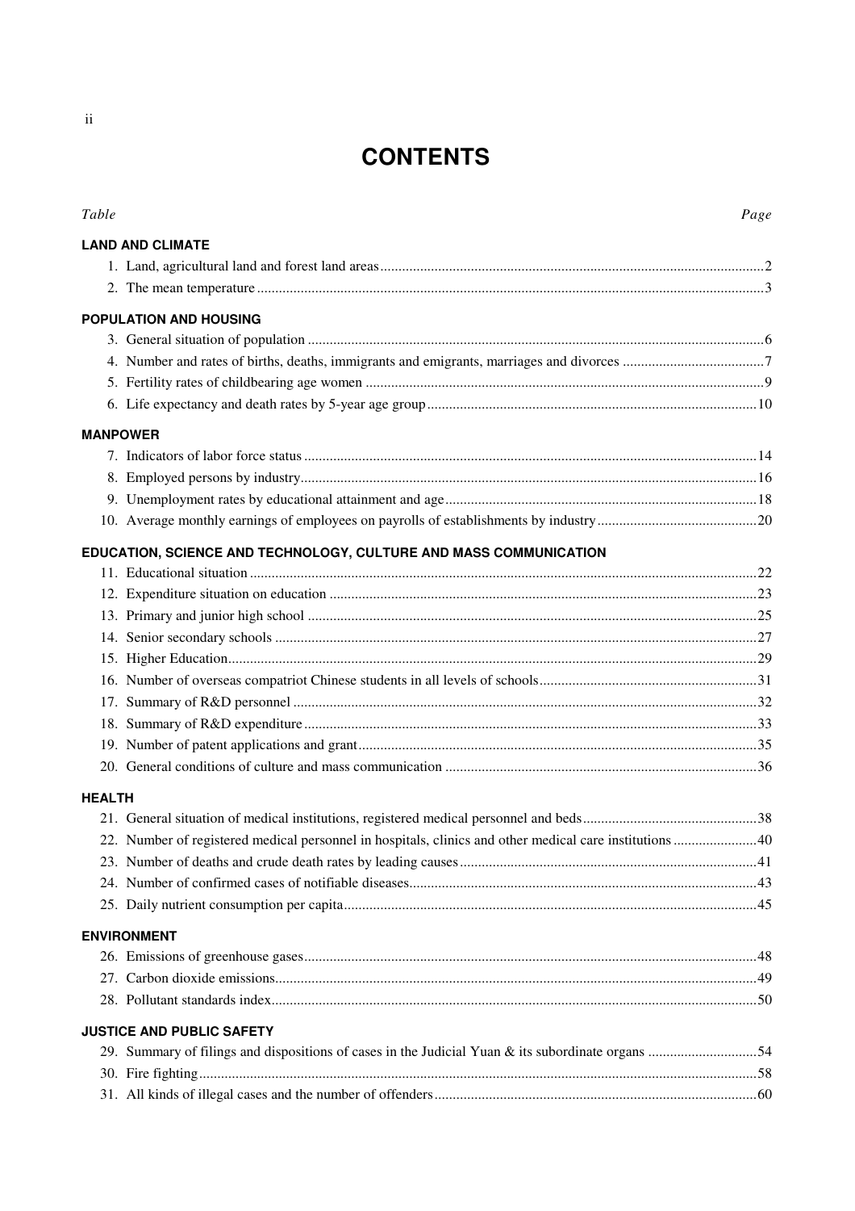# CONTENTS

| *Table* | *Page* |
|---|---|
| **LAND AND CLIMATE** | |
| 1. Land, agricultural land and forest land areas | 2 |
| 2. The mean temperature | 3 |
| **POPULATION AND HOUSING** | |
| 3. General situation of population | 6 |
| 4. Number and rates of births, deaths, immigrants and emigrants, marriages and divorces | 7 |
| 5. Fertility rates of childbearing age women | 9 |
| 6. Life expectancy and death rates by 5-year age group | 10 |
| **MANPOWER** | |
| 7. Indicators of labor force status | 14 |
| 8. Employed persons by industry | 16 |
| 9. Unemployment rates by educational attainment and age | 18 |
| 10. Average monthly earnings of employees on payrolls of establishments by industry | 20 |
| **EDUCATION, SCIENCE AND TECHNOLOGY, CULTURE AND MASS COMMUNICATION** | |
| 11. Educational situation | 22 |
| 12. Expenditure situation on education | 23 |
| 13. Primary and junior high school | 25 |
| 14. Senior secondary schools | 27 |
| 15. Higher Education | 29 |
| 16. Number of overseas compatriot Chinese students in all levels of schools | 31 |
| 17. Summary of R&D personnel | 32 |
| 18. Summary of R&D expenditure | 33 |
| 19. Number of patent applications and grant | 35 |
| 20. General conditions of culture and mass communication | 36 |
| **HEALTH** | |
| 21. General situation of medical institutions, registered medical personnel and beds | 38 |
| 22. Number of registered medical personnel in hospitals, clinics and other medical care institutions | 40 |
| 23. Number of deaths and crude death rates by leading causes | 41 |
| 24. Number of confirmed cases of notifiable diseases | 43 |
| 25. Daily nutrient consumption per capita | 45 |
| **ENVIRONMENT** | |
| 26. Emissions of greenhouse gases | 48 |
| 27. Carbon dioxide emissions | 49 |
| 28. Pollutant standards index | 50 |
| **JUSTICE AND PUBLIC SAFETY** | |
| 29. Summary of filings and dispositions of cases in the Judicial Yuan & its subordinate organs | 54 |
| 30. Fire fighting | 58 |
| 31. All kinds of illegal cases and the number of offenders | 60 |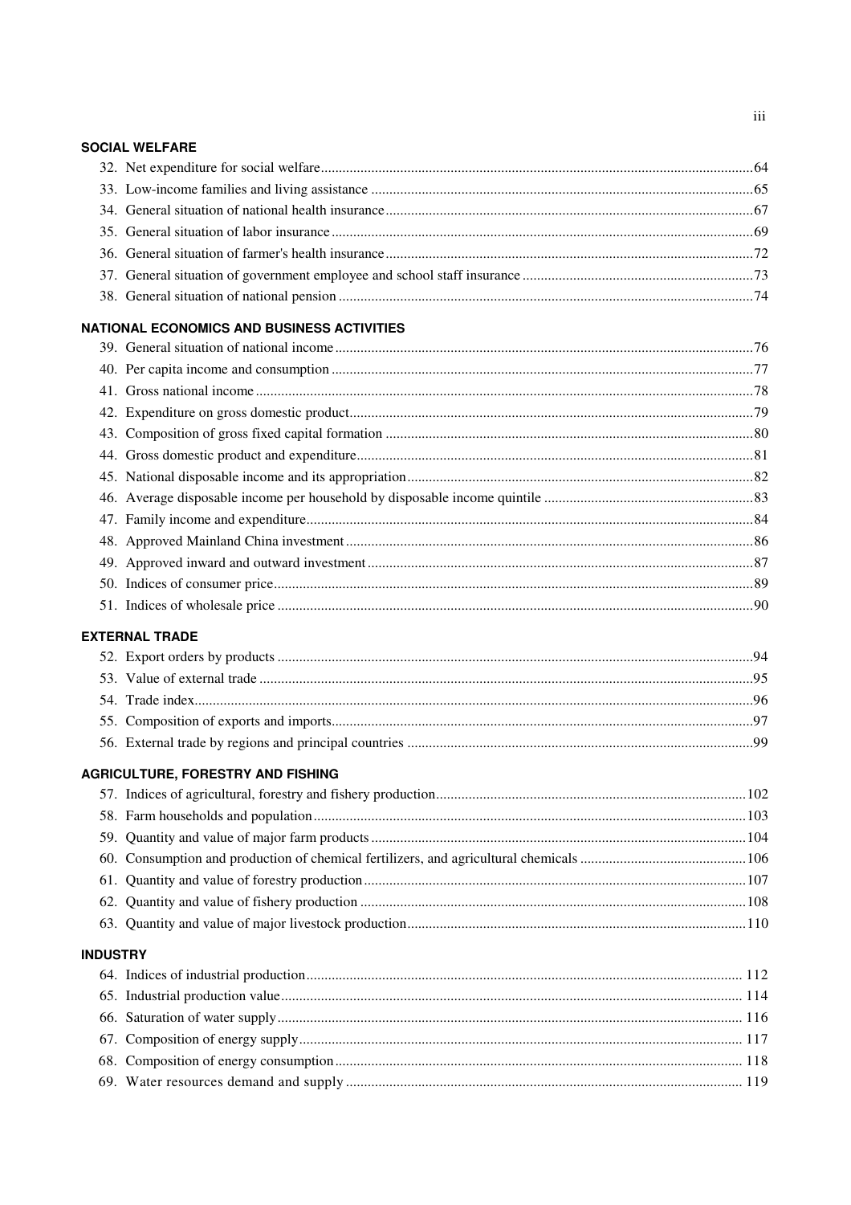**SOCIAL WELFARE**

32. Net expenditure for social welfare......64
33. Low-income families and living assistance......65
34. General situation of national health insurance......67
35. General situation of labor insurance......69
36. General situation of farmer's health insurance......72
37. General situation of government employee and school staff insurance......73
38. General situation of national pension......74

**NATIONAL ECONOMICS AND BUSINESS ACTIVITIES**

39. General situation of national income......76
40. Per capita income and consumption......77
41. Gross national income......78
42. Expenditure on gross domestic product......79
43. Composition of gross fixed capital formation......80
44. Gross domestic product and expenditure......81
45. National disposable income and its appropriation......82
46. Average disposable income per household by disposable income quintile......83
47. Family income and expenditure......84
48. Approved Mainland China investment......86
49. Approved inward and outward investment......87
50. Indices of consumer price......89
51. Indices of wholesale price......90

**EXTERNAL TRADE**

52. Export orders by products......94
53. Value of external trade......95
54. Trade index......96
55. Composition of exports and imports......97
56. External trade by regions and principal countries......99

**AGRICULTURE, FORESTRY AND FISHING**

57. Indices of agricultural, forestry and fishery production......102
58. Farm households and population......103
59. Quantity and value of major farm products......104
60. Consumption and production of chemical fertilizers, and agricultural chemicals......106
61. Quantity and value of forestry production......107
62. Quantity and value of fishery production......108
63. Quantity and value of major livestock production......110

**INDUSTRY**

64. Indices of industrial production......112
65. Industrial production value......114
66. Saturation of water supply......116
67. Composition of energy supply......117
68. Composition of energy consumption......118
69. Water resources demand and supply......119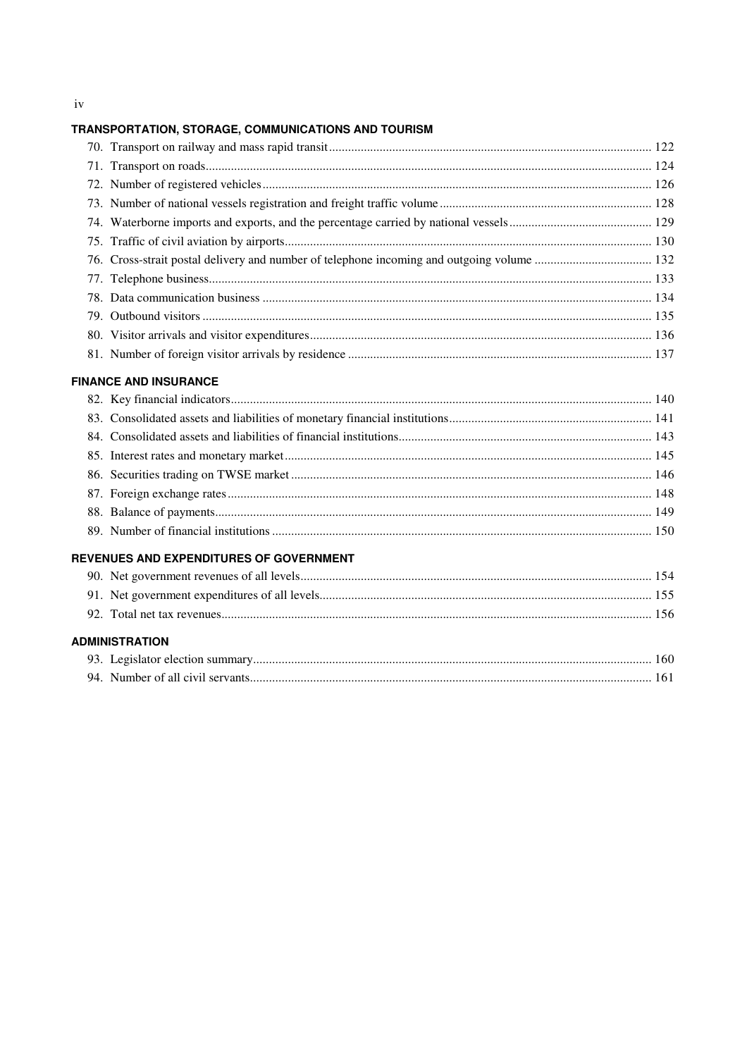## TRANSPORTATION, STORAGE, COMMUNICATIONS AND TOURISM

70. Transport on railway and mass rapid transit ..... 122
71. Transport on roads ..... 124
72. Number of registered vehicles ..... 126
73. Number of national vessels registration and freight traffic volume ..... 128
74. Waterborne imports and exports, and the percentage carried by national vessels ..... 129
75. Traffic of civil aviation by airports ..... 130
76. Cross-strait postal delivery and number of telephone incoming and outgoing volume ..... 132
77. Telephone business ..... 133
78. Data communication business ..... 134
79. Outbound visitors ..... 135
80. Visitor arrivals and visitor expenditures ..... 136
81. Number of foreign visitor arrivals by residence ..... 137

## FINANCE AND INSURANCE

82. Key financial indicators ..... 140
83. Consolidated assets and liabilities of monetary financial institutions ..... 141
84. Consolidated assets and liabilities of financial institutions ..... 143
85. Interest rates and monetary market ..... 145
86. Securities trading on TWSE market ..... 146
87. Foreign exchange rates ..... 148
88. Balance of payments ..... 149
89. Number of financial institutions ..... 150

## REVENUES AND EXPENDITURES OF GOVERNMENT

90. Net government revenues of all levels ..... 154
91. Net government expenditures of all levels ..... 155
92. Total net tax revenues ..... 156

## ADMINISTRATION

93. Legislator election summary ..... 160
94. Number of all civil servants ..... 161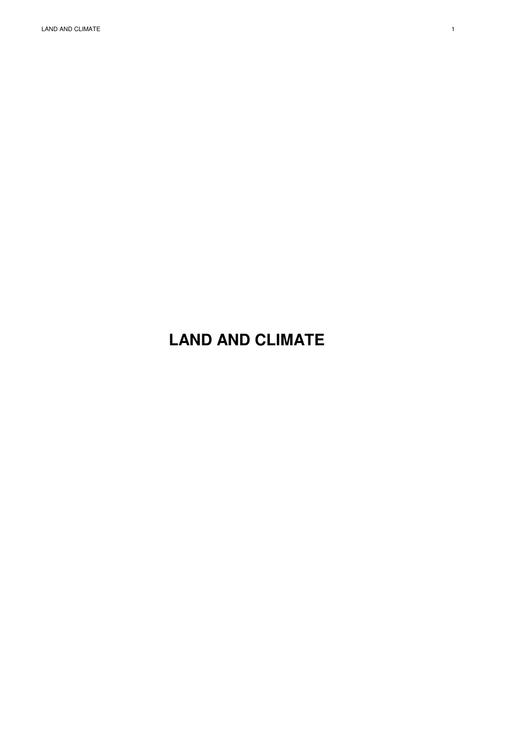# LAND AND CLIMATE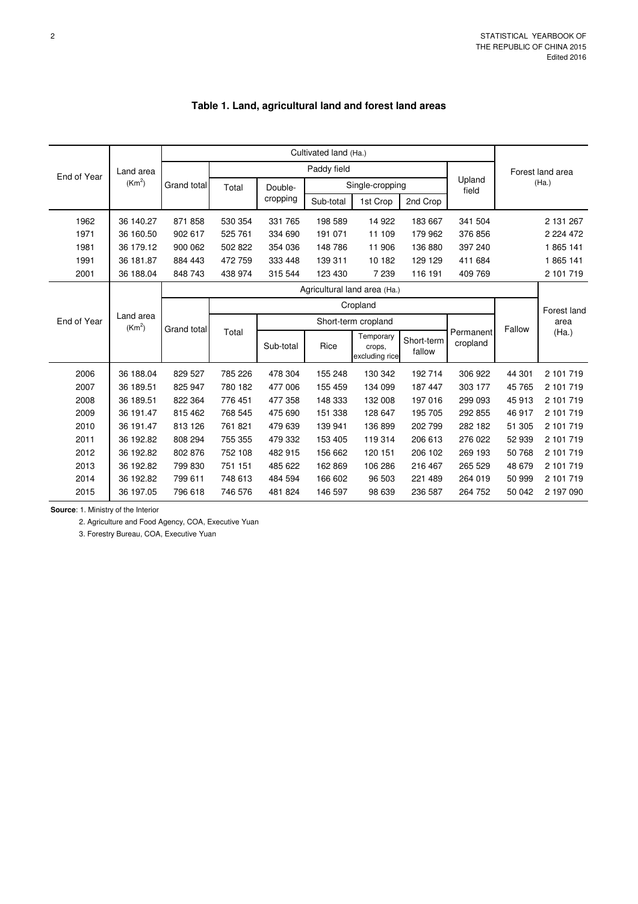## Table 1. Land, agricultural land and forest land areas

| End of Year | Land area ($Km^2$) | Cultivated land (Ha.) | | | | | | | Forest land area (Ha.) |
|---|---|---|---|---|---|---|---|---|---|
| | | Grand total | Paddy field | | | | | Upland field | |
| | | | Total | Double-cropping | Single-cropping | | | | |
| | | | | | Sub-total | 1st Crop | 2nd Crop | | |
| 1962 | 36 140.27 | 871 858 | 530 354 | 331 765 | 198 589 | 14 922 | 183 667 | 341 504 | 2 131 267 |
| 1971 | 36 160.50 | 902 617 | 525 761 | 334 690 | 191 071 | 11 109 | 179 962 | 376 856 | 2 224 472 |
| 1981 | 36 179.12 | 900 062 | 502 822 | 354 036 | 148 786 | 11 906 | 136 880 | 397 240 | 1 865 141 |
| 1991 | 36 181.87 | 884 443 | 472 759 | 333 448 | 139 311 | 10 182 | 129 129 | 411 684 | 1 865 141 |
| 2001 | 36 188.04 | 848 743 | 438 974 | 315 544 | 123 430 | 7 239 | 116 191 | 409 769 | 2 101 719 |

| End of Year | Land area ($Km^2$) | Agricultural land area (Ha.) | | | | | | | | Forest land area (Ha.) |
|---|---|---|---|---|---|---|---|---|---|---|
| | | Grand total | Cropland | | | | | | Fallow | |
| | | | Total | Short-term cropland | | | | Permanent cropland | | |
| | | | | Sub-total | Rice | Temporary crops, excluding rice | Short-term fallow | | | |
| 2006 | 36 188.04 | 829 527 | 785 226 | 478 304 | 155 248 | 130 342 | 192 714 | 306 922 | 44 301 | 2 101 719 |
| 2007 | 36 189.51 | 825 947 | 780 182 | 477 006 | 155 459 | 134 099 | 187 447 | 303 177 | 45 765 | 2 101 719 |
| 2008 | 36 189.51 | 822 364 | 776 451 | 477 358 | 148 333 | 132 008 | 197 016 | 299 093 | 45 913 | 2 101 719 |
| 2009 | 36 191.47 | 815 462 | 768 545 | 475 690 | 151 338 | 128 647 | 195 705 | 292 855 | 46 917 | 2 101 719 |
| 2010 | 36 191.47 | 813 126 | 761 821 | 479 639 | 139 941 | 136 899 | 202 799 | 282 182 | 51 305 | 2 101 719 |
| 2011 | 36 192.82 | 808 294 | 755 355 | 479 332 | 153 405 | 119 314 | 206 613 | 276 022 | 52 939 | 2 101 719 |
| 2012 | 36 192.82 | 802 876 | 752 108 | 482 915 | 156 662 | 120 151 | 206 102 | 269 193 | 50 768 | 2 101 719 |
| 2013 | 36 192.82 | 799 830 | 751 151 | 485 622 | 162 869 | 106 286 | 216 467 | 265 529 | 48 679 | 2 101 719 |
| 2014 | 36 192.82 | 799 611 | 748 613 | 484 594 | 166 602 | 96 503 | 221 489 | 264 019 | 50 999 | 2 101 719 |
| 2015 | 36 197.05 | 796 618 | 746 576 | 481 824 | 146 597 | 98 639 | 236 587 | 264 752 | 50 042 | 2 197 090 |

**Source**: 1. Ministry of the Interior

2. Agriculture and Food Agency, COA, Executive Yuan

3. Forestry Bureau, COA, Executive Yuan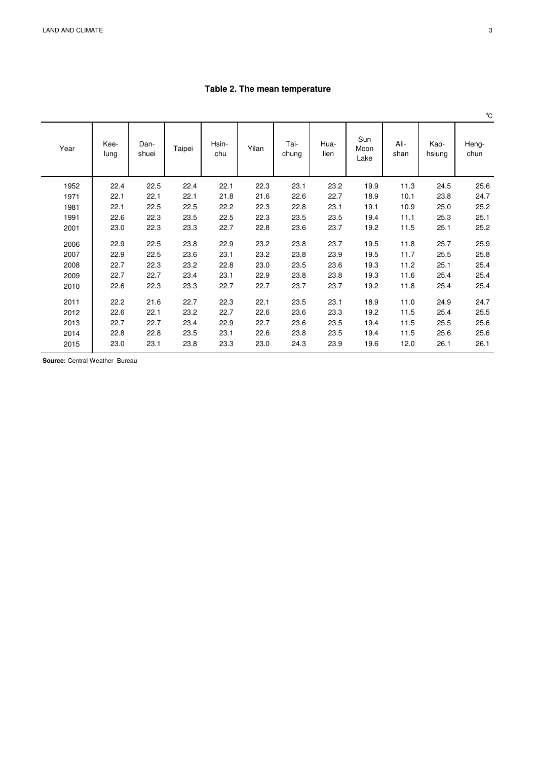**Table 2. The mean temperature**

°C

| Year | Kee-lung | Dan-shuei | Taipei | Hsin-chu | Yilan | Tai-chung | Hua-lien | Sun Moon Lake | Ali-shan | Kao-hsiung | Heng-chun |
|---|---|---|---|---|---|---|---|---|---|---|---|
| 1952 | 22.4 | 22.5 | 22.4 | 22.1 | 22.3 | 23.1 | 23.2 | 19.9 | 11.3 | 24.5 | 25.6 |
| 1971 | 22.1 | 22.1 | 22.1 | 21.8 | 21.6 | 22.6 | 22.7 | 18.9 | 10.1 | 23.8 | 24.7 |
| 1981 | 22.1 | 22.5 | 22.5 | 22.2 | 22.3 | 22.8 | 23.1 | 19.1 | 10.9 | 25.0 | 25.2 |
| 1991 | 22.6 | 22.3 | 23.5 | 22.5 | 22.3 | 23.5 | 23.5 | 19.4 | 11.1 | 25.3 | 25.1 |
| 2001 | 23.0 | 22.3 | 23.3 | 22.7 | 22.8 | 23.6 | 23.7 | 19.2 | 11.5 | 25.1 | 25.2 |
| 2006 | 22.9 | 22.5 | 23.8 | 22.9 | 23.2 | 23.8 | 23.7 | 19.5 | 11.8 | 25.7 | 25.9 |
| 2007 | 22.9 | 22.5 | 23.6 | 23.1 | 23.2 | 23.8 | 23.9 | 19.5 | 11.7 | 25.5 | 25.8 |
| 2008 | 22.7 | 22.3 | 23.2 | 22.8 | 23.0 | 23.5 | 23.6 | 19.3 | 11.2 | 25.1 | 25.4 |
| 2009 | 22.7 | 22.7 | 23.4 | 23.1 | 22.9 | 23.8 | 23.8 | 19.3 | 11.6 | 25.4 | 25.4 |
| 2010 | 22.6 | 22.3 | 23.3 | 22.7 | 22.7 | 23.7 | 23.7 | 19.2 | 11.8 | 25.4 | 25.4 |
| 2011 | 22.2 | 21.6 | 22.7 | 22.3 | 22.1 | 23.5 | 23.1 | 18.9 | 11.0 | 24.9 | 24.7 |
| 2012 | 22.6 | 22.1 | 23.2 | 22.7 | 22.6 | 23.6 | 23.3 | 19.2 | 11.5 | 25.4 | 25.5 |
| 2013 | 22.7 | 22.7 | 23.4 | 22.9 | 22.7 | 23.6 | 23.5 | 19.4 | 11.5 | 25.5 | 25.6 |
| 2014 | 22.8 | 22.8 | 23.5 | 23.1 | 22.6 | 23.8 | 23.5 | 19.4 | 11.5 | 25.6 | 25.6 |
| 2015 | 23.0 | 23.1 | 23.8 | 23.3 | 23.0 | 24.3 | 23.9 | 19.6 | 12.0 | 26.1 | 26.1 |

**Source:** Central Weather Bureau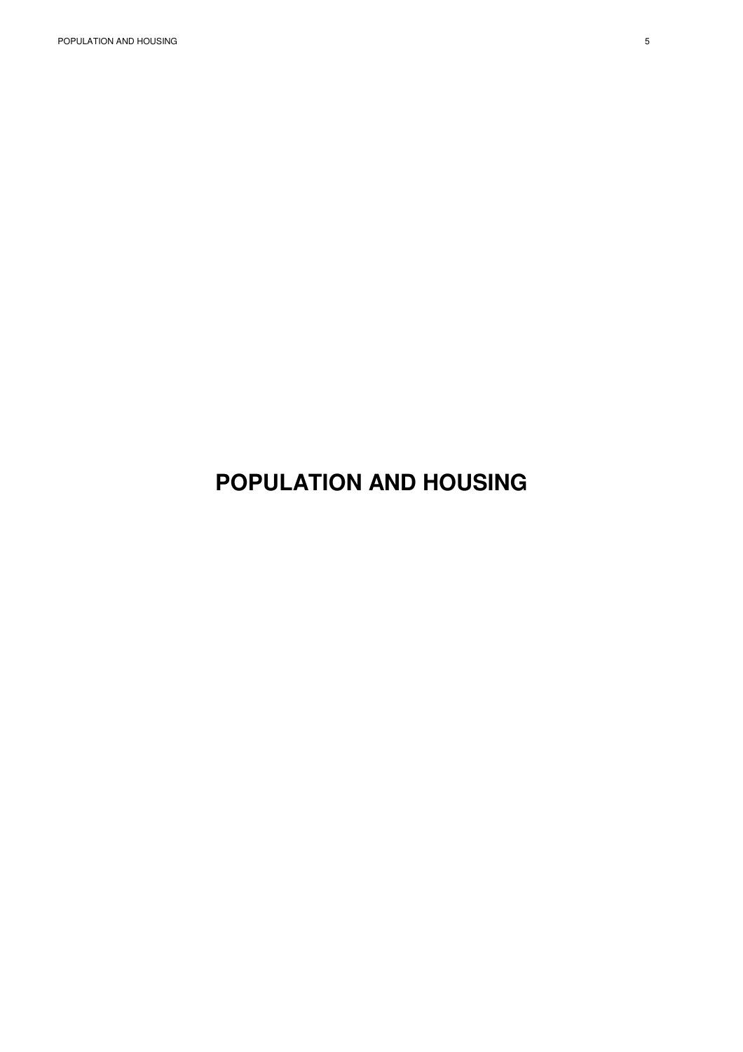# POPULATION AND HOUSING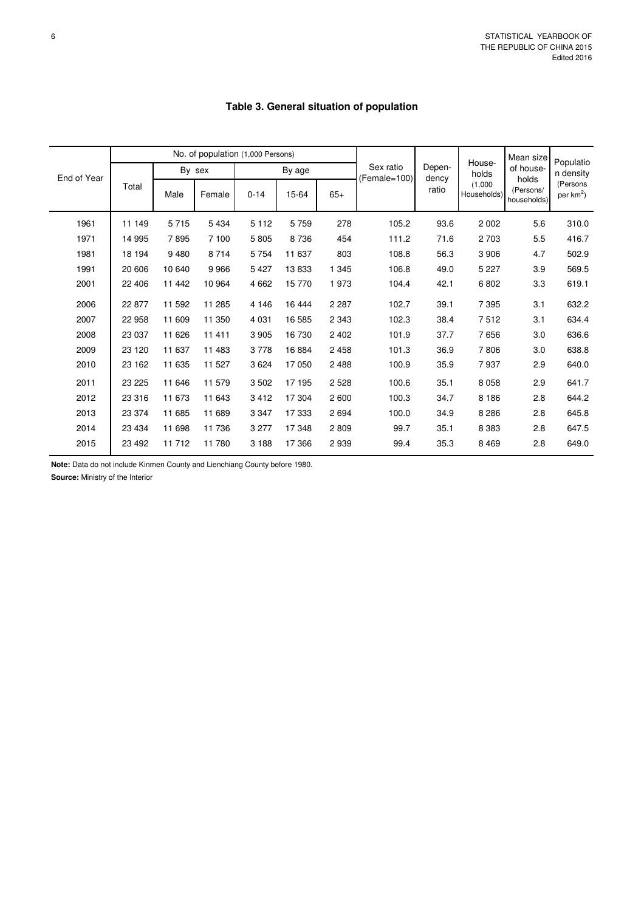## Table 3. General situation of population

| End of Year | No. of population (1,000 Persons) | | | | | | Sex ratio (Female=100) | Depen-dency ratio | House-holds (1,000 Households) | Mean size of house-holds (Persons/ households) | Population density (Persons per km$^2$) |
|---|---|---|---|---|---|---|---|---|---|---|---|
| | Total | By sex | | By age | | | | | | | |
| | | Male | Female | 0-14 | 15-64 | 65+ | | | | | |
| 1961 | 11 149 | 5 715 | 5 434 | 5 112 | 5 759 | 278 | 105.2 | 93.6 | 2 002 | 5.6 | 310.0 |
| 1971 | 14 995 | 7 895 | 7 100 | 5 805 | 8 736 | 454 | 111.2 | 71.6 | 2 703 | 5.5 | 416.7 |
| 1981 | 18 194 | 9 480 | 8 714 | 5 754 | 11 637 | 803 | 108.8 | 56.3 | 3 906 | 4.7 | 502.9 |
| 1991 | 20 606 | 10 640 | 9 966 | 5 427 | 13 833 | 1 345 | 106.8 | 49.0 | 5 227 | 3.9 | 569.5 |
| 2001 | 22 406 | 11 442 | 10 964 | 4 662 | 15 770 | 1 973 | 104.4 | 42.1 | 6 802 | 3.3 | 619.1 |
| 2006 | 22 877 | 11 592 | 11 285 | 4 146 | 16 444 | 2 287 | 102.7 | 39.1 | 7 395 | 3.1 | 632.2 |
| 2007 | 22 958 | 11 609 | 11 350 | 4 031 | 16 585 | 2 343 | 102.3 | 38.4 | 7 512 | 3.1 | 634.4 |
| 2008 | 23 037 | 11 626 | 11 411 | 3 905 | 16 730 | 2 402 | 101.9 | 37.7 | 7 656 | 3.0 | 636.6 |
| 2009 | 23 120 | 11 637 | 11 483 | 3 778 | 16 884 | 2 458 | 101.3 | 36.9 | 7 806 | 3.0 | 638.8 |
| 2010 | 23 162 | 11 635 | 11 527 | 3 624 | 17 050 | 2 488 | 100.9 | 35.9 | 7 937 | 2.9 | 640.0 |
| 2011 | 23 225 | 11 646 | 11 579 | 3 502 | 17 195 | 2 528 | 100.6 | 35.1 | 8 058 | 2.9 | 641.7 |
| 2012 | 23 316 | 11 673 | 11 643 | 3 412 | 17 304 | 2 600 | 100.3 | 34.7 | 8 186 | 2.8 | 644.2 |
| 2013 | 23 374 | 11 685 | 11 689 | 3 347 | 17 333 | 2 694 | 100.0 | 34.9 | 8 286 | 2.8 | 645.8 |
| 2014 | 23 434 | 11 698 | 11 736 | 3 277 | 17 348 | 2 809 | 99.7 | 35.1 | 8 383 | 2.8 | 647.5 |
| 2015 | 23 492 | 11 712 | 11 780 | 3 188 | 17 366 | 2 939 | 99.4 | 35.3 | 8 469 | 2.8 | 649.0 |

**Note:** Data do not include Kinmen County and Lienchiang County before 1980.

**Source:** Ministry of the Interior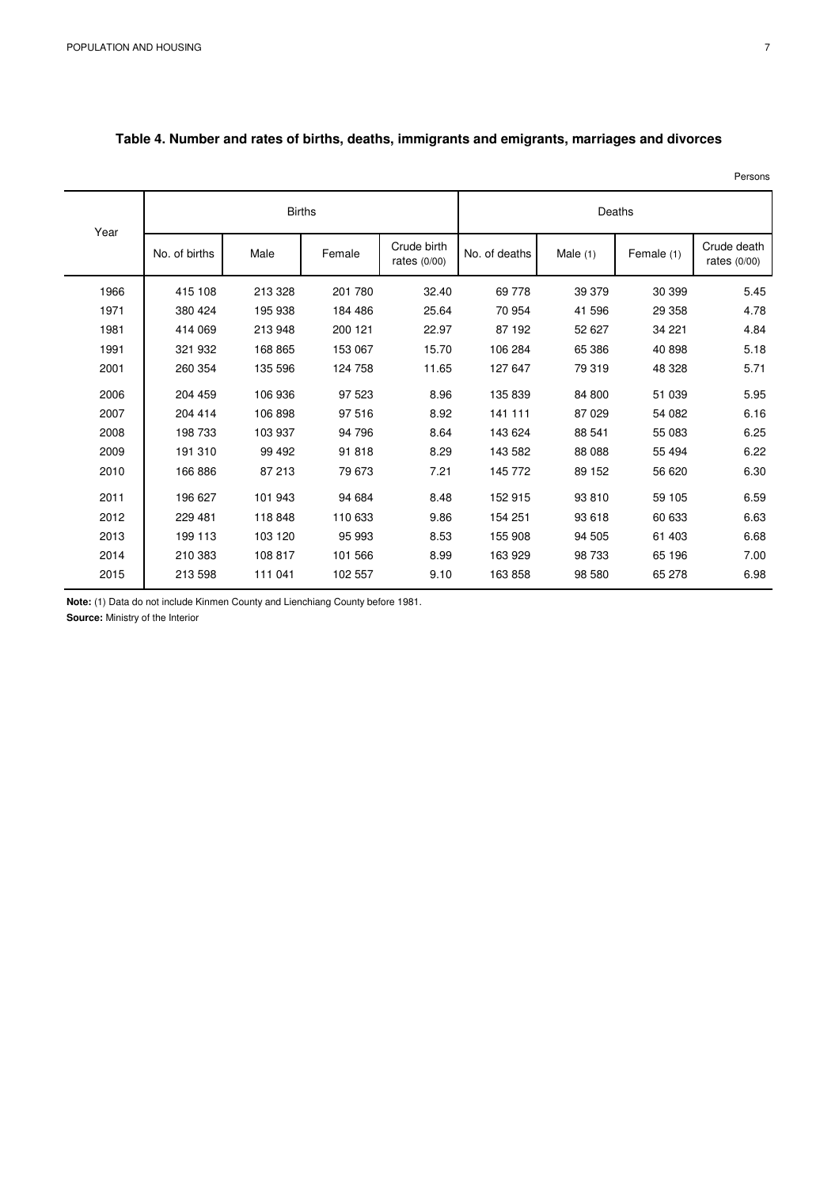## Table 4. Number and rates of births, deaths, immigrants and emigrants, marriages and divorces

Persons

| Year | Births | | | | Deaths | | | |
|---|---|---|---|---|---|---|---|---|
| | No. of births | Male | Female | Crude birth rates (0/00) | No. of deaths | Male (1) | Female (1) | Crude death rates (0/00) |
| 1966 | 415 108 | 213 328 | 201 780 | 32.40 | 69 778 | 39 379 | 30 399 | 5.45 |
| 1971 | 380 424 | 195 938 | 184 486 | 25.64 | 70 954 | 41 596 | 29 358 | 4.78 |
| 1981 | 414 069 | 213 948 | 200 121 | 22.97 | 87 192 | 52 627 | 34 221 | 4.84 |
| 1991 | 321 932 | 168 865 | 153 067 | 15.70 | 106 284 | 65 386 | 40 898 | 5.18 |
| 2001 | 260 354 | 135 596 | 124 758 | 11.65 | 127 647 | 79 319 | 48 328 | 5.71 |
| 2006 | 204 459 | 106 936 | 97 523 | 8.96 | 135 839 | 84 800 | 51 039 | 5.95 |
| 2007 | 204 414 | 106 898 | 97 516 | 8.92 | 141 111 | 87 029 | 54 082 | 6.16 |
| 2008 | 198 733 | 103 937 | 94 796 | 8.64 | 143 624 | 88 541 | 55 083 | 6.25 |
| 2009 | 191 310 | 99 492 | 91 818 | 8.29 | 143 582 | 88 088 | 55 494 | 6.22 |
| 2010 | 166 886 | 87 213 | 79 673 | 7.21 | 145 772 | 89 152 | 56 620 | 6.30 |
| 2011 | 196 627 | 101 943 | 94 684 | 8.48 | 152 915 | 93 810 | 59 105 | 6.59 |
| 2012 | 229 481 | 118 848 | 110 633 | 9.86 | 154 251 | 93 618 | 60 633 | 6.63 |
| 2013 | 199 113 | 103 120 | 95 993 | 8.53 | 155 908 | 94 505 | 61 403 | 6.68 |
| 2014 | 210 383 | 108 817 | 101 566 | 8.99 | 163 929 | 98 733 | 65 196 | 7.00 |
| 2015 | 213 598 | 111 041 | 102 557 | 9.10 | 163 858 | 98 580 | 65 278 | 6.98 |

**Note:** (1) Data do not include Kinmen County and Lienchiang County before 1981.

**Source:** Ministry of the Interior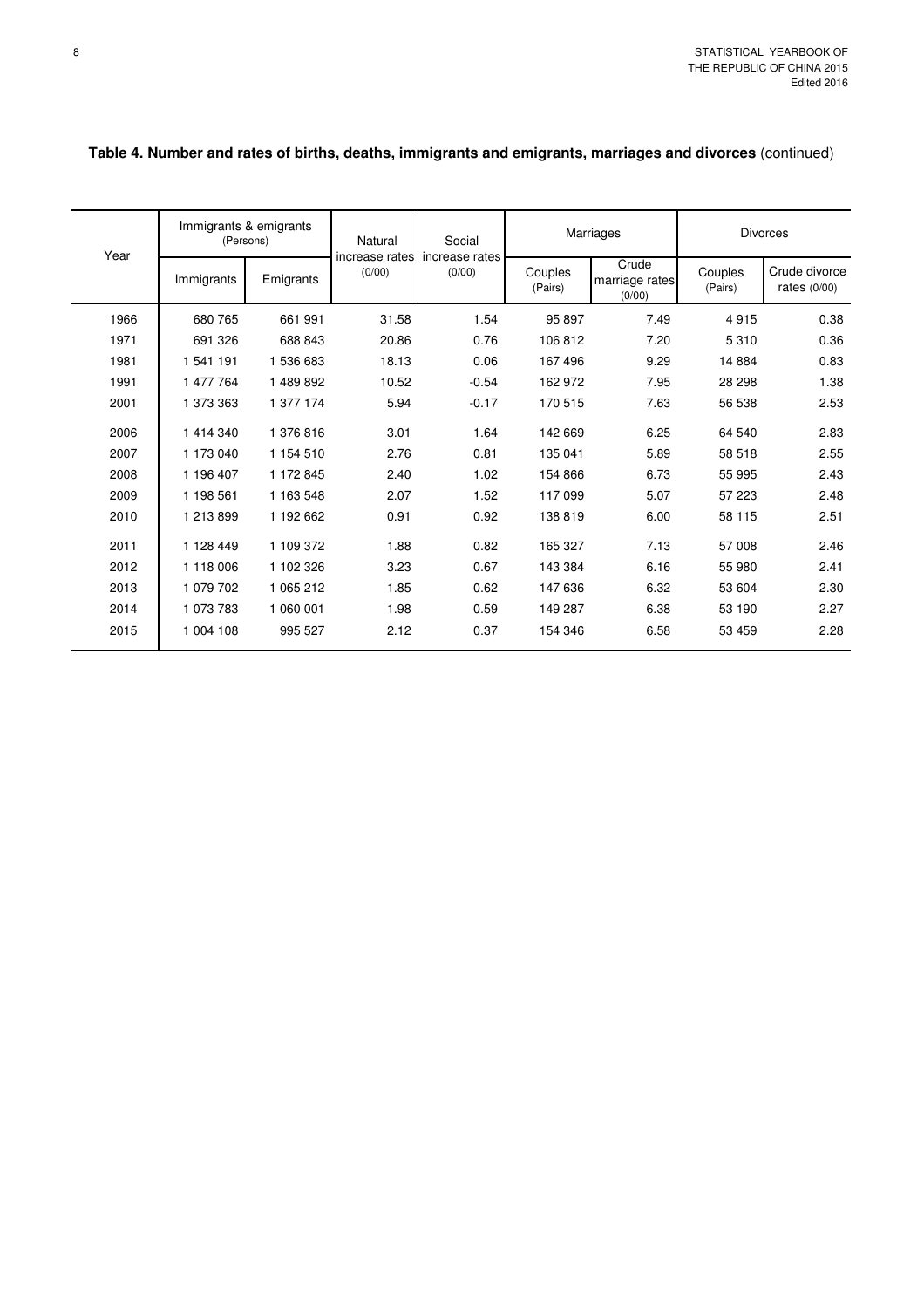**Table 4. Number and rates of births, deaths, immigrants and emigrants, marriages and divorces** (continued)

| Year | Immigrants & emigrants (Persons) | | Natural increase rates (0/00) | Social increase rates (0/00) | Marriages | | Divorces | |
|---|---|---|---|---|---|---|---|---|
| | Immigrants | Emigrants | | | Couples (Pairs) | Crude marriage rates (0/00) | Couples (Pairs) | Crude divorce rates (0/00) |
| 1966 | 680 765 | 661 991 | 31.58 | 1.54 | 95 897 | 7.49 | 4 915 | 0.38 |
| 1971 | 691 326 | 688 843 | 20.86 | 0.76 | 106 812 | 7.20 | 5 310 | 0.36 |
| 1981 | 1 541 191 | 1 536 683 | 18.13 | 0.06 | 167 496 | 9.29 | 14 884 | 0.83 |
| 1991 | 1 477 764 | 1 489 892 | 10.52 | -0.54 | 162 972 | 7.95 | 28 298 | 1.38 |
| 2001 | 1 373 363 | 1 377 174 | 5.94 | -0.17 | 170 515 | 7.63 | 56 538 | 2.53 |
| 2006 | 1 414 340 | 1 376 816 | 3.01 | 1.64 | 142 669 | 6.25 | 64 540 | 2.83 |
| 2007 | 1 173 040 | 1 154 510 | 2.76 | 0.81 | 135 041 | 5.89 | 58 518 | 2.55 |
| 2008 | 1 196 407 | 1 172 845 | 2.40 | 1.02 | 154 866 | 6.73 | 55 995 | 2.43 |
| 2009 | 1 198 561 | 1 163 548 | 2.07 | 1.52 | 117 099 | 5.07 | 57 223 | 2.48 |
| 2010 | 1 213 899 | 1 192 662 | 0.91 | 0.92 | 138 819 | 6.00 | 58 115 | 2.51 |
| 2011 | 1 128 449 | 1 109 372 | 1.88 | 0.82 | 165 327 | 7.13 | 57 008 | 2.46 |
| 2012 | 1 118 006 | 1 102 326 | 3.23 | 0.67 | 143 384 | 6.16 | 55 980 | 2.41 |
| 2013 | 1 079 702 | 1 065 212 | 1.85 | 0.62 | 147 636 | 6.32 | 53 604 | 2.30 |
| 2014 | 1 073 783 | 1 060 001 | 1.98 | 0.59 | 149 287 | 6.38 | 53 190 | 2.27 |
| 2015 | 1 004 108 | 995 527 | 2.12 | 0.37 | 154 346 | 6.58 | 53 459 | 2.28 |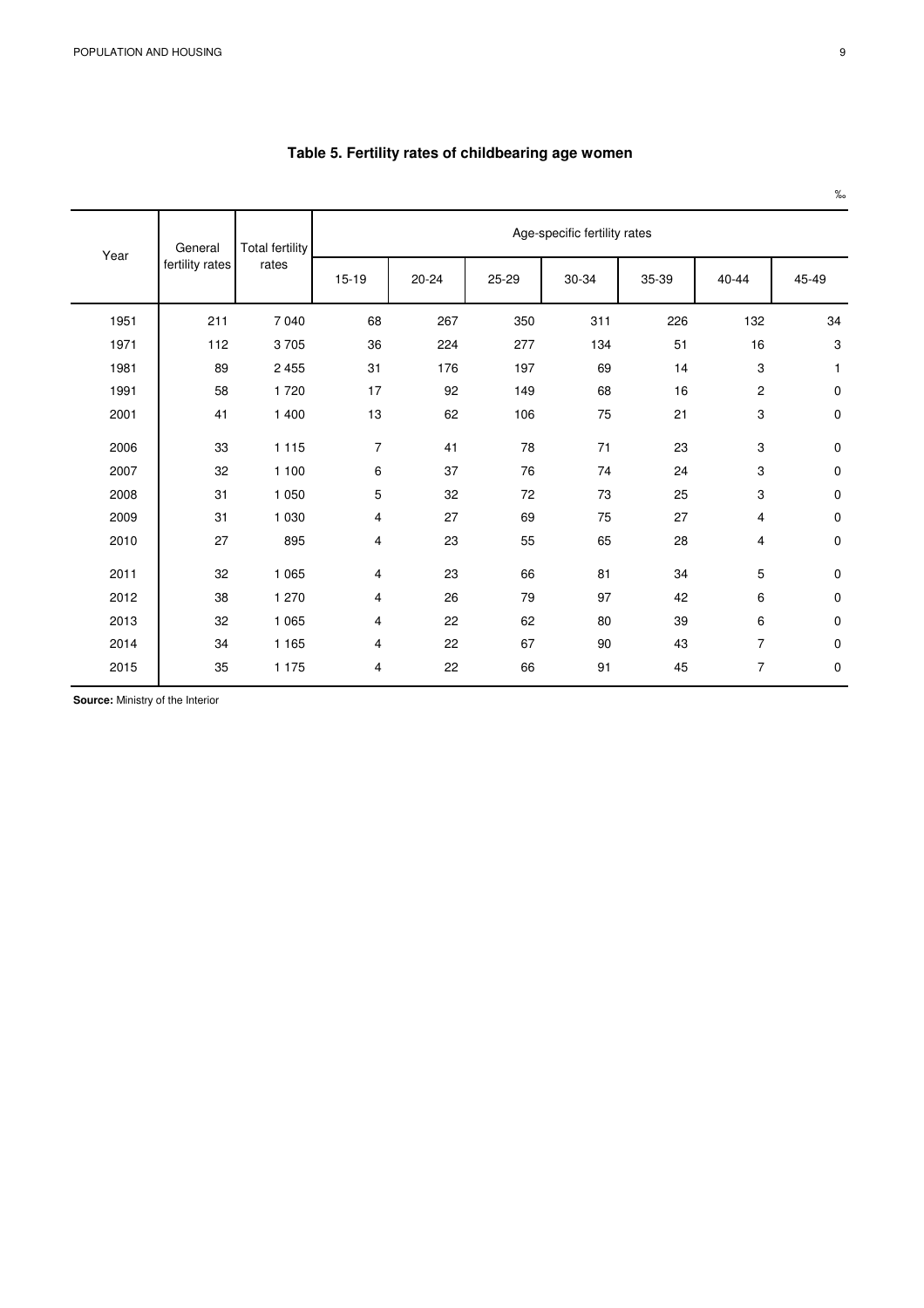## Table 5. Fertility rates of childbearing age women

‰

| Year | General fertility rates | Total fertility rates | Age-specific fertility rates | | | | | | |
|---|---|---|---|---|---|---|---|---|---|
| | | | 15-19 | 20-24 | 25-29 | 30-34 | 35-39 | 40-44 | 45-49 |
| 1951 | 211 | 7 040 | 68 | 267 | 350 | 311 | 226 | 132 | 34 |
| 1971 | 112 | 3 705 | 36 | 224 | 277 | 134 | 51 | 16 | 3 |
| 1981 | 89 | 2 455 | 31 | 176 | 197 | 69 | 14 | 3 | 1 |
| 1991 | 58 | 1 720 | 17 | 92 | 149 | 68 | 16 | 2 | 0 |
| 2001 | 41 | 1 400 | 13 | 62 | 106 | 75 | 21 | 3 | 0 |
| 2006 | 33 | 1 115 | 7 | 41 | 78 | 71 | 23 | 3 | 0 |
| 2007 | 32 | 1 100 | 6 | 37 | 76 | 74 | 24 | 3 | 0 |
| 2008 | 31 | 1 050 | 5 | 32 | 72 | 73 | 25 | 3 | 0 |
| 2009 | 31 | 1 030 | 4 | 27 | 69 | 75 | 27 | 4 | 0 |
| 2010 | 27 | 895 | 4 | 23 | 55 | 65 | 28 | 4 | 0 |
| 2011 | 32 | 1 065 | 4 | 23 | 66 | 81 | 34 | 5 | 0 |
| 2012 | 38 | 1 270 | 4 | 26 | 79 | 97 | 42 | 6 | 0 |
| 2013 | 32 | 1 065 | 4 | 22 | 62 | 80 | 39 | 6 | 0 |
| 2014 | 34 | 1 165 | 4 | 22 | 67 | 90 | 43 | 7 | 0 |
| 2015 | 35 | 1 175 | 4 | 22 | 66 | 91 | 45 | 7 | 0 |

**Source:** Ministry of the Interior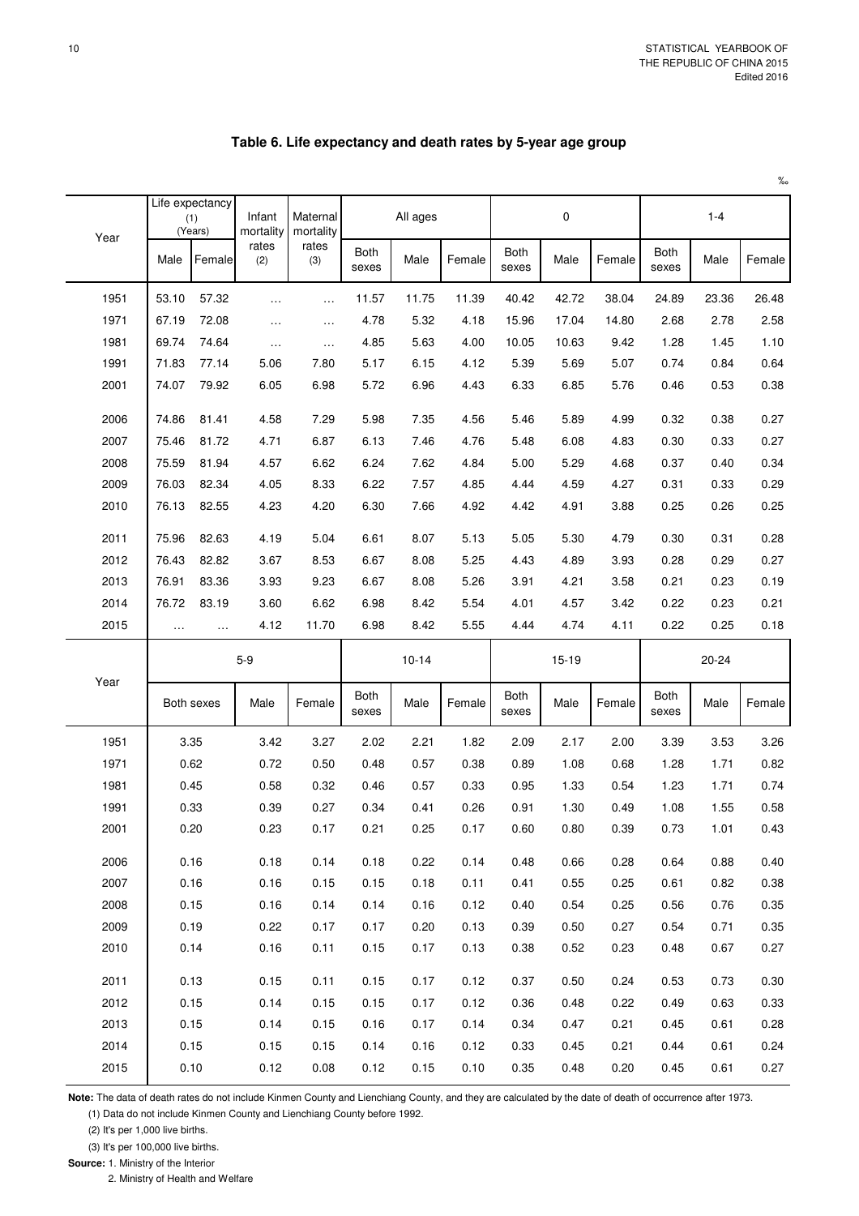## Table 6. Life expectancy and death rates by 5-year age group

‰

| Year | Life expectancy (1) (Years) | | Infant mortality rates (2) | Maternal mortality rates (3) | All ages | | | 0 | | | 1-4 | | |
|---|---|---|---|---|---|---|---|---|---|---|---|---|---|
| | Male | Female | | | Both sexes | Male | Female | Both sexes | Male | Female | Both sexes | Male | Female |
| 1951 | 53.10 | 57.32 | … | … | 11.57 | 11.75 | 11.39 | 40.42 | 42.72 | 38.04 | 24.89 | 23.36 | 26.48 |
| 1971 | 67.19 | 72.08 | … | … | 4.78 | 5.32 | 4.18 | 15.96 | 17.04 | 14.80 | 2.68 | 2.78 | 2.58 |
| 1981 | 69.74 | 74.64 | … | … | 4.85 | 5.63 | 4.00 | 10.05 | 10.63 | 9.42 | 1.28 | 1.45 | 1.10 |
| 1991 | 71.83 | 77.14 | 5.06 | 7.80 | 5.17 | 6.15 | 4.12 | 5.39 | 5.69 | 5.07 | 0.74 | 0.84 | 0.64 |
| 2001 | 74.07 | 79.92 | 6.05 | 6.98 | 5.72 | 6.96 | 4.43 | 6.33 | 6.85 | 5.76 | 0.46 | 0.53 | 0.38 |
| 2006 | 74.86 | 81.41 | 4.58 | 7.29 | 5.98 | 7.35 | 4.56 | 5.46 | 5.89 | 4.99 | 0.32 | 0.38 | 0.27 |
| 2007 | 75.46 | 81.72 | 4.71 | 6.87 | 6.13 | 7.46 | 4.76 | 5.48 | 6.08 | 4.83 | 0.30 | 0.33 | 0.27 |
| 2008 | 75.59 | 81.94 | 4.57 | 6.62 | 6.24 | 7.62 | 4.84 | 5.00 | 5.29 | 4.68 | 0.37 | 0.40 | 0.34 |
| 2009 | 76.03 | 82.34 | 4.05 | 8.33 | 6.22 | 7.57 | 4.85 | 4.44 | 4.59 | 4.27 | 0.31 | 0.33 | 0.29 |
| 2010 | 76.13 | 82.55 | 4.23 | 4.20 | 6.30 | 7.66 | 4.92 | 4.42 | 4.91 | 3.88 | 0.25 | 0.26 | 0.25 |
| 2011 | 75.96 | 82.63 | 4.19 | 5.04 | 6.61 | 8.07 | 5.13 | 5.05 | 5.30 | 4.79 | 0.30 | 0.31 | 0.28 |
| 2012 | 76.43 | 82.82 | 3.67 | 8.53 | 6.67 | 8.08 | 5.25 | 4.43 | 4.89 | 3.93 | 0.28 | 0.29 | 0.27 |
| 2013 | 76.91 | 83.36 | 3.93 | 9.23 | 6.67 | 8.08 | 5.26 | 3.91 | 4.21 | 3.58 | 0.21 | 0.23 | 0.19 |
| 2014 | 76.72 | 83.19 | 3.60 | 6.62 | 6.98 | 8.42 | 5.54 | 4.01 | 4.57 | 3.42 | 0.22 | 0.23 | 0.21 |
| 2015 | … | … | 4.12 | 11.70 | 6.98 | 8.42 | 5.55 | 4.44 | 4.74 | 4.11 | 0.22 | 0.25 | 0.18 |

| Year | 5-9 | | | 10-14 | | | 15-19 | | | 20-24 | | |
|---|---|---|---|---|---|---|---|---|---|---|---|---|
| | Both sexes | Male | Female | Both sexes | Male | Female | Both sexes | Male | Female | Both sexes | Male | Female |
| 1951 | 3.35 | 3.42 | 3.27 | 2.02 | 2.21 | 1.82 | 2.09 | 2.17 | 2.00 | 3.39 | 3.53 | 3.26 |
| 1971 | 0.62 | 0.72 | 0.50 | 0.48 | 0.57 | 0.38 | 0.89 | 1.08 | 0.68 | 1.28 | 1.71 | 0.82 |
| 1981 | 0.45 | 0.58 | 0.32 | 0.46 | 0.57 | 0.33 | 0.95 | 1.33 | 0.54 | 1.23 | 1.71 | 0.74 |
| 1991 | 0.33 | 0.39 | 0.27 | 0.34 | 0.41 | 0.26 | 0.91 | 1.30 | 0.49 | 1.08 | 1.55 | 0.58 |
| 2001 | 0.20 | 0.23 | 0.17 | 0.21 | 0.25 | 0.17 | 0.60 | 0.80 | 0.39 | 0.73 | 1.01 | 0.43 |
| 2006 | 0.16 | 0.18 | 0.14 | 0.18 | 0.22 | 0.14 | 0.48 | 0.66 | 0.28 | 0.64 | 0.88 | 0.40 |
| 2007 | 0.16 | 0.16 | 0.15 | 0.15 | 0.18 | 0.11 | 0.41 | 0.55 | 0.25 | 0.61 | 0.82 | 0.38 |
| 2008 | 0.15 | 0.16 | 0.14 | 0.14 | 0.16 | 0.12 | 0.40 | 0.54 | 0.25 | 0.56 | 0.76 | 0.35 |
| 2009 | 0.19 | 0.22 | 0.17 | 0.17 | 0.20 | 0.13 | 0.39 | 0.50 | 0.27 | 0.54 | 0.71 | 0.35 |
| 2010 | 0.14 | 0.16 | 0.11 | 0.15 | 0.17 | 0.13 | 0.38 | 0.52 | 0.23 | 0.48 | 0.67 | 0.27 |
| 2011 | 0.13 | 0.15 | 0.11 | 0.15 | 0.17 | 0.12 | 0.37 | 0.50 | 0.24 | 0.53 | 0.73 | 0.30 |
| 2012 | 0.15 | 0.14 | 0.15 | 0.15 | 0.17 | 0.12 | 0.36 | 0.48 | 0.22 | 0.49 | 0.63 | 0.33 |
| 2013 | 0.15 | 0.14 | 0.15 | 0.16 | 0.17 | 0.14 | 0.34 | 0.47 | 0.21 | 0.45 | 0.61 | 0.28 |
| 2014 | 0.15 | 0.15 | 0.15 | 0.14 | 0.16 | 0.12 | 0.33 | 0.45 | 0.21 | 0.44 | 0.61 | 0.24 |
| 2015 | 0.10 | 0.12 | 0.08 | 0.12 | 0.15 | 0.10 | 0.35 | 0.48 | 0.20 | 0.45 | 0.61 | 0.27 |

**Note:** The data of death rates do not include Kinmen County and Lienchiang County, and they are calculated by the date of death of occurrence after 1973.

(1) Data do not include Kinmen County and Lienchiang County before 1992.

(2) It's per 1,000 live births.

(3) It's per 100,000 live births.

**Source:** 1. Ministry of the Interior

2. Ministry of Health and Welfare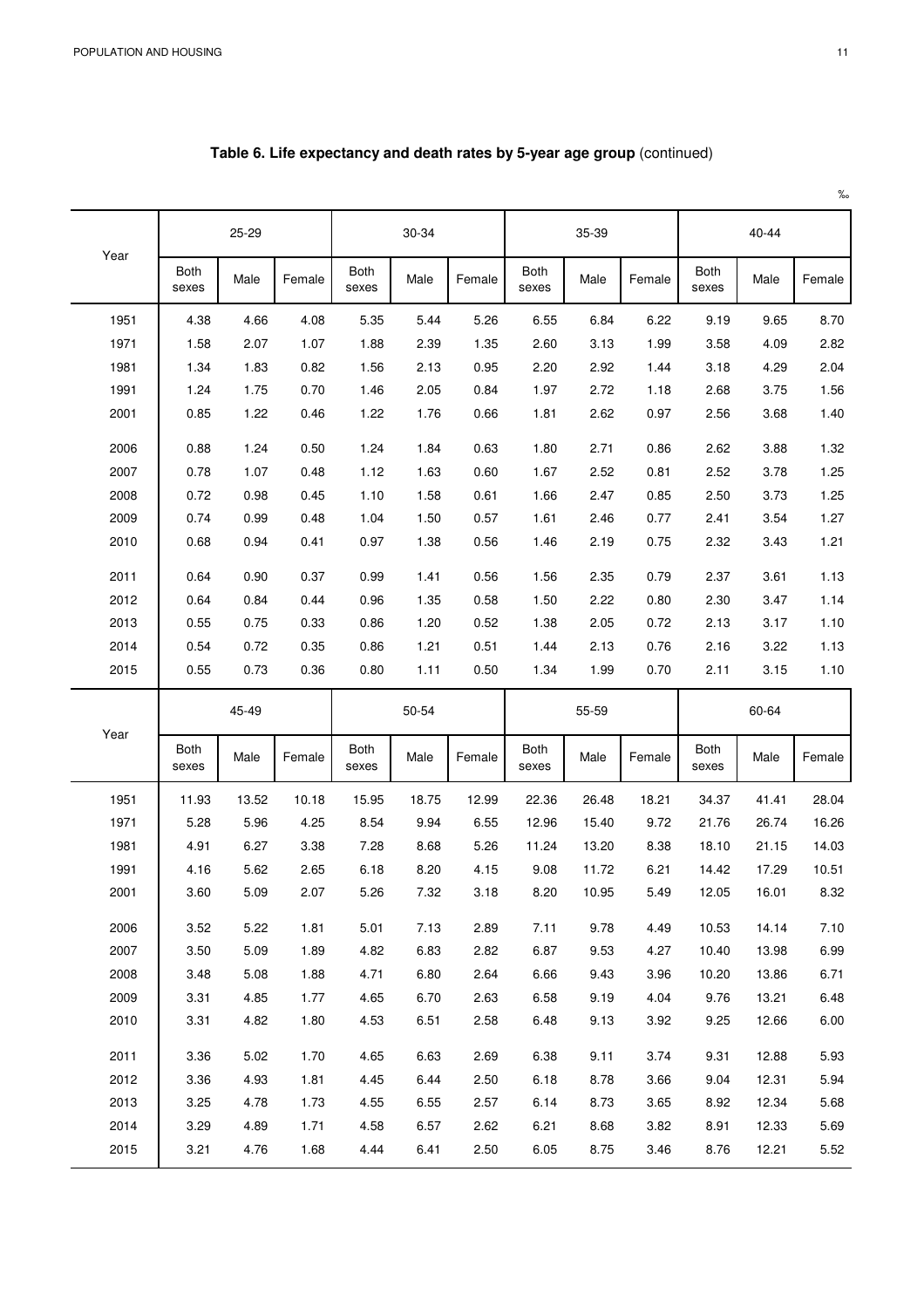**Table 6. Life expectancy and death rates by 5-year age group** (continued)

‰

| Year | 25-29 | | | 30-34 | | | 35-39 | | | 40-44 | | |
|---|---|---|---|---|---|---|---|---|---|---|---|---|
| | Both sexes | Male | Female | Both sexes | Male | Female | Both sexes | Male | Female | Both sexes | Male | Female |
| 1951 | 4.38 | 4.66 | 4.08 | 5.35 | 5.44 | 5.26 | 6.55 | 6.84 | 6.22 | 9.19 | 9.65 | 8.70 |
| 1971 | 1.58 | 2.07 | 1.07 | 1.88 | 2.39 | 1.35 | 2.60 | 3.13 | 1.99 | 3.58 | 4.09 | 2.82 |
| 1981 | 1.34 | 1.83 | 0.82 | 1.56 | 2.13 | 0.95 | 2.20 | 2.92 | 1.44 | 3.18 | 4.29 | 2.04 |
| 1991 | 1.24 | 1.75 | 0.70 | 1.46 | 2.05 | 0.84 | 1.97 | 2.72 | 1.18 | 2.68 | 3.75 | 1.56 |
| 2001 | 0.85 | 1.22 | 0.46 | 1.22 | 1.76 | 0.66 | 1.81 | 2.62 | 0.97 | 2.56 | 3.68 | 1.40 |
| 2006 | 0.88 | 1.24 | 0.50 | 1.24 | 1.84 | 0.63 | 1.80 | 2.71 | 0.86 | 2.62 | 3.88 | 1.32 |
| 2007 | 0.78 | 1.07 | 0.48 | 1.12 | 1.63 | 0.60 | 1.67 | 2.52 | 0.81 | 2.52 | 3.78 | 1.25 |
| 2008 | 0.72 | 0.98 | 0.45 | 1.10 | 1.58 | 0.61 | 1.66 | 2.47 | 0.85 | 2.50 | 3.73 | 1.25 |
| 2009 | 0.74 | 0.99 | 0.48 | 1.04 | 1.50 | 0.57 | 1.61 | 2.46 | 0.77 | 2.41 | 3.54 | 1.27 |
| 2010 | 0.68 | 0.94 | 0.41 | 0.97 | 1.38 | 0.56 | 1.46 | 2.19 | 0.75 | 2.32 | 3.43 | 1.21 |
| 2011 | 0.64 | 0.90 | 0.37 | 0.99 | 1.41 | 0.56 | 1.56 | 2.35 | 0.79 | 2.37 | 3.61 | 1.13 |
| 2012 | 0.64 | 0.84 | 0.44 | 0.96 | 1.35 | 0.58 | 1.50 | 2.22 | 0.80 | 2.30 | 3.47 | 1.14 |
| 2013 | 0.55 | 0.75 | 0.33 | 0.86 | 1.20 | 0.52 | 1.38 | 2.05 | 0.72 | 2.13 | 3.17 | 1.10 |
| 2014 | 0.54 | 0.72 | 0.35 | 0.86 | 1.21 | 0.51 | 1.44 | 2.13 | 0.76 | 2.16 | 3.22 | 1.13 |
| 2015 | 0.55 | 0.73 | 0.36 | 0.80 | 1.11 | 0.50 | 1.34 | 1.99 | 0.70 | 2.11 | 3.15 | 1.10 |

| Year | 45-49 | | | 50-54 | | | 55-59 | | | 60-64 | | |
|---|---|---|---|---|---|---|---|---|---|---|---|---|
| | Both sexes | Male | Female | Both sexes | Male | Female | Both sexes | Male | Female | Both sexes | Male | Female |
| 1951 | 11.93 | 13.52 | 10.18 | 15.95 | 18.75 | 12.99 | 22.36 | 26.48 | 18.21 | 34.37 | 41.41 | 28.04 |
| 1971 | 5.28 | 5.96 | 4.25 | 8.54 | 9.94 | 6.55 | 12.96 | 15.40 | 9.72 | 21.76 | 26.74 | 16.26 |
| 1981 | 4.91 | 6.27 | 3.38 | 7.28 | 8.68 | 5.26 | 11.24 | 13.20 | 8.38 | 18.10 | 21.15 | 14.03 |
| 1991 | 4.16 | 5.62 | 2.65 | 6.18 | 8.20 | 4.15 | 9.08 | 11.72 | 6.21 | 14.42 | 17.29 | 10.51 |
| 2001 | 3.60 | 5.09 | 2.07 | 5.26 | 7.32 | 3.18 | 8.20 | 10.95 | 5.49 | 12.05 | 16.01 | 8.32 |
| 2006 | 3.52 | 5.22 | 1.81 | 5.01 | 7.13 | 2.89 | 7.11 | 9.78 | 4.49 | 10.53 | 14.14 | 7.10 |
| 2007 | 3.50 | 5.09 | 1.89 | 4.82 | 6.83 | 2.82 | 6.87 | 9.53 | 4.27 | 10.40 | 13.98 | 6.99 |
| 2008 | 3.48 | 5.08 | 1.88 | 4.71 | 6.80 | 2.64 | 6.66 | 9.43 | 3.96 | 10.20 | 13.86 | 6.71 |
| 2009 | 3.31 | 4.85 | 1.77 | 4.65 | 6.70 | 2.63 | 6.58 | 9.19 | 4.04 | 9.76 | 13.21 | 6.48 |
| 2010 | 3.31 | 4.82 | 1.80 | 4.53 | 6.51 | 2.58 | 6.48 | 9.13 | 3.92 | 9.25 | 12.66 | 6.00 |
| 2011 | 3.36 | 5.02 | 1.70 | 4.65 | 6.63 | 2.69 | 6.38 | 9.11 | 3.74 | 9.31 | 12.88 | 5.93 |
| 2012 | 3.36 | 4.93 | 1.81 | 4.45 | 6.44 | 2.50 | 6.18 | 8.78 | 3.66 | 9.04 | 12.31 | 5.94 |
| 2013 | 3.25 | 4.78 | 1.73 | 4.55 | 6.55 | 2.57 | 6.14 | 8.73 | 3.65 | 8.92 | 12.34 | 5.68 |
| 2014 | 3.29 | 4.89 | 1.71 | 4.58 | 6.57 | 2.62 | 6.21 | 8.68 | 3.82 | 8.91 | 12.33 | 5.69 |
| 2015 | 3.21 | 4.76 | 1.68 | 4.44 | 6.41 | 2.50 | 6.05 | 8.75 | 3.46 | 8.76 | 12.21 | 5.52 |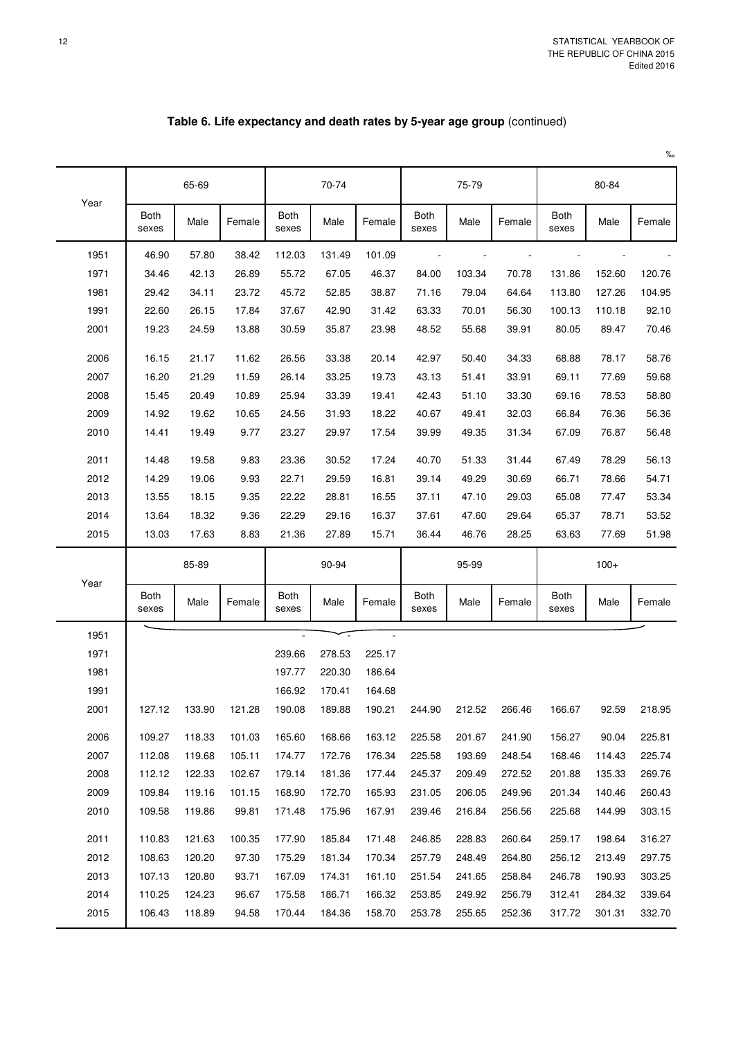## Table 6. Life expectancy and death rates by 5-year age group (continued)

‰

| Year | 65-69 | | | 70-74 | | | 75-79 | | | 80-84 | | |
|---|---|---|---|---|---|---|---|---|---|---|---|---|
| | Both sexes | Male | Female | Both sexes | Male | Female | Both sexes | Male | Female | Both sexes | Male | Female |
| 1951 | 46.90 | 57.80 | 38.42 | 112.03 | 131.49 | 101.09 | - | - | - | - | - | - |
| 1971 | 34.46 | 42.13 | 26.89 | 55.72 | 67.05 | 46.37 | 84.00 | 103.34 | 70.78 | 131.86 | 152.60 | 120.76 |
| 1981 | 29.42 | 34.11 | 23.72 | 45.72 | 52.85 | 38.87 | 71.16 | 79.04 | 64.64 | 113.80 | 127.26 | 104.95 |
| 1991 | 22.60 | 26.15 | 17.84 | 37.67 | 42.90 | 31.42 | 63.33 | 70.01 | 56.30 | 100.13 | 110.18 | 92.10 |
| 2001 | 19.23 | 24.59 | 13.88 | 30.59 | 35.87 | 23.98 | 48.52 | 55.68 | 39.91 | 80.05 | 89.47 | 70.46 |
| 2006 | 16.15 | 21.17 | 11.62 | 26.56 | 33.38 | 20.14 | 42.97 | 50.40 | 34.33 | 68.88 | 78.17 | 58.76 |
| 2007 | 16.20 | 21.29 | 11.59 | 26.14 | 33.25 | 19.73 | 43.13 | 51.41 | 33.91 | 69.11 | 77.69 | 59.68 |
| 2008 | 15.45 | 20.49 | 10.89 | 25.94 | 33.39 | 19.41 | 42.43 | 51.10 | 33.30 | 69.16 | 78.53 | 58.80 |
| 2009 | 14.92 | 19.62 | 10.65 | 24.56 | 31.93 | 18.22 | 40.67 | 49.41 | 32.03 | 66.84 | 76.36 | 56.36 |
| 2010 | 14.41 | 19.49 | 9.77 | 23.27 | 29.97 | 17.54 | 39.99 | 49.35 | 31.34 | 67.09 | 76.87 | 56.48 |
| 2011 | 14.48 | 19.58 | 9.83 | 23.36 | 30.52 | 17.24 | 40.70 | 51.33 | 31.44 | 67.49 | 78.29 | 56.13 |
| 2012 | 14.29 | 19.06 | 9.93 | 22.71 | 29.59 | 16.81 | 39.14 | 49.29 | 30.69 | 66.71 | 78.66 | 54.71 |
| 2013 | 13.55 | 18.15 | 9.35 | 22.22 | 28.81 | 16.55 | 37.11 | 47.10 | 29.03 | 65.08 | 77.47 | 53.34 |
| 2014 | 13.64 | 18.32 | 9.36 | 22.29 | 29.16 | 16.37 | 37.61 | 47.60 | 29.64 | 65.37 | 78.71 | 53.52 |
| 2015 | 13.03 | 17.63 | 8.83 | 21.36 | 27.89 | 15.71 | 36.44 | 46.76 | 28.25 | 63.63 | 77.69 | 51.98 |

| Year | 85-89 | | | 90-94 | | | 95-99 | | | 100+ | | |
|---|---|---|---|---|---|---|---|---|---|---|---|---|
| | Both sexes | Male | Female | Both sexes | Male | Female | Both sexes | Male | Female | Both sexes | Male | Female |
| 1951 | | | | - | - | - | | | | | | |
| 1971 | | | | 239.66 | 278.53 | 225.17 | | | | | | |
| 1981 | | | | 197.77 | 220.30 | 186.64 | | | | | | |
| 1991 | | | | 166.92 | 170.41 | 164.68 | | | | | | |
| 2001 | 127.12 | 133.90 | 121.28 | 190.08 | 189.88 | 190.21 | 244.90 | 212.52 | 266.46 | 166.67 | 92.59 | 218.95 |
| 2006 | 109.27 | 118.33 | 101.03 | 165.60 | 168.66 | 163.12 | 225.58 | 201.67 | 241.90 | 156.27 | 90.04 | 225.81 |
| 2007 | 112.08 | 119.68 | 105.11 | 174.77 | 172.76 | 176.34 | 225.58 | 193.69 | 248.54 | 168.46 | 114.43 | 225.74 |
| 2008 | 112.12 | 122.33 | 102.67 | 179.14 | 181.36 | 177.44 | 245.37 | 209.49 | 272.52 | 201.88 | 135.33 | 269.76 |
| 2009 | 109.84 | 119.16 | 101.15 | 168.90 | 172.70 | 165.93 | 231.05 | 206.05 | 249.96 | 201.34 | 140.46 | 260.43 |
| 2010 | 109.58 | 119.86 | 99.81 | 171.48 | 175.96 | 167.91 | 239.46 | 216.84 | 256.56 | 225.68 | 144.99 | 303.15 |
| 2011 | 110.83 | 121.63 | 100.35 | 177.90 | 185.84 | 171.48 | 246.85 | 228.83 | 260.64 | 259.17 | 198.64 | 316.27 |
| 2012 | 108.63 | 120.20 | 97.30 | 175.29 | 181.34 | 170.34 | 257.79 | 248.49 | 264.80 | 256.12 | 213.49 | 297.75 |
| 2013 | 107.13 | 120.80 | 93.71 | 167.09 | 174.31 | 161.10 | 251.54 | 241.65 | 258.84 | 246.78 | 190.93 | 303.25 |
| 2014 | 110.25 | 124.23 | 96.67 | 175.58 | 186.71 | 166.32 | 253.85 | 249.92 | 256.79 | 312.41 | 284.32 | 339.64 |
| 2015 | 106.43 | 118.89 | 94.58 | 170.44 | 184.36 | 158.70 | 253.78 | 255.65 | 252.36 | 317.72 | 301.31 | 332.70 |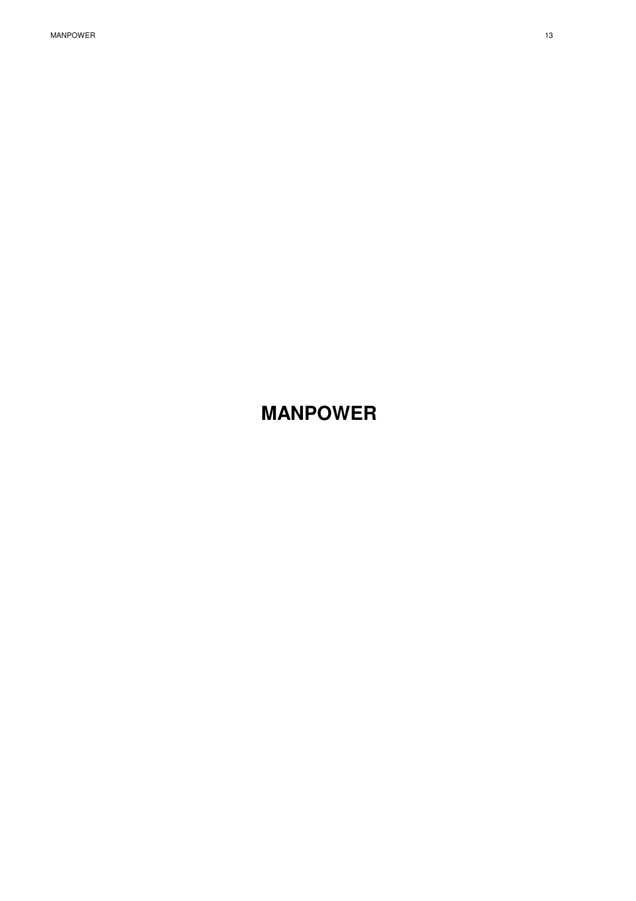# MANPOWER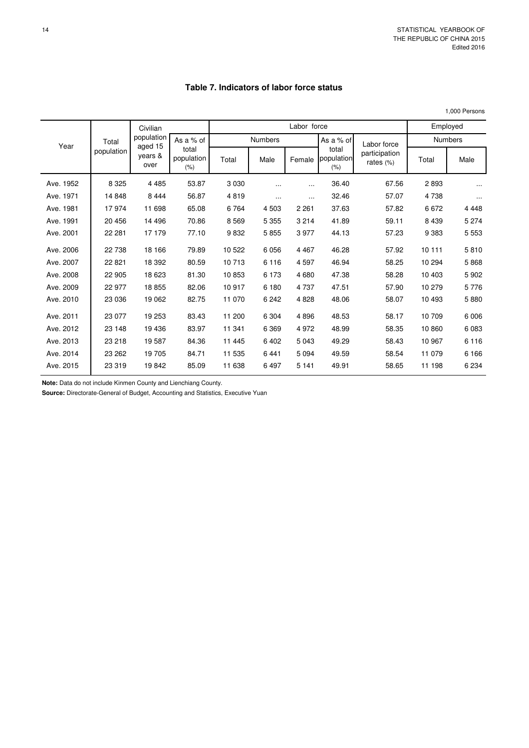## Table 7. Indicators of labor force status

1,000 Persons

| Year | Total population | Civilian population aged 15 years & over | As a % of total population (%) | Labor force | | | | | Employed | |
|---|---|---|---|---|---|---|---|---|---|---|
| | | | | Numbers | | | As a % of total population (%) | Labor force participation rates (%) | Numbers | |
| | | | | Total | Male | Female | | | Total | Male |
| Ave. 1952 | 8 325 | 4 485 | 53.87 | 3 030 | ... | ... | 36.40 | 67.56 | 2 893 | ... |
| Ave. 1971 | 14 848 | 8 444 | 56.87 | 4 819 | ... | ... | 32.46 | 57.07 | 4 738 | ... |
| Ave. 1981 | 17 974 | 11 698 | 65.08 | 6 764 | 4 503 | 2 261 | 37.63 | 57.82 | 6 672 | 4 448 |
| Ave. 1991 | 20 456 | 14 496 | 70.86 | 8 569 | 5 355 | 3 214 | 41.89 | 59.11 | 8 439 | 5 274 |
| Ave. 2001 | 22 281 | 17 179 | 77.10 | 9 832 | 5 855 | 3 977 | 44.13 | 57.23 | 9 383 | 5 553 |
| Ave. 2006 | 22 738 | 18 166 | 79.89 | 10 522 | 6 056 | 4 467 | 46.28 | 57.92 | 10 111 | 5 810 |
| Ave. 2007 | 22 821 | 18 392 | 80.59 | 10 713 | 6 116 | 4 597 | 46.94 | 58.25 | 10 294 | 5 868 |
| Ave. 2008 | 22 905 | 18 623 | 81.30 | 10 853 | 6 173 | 4 680 | 47.38 | 58.28 | 10 403 | 5 902 |
| Ave. 2009 | 22 977 | 18 855 | 82.06 | 10 917 | 6 180 | 4 737 | 47.51 | 57.90 | 10 279 | 5 776 |
| Ave. 2010 | 23 036 | 19 062 | 82.75 | 11 070 | 6 242 | 4 828 | 48.06 | 58.07 | 10 493 | 5 880 |
| Ave. 2011 | 23 077 | 19 253 | 83.43 | 11 200 | 6 304 | 4 896 | 48.53 | 58.17 | 10 709 | 6 006 |
| Ave. 2012 | 23 148 | 19 436 | 83.97 | 11 341 | 6 369 | 4 972 | 48.99 | 58.35 | 10 860 | 6 083 |
| Ave. 2013 | 23 218 | 19 587 | 84.36 | 11 445 | 6 402 | 5 043 | 49.29 | 58.43 | 10 967 | 6 116 |
| Ave. 2014 | 23 262 | 19 705 | 84.71 | 11 535 | 6 441 | 5 094 | 49.59 | 58.54 | 11 079 | 6 166 |
| Ave. 2015 | 23 319 | 19 842 | 85.09 | 11 638 | 6 497 | 5 141 | 49.91 | 58.65 | 11 198 | 6 234 |

**Note:** Data do not include Kinmen County and Lienchiang County.

**Source:** Directorate-General of Budget, Accounting and Statistics, Executive Yuan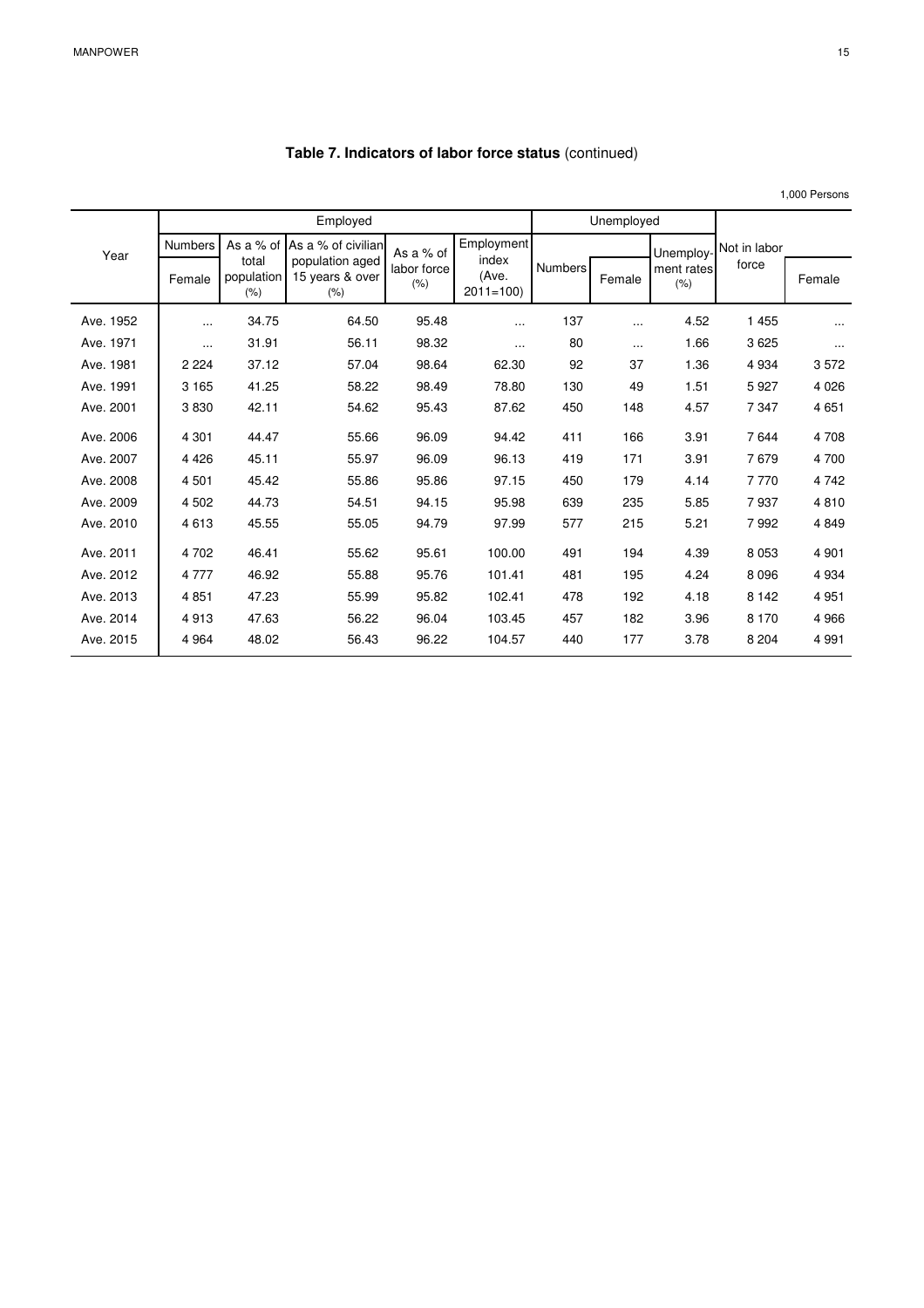**Table 7. Indicators of labor force status** (continued)

1,000 Persons

| Year | Employed | | | | | Unemployed | | | Not in labor force | |
|---|---|---|---|---|---|---|---|---|---|---|
| | Numbers | As a % of total population (%) | As a % of civilian population aged 15 years & over (%) | As a % of labor force (%) | Employment index (Ave. 2011=100) | Numbers | | Unemploy-ment rates (%) | | |
| | Female | | | | | | Female | | | Female |
| Ave. 1952 | ... | 34.75 | 64.50 | 95.48 | ... | 137 | ... | 4.52 | 1 455 | ... |
| Ave. 1971 | ... | 31.91 | 56.11 | 98.32 | ... | 80 | ... | 1.66 | 3 625 | ... |
| Ave. 1981 | 2 224 | 37.12 | 57.04 | 98.64 | 62.30 | 92 | 37 | 1.36 | 4 934 | 3 572 |
| Ave. 1991 | 3 165 | 41.25 | 58.22 | 98.49 | 78.80 | 130 | 49 | 1.51 | 5 927 | 4 026 |
| Ave. 2001 | 3 830 | 42.11 | 54.62 | 95.43 | 87.62 | 450 | 148 | 4.57 | 7 347 | 4 651 |
| Ave. 2006 | 4 301 | 44.47 | 55.66 | 96.09 | 94.42 | 411 | 166 | 3.91 | 7 644 | 4 708 |
| Ave. 2007 | 4 426 | 45.11 | 55.97 | 96.09 | 96.13 | 419 | 171 | 3.91 | 7 679 | 4 700 |
| Ave. 2008 | 4 501 | 45.42 | 55.86 | 95.86 | 97.15 | 450 | 179 | 4.14 | 7 770 | 4 742 |
| Ave. 2009 | 4 502 | 44.73 | 54.51 | 94.15 | 95.98 | 639 | 235 | 5.85 | 7 937 | 4 810 |
| Ave. 2010 | 4 613 | 45.55 | 55.05 | 94.79 | 97.99 | 577 | 215 | 5.21 | 7 992 | 4 849 |
| Ave. 2011 | 4 702 | 46.41 | 55.62 | 95.61 | 100.00 | 491 | 194 | 4.39 | 8 053 | 4 901 |
| Ave. 2012 | 4 777 | 46.92 | 55.88 | 95.76 | 101.41 | 481 | 195 | 4.24 | 8 096 | 4 934 |
| Ave. 2013 | 4 851 | 47.23 | 55.99 | 95.82 | 102.41 | 478 | 192 | 4.18 | 8 142 | 4 951 |
| Ave. 2014 | 4 913 | 47.63 | 56.22 | 96.04 | 103.45 | 457 | 182 | 3.96 | 8 170 | 4 966 |
| Ave. 2015 | 4 964 | 48.02 | 56.43 | 96.22 | 104.57 | 440 | 177 | 3.78 | 8 204 | 4 991 |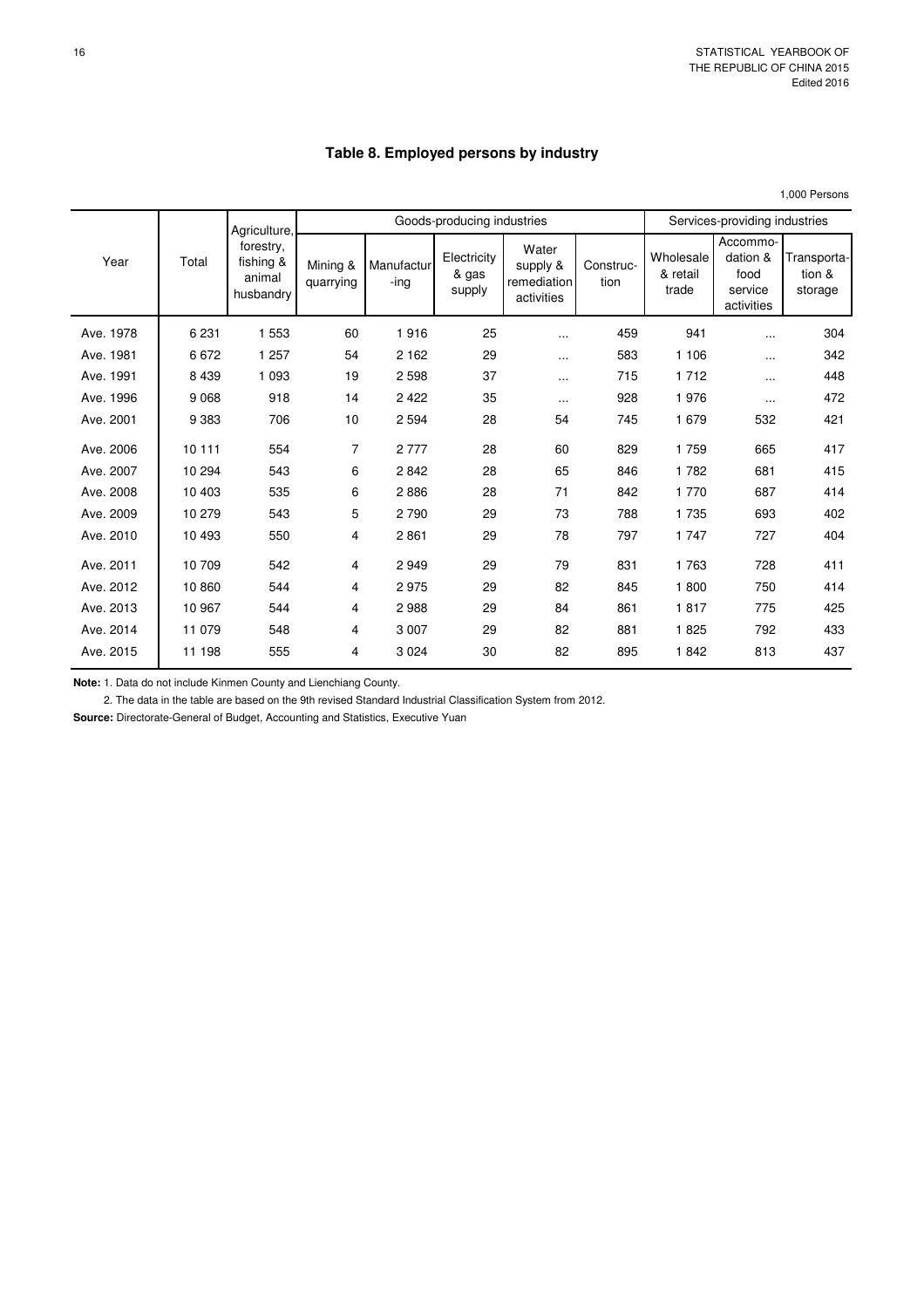# Table 8. Employed persons by industry

1,000 Persons

| Year | Total | Agriculture, forestry, fishing & animal husbandry | Goods-producing industries | | | | | Services-providing industries | | |
|---|---|---|---|---|---|---|---|---|---|---|
| | | | Mining & quarrying | Manufacturing | Electricity & gas supply | Water supply & remediation activities | Construction | Wholesale & retail trade | Accommodation & food service activities | Transportation & storage |
| Ave. 1978 | 6 231 | 1 553 | 60 | 1 916 | 25 | ... | 459 | 941 | ... | 304 |
| Ave. 1981 | 6 672 | 1 257 | 54 | 2 162 | 29 | ... | 583 | 1 106 | ... | 342 |
| Ave. 1991 | 8 439 | 1 093 | 19 | 2 598 | 37 | ... | 715 | 1 712 | ... | 448 |
| Ave. 1996 | 9 068 | 918 | 14 | 2 422 | 35 | ... | 928 | 1 976 | ... | 472 |
| Ave. 2001 | 9 383 | 706 | 10 | 2 594 | 28 | 54 | 745 | 1 679 | 532 | 421 |
| Ave. 2006 | 10 111 | 554 | 7 | 2 777 | 28 | 60 | 829 | 1 759 | 665 | 417 |
| Ave. 2007 | 10 294 | 543 | 6 | 2 842 | 28 | 65 | 846 | 1 782 | 681 | 415 |
| Ave. 2008 | 10 403 | 535 | 6 | 2 886 | 28 | 71 | 842 | 1 770 | 687 | 414 |
| Ave. 2009 | 10 279 | 543 | 5 | 2 790 | 29 | 73 | 788 | 1 735 | 693 | 402 |
| Ave. 2010 | 10 493 | 550 | 4 | 2 861 | 29 | 78 | 797 | 1 747 | 727 | 404 |
| Ave. 2011 | 10 709 | 542 | 4 | 2 949 | 29 | 79 | 831 | 1 763 | 728 | 411 |
| Ave. 2012 | 10 860 | 544 | 4 | 2 975 | 29 | 82 | 845 | 1 800 | 750 | 414 |
| Ave. 2013 | 10 967 | 544 | 4 | 2 988 | 29 | 84 | 861 | 1 817 | 775 | 425 |
| Ave. 2014 | 11 079 | 548 | 4 | 3 007 | 29 | 82 | 881 | 1 825 | 792 | 433 |
| Ave. 2015 | 11 198 | 555 | 4 | 3 024 | 30 | 82 | 895 | 1 842 | 813 | 437 |

**Note:** 1. Data do not include Kinmen County and Lienchiang County.

2. The data in the table are based on the 9th revised Standard Industrial Classification System from 2012.

**Source:** Directorate-General of Budget, Accounting and Statistics, Executive Yuan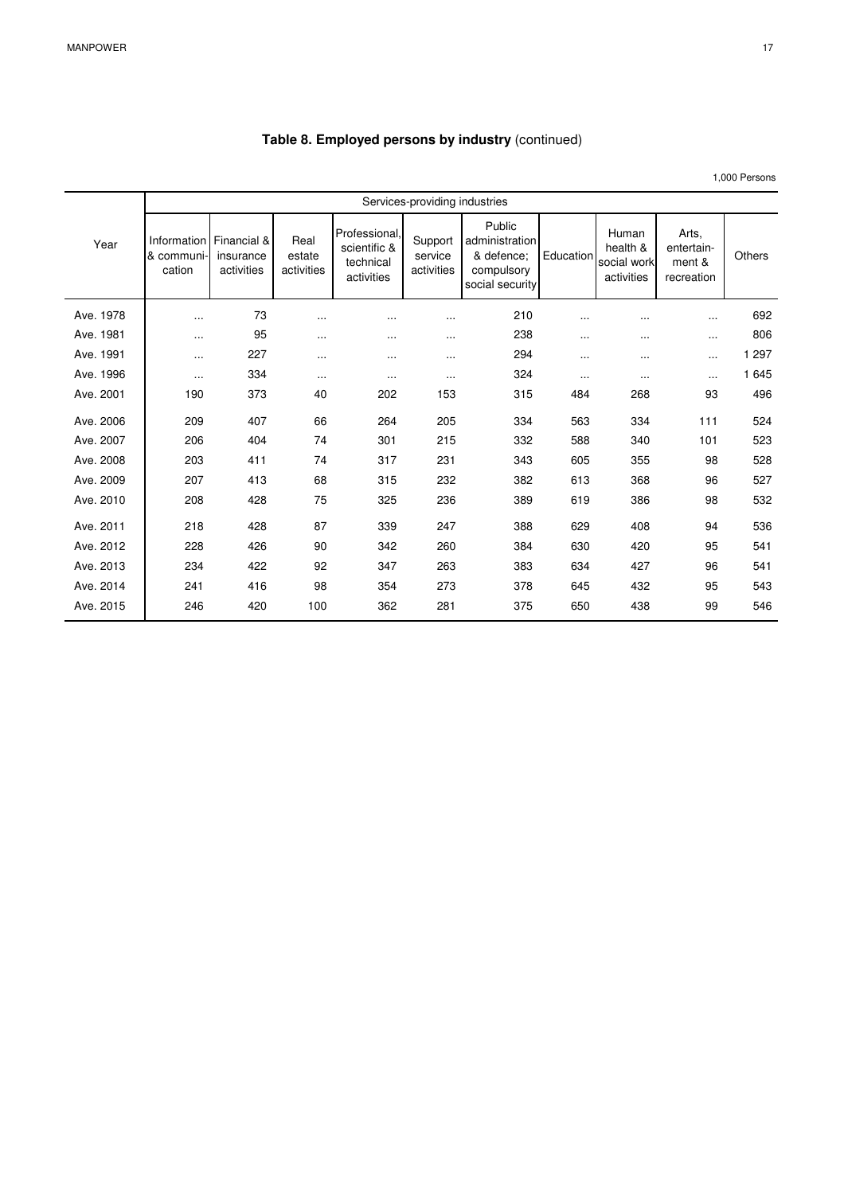## Table 8. Employed persons by industry (continued)

1,000 Persons

| Year | Services-providing industries | | | | | | | | | |
|---|---|---|---|---|---|---|---|---|---|---|
| | Information & communi-cation | Financial & insurance activities | Real estate activities | Professional, scientific & technical activities | Support service activities | Public administration & defence; compulsory social security | Education | Human health & social work activities | Arts, entertain-ment & recreation | Others |
| Ave. 1978 | ... | 73 | ... | ... | ... | 210 | ... | ... | ... | 692 |
| Ave. 1981 | ... | 95 | ... | ... | ... | 238 | ... | ... | ... | 806 |
| Ave. 1991 | ... | 227 | ... | ... | ... | 294 | ... | ... | ... | 1 297 |
| Ave. 1996 | ... | 334 | ... | ... | ... | 324 | ... | ... | ... | 1 645 |
| Ave. 2001 | 190 | 373 | 40 | 202 | 153 | 315 | 484 | 268 | 93 | 496 |
| Ave. 2006 | 209 | 407 | 66 | 264 | 205 | 334 | 563 | 334 | 111 | 524 |
| Ave. 2007 | 206 | 404 | 74 | 301 | 215 | 332 | 588 | 340 | 101 | 523 |
| Ave. 2008 | 203 | 411 | 74 | 317 | 231 | 343 | 605 | 355 | 98 | 528 |
| Ave. 2009 | 207 | 413 | 68 | 315 | 232 | 382 | 613 | 368 | 96 | 527 |
| Ave. 2010 | 208 | 428 | 75 | 325 | 236 | 389 | 619 | 386 | 98 | 532 |
| Ave. 2011 | 218 | 428 | 87 | 339 | 247 | 388 | 629 | 408 | 94 | 536 |
| Ave. 2012 | 228 | 426 | 90 | 342 | 260 | 384 | 630 | 420 | 95 | 541 |
| Ave. 2013 | 234 | 422 | 92 | 347 | 263 | 383 | 634 | 427 | 96 | 541 |
| Ave. 2014 | 241 | 416 | 98 | 354 | 273 | 378 | 645 | 432 | 95 | 543 |
| Ave. 2015 | 246 | 420 | 100 | 362 | 281 | 375 | 650 | 438 | 99 | 546 |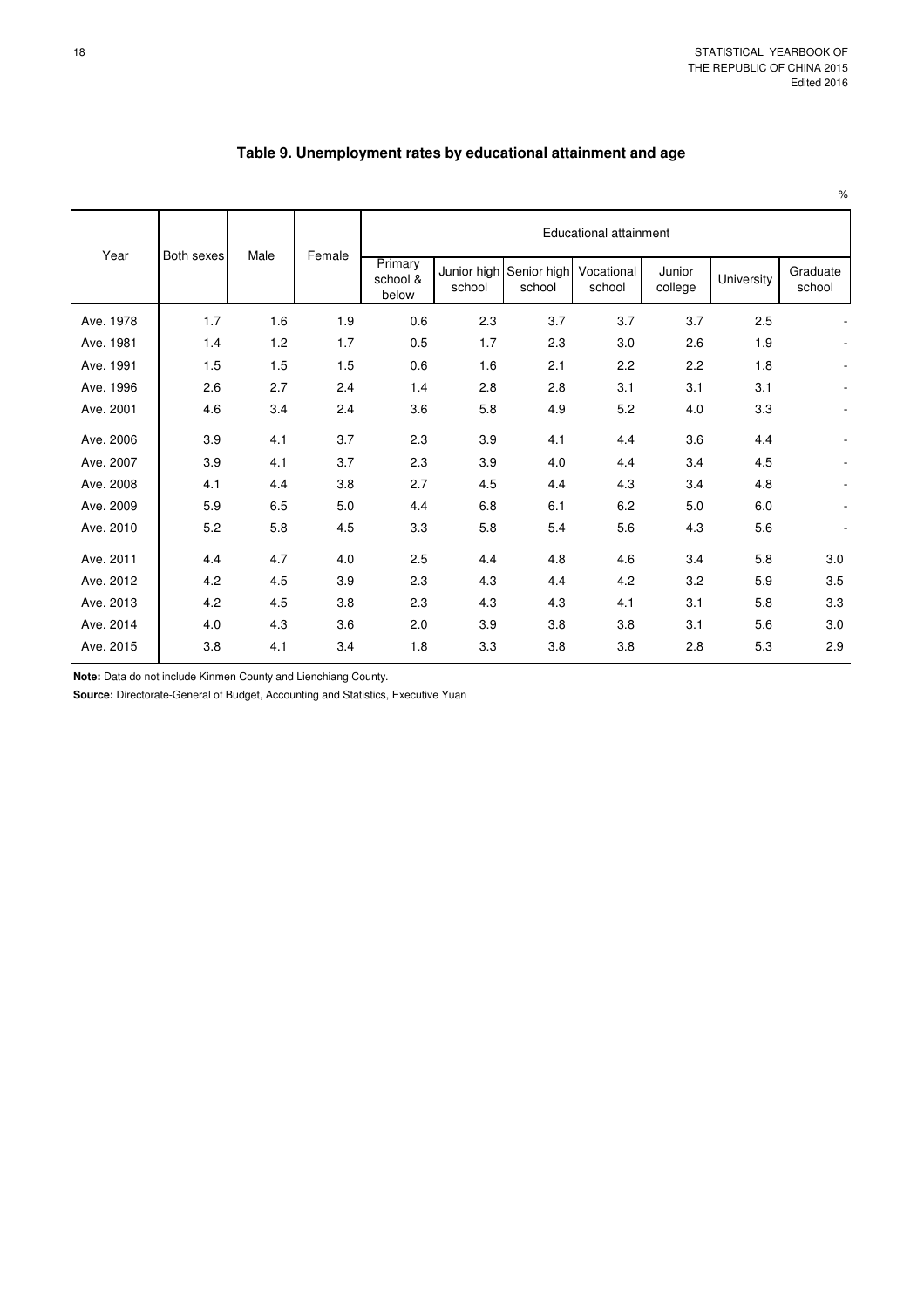## Table 9. Unemployment rates by educational attainment and age

%

| Year | Both sexes | Male | Female | Educational attainment | | | | | | |
|---|---|---|---|---|---|---|---|---|---|---|
| | | | | Primary school & below | Junior high school | Senior high school | Vocational school | Junior college | University | Graduate school |
| Ave. 1978 | 1.7 | 1.6 | 1.9 | 0.6 | 2.3 | 3.7 | 3.7 | 3.7 | 2.5 | - |
| Ave. 1981 | 1.4 | 1.2 | 1.7 | 0.5 | 1.7 | 2.3 | 3.0 | 2.6 | 1.9 | - |
| Ave. 1991 | 1.5 | 1.5 | 1.5 | 0.6 | 1.6 | 2.1 | 2.2 | 2.2 | 1.8 | - |
| Ave. 1996 | 2.6 | 2.7 | 2.4 | 1.4 | 2.8 | 2.8 | 3.1 | 3.1 | 3.1 | - |
| Ave. 2001 | 4.6 | 3.4 | 2.4 | 3.6 | 5.8 | 4.9 | 5.2 | 4.0 | 3.3 | - |
| Ave. 2006 | 3.9 | 4.1 | 3.7 | 2.3 | 3.9 | 4.1 | 4.4 | 3.6 | 4.4 | - |
| Ave. 2007 | 3.9 | 4.1 | 3.7 | 2.3 | 3.9 | 4.0 | 4.4 | 3.4 | 4.5 | - |
| Ave. 2008 | 4.1 | 4.4 | 3.8 | 2.7 | 4.5 | 4.4 | 4.3 | 3.4 | 4.8 | - |
| Ave. 2009 | 5.9 | 6.5 | 5.0 | 4.4 | 6.8 | 6.1 | 6.2 | 5.0 | 6.0 | - |
| Ave. 2010 | 5.2 | 5.8 | 4.5 | 3.3 | 5.8 | 5.4 | 5.6 | 4.3 | 5.6 | - |
| Ave. 2011 | 4.4 | 4.7 | 4.0 | 2.5 | 4.4 | 4.8 | 4.6 | 3.4 | 5.8 | 3.0 |
| Ave. 2012 | 4.2 | 4.5 | 3.9 | 2.3 | 4.3 | 4.4 | 4.2 | 3.2 | 5.9 | 3.5 |
| Ave. 2013 | 4.2 | 4.5 | 3.8 | 2.3 | 4.3 | 4.3 | 4.1 | 3.1 | 5.8 | 3.3 |
| Ave. 2014 | 4.0 | 4.3 | 3.6 | 2.0 | 3.9 | 3.8 | 3.8 | 3.1 | 5.6 | 3.0 |
| Ave. 2015 | 3.8 | 4.1 | 3.4 | 1.8 | 3.3 | 3.8 | 3.8 | 2.8 | 5.3 | 2.9 |

**Note:** Data do not include Kinmen County and Lienchiang County.

**Source:** Directorate-General of Budget, Accounting and Statistics, Executive Yuan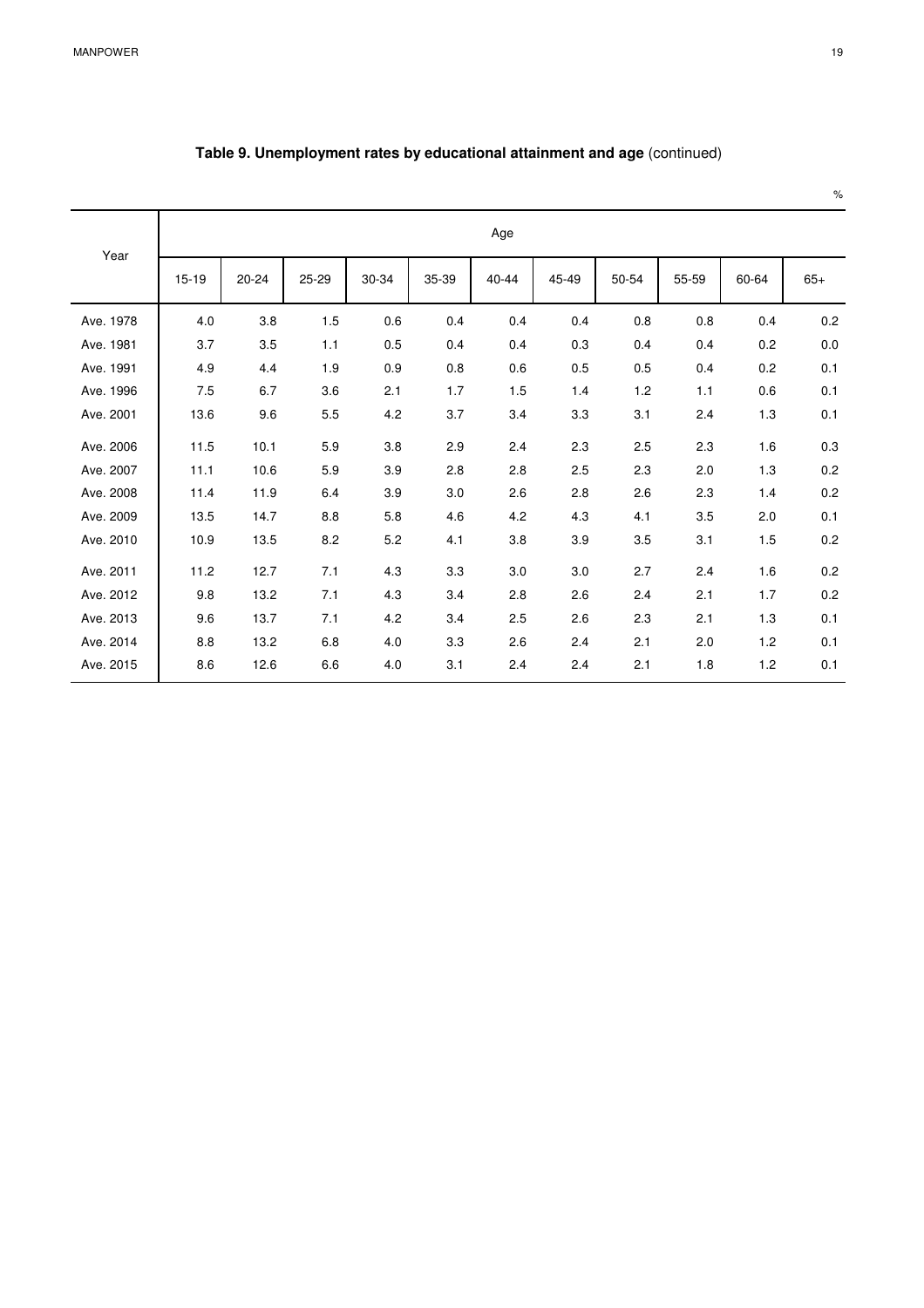**Table 9. Unemployment rates by educational attainment and age** (continued)

%

| Year | Age | | | | | | | | | | |
|---|---|---|---|---|---|---|---|---|---|---|---|
| | 15-19 | 20-24 | 25-29 | 30-34 | 35-39 | 40-44 | 45-49 | 50-54 | 55-59 | 60-64 | 65+ |
| Ave. 1978 | 4.0 | 3.8 | 1.5 | 0.6 | 0.4 | 0.4 | 0.4 | 0.8 | 0.8 | 0.4 | 0.2 |
| Ave. 1981 | 3.7 | 3.5 | 1.1 | 0.5 | 0.4 | 0.4 | 0.3 | 0.4 | 0.4 | 0.2 | 0.0 |
| Ave. 1991 | 4.9 | 4.4 | 1.9 | 0.9 | 0.8 | 0.6 | 0.5 | 0.5 | 0.4 | 0.2 | 0.1 |
| Ave. 1996 | 7.5 | 6.7 | 3.6 | 2.1 | 1.7 | 1.5 | 1.4 | 1.2 | 1.1 | 0.6 | 0.1 |
| Ave. 2001 | 13.6 | 9.6 | 5.5 | 4.2 | 3.7 | 3.4 | 3.3 | 3.1 | 2.4 | 1.3 | 0.1 |
| Ave. 2006 | 11.5 | 10.1 | 5.9 | 3.8 | 2.9 | 2.4 | 2.3 | 2.5 | 2.3 | 1.6 | 0.3 |
| Ave. 2007 | 11.1 | 10.6 | 5.9 | 3.9 | 2.8 | 2.8 | 2.5 | 2.3 | 2.0 | 1.3 | 0.2 |
| Ave. 2008 | 11.4 | 11.9 | 6.4 | 3.9 | 3.0 | 2.6 | 2.8 | 2.6 | 2.3 | 1.4 | 0.2 |
| Ave. 2009 | 13.5 | 14.7 | 8.8 | 5.8 | 4.6 | 4.2 | 4.3 | 4.1 | 3.5 | 2.0 | 0.1 |
| Ave. 2010 | 10.9 | 13.5 | 8.2 | 5.2 | 4.1 | 3.8 | 3.9 | 3.5 | 3.1 | 1.5 | 0.2 |
| Ave. 2011 | 11.2 | 12.7 | 7.1 | 4.3 | 3.3 | 3.0 | 3.0 | 2.7 | 2.4 | 1.6 | 0.2 |
| Ave. 2012 | 9.8 | 13.2 | 7.1 | 4.3 | 3.4 | 2.8 | 2.6 | 2.4 | 2.1 | 1.7 | 0.2 |
| Ave. 2013 | 9.6 | 13.7 | 7.1 | 4.2 | 3.4 | 2.5 | 2.6 | 2.3 | 2.1 | 1.3 | 0.1 |
| Ave. 2014 | 8.8 | 13.2 | 6.8 | 4.0 | 3.3 | 2.6 | 2.4 | 2.1 | 2.0 | 1.2 | 0.1 |
| Ave. 2015 | 8.6 | 12.6 | 6.6 | 4.0 | 3.1 | 2.4 | 2.4 | 2.1 | 1.8 | 1.2 | 0.1 |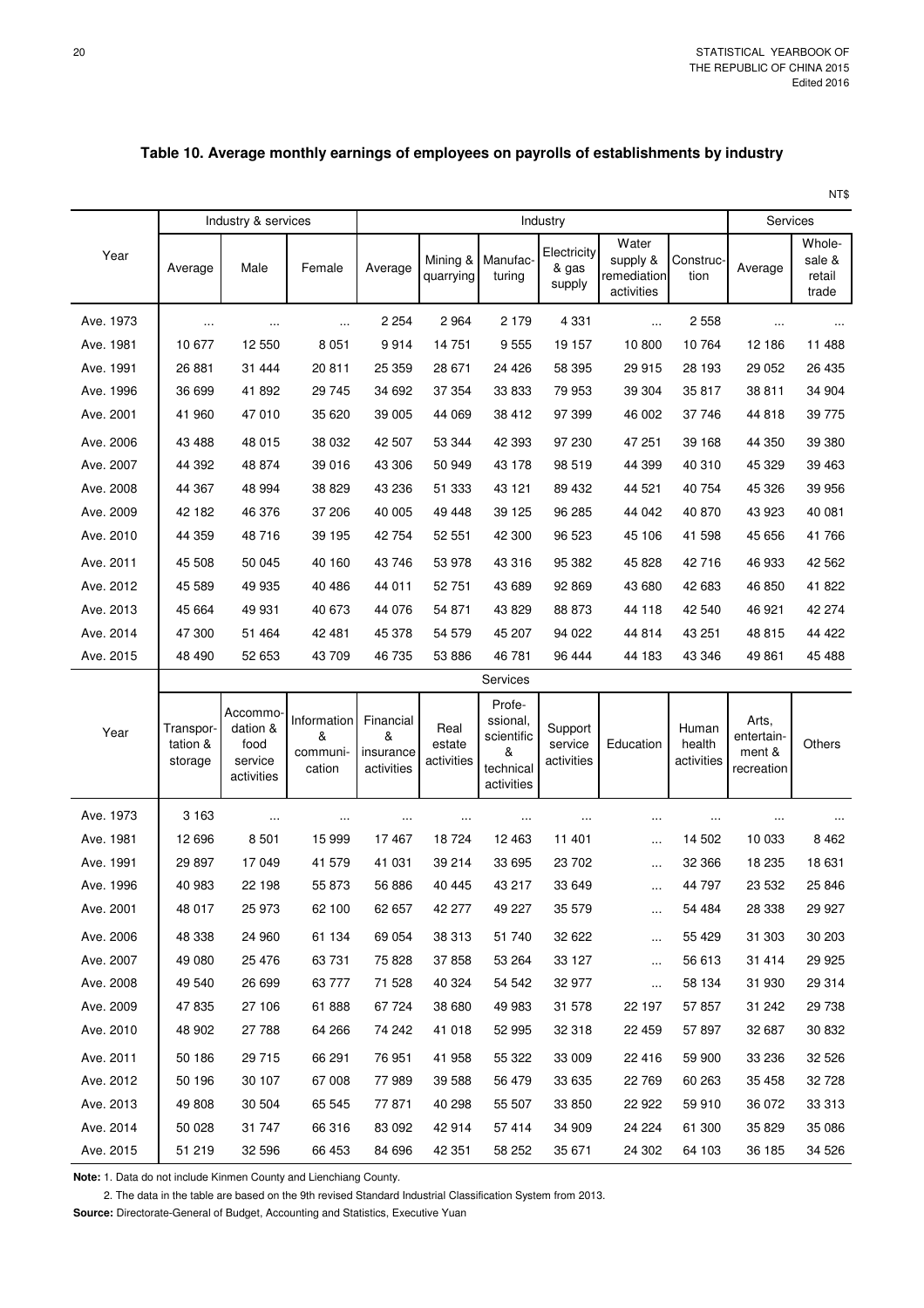## Table 10. Average monthly earnings of employees on payrolls of establishments by industry

NT$

| Year | Industry & services | | | Industry | | | | | | Services | |
|---|---|---|---|---|---|---|---|---|---|---|---|
| | Average | Male | Female | Average | Mining & quarrying | Manufac-turing | Electricity & gas supply | Water supply & remediation activities | Construc-tion | Average | Whole-sale & retail trade |
| Ave. 1973 | ... | ... | ... | 2 254 | 2 964 | 2 179 | 4 331 | ... | 2 558 | ... | ... |
| Ave. 1981 | 10 677 | 12 550 | 8 051 | 9 914 | 14 751 | 9 555 | 19 157 | 10 800 | 10 764 | 12 186 | 11 488 |
| Ave. 1991 | 26 881 | 31 444 | 20 811 | 25 359 | 28 671 | 24 426 | 58 395 | 29 915 | 28 193 | 29 052 | 26 435 |
| Ave. 1996 | 36 699 | 41 892 | 29 745 | 34 692 | 37 354 | 33 833 | 79 953 | 39 304 | 35 817 | 38 811 | 34 904 |
| Ave. 2001 | 41 960 | 47 010 | 35 620 | 39 005 | 44 069 | 38 412 | 97 399 | 46 002 | 37 746 | 44 818 | 39 775 |
| Ave. 2006 | 43 488 | 48 015 | 38 032 | 42 507 | 53 344 | 42 393 | 97 230 | 47 251 | 39 168 | 44 350 | 39 380 |
| Ave. 2007 | 44 392 | 48 874 | 39 016 | 43 306 | 50 949 | 43 178 | 98 519 | 44 399 | 40 310 | 45 329 | 39 463 |
| Ave. 2008 | 44 367 | 48 994 | 38 829 | 43 236 | 51 333 | 43 121 | 89 432 | 44 521 | 40 754 | 45 326 | 39 956 |
| Ave. 2009 | 42 182 | 46 376 | 37 206 | 40 005 | 49 448 | 39 125 | 96 285 | 44 042 | 40 870 | 43 923 | 40 081 |
| Ave. 2010 | 44 359 | 48 716 | 39 195 | 42 754 | 52 551 | 42 300 | 96 523 | 45 106 | 41 598 | 45 656 | 41 766 |
| Ave. 2011 | 45 508 | 50 045 | 40 160 | 43 746 | 53 978 | 43 316 | 95 382 | 45 828 | 42 716 | 46 933 | 42 562 |
| Ave. 2012 | 45 589 | 49 935 | 40 486 | 44 011 | 52 751 | 43 689 | 92 869 | 43 680 | 42 683 | 46 850 | 41 822 |
| Ave. 2013 | 45 664 | 49 931 | 40 673 | 44 076 | 54 871 | 43 829 | 88 873 | 44 118 | 42 540 | 46 921 | 42 274 |
| Ave. 2014 | 47 300 | 51 464 | 42 481 | 45 378 | 54 579 | 45 207 | 94 022 | 44 814 | 43 251 | 48 815 | 44 422 |
| Ave. 2015 | 48 490 | 52 653 | 43 709 | 46 735 | 53 886 | 46 781 | 96 444 | 44 183 | 43 346 | 49 861 | 45 488 |

| Year | Services | | | | | | | | | | |
|---|---|---|---|---|---|---|---|---|---|---|---|
| | Transpor-tation & storage | Accommo-dation & food service activities | Information & communi-cation | Financial & insurance activities | Real estate activities | Profe-ssional, scientific & technical activities | Support service activities | Education | Human health activities | Arts, entertain-ment & recreation | Others |
| Ave. 1973 | 3 163 | ... | ... | ... | ... | ... | ... | ... | ... | ... | ... |
| Ave. 1981 | 12 696 | 8 501 | 15 999 | 17 467 | 18 724 | 12 463 | 11 401 | ... | 14 502 | 10 033 | 8 462 |
| Ave. 1991 | 29 897 | 17 049 | 41 579 | 41 031 | 39 214 | 33 695 | 23 702 | ... | 32 366 | 18 235 | 18 631 |
| Ave. 1996 | 40 983 | 22 198 | 55 873 | 56 886 | 40 445 | 43 217 | 33 649 | ... | 44 797 | 23 532 | 25 846 |
| Ave. 2001 | 48 017 | 25 973 | 62 100 | 62 657 | 42 277 | 49 227 | 35 579 | ... | 54 484 | 28 338 | 29 927 |
| Ave. 2006 | 48 338 | 24 960 | 61 134 | 69 054 | 38 313 | 51 740 | 32 622 | ... | 55 429 | 31 303 | 30 203 |
| Ave. 2007 | 49 080 | 25 476 | 63 731 | 75 828 | 37 858 | 53 264 | 33 127 | ... | 56 613 | 31 414 | 29 925 |
| Ave. 2008 | 49 540 | 26 699 | 63 777 | 71 528 | 40 324 | 54 542 | 32 977 | ... | 58 134 | 31 930 | 29 314 |
| Ave. 2009 | 47 835 | 27 106 | 61 888 | 67 724 | 38 680 | 49 983 | 31 578 | 22 197 | 57 857 | 31 242 | 29 738 |
| Ave. 2010 | 48 902 | 27 788 | 64 266 | 74 242 | 41 018 | 52 995 | 32 318 | 22 459 | 57 897 | 32 687 | 30 832 |
| Ave. 2011 | 50 186 | 29 715 | 66 291 | 76 951 | 41 958 | 55 322 | 33 009 | 22 416 | 59 900 | 33 236 | 32 526 |
| Ave. 2012 | 50 196 | 30 107 | 67 008 | 77 989 | 39 588 | 56 479 | 33 635 | 22 769 | 60 263 | 35 458 | 32 728 |
| Ave. 2013 | 49 808 | 30 504 | 65 545 | 77 871 | 40 298 | 55 507 | 33 850 | 22 922 | 59 910 | 36 072 | 33 313 |
| Ave. 2014 | 50 028 | 31 747 | 66 316 | 83 092 | 42 914 | 57 414 | 34 909 | 24 224 | 61 300 | 35 829 | 35 086 |
| Ave. 2015 | 51 219 | 32 596 | 66 453 | 84 696 | 42 351 | 58 252 | 35 671 | 24 302 | 64 103 | 36 185 | 34 526 |

**Note:** 1. Data do not include Kinmen County and Lienchiang County.

2. The data in the table are based on the 9th revised Standard Industrial Classification System from 2013.

**Source:** Directorate-General of Budget, Accounting and Statistics, Executive Yuan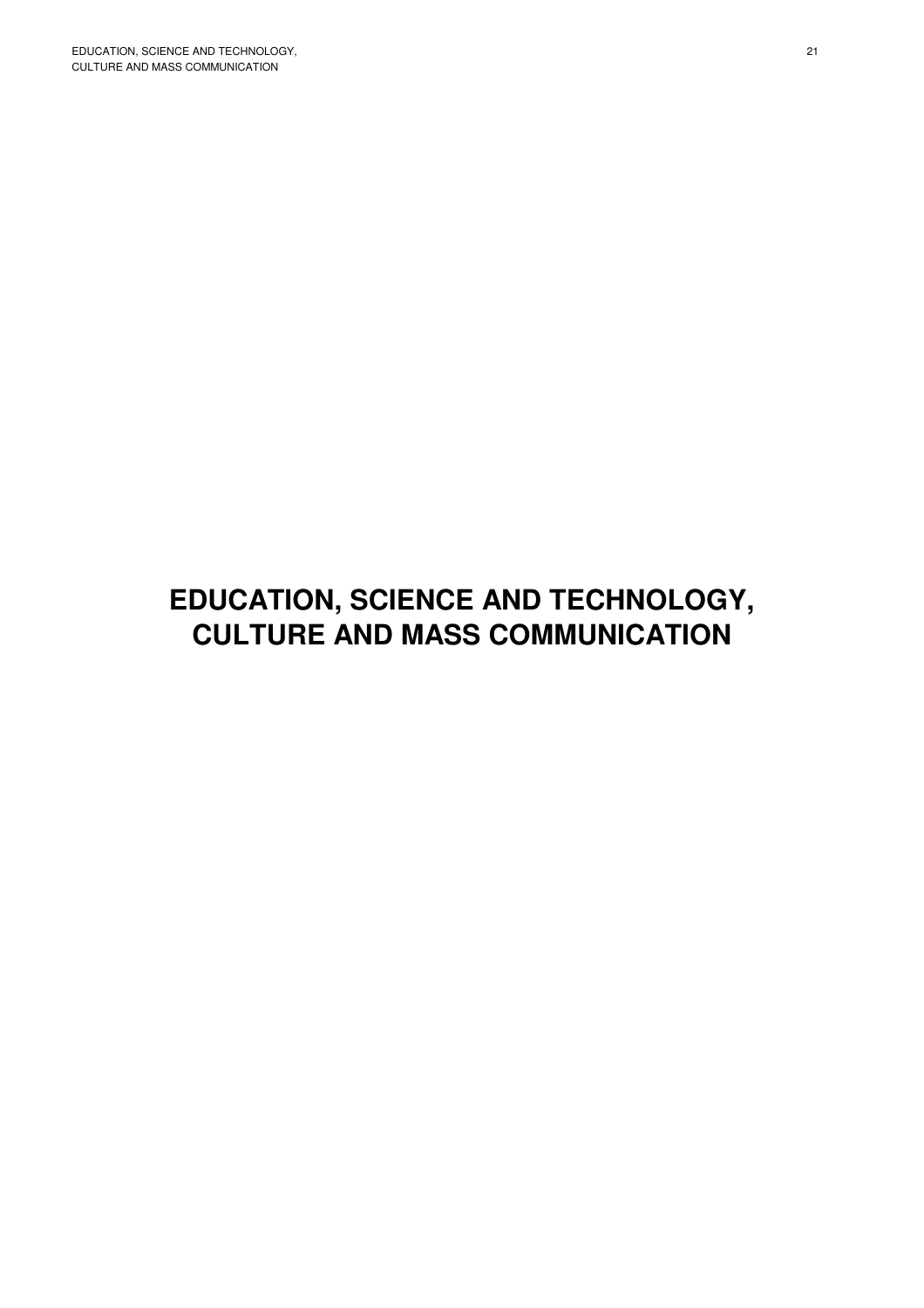# EDUCATION, SCIENCE AND TECHNOLOGY, CULTURE AND MASS COMMUNICATION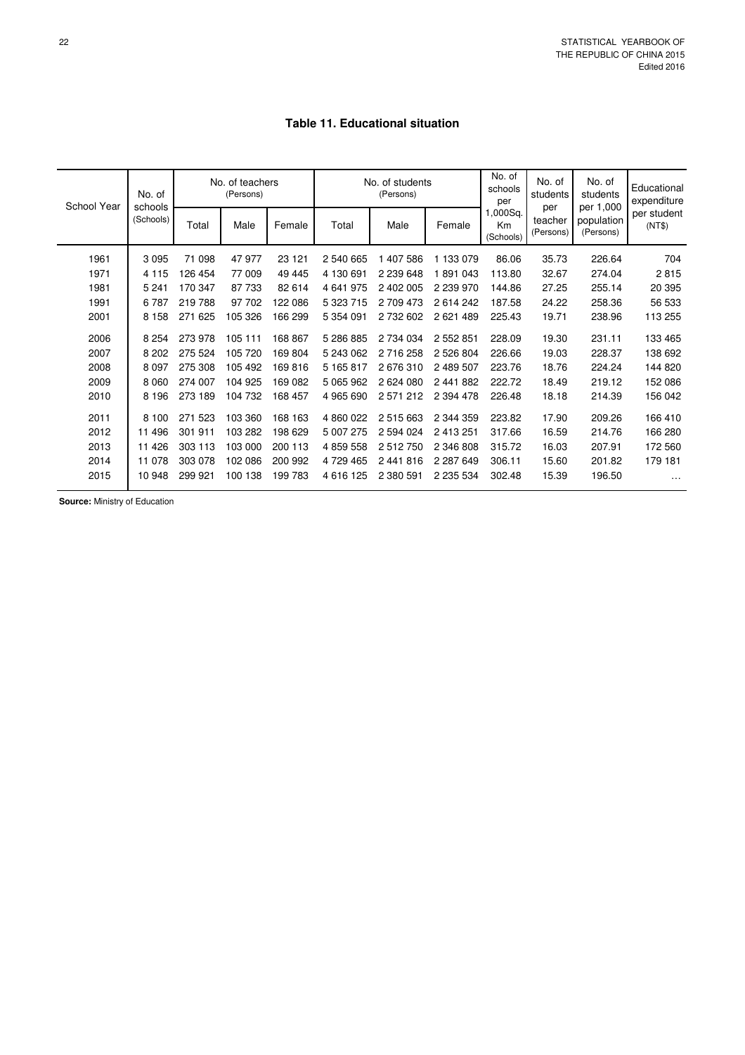# Table 11. Educational situation

| School Year | No. of schools (Schools) | No. of teachers (Persons) | | | No. of students (Persons) | | | No. of schools per 1,000Sq. Km (Schools) | No. of students per teacher (Persons) | No. of students per 1,000 population (Persons) | Educational expenditure per student (NT$) |
|---|---|---|---|---|---|---|---|---|---|---|---|
| | | Total | Male | Female | Total | Male | Female | | | | |
| 1961 | 3 095 | 71 098 | 47 977 | 23 121 | 2 540 665 | 1 407 586 | 1 133 079 | 86.06 | 35.73 | 226.64 | 704 |
| 1971 | 4 115 | 126 454 | 77 009 | 49 445 | 4 130 691 | 2 239 648 | 1 891 043 | 113.80 | 32.67 | 274.04 | 2 815 |
| 1981 | 5 241 | 170 347 | 87 733 | 82 614 | 4 641 975 | 2 402 005 | 2 239 970 | 144.86 | 27.25 | 255.14 | 20 395 |
| 1991 | 6 787 | 219 788 | 97 702 | 122 086 | 5 323 715 | 2 709 473 | 2 614 242 | 187.58 | 24.22 | 258.36 | 56 533 |
| 2001 | 8 158 | 271 625 | 105 326 | 166 299 | 5 354 091 | 2 732 602 | 2 621 489 | 225.43 | 19.71 | 238.96 | 113 255 |
| 2006 | 8 254 | 273 978 | 105 111 | 168 867 | 5 286 885 | 2 734 034 | 2 552 851 | 228.09 | 19.30 | 231.11 | 133 465 |
| 2007 | 8 202 | 275 524 | 105 720 | 169 804 | 5 243 062 | 2 716 258 | 2 526 804 | 226.66 | 19.03 | 228.37 | 138 692 |
| 2008 | 8 097 | 275 308 | 105 492 | 169 816 | 5 165 817 | 2 676 310 | 2 489 507 | 223.76 | 18.76 | 224.24 | 144 820 |
| 2009 | 8 060 | 274 007 | 104 925 | 169 082 | 5 065 962 | 2 624 080 | 2 441 882 | 222.72 | 18.49 | 219.12 | 152 086 |
| 2010 | 8 196 | 273 189 | 104 732 | 168 457 | 4 965 690 | 2 571 212 | 2 394 478 | 226.48 | 18.18 | 214.39 | 156 042 |
| 2011 | 8 100 | 271 523 | 103 360 | 168 163 | 4 860 022 | 2 515 663 | 2 344 359 | 223.82 | 17.90 | 209.26 | 166 410 |
| 2012 | 11 496 | 301 911 | 103 282 | 198 629 | 5 007 275 | 2 594 024 | 2 413 251 | 317.66 | 16.59 | 214.76 | 166 280 |
| 2013 | 11 426 | 303 113 | 103 000 | 200 113 | 4 859 558 | 2 512 750 | 2 346 808 | 315.72 | 16.03 | 207.91 | 172 560 |
| 2014 | 11 078 | 303 078 | 102 086 | 200 992 | 4 729 465 | 2 441 816 | 2 287 649 | 306.11 | 15.60 | 201.82 | 179 181 |
| 2015 | 10 948 | 299 921 | 100 138 | 199 783 | 4 616 125 | 2 380 591 | 2 235 534 | 302.48 | 15.39 | 196.50 | … |

**Source:** Ministry of Education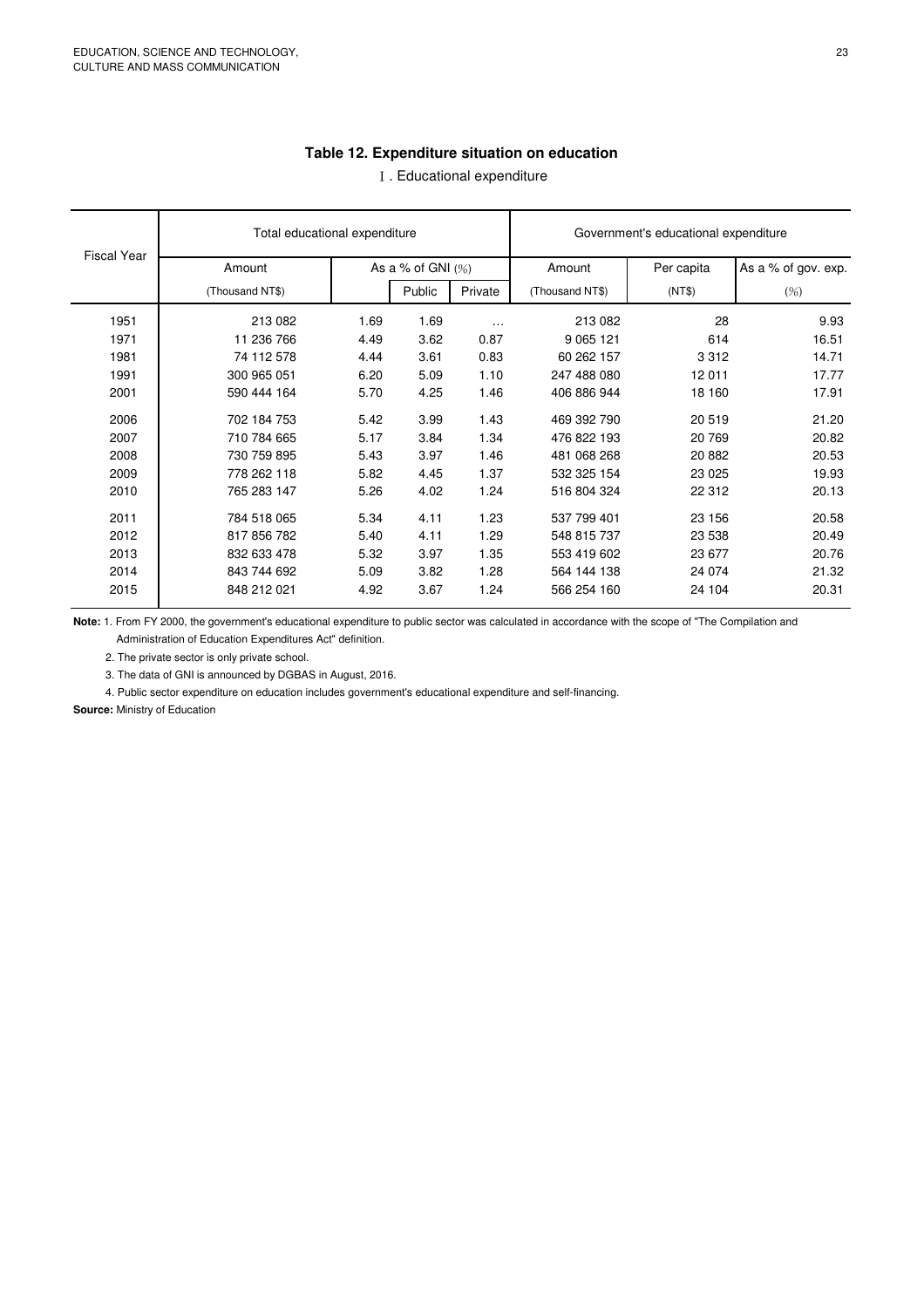## Table 12. Expenditure situation on education

### Ⅰ. Educational expenditure

| Fiscal Year | Total educational expenditure | | | | Government's educational expenditure | | |
|---|---|---|---|---|---|---|---|
| | Amount | As a % of GNI (%) | | | Amount | Per capita | As a % of gov. exp. |
| | (Thousand NT$) | | Public | Private | (Thousand NT$) | (NT$) | (%) |
| 1951 | 213 082 | 1.69 | 1.69 | … | 213 082 | 28 | 9.93 |
| 1971 | 11 236 766 | 4.49 | 3.62 | 0.87 | 9 065 121 | 614 | 16.51 |
| 1981 | 74 112 578 | 4.44 | 3.61 | 0.83 | 60 262 157 | 3 312 | 14.71 |
| 1991 | 300 965 051 | 6.20 | 5.09 | 1.10 | 247 488 080 | 12 011 | 17.77 |
| 2001 | 590 444 164 | 5.70 | 4.25 | 1.46 | 406 886 944 | 18 160 | 17.91 |
| 2006 | 702 184 753 | 5.42 | 3.99 | 1.43 | 469 392 790 | 20 519 | 21.20 |
| 2007 | 710 784 665 | 5.17 | 3.84 | 1.34 | 476 822 193 | 20 769 | 20.82 |
| 2008 | 730 759 895 | 5.43 | 3.97 | 1.46 | 481 068 268 | 20 882 | 20.53 |
| 2009 | 778 262 118 | 5.82 | 4.45 | 1.37 | 532 325 154 | 23 025 | 19.93 |
| 2010 | 765 283 147 | 5.26 | 4.02 | 1.24 | 516 804 324 | 22 312 | 20.13 |
| 2011 | 784 518 065 | 5.34 | 4.11 | 1.23 | 537 799 401 | 23 156 | 20.58 |
| 2012 | 817 856 782 | 5.40 | 4.11 | 1.29 | 548 815 737 | 23 538 | 20.49 |
| 2013 | 832 633 478 | 5.32 | 3.97 | 1.35 | 553 419 602 | 23 677 | 20.76 |
| 2014 | 843 744 692 | 5.09 | 3.82 | 1.28 | 564 144 138 | 24 074 | 21.32 |
| 2015 | 848 212 021 | 4.92 | 3.67 | 1.24 | 566 254 160 | 24 104 | 20.31 |

**Note:** 1. From FY 2000, the government's educational expenditure to public sector was calculated in accordance with the scope of "The Compilation and Administration of Education Expenditures Act" definition.

2. The private sector is only private school.

3. The data of GNI is announced by DGBAS in August, 2016.

4. Public sector expenditure on education includes government's educational expenditure and self-financing.

**Source:** Ministry of Education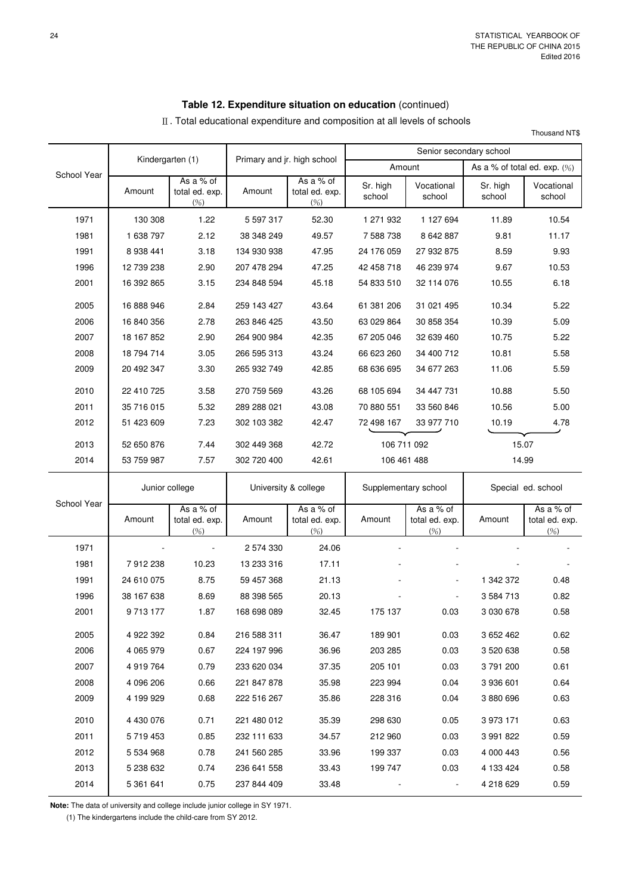## Table 12. Expenditure situation on education (continued)

### Ⅱ. Total educational expenditure and composition at all levels of schools

Thousand NT$

| School Year | Kindergarten (1) | | Primary and jr. high school | | Senior secondary school | | | |
|---|---|---|---|---|---|---|---|---|
| | | | | | Amount | | As a % of total ed. exp. (%) | |
| | Amount | As a % of total ed. exp. (%) | Amount | As a % of total ed. exp. (%) | Sr. high school | Vocational school | Sr. high school | Vocational school |
| 1971 | 130 308 | 1.22 | 5 597 317 | 52.30 | 1 271 932 | 1 127 694 | 11.89 | 10.54 |
| 1981 | 1 638 797 | 2.12 | 38 348 249 | 49.57 | 7 588 738 | 8 642 887 | 9.81 | 11.17 |
| 1991 | 8 938 441 | 3.18 | 134 930 938 | 47.95 | 24 176 059 | 27 932 875 | 8.59 | 9.93 |
| 1996 | 12 739 238 | 2.90 | 207 478 294 | 47.25 | 42 458 718 | 46 239 974 | 9.67 | 10.53 |
| 2001 | 16 392 865 | 3.15 | 234 848 594 | 45.18 | 54 833 510 | 32 114 076 | 10.55 | 6.18 |
| 2005 | 16 888 946 | 2.84 | 259 143 427 | 43.64 | 61 381 206 | 31 021 495 | 10.34 | 5.22 |
| 2006 | 16 840 356 | 2.78 | 263 846 425 | 43.50 | 63 029 864 | 30 858 354 | 10.39 | 5.09 |
| 2007 | 18 167 852 | 2.90 | 264 900 984 | 42.35 | 67 205 046 | 32 639 460 | 10.75 | 5.22 |
| 2008 | 18 794 714 | 3.05 | 266 595 313 | 43.24 | 66 623 260 | 34 400 712 | 10.81 | 5.58 |
| 2009 | 20 492 347 | 3.30 | 265 932 749 | 42.85 | 68 636 695 | 34 677 263 | 11.06 | 5.59 |
| 2010 | 22 410 725 | 3.58 | 270 759 569 | 43.26 | 68 105 694 | 34 447 731 | 10.88 | 5.50 |
| 2011 | 35 716 015 | 5.32 | 289 288 021 | 43.08 | 70 880 551 | 33 560 846 | 10.56 | 5.00 |
| 2012 | 51 423 609 | 7.23 | 302 103 382 | 42.47 | 72 498 167 | 33 977 710 | 10.19 | 4.78 |
| 2013 | 52 650 876 | 7.44 | 302 449 368 | 42.72 | 106 711 092 | | 15.07 | |
| 2014 | 53 759 987 | 7.57 | 302 720 400 | 42.61 | 106 461 488 | | 14.99 | |

| School Year | Junior college | | University & college | | Supplementary school | | Special ed. school | |
|---|---|---|---|---|---|---|---|---|
| | Amount | As a % of total ed. exp. (%) | Amount | As a % of total ed. exp. (%) | Amount | As a % of total ed. exp. (%) | Amount | As a % of total ed. exp. (%) |
| 1971 | - | - | 2 574 330 | 24.06 | - | - | - | - |
| 1981 | 7 912 238 | 10.23 | 13 233 316 | 17.11 | - | - | - | - |
| 1991 | 24 610 075 | 8.75 | 59 457 368 | 21.13 | - | - | 1 342 372 | 0.48 |
| 1996 | 38 167 638 | 8.69 | 88 398 565 | 20.13 | - | - | 3 584 713 | 0.82 |
| 2001 | 9 713 177 | 1.87 | 168 698 089 | 32.45 | 175 137 | 0.03 | 3 030 678 | 0.58 |
| 2005 | 4 922 392 | 0.84 | 216 588 311 | 36.47 | 189 901 | 0.03 | 3 652 462 | 0.62 |
| 2006 | 4 065 979 | 0.67 | 224 197 996 | 36.96 | 203 285 | 0.03 | 3 520 638 | 0.58 |
| 2007 | 4 919 764 | 0.79 | 233 620 034 | 37.35 | 205 101 | 0.03 | 3 791 200 | 0.61 |
| 2008 | 4 096 206 | 0.66 | 221 847 878 | 35.98 | 223 994 | 0.04 | 3 936 601 | 0.64 |
| 2009 | 4 199 929 | 0.68 | 222 516 267 | 35.86 | 228 316 | 0.04 | 3 880 696 | 0.63 |
| 2010 | 4 430 076 | 0.71 | 221 480 012 | 35.39 | 298 630 | 0.05 | 3 973 171 | 0.63 |
| 2011 | 5 719 453 | 0.85 | 232 111 633 | 34.57 | 212 960 | 0.03 | 3 991 822 | 0.59 |
| 2012 | 5 534 968 | 0.78 | 241 560 285 | 33.96 | 199 337 | 0.03 | 4 000 443 | 0.56 |
| 2013 | 5 238 632 | 0.74 | 236 641 558 | 33.43 | 199 747 | 0.03 | 4 133 424 | 0.58 |
| 2014 | 5 361 641 | 0.75 | 237 844 409 | 33.48 | - | - | 4 218 629 | 0.59 |

**Note:** The data of university and college include junior college in SY 1971.

(1) The kindergartens include the child-care from SY 2012.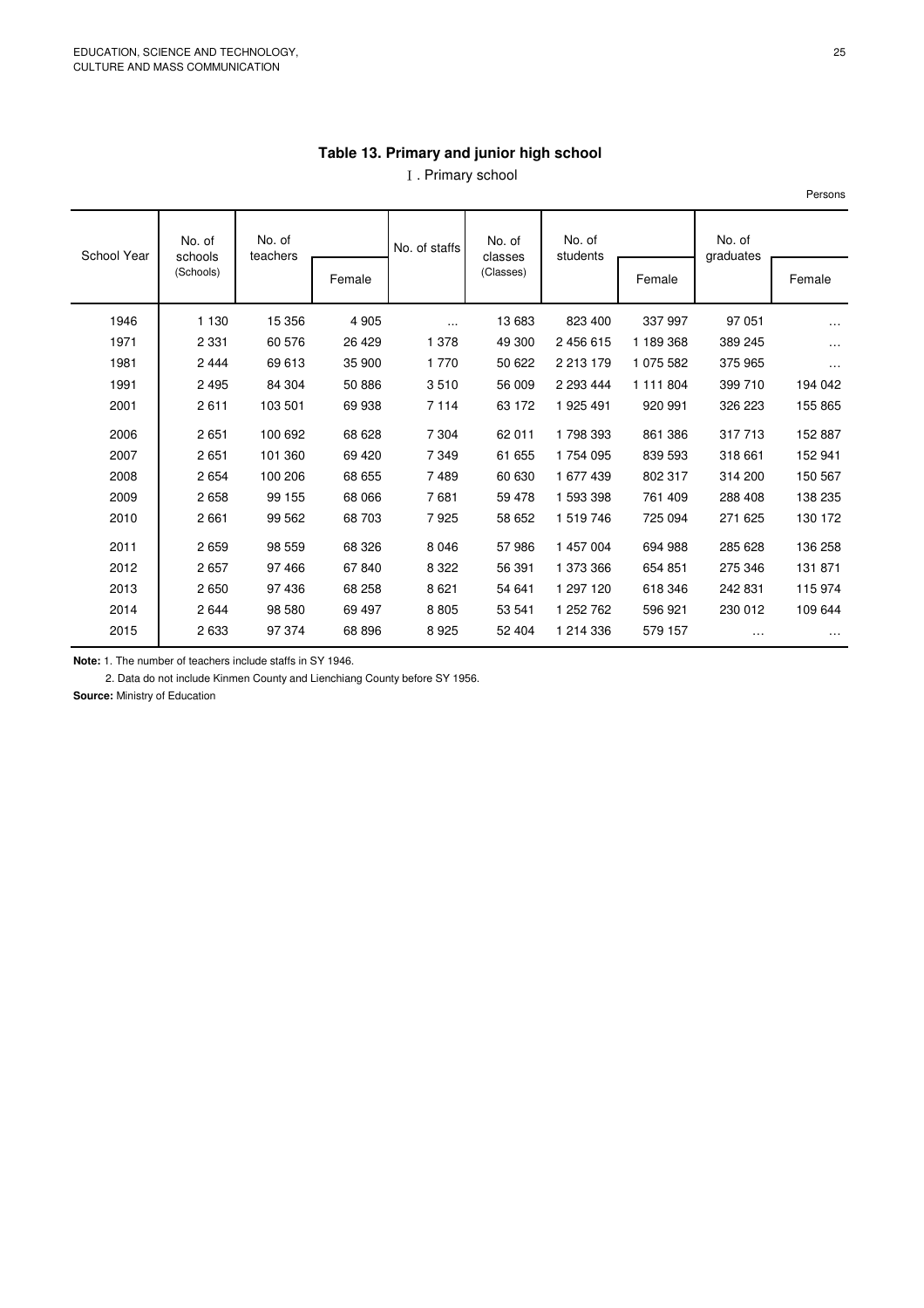## Table 13. Primary and junior high school

Ⅰ. Primary school

Persons

| School Year | No. of schools (Schools) | No. of teachers | | No. of staffs | No. of classes (Classes) | No. of students | | No. of graduates | |
|---|---|---|---|---|---|---|---|---|---|
| | | | Female | | | | Female | | Female |
| 1946 | 1 130 | 15 356 | 4 905 | … | 13 683 | 823 400 | 337 997 | 97 051 | … |
| 1971 | 2 331 | 60 576 | 26 429 | 1 378 | 49 300 | 2 456 615 | 1 189 368 | 389 245 | … |
| 1981 | 2 444 | 69 613 | 35 900 | 1 770 | 50 622 | 2 213 179 | 1 075 582 | 375 965 | … |
| 1991 | 2 495 | 84 304 | 50 886 | 3 510 | 56 009 | 2 293 444 | 1 111 804 | 399 710 | 194 042 |
| 2001 | 2 611 | 103 501 | 69 938 | 7 114 | 63 172 | 1 925 491 | 920 991 | 326 223 | 155 865 |
| 2006 | 2 651 | 100 692 | 68 628 | 7 304 | 62 011 | 1 798 393 | 861 386 | 317 713 | 152 887 |
| 2007 | 2 651 | 101 360 | 69 420 | 7 349 | 61 655 | 1 754 095 | 839 593 | 318 661 | 152 941 |
| 2008 | 2 654 | 100 206 | 68 655 | 7 489 | 60 630 | 1 677 439 | 802 317 | 314 200 | 150 567 |
| 2009 | 2 658 | 99 155 | 68 066 | 7 681 | 59 478 | 1 593 398 | 761 409 | 288 408 | 138 235 |
| 2010 | 2 661 | 99 562 | 68 703 | 7 925 | 58 652 | 1 519 746 | 725 094 | 271 625 | 130 172 |
| 2011 | 2 659 | 98 559 | 68 326 | 8 046 | 57 986 | 1 457 004 | 694 988 | 285 628 | 136 258 |
| 2012 | 2 657 | 97 466 | 67 840 | 8 322 | 56 391 | 1 373 366 | 654 851 | 275 346 | 131 871 |
| 2013 | 2 650 | 97 436 | 68 258 | 8 621 | 54 641 | 1 297 120 | 618 346 | 242 831 | 115 974 |
| 2014 | 2 644 | 98 580 | 69 497 | 8 805 | 53 541 | 1 252 762 | 596 921 | 230 012 | 109 644 |
| 2015 | 2 633 | 97 374 | 68 896 | 8 925 | 52 404 | 1 214 336 | 579 157 | … | … |

**Note:** 1. The number of teachers include staffs in SY 1946.

2. Data do not include Kinmen County and Lienchiang County before SY 1956.

**Source:** Ministry of Education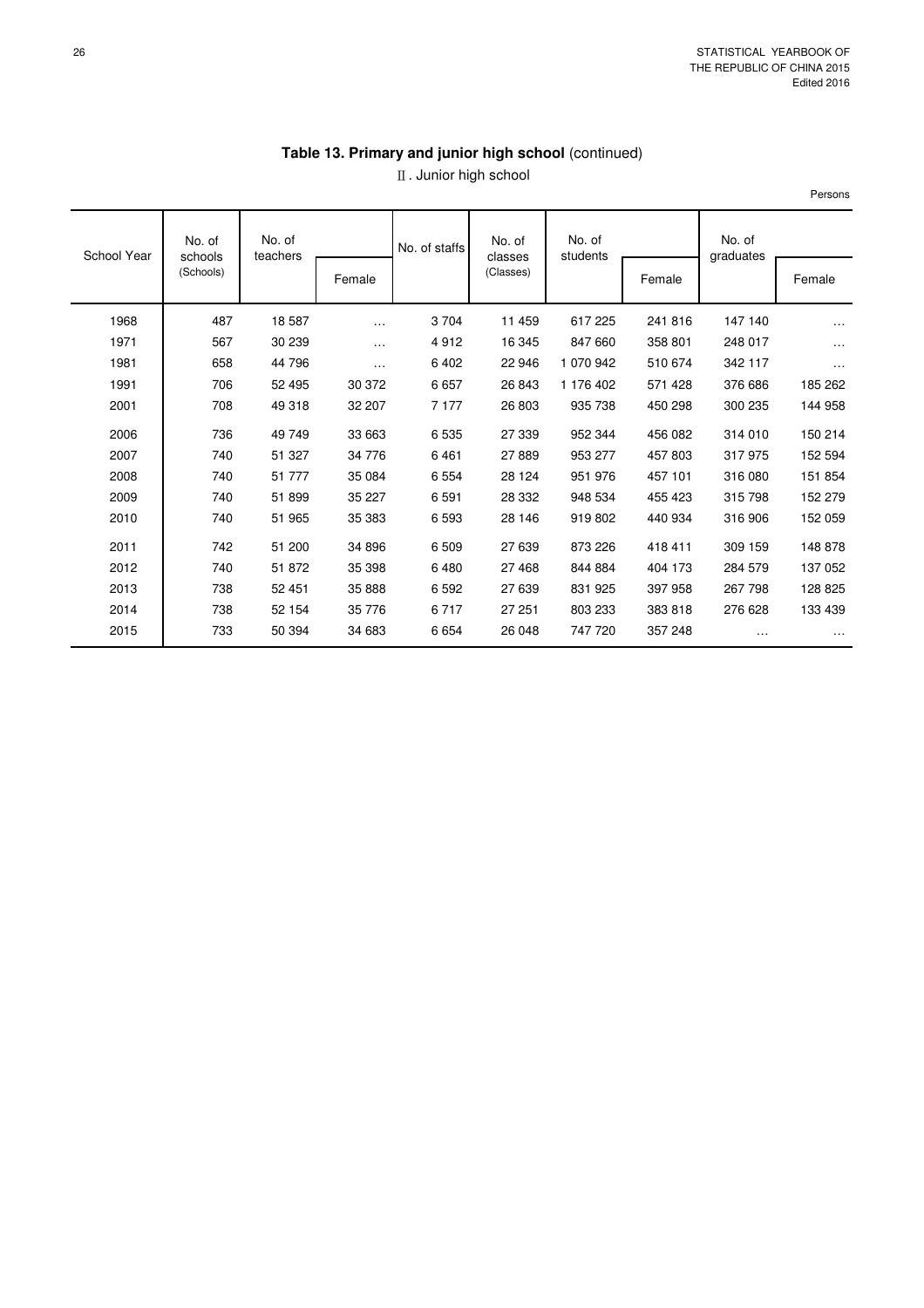## Table 13. Primary and junior high school (continued)

Ⅱ. Junior high school

Persons

| School Year | No. of schools (Schools) | No. of teachers | | No. of staffs | No. of classes (Classes) | No. of students | | No. of graduates | |
|---|---|---|---|---|---|---|---|---|---|
| | | | Female | | | | Female | | Female |
| 1968 | 487 | 18 587 | … | 3 704 | 11 459 | 617 225 | 241 816 | 147 140 | … |
| 1971 | 567 | 30 239 | … | 4 912 | 16 345 | 847 660 | 358 801 | 248 017 | … |
| 1981 | 658 | 44 796 | … | 6 402 | 22 946 | 1 070 942 | 510 674 | 342 117 | … |
| 1991 | 706 | 52 495 | 30 372 | 6 657 | 26 843 | 1 176 402 | 571 428 | 376 686 | 185 262 |
| 2001 | 708 | 49 318 | 32 207 | 7 177 | 26 803 | 935 738 | 450 298 | 300 235 | 144 958 |
| 2006 | 736 | 49 749 | 33 663 | 6 535 | 27 339 | 952 344 | 456 082 | 314 010 | 150 214 |
| 2007 | 740 | 51 327 | 34 776 | 6 461 | 27 889 | 953 277 | 457 803 | 317 975 | 152 594 |
| 2008 | 740 | 51 777 | 35 084 | 6 554 | 28 124 | 951 976 | 457 101 | 316 080 | 151 854 |
| 2009 | 740 | 51 899 | 35 227 | 6 591 | 28 332 | 948 534 | 455 423 | 315 798 | 152 279 |
| 2010 | 740 | 51 965 | 35 383 | 6 593 | 28 146 | 919 802 | 440 934 | 316 906 | 152 059 |
| 2011 | 742 | 51 200 | 34 896 | 6 509 | 27 639 | 873 226 | 418 411 | 309 159 | 148 878 |
| 2012 | 740 | 51 872 | 35 398 | 6 480 | 27 468 | 844 884 | 404 173 | 284 579 | 137 052 |
| 2013 | 738 | 52 451 | 35 888 | 6 592 | 27 639 | 831 925 | 397 958 | 267 798 | 128 825 |
| 2014 | 738 | 52 154 | 35 776 | 6 717 | 27 251 | 803 233 | 383 818 | 276 628 | 133 439 |
| 2015 | 733 | 50 394 | 34 683 | 6 654 | 26 048 | 747 720 | 357 248 | … | … |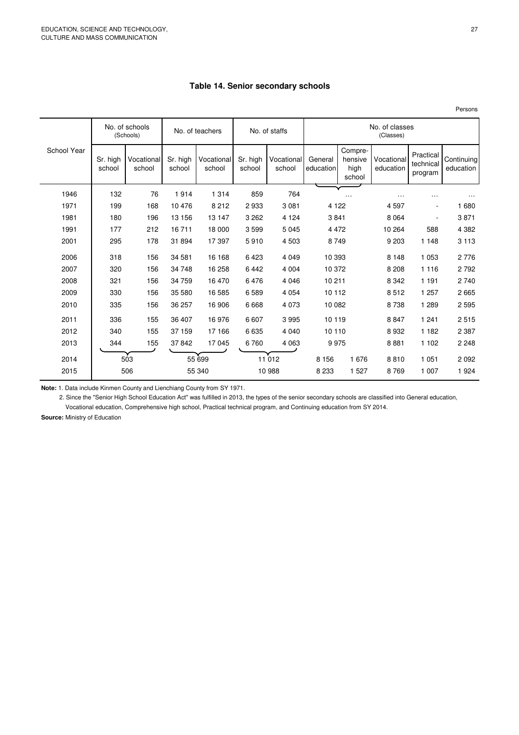## Table 14. Senior secondary schools

Persons

| School Year | No. of schools (Schools) | | No. of teachers | | No. of staffs | | No. of classes (Classes) | | | | |
|---|---|---|---|---|---|---|---|---|---|---|---|
| | Sr. high school | Vocational school | Sr. high school | Vocational school | Sr. high school | Vocational school | General education | Compre-hensive high school | Vocational education | Practical technical program | Continuing education |
| 1946 | 132 | 76 | 1 914 | 1 314 | 859 | 764 | … | | … | … | … |
| 1971 | 199 | 168 | 10 476 | 8 212 | 2 933 | 3 081 | 4 122 | | 4 597 | - | 1 680 |
| 1981 | 180 | 196 | 13 156 | 13 147 | 3 262 | 4 124 | 3 841 | | 8 064 | - | 3 871 |
| 1991 | 177 | 212 | 16 711 | 18 000 | 3 599 | 5 045 | 4 472 | | 10 264 | 588 | 4 382 |
| 2001 | 295 | 178 | 31 894 | 17 397 | 5 910 | 4 503 | 8 749 | | 9 203 | 1 148 | 3 113 |
| 2006 | 318 | 156 | 34 581 | 16 168 | 6 423 | 4 049 | 10 393 | | 8 148 | 1 053 | 2 776 |
| 2007 | 320 | 156 | 34 748 | 16 258 | 6 442 | 4 004 | 10 372 | | 8 208 | 1 116 | 2 792 |
| 2008 | 321 | 156 | 34 759 | 16 470 | 6 476 | 4 046 | 10 211 | | 8 342 | 1 191 | 2 740 |
| 2009 | 330 | 156 | 35 580 | 16 585 | 6 589 | 4 054 | 10 112 | | 8 512 | 1 257 | 2 665 |
| 2010 | 335 | 156 | 36 257 | 16 906 | 6 668 | 4 073 | 10 082 | | 8 738 | 1 289 | 2 595 |
| 2011 | 336 | 155 | 36 407 | 16 976 | 6 607 | 3 995 | 10 119 | | 8 847 | 1 241 | 2 515 |
| 2012 | 340 | 155 | 37 159 | 17 166 | 6 635 | 4 040 | 10 110 | | 8 932 | 1 182 | 2 387 |
| 2013 | 344 | 155 | 37 842 | 17 045 | 6 760 | 4 063 | 9 975 | | 8 881 | 1 102 | 2 248 |
| 2014 | 503 | | 55 699 | | 11 012 | | 8 156 | 1 676 | 8 810 | 1 051 | 2 092 |
| 2015 | 506 | | 55 340 | | 10 988 | | 8 233 | 1 527 | 8 769 | 1 007 | 1 924 |

**Note:** 1. Data include Kinmen County and Lienchiang County from SY 1971.

2. Since the "Senior High School Education Act" was fulfilled in 2013, the types of the senior secondary schools are classified into General education, Vocational education, Comprehensive high school, Practical technical program, and Continuing education from SY 2014.

**Source:** Ministry of Education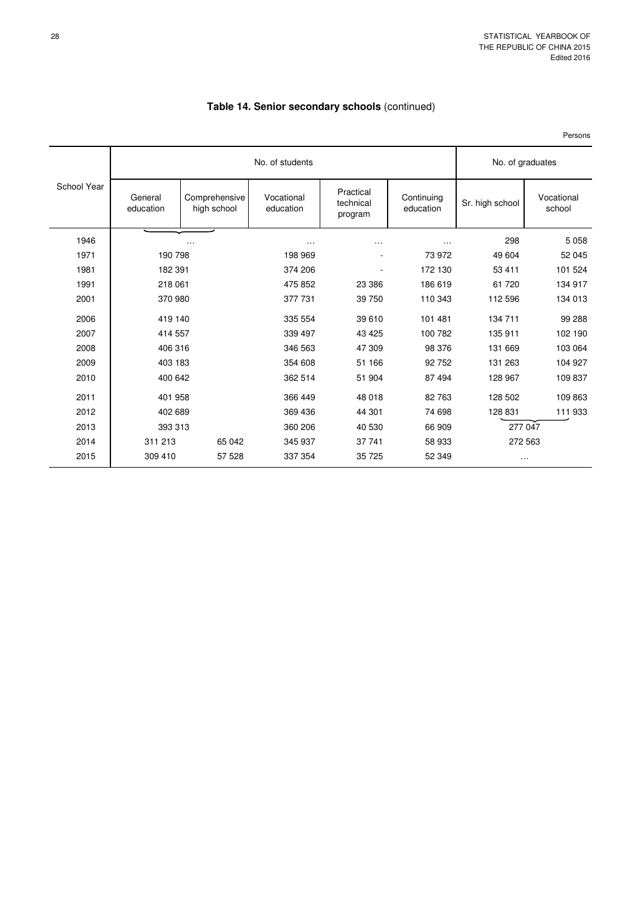## Table 14. Senior secondary schools (continued)

Persons

| School Year | No. of students | | | | | No. of graduates | |
|---|---|---|---|---|---|---|---|
| | General education | Comprehensive high school | Vocational education | Practical technical program | Continuing education | Sr. high school | Vocational school |
| 1946 | … | | … | … | … | 298 | 5 058 |
| 1971 | 190 798 | | 198 969 | - | 73 972 | 49 604 | 52 045 |
| 1981 | 182 391 | | 374 206 | - | 172 130 | 53 411 | 101 524 |
| 1991 | 218 061 | | 475 852 | 23 386 | 186 619 | 61 720 | 134 917 |
| 2001 | 370 980 | | 377 731 | 39 750 | 110 343 | 112 596 | 134 013 |
| 2006 | 419 140 | | 335 554 | 39 610 | 101 481 | 134 711 | 99 288 |
| 2007 | 414 557 | | 339 497 | 43 425 | 100 782 | 135 911 | 102 190 |
| 2008 | 406 316 | | 346 563 | 47 309 | 98 376 | 131 669 | 103 064 |
| 2009 | 403 183 | | 354 608 | 51 166 | 92 752 | 131 263 | 104 927 |
| 2010 | 400 642 | | 362 514 | 51 904 | 87 494 | 128 967 | 109 837 |
| 2011 | 401 958 | | 366 449 | 48 018 | 82 763 | 128 502 | 109 863 |
| 2012 | 402 689 | | 369 436 | 44 301 | 74 698 | 128 831 | 111 933 |
| 2013 | 393 313 | | 360 206 | 40 530 | 66 909 | 277 047 | |
| 2014 | 311 213 | 65 042 | 345 937 | 37 741 | 58 933 | 272 563 | |
| 2015 | 309 410 | 57 528 | 337 354 | 35 725 | 52 349 | … | |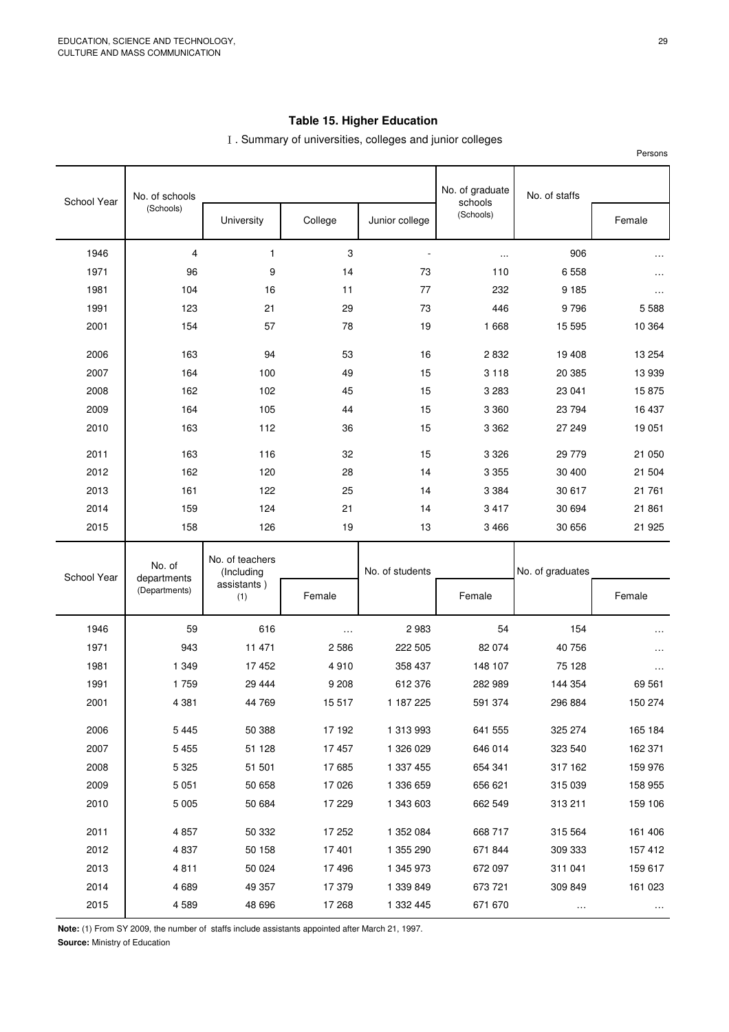## Table 15. Higher Education

Ⅰ. Summary of universities, colleges and junior colleges

Persons

| School Year | No. of schools (Schools) | | | | No. of graduate schools (Schools) | No. of staffs | |
|---|---|---|---|---|---|---|---|
| | | University | College | Junior college | | | Female |
| 1946 | 4 | 1 | 3 | - | ... | 906 | ... |
| 1971 | 96 | 9 | 14 | 73 | 110 | 6 558 | ... |
| 1981 | 104 | 16 | 11 | 77 | 232 | 9 185 | ... |
| 1991 | 123 | 21 | 29 | 73 | 446 | 9 796 | 5 588 |
| 2001 | 154 | 57 | 78 | 19 | 1 668 | 15 595 | 10 364 |
| 2006 | 163 | 94 | 53 | 16 | 2 832 | 19 408 | 13 254 |
| 2007 | 164 | 100 | 49 | 15 | 3 118 | 20 385 | 13 939 |
| 2008 | 162 | 102 | 45 | 15 | 3 283 | 23 041 | 15 875 |
| 2009 | 164 | 105 | 44 | 15 | 3 360 | 23 794 | 16 437 |
| 2010 | 163 | 112 | 36 | 15 | 3 362 | 27 249 | 19 051 |
| 2011 | 163 | 116 | 32 | 15 | 3 326 | 29 779 | 21 050 |
| 2012 | 162 | 120 | 28 | 14 | 3 355 | 30 400 | 21 504 |
| 2013 | 161 | 122 | 25 | 14 | 3 384 | 30 617 | 21 761 |
| 2014 | 159 | 124 | 21 | 14 | 3 417 | 30 694 | 21 861 |
| 2015 | 158 | 126 | 19 | 13 | 3 466 | 30 656 | 21 925 |

| School Year | No. of departments (Departments) | No. of teachers (Including assistants ) (1) | | No. of students | | No. of graduates | |
|---|---|---|---|---|---|---|---|
| | | | Female | | Female | | Female |
| 1946 | 59 | 616 | ... | 2 983 | 54 | 154 | ... |
| 1971 | 943 | 11 471 | 2 586 | 222 505 | 82 074 | 40 756 | ... |
| 1981 | 1 349 | 17 452 | 4 910 | 358 437 | 148 107 | 75 128 | ... |
| 1991 | 1 759 | 29 444 | 9 208 | 612 376 | 282 989 | 144 354 | 69 561 |
| 2001 | 4 381 | 44 769 | 15 517 | 1 187 225 | 591 374 | 296 884 | 150 274 |
| 2006 | 5 445 | 50 388 | 17 192 | 1 313 993 | 641 555 | 325 274 | 165 184 |
| 2007 | 5 455 | 51 128 | 17 457 | 1 326 029 | 646 014 | 323 540 | 162 371 |
| 2008 | 5 325 | 51 501 | 17 685 | 1 337 455 | 654 341 | 317 162 | 159 976 |
| 2009 | 5 051 | 50 658 | 17 026 | 1 336 659 | 656 621 | 315 039 | 158 955 |
| 2010 | 5 005 | 50 684 | 17 229 | 1 343 603 | 662 549 | 313 211 | 159 106 |
| 2011 | 4 857 | 50 332 | 17 252 | 1 352 084 | 668 717 | 315 564 | 161 406 |
| 2012 | 4 837 | 50 158 | 17 401 | 1 355 290 | 671 844 | 309 333 | 157 412 |
| 2013 | 4 811 | 50 024 | 17 496 | 1 345 973 | 672 097 | 311 041 | 159 617 |
| 2014 | 4 689 | 49 357 | 17 379 | 1 339 849 | 673 721 | 309 849 | 161 023 |
| 2015 | 4 589 | 48 696 | 17 268 | 1 332 445 | 671 670 | ... | ... |

**Note:** (1) From SY 2009, the number of staffs include assistants appointed after March 21, 1997.

**Source:** Ministry of Education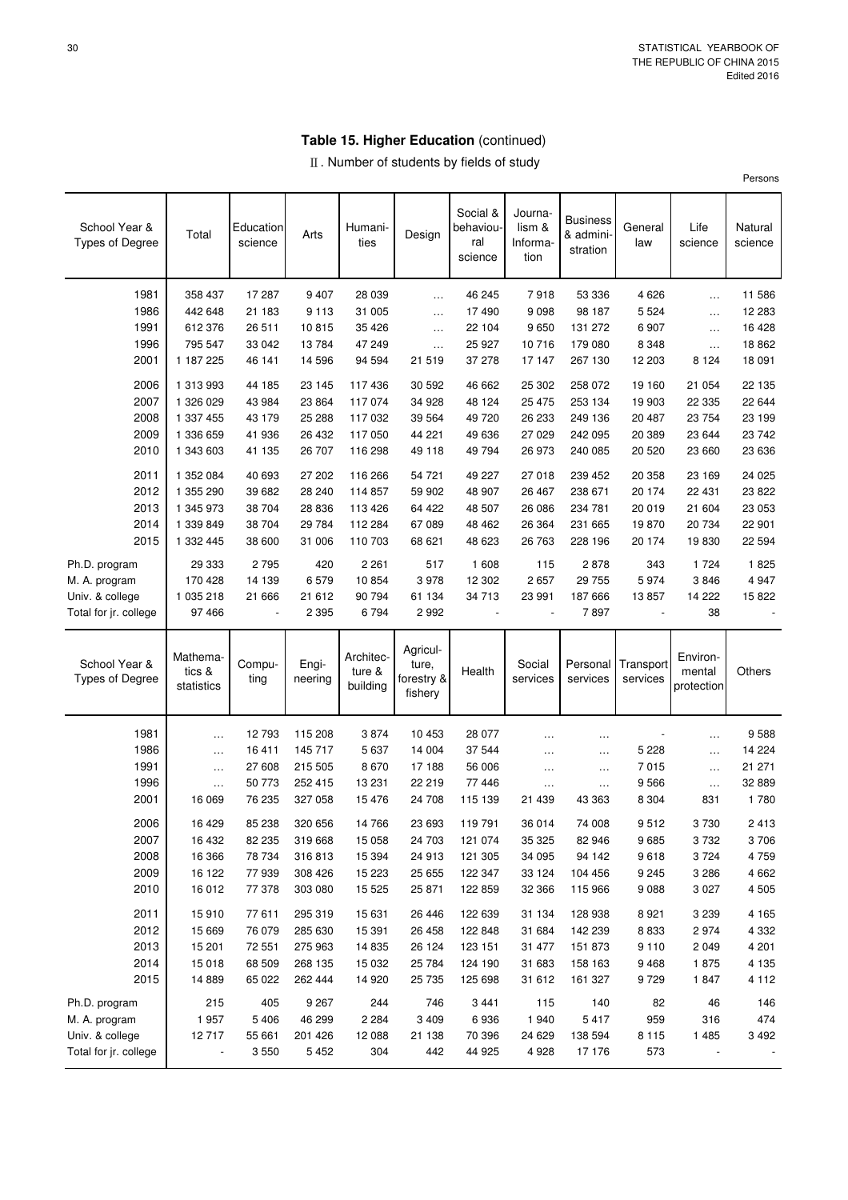## Table 15. Higher Education (continued)

### Ⅱ. Number of students by fields of study

Persons

| School Year & Types of Degree | Total | Education science | Arts | Humanities | Design | Social & behavioural science | Journalism & Information | Business & administration | General law | Life science | Natural science |
|---|---|---|---|---|---|---|---|---|---|---|---|
| 1981 | 358 437 | 17 287 | 9 407 | 28 039 | … | 46 245 | 7 918 | 53 336 | 4 626 | … | 11 586 |
| 1986 | 442 648 | 21 183 | 9 113 | 31 005 | … | 17 490 | 9 098 | 98 187 | 5 524 | … | 12 283 |
| 1991 | 612 376 | 26 511 | 10 815 | 35 426 | … | 22 104 | 9 650 | 131 272 | 6 907 | … | 16 428 |
| 1996 | 795 547 | 33 042 | 13 784 | 47 249 | … | 25 927 | 10 716 | 179 080 | 8 348 | … | 18 862 |
| 2001 | 1 187 225 | 46 141 | 14 596 | 94 594 | 21 519 | 37 278 | 17 147 | 267 130 | 12 203 | 8 124 | 18 091 |
| 2006 | 1 313 993 | 44 185 | 23 145 | 117 436 | 30 592 | 46 662 | 25 302 | 258 072 | 19 160 | 21 054 | 22 135 |
| 2007 | 1 326 029 | 43 984 | 23 864 | 117 074 | 34 928 | 48 124 | 25 475 | 253 134 | 19 903 | 22 335 | 22 644 |
| 2008 | 1 337 455 | 43 179 | 25 288 | 117 032 | 39 564 | 49 720 | 26 233 | 249 136 | 20 487 | 23 754 | 23 199 |
| 2009 | 1 336 659 | 41 936 | 26 432 | 117 050 | 44 221 | 49 636 | 27 029 | 242 095 | 20 389 | 23 644 | 23 742 |
| 2010 | 1 343 603 | 41 135 | 26 707 | 116 298 | 49 118 | 49 794 | 26 973 | 240 085 | 20 520 | 23 660 | 23 636 |
| 2011 | 1 352 084 | 40 693 | 27 202 | 116 266 | 54 721 | 49 227 | 27 018 | 239 452 | 20 358 | 23 169 | 24 025 |
| 2012 | 1 355 290 | 39 682 | 28 240 | 114 857 | 59 902 | 48 907 | 26 467 | 238 671 | 20 174 | 22 431 | 23 822 |
| 2013 | 1 345 973 | 38 704 | 28 836 | 113 426 | 64 422 | 48 507 | 26 086 | 234 781 | 20 019 | 21 604 | 23 053 |
| 2014 | 1 339 849 | 38 704 | 29 784 | 112 284 | 67 089 | 48 462 | 26 364 | 231 665 | 19 870 | 20 734 | 22 901 |
| 2015 | 1 332 445 | 38 600 | 31 006 | 110 703 | 68 621 | 48 623 | 26 763 | 228 196 | 20 174 | 19 830 | 22 594 |
| Ph.D. program | 29 333 | 2 795 | 420 | 2 261 | 517 | 1 608 | 115 | 2 878 | 343 | 1 724 | 1 825 |
| M. A. program | 170 428 | 14 139 | 6 579 | 10 854 | 3 978 | 12 302 | 2 657 | 29 755 | 5 974 | 3 846 | 4 947 |
| Univ. & college | 1 035 218 | 21 666 | 21 612 | 90 794 | 61 134 | 34 713 | 23 991 | 187 666 | 13 857 | 14 222 | 15 822 |
| Total for jr. college | 97 466 | - | 2 395 | 6 794 | 2 992 | - | - | 7 897 | - | 38 | - |

| School Year & Types of Degree | Mathematics & statistics | Computing | Engineering | Architecture & building | Agriculture, forestry & fishery | Health | Social services | Personal services | Transport services | Environmental protection | Others |
|---|---|---|---|---|---|---|---|---|---|---|---|
| 1981 | … | 12 793 | 115 208 | 3 874 | 10 453 | 28 077 | … | … | - | … | 9 588 |
| 1986 | … | 16 411 | 145 717 | 5 637 | 14 004 | 37 544 | … | … | 5 228 | … | 14 224 |
| 1991 | … | 27 608 | 215 505 | 8 670 | 17 188 | 56 006 | … | … | 7 015 | … | 21 271 |
| 1996 | … | 50 773 | 252 415 | 13 231 | 22 219 | 77 446 | … | … | 9 566 | … | 32 889 |
| 2001 | 16 069 | 76 235 | 327 058 | 15 476 | 24 708 | 115 139 | 21 439 | 43 363 | 8 304 | 831 | 1 780 |
| 2006 | 16 429 | 85 238 | 320 656 | 14 766 | 23 693 | 119 791 | 36 014 | 74 008 | 9 512 | 3 730 | 2 413 |
| 2007 | 16 432 | 82 235 | 319 668 | 15 058 | 24 703 | 121 074 | 35 325 | 82 946 | 9 685 | 3 732 | 3 706 |
| 2008 | 16 366 | 78 734 | 316 813 | 15 394 | 24 913 | 121 305 | 34 095 | 94 142 | 9 618 | 3 724 | 4 759 |
| 2009 | 16 122 | 77 939 | 308 426 | 15 223 | 25 655 | 122 347 | 33 124 | 104 456 | 9 245 | 3 286 | 4 662 |
| 2010 | 16 012 | 77 378 | 303 080 | 15 525 | 25 871 | 122 859 | 32 366 | 115 966 | 9 088 | 3 027 | 4 505 |
| 2011 | 15 910 | 77 611 | 295 319 | 15 631 | 26 446 | 122 639 | 31 134 | 128 938 | 8 921 | 3 239 | 4 165 |
| 2012 | 15 669 | 76 079 | 285 630 | 15 391 | 26 458 | 122 848 | 31 684 | 142 239 | 8 833 | 2 974 | 4 332 |
| 2013 | 15 201 | 72 551 | 275 963 | 14 835 | 26 124 | 123 151 | 31 477 | 151 873 | 9 110 | 2 049 | 4 201 |
| 2014 | 15 018 | 68 509 | 268 135 | 15 032 | 25 784 | 124 190 | 31 683 | 158 163 | 9 468 | 1 875 | 4 135 |
| 2015 | 14 889 | 65 022 | 262 444 | 14 920 | 25 735 | 125 698 | 31 612 | 161 327 | 9 729 | 1 847 | 4 112 |
| Ph.D. program | 215 | 405 | 9 267 | 244 | 746 | 3 441 | 115 | 140 | 82 | 46 | 146 |
| M. A. program | 1 957 | 5 406 | 46 299 | 2 284 | 3 409 | 6 936 | 1 940 | 5 417 | 959 | 316 | 474 |
| Univ. & college | 12 717 | 55 661 | 201 426 | 12 088 | 21 138 | 70 396 | 24 629 | 138 594 | 8 115 | 1 485 | 3 492 |
| Total for jr. college | - | 3 550 | 5 452 | 304 | 442 | 44 925 | 4 928 | 17 176 | 573 | - | - |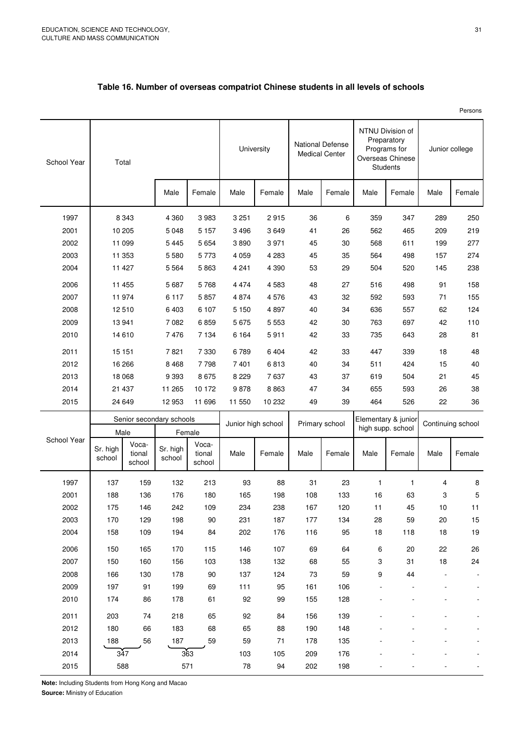## Table 16. Number of overseas compatriot Chinese students in all levels of schools

Persons

| School Year | Total | Total Male | Total Female | University Male | University Female | National Defense Medical Center Male | National Defense Medical Center Female | NTNU Division of Preparatory Programs for Overseas Chinese Students Male | NTNU Division of Preparatory Programs for Overseas Chinese Students Female | Junior college Male | Junior college Female |
|---|---|---|---|---|---|---|---|---|---|---|---|
| 1997 | 8 343 | 4 360 | 3 983 | 3 251 | 2 915 | 36 | 6 | 359 | 347 | 289 | 250 |
| 2001 | 10 205 | 5 048 | 5 157 | 3 496 | 3 649 | 41 | 26 | 562 | 465 | 209 | 219 |
| 2002 | 11 099 | 5 445 | 5 654 | 3 890 | 3 971 | 45 | 30 | 568 | 611 | 199 | 277 |
| 2003 | 11 353 | 5 580 | 5 773 | 4 059 | 4 283 | 45 | 35 | 564 | 498 | 157 | 274 |
| 2004 | 11 427 | 5 564 | 5 863 | 4 241 | 4 390 | 53 | 29 | 504 | 520 | 145 | 238 |
| 2006 | 11 455 | 5 687 | 5 768 | 4 474 | 4 583 | 48 | 27 | 516 | 498 | 91 | 158 |
| 2007 | 11 974 | 6 117 | 5 857 | 4 874 | 4 576 | 43 | 32 | 592 | 593 | 71 | 155 |
| 2008 | 12 510 | 6 403 | 6 107 | 5 150 | 4 897 | 40 | 34 | 636 | 557 | 62 | 124 |
| 2009 | 13 941 | 7 082 | 6 859 | 5 675 | 5 553 | 42 | 30 | 763 | 697 | 42 | 110 |
| 2010 | 14 610 | 7 476 | 7 134 | 6 164 | 5 911 | 42 | 33 | 735 | 643 | 28 | 81 |
| 2011 | 15 151 | 7 821 | 7 330 | 6 789 | 6 404 | 42 | 33 | 447 | 339 | 18 | 48 |
| 2012 | 16 266 | 8 468 | 7 798 | 7 401 | 6 813 | 40 | 34 | 511 | 424 | 15 | 40 |
| 2013 | 18 068 | 9 393 | 8 675 | 8 229 | 7 637 | 43 | 37 | 619 | 504 | 21 | 45 |
| 2014 | 21 437 | 11 265 | 10 172 | 9 878 | 8 863 | 47 | 34 | 655 | 593 | 26 | 38 |
| 2015 | 24 649 | 12 953 | 11 696 | 11 550 | 10 232 | 49 | 39 | 464 | 526 | 22 | 36 |

| School Year | Senior secondary schools | | | | Junior high school | | Primary school | | Elementary & junior high supp. school | | Continuing school | |
|---|---|---|---|---|---|---|---|---|---|---|---|---|
| | Male | | Female | | | | | | | | | |
| | Sr. high school | Voca-tional school | Sr. high school | Voca-tional school | Male | Female | Male | Female | Male | Female | Male | Female |
| 1997 | 137 | 159 | 132 | 213 | 93 | 88 | 31 | 23 | 1 | 1 | 4 | 8 |
| 2001 | 188 | 136 | 176 | 180 | 165 | 198 | 108 | 133 | 16 | 63 | 3 | 5 |
| 2002 | 175 | 146 | 242 | 109 | 234 | 238 | 167 | 120 | 11 | 45 | 10 | 11 |
| 2003 | 170 | 129 | 198 | 90 | 231 | 187 | 177 | 134 | 28 | 59 | 20 | 15 |
| 2004 | 158 | 109 | 194 | 84 | 202 | 176 | 116 | 95 | 18 | 118 | 18 | 19 |
| 2006 | 150 | 165 | 170 | 115 | 146 | 107 | 69 | 64 | 6 | 20 | 22 | 26 |
| 2007 | 150 | 160 | 156 | 103 | 138 | 132 | 68 | 55 | 3 | 31 | 18 | 24 |
| 2008 | 166 | 130 | 178 | 90 | 137 | 124 | 73 | 59 | 9 | 44 | - | - |
| 2009 | 197 | 91 | 199 | 69 | 111 | 95 | 161 | 106 | - | - | - | - |
| 2010 | 174 | 86 | 178 | 61 | 92 | 99 | 155 | 128 | - | - | - | - |
| 2011 | 203 | 74 | 218 | 65 | 92 | 84 | 156 | 139 | - | - | - | - |
| 2012 | 180 | 66 | 183 | 68 | 65 | 88 | 190 | 148 | - | - | - | - |
| 2013 | 188 | 56 | 187 | 59 | 59 | 71 | 178 | 135 | - | - | - | - |
| 2014 | 347 | | 363 | | 103 | 105 | 209 | 176 | - | - | - | - |
| 2015 | 588 | | 571 | | 78 | 94 | 202 | 198 | - | - | - | - |

**Note:** Including Students from Hong Kong and Macao

**Source:** Ministry of Education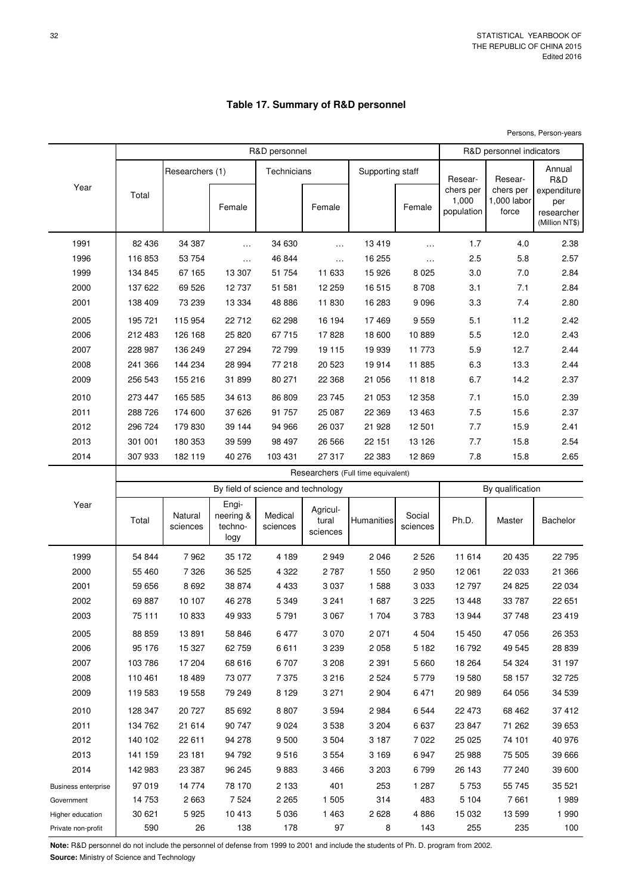# Table 17. Summary of R&D personnel

Persons, Person-years

| Year | R&D personnel | | | | | | | R&D personnel indicators | | |
|---|---|---|---|---|---|---|---|---|---|---|
| | Total | Researchers (1) | | Technicians | | Supporting staff | | Researchers per 1,000 population | Researchers per 1,000 labor force | Annual R&D expenditure per researcher (Million NT$) |
| | | | Female | | Female | | Female | | | |
| 1991 | 82 436 | 34 387 | … | 34 630 | … | 13 419 | … | 1.7 | 4.0 | 2.38 |
| 1996 | 116 853 | 53 754 | … | 46 844 | … | 16 255 | … | 2.5 | 5.8 | 2.57 |
| 1999 | 134 845 | 67 165 | 13 307 | 51 754 | 11 633 | 15 926 | 8 025 | 3.0 | 7.0 | 2.84 |
| 2000 | 137 622 | 69 526 | 12 737 | 51 581 | 12 259 | 16 515 | 8 708 | 3.1 | 7.1 | 2.84 |
| 2001 | 138 409 | 73 239 | 13 334 | 48 886 | 11 830 | 16 283 | 9 096 | 3.3 | 7.4 | 2.80 |
| 2005 | 195 721 | 115 954 | 22 712 | 62 298 | 16 194 | 17 469 | 9 559 | 5.1 | 11.2 | 2.42 |
| 2006 | 212 483 | 126 168 | 25 820 | 67 715 | 17 828 | 18 600 | 10 889 | 5.5 | 12.0 | 2.43 |
| 2007 | 228 987 | 136 249 | 27 294 | 72 799 | 19 115 | 19 939 | 11 773 | 5.9 | 12.7 | 2.44 |
| 2008 | 241 366 | 144 234 | 28 994 | 77 218 | 20 523 | 19 914 | 11 885 | 6.3 | 13.3 | 2.44 |
| 2009 | 256 543 | 155 216 | 31 899 | 80 271 | 22 368 | 21 056 | 11 818 | 6.7 | 14.2 | 2.37 |
| 2010 | 273 447 | 165 585 | 34 613 | 86 809 | 23 745 | 21 053 | 12 358 | 7.1 | 15.0 | 2.39 |
| 2011 | 288 726 | 174 600 | 37 626 | 91 757 | 25 087 | 22 369 | 13 463 | 7.5 | 15.6 | 2.37 |
| 2012 | 296 724 | 179 830 | 39 144 | 94 966 | 26 037 | 21 928 | 12 501 | 7.7 | 15.9 | 2.41 |
| 2013 | 301 001 | 180 353 | 39 599 | 98 497 | 26 566 | 22 151 | 13 126 | 7.7 | 15.8 | 2.54 |
| 2014 | 307 933 | 182 119 | 40 276 | 103 431 | 27 317 | 22 383 | 12 869 | 7.8 | 15.8 | 2.65 |

| Year | Researchers (Full time equivalent) | | | | | | | | | |
|---|---|---|---|---|---|---|---|---|---|---|
| | By field of science and technology | | | | | | | By qualification | | |
| | Total | Natural sciences | Engineering & technology | Medical sciences | Agricultural sciences | Humanities | Social sciences | Ph.D. | Master | Bachelor |
| 1999 | 54 844 | 7 962 | 35 172 | 4 189 | 2 949 | 2 046 | 2 526 | 11 614 | 20 435 | 22 795 |
| 2000 | 55 460 | 7 326 | 36 525 | 4 322 | 2 787 | 1 550 | 2 950 | 12 061 | 22 033 | 21 366 |
| 2001 | 59 656 | 8 692 | 38 874 | 4 433 | 3 037 | 1 588 | 3 033 | 12 797 | 24 825 | 22 034 |
| 2002 | 69 887 | 10 107 | 46 278 | 5 349 | 3 241 | 1 687 | 3 225 | 13 448 | 33 787 | 22 651 |
| 2003 | 75 111 | 10 833 | 49 933 | 5 791 | 3 067 | 1 704 | 3 783 | 13 944 | 37 748 | 23 419 |
| 2005 | 88 859 | 13 891 | 58 846 | 6 477 | 3 070 | 2 071 | 4 504 | 15 450 | 47 056 | 26 353 |
| 2006 | 95 176 | 15 327 | 62 759 | 6 611 | 3 239 | 2 058 | 5 182 | 16 792 | 49 545 | 28 839 |
| 2007 | 103 786 | 17 204 | 68 616 | 6 707 | 3 208 | 2 391 | 5 660 | 18 264 | 54 324 | 31 197 |
| 2008 | 110 461 | 18 489 | 73 077 | 7 375 | 3 216 | 2 524 | 5 779 | 19 580 | 58 157 | 32 725 |
| 2009 | 119 583 | 19 558 | 79 249 | 8 129 | 3 271 | 2 904 | 6 471 | 20 989 | 64 056 | 34 539 |
| 2010 | 128 347 | 20 727 | 85 692 | 8 807 | 3 594 | 2 984 | 6 544 | 22 473 | 68 462 | 37 412 |
| 2011 | 134 762 | 21 614 | 90 747 | 9 024 | 3 538 | 3 204 | 6 637 | 23 847 | 71 262 | 39 653 |
| 2012 | 140 102 | 22 611 | 94 278 | 9 500 | 3 504 | 3 187 | 7 022 | 25 025 | 74 101 | 40 976 |
| 2013 | 141 159 | 23 181 | 94 792 | 9 516 | 3 554 | 3 169 | 6 947 | 25 988 | 75 505 | 39 666 |
| 2014 | 142 983 | 23 387 | 96 245 | 9 883 | 3 466 | 3 203 | 6 799 | 26 143 | 77 240 | 39 600 |
| Business enterprise | 97 019 | 14 774 | 78 170 | 2 133 | 401 | 253 | 1 287 | 5 753 | 55 745 | 35 521 |
| Government | 14 753 | 2 663 | 7 524 | 2 265 | 1 505 | 314 | 483 | 5 104 | 7 661 | 1 989 |
| Higher education | 30 621 | 5 925 | 10 413 | 5 036 | 1 463 | 2 628 | 4 886 | 15 032 | 13 599 | 1 990 |
| Private non-profit | 590 | 26 | 138 | 178 | 97 | 8 | 143 | 255 | 235 | 100 |

**Note:** R&D personnel do not include the personnel of defense from 1999 to 2001 and include the students of Ph. D. program from 2002.

**Source:** Ministry of Science and Technology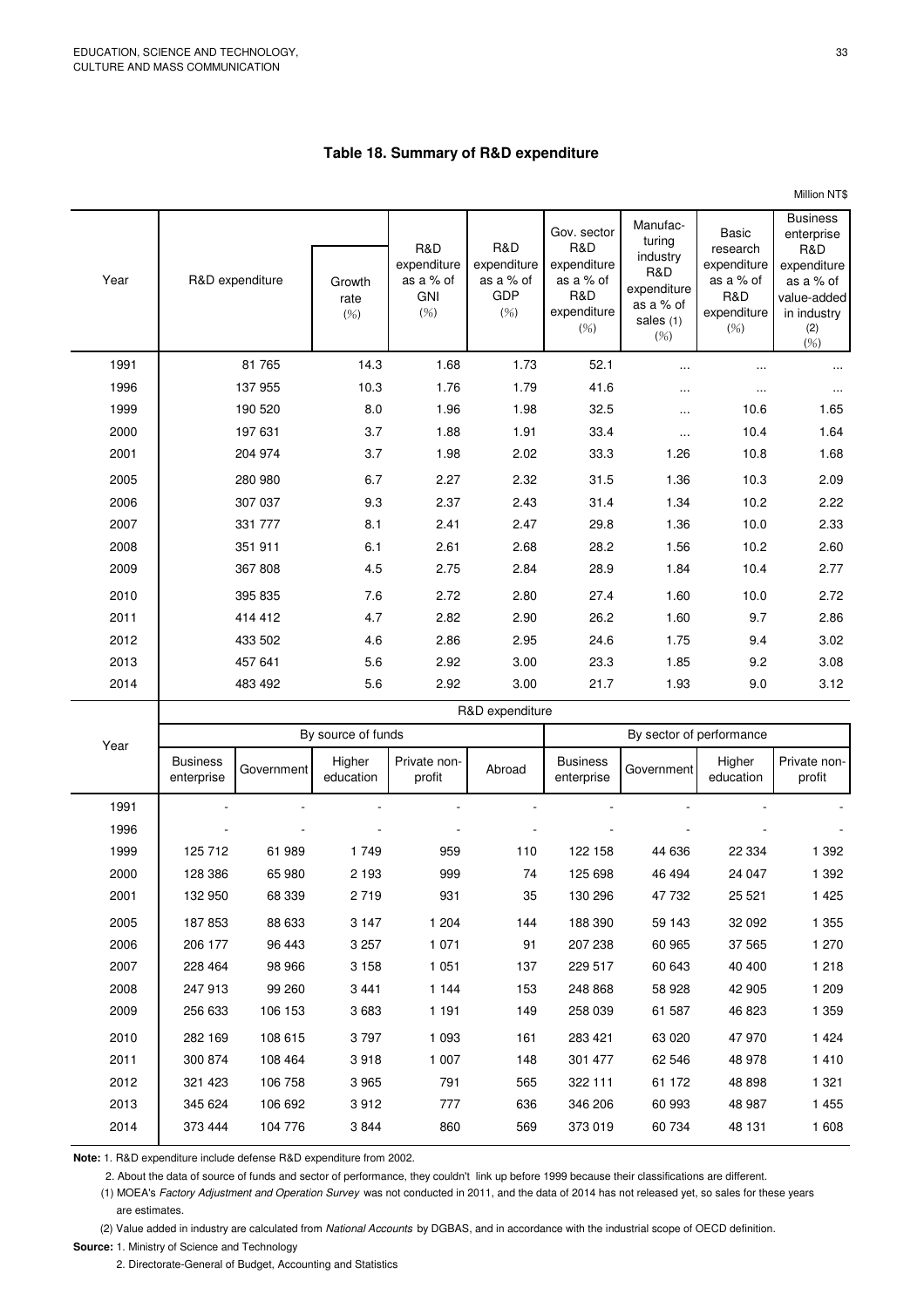# Table 18. Summary of R&D expenditure

Million NT$

| Year | R&D expenditure | Growth rate (%) | R&D expenditure as a % of GNI (%) | R&D expenditure as a % of GDP (%) | Gov. sector R&D expenditure as a % of R&D expenditure (%) | Manufacturing industry R&D expenditure as a % of sales (1) (%) | Basic research expenditure as a % of R&D expenditure (%) | Business enterprise R&D expenditure as a % of value-added in industry (2) (%) |
|---|---|---|---|---|---|---|---|---|
| 1991 | 81 765 | 14.3 | 1.68 | 1.73 | 52.1 | ... | ... | ... |
| 1996 | 137 955 | 10.3 | 1.76 | 1.79 | 41.6 | ... | ... | ... |
| 1999 | 190 520 | 8.0 | 1.96 | 1.98 | 32.5 | ... | 10.6 | 1.65 |
| 2000 | 197 631 | 3.7 | 1.88 | 1.91 | 33.4 | ... | 10.4 | 1.64 |
| 2001 | 204 974 | 3.7 | 1.98 | 2.02 | 33.3 | 1.26 | 10.8 | 1.68 |
| 2005 | 280 980 | 6.7 | 2.27 | 2.32 | 31.5 | 1.36 | 10.3 | 2.09 |
| 2006 | 307 037 | 9.3 | 2.37 | 2.43 | 31.4 | 1.34 | 10.2 | 2.22 |
| 2007 | 331 777 | 8.1 | 2.41 | 2.47 | 29.8 | 1.36 | 10.0 | 2.33 |
| 2008 | 351 911 | 6.1 | 2.61 | 2.68 | 28.2 | 1.56 | 10.2 | 2.60 |
| 2009 | 367 808 | 4.5 | 2.75 | 2.84 | 28.9 | 1.84 | 10.4 | 2.77 |
| 2010 | 395 835 | 7.6 | 2.72 | 2.80 | 27.4 | 1.60 | 10.0 | 2.72 |
| 2011 | 414 412 | 4.7 | 2.82 | 2.90 | 26.2 | 1.60 | 9.7 | 2.86 |
| 2012 | 433 502 | 4.6 | 2.86 | 2.95 | 24.6 | 1.75 | 9.4 | 3.02 |
| 2013 | 457 641 | 5.6 | 2.92 | 3.00 | 23.3 | 1.85 | 9.2 | 3.08 |
| 2014 | 483 492 | 5.6 | 2.92 | 3.00 | 21.7 | 1.93 | 9.0 | 3.12 |

| Year | R&D expenditure | | | | | | | | |
|---|---|---|---|---|---|---|---|---|---|
| | By source of funds | | | | | By sector of performance | | | |
| | Business enterprise | Government | Higher education | Private non-profit | Abroad | Business enterprise | Government | Higher education | Private non-profit |
| 1991 | - | - | - | - | - | - | - | - | - |
| 1996 | - | - | - | - | - | - | - | - | - |
| 1999 | 125 712 | 61 989 | 1 749 | 959 | 110 | 122 158 | 44 636 | 22 334 | 1 392 |
| 2000 | 128 386 | 65 980 | 2 193 | 999 | 74 | 125 698 | 46 494 | 24 047 | 1 392 |
| 2001 | 132 950 | 68 339 | 2 719 | 931 | 35 | 130 296 | 47 732 | 25 521 | 1 425 |
| 2005 | 187 853 | 88 633 | 3 147 | 1 204 | 144 | 188 390 | 59 143 | 32 092 | 1 355 |
| 2006 | 206 177 | 96 443 | 3 257 | 1 071 | 91 | 207 238 | 60 965 | 37 565 | 1 270 |
| 2007 | 228 464 | 98 966 | 3 158 | 1 051 | 137 | 229 517 | 60 643 | 40 400 | 1 218 |
| 2008 | 247 913 | 99 260 | 3 441 | 1 144 | 153 | 248 868 | 58 928 | 42 905 | 1 209 |
| 2009 | 256 633 | 106 153 | 3 683 | 1 191 | 149 | 258 039 | 61 587 | 46 823 | 1 359 |
| 2010 | 282 169 | 108 615 | 3 797 | 1 093 | 161 | 283 421 | 63 020 | 47 970 | 1 424 |
| 2011 | 300 874 | 108 464 | 3 918 | 1 007 | 148 | 301 477 | 62 546 | 48 978 | 1 410 |
| 2012 | 321 423 | 106 758 | 3 965 | 791 | 565 | 322 111 | 61 172 | 48 898 | 1 321 |
| 2013 | 345 624 | 106 692 | 3 912 | 777 | 636 | 346 206 | 60 993 | 48 987 | 1 455 |
| 2014 | 373 444 | 104 776 | 3 844 | 860 | 569 | 373 019 | 60 734 | 48 131 | 1 608 |

**Note:** 1. R&D expenditure include defense R&D expenditure from 2002.

2. About the data of source of funds and sector of performance, they couldn't link up before 1999 because their classifications are different.

(1) MOEA's *Factory Adjustment and Operation Survey* was not conducted in 2011, and the data of 2014 has not released yet, so sales for these years are estimates.

(2) Value added in industry are calculated from *National Accounts* by DGBAS, and in accordance with the industrial scope of OECD definition.

**Source:** 1. Ministry of Science and Technology

2. Directorate-General of Budget, Accounting and Statistics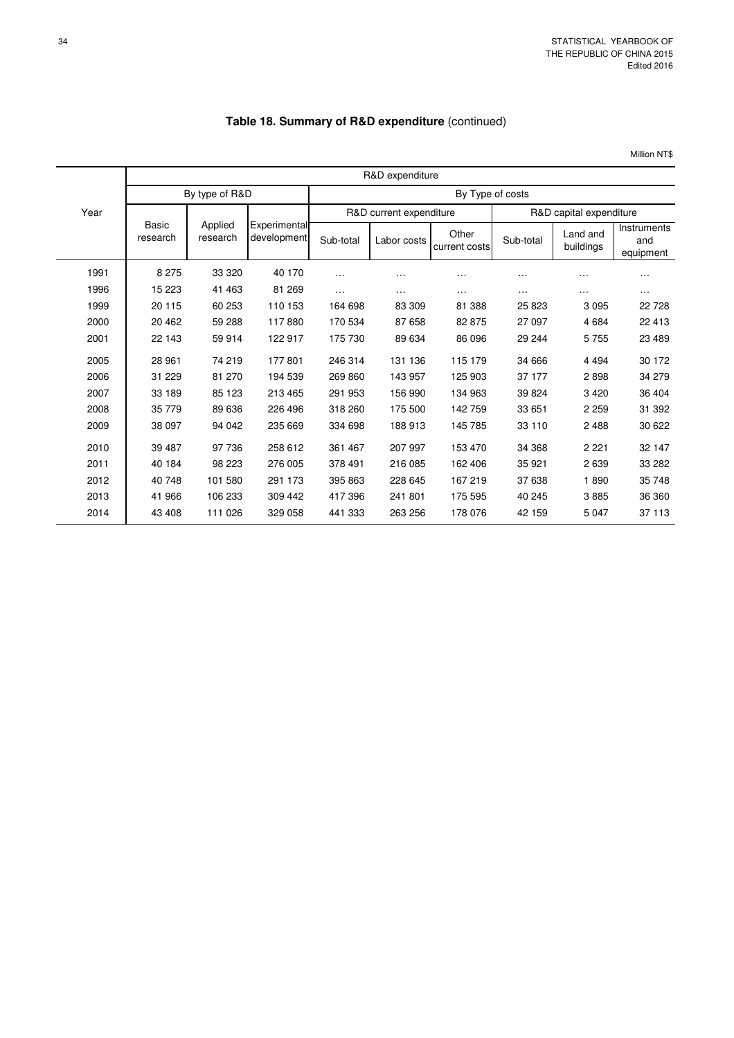## Table 18. Summary of R&D expenditure (continued)

Million NT$

| Year | R&D expenditure | | | | | | | | |
|---|---|---|---|---|---|---|---|---|---|
| | By type of R&D | | | By Type of costs | | | | | |
| | | | | R&D current expenditure | | | R&D capital expenditure | | |
| | Basic research | Applied research | Experimental development | Sub-total | Labor costs | Other current costs | Sub-total | Land and buildings | Instruments and equipment |
| 1991 | 8 275 | 33 320 | 40 170 | … | … | … | … | … | … |
| 1996 | 15 223 | 41 463 | 81 269 | … | … | … | … | … | … |
| 1999 | 20 115 | 60 253 | 110 153 | 164 698 | 83 309 | 81 388 | 25 823 | 3 095 | 22 728 |
| 2000 | 20 462 | 59 288 | 117 880 | 170 534 | 87 658 | 82 875 | 27 097 | 4 684 | 22 413 |
| 2001 | 22 143 | 59 914 | 122 917 | 175 730 | 89 634 | 86 096 | 29 244 | 5 755 | 23 489 |
| 2005 | 28 961 | 74 219 | 177 801 | 246 314 | 131 136 | 115 179 | 34 666 | 4 494 | 30 172 |
| 2006 | 31 229 | 81 270 | 194 539 | 269 860 | 143 957 | 125 903 | 37 177 | 2 898 | 34 279 |
| 2007 | 33 189 | 85 123 | 213 465 | 291 953 | 156 990 | 134 963 | 39 824 | 3 420 | 36 404 |
| 2008 | 35 779 | 89 636 | 226 496 | 318 260 | 175 500 | 142 759 | 33 651 | 2 259 | 31 392 |
| 2009 | 38 097 | 94 042 | 235 669 | 334 698 | 188 913 | 145 785 | 33 110 | 2 488 | 30 622 |
| 2010 | 39 487 | 97 736 | 258 612 | 361 467 | 207 997 | 153 470 | 34 368 | 2 221 | 32 147 |
| 2011 | 40 184 | 98 223 | 276 005 | 378 491 | 216 085 | 162 406 | 35 921 | 2 639 | 33 282 |
| 2012 | 40 748 | 101 580 | 291 173 | 395 863 | 228 645 | 167 219 | 37 638 | 1 890 | 35 748 |
| 2013 | 41 966 | 106 233 | 309 442 | 417 396 | 241 801 | 175 595 | 40 245 | 3 885 | 36 360 |
| 2014 | 43 408 | 111 026 | 329 058 | 441 333 | 263 256 | 178 076 | 42 159 | 5 047 | 37 113 |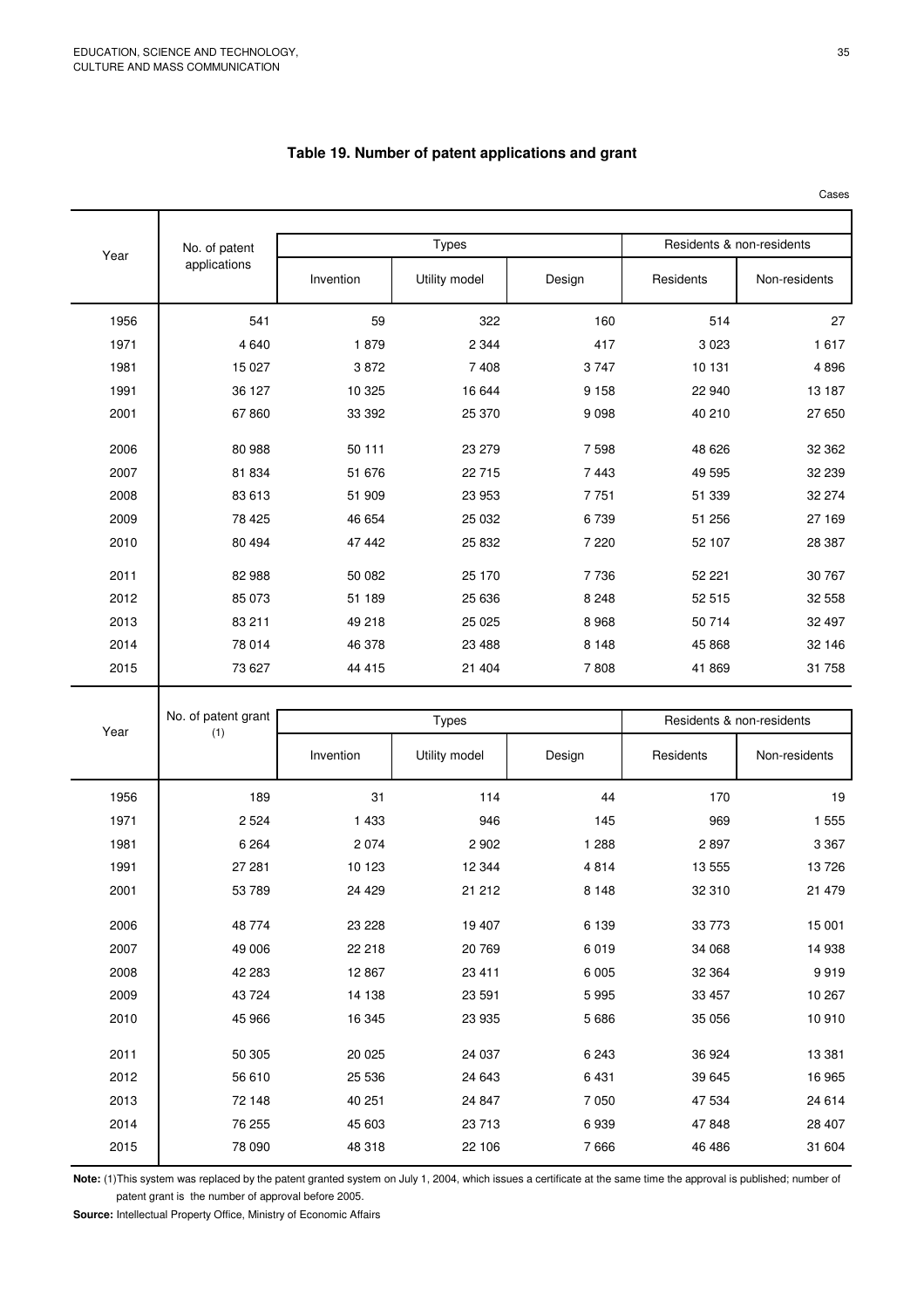## Table 19. Number of patent applications and grant

Cases

| Year | No. of patent applications | Types | | | Residents & non-residents | |
|---|---|---|---|---|---|---|
| | | Invention | Utility model | Design | Residents | Non-residents |
| 1956 | 541 | 59 | 322 | 160 | 514 | 27 |
| 1971 | 4 640 | 1 879 | 2 344 | 417 | 3 023 | 1 617 |
| 1981 | 15 027 | 3 872 | 7 408 | 3 747 | 10 131 | 4 896 |
| 1991 | 36 127 | 10 325 | 16 644 | 9 158 | 22 940 | 13 187 |
| 2001 | 67 860 | 33 392 | 25 370 | 9 098 | 40 210 | 27 650 |
| 2006 | 80 988 | 50 111 | 23 279 | 7 598 | 48 626 | 32 362 |
| 2007 | 81 834 | 51 676 | 22 715 | 7 443 | 49 595 | 32 239 |
| 2008 | 83 613 | 51 909 | 23 953 | 7 751 | 51 339 | 32 274 |
| 2009 | 78 425 | 46 654 | 25 032 | 6 739 | 51 256 | 27 169 |
| 2010 | 80 494 | 47 442 | 25 832 | 7 220 | 52 107 | 28 387 |
| 2011 | 82 988 | 50 082 | 25 170 | 7 736 | 52 221 | 30 767 |
| 2012 | 85 073 | 51 189 | 25 636 | 8 248 | 52 515 | 32 558 |
| 2013 | 83 211 | 49 218 | 25 025 | 8 968 | 50 714 | 32 497 |
| 2014 | 78 014 | 46 378 | 23 488 | 8 148 | 45 868 | 32 146 |
| 2015 | 73 627 | 44 415 | 21 404 | 7 808 | 41 869 | 31 758 |

| Year | No. of patent grant (1) | Types | | | Residents & non-residents | |
|---|---|---|---|---|---|---|
| | | Invention | Utility model | Design | Residents | Non-residents |
| 1956 | 189 | 31 | 114 | 44 | 170 | 19 |
| 1971 | 2 524 | 1 433 | 946 | 145 | 969 | 1 555 |
| 1981 | 6 264 | 2 074 | 2 902 | 1 288 | 2 897 | 3 367 |
| 1991 | 27 281 | 10 123 | 12 344 | 4 814 | 13 555 | 13 726 |
| 2001 | 53 789 | 24 429 | 21 212 | 8 148 | 32 310 | 21 479 |
| 2006 | 48 774 | 23 228 | 19 407 | 6 139 | 33 773 | 15 001 |
| 2007 | 49 006 | 22 218 | 20 769 | 6 019 | 34 068 | 14 938 |
| 2008 | 42 283 | 12 867 | 23 411 | 6 005 | 32 364 | 9 919 |
| 2009 | 43 724 | 14 138 | 23 591 | 5 995 | 33 457 | 10 267 |
| 2010 | 45 966 | 16 345 | 23 935 | 5 686 | 35 056 | 10 910 |
| 2011 | 50 305 | 20 025 | 24 037 | 6 243 | 36 924 | 13 381 |
| 2012 | 56 610 | 25 536 | 24 643 | 6 431 | 39 645 | 16 965 |
| 2013 | 72 148 | 40 251 | 24 847 | 7 050 | 47 534 | 24 614 |
| 2014 | 76 255 | 45 603 | 23 713 | 6 939 | 47 848 | 28 407 |
| 2015 | 78 090 | 48 318 | 22 106 | 7 666 | 46 486 | 31 604 |

**Note:** (1)This system was replaced by the patent granted system on July 1, 2004, which issues a certificate at the same time the approval is published; number of patent grant is the number of approval before 2005.

**Source:** Intellectual Property Office, Ministry of Economic Affairs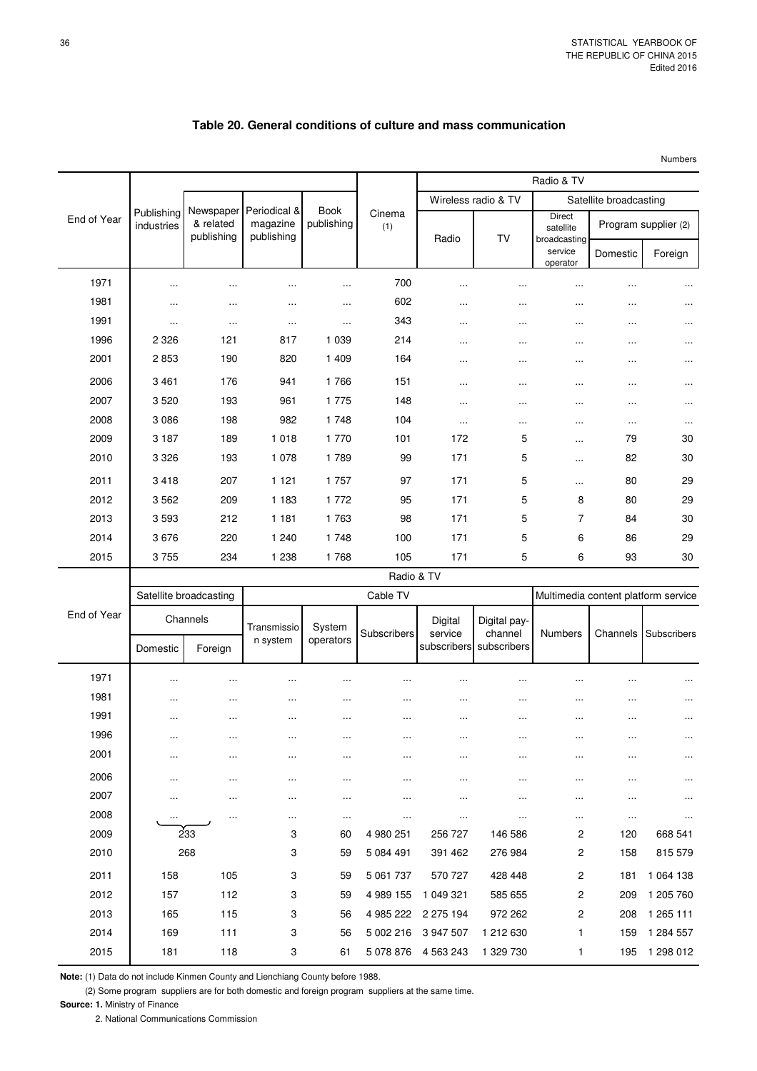## Table 20. General conditions of culture and mass communication

Numbers

| End of Year | Publishing industries | Newspaper & related publishing | Periodical & magazine publishing | Book publishing | Cinema (1) | Radio & TV | | | | |
|---|---|---|---|---|---|---|---|---|---|---|
| | | | | | | Wireless radio & TV | | Satellite broadcasting | | |
| | | | | | | Radio | TV | Direct satellite broadcasting service operator | Program supplier (2) | |
| | | | | | | | | | Domestic | Foreign |
| 1971 | ... | ... | ... | ... | 700 | ... | ... | ... | ... | ... |
| 1981 | ... | ... | ... | ... | 602 | ... | ... | ... | ... | ... |
| 1991 | ... | ... | ... | ... | 343 | ... | ... | ... | ... | ... |
| 1996 | 2 326 | 121 | 817 | 1 039 | 214 | ... | ... | ... | ... | ... |
| 2001 | 2 853 | 190 | 820 | 1 409 | 164 | ... | ... | ... | ... | ... |
| 2006 | 3 461 | 176 | 941 | 1 766 | 151 | ... | ... | ... | ... | ... |
| 2007 | 3 520 | 193 | 961 | 1 775 | 148 | ... | ... | ... | ... | ... |
| 2008 | 3 086 | 198 | 982 | 1 748 | 104 | ... | ... | ... | ... | ... |
| 2009 | 3 187 | 189 | 1 018 | 1 770 | 101 | 172 | 5 | ... | 79 | 30 |
| 2010 | 3 326 | 193 | 1 078 | 1 789 | 99 | 171 | 5 | ... | 82 | 30 |
| 2011 | 3 418 | 207 | 1 121 | 1 757 | 97 | 171 | 5 | ... | 80 | 29 |
| 2012 | 3 562 | 209 | 1 183 | 1 772 | 95 | 171 | 5 | 8 | 80 | 29 |
| 2013 | 3 593 | 212 | 1 181 | 1 763 | 98 | 171 | 5 | 7 | 84 | 30 |
| 2014 | 3 676 | 220 | 1 240 | 1 748 | 100 | 171 | 5 | 6 | 86 | 29 |
| 2015 | 3 755 | 234 | 1 238 | 1 768 | 105 | 171 | 5 | 6 | 93 | 30 |

| End of Year | Radio & TV | | | | | | | | | |
|---|---|---|---|---|---|---|---|---|---|---|
| | Satellite broadcasting | | Cable TV | | | | | Multimedia content platform service | | |
| | Channels | | Transmission system | System operators | Subscribers | Digital service subscribers | Digital pay-channel subscribers | Numbers | Channels | Subscribers |
| | Domestic | Foreign | | | | | | | | |
| 1971 | ... | ... | ... | ... | ... | ... | ... | ... | ... | ... |
| 1981 | ... | ... | ... | ... | ... | ... | ... | ... | ... | ... |
| 1991 | ... | ... | ... | ... | ... | ... | ... | ... | ... | ... |
| 1996 | ... | ... | ... | ... | ... | ... | ... | ... | ... | ... |
| 2001 | ... | ... | ... | ... | ... | ... | ... | ... | ... | ... |
| 2006 | ... | ... | ... | ... | ... | ... | ... | ... | ... | ... |
| 2007 | ... | ... | ... | ... | ... | ... | ... | ... | ... | ... |
| 2008 | ... | ... | ... | ... | ... | ... | ... | ... | ... | ... |
| 2009 | 233 | | 3 | 60 | 4 980 251 | 256 727 | 146 586 | 2 | 120 | 668 541 |
| 2010 | 268 | | 3 | 59 | 5 084 491 | 391 462 | 276 984 | 2 | 158 | 815 579 |
| 2011 | 158 | 105 | 3 | 59 | 5 061 737 | 570 727 | 428 448 | 2 | 181 | 1 064 138 |
| 2012 | 157 | 112 | 3 | 59 | 4 989 155 | 1 049 321 | 585 655 | 2 | 209 | 1 205 760 |
| 2013 | 165 | 115 | 3 | 56 | 4 985 222 | 2 275 194 | 972 262 | 2 | 208 | 1 265 111 |
| 2014 | 169 | 111 | 3 | 56 | 5 002 216 | 3 947 507 | 1 212 630 | 1 | 159 | 1 284 557 |
| 2015 | 181 | 118 | 3 | 61 | 5 078 876 | 4 563 243 | 1 329 730 | 1 | 195 | 1 298 012 |

**Note:** (1) Data do not include Kinmen County and Lienchiang County before 1988.

(2) Some program suppliers are for both domestic and foreign program suppliers at the same time.

**Source: 1.** Ministry of Finance

2. National Communications Commission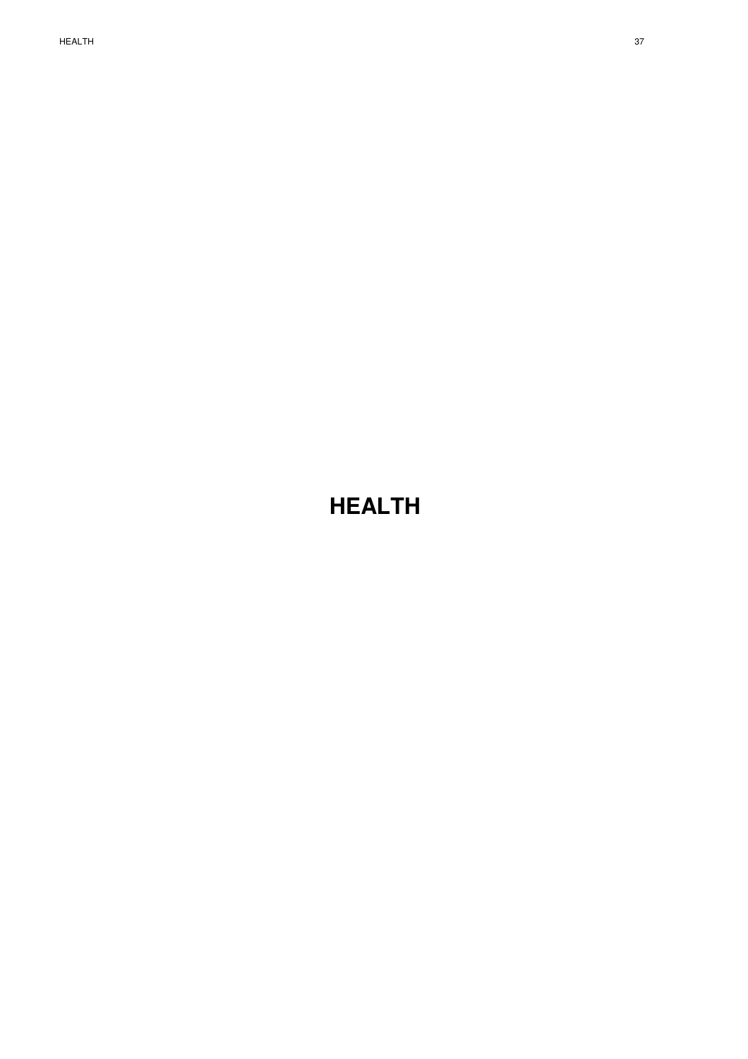# HEALTH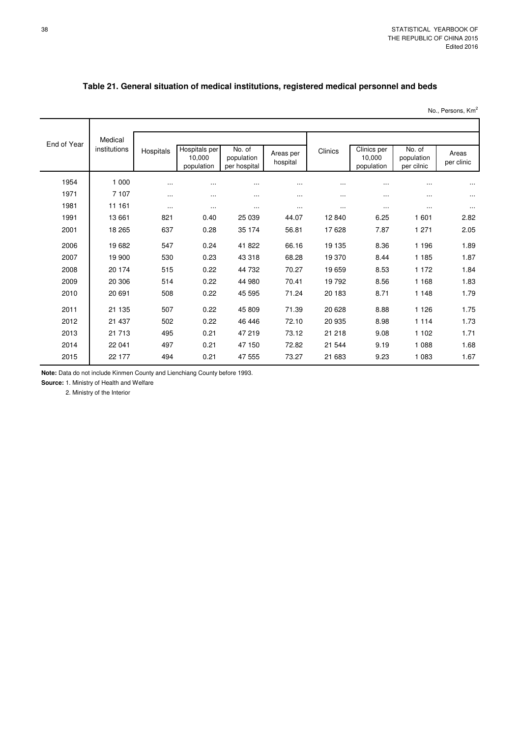## Table 21. General situation of medical institutions, registered medical personnel and beds

No., Persons, Km$^2$

| End of Year | Medical institutions | Hospitals | Hospitals per 10,000 population | No. of population per hospital | Areas per hospital | Clinics | Clinics per 10,000 population | No. of population per cilnic | Areas per clinic |
|---|---|---|---|---|---|---|---|---|---|
| 1954 | 1 000 | ... | ... | ... | ... | ... | ... | ... | ... |
| 1971 | 7 107 | ... | ... | ... | ... | ... | ... | ... | ... |
| 1981 | 11 161 | ... | ... | ... | ... | ... | ... | ... | ... |
| 1991 | 13 661 | 821 | 0.40 | 25 039 | 44.07 | 12 840 | 6.25 | 1 601 | 2.82 |
| 2001 | 18 265 | 637 | 0.28 | 35 174 | 56.81 | 17 628 | 7.87 | 1 271 | 2.05 |
| 2006 | 19 682 | 547 | 0.24 | 41 822 | 66.16 | 19 135 | 8.36 | 1 196 | 1.89 |
| 2007 | 19 900 | 530 | 0.23 | 43 318 | 68.28 | 19 370 | 8.44 | 1 185 | 1.87 |
| 2008 | 20 174 | 515 | 0.22 | 44 732 | 70.27 | 19 659 | 8.53 | 1 172 | 1.84 |
| 2009 | 20 306 | 514 | 0.22 | 44 980 | 70.41 | 19 792 | 8.56 | 1 168 | 1.83 |
| 2010 | 20 691 | 508 | 0.22 | 45 595 | 71.24 | 20 183 | 8.71 | 1 148 | 1.79 |
| 2011 | 21 135 | 507 | 0.22 | 45 809 | 71.39 | 20 628 | 8.88 | 1 126 | 1.75 |
| 2012 | 21 437 | 502 | 0.22 | 46 446 | 72.10 | 20 935 | 8.98 | 1 114 | 1.73 |
| 2013 | 21 713 | 495 | 0.21 | 47 219 | 73.12 | 21 218 | 9.08 | 1 102 | 1.71 |
| 2014 | 22 041 | 497 | 0.21 | 47 150 | 72.82 | 21 544 | 9.19 | 1 088 | 1.68 |
| 2015 | 22 177 | 494 | 0.21 | 47 555 | 73.27 | 21 683 | 9.23 | 1 083 | 1.67 |

**Note:** Data do not include Kinmen County and Lienchiang County before 1993.

**Source:** 1. Ministry of Health and Welfare

2. Ministry of the Interior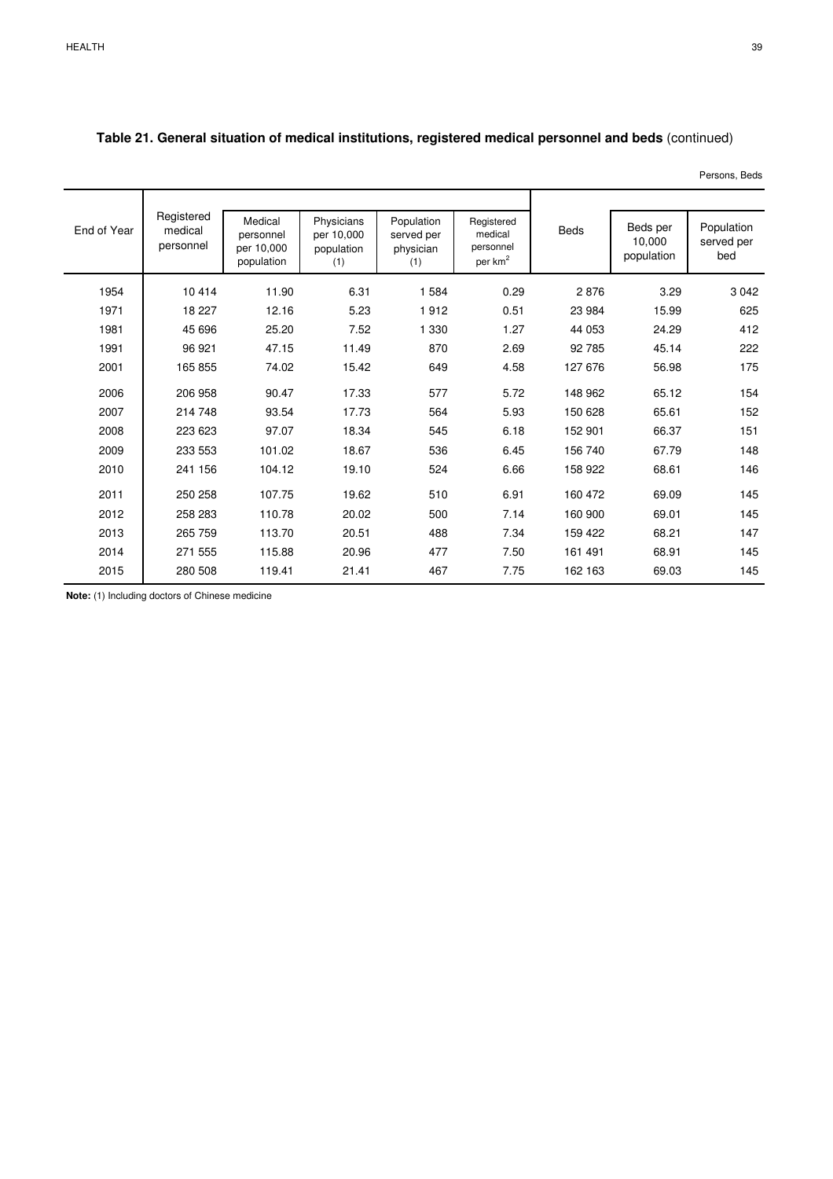**Table 21. General situation of medical institutions, registered medical personnel and beds** (continued)

Persons, Beds

| End of Year | Registered medical personnel | Medical personnel per 10,000 population | Physicians per 10,000 population (1) | Population served per physician (1) | Registered medical personnel per km$^2$ | Beds | Beds per 10,000 population | Population served per bed |
|---|---|---|---|---|---|---|---|---|
| 1954 | 10 414 | 11.90 | 6.31 | 1 584 | 0.29 | 2 876 | 3.29 | 3 042 |
| 1971 | 18 227 | 12.16 | 5.23 | 1 912 | 0.51 | 23 984 | 15.99 | 625 |
| 1981 | 45 696 | 25.20 | 7.52 | 1 330 | 1.27 | 44 053 | 24.29 | 412 |
| 1991 | 96 921 | 47.15 | 11.49 | 870 | 2.69 | 92 785 | 45.14 | 222 |
| 2001 | 165 855 | 74.02 | 15.42 | 649 | 4.58 | 127 676 | 56.98 | 175 |
| 2006 | 206 958 | 90.47 | 17.33 | 577 | 5.72 | 148 962 | 65.12 | 154 |
| 2007 | 214 748 | 93.54 | 17.73 | 564 | 5.93 | 150 628 | 65.61 | 152 |
| 2008 | 223 623 | 97.07 | 18.34 | 545 | 6.18 | 152 901 | 66.37 | 151 |
| 2009 | 233 553 | 101.02 | 18.67 | 536 | 6.45 | 156 740 | 67.79 | 148 |
| 2010 | 241 156 | 104.12 | 19.10 | 524 | 6.66 | 158 922 | 68.61 | 146 |
| 2011 | 250 258 | 107.75 | 19.62 | 510 | 6.91 | 160 472 | 69.09 | 145 |
| 2012 | 258 283 | 110.78 | 20.02 | 500 | 7.14 | 160 900 | 69.01 | 145 |
| 2013 | 265 759 | 113.70 | 20.51 | 488 | 7.34 | 159 422 | 68.21 | 147 |
| 2014 | 271 555 | 115.88 | 20.96 | 477 | 7.50 | 161 491 | 68.91 | 145 |
| 2015 | 280 508 | 119.41 | 21.41 | 467 | 7.75 | 162 163 | 69.03 | 145 |

**Note:** (1) Including doctors of Chinese medicine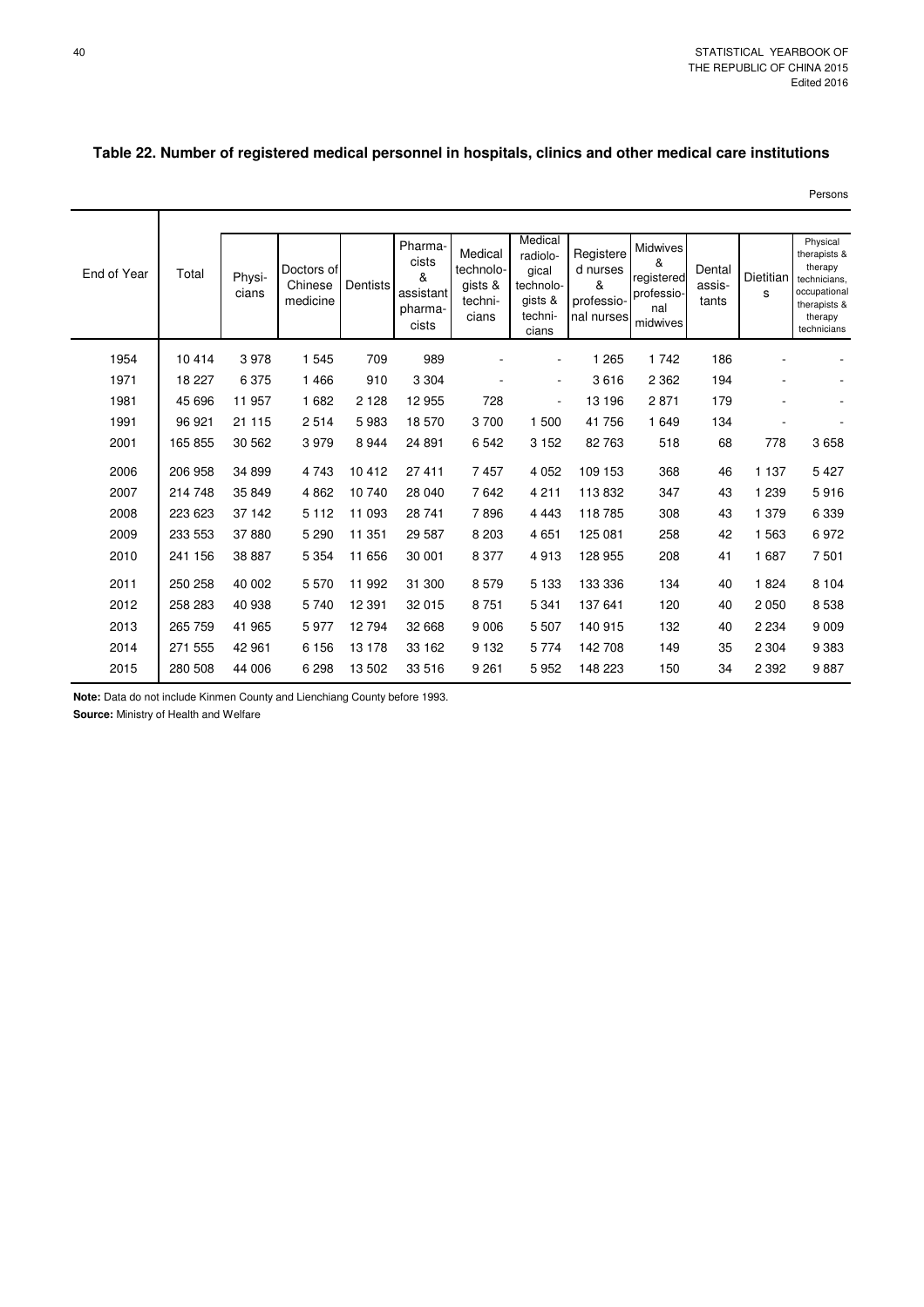## Table 22. Number of registered medical personnel in hospitals, clinics and other medical care institutions

Persons

| End of Year | Total | Physicians | Doctors of Chinese medicine | Dentists | Pharmacists & assistant pharmacists | Medical technologists & technicians | Medical radiological technologists & technicians | Registered nurses & professional nurses | Midwives & registered professional midwives | Dental assistants | Dietitians | Physical therapists & therapy technicians, occupational therapists & therapy technicians |
|---|---|---|---|---|---|---|---|---|---|---|---|---|
| 1954 | 10 414 | 3 978 | 1 545 | 709 | 989 | - | - | 1 265 | 1 742 | 186 | - | - |
| 1971 | 18 227 | 6 375 | 1 466 | 910 | 3 304 | - | - | 3 616 | 2 362 | 194 | - | - |
| 1981 | 45 696 | 11 957 | 1 682 | 2 128 | 12 955 | 728 | - | 13 196 | 2 871 | 179 | - | - |
| 1991 | 96 921 | 21 115 | 2 514 | 5 983 | 18 570 | 3 700 | 1 500 | 41 756 | 1 649 | 134 | - | - |
| 2001 | 165 855 | 30 562 | 3 979 | 8 944 | 24 891 | 6 542 | 3 152 | 82 763 | 518 | 68 | 778 | 3 658 |
| 2006 | 206 958 | 34 899 | 4 743 | 10 412 | 27 411 | 7 457 | 4 052 | 109 153 | 368 | 46 | 1 137 | 5 427 |
| 2007 | 214 748 | 35 849 | 4 862 | 10 740 | 28 040 | 7 642 | 4 211 | 113 832 | 347 | 43 | 1 239 | 5 916 |
| 2008 | 223 623 | 37 142 | 5 112 | 11 093 | 28 741 | 7 896 | 4 443 | 118 785 | 308 | 43 | 1 379 | 6 339 |
| 2009 | 233 553 | 37 880 | 5 290 | 11 351 | 29 587 | 8 203 | 4 651 | 125 081 | 258 | 42 | 1 563 | 6 972 |
| 2010 | 241 156 | 38 887 | 5 354 | 11 656 | 30 001 | 8 377 | 4 913 | 128 955 | 208 | 41 | 1 687 | 7 501 |
| 2011 | 250 258 | 40 002 | 5 570 | 11 992 | 31 300 | 8 579 | 5 133 | 133 336 | 134 | 40 | 1 824 | 8 104 |
| 2012 | 258 283 | 40 938 | 5 740 | 12 391 | 32 015 | 8 751 | 5 341 | 137 641 | 120 | 40 | 2 050 | 8 538 |
| 2013 | 265 759 | 41 965 | 5 977 | 12 794 | 32 668 | 9 006 | 5 507 | 140 915 | 132 | 40 | 2 234 | 9 009 |
| 2014 | 271 555 | 42 961 | 6 156 | 13 178 | 33 162 | 9 132 | 5 774 | 142 708 | 149 | 35 | 2 304 | 9 383 |
| 2015 | 280 508 | 44 006 | 6 298 | 13 502 | 33 516 | 9 261 | 5 952 | 148 223 | 150 | 34 | 2 392 | 9 887 |

**Note:** Data do not include Kinmen County and Lienchiang County before 1993.

**Source:** Ministry of Health and Welfare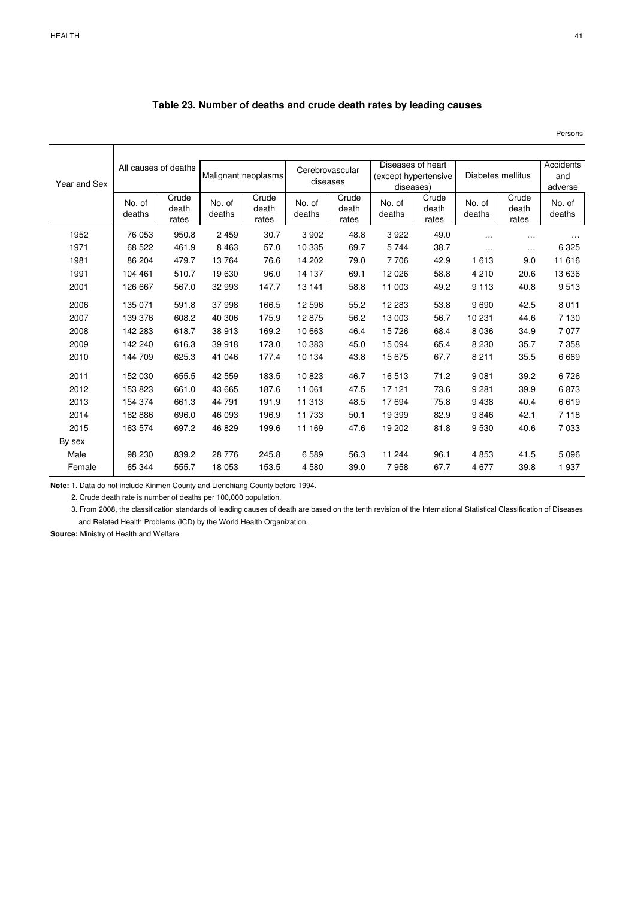## Table 23. Number of deaths and crude death rates by leading causes

Persons

| Year and Sex | All causes of deaths | | Malignant neoplasms | | Cerebrovascular diseases | | Diseases of heart (except hypertensive diseases) | | Diabetes mellitus | | Accidents and adverse |
|---|---|---|---|---|---|---|---|---|---|---|---|
| | No. of deaths | Crude death rates | No. of deaths | Crude death rates | No. of deaths | Crude death rates | No. of deaths | Crude death rates | No. of deaths | Crude death rates | No. of deaths |
| 1952 | 76 053 | 950.8 | 2 459 | 30.7 | 3 902 | 48.8 | 3 922 | 49.0 | … | … | … |
| 1971 | 68 522 | 461.9 | 8 463 | 57.0 | 10 335 | 69.7 | 5 744 | 38.7 | … | … | 6 325 |
| 1981 | 86 204 | 479.7 | 13 764 | 76.6 | 14 202 | 79.0 | 7 706 | 42.9 | 1 613 | 9.0 | 11 616 |
| 1991 | 104 461 | 510.7 | 19 630 | 96.0 | 14 137 | 69.1 | 12 026 | 58.8 | 4 210 | 20.6 | 13 636 |
| 2001 | 126 667 | 567.0 | 32 993 | 147.7 | 13 141 | 58.8 | 11 003 | 49.2 | 9 113 | 40.8 | 9 513 |
| 2006 | 135 071 | 591.8 | 37 998 | 166.5 | 12 596 | 55.2 | 12 283 | 53.8 | 9 690 | 42.5 | 8 011 |
| 2007 | 139 376 | 608.2 | 40 306 | 175.9 | 12 875 | 56.2 | 13 003 | 56.7 | 10 231 | 44.6 | 7 130 |
| 2008 | 142 283 | 618.7 | 38 913 | 169.2 | 10 663 | 46.4 | 15 726 | 68.4 | 8 036 | 34.9 | 7 077 |
| 2009 | 142 240 | 616.3 | 39 918 | 173.0 | 10 383 | 45.0 | 15 094 | 65.4 | 8 230 | 35.7 | 7 358 |
| 2010 | 144 709 | 625.3 | 41 046 | 177.4 | 10 134 | 43.8 | 15 675 | 67.7 | 8 211 | 35.5 | 6 669 |
| 2011 | 152 030 | 655.5 | 42 559 | 183.5 | 10 823 | 46.7 | 16 513 | 71.2 | 9 081 | 39.2 | 6 726 |
| 2012 | 153 823 | 661.0 | 43 665 | 187.6 | 11 061 | 47.5 | 17 121 | 73.6 | 9 281 | 39.9 | 6 873 |
| 2013 | 154 374 | 661.3 | 44 791 | 191.9 | 11 313 | 48.5 | 17 694 | 75.8 | 9 438 | 40.4 | 6 619 |
| 2014 | 162 886 | 696.0 | 46 093 | 196.9 | 11 733 | 50.1 | 19 399 | 82.9 | 9 846 | 42.1 | 7 118 |
| 2015 | 163 574 | 697.2 | 46 829 | 199.6 | 11 169 | 47.6 | 19 202 | 81.8 | 9 530 | 40.6 | 7 033 |
| By sex | | | | | | | | | | | |
| Male | 98 230 | 839.2 | 28 776 | 245.8 | 6 589 | 56.3 | 11 244 | 96.1 | 4 853 | 41.5 | 5 096 |
| Female | 65 344 | 555.7 | 18 053 | 153.5 | 4 580 | 39.0 | 7 958 | 67.7 | 4 677 | 39.8 | 1 937 |

**Note:** 1. Data do not include Kinmen County and Lienchiang County before 1994.

2. Crude death rate is number of deaths per 100,000 population.

3. From 2008, the classification standards of leading causes of death are based on the tenth revision of the International Statistical Classification of Diseases and Related Health Problems (ICD) by the World Health Organization.

**Source:** Ministry of Health and Welfare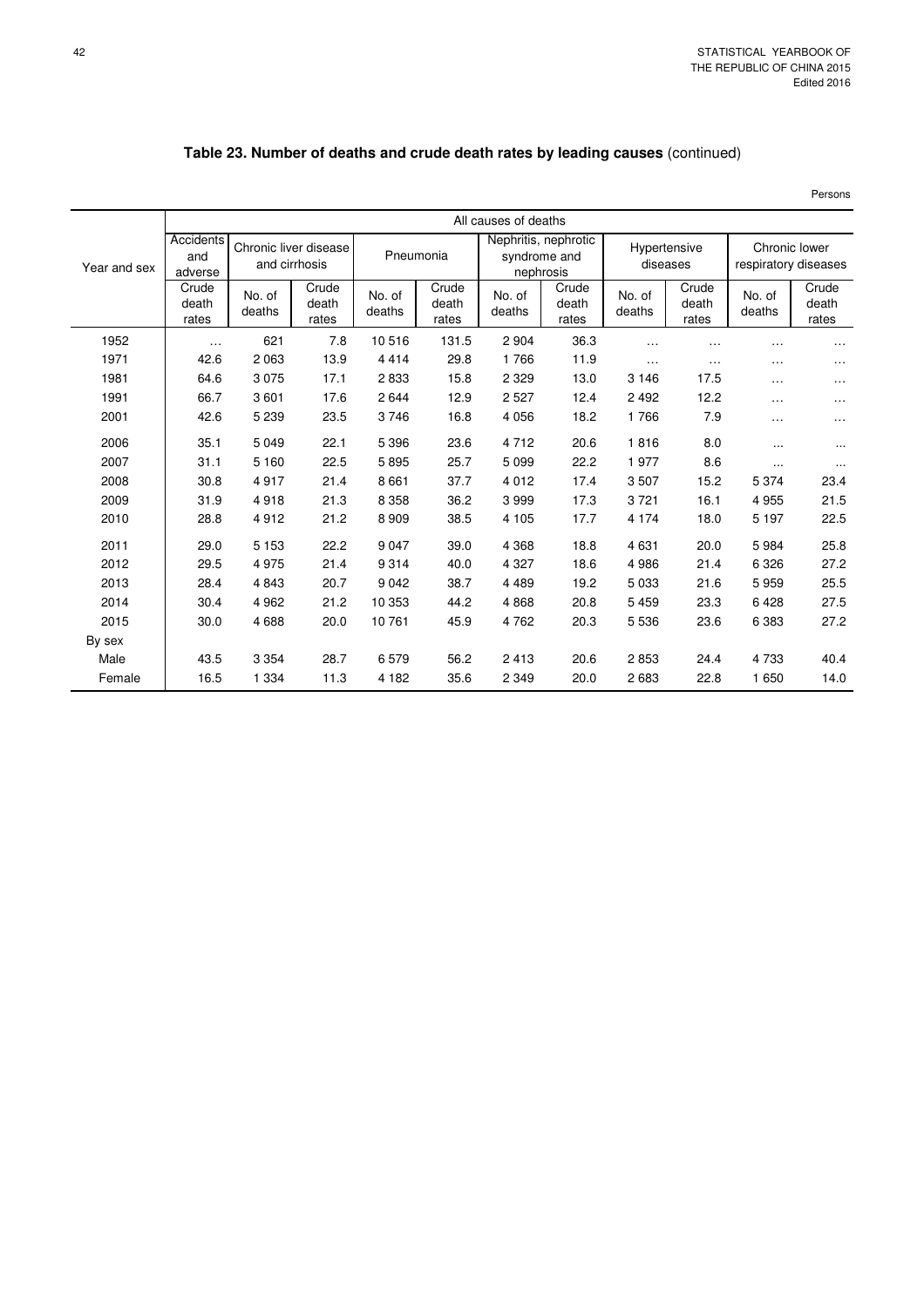## Table 23. Number of deaths and crude death rates by leading causes (continued)

Persons

| Year and sex | All causes of deaths | | | | | | | | | | | |
|---|---|---|---|---|---|---|---|---|---|---|---|---|
| | Accidents and adverse | Chronic liver disease and cirrhosis | | Pneumonia | | Nephritis, nephrotic syndrome and nephrosis | | Hypertensive diseases | | Chronic lower respiratory diseases | |
| | Crude death rates | No. of deaths | Crude death rates | No. of deaths | Crude death rates | No. of deaths | Crude death rates | No. of deaths | Crude death rates | No. of deaths | Crude death rates |
| 1952 | … | 621 | 7.8 | 10 516 | 131.5 | 2 904 | 36.3 | … | … | … | … |
| 1971 | 42.6 | 2 063 | 13.9 | 4 414 | 29.8 | 1 766 | 11.9 | … | … | … | … |
| 1981 | 64.6 | 3 075 | 17.1 | 2 833 | 15.8 | 2 329 | 13.0 | 3 146 | 17.5 | … | … |
| 1991 | 66.7 | 3 601 | 17.6 | 2 644 | 12.9 | 2 527 | 12.4 | 2 492 | 12.2 | … | … |
| 2001 | 42.6 | 5 239 | 23.5 | 3 746 | 16.8 | 4 056 | 18.2 | 1 766 | 7.9 | … | … |
| 2006 | 35.1 | 5 049 | 22.1 | 5 396 | 23.6 | 4 712 | 20.6 | 1 816 | 8.0 | ... | ... |
| 2007 | 31.1 | 5 160 | 22.5 | 5 895 | 25.7 | 5 099 | 22.2 | 1 977 | 8.6 | ... | ... |
| 2008 | 30.8 | 4 917 | 21.4 | 8 661 | 37.7 | 4 012 | 17.4 | 3 507 | 15.2 | 5 374 | 23.4 |
| 2009 | 31.9 | 4 918 | 21.3 | 8 358 | 36.2 | 3 999 | 17.3 | 3 721 | 16.1 | 4 955 | 21.5 |
| 2010 | 28.8 | 4 912 | 21.2 | 8 909 | 38.5 | 4 105 | 17.7 | 4 174 | 18.0 | 5 197 | 22.5 |
| 2011 | 29.0 | 5 153 | 22.2 | 9 047 | 39.0 | 4 368 | 18.8 | 4 631 | 20.0 | 5 984 | 25.8 |
| 2012 | 29.5 | 4 975 | 21.4 | 9 314 | 40.0 | 4 327 | 18.6 | 4 986 | 21.4 | 6 326 | 27.2 |
| 2013 | 28.4 | 4 843 | 20.7 | 9 042 | 38.7 | 4 489 | 19.2 | 5 033 | 21.6 | 5 959 | 25.5 |
| 2014 | 30.4 | 4 962 | 21.2 | 10 353 | 44.2 | 4 868 | 20.8 | 5 459 | 23.3 | 6 428 | 27.5 |
| 2015 | 30.0 | 4 688 | 20.0 | 10 761 | 45.9 | 4 762 | 20.3 | 5 536 | 23.6 | 6 383 | 27.2 |
| By sex | | | | | | | | | | | |
| Male | 43.5 | 3 354 | 28.7 | 6 579 | 56.2 | 2 413 | 20.6 | 2 853 | 24.4 | 4 733 | 40.4 |
| Female | 16.5 | 1 334 | 11.3 | 4 182 | 35.6 | 2 349 | 20.0 | 2 683 | 22.8 | 1 650 | 14.0 |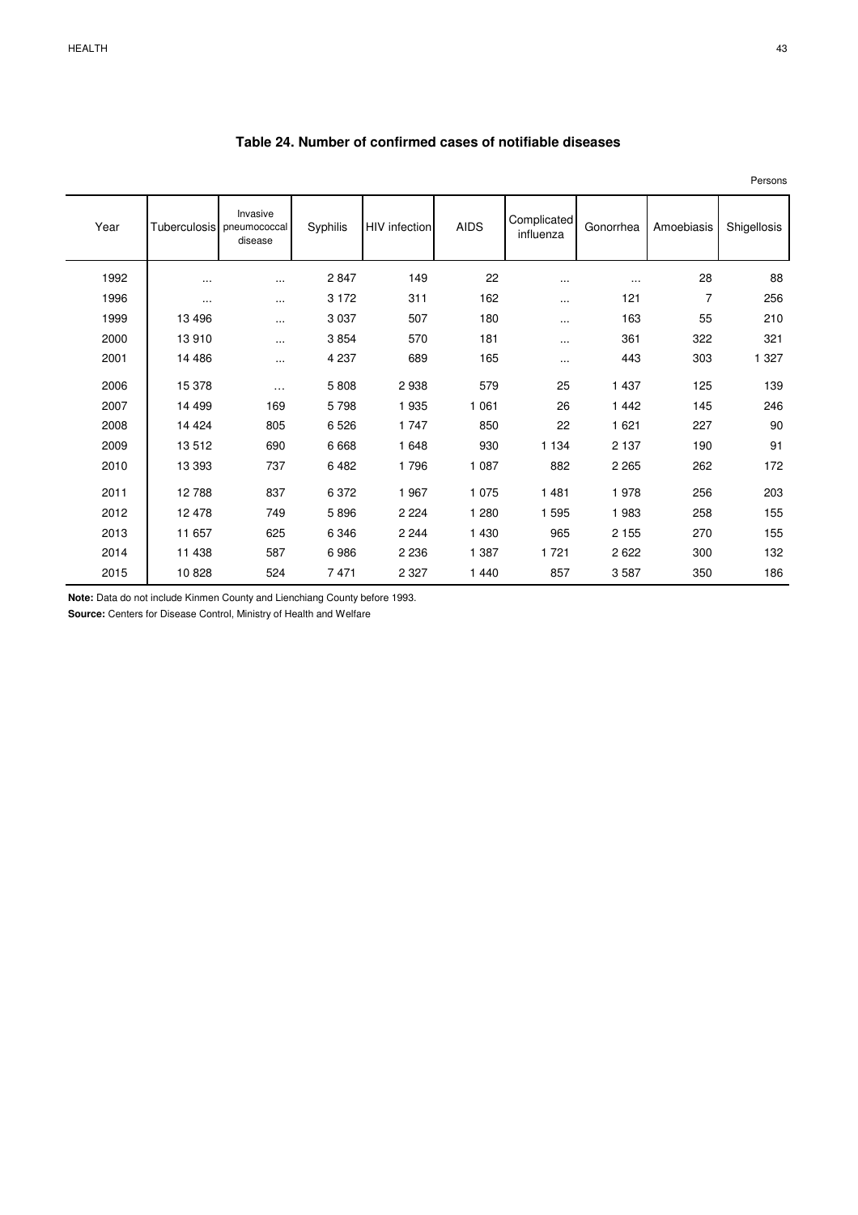## Table 24. Number of confirmed cases of notifiable diseases

Persons

| Year | Tuberculosis | Invasive pneumococcal disease | Syphilis | HIV infection | AIDS | Complicated influenza | Gonorrhea | Amoebiasis | Shigellosis |
|---|---|---|---|---|---|---|---|---|---|
| 1992 | ... | ... | 2 847 | 149 | 22 | ... | ... | 28 | 88 |
| 1996 | ... | ... | 3 172 | 311 | 162 | ... | 121 | 7 | 256 |
| 1999 | 13 496 | ... | 3 037 | 507 | 180 | ... | 163 | 55 | 210 |
| 2000 | 13 910 | ... | 3 854 | 570 | 181 | ... | 361 | 322 | 321 |
| 2001 | 14 486 | ... | 4 237 | 689 | 165 | ... | 443 | 303 | 1 327 |
| 2006 | 15 378 | ... | 5 808 | 2 938 | 579 | 25 | 1 437 | 125 | 139 |
| 2007 | 14 499 | 169 | 5 798 | 1 935 | 1 061 | 26 | 1 442 | 145 | 246 |
| 2008 | 14 424 | 805 | 6 526 | 1 747 | 850 | 22 | 1 621 | 227 | 90 |
| 2009 | 13 512 | 690 | 6 668 | 1 648 | 930 | 1 134 | 2 137 | 190 | 91 |
| 2010 | 13 393 | 737 | 6 482 | 1 796 | 1 087 | 882 | 2 265 | 262 | 172 |
| 2011 | 12 788 | 837 | 6 372 | 1 967 | 1 075 | 1 481 | 1 978 | 256 | 203 |
| 2012 | 12 478 | 749 | 5 896 | 2 224 | 1 280 | 1 595 | 1 983 | 258 | 155 |
| 2013 | 11 657 | 625 | 6 346 | 2 244 | 1 430 | 965 | 2 155 | 270 | 155 |
| 2014 | 11 438 | 587 | 6 986 | 2 236 | 1 387 | 1 721 | 2 622 | 300 | 132 |
| 2015 | 10 828 | 524 | 7 471 | 2 327 | 1 440 | 857 | 3 587 | 350 | 186 |

**Note:** Data do not include Kinmen County and Lienchiang County before 1993.

**Source:** Centers for Disease Control, Ministry of Health and Welfare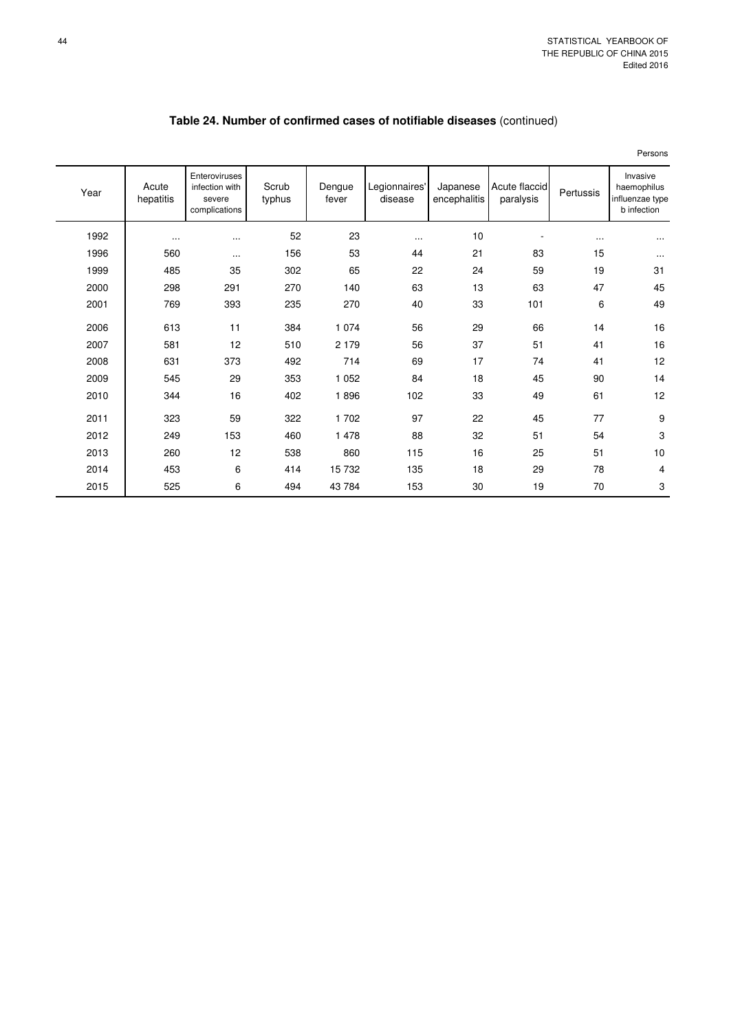## Table 24. Number of confirmed cases of notifiable diseases (continued)

Persons

| Year | Acute hepatitis | Enteroviruses infection with severe complications | Scrub typhus | Dengue fever | Legionnaires' disease | Japanese encephalitis | Acute flaccid paralysis | Pertussis | Invasive haemophilus influenzae type b infection |
|---|---|---|---|---|---|---|---|---|---|
| 1992 | ... | ... | 52 | 23 | ... | 10 | - | ... | ... |
| 1996 | 560 | ... | 156 | 53 | 44 | 21 | 83 | 15 | ... |
| 1999 | 485 | 35 | 302 | 65 | 22 | 24 | 59 | 19 | 31 |
| 2000 | 298 | 291 | 270 | 140 | 63 | 13 | 63 | 47 | 45 |
| 2001 | 769 | 393 | 235 | 270 | 40 | 33 | 101 | 6 | 49 |
| 2006 | 613 | 11 | 384 | 1 074 | 56 | 29 | 66 | 14 | 16 |
| 2007 | 581 | 12 | 510 | 2 179 | 56 | 37 | 51 | 41 | 16 |
| 2008 | 631 | 373 | 492 | 714 | 69 | 17 | 74 | 41 | 12 |
| 2009 | 545 | 29 | 353 | 1 052 | 84 | 18 | 45 | 90 | 14 |
| 2010 | 344 | 16 | 402 | 1 896 | 102 | 33 | 49 | 61 | 12 |
| 2011 | 323 | 59 | 322 | 1 702 | 97 | 22 | 45 | 77 | 9 |
| 2012 | 249 | 153 | 460 | 1 478 | 88 | 32 | 51 | 54 | 3 |
| 2013 | 260 | 12 | 538 | 860 | 115 | 16 | 25 | 51 | 10 |
| 2014 | 453 | 6 | 414 | 15 732 | 135 | 18 | 29 | 78 | 4 |
| 2015 | 525 | 6 | 494 | 43 784 | 153 | 30 | 19 | 70 | 3 |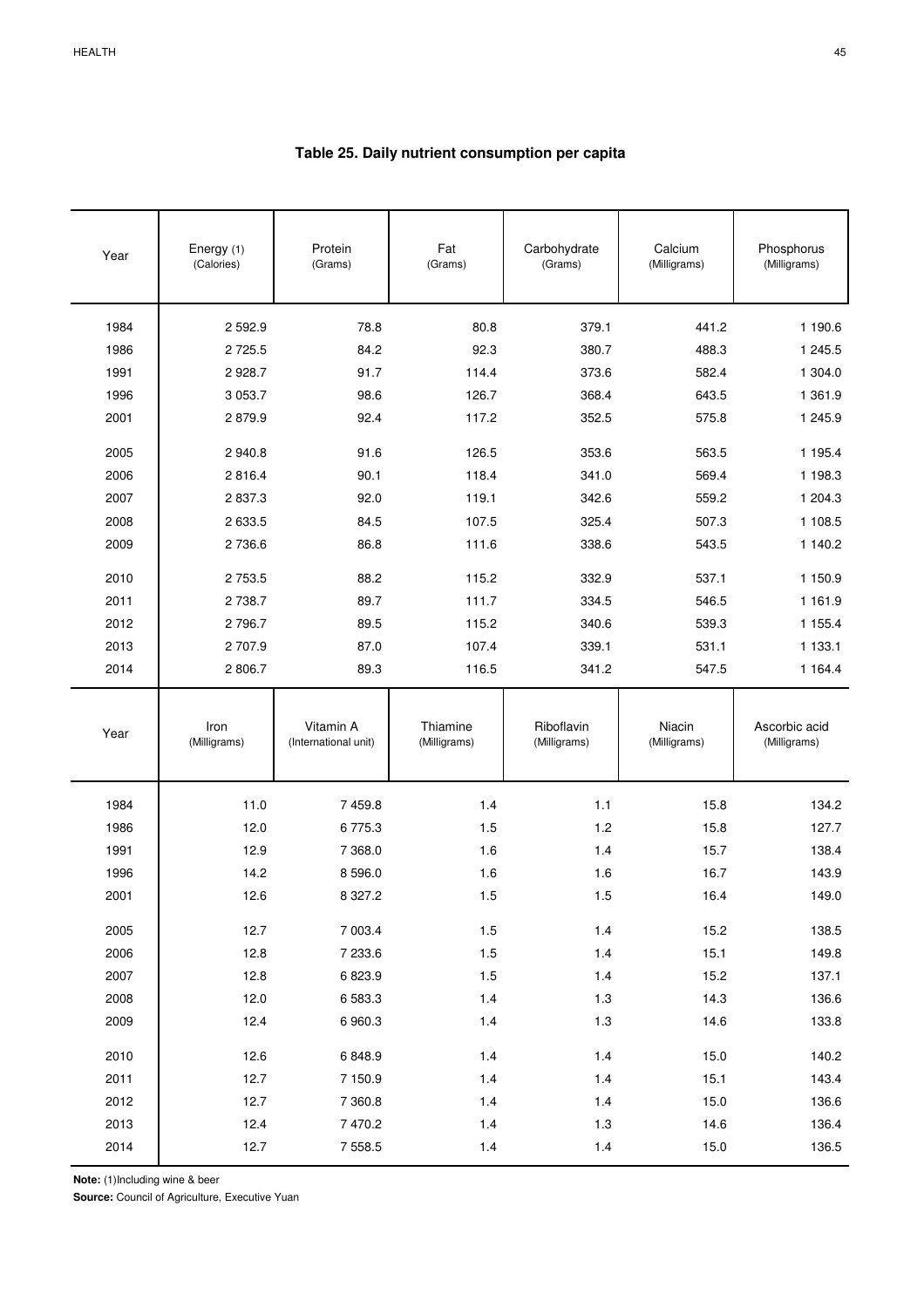## Table 25. Daily nutrient consumption per capita

| Year | Energy (1) (Calories) | Protein (Grams) | Fat (Grams) | Carbohydrate (Grams) | Calcium (Milligrams) | Phosphorus (Milligrams) |
|---|---|---|---|---|---|---|
| 1984 | 2 592.9 | 78.8 | 80.8 | 379.1 | 441.2 | 1 190.6 |
| 1986 | 2 725.5 | 84.2 | 92.3 | 380.7 | 488.3 | 1 245.5 |
| 1991 | 2 928.7 | 91.7 | 114.4 | 373.6 | 582.4 | 1 304.0 |
| 1996 | 3 053.7 | 98.6 | 126.7 | 368.4 | 643.5 | 1 361.9 |
| 2001 | 2 879.9 | 92.4 | 117.2 | 352.5 | 575.8 | 1 245.9 |
| 2005 | 2 940.8 | 91.6 | 126.5 | 353.6 | 563.5 | 1 195.4 |
| 2006 | 2 816.4 | 90.1 | 118.4 | 341.0 | 569.4 | 1 198.3 |
| 2007 | 2 837.3 | 92.0 | 119.1 | 342.6 | 559.2 | 1 204.3 |
| 2008 | 2 633.5 | 84.5 | 107.5 | 325.4 | 507.3 | 1 108.5 |
| 2009 | 2 736.6 | 86.8 | 111.6 | 338.6 | 543.5 | 1 140.2 |
| 2010 | 2 753.5 | 88.2 | 115.2 | 332.9 | 537.1 | 1 150.9 |
| 2011 | 2 738.7 | 89.7 | 111.7 | 334.5 | 546.5 | 1 161.9 |
| 2012 | 2 796.7 | 89.5 | 115.2 | 340.6 | 539.3 | 1 155.4 |
| 2013 | 2 707.9 | 87.0 | 107.4 | 339.1 | 531.1 | 1 133.1 |
| 2014 | 2 806.7 | 89.3 | 116.5 | 341.2 | 547.5 | 1 164.4 |
| **Year** | **Iron (Milligrams)** | **Vitamin A (International unit)** | **Thiamine (Milligrams)** | **Riboflavin (Milligrams)** | **Niacin (Milligrams)** | **Ascorbic acid (Milligrams)** |
| 1984 | 11.0 | 7 459.8 | 1.4 | 1.1 | 15.8 | 134.2 |
| 1986 | 12.0 | 6 775.3 | 1.5 | 1.2 | 15.8 | 127.7 |
| 1991 | 12.9 | 7 368.0 | 1.6 | 1.4 | 15.7 | 138.4 |
| 1996 | 14.2 | 8 596.0 | 1.6 | 1.6 | 16.7 | 143.9 |
| 2001 | 12.6 | 8 327.2 | 1.5 | 1.5 | 16.4 | 149.0 |
| 2005 | 12.7 | 7 003.4 | 1.5 | 1.4 | 15.2 | 138.5 |
| 2006 | 12.8 | 7 233.6 | 1.5 | 1.4 | 15.1 | 149.8 |
| 2007 | 12.8 | 6 823.9 | 1.5 | 1.4 | 15.2 | 137.1 |
| 2008 | 12.0 | 6 583.3 | 1.4 | 1.3 | 14.3 | 136.6 |
| 2009 | 12.4 | 6 960.3 | 1.4 | 1.3 | 14.6 | 133.8 |
| 2010 | 12.6 | 6 848.9 | 1.4 | 1.4 | 15.0 | 140.2 |
| 2011 | 12.7 | 7 150.9 | 1.4 | 1.4 | 15.1 | 143.4 |
| 2012 | 12.7 | 7 360.8 | 1.4 | 1.4 | 15.0 | 136.6 |
| 2013 | 12.4 | 7 470.2 | 1.4 | 1.3 | 14.6 | 136.4 |
| 2014 | 12.7 | 7 558.5 | 1.4 | 1.4 | 15.0 | 136.5 |

**Note:** (1)Including wine & beer

**Source:** Council of Agriculture, Executive Yuan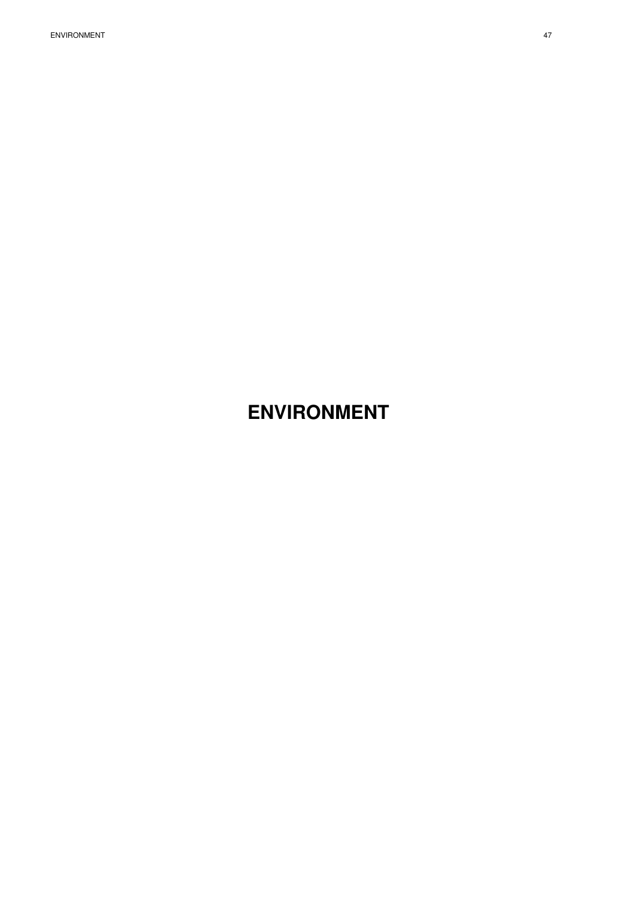# ENVIRONMENT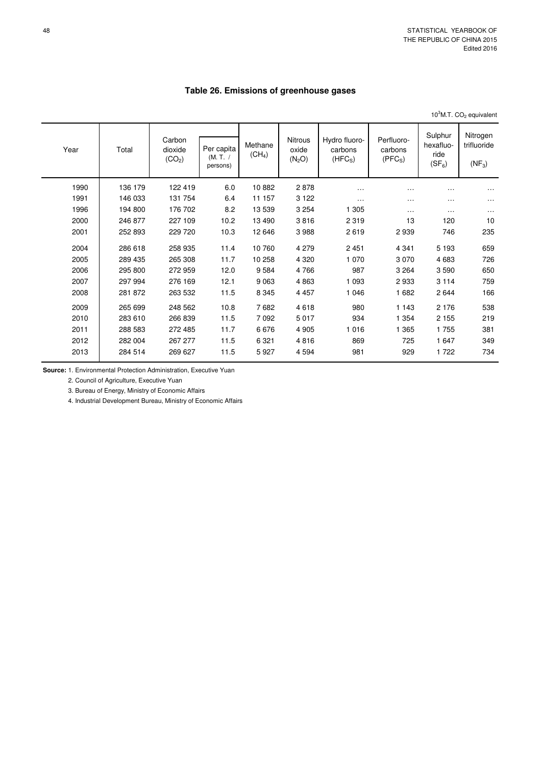## Table 26. Emissions of greenhouse gases

$10^3$M.T. $CO_2$ equivalent

| Year | Total | Carbon dioxide ($CO_2$) | Per capita (M. T. / persons) | Methane ($CH_4$) | Nitrous oxide ($N_2O$) | Hydro fluoro-carbons ($HFC_S$) | Perfluoro-carbons ($PFC_S$) | Sulphur hexafluo-ride ($SF_6$) | Nitrogen trifluoride ($NF_3$) |
|---|---|---|---|---|---|---|---|---|---|
| 1990 | 136 179 | 122 419 | 6.0 | 10 882 | 2 878 | … | … | … | … |
| 1991 | 146 033 | 131 754 | 6.4 | 11 157 | 3 122 | … | … | … | … |
| 1996 | 194 800 | 176 702 | 8.2 | 13 539 | 3 254 | 1 305 | … | … | … |
| 2000 | 246 877 | 227 109 | 10.2 | 13 490 | 3 816 | 2 319 | 13 | 120 | 10 |
| 2001 | 252 893 | 229 720 | 10.3 | 12 646 | 3 988 | 2 619 | 2 939 | 746 | 235 |
| 2004 | 286 618 | 258 935 | 11.4 | 10 760 | 4 279 | 2 451 | 4 341 | 5 193 | 659 |
| 2005 | 289 435 | 265 308 | 11.7 | 10 258 | 4 320 | 1 070 | 3 070 | 4 683 | 726 |
| 2006 | 295 800 | 272 959 | 12.0 | 9 584 | 4 766 | 987 | 3 264 | 3 590 | 650 |
| 2007 | 297 994 | 276 169 | 12.1 | 9 063 | 4 863 | 1 093 | 2 933 | 3 114 | 759 |
| 2008 | 281 872 | 263 532 | 11.5 | 8 345 | 4 457 | 1 046 | 1 682 | 2 644 | 166 |
| 2009 | 265 699 | 248 562 | 10.8 | 7 682 | 4 618 | 980 | 1 143 | 2 176 | 538 |
| 2010 | 283 610 | 266 839 | 11.5 | 7 092 | 5 017 | 934 | 1 354 | 2 155 | 219 |
| 2011 | 288 583 | 272 485 | 11.7 | 6 676 | 4 905 | 1 016 | 1 365 | 1 755 | 381 |
| 2012 | 282 004 | 267 277 | 11.5 | 6 321 | 4 816 | 869 | 725 | 1 647 | 349 |
| 2013 | 284 514 | 269 627 | 11.5 | 5 927 | 4 594 | 981 | 929 | 1 722 | 734 |

**Source:** 1. Environmental Protection Administration, Executive Yuan
2. Council of Agriculture, Executive Yuan
3. Bureau of Energy, Ministry of Economic Affairs
4. Industrial Development Bureau, Ministry of Economic Affairs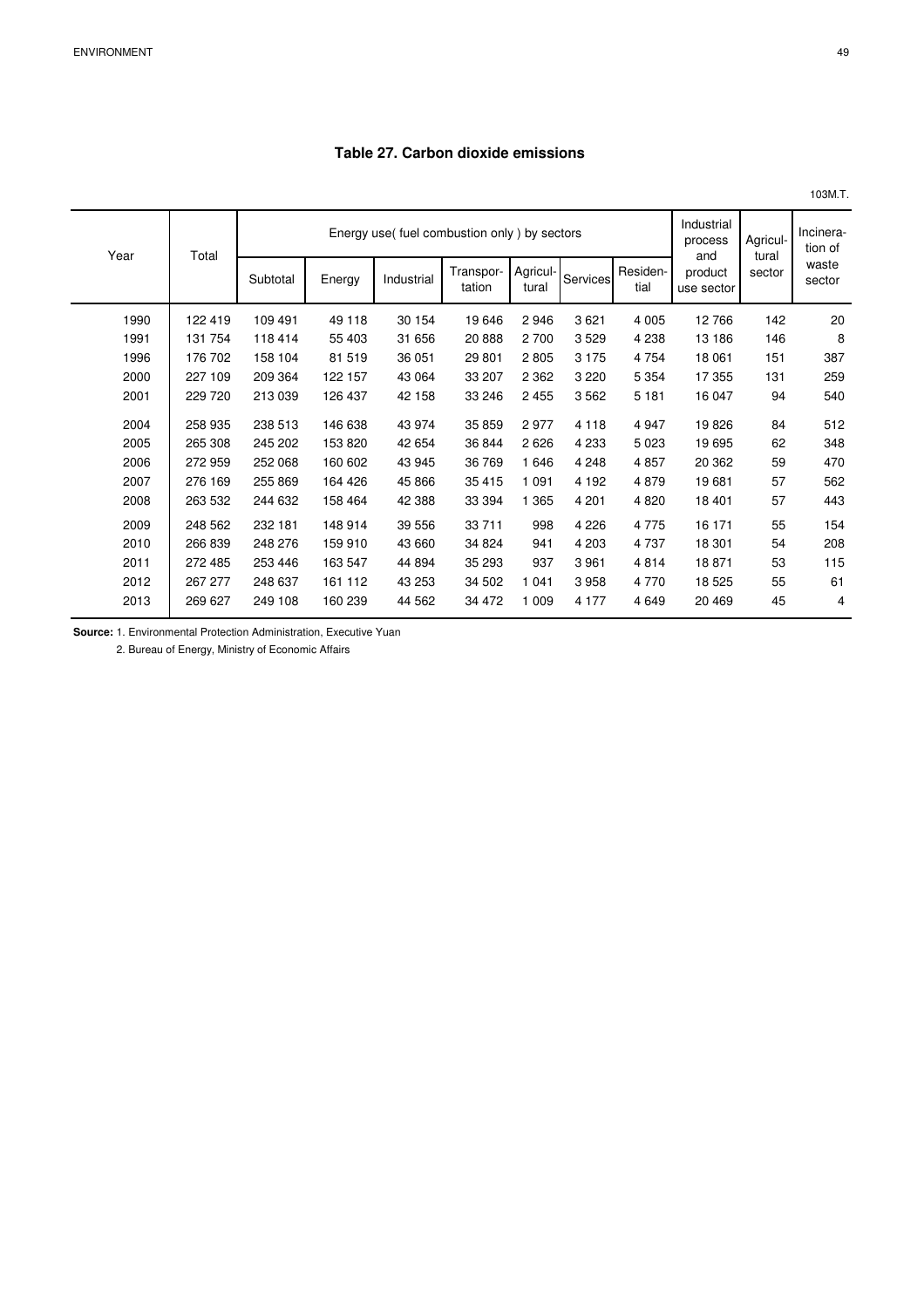## Table 27. Carbon dioxide emissions

103M.T.

| Year | Total | Energy use( fuel combustion only ) by sectors | | | | | | | Industrial process and product use sector | Agricultural sector | Incineration of waste sector |
|---|---|---|---|---|---|---|---|---|---|---|---|
| | | Subtotal | Energy | Industrial | Transportation | Agricultural | Services | Residential | | | |
| 1990 | 122 419 | 109 491 | 49 118 | 30 154 | 19 646 | 2 946 | 3 621 | 4 005 | 12 766 | 142 | 20 |
| 1991 | 131 754 | 118 414 | 55 403 | 31 656 | 20 888 | 2 700 | 3 529 | 4 238 | 13 186 | 146 | 8 |
| 1996 | 176 702 | 158 104 | 81 519 | 36 051 | 29 801 | 2 805 | 3 175 | 4 754 | 18 061 | 151 | 387 |
| 2000 | 227 109 | 209 364 | 122 157 | 43 064 | 33 207 | 2 362 | 3 220 | 5 354 | 17 355 | 131 | 259 |
| 2001 | 229 720 | 213 039 | 126 437 | 42 158 | 33 246 | 2 455 | 3 562 | 5 181 | 16 047 | 94 | 540 |
| 2004 | 258 935 | 238 513 | 146 638 | 43 974 | 35 859 | 2 977 | 4 118 | 4 947 | 19 826 | 84 | 512 |
| 2005 | 265 308 | 245 202 | 153 820 | 42 654 | 36 844 | 2 626 | 4 233 | 5 023 | 19 695 | 62 | 348 |
| 2006 | 272 959 | 252 068 | 160 602 | 43 945 | 36 769 | 1 646 | 4 248 | 4 857 | 20 362 | 59 | 470 |
| 2007 | 276 169 | 255 869 | 164 426 | 45 866 | 35 415 | 1 091 | 4 192 | 4 879 | 19 681 | 57 | 562 |
| 2008 | 263 532 | 244 632 | 158 464 | 42 388 | 33 394 | 1 365 | 4 201 | 4 820 | 18 401 | 57 | 443 |
| 2009 | 248 562 | 232 181 | 148 914 | 39 556 | 33 711 | 998 | 4 226 | 4 775 | 16 171 | 55 | 154 |
| 2010 | 266 839 | 248 276 | 159 910 | 43 660 | 34 824 | 941 | 4 203 | 4 737 | 18 301 | 54 | 208 |
| 2011 | 272 485 | 253 446 | 163 547 | 44 894 | 35 293 | 937 | 3 961 | 4 814 | 18 871 | 53 | 115 |
| 2012 | 267 277 | 248 637 | 161 112 | 43 253 | 34 502 | 1 041 | 3 958 | 4 770 | 18 525 | 55 | 61 |
| 2013 | 269 627 | 249 108 | 160 239 | 44 562 | 34 472 | 1 009 | 4 177 | 4 649 | 20 469 | 45 | 4 |

**Source:** 1. Environmental Protection Administration, Executive Yuan

2. Bureau of Energy, Ministry of Economic Affairs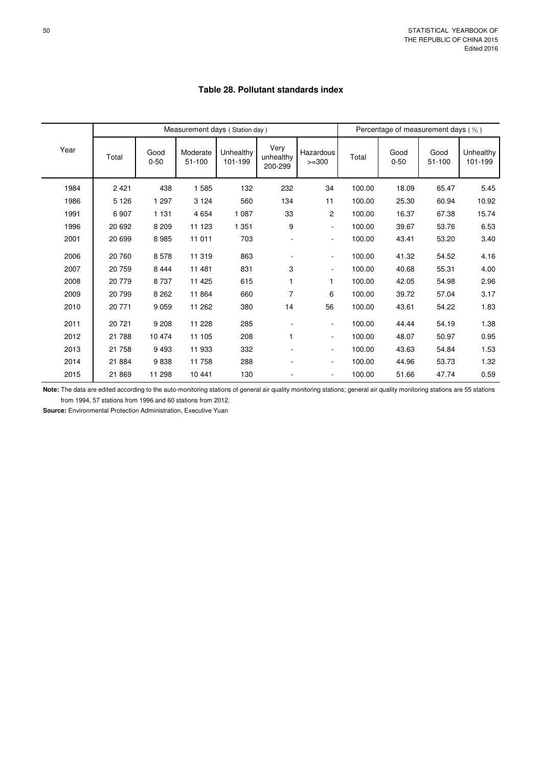## Table 28. Pollutant standards index

| Year | Measurement days ( Station day ) | | | | | | Percentage of measurement days ( % ) | | | |
|---|---|---|---|---|---|---|---|---|---|---|
| | Total | Good 0-50 | Moderate 51-100 | Unhealthy 101-199 | Very unhealthy 200-299 | Hazardous >=300 | Total | Good 0-50 | Good 51-100 | Unhealthy 101-199 |
| 1984 | 2 421 | 438 | 1 585 | 132 | 232 | 34 | 100.00 | 18.09 | 65.47 | 5.45 |
| 1986 | 5 126 | 1 297 | 3 124 | 560 | 134 | 11 | 100.00 | 25.30 | 60.94 | 10.92 |
| 1991 | 6 907 | 1 131 | 4 654 | 1 087 | 33 | 2 | 100.00 | 16.37 | 67.38 | 15.74 |
| 1996 | 20 692 | 8 209 | 11 123 | 1 351 | 9 | - | 100.00 | 39.67 | 53.76 | 6.53 |
| 2001 | 20 699 | 8 985 | 11 011 | 703 | - | - | 100.00 | 43.41 | 53.20 | 3.40 |
| 2006 | 20 760 | 8 578 | 11 319 | 863 | - | - | 100.00 | 41.32 | 54.52 | 4.16 |
| 2007 | 20 759 | 8 444 | 11 481 | 831 | 3 | - | 100.00 | 40.68 | 55.31 | 4.00 |
| 2008 | 20 779 | 8 737 | 11 425 | 615 | 1 | 1 | 100.00 | 42.05 | 54.98 | 2.96 |
| 2009 | 20 799 | 8 262 | 11 864 | 660 | 7 | 6 | 100.00 | 39.72 | 57.04 | 3.17 |
| 2010 | 20 771 | 9 059 | 11 262 | 380 | 14 | 56 | 100.00 | 43.61 | 54.22 | 1.83 |
| 2011 | 20 721 | 9 208 | 11 228 | 285 | - | - | 100.00 | 44.44 | 54.19 | 1.38 |
| 2012 | 21 788 | 10 474 | 11 105 | 208 | 1 | - | 100.00 | 48.07 | 50.97 | 0.95 |
| 2013 | 21 758 | 9 493 | 11 933 | 332 | - | - | 100.00 | 43.63 | 54.84 | 1.53 |
| 2014 | 21 884 | 9 838 | 11 758 | 288 | - | - | 100.00 | 44.96 | 53.73 | 1.32 |
| 2015 | 21 869 | 11 298 | 10 441 | 130 | - | - | 100.00 | 51.66 | 47.74 | 0.59 |

**Note:** The data are edited according to the auto-monitoring stations of general air quality monitoring stations; general air quality monitoring stations are 55 stations from 1994, 57 stations from 1996 and 60 stations from 2012.

**Source:** Environmental Protection Administration, Executive Yuan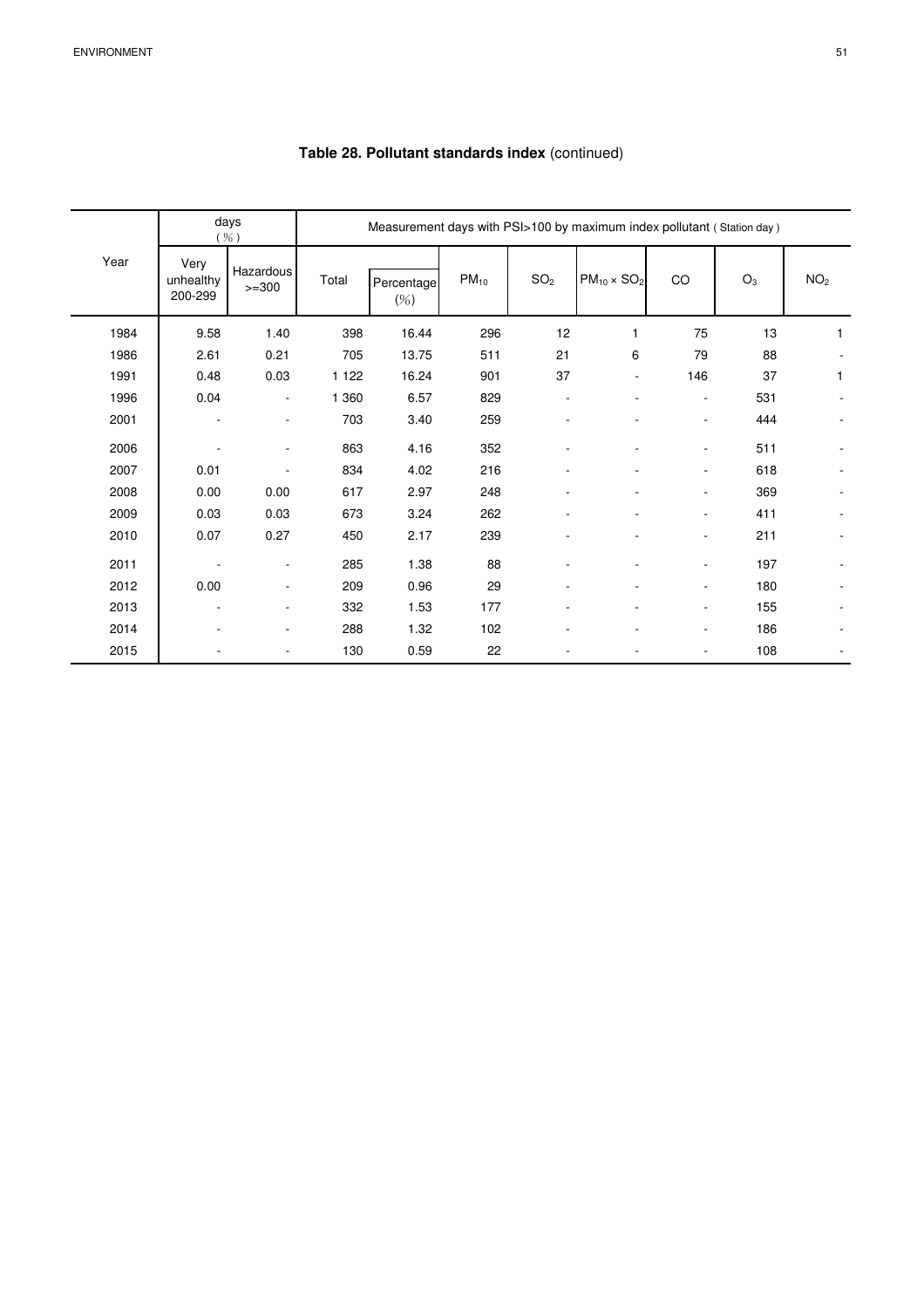## Table 28. Pollutant standards index (continued)

| Year | days (%) | | Measurement days with PSI>100 by maximum index pollutant ( Station day ) | | | | | | | |
|---|---|---|---|---|---|---|---|---|---|---|
| | Very unhealthy 200-299 | Hazardous >=300 | Total | Percentage (%) | $PM_{10}$ | $SO_2$ | $PM_{10} \times SO_2$ | CO | $O_3$ | $NO_2$ |
| 1984 | 9.58 | 1.40 | 398 | 16.44 | 296 | 12 | 1 | 75 | 13 | 1 |
| 1986 | 2.61 | 0.21 | 705 | 13.75 | 511 | 21 | 6 | 79 | 88 | - |
| 1991 | 0.48 | 0.03 | 1 122 | 16.24 | 901 | 37 | - | 146 | 37 | 1 |
| 1996 | 0.04 | - | 1 360 | 6.57 | 829 | - | - | - | 531 | - |
| 2001 | - | - | 703 | 3.40 | 259 | - | - | - | 444 | - |
| 2006 | - | - | 863 | 4.16 | 352 | - | - | - | 511 | - |
| 2007 | 0.01 | - | 834 | 4.02 | 216 | - | - | - | 618 | - |
| 2008 | 0.00 | 0.00 | 617 | 2.97 | 248 | - | - | - | 369 | - |
| 2009 | 0.03 | 0.03 | 673 | 3.24 | 262 | - | - | - | 411 | - |
| 2010 | 0.07 | 0.27 | 450 | 2.17 | 239 | - | - | - | 211 | - |
| 2011 | - | - | 285 | 1.38 | 88 | - | - | - | 197 | - |
| 2012 | 0.00 | - | 209 | 0.96 | 29 | - | - | - | 180 | - |
| 2013 | - | - | 332 | 1.53 | 177 | - | - | - | 155 | - |
| 2014 | - | - | 288 | 1.32 | 102 | - | - | - | 186 | - |
| 2015 | - | - | 130 | 0.59 | 22 | - | - | - | 108 | - |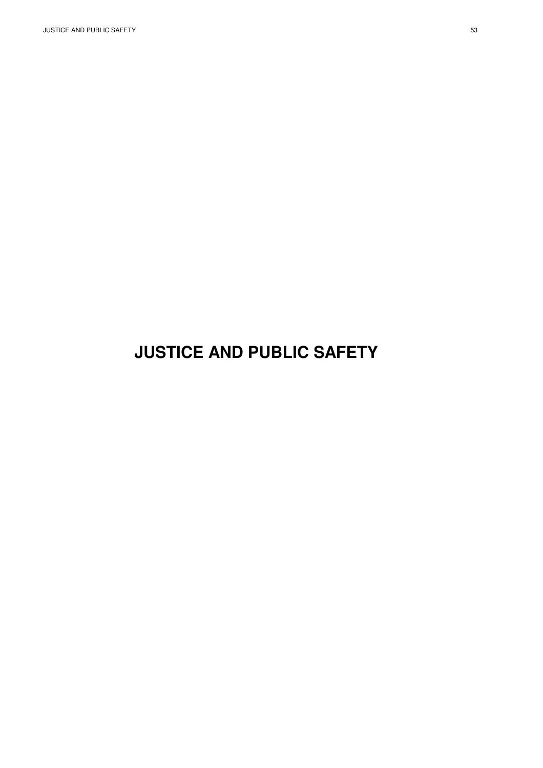# JUSTICE AND PUBLIC SAFETY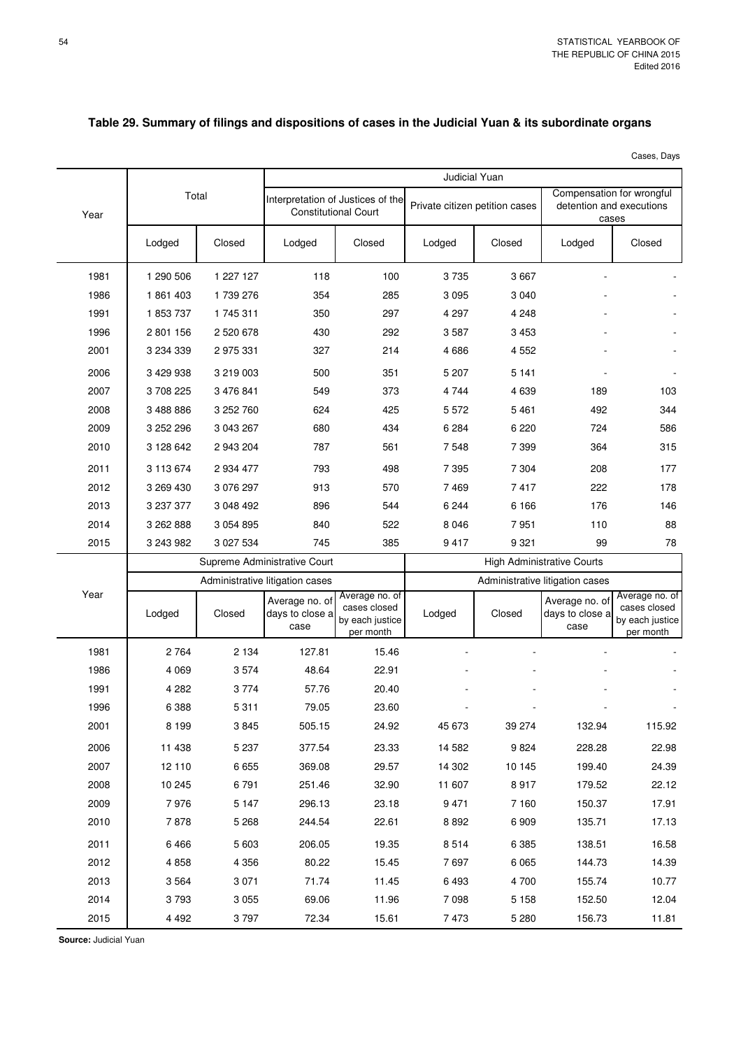## Table 29. Summary of filings and dispositions of cases in the Judicial Yuan & its subordinate organs

Cases, Days

| Year | Total | | Judicial Yuan | | | | | |
|---|---|---|---|---|---|---|---|---|
| | | | Interpretation of Justices of the Constitutional Court | | Private citizen petition cases | | Compensation for wrongful detention and executions cases | |
| | Lodged | Closed | Lodged | Closed | Lodged | Closed | Lodged | Closed |
| 1981 | 1 290 506 | 1 227 127 | 118 | 100 | 3 735 | 3 667 | - | - |
| 1986 | 1 861 403 | 1 739 276 | 354 | 285 | 3 095 | 3 040 | - | - |
| 1991 | 1 853 737 | 1 745 311 | 350 | 297 | 4 297 | 4 248 | - | - |
| 1996 | 2 801 156 | 2 520 678 | 430 | 292 | 3 587 | 3 453 | - | - |
| 2001 | 3 234 339 | 2 975 331 | 327 | 214 | 4 686 | 4 552 | - | - |
| 2006 | 3 429 938 | 3 219 003 | 500 | 351 | 5 207 | 5 141 | - | - |
| 2007 | 3 708 225 | 3 476 841 | 549 | 373 | 4 744 | 4 639 | 189 | 103 |
| 2008 | 3 488 886 | 3 252 760 | 624 | 425 | 5 572 | 5 461 | 492 | 344 |
| 2009 | 3 252 296 | 3 043 267 | 680 | 434 | 6 284 | 6 220 | 724 | 586 |
| 2010 | 3 128 642 | 2 943 204 | 787 | 561 | 7 548 | 7 399 | 364 | 315 |
| 2011 | 3 113 674 | 2 934 477 | 793 | 498 | 7 395 | 7 304 | 208 | 177 |
| 2012 | 3 269 430 | 3 076 297 | 913 | 570 | 7 469 | 7 417 | 222 | 178 |
| 2013 | 3 237 377 | 3 048 492 | 896 | 544 | 6 244 | 6 166 | 176 | 146 |
| 2014 | 3 262 888 | 3 054 895 | 840 | 522 | 8 046 | 7 951 | 110 | 88 |
| 2015 | 3 243 982 | 3 027 534 | 745 | 385 | 9 417 | 9 321 | 99 | 78 |

| Year | Supreme Administrative Court | | | | High Administrative Courts | | | |
|---|---|---|---|---|---|---|---|---|
| | Administrative litigation cases | | | | Administrative litigation cases | | | |
| | Lodged | Closed | Average no. of days to close a case | Average no. of cases closed by each justice per month | Lodged | Closed | Average no. of days to close a case | Average no. of cases closed by each justice per month |
| 1981 | 2 764 | 2 134 | 127.81 | 15.46 | - | - | - | - |
| 1986 | 4 069 | 3 574 | 48.64 | 22.91 | - | - | - | - |
| 1991 | 4 282 | 3 774 | 57.76 | 20.40 | - | - | - | - |
| 1996 | 6 388 | 5 311 | 79.05 | 23.60 | - | - | - | - |
| 2001 | 8 199 | 3 845 | 505.15 | 24.92 | 45 673 | 39 274 | 132.94 | 115.92 |
| 2006 | 11 438 | 5 237 | 377.54 | 23.33 | 14 582 | 9 824 | 228.28 | 22.98 |
| 2007 | 12 110 | 6 655 | 369.08 | 29.57 | 14 302 | 10 145 | 199.40 | 24.39 |
| 2008 | 10 245 | 6 791 | 251.46 | 32.90 | 11 607 | 8 917 | 179.52 | 22.12 |
| 2009 | 7 976 | 5 147 | 296.13 | 23.18 | 9 471 | 7 160 | 150.37 | 17.91 |
| 2010 | 7 878 | 5 268 | 244.54 | 22.61 | 8 892 | 6 909 | 135.71 | 17.13 |
| 2011 | 6 466 | 5 603 | 206.05 | 19.35 | 8 514 | 6 385 | 138.51 | 16.58 |
| 2012 | 4 858 | 4 356 | 80.22 | 15.45 | 7 697 | 6 065 | 144.73 | 14.39 |
| 2013 | 3 564 | 3 071 | 71.74 | 11.45 | 6 493 | 4 700 | 155.74 | 10.77 |
| 2014 | 3 793 | 3 055 | 69.06 | 11.96 | 7 098 | 5 158 | 152.50 | 12.04 |
| 2015 | 4 492 | 3 797 | 72.34 | 15.61 | 7 473 | 5 280 | 156.73 | 11.81 |

**Source:** Judicial Yuan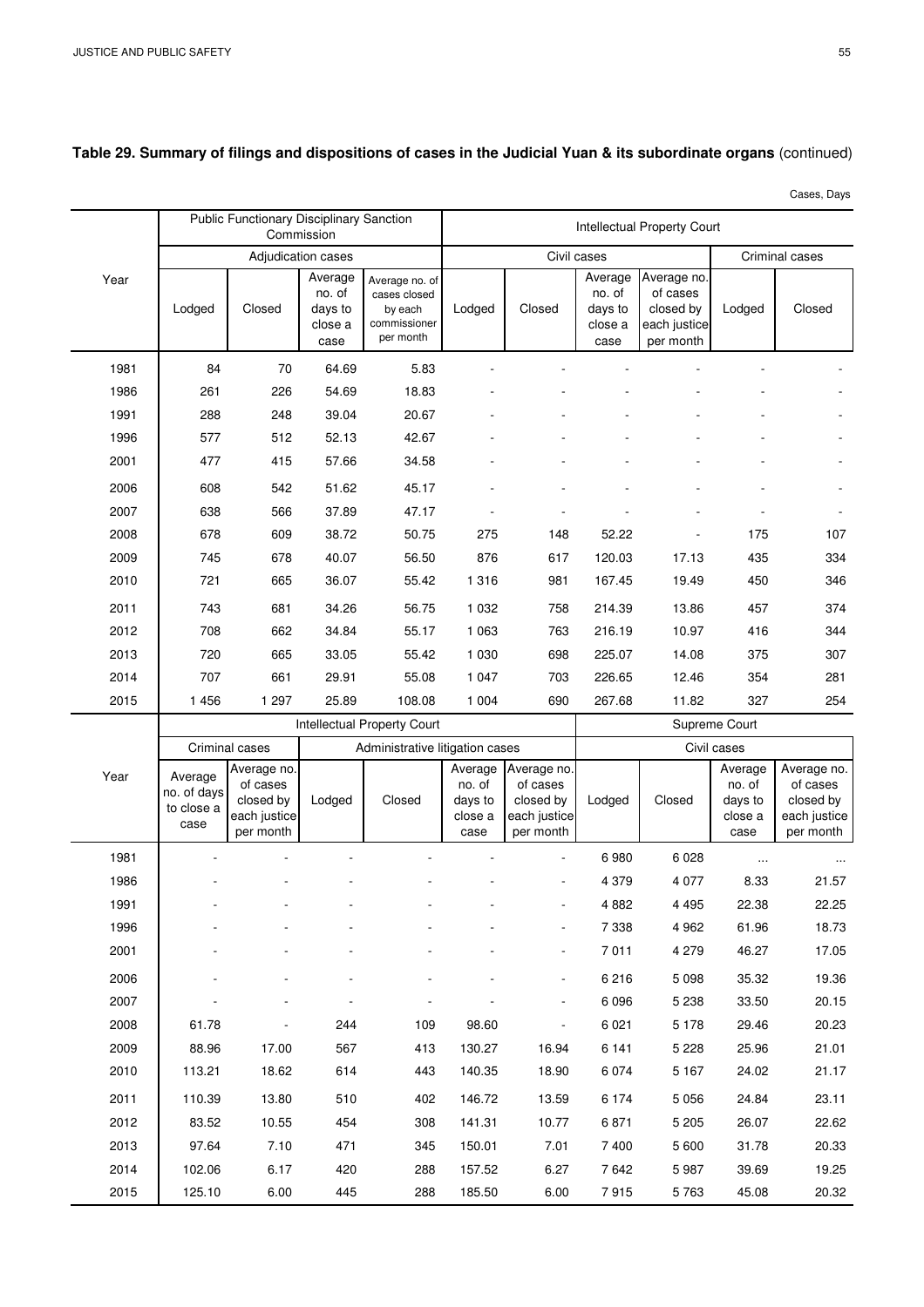**Table 29. Summary of filings and dispositions of cases in the Judicial Yuan & its subordinate organs** (continued)

Cases, Days

| Year | Public Functionary Disciplinary Sanction Commission | | | | Intellectual Property Court | | | | | |
|---|---|---|---|---|---|---|---|---|---|---|
| | Adjudication cases | | | | Civil cases | | | | Criminal cases | |
| | Lodged | Closed | Average no. of days to close a case | Average no. of cases closed by each commissioner per month | Lodged | Closed | Average no. of days to close a case | Average no. of cases closed by each justice per month | Lodged | Closed |
| 1981 | 84 | 70 | 64.69 | 5.83 | - | - | - | - | - | - |
| 1986 | 261 | 226 | 54.69 | 18.83 | - | - | - | - | - | - |
| 1991 | 288 | 248 | 39.04 | 20.67 | - | - | - | - | - | - |
| 1996 | 577 | 512 | 52.13 | 42.67 | - | - | - | - | - | - |
| 2001 | 477 | 415 | 57.66 | 34.58 | - | - | - | - | - | - |
| 2006 | 608 | 542 | 51.62 | 45.17 | - | - | - | - | - | - |
| 2007 | 638 | 566 | 37.89 | 47.17 | - | - | - | - | - | - |
| 2008 | 678 | 609 | 38.72 | 50.75 | 275 | 148 | 52.22 | - | 175 | 107 |
| 2009 | 745 | 678 | 40.07 | 56.50 | 876 | 617 | 120.03 | 17.13 | 435 | 334 |
| 2010 | 721 | 665 | 36.07 | 55.42 | 1 316 | 981 | 167.45 | 19.49 | 450 | 346 |
| 2011 | 743 | 681 | 34.26 | 56.75 | 1 032 | 758 | 214.39 | 13.86 | 457 | 374 |
| 2012 | 708 | 662 | 34.84 | 55.17 | 1 063 | 763 | 216.19 | 10.97 | 416 | 344 |
| 2013 | 720 | 665 | 33.05 | 55.42 | 1 030 | 698 | 225.07 | 14.08 | 375 | 307 |
| 2014 | 707 | 661 | 29.91 | 55.08 | 1 047 | 703 | 226.65 | 12.46 | 354 | 281 |
| 2015 | 1 456 | 1 297 | 25.89 | 108.08 | 1 004 | 690 | 267.68 | 11.82 | 327 | 254 |

| Year | Intellectual Property Court | | | | | | Supreme Court | | | |
|---|---|---|---|---|---|---|---|---|---|---|
| | Criminal cases | | Administrative litigation cases | | | | Civil cases | | | |
| | Average no. of days to close a case | Average no. of cases closed by each justice per month | Lodged | Closed | Average no. of days to close a case | Average no. of cases closed by each justice per month | Lodged | Closed | Average no. of days to close a case | Average no. of cases closed by each justice per month |
| 1981 | - | - | - | - | - | - | 6 980 | 6 028 | ... | ... |
| 1986 | - | - | - | - | - | - | 4 379 | 4 077 | 8.33 | 21.57 |
| 1991 | - | - | - | - | - | - | 4 882 | 4 495 | 22.38 | 22.25 |
| 1996 | - | - | - | - | - | - | 7 338 | 4 962 | 61.96 | 18.73 |
| 2001 | - | - | - | - | - | - | 7 011 | 4 279 | 46.27 | 17.05 |
| 2006 | - | - | - | - | - | - | 6 216 | 5 098 | 35.32 | 19.36 |
| 2007 | - | - | - | - | - | - | 6 096 | 5 238 | 33.50 | 20.15 |
| 2008 | 61.78 | - | 244 | 109 | 98.60 | - | 6 021 | 5 178 | 29.46 | 20.23 |
| 2009 | 88.96 | 17.00 | 567 | 413 | 130.27 | 16.94 | 6 141 | 5 228 | 25.96 | 21.01 |
| 2010 | 113.21 | 18.62 | 614 | 443 | 140.35 | 18.90 | 6 074 | 5 167 | 24.02 | 21.17 |
| 2011 | 110.39 | 13.80 | 510 | 402 | 146.72 | 13.59 | 6 174 | 5 056 | 24.84 | 23.11 |
| 2012 | 83.52 | 10.55 | 454 | 308 | 141.31 | 10.77 | 6 871 | 5 205 | 26.07 | 22.62 |
| 2013 | 97.64 | 7.10 | 471 | 345 | 150.01 | 7.01 | 7 400 | 5 600 | 31.78 | 20.33 |
| 2014 | 102.06 | 6.17 | 420 | 288 | 157.52 | 6.27 | 7 642 | 5 987 | 39.69 | 19.25 |
| 2015 | 125.10 | 6.00 | 445 | 288 | 185.50 | 6.00 | 7 915 | 5 763 | 45.08 | 20.32 |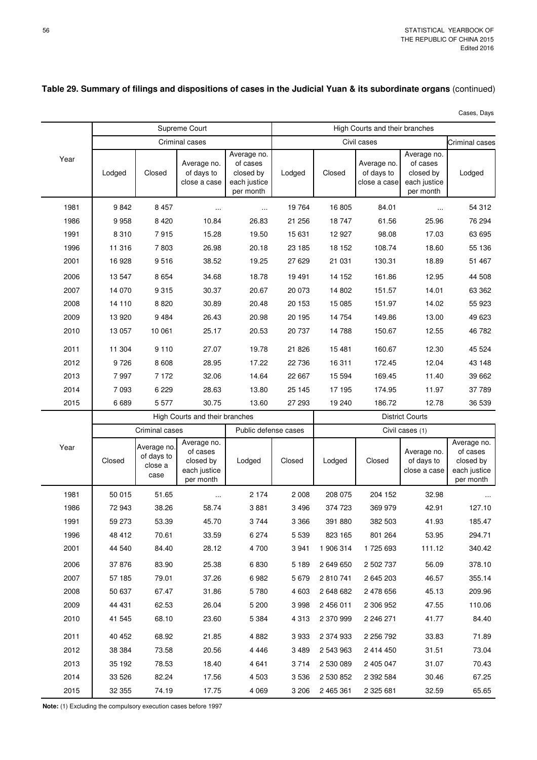## Table 29. Summary of filings and dispositions of cases in the Judicial Yuan & its subordinate organs (continued)

Cases, Days

| Year | Supreme Court | | | | High Courts and their branches | | | | |
|---|---|---|---|---|---|---|---|---|---|
| | Criminal cases | | | | Civil cases | | | | Criminal cases |
| | Lodged | Closed | Average no. of days to close a case | Average no. of cases closed by each justice per month | Lodged | Closed | Average no. of days to close a case | Average no. of cases closed by each justice per month | Lodged |
| 1981 | 9 842 | 8 457 | ... | ... | 19 764 | 16 805 | 84.01 | ... | 54 312 |
| 1986 | 9 958 | 8 420 | 10.84 | 26.83 | 21 256 | 18 747 | 61.56 | 25.96 | 76 294 |
| 1991 | 8 310 | 7 915 | 15.28 | 19.50 | 15 631 | 12 927 | 98.08 | 17.03 | 63 695 |
| 1996 | 11 316 | 7 803 | 26.98 | 20.18 | 23 185 | 18 152 | 108.74 | 18.60 | 55 136 |
| 2001 | 16 928 | 9 516 | 38.52 | 19.25 | 27 629 | 21 031 | 130.31 | 18.89 | 51 467 |
| 2006 | 13 547 | 8 654 | 34.68 | 18.78 | 19 491 | 14 152 | 161.86 | 12.95 | 44 508 |
| 2007 | 14 070 | 9 315 | 30.37 | 20.67 | 20 073 | 14 802 | 151.57 | 14.01 | 63 362 |
| 2008 | 14 110 | 8 820 | 30.89 | 20.48 | 20 153 | 15 085 | 151.97 | 14.02 | 55 923 |
| 2009 | 13 920 | 9 484 | 26.43 | 20.98 | 20 195 | 14 754 | 149.86 | 13.00 | 49 623 |
| 2010 | 13 057 | 10 061 | 25.17 | 20.53 | 20 737 | 14 788 | 150.67 | 12.55 | 46 782 |
| 2011 | 11 304 | 9 110 | 27.07 | 19.78 | 21 826 | 15 481 | 160.67 | 12.30 | 45 524 |
| 2012 | 9 726 | 8 608 | 28.95 | 17.22 | 22 736 | 16 311 | 172.45 | 12.04 | 43 148 |
| 2013 | 7 997 | 7 172 | 32.06 | 14.64 | 22 667 | 15 594 | 169.45 | 11.40 | 39 662 |
| 2014 | 7 093 | 6 229 | 28.63 | 13.80 | 25 145 | 17 195 | 174.95 | 11.97 | 37 789 |
| 2015 | 6 689 | 5 577 | 30.75 | 13.60 | 27 293 | 19 240 | 186.72 | 12.78 | 36 539 |

| Year | High Courts and their branches | | | | | District Courts | | | |
|---|---|---|---|---|---|---|---|---|---|
| | Criminal cases | | | Public defense cases | | Civil cases (1) | | | |
| | Closed | Average no. of days to close a case | Average no. of cases closed by each justice per month | Lodged | Closed | Lodged | Closed | Average no. of days to close a case | Average no. of cases closed by each justice per month |
| 1981 | 50 015 | 51.65 | ... | 2 174 | 2 008 | 208 075 | 204 152 | 32.98 | ... |
| 1986 | 72 943 | 38.26 | 58.74 | 3 881 | 3 496 | 374 723 | 369 979 | 42.91 | 127.10 |
| 1991 | 59 273 | 53.39 | 45.70 | 3 744 | 3 366 | 391 880 | 382 503 | 41.93 | 185.47 |
| 1996 | 48 412 | 70.61 | 33.59 | 6 274 | 5 539 | 823 165 | 801 264 | 53.95 | 294.71 |
| 2001 | 44 540 | 84.40 | 28.12 | 4 700 | 3 941 | 1 906 314 | 1 725 693 | 111.12 | 340.42 |
| 2006 | 37 876 | 83.90 | 25.38 | 6 830 | 5 189 | 2 649 650 | 2 502 737 | 56.09 | 378.10 |
| 2007 | 57 185 | 79.01 | 37.26 | 6 982 | 5 679 | 2 810 741 | 2 645 203 | 46.57 | 355.14 |
| 2008 | 50 637 | 67.47 | 31.86 | 5 780 | 4 603 | 2 648 682 | 2 478 656 | 45.13 | 209.96 |
| 2009 | 44 431 | 62.53 | 26.04 | 5 200 | 3 998 | 2 456 011 | 2 306 952 | 47.55 | 110.06 |
| 2010 | 41 545 | 68.10 | 23.60 | 5 384 | 4 313 | 2 370 999 | 2 246 271 | 41.77 | 84.40 |
| 2011 | 40 452 | 68.92 | 21.85 | 4 882 | 3 933 | 2 374 933 | 2 256 792 | 33.83 | 71.89 |
| 2012 | 38 384 | 73.58 | 20.56 | 4 446 | 3 489 | 2 543 963 | 2 414 450 | 31.51 | 73.04 |
| 2013 | 35 192 | 78.53 | 18.40 | 4 641 | 3 714 | 2 530 089 | 2 405 047 | 31.07 | 70.43 |
| 2014 | 33 526 | 82.24 | 17.56 | 4 503 | 3 536 | 2 530 852 | 2 392 584 | 30.46 | 67.25 |
| 2015 | 32 355 | 74.19 | 17.75 | 4 069 | 3 206 | 2 465 361 | 2 325 681 | 32.59 | 65.65 |

**Note:** (1) Excluding the compulsory execution cases before 1997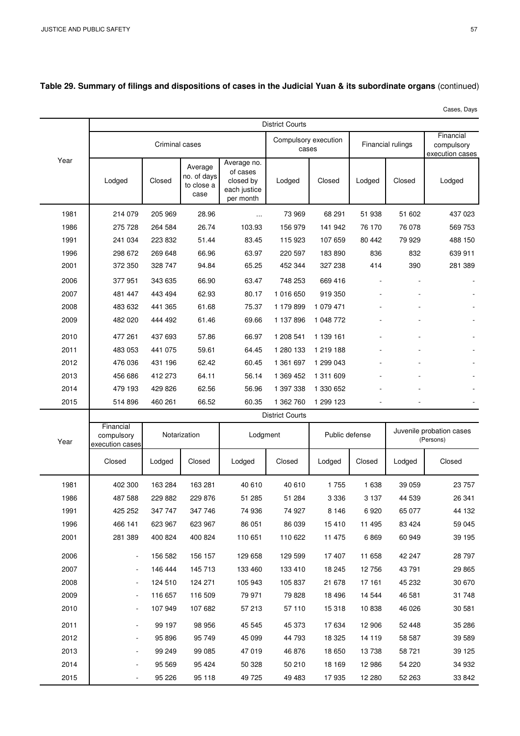## Table 29. Summary of filings and dispositions of cases in the Judicial Yuan & its subordinate organs (continued)

Cases, Days

| Year | District Courts | | | | | | | | |
|---|---|---|---|---|---|---|---|---|---|
| | Criminal cases | | | | Compulsory execution cases | | Financial rulings | | Financial compulsory execution cases |
| | Lodged | Closed | Average no. of days to close a case | Average no. of cases closed by each justice per month | Lodged | Closed | Lodged | Closed | Lodged |
| 1981 | 214 079 | 205 969 | 28.96 | … | 73 969 | 68 291 | 51 938 | 51 602 | 437 023 |
| 1986 | 275 728 | 264 584 | 26.74 | 103.93 | 156 979 | 141 942 | 76 170 | 76 078 | 569 753 |
| 1991 | 241 034 | 223 832 | 51.44 | 83.45 | 115 923 | 107 659 | 80 442 | 79 929 | 488 150 |
| 1996 | 298 672 | 269 648 | 66.96 | 63.97 | 220 597 | 183 890 | 836 | 832 | 639 911 |
| 2001 | 372 350 | 328 747 | 94.84 | 65.25 | 452 344 | 327 238 | 414 | 390 | 281 389 |
| 2006 | 377 951 | 343 635 | 66.90 | 63.47 | 748 253 | 669 416 | - | - | - |
| 2007 | 481 447 | 443 494 | 62.93 | 80.17 | 1 016 650 | 919 350 | - | - | - |
| 2008 | 483 632 | 441 365 | 61.68 | 75.37 | 1 179 899 | 1 079 471 | - | - | - |
| 2009 | 482 020 | 444 492 | 61.46 | 69.66 | 1 137 896 | 1 048 772 | - | - | - |
| 2010 | 477 261 | 437 693 | 57.86 | 66.97 | 1 208 541 | 1 139 161 | - | - | - |
| 2011 | 483 053 | 441 075 | 59.61 | 64.45 | 1 280 133 | 1 219 188 | - | - | - |
| 2012 | 476 036 | 431 196 | 62.42 | 60.45 | 1 361 697 | 1 299 043 | - | - | - |
| 2013 | 456 686 | 412 273 | 64.11 | 56.14 | 1 369 452 | 1 311 609 | - | - | - |
| 2014 | 479 193 | 429 826 | 62.56 | 56.96 | 1 397 338 | 1 330 652 | - | - | - |
| 2015 | 514 896 | 460 261 | 66.52 | 60.35 | 1 362 760 | 1 299 123 | - | - | - |

| Year | District Courts | | | | | | | | |
|---|---|---|---|---|---|---|---|---|---|
| | Financial compulsory execution cases | Notarization | | Lodgment | | Public defense | | Juvenile probation cases (Persons) | |
| | Closed | Lodged | Closed | Lodged | Closed | Lodged | Closed | Lodged | Closed |
| 1981 | 402 300 | 163 284 | 163 281 | 40 610 | 40 610 | 1 755 | 1 638 | 39 059 | 23 757 |
| 1986 | 487 588 | 229 882 | 229 876 | 51 285 | 51 284 | 3 336 | 3 137 | 44 539 | 26 341 |
| 1991 | 425 252 | 347 747 | 347 746 | 74 936 | 74 927 | 8 146 | 6 920 | 65 077 | 44 132 |
| 1996 | 466 141 | 623 967 | 623 967 | 86 051 | 86 039 | 15 410 | 11 495 | 83 424 | 59 045 |
| 2001 | 281 389 | 400 824 | 400 824 | 110 651 | 110 622 | 11 475 | 6 869 | 60 949 | 39 195 |
| 2006 | - | 156 582 | 156 157 | 129 658 | 129 599 | 17 407 | 11 658 | 42 247 | 28 797 |
| 2007 | - | 146 444 | 145 713 | 133 460 | 133 410 | 18 245 | 12 756 | 43 791 | 29 865 |
| 2008 | - | 124 510 | 124 271 | 105 943 | 105 837 | 21 678 | 17 161 | 45 232 | 30 670 |
| 2009 | - | 116 657 | 116 509 | 79 971 | 79 828 | 18 496 | 14 544 | 46 581 | 31 748 |
| 2010 | - | 107 949 | 107 682 | 57 213 | 57 110 | 15 318 | 10 838 | 46 026 | 30 581 |
| 2011 | - | 99 197 | 98 956 | 45 545 | 45 373 | 17 634 | 12 906 | 52 448 | 35 286 |
| 2012 | - | 95 896 | 95 749 | 45 099 | 44 793 | 18 325 | 14 119 | 58 587 | 39 589 |
| 2013 | - | 99 249 | 99 085 | 47 019 | 46 876 | 18 650 | 13 738 | 58 721 | 39 125 |
| 2014 | - | 95 569 | 95 424 | 50 328 | 50 210 | 18 169 | 12 986 | 54 220 | 34 932 |
| 2015 | - | 95 226 | 95 118 | 49 725 | 49 483 | 17 935 | 12 280 | 52 263 | 33 842 |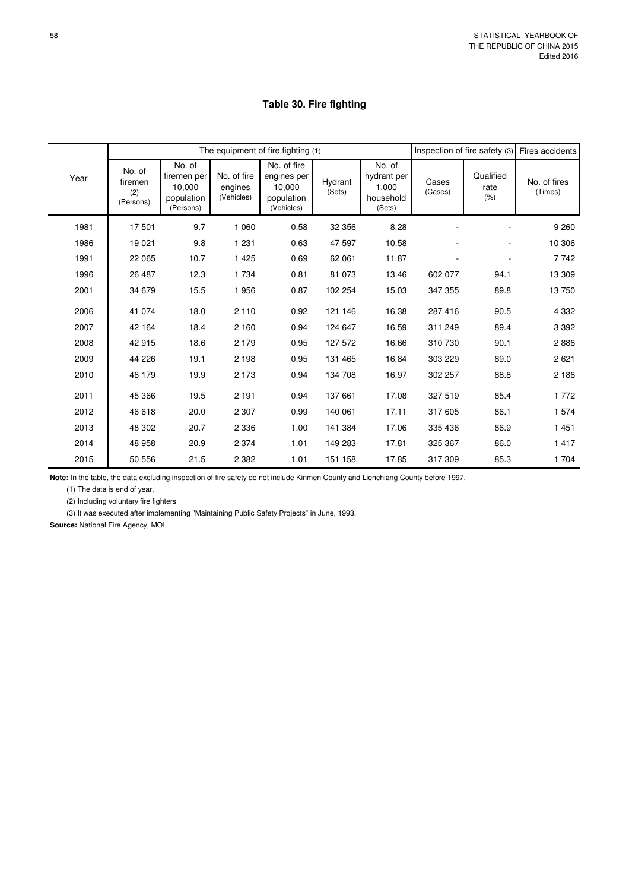## Table 30. Fire fighting

| Year | The equipment of fire fighting (1) | | | | | | Inspection of fire safety (3) | | Fires accidents |
|---|---|---|---|---|---|---|---|---|---|
| | No. of firemen (2) (Persons) | No. of firemen per 10,000 population (Persons) | No. of fire engines (Vehicles) | No. of fire engines per 10,000 population (Vehicles) | Hydrant (Sets) | No. of hydrant per 1,000 household (Sets) | Cases (Cases) | Qualified rate (%) | No. of fires (Times) |
| 1981 | 17 501 | 9.7 | 1 060 | 0.58 | 32 356 | 8.28 | - | - | 9 260 |
| 1986 | 19 021 | 9.8 | 1 231 | 0.63 | 47 597 | 10.58 | - | - | 10 306 |
| 1991 | 22 065 | 10.7 | 1 425 | 0.69 | 62 061 | 11.87 | - | - | 7 742 |
| 1996 | 26 487 | 12.3 | 1 734 | 0.81 | 81 073 | 13.46 | 602 077 | 94.1 | 13 309 |
| 2001 | 34 679 | 15.5 | 1 956 | 0.87 | 102 254 | 15.03 | 347 355 | 89.8 | 13 750 |
| 2006 | 41 074 | 18.0 | 2 110 | 0.92 | 121 146 | 16.38 | 287 416 | 90.5 | 4 332 |
| 2007 | 42 164 | 18.4 | 2 160 | 0.94 | 124 647 | 16.59 | 311 249 | 89.4 | 3 392 |
| 2008 | 42 915 | 18.6 | 2 179 | 0.95 | 127 572 | 16.66 | 310 730 | 90.1 | 2 886 |
| 2009 | 44 226 | 19.1 | 2 198 | 0.95 | 131 465 | 16.84 | 303 229 | 89.0 | 2 621 |
| 2010 | 46 179 | 19.9 | 2 173 | 0.94 | 134 708 | 16.97 | 302 257 | 88.8 | 2 186 |
| 2011 | 45 366 | 19.5 | 2 191 | 0.94 | 137 661 | 17.08 | 327 519 | 85.4 | 1 772 |
| 2012 | 46 618 | 20.0 | 2 307 | 0.99 | 140 061 | 17.11 | 317 605 | 86.1 | 1 574 |
| 2013 | 48 302 | 20.7 | 2 336 | 1.00 | 141 384 | 17.06 | 335 436 | 86.9 | 1 451 |
| 2014 | 48 958 | 20.9 | 2 374 | 1.01 | 149 283 | 17.81 | 325 367 | 86.0 | 1 417 |
| 2015 | 50 556 | 21.5 | 2 382 | 1.01 | 151 158 | 17.85 | 317 309 | 85.3 | 1 704 |

**Note:** In the table, the data excluding inspection of fire safety do not include Kinmen County and Lienchiang County before 1997.

(1) The data is end of year.

(2) Including voluntary fire fighters

(3) It was executed after implementing "Maintaining Public Safety Projects" in June, 1993.

**Source:** National Fire Agency, MOI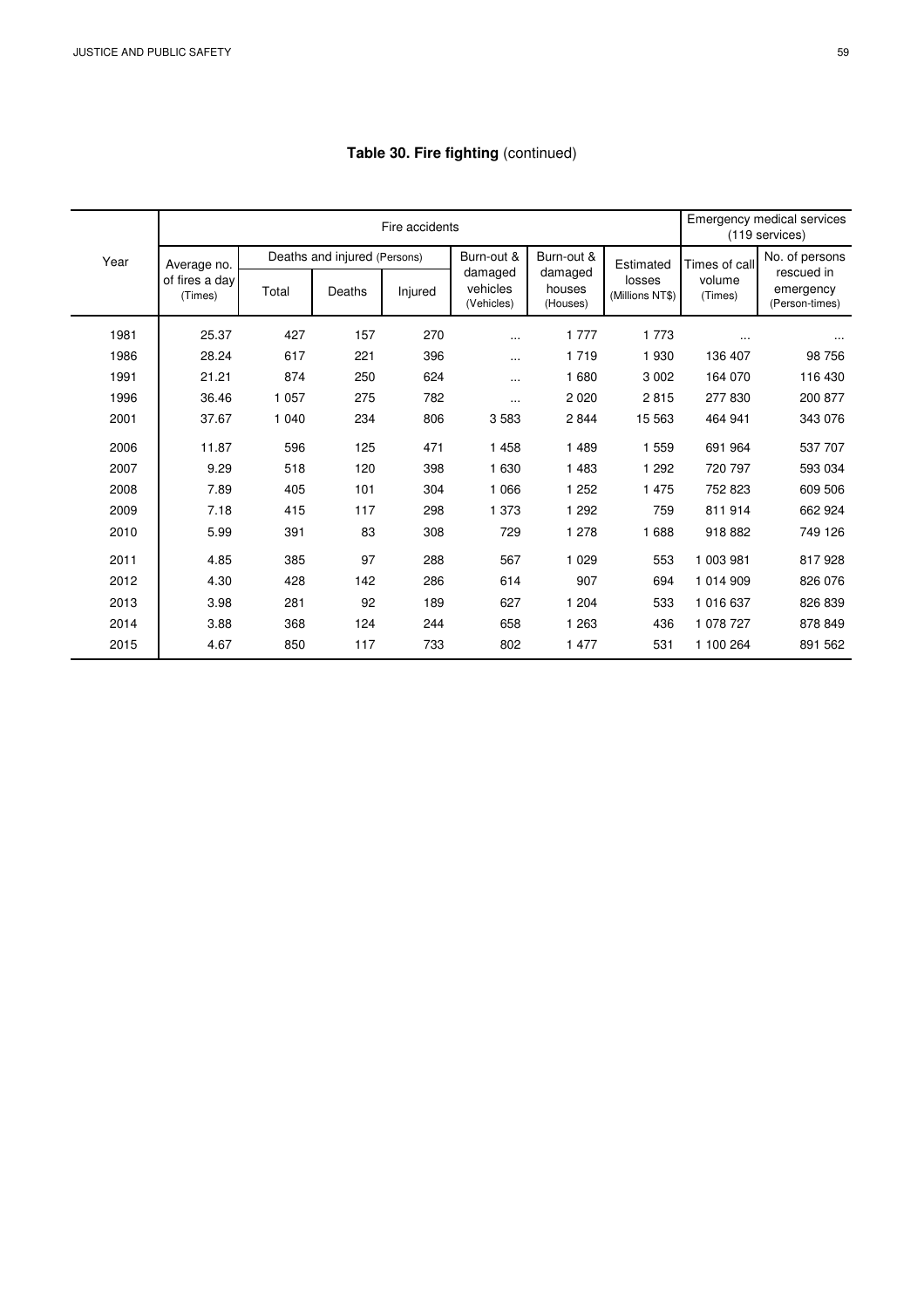## Table 30. Fire fighting (continued)

| Year | Fire accidents | | | | | | | Emergency medical services (119 services) | |
|---|---|---|---|---|---|---|---|---|---|
| | Average no. of fires a day (Times) | Deaths and injured (Persons) | | | Burn-out & damaged vehicles (Vehicles) | Burn-out & damaged houses (Houses) | Estimated losses (Millions NT$) | Times of call volume (Times) | No. of persons rescued in emergency (Person-times) |
| | | Total | Deaths | Injured | | | | | |
| 1981 | 25.37 | 427 | 157 | 270 | ... | 1 777 | 1 773 | ... | ... |
| 1986 | 28.24 | 617 | 221 | 396 | ... | 1 719 | 1 930 | 136 407 | 98 756 |
| 1991 | 21.21 | 874 | 250 | 624 | ... | 1 680 | 3 002 | 164 070 | 116 430 |
| 1996 | 36.46 | 1 057 | 275 | 782 | ... | 2 020 | 2 815 | 277 830 | 200 877 |
| 2001 | 37.67 | 1 040 | 234 | 806 | 3 583 | 2 844 | 15 563 | 464 941 | 343 076 |
| 2006 | 11.87 | 596 | 125 | 471 | 1 458 | 1 489 | 1 559 | 691 964 | 537 707 |
| 2007 | 9.29 | 518 | 120 | 398 | 1 630 | 1 483 | 1 292 | 720 797 | 593 034 |
| 2008 | 7.89 | 405 | 101 | 304 | 1 066 | 1 252 | 1 475 | 752 823 | 609 506 |
| 2009 | 7.18 | 415 | 117 | 298 | 1 373 | 1 292 | 759 | 811 914 | 662 924 |
| 2010 | 5.99 | 391 | 83 | 308 | 729 | 1 278 | 1 688 | 918 882 | 749 126 |
| 2011 | 4.85 | 385 | 97 | 288 | 567 | 1 029 | 553 | 1 003 981 | 817 928 |
| 2012 | 4.30 | 428 | 142 | 286 | 614 | 907 | 694 | 1 014 909 | 826 076 |
| 2013 | 3.98 | 281 | 92 | 189 | 627 | 1 204 | 533 | 1 016 637 | 826 839 |
| 2014 | 3.88 | 368 | 124 | 244 | 658 | 1 263 | 436 | 1 078 727 | 878 849 |
| 2015 | 4.67 | 850 | 117 | 733 | 802 | 1 477 | 531 | 1 100 264 | 891 562 |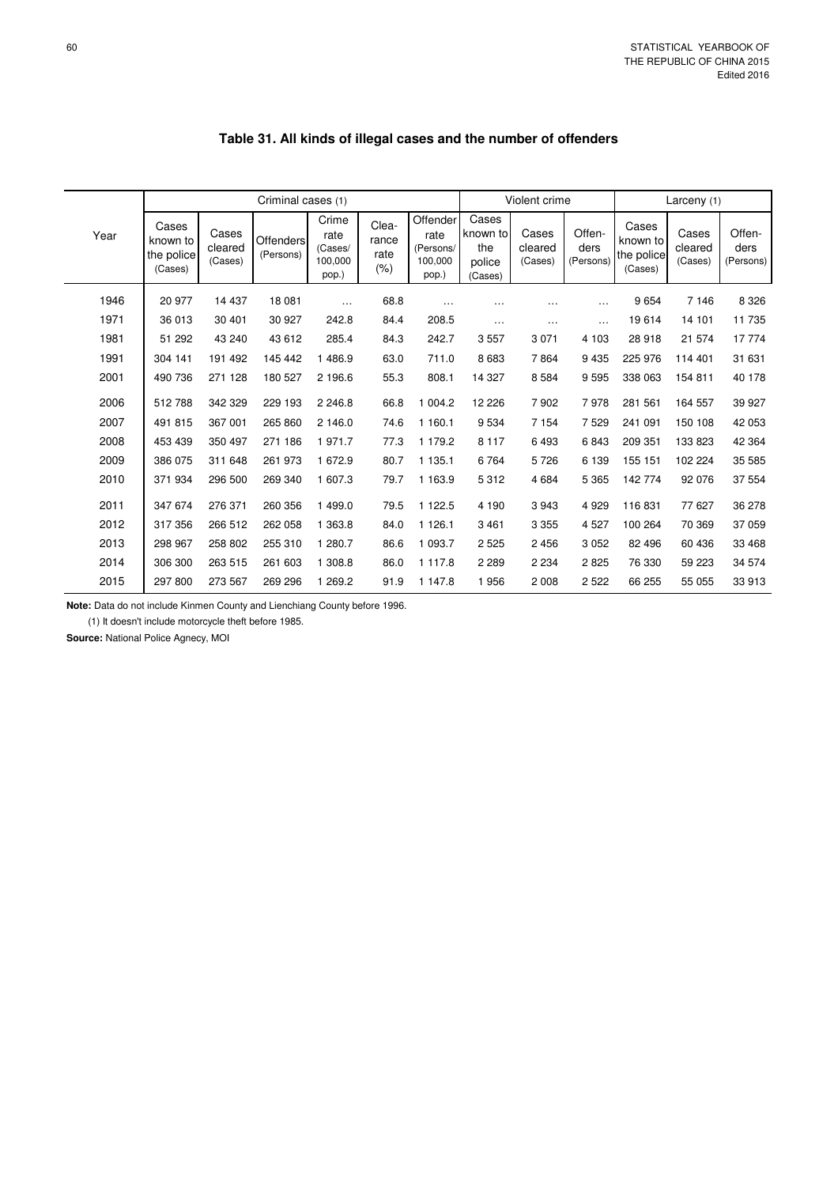# Table 31. All kinds of illegal cases and the number of offenders

| Year | Criminal cases (1) | | | | | | Violent crime | | | Larceny (1) | | |
|---|---|---|---|---|---|---|---|---|---|---|---|---|
| | Cases known to the police (Cases) | Cases cleared (Cases) | Offenders (Persons) | Crime rate (Cases/ 100,000 pop.) | Clea- rance rate (%) | Offender rate (Persons/ 100,000 pop.) | Cases known to the police (Cases) | Cases cleared (Cases) | Offen- ders (Persons) | Cases known to the police (Cases) | Cases cleared (Cases) | Offen- ders (Persons) |
| 1946 | 20 977 | 14 437 | 18 081 | … | 68.8 | … | … | … | … | 9 654 | 7 146 | 8 326 |
| 1971 | 36 013 | 30 401 | 30 927 | 242.8 | 84.4 | 208.5 | … | … | … | 19 614 | 14 101 | 11 735 |
| 1981 | 51 292 | 43 240 | 43 612 | 285.4 | 84.3 | 242.7 | 3 557 | 3 071 | 4 103 | 28 918 | 21 574 | 17 774 |
| 1991 | 304 141 | 191 492 | 145 442 | 1 486.9 | 63.0 | 711.0 | 8 683 | 7 864 | 9 435 | 225 976 | 114 401 | 31 631 |
| 2001 | 490 736 | 271 128 | 180 527 | 2 196.6 | 55.3 | 808.1 | 14 327 | 8 584 | 9 595 | 338 063 | 154 811 | 40 178 |
| 2006 | 512 788 | 342 329 | 229 193 | 2 246.8 | 66.8 | 1 004.2 | 12 226 | 7 902 | 7 978 | 281 561 | 164 557 | 39 927 |
| 2007 | 491 815 | 367 001 | 265 860 | 2 146.0 | 74.6 | 1 160.1 | 9 534 | 7 154 | 7 529 | 241 091 | 150 108 | 42 053 |
| 2008 | 453 439 | 350 497 | 271 186 | 1 971.7 | 77.3 | 1 179.2 | 8 117 | 6 493 | 6 843 | 209 351 | 133 823 | 42 364 |
| 2009 | 386 075 | 311 648 | 261 973 | 1 672.9 | 80.7 | 1 135.1 | 6 764 | 5 726 | 6 139 | 155 151 | 102 224 | 35 585 |
| 2010 | 371 934 | 296 500 | 269 340 | 1 607.3 | 79.7 | 1 163.9 | 5 312 | 4 684 | 5 365 | 142 774 | 92 076 | 37 554 |
| 2011 | 347 674 | 276 371 | 260 356 | 1 499.0 | 79.5 | 1 122.5 | 4 190 | 3 943 | 4 929 | 116 831 | 77 627 | 36 278 |
| 2012 | 317 356 | 266 512 | 262 058 | 1 363.8 | 84.0 | 1 126.1 | 3 461 | 3 355 | 4 527 | 100 264 | 70 369 | 37 059 |
| 2013 | 298 967 | 258 802 | 255 310 | 1 280.7 | 86.6 | 1 093.7 | 2 525 | 2 456 | 3 052 | 82 496 | 60 436 | 33 468 |
| 2014 | 306 300 | 263 515 | 261 603 | 1 308.8 | 86.0 | 1 117.8 | 2 289 | 2 234 | 2 825 | 76 330 | 59 223 | 34 574 |
| 2015 | 297 800 | 273 567 | 269 296 | 1 269.2 | 91.9 | 1 147.8 | 1 956 | 2 008 | 2 522 | 66 255 | 55 055 | 33 913 |

**Note:** Data do not include Kinmen County and Lienchiang County before 1996.

(1) It doesn't include motorcycle theft before 1985.

**Source:** National Police Agnecy, MOI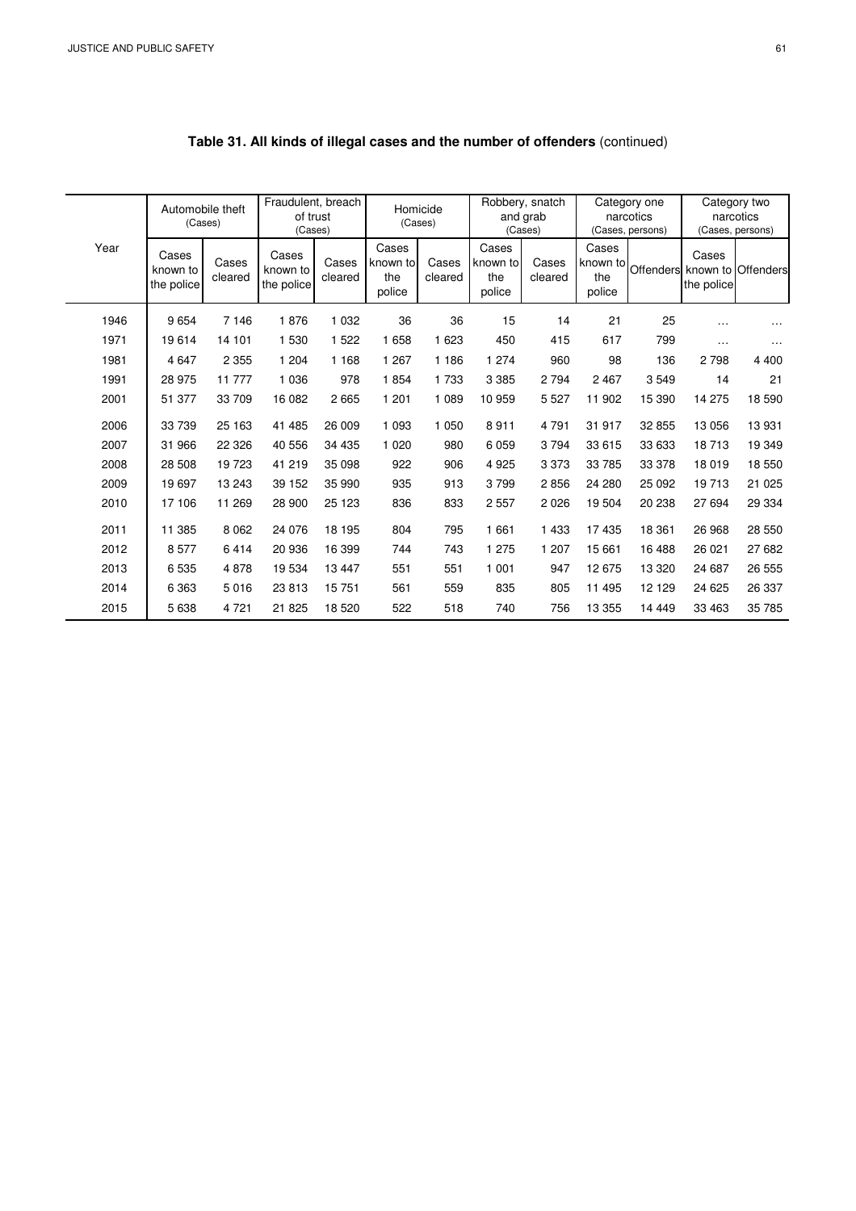## Table 31. All kinds of illegal cases and the number of offenders (continued)

| Year | Automobile theft (Cases) | | Fraudulent, breach of trust (Cases) | | Homicide (Cases) | | Robbery, snatch and grab (Cases) | | Category one narcotics (Cases, persons) | | Category two narcotics (Cases, persons) | |
|---|---|---|---|---|---|---|---|---|---|---|---|---|
| | Cases known to the police | Cases cleared | Cases known to the police | Cases cleared | Cases known to the police | Cases cleared | Cases known to the police | Cases cleared | Cases known to the police | Offenders | Cases known to the police | Offenders |
| 1946 | 9 654 | 7 146 | 1 876 | 1 032 | 36 | 36 | 15 | 14 | 21 | 25 | … | … |
| 1971 | 19 614 | 14 101 | 1 530 | 1 522 | 1 658 | 1 623 | 450 | 415 | 617 | 799 | … | … |
| 1981 | 4 647 | 2 355 | 1 204 | 1 168 | 1 267 | 1 186 | 1 274 | 960 | 98 | 136 | 2 798 | 4 400 |
| 1991 | 28 975 | 11 777 | 1 036 | 978 | 1 854 | 1 733 | 3 385 | 2 794 | 2 467 | 3 549 | 14 | 21 |
| 2001 | 51 377 | 33 709 | 16 082 | 2 665 | 1 201 | 1 089 | 10 959 | 5 527 | 11 902 | 15 390 | 14 275 | 18 590 |
| 2006 | 33 739 | 25 163 | 41 485 | 26 009 | 1 093 | 1 050 | 8 911 | 4 791 | 31 917 | 32 855 | 13 056 | 13 931 |
| 2007 | 31 966 | 22 326 | 40 556 | 34 435 | 1 020 | 980 | 6 059 | 3 794 | 33 615 | 33 633 | 18 713 | 19 349 |
| 2008 | 28 508 | 19 723 | 41 219 | 35 098 | 922 | 906 | 4 925 | 3 373 | 33 785 | 33 378 | 18 019 | 18 550 |
| 2009 | 19 697 | 13 243 | 39 152 | 35 990 | 935 | 913 | 3 799 | 2 856 | 24 280 | 25 092 | 19 713 | 21 025 |
| 2010 | 17 106 | 11 269 | 28 900 | 25 123 | 836 | 833 | 2 557 | 2 026 | 19 504 | 20 238 | 27 694 | 29 334 |
| 2011 | 11 385 | 8 062 | 24 076 | 18 195 | 804 | 795 | 1 661 | 1 433 | 17 435 | 18 361 | 26 968 | 28 550 |
| 2012 | 8 577 | 6 414 | 20 936 | 16 399 | 744 | 743 | 1 275 | 1 207 | 15 661 | 16 488 | 26 021 | 27 682 |
| 2013 | 6 535 | 4 878 | 19 534 | 13 447 | 551 | 551 | 1 001 | 947 | 12 675 | 13 320 | 24 687 | 26 555 |
| 2014 | 6 363 | 5 016 | 23 813 | 15 751 | 561 | 559 | 835 | 805 | 11 495 | 12 129 | 24 625 | 26 337 |
| 2015 | 5 638 | 4 721 | 21 825 | 18 520 | 522 | 518 | 740 | 756 | 13 355 | 14 449 | 33 463 | 35 785 |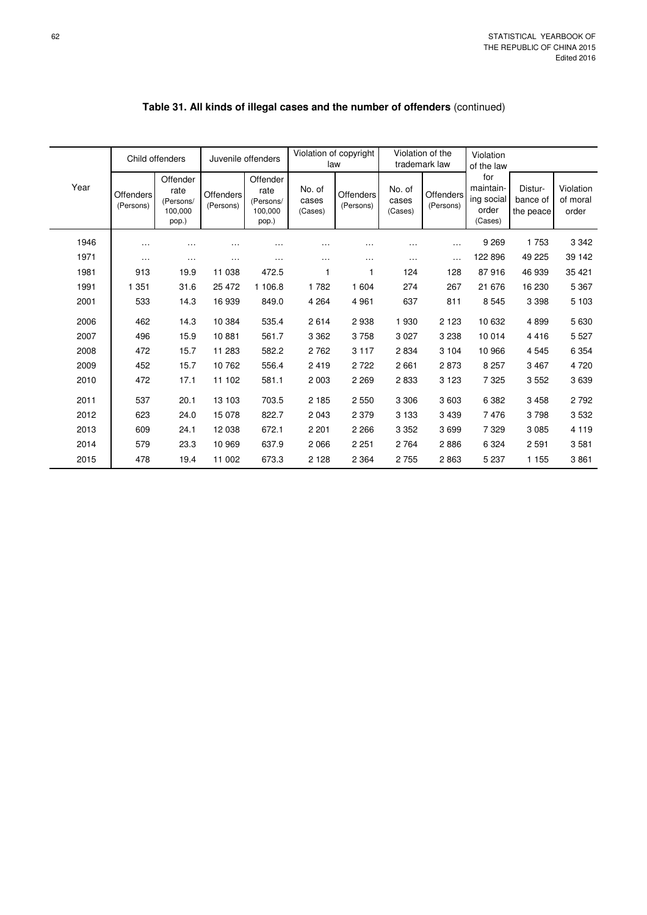## Table 31. All kinds of illegal cases and the number of offenders (continued)

| Year | Child offenders | | Juvenile offenders | | Violation of copyright law | | Violation of the trademark law | | Violation of the law for maintaining social order | | |
|---|---|---|---|---|---|---|---|---|---|---|---|
| | Offenders (Persons) | Offender rate (Persons/ 100,000 pop.) | Offenders (Persons) | Offender rate (Persons/ 100,000 pop.) | No. of cases (Cases) | Offenders (Persons) | No. of cases (Cases) | Offenders (Persons) | (Cases) | Disturbance of the peace | Violation of moral order |
| 1946 | … | … | … | … | … | … | … | … | 9 269 | 1 753 | 3 342 |
| 1971 | … | … | … | … | … | … | … | … | 122 896 | 49 225 | 39 142 |
| 1981 | 913 | 19.9 | 11 038 | 472.5 | 1 | 1 | 124 | 128 | 87 916 | 46 939 | 35 421 |
| 1991 | 1 351 | 31.6 | 25 472 | 1 106.8 | 1 782 | 1 604 | 274 | 267 | 21 676 | 16 230 | 5 367 |
| 2001 | 533 | 14.3 | 16 939 | 849.0 | 4 264 | 4 961 | 637 | 811 | 8 545 | 3 398 | 5 103 |
| 2006 | 462 | 14.3 | 10 384 | 535.4 | 2 614 | 2 938 | 1 930 | 2 123 | 10 632 | 4 899 | 5 630 |
| 2007 | 496 | 15.9 | 10 881 | 561.7 | 3 362 | 3 758 | 3 027 | 3 238 | 10 014 | 4 416 | 5 527 |
| 2008 | 472 | 15.7 | 11 283 | 582.2 | 2 762 | 3 117 | 2 834 | 3 104 | 10 966 | 4 545 | 6 354 |
| 2009 | 452 | 15.7 | 10 762 | 556.4 | 2 419 | 2 722 | 2 661 | 2 873 | 8 257 | 3 467 | 4 720 |
| 2010 | 472 | 17.1 | 11 102 | 581.1 | 2 003 | 2 269 | 2 833 | 3 123 | 7 325 | 3 552 | 3 639 |
| 2011 | 537 | 20.1 | 13 103 | 703.5 | 2 185 | 2 550 | 3 306 | 3 603 | 6 382 | 3 458 | 2 792 |
| 2012 | 623 | 24.0 | 15 078 | 822.7 | 2 043 | 2 379 | 3 133 | 3 439 | 7 476 | 3 798 | 3 532 |
| 2013 | 609 | 24.1 | 12 038 | 672.1 | 2 201 | 2 266 | 3 352 | 3 699 | 7 329 | 3 085 | 4 119 |
| 2014 | 579 | 23.3 | 10 969 | 637.9 | 2 066 | 2 251 | 2 764 | 2 886 | 6 324 | 2 591 | 3 581 |
| 2015 | 478 | 19.4 | 11 002 | 673.3 | 2 128 | 2 364 | 2 755 | 2 863 | 5 237 | 1 155 | 3 861 |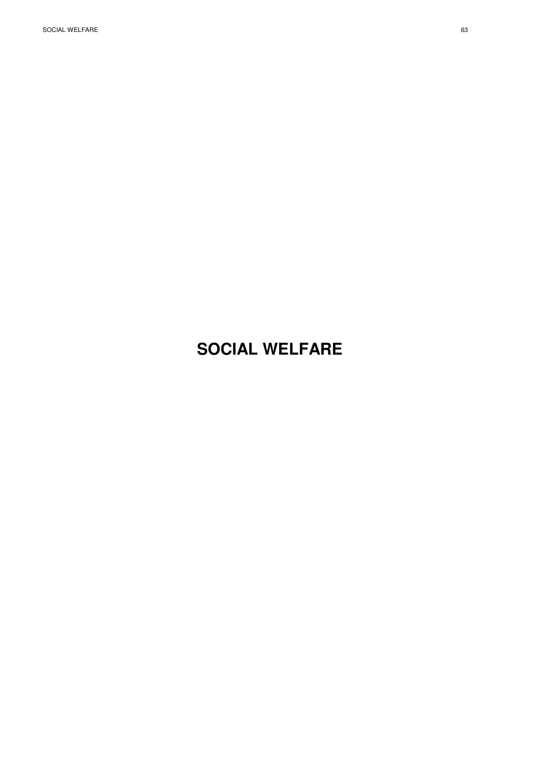# SOCIAL WELFARE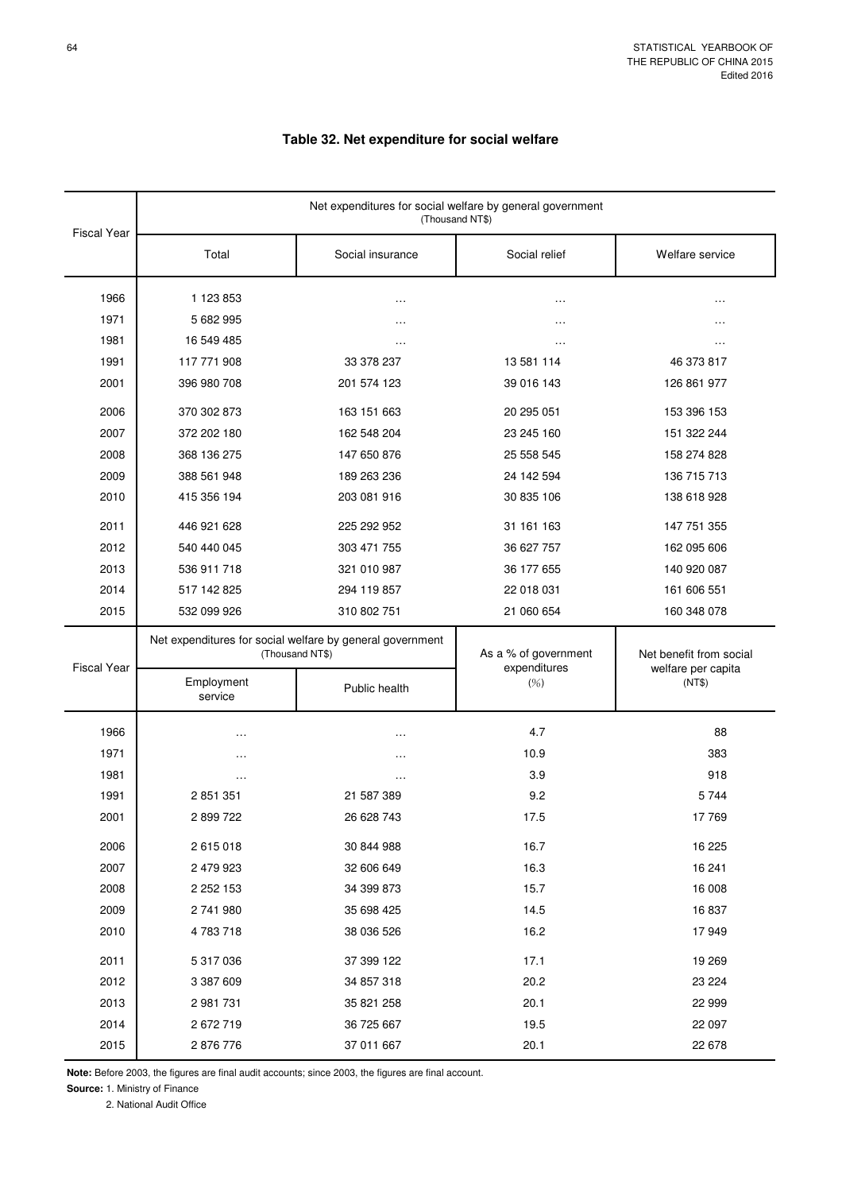# Table 32. Net expenditure for social welfare

| Fiscal Year | Net expenditures for social welfare by general government (Thousand NT$) | | | |
|---|---|---|---|---|
| | Total | Social insurance | Social relief | Welfare service |
| 1966 | 1 123 853 | … | … | … |
| 1971 | 5 682 995 | … | … | … |
| 1981 | 16 549 485 | … | … | … |
| 1991 | 117 771 908 | 33 378 237 | 13 581 114 | 46 373 817 |
| 2001 | 396 980 708 | 201 574 123 | 39 016 143 | 126 861 977 |
| 2006 | 370 302 873 | 163 151 663 | 20 295 051 | 153 396 153 |
| 2007 | 372 202 180 | 162 548 204 | 23 245 160 | 151 322 244 |
| 2008 | 368 136 275 | 147 650 876 | 25 558 545 | 158 274 828 |
| 2009 | 388 561 948 | 189 263 236 | 24 142 594 | 136 715 713 |
| 2010 | 415 356 194 | 203 081 916 | 30 835 106 | 138 618 928 |
| 2011 | 446 921 628 | 225 292 952 | 31 161 163 | 147 751 355 |
| 2012 | 540 440 045 | 303 471 755 | 36 627 757 | 162 095 606 |
| 2013 | 536 911 718 | 321 010 987 | 36 177 655 | 140 920 087 |
| 2014 | 517 142 825 | 294 119 857 | 22 018 031 | 161 606 551 |
| 2015 | 532 099 926 | 310 802 751 | 21 060 654 | 160 348 078 |

| Fiscal Year | Net expenditures for social welfare by general government (Thousand NT$) | | As a % of government expenditures (%) | Net benefit from social welfare per capita (NT$) |
|---|---|---|---|---|
| | Employment service | Public health | | |
| 1966 | … | … | 4.7 | 88 |
| 1971 | … | … | 10.9 | 383 |
| 1981 | … | … | 3.9 | 918 |
| 1991 | 2 851 351 | 21 587 389 | 9.2 | 5 744 |
| 2001 | 2 899 722 | 26 628 743 | 17.5 | 17 769 |
| 2006 | 2 615 018 | 30 844 988 | 16.7 | 16 225 |
| 2007 | 2 479 923 | 32 606 649 | 16.3 | 16 241 |
| 2008 | 2 252 153 | 34 399 873 | 15.7 | 16 008 |
| 2009 | 2 741 980 | 35 698 425 | 14.5 | 16 837 |
| 2010 | 4 783 718 | 38 036 526 | 16.2 | 17 949 |
| 2011 | 5 317 036 | 37 399 122 | 17.1 | 19 269 |
| 2012 | 3 387 609 | 34 857 318 | 20.2 | 23 224 |
| 2013 | 2 981 731 | 35 821 258 | 20.1 | 22 999 |
| 2014 | 2 672 719 | 36 725 667 | 19.5 | 22 097 |
| 2015 | 2 876 776 | 37 011 667 | 20.1 | 22 678 |

**Note:** Before 2003, the figures are final audit accounts; since 2003, the figures are final account.

**Source:** 1. Ministry of Finance

2. National Audit Office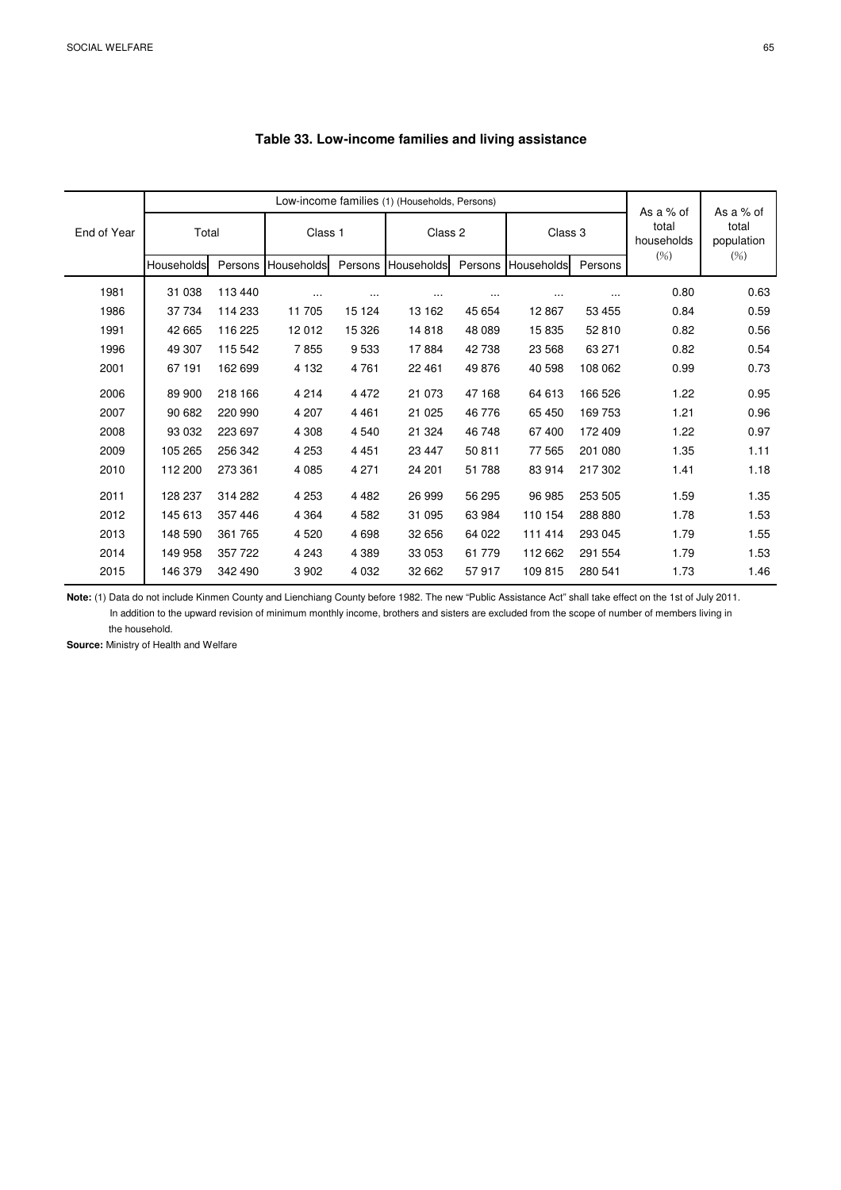**Table 33. Low-income families and living assistance**

| End of Year | Low-income families (1) (Households, Persons) | | | | | | | | As a % of total households (%) | As a % of total population (%) |
|---|---|---|---|---|---|---|---|---|---|---|
| | Total | | Class 1 | | Class 2 | | Class 3 | | | |
| | Households | Persons | Households | Persons | Households | Persons | Households | Persons | | |
| 1981 | 31 038 | 113 440 | ... | ... | ... | ... | ... | ... | 0.80 | 0.63 |
| 1986 | 37 734 | 114 233 | 11 705 | 15 124 | 13 162 | 45 654 | 12 867 | 53 455 | 0.84 | 0.59 |
| 1991 | 42 665 | 116 225 | 12 012 | 15 326 | 14 818 | 48 089 | 15 835 | 52 810 | 0.82 | 0.56 |
| 1996 | 49 307 | 115 542 | 7 855 | 9 533 | 17 884 | 42 738 | 23 568 | 63 271 | 0.82 | 0.54 |
| 2001 | 67 191 | 162 699 | 4 132 | 4 761 | 22 461 | 49 876 | 40 598 | 108 062 | 0.99 | 0.73 |
| 2006 | 89 900 | 218 166 | 4 214 | 4 472 | 21 073 | 47 168 | 64 613 | 166 526 | 1.22 | 0.95 |
| 2007 | 90 682 | 220 990 | 4 207 | 4 461 | 21 025 | 46 776 | 65 450 | 169 753 | 1.21 | 0.96 |
| 2008 | 93 032 | 223 697 | 4 308 | 4 540 | 21 324 | 46 748 | 67 400 | 172 409 | 1.22 | 0.97 |
| 2009 | 105 265 | 256 342 | 4 253 | 4 451 | 23 447 | 50 811 | 77 565 | 201 080 | 1.35 | 1.11 |
| 2010 | 112 200 | 273 361 | 4 085 | 4 271 | 24 201 | 51 788 | 83 914 | 217 302 | 1.41 | 1.18 |
| 2011 | 128 237 | 314 282 | 4 253 | 4 482 | 26 999 | 56 295 | 96 985 | 253 505 | 1.59 | 1.35 |
| 2012 | 145 613 | 357 446 | 4 364 | 4 582 | 31 095 | 63 984 | 110 154 | 288 880 | 1.78 | 1.53 |
| 2013 | 148 590 | 361 765 | 4 520 | 4 698 | 32 656 | 64 022 | 111 414 | 293 045 | 1.79 | 1.55 |
| 2014 | 149 958 | 357 722 | 4 243 | 4 389 | 33 053 | 61 779 | 112 662 | 291 554 | 1.79 | 1.53 |
| 2015 | 146 379 | 342 490 | 3 902 | 4 032 | 32 662 | 57 917 | 109 815 | 280 541 | 1.73 | 1.46 |

**Note:** (1) Data do not include Kinmen County and Lienchiang County before 1982. The new "Public Assistance Act" shall take effect on the 1st of July 2011. In addition to the upward revision of minimum monthly income, brothers and sisters are excluded from the scope of number of members living in the household.

**Source:** Ministry of Health and Welfare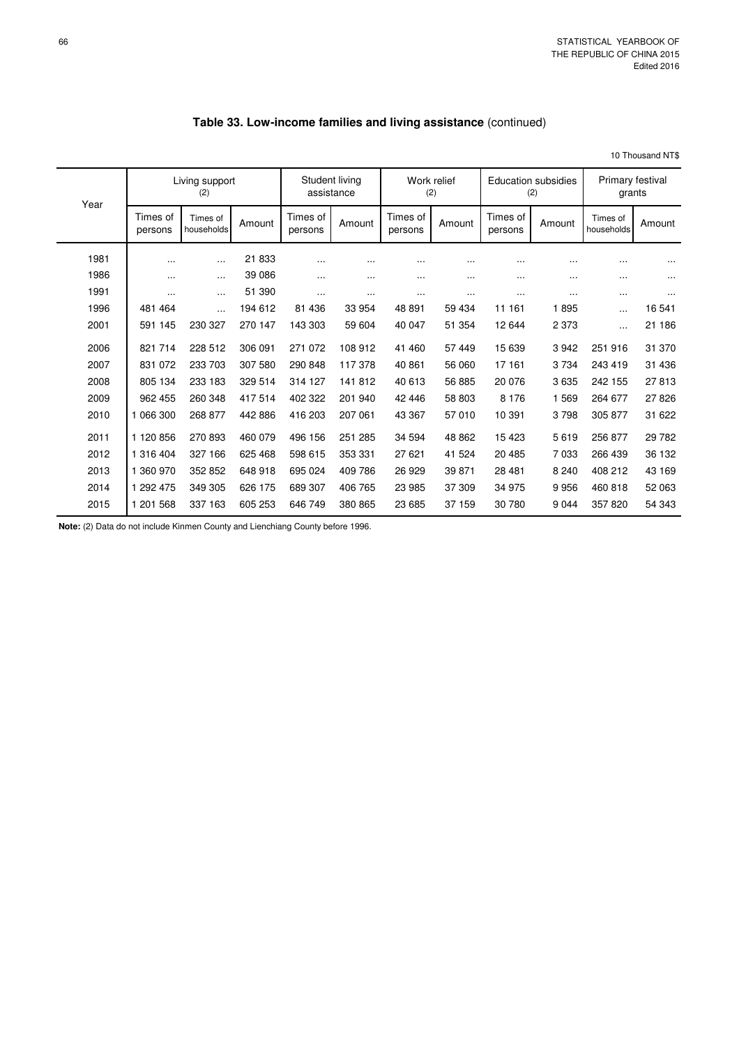## Table 33. Low-income families and living assistance (continued)

10 Thousand NT$

| Year | Living support (2) | | | Student living assistance | | Work relief (2) | | Education subsidies (2) | | Primary festival grants | |
|---|---|---|---|---|---|---|---|---|---|---|---|
| | Times of persons | Times of households | Amount | Times of persons | Amount | Times of persons | Amount | Times of persons | Amount | Times of households | Amount |
| 1981 | … | … | 21 833 | … | … | … | … | … | … | … | … |
| 1986 | … | … | 39 086 | … | … | … | … | … | … | … | … |
| 1991 | … | … | 51 390 | … | … | … | … | … | … | … | … |
| 1996 | 481 464 | … | 194 612 | 81 436 | 33 954 | 48 891 | 59 434 | 11 161 | 1 895 | … | 16 541 |
| 2001 | 591 145 | 230 327 | 270 147 | 143 303 | 59 604 | 40 047 | 51 354 | 12 644 | 2 373 | … | 21 186 |
| 2006 | 821 714 | 228 512 | 306 091 | 271 072 | 108 912 | 41 460 | 57 449 | 15 639 | 3 942 | 251 916 | 31 370 |
| 2007 | 831 072 | 233 703 | 307 580 | 290 848 | 117 378 | 40 861 | 56 060 | 17 161 | 3 734 | 243 419 | 31 436 |
| 2008 | 805 134 | 233 183 | 329 514 | 314 127 | 141 812 | 40 613 | 56 885 | 20 076 | 3 635 | 242 155 | 27 813 |
| 2009 | 962 455 | 260 348 | 417 514 | 402 322 | 201 940 | 42 446 | 58 803 | 8 176 | 1 569 | 264 677 | 27 826 |
| 2010 | 1 066 300 | 268 877 | 442 886 | 416 203 | 207 061 | 43 367 | 57 010 | 10 391 | 3 798 | 305 877 | 31 622 |
| 2011 | 1 120 856 | 270 893 | 460 079 | 496 156 | 251 285 | 34 594 | 48 862 | 15 423 | 5 619 | 256 877 | 29 782 |
| 2012 | 1 316 404 | 327 166 | 625 468 | 598 615 | 353 331 | 27 621 | 41 524 | 20 485 | 7 033 | 266 439 | 36 132 |
| 2013 | 1 360 970 | 352 852 | 648 918 | 695 024 | 409 786 | 26 929 | 39 871 | 28 481 | 8 240 | 408 212 | 43 169 |
| 2014 | 1 292 475 | 349 305 | 626 175 | 689 307 | 406 765 | 23 985 | 37 309 | 34 975 | 9 956 | 460 818 | 52 063 |
| 2015 | 1 201 568 | 337 163 | 605 253 | 646 749 | 380 865 | 23 685 | 37 159 | 30 780 | 9 044 | 357 820 | 54 343 |

**Note:** (2) Data do not include Kinmen County and Lienchiang County before 1996.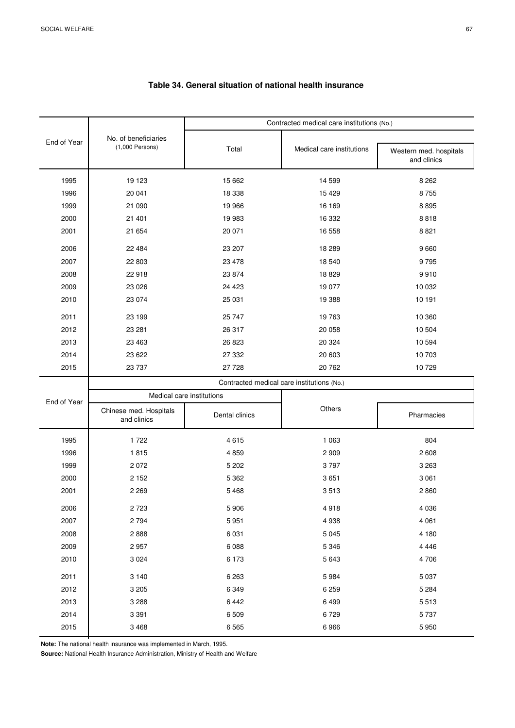## Table 34. General situation of national health insurance

| End of Year | No. of beneficiaries (1,000 Persons) | Contracted medical care institutions (No.) | | |
|---|---|---|---|---|
| | | Total | Medical care institutions | |
| | | | | Western med. hospitals and clinics |
| 1995 | 19 123 | 15 662 | 14 599 | 8 262 |
| 1996 | 20 041 | 18 338 | 15 429 | 8 755 |
| 1999 | 21 090 | 19 966 | 16 169 | 8 895 |
| 2000 | 21 401 | 19 983 | 16 332 | 8 818 |
| 2001 | 21 654 | 20 071 | 16 558 | 8 821 |
| 2006 | 22 484 | 23 207 | 18 289 | 9 660 |
| 2007 | 22 803 | 23 478 | 18 540 | 9 795 |
| 2008 | 22 918 | 23 874 | 18 829 | 9 910 |
| 2009 | 23 026 | 24 423 | 19 077 | 10 032 |
| 2010 | 23 074 | 25 031 | 19 388 | 10 191 |
| 2011 | 23 199 | 25 747 | 19 763 | 10 360 |
| 2012 | 23 281 | 26 317 | 20 058 | 10 504 |
| 2013 | 23 463 | 26 823 | 20 324 | 10 594 |
| 2014 | 23 622 | 27 332 | 20 603 | 10 703 |
| 2015 | 23 737 | 27 728 | 20 762 | 10 729 |

| End of Year | Contracted medical care institutions (No.) | | | |
|---|---|---|---|---|
| | Medical care institutions | | Others | |
| | Chinese med. Hospitals and clinics | Dental clinics | | Pharmacies |
| 1995 | 1 722 | 4 615 | 1 063 | 804 |
| 1996 | 1 815 | 4 859 | 2 909 | 2 608 |
| 1999 | 2 072 | 5 202 | 3 797 | 3 263 |
| 2000 | 2 152 | 5 362 | 3 651 | 3 061 |
| 2001 | 2 269 | 5 468 | 3 513 | 2 860 |
| 2006 | 2 723 | 5 906 | 4 918 | 4 036 |
| 2007 | 2 794 | 5 951 | 4 938 | 4 061 |
| 2008 | 2 888 | 6 031 | 5 045 | 4 180 |
| 2009 | 2 957 | 6 088 | 5 346 | 4 446 |
| 2010 | 3 024 | 6 173 | 5 643 | 4 706 |
| 2011 | 3 140 | 6 263 | 5 984 | 5 037 |
| 2012 | 3 205 | 6 349 | 6 259 | 5 284 |
| 2013 | 3 288 | 6 442 | 6 499 | 5 513 |
| 2014 | 3 391 | 6 509 | 6 729 | 5 737 |
| 2015 | 3 468 | 6 565 | 6 966 | 5 950 |

**Note:** The national health insurance was implemented in March, 1995.

**Source:** National Health Insurance Administration, Ministry of Health and Welfare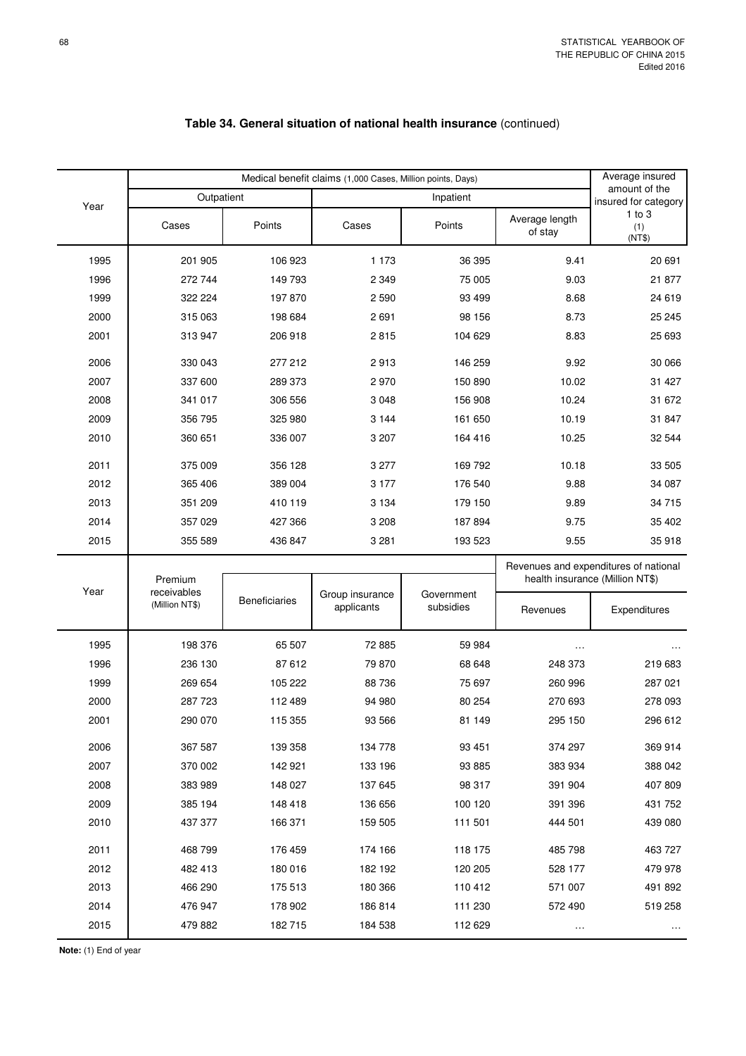## Table 34. General situation of national health insurance (continued)

| Year | Medical benefit claims (1,000 Cases, Million points, Days) | | | | | Average insured amount of the insured for category 1 to 3 (1) (NT$) |
|---|---|---|---|---|---|---|
| | Outpatient | | Inpatient | | | |
| | Cases | Points | Cases | Points | Average length of stay | |
| 1995 | 201 905 | 106 923 | 1 173 | 36 395 | 9.41 | 20 691 |
| 1996 | 272 744 | 149 793 | 2 349 | 75 005 | 9.03 | 21 877 |
| 1999 | 322 224 | 197 870 | 2 590 | 93 499 | 8.68 | 24 619 |
| 2000 | 315 063 | 198 684 | 2 691 | 98 156 | 8.73 | 25 245 |
| 2001 | 313 947 | 206 918 | 2 815 | 104 629 | 8.83 | 25 693 |
| 2006 | 330 043 | 277 212 | 2 913 | 146 259 | 9.92 | 30 066 |
| 2007 | 337 600 | 289 373 | 2 970 | 150 890 | 10.02 | 31 427 |
| 2008 | 341 017 | 306 556 | 3 048 | 156 908 | 10.24 | 31 672 |
| 2009 | 356 795 | 325 980 | 3 144 | 161 650 | 10.19 | 31 847 |
| 2010 | 360 651 | 336 007 | 3 207 | 164 416 | 10.25 | 32 544 |
| 2011 | 375 009 | 356 128 | 3 277 | 169 792 | 10.18 | 33 505 |
| 2012 | 365 406 | 389 004 | 3 177 | 176 540 | 9.88 | 34 087 |
| 2013 | 351 209 | 410 119 | 3 134 | 179 150 | 9.89 | 34 715 |
| 2014 | 357 029 | 427 366 | 3 208 | 187 894 | 9.75 | 35 402 |
| 2015 | 355 589 | 436 847 | 3 281 | 193 523 | 9.55 | 35 918 |

| Year | Premium receivables (Million NT$) | Beneficiaries | Group insurance applicants | Government subsidies | Revenues and expenditures of national health insurance (Million NT$) | |
|---|---|---|---|---|---|---|
| | | | | | Revenues | Expenditures |
| 1995 | 198 376 | 65 507 | 72 885 | 59 984 | … | … |
| 1996 | 236 130 | 87 612 | 79 870 | 68 648 | 248 373 | 219 683 |
| 1999 | 269 654 | 105 222 | 88 736 | 75 697 | 260 996 | 287 021 |
| 2000 | 287 723 | 112 489 | 94 980 | 80 254 | 270 693 | 278 093 |
| 2001 | 290 070 | 115 355 | 93 566 | 81 149 | 295 150 | 296 612 |
| 2006 | 367 587 | 139 358 | 134 778 | 93 451 | 374 297 | 369 914 |
| 2007 | 370 002 | 142 921 | 133 196 | 93 885 | 383 934 | 388 042 |
| 2008 | 383 989 | 148 027 | 137 645 | 98 317 | 391 904 | 407 809 |
| 2009 | 385 194 | 148 418 | 136 656 | 100 120 | 391 396 | 431 752 |
| 2010 | 437 377 | 166 371 | 159 505 | 111 501 | 444 501 | 439 080 |
| 2011 | 468 799 | 176 459 | 174 166 | 118 175 | 485 798 | 463 727 |
| 2012 | 482 413 | 180 016 | 182 192 | 120 205 | 528 177 | 479 978 |
| 2013 | 466 290 | 175 513 | 180 366 | 110 412 | 571 007 | 491 892 |
| 2014 | 476 947 | 178 902 | 186 814 | 111 230 | 572 490 | 519 258 |
| 2015 | 479 882 | 182 715 | 184 538 | 112 629 | … | … |

**Note:** (1) End of year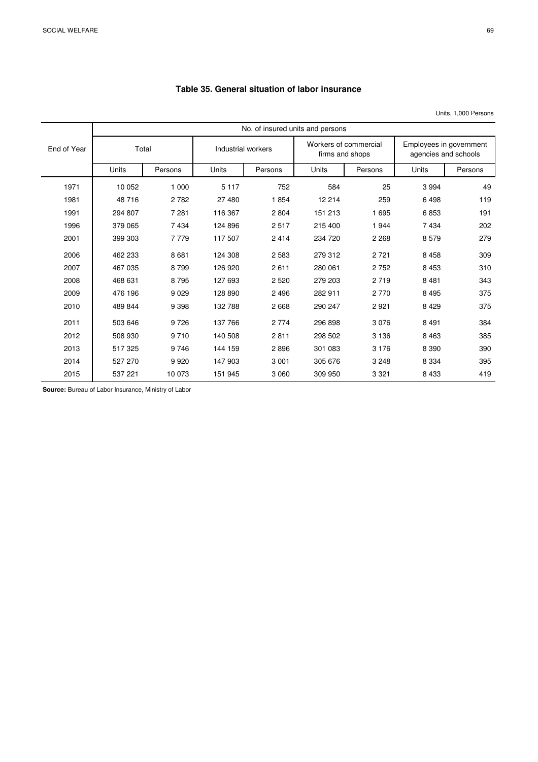### Table 35. General situation of labor insurance

Units, 1,000 Persons

| End of Year | No. of insured units and persons | | | | | | | |
|---|---|---|---|---|---|---|---|---|
| | Total | | Industrial workers | | Workers of commercial firms and shops | | Employees in government agencies and schools | |
| | Units | Persons | Units | Persons | Units | Persons | Units | Persons |
| 1971 | 10 052 | 1 000 | 5 117 | 752 | 584 | 25 | 3 994 | 49 |
| 1981 | 48 716 | 2 782 | 27 480 | 1 854 | 12 214 | 259 | 6 498 | 119 |
| 1991 | 294 807 | 7 281 | 116 367 | 2 804 | 151 213 | 1 695 | 6 853 | 191 |
| 1996 | 379 065 | 7 434 | 124 896 | 2 517 | 215 400 | 1 944 | 7 434 | 202 |
| 2001 | 399 303 | 7 779 | 117 507 | 2 414 | 234 720 | 2 268 | 8 579 | 279 |
| 2006 | 462 233 | 8 681 | 124 308 | 2 583 | 279 312 | 2 721 | 8 458 | 309 |
| 2007 | 467 035 | 8 799 | 126 920 | 2 611 | 280 061 | 2 752 | 8 453 | 310 |
| 2008 | 468 631 | 8 795 | 127 693 | 2 520 | 279 203 | 2 719 | 8 481 | 343 |
| 2009 | 476 196 | 9 029 | 128 890 | 2 496 | 282 911 | 2 770 | 8 495 | 375 |
| 2010 | 489 844 | 9 398 | 132 788 | 2 668 | 290 247 | 2 921 | 8 429 | 375 |
| 2011 | 503 646 | 9 726 | 137 766 | 2 774 | 296 898 | 3 076 | 8 491 | 384 |
| 2012 | 508 930 | 9 710 | 140 508 | 2 811 | 298 502 | 3 136 | 8 463 | 385 |
| 2013 | 517 325 | 9 746 | 144 159 | 2 896 | 301 083 | 3 176 | 8 390 | 390 |
| 2014 | 527 270 | 9 920 | 147 903 | 3 001 | 305 676 | 3 248 | 8 334 | 395 |
| 2015 | 537 221 | 10 073 | 151 945 | 3 060 | 309 950 | 3 321 | 8 433 | 419 |

**Source:** Bureau of Labor Insurance, Ministry of Labor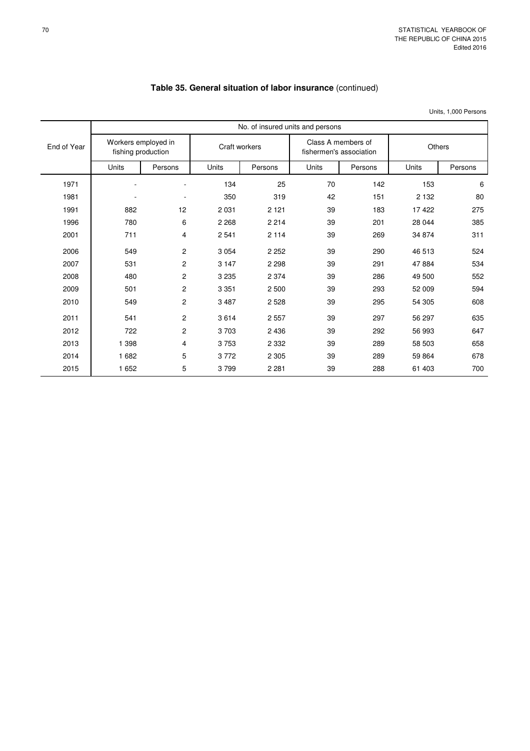## Table 35. General situation of labor insurance (continued)

Units, 1,000 Persons

| End of Year | No. of insured units and persons | | | | | | | |
|---|---|---|---|---|---|---|---|---|
| | Workers employed in fishing production | | Craft workers | | Class A members of fishermen's association | | Others | |
| | Units | Persons | Units | Persons | Units | Persons | Units | Persons |
| 1971 | - | - | 134 | 25 | 70 | 142 | 153 | 6 |
| 1981 | - | - | 350 | 319 | 42 | 151 | 2 132 | 80 |
| 1991 | 882 | 12 | 2 031 | 2 121 | 39 | 183 | 17 422 | 275 |
| 1996 | 780 | 6 | 2 268 | 2 214 | 39 | 201 | 28 044 | 385 |
| 2001 | 711 | 4 | 2 541 | 2 114 | 39 | 269 | 34 874 | 311 |
| 2006 | 549 | 2 | 3 054 | 2 252 | 39 | 290 | 46 513 | 524 |
| 2007 | 531 | 2 | 3 147 | 2 298 | 39 | 291 | 47 884 | 534 |
| 2008 | 480 | 2 | 3 235 | 2 374 | 39 | 286 | 49 500 | 552 |
| 2009 | 501 | 2 | 3 351 | 2 500 | 39 | 293 | 52 009 | 594 |
| 2010 | 549 | 2 | 3 487 | 2 528 | 39 | 295 | 54 305 | 608 |
| 2011 | 541 | 2 | 3 614 | 2 557 | 39 | 297 | 56 297 | 635 |
| 2012 | 722 | 2 | 3 703 | 2 436 | 39 | 292 | 56 993 | 647 |
| 2013 | 1 398 | 4 | 3 753 | 2 332 | 39 | 289 | 58 503 | 658 |
| 2014 | 1 682 | 5 | 3 772 | 2 305 | 39 | 289 | 59 864 | 678 |
| 2015 | 1 652 | 5 | 3 799 | 2 281 | 39 | 288 | 61 403 | 700 |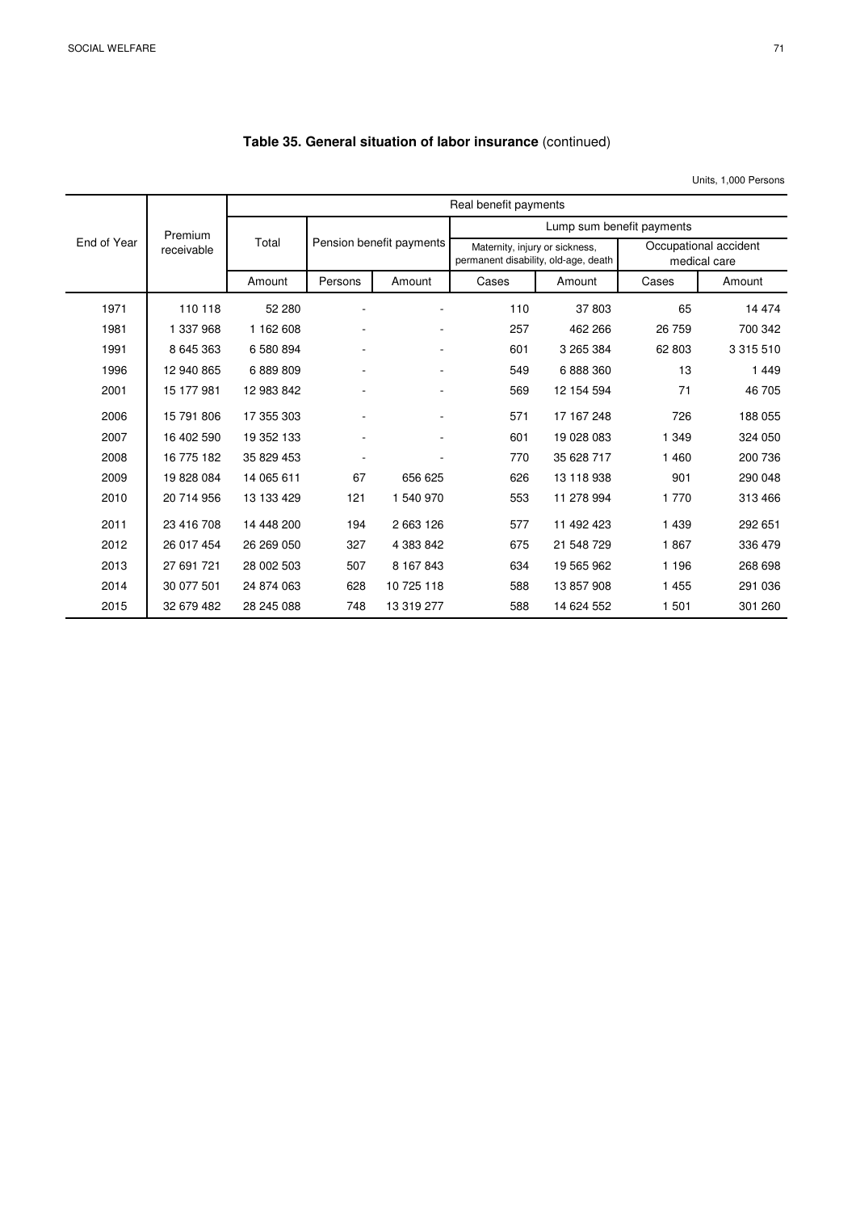**Table 35. General situation of labor insurance** (continued)

Units, 1,000 Persons

| End of Year | Premium receivable | Real benefit payments | | | | | | |
|---|---|---|---|---|---|---|---|---|
| | | Total | Pension benefit payments | | Lump sum benefit payments | | | |
| | | | | | Maternity, injury or sickness, permanent disability, old-age, death | | Occupational accident medical care | |
| | | Amount | Persons | Amount | Cases | Amount | Cases | Amount |
| 1971 | 110 118 | 52 280 | - | - | 110 | 37 803 | 65 | 14 474 |
| 1981 | 1 337 968 | 1 162 608 | - | - | 257 | 462 266 | 26 759 | 700 342 |
| 1991 | 8 645 363 | 6 580 894 | - | - | 601 | 3 265 384 | 62 803 | 3 315 510 |
| 1996 | 12 940 865 | 6 889 809 | - | - | 549 | 6 888 360 | 13 | 1 449 |
| 2001 | 15 177 981 | 12 983 842 | - | - | 569 | 12 154 594 | 71 | 46 705 |
| 2006 | 15 791 806 | 17 355 303 | - | - | 571 | 17 167 248 | 726 | 188 055 |
| 2007 | 16 402 590 | 19 352 133 | - | - | 601 | 19 028 083 | 1 349 | 324 050 |
| 2008 | 16 775 182 | 35 829 453 | - | - | 770 | 35 628 717 | 1 460 | 200 736 |
| 2009 | 19 828 084 | 14 065 611 | 67 | 656 625 | 626 | 13 118 938 | 901 | 290 048 |
| 2010 | 20 714 956 | 13 133 429 | 121 | 1 540 970 | 553 | 11 278 994 | 1 770 | 313 466 |
| 2011 | 23 416 708 | 14 448 200 | 194 | 2 663 126 | 577 | 11 492 423 | 1 439 | 292 651 |
| 2012 | 26 017 454 | 26 269 050 | 327 | 4 383 842 | 675 | 21 548 729 | 1 867 | 336 479 |
| 2013 | 27 691 721 | 28 002 503 | 507 | 8 167 843 | 634 | 19 565 962 | 1 196 | 268 698 |
| 2014 | 30 077 501 | 24 874 063 | 628 | 10 725 118 | 588 | 13 857 908 | 1 455 | 291 036 |
| 2015 | 32 679 482 | 28 245 088 | 748 | 13 319 277 | 588 | 14 624 552 | 1 501 | 301 260 |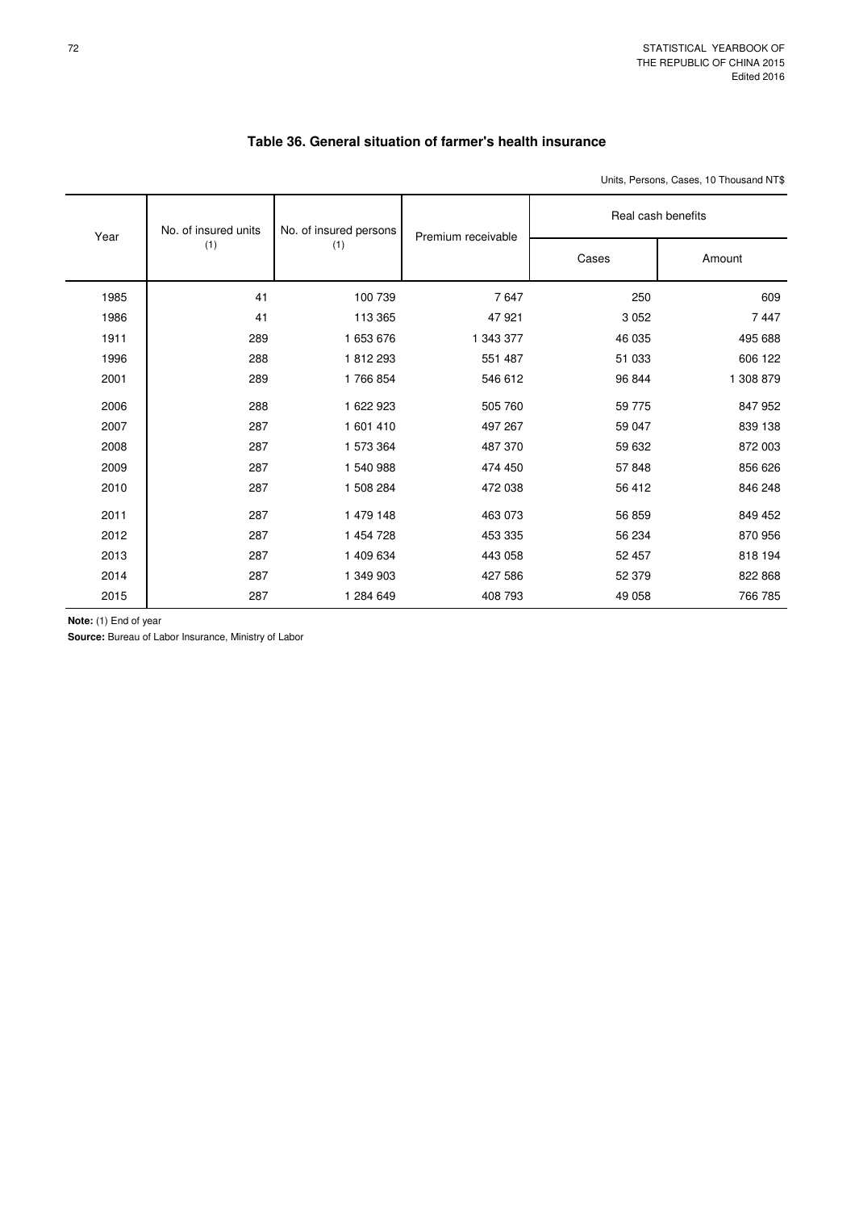### Table 36. General situation of farmer's health insurance

Units, Persons, Cases, 10 Thousand NT$

| Year | No. of insured units (1) | No. of insured persons (1) | Premium receivable | Real cash benefits | |
|---|---|---|---|---|---|
| | | | | Cases | Amount |
| 1985 | 41 | 100 739 | 7 647 | 250 | 609 |
| 1986 | 41 | 113 365 | 47 921 | 3 052 | 7 447 |
| 1911 | 289 | 1 653 676 | 1 343 377 | 46 035 | 495 688 |
| 1996 | 288 | 1 812 293 | 551 487 | 51 033 | 606 122 |
| 2001 | 289 | 1 766 854 | 546 612 | 96 844 | 1 308 879 |
| 2006 | 288 | 1 622 923 | 505 760 | 59 775 | 847 952 |
| 2007 | 287 | 1 601 410 | 497 267 | 59 047 | 839 138 |
| 2008 | 287 | 1 573 364 | 487 370 | 59 632 | 872 003 |
| 2009 | 287 | 1 540 988 | 474 450 | 57 848 | 856 626 |
| 2010 | 287 | 1 508 284 | 472 038 | 56 412 | 846 248 |
| 2011 | 287 | 1 479 148 | 463 073 | 56 859 | 849 452 |
| 2012 | 287 | 1 454 728 | 453 335 | 56 234 | 870 956 |
| 2013 | 287 | 1 409 634 | 443 058 | 52 457 | 818 194 |
| 2014 | 287 | 1 349 903 | 427 586 | 52 379 | 822 868 |
| 2015 | 287 | 1 284 649 | 408 793 | 49 058 | 766 785 |

**Note:** (1) End of year

**Source:** Bureau of Labor Insurance, Ministry of Labor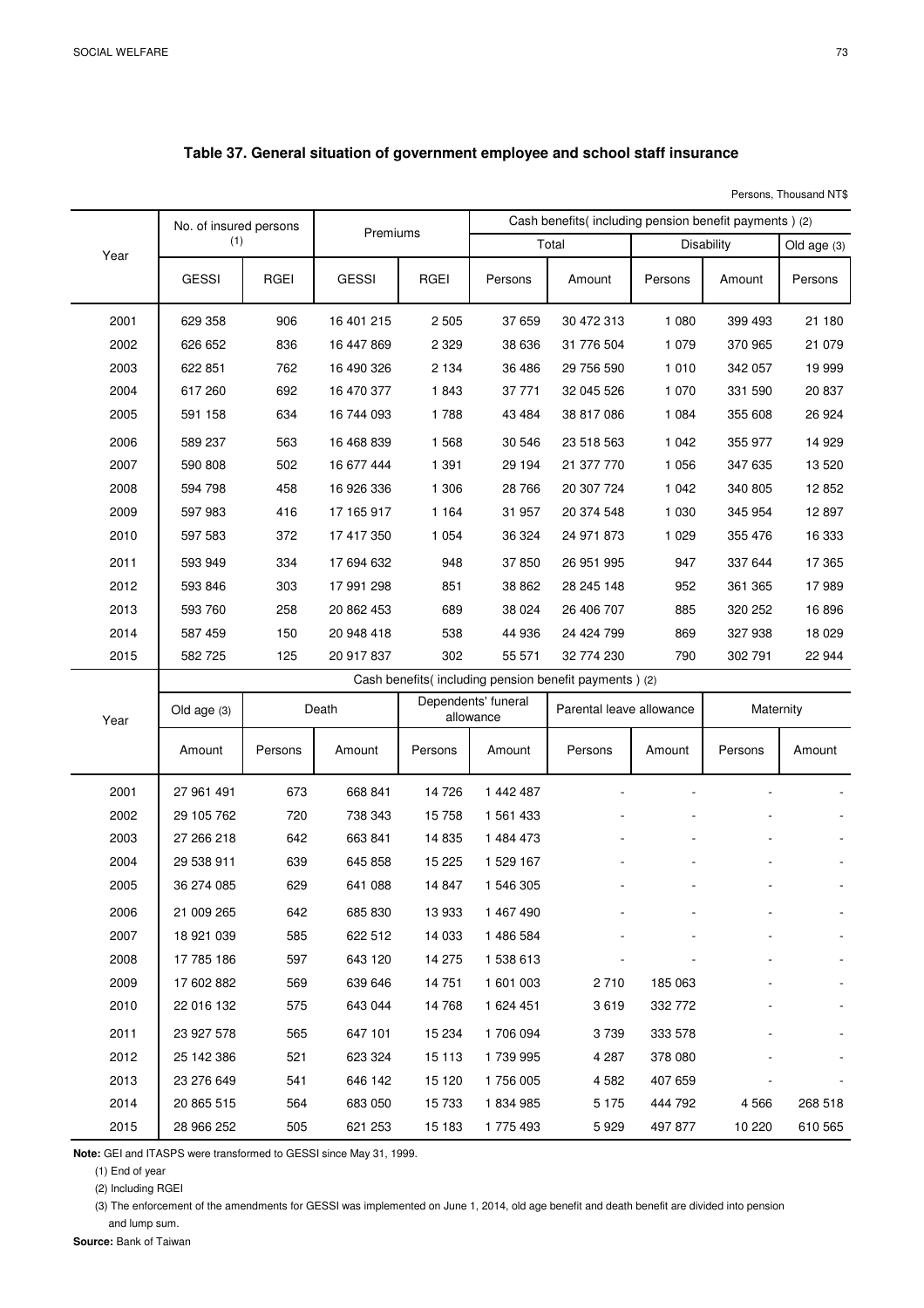## Table 37. General situation of government employee and school staff insurance

Persons, Thousand NT$

| Year | No. of insured persons (1) | | Premiums | | Cash benefits( including pension benefit payments ) (2) | | | | |
|---|---|---|---|---|---|---|---|---|---|
| | | | | | Total | | Disability | | Old age (3) |
| | GESSI | RGEI | GESSI | RGEI | Persons | Amount | Persons | Amount | Persons |
| 2001 | 629 358 | 906 | 16 401 215 | 2 505 | 37 659 | 30 472 313 | 1 080 | 399 493 | 21 180 |
| 2002 | 626 652 | 836 | 16 447 869 | 2 329 | 38 636 | 31 776 504 | 1 079 | 370 965 | 21 079 |
| 2003 | 622 851 | 762 | 16 490 326 | 2 134 | 36 486 | 29 756 590 | 1 010 | 342 057 | 19 999 |
| 2004 | 617 260 | 692 | 16 470 377 | 1 843 | 37 771 | 32 045 526 | 1 070 | 331 590 | 20 837 |
| 2005 | 591 158 | 634 | 16 744 093 | 1 788 | 43 484 | 38 817 086 | 1 084 | 355 608 | 26 924 |
| 2006 | 589 237 | 563 | 16 468 839 | 1 568 | 30 546 | 23 518 563 | 1 042 | 355 977 | 14 929 |
| 2007 | 590 808 | 502 | 16 677 444 | 1 391 | 29 194 | 21 377 770 | 1 056 | 347 635 | 13 520 |
| 2008 | 594 798 | 458 | 16 926 336 | 1 306 | 28 766 | 20 307 724 | 1 042 | 340 805 | 12 852 |
| 2009 | 597 983 | 416 | 17 165 917 | 1 164 | 31 957 | 20 374 548 | 1 030 | 345 954 | 12 897 |
| 2010 | 597 583 | 372 | 17 417 350 | 1 054 | 36 324 | 24 971 873 | 1 029 | 355 476 | 16 333 |
| 2011 | 593 949 | 334 | 17 694 632 | 948 | 37 850 | 26 951 995 | 947 | 337 644 | 17 365 |
| 2012 | 593 846 | 303 | 17 991 298 | 851 | 38 862 | 28 245 148 | 952 | 361 365 | 17 989 |
| 2013 | 593 760 | 258 | 20 862 453 | 689 | 38 024 | 26 406 707 | 885 | 320 252 | 16 896 |
| 2014 | 587 459 | 150 | 20 948 418 | 538 | 44 936 | 24 424 799 | 869 | 327 938 | 18 029 |
| 2015 | 582 725 | 125 | 20 917 837 | 302 | 55 571 | 32 774 230 | 790 | 302 791 | 22 944 |

| Year | Cash benefits( including pension benefit payments ) (2) | | | | | | | | |
|---|---|---|---|---|---|---|---|---|---|
| | Old age (3) | Death | | Dependents' funeral allowance | | Parental leave allowance | | Maternity | |
| | Amount | Persons | Amount | Persons | Amount | Persons | Amount | Persons | Amount |
| 2001 | 27 961 491 | 673 | 668 841 | 14 726 | 1 442 487 | - | - | - | - |
| 2002 | 29 105 762 | 720 | 738 343 | 15 758 | 1 561 433 | - | - | - | - |
| 2003 | 27 266 218 | 642 | 663 841 | 14 835 | 1 484 473 | - | - | - | - |
| 2004 | 29 538 911 | 639 | 645 858 | 15 225 | 1 529 167 | - | - | - | - |
| 2005 | 36 274 085 | 629 | 641 088 | 14 847 | 1 546 305 | - | - | - | - |
| 2006 | 21 009 265 | 642 | 685 830 | 13 933 | 1 467 490 | - | - | - | - |
| 2007 | 18 921 039 | 585 | 622 512 | 14 033 | 1 486 584 | - | - | - | - |
| 2008 | 17 785 186 | 597 | 643 120 | 14 275 | 1 538 613 | - | - | - | - |
| 2009 | 17 602 882 | 569 | 639 646 | 14 751 | 1 601 003 | 2 710 | 185 063 | - | - |
| 2010 | 22 016 132 | 575 | 643 044 | 14 768 | 1 624 451 | 3 619 | 332 772 | - | - |
| 2011 | 23 927 578 | 565 | 647 101 | 15 234 | 1 706 094 | 3 739 | 333 578 | - | - |
| 2012 | 25 142 386 | 521 | 623 324 | 15 113 | 1 739 995 | 4 287 | 378 080 | - | - |
| 2013 | 23 276 649 | 541 | 646 142 | 15 120 | 1 756 005 | 4 582 | 407 659 | - | - |
| 2014 | 20 865 515 | 564 | 683 050 | 15 733 | 1 834 985 | 5 175 | 444 792 | 4 566 | 268 518 |
| 2015 | 28 966 252 | 505 | 621 253 | 15 183 | 1 775 493 | 5 929 | 497 877 | 10 220 | 610 565 |

**Note:** GEI and ITASPS were transformed to GESSI since May 31, 1999.

(1) End of year

(2) Including RGEI

(3) The enforcement of the amendments for GESSI was implemented on June 1, 2014, old age benefit and death benefit are divided into pension and lump sum.

**Source:** Bank of Taiwan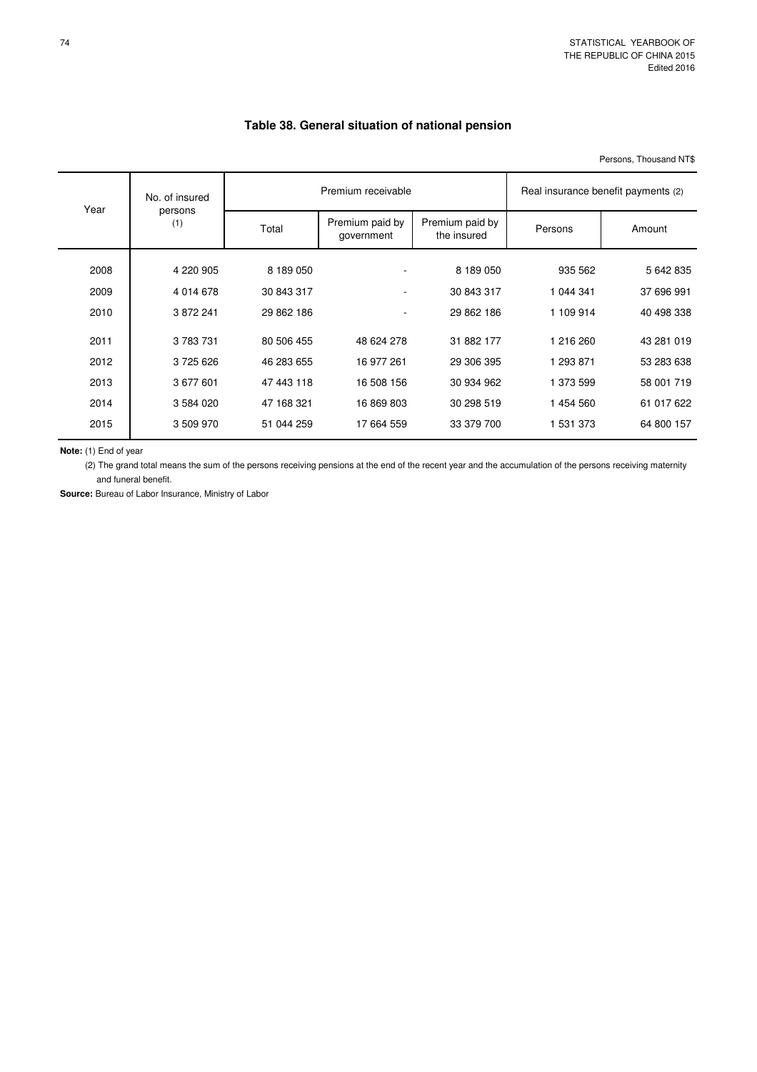## Table 38. General situation of national pension

Persons, Thousand NT$

| Year | No. of insured persons (1) | Premium receivable | | | Real insurance benefit payments (2) | |
|---|---|---|---|---|---|---|
| | | Total | Premium paid by government | Premium paid by the insured | Persons | Amount |
| 2008 | 4 220 905 | 8 189 050 | - | 8 189 050 | 935 562 | 5 642 835 |
| 2009 | 4 014 678 | 30 843 317 | - | 30 843 317 | 1 044 341 | 37 696 991 |
| 2010 | 3 872 241 | 29 862 186 | - | 29 862 186 | 1 109 914 | 40 498 338 |
| 2011 | 3 783 731 | 80 506 455 | 48 624 278 | 31 882 177 | 1 216 260 | 43 281 019 |
| 2012 | 3 725 626 | 46 283 655 | 16 977 261 | 29 306 395 | 1 293 871 | 53 283 638 |
| 2013 | 3 677 601 | 47 443 118 | 16 508 156 | 30 934 962 | 1 373 599 | 58 001 719 |
| 2014 | 3 584 020 | 47 168 321 | 16 869 803 | 30 298 519 | 1 454 560 | 61 017 622 |
| 2015 | 3 509 970 | 51 044 259 | 17 664 559 | 33 379 700 | 1 531 373 | 64 800 157 |

**Note:** (1) End of year

(2) The grand total means the sum of the persons receiving pensions at the end of the recent year and the accumulation of the persons receiving maternity and funeral benefit.

**Source:** Bureau of Labor Insurance, Ministry of Labor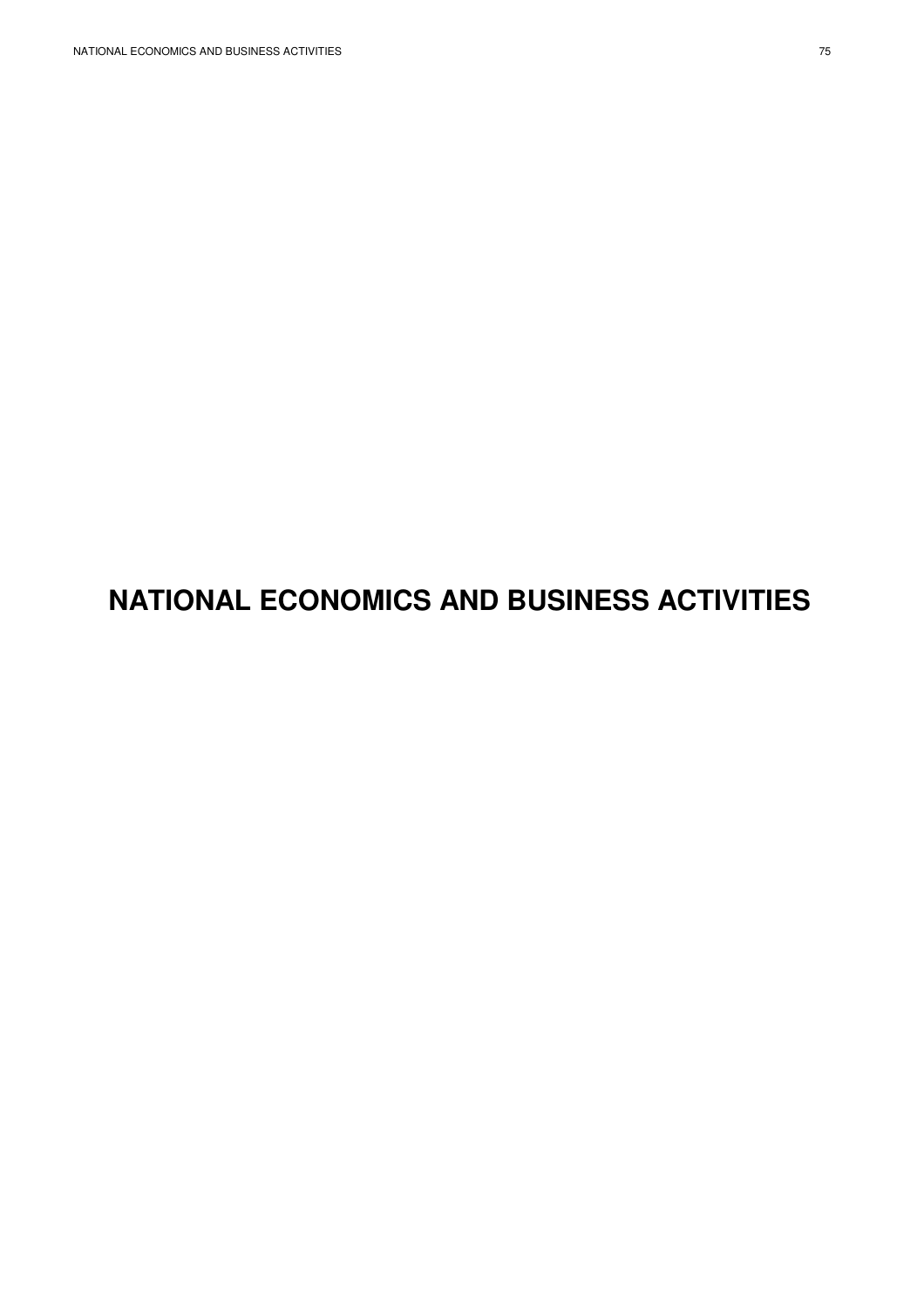# NATIONAL ECONOMICS AND BUSINESS ACTIVITIES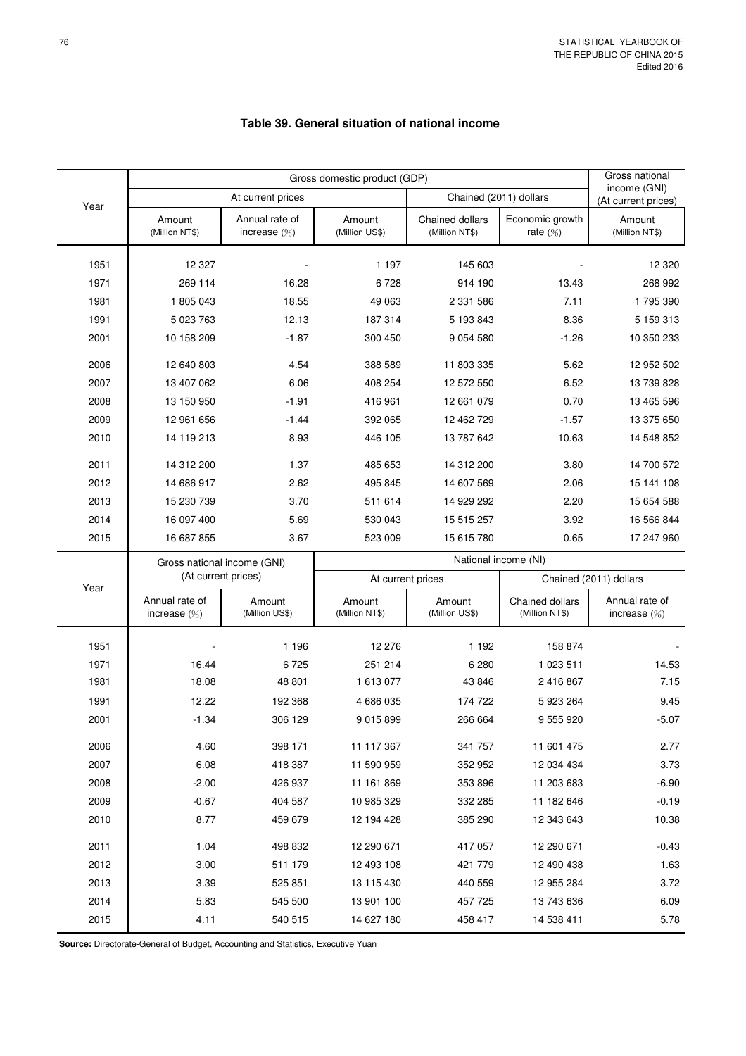## Table 39. General situation of national income

| Year | Gross domestic product (GDP) | | | | | Gross national income (GNI) |
|---|---|---|---|---|---|---|
| | At current prices | | | Chained (2011) dollars | | (At current prices) |
| | Amount (Million NT$) | Annual rate of increase (%) | Amount (Million US$) | Chained dollars (Million NT$) | Economic growth rate (%) | Amount (Million NT$) |
| 1951 | 12 327 | - | 1 197 | 145 603 | - | 12 320 |
| 1971 | 269 114 | 16.28 | 6 728 | 914 190 | 13.43 | 268 992 |
| 1981 | 1 805 043 | 18.55 | 49 063 | 2 331 586 | 7.11 | 1 795 390 |
| 1991 | 5 023 763 | 12.13 | 187 314 | 5 193 843 | 8.36 | 5 159 313 |
| 2001 | 10 158 209 | -1.87 | 300 450 | 9 054 580 | -1.26 | 10 350 233 |
| 2006 | 12 640 803 | 4.54 | 388 589 | 11 803 335 | 5.62 | 12 952 502 |
| 2007 | 13 407 062 | 6.06 | 408 254 | 12 572 550 | 6.52 | 13 739 828 |
| 2008 | 13 150 950 | -1.91 | 416 961 | 12 661 079 | 0.70 | 13 465 596 |
| 2009 | 12 961 656 | -1.44 | 392 065 | 12 462 729 | -1.57 | 13 375 650 |
| 2010 | 14 119 213 | 8.93 | 446 105 | 13 787 642 | 10.63 | 14 548 852 |
| 2011 | 14 312 200 | 1.37 | 485 653 | 14 312 200 | 3.80 | 14 700 572 |
| 2012 | 14 686 917 | 2.62 | 495 845 | 14 607 569 | 2.06 | 15 141 108 |
| 2013 | 15 230 739 | 3.70 | 511 614 | 14 929 292 | 2.20 | 15 654 588 |
| 2014 | 16 097 400 | 5.69 | 530 043 | 15 515 257 | 3.92 | 16 566 844 |
| 2015 | 16 687 855 | 3.67 | 523 009 | 15 615 780 | 0.65 | 17 247 960 |

| Year | Gross national income (GNI) (At current prices) | | National income (NI) | | | |
|---|---|---|---|---|---|---|
| | | | At current prices | | Chained (2011) dollars | |
| | Annual rate of increase (%) | Amount (Million US$) | Amount (Million NT$) | Amount (Million US$) | Chained dollars (Million NT$) | Annual rate of increase (%) |
| 1951 | - | 1 196 | 12 276 | 1 192 | 158 874 | - |
| 1971 | 16.44 | 6 725 | 251 214 | 6 280 | 1 023 511 | 14.53 |
| 1981 | 18.08 | 48 801 | 1 613 077 | 43 846 | 2 416 867 | 7.15 |
| 1991 | 12.22 | 192 368 | 4 686 035 | 174 722 | 5 923 264 | 9.45 |
| 2001 | -1.34 | 306 129 | 9 015 899 | 266 664 | 9 555 920 | -5.07 |
| 2006 | 4.60 | 398 171 | 11 117 367 | 341 757 | 11 601 475 | 2.77 |
| 2007 | 6.08 | 418 387 | 11 590 959 | 352 952 | 12 034 434 | 3.73 |
| 2008 | -2.00 | 426 937 | 11 161 869 | 353 896 | 11 203 683 | -6.90 |
| 2009 | -0.67 | 404 587 | 10 985 329 | 332 285 | 11 182 646 | -0.19 |
| 2010 | 8.77 | 459 679 | 12 194 428 | 385 290 | 12 343 643 | 10.38 |
| 2011 | 1.04 | 498 832 | 12 290 671 | 417 057 | 12 290 671 | -0.43 |
| 2012 | 3.00 | 511 179 | 12 493 108 | 421 779 | 12 490 438 | 1.63 |
| 2013 | 3.39 | 525 851 | 13 115 430 | 440 559 | 12 955 284 | 3.72 |
| 2014 | 5.83 | 545 500 | 13 901 100 | 457 725 | 13 743 636 | 6.09 |
| 2015 | 4.11 | 540 515 | 14 627 180 | 458 417 | 14 538 411 | 5.78 |

**Source:** Directorate-General of Budget, Accounting and Statistics, Executive Yuan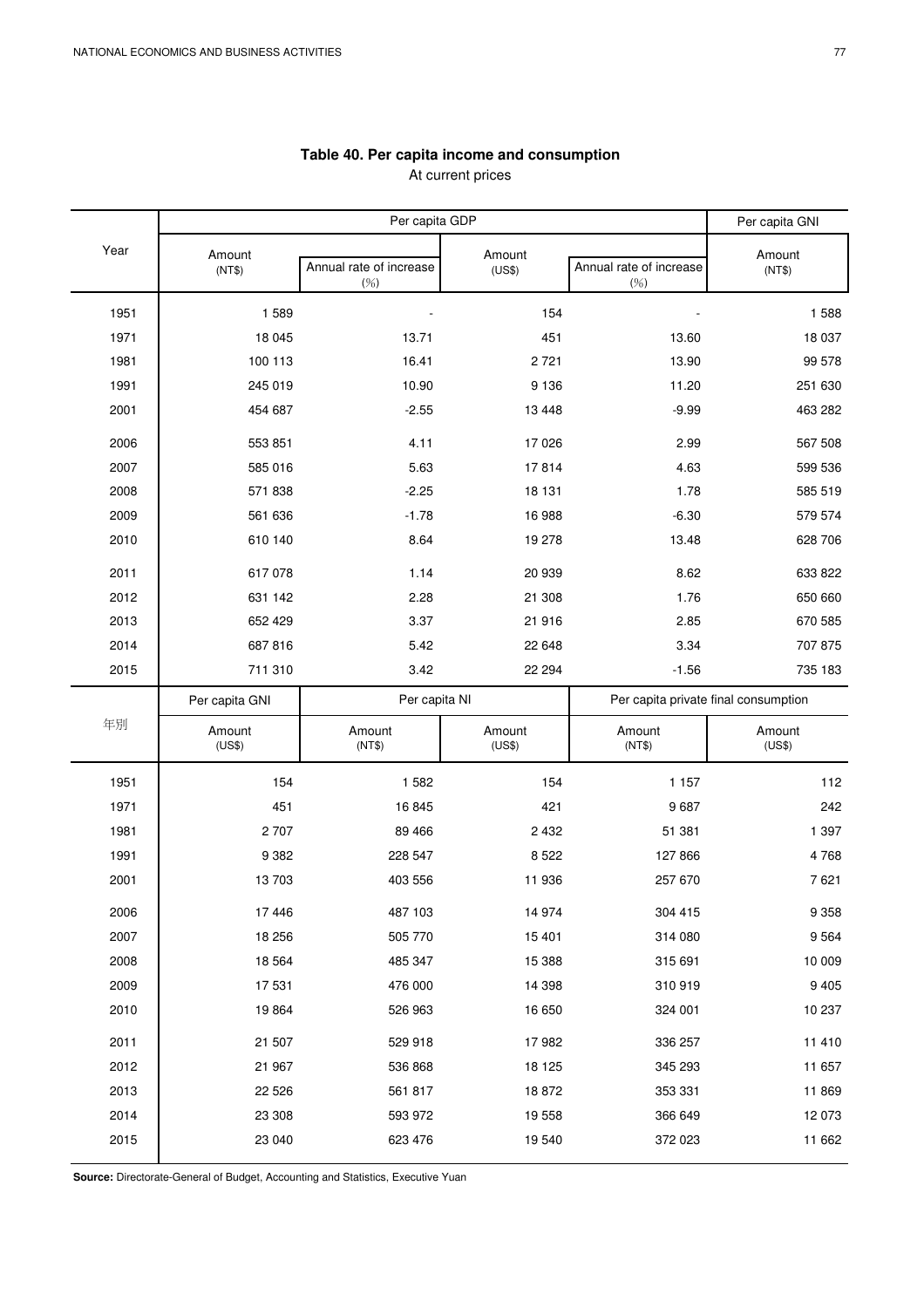## Table 40. Per capita income and consumption

At current prices

| Year | Per capita GDP | | | | Per capita GNI |
|---|---|---|---|---|---|
| | Amount (NT$) | Annual rate of increase (%) | Amount (US$) | Annual rate of increase (%) | Amount (NT$) |
| 1951 | 1 589 | - | 154 | - | 1 588 |
| 1971 | 18 045 | 13.71 | 451 | 13.60 | 18 037 |
| 1981 | 100 113 | 16.41 | 2 721 | 13.90 | 99 578 |
| 1991 | 245 019 | 10.90 | 9 136 | 11.20 | 251 630 |
| 2001 | 454 687 | -2.55 | 13 448 | -9.99 | 463 282 |
| 2006 | 553 851 | 4.11 | 17 026 | 2.99 | 567 508 |
| 2007 | 585 016 | 5.63 | 17 814 | 4.63 | 599 536 |
| 2008 | 571 838 | -2.25 | 18 131 | 1.78 | 585 519 |
| 2009 | 561 636 | -1.78 | 16 988 | -6.30 | 579 574 |
| 2010 | 610 140 | 8.64 | 19 278 | 13.48 | 628 706 |
| 2011 | 617 078 | 1.14 | 20 939 | 8.62 | 633 822 |
| 2012 | 631 142 | 2.28 | 21 308 | 1.76 | 650 660 |
| 2013 | 652 429 | 3.37 | 21 916 | 2.85 | 670 585 |
| 2014 | 687 816 | 5.42 | 22 648 | 3.34 | 707 875 |
| 2015 | 711 310 | 3.42 | 22 294 | -1.56 | 735 183 |

| 年別 | Per capita GNI | Per capita NI | | Per capita private final consumption | |
|---|---|---|---|---|---|
| | Amount (US$) | Amount (NT$) | Amount (US$) | Amount (NT$) | Amount (US$) |
| 1951 | 154 | 1 582 | 154 | 1 157 | 112 |
| 1971 | 451 | 16 845 | 421 | 9 687 | 242 |
| 1981 | 2 707 | 89 466 | 2 432 | 51 381 | 1 397 |
| 1991 | 9 382 | 228 547 | 8 522 | 127 866 | 4 768 |
| 2001 | 13 703 | 403 556 | 11 936 | 257 670 | 7 621 |
| 2006 | 17 446 | 487 103 | 14 974 | 304 415 | 9 358 |
| 2007 | 18 256 | 505 770 | 15 401 | 314 080 | 9 564 |
| 2008 | 18 564 | 485 347 | 15 388 | 315 691 | 10 009 |
| 2009 | 17 531 | 476 000 | 14 398 | 310 919 | 9 405 |
| 2010 | 19 864 | 526 963 | 16 650 | 324 001 | 10 237 |
| 2011 | 21 507 | 529 918 | 17 982 | 336 257 | 11 410 |
| 2012 | 21 967 | 536 868 | 18 125 | 345 293 | 11 657 |
| 2013 | 22 526 | 561 817 | 18 872 | 353 331 | 11 869 |
| 2014 | 23 308 | 593 972 | 19 558 | 366 649 | 12 073 |
| 2015 | 23 040 | 623 476 | 19 540 | 372 023 | 11 662 |

**Source:** Directorate-General of Budget, Accounting and Statistics, Executive Yuan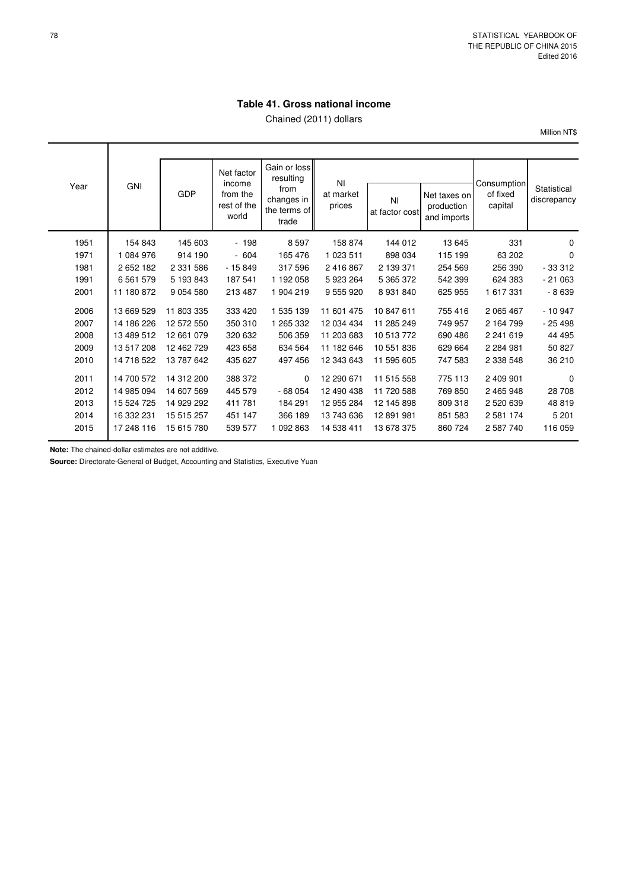# Table 41. Gross national income

Chained (2011) dollars

Million NT$

| Year | GNI | GDP | Net factor income from the rest of the world | Gain or loss resulting from changes in the terms of trade | NI at market prices | | | Consumption of fixed capital | Statistical discrepancy |
|---|---|---|---|---|---|---|---|---|---|
| | | | | | | NI at factor cost | Net taxes on production and imports | | |
| 1951 | 154 843 | 145 603 | - 198 | 8 597 | 158 874 | 144 012 | 13 645 | 331 | 0 |
| 1971 | 1 084 976 | 914 190 | - 604 | 165 476 | 1 023 511 | 898 034 | 115 199 | 63 202 | 0 |
| 1981 | 2 652 182 | 2 331 586 | - 15 849 | 317 596 | 2 416 867 | 2 139 371 | 254 569 | 256 390 | - 33 312 |
| 1991 | 6 561 579 | 5 193 843 | 187 541 | 1 192 058 | 5 923 264 | 5 365 372 | 542 399 | 624 383 | - 21 063 |
| 2001 | 11 180 872 | 9 054 580 | 213 487 | 1 904 219 | 9 555 920 | 8 931 840 | 625 955 | 1 617 331 | - 8 639 |
| 2006 | 13 669 529 | 11 803 335 | 333 420 | 1 535 139 | 11 601 475 | 10 847 611 | 755 416 | 2 065 467 | - 10 947 |
| 2007 | 14 186 226 | 12 572 550 | 350 310 | 1 265 332 | 12 034 434 | 11 285 249 | 749 957 | 2 164 799 | - 25 498 |
| 2008 | 13 489 512 | 12 661 079 | 320 632 | 506 359 | 11 203 683 | 10 513 772 | 690 486 | 2 241 619 | 44 495 |
| 2009 | 13 517 208 | 12 462 729 | 423 658 | 634 564 | 11 182 646 | 10 551 836 | 629 664 | 2 284 981 | 50 827 |
| 2010 | 14 718 522 | 13 787 642 | 435 627 | 497 456 | 12 343 643 | 11 595 605 | 747 583 | 2 338 548 | 36 210 |
| 2011 | 14 700 572 | 14 312 200 | 388 372 | 0 | 12 290 671 | 11 515 558 | 775 113 | 2 409 901 | 0 |
| 2012 | 14 985 094 | 14 607 569 | 445 579 | - 68 054 | 12 490 438 | 11 720 588 | 769 850 | 2 465 948 | 28 708 |
| 2013 | 15 524 725 | 14 929 292 | 411 781 | 184 291 | 12 955 284 | 12 145 898 | 809 318 | 2 520 639 | 48 819 |
| 2014 | 16 332 231 | 15 515 257 | 451 147 | 366 189 | 13 743 636 | 12 891 981 | 851 583 | 2 581 174 | 5 201 |
| 2015 | 17 248 116 | 15 615 780 | 539 577 | 1 092 863 | 14 538 411 | 13 678 375 | 860 724 | 2 587 740 | 116 059 |

**Note:** The chained-dollar estimates are not additive.

**Source:** Directorate-General of Budget, Accounting and Statistics, Executive Yuan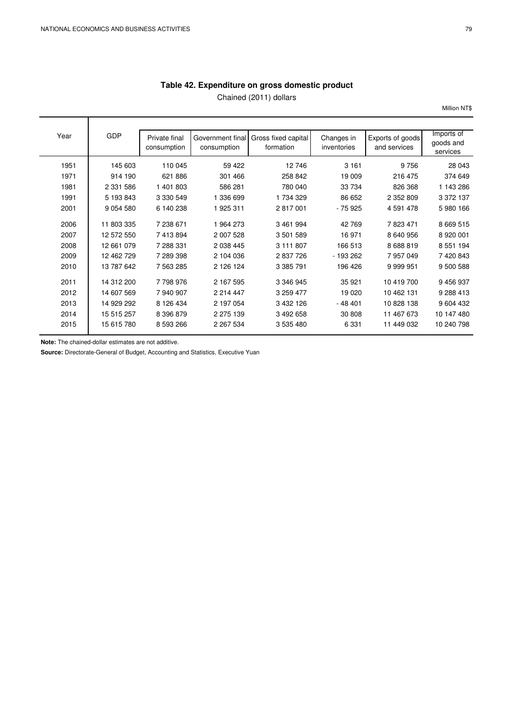## Table 42. Expenditure on gross domestic product

Chained (2011) dollars

Million NT$

| Year | GDP | Private final consumption | Government final consumption | Gross fixed capital formation | Changes in inventories | Exports of goods and services | Imports of goods and services |
|---|---|---|---|---|---|---|---|
| 1951 | 145 603 | 110 045 | 59 422 | 12 746 | 3 161 | 9 756 | 28 043 |
| 1971 | 914 190 | 621 886 | 301 466 | 258 842 | 19 009 | 216 475 | 374 649 |
| 1981 | 2 331 586 | 1 401 803 | 586 281 | 780 040 | 33 734 | 826 368 | 1 143 286 |
| 1991 | 5 193 843 | 3 330 549 | 1 336 699 | 1 734 329 | 86 652 | 2 352 809 | 3 372 137 |
| 2001 | 9 054 580 | 6 140 238 | 1 925 311 | 2 817 001 | - 75 925 | 4 591 478 | 5 980 166 |
| 2006 | 11 803 335 | 7 238 671 | 1 964 273 | 3 461 994 | 42 769 | 7 823 471 | 8 669 515 |
| 2007 | 12 572 550 | 7 413 894 | 2 007 528 | 3 501 589 | 16 971 | 8 640 956 | 8 920 001 |
| 2008 | 12 661 079 | 7 288 331 | 2 038 445 | 3 111 807 | 166 513 | 8 688 819 | 8 551 194 |
| 2009 | 12 462 729 | 7 289 398 | 2 104 036 | 2 837 726 | - 193 262 | 7 957 049 | 7 420 843 |
| 2010 | 13 787 642 | 7 563 285 | 2 126 124 | 3 385 791 | 196 426 | 9 999 951 | 9 500 588 |
| 2011 | 14 312 200 | 7 798 976 | 2 167 595 | 3 346 945 | 35 921 | 10 419 700 | 9 456 937 |
| 2012 | 14 607 569 | 7 940 907 | 2 214 447 | 3 259 477 | 19 020 | 10 462 131 | 9 288 413 |
| 2013 | 14 929 292 | 8 126 434 | 2 197 054 | 3 432 126 | - 48 401 | 10 828 138 | 9 604 432 |
| 2014 | 15 515 257 | 8 396 879 | 2 275 139 | 3 492 658 | 30 808 | 11 467 673 | 10 147 480 |
| 2015 | 15 615 780 | 8 593 266 | 2 267 534 | 3 535 480 | 6 331 | 11 449 032 | 10 240 798 |

**Note:** The chained-dollar estimates are not additive.

**Source:** Directorate-General of Budget, Accounting and Statistics, Executive Yuan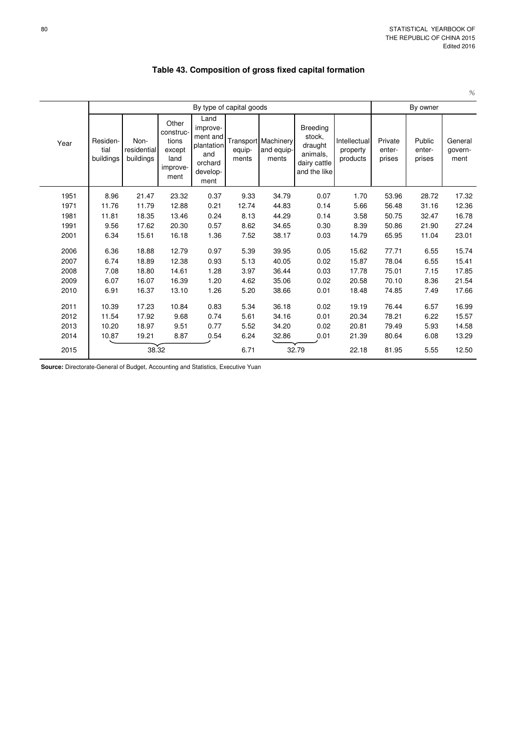# Table 43. Composition of gross fixed capital formation

%

| Year | By type of capital goods | | | | | | | | By owner | | |
|---|---|---|---|---|---|---|---|---|---|---|---|
| | Residential buildings | Non-residential buildings | Other constructions except land improvement | Land improvement and plantation and orchard development | Transport equipments | Machinery and equipments | Breeding stock, draught animals, dairy cattle and the like | Intellectual property products | Private enterprises | Public enterprises | General government |
| 1951 | 8.96 | 21.47 | 23.32 | 0.37 | 9.33 | 34.79 | 0.07 | 1.70 | 53.96 | 28.72 | 17.32 |
| 1971 | 11.76 | 11.79 | 12.88 | 0.21 | 12.74 | 44.83 | 0.14 | 5.66 | 56.48 | 31.16 | 12.36 |
| 1981 | 11.81 | 18.35 | 13.46 | 0.24 | 8.13 | 44.29 | 0.14 | 3.58 | 50.75 | 32.47 | 16.78 |
| 1991 | 9.56 | 17.62 | 20.30 | 0.57 | 8.62 | 34.65 | 0.30 | 8.39 | 50.86 | 21.90 | 27.24 |
| 2001 | 6.34 | 15.61 | 16.18 | 1.36 | 7.52 | 38.17 | 0.03 | 14.79 | 65.95 | 11.04 | 23.01 |
| 2006 | 6.36 | 18.88 | 12.79 | 0.97 | 5.39 | 39.95 | 0.05 | 15.62 | 77.71 | 6.55 | 15.74 |
| 2007 | 6.74 | 18.89 | 12.38 | 0.93 | 5.13 | 40.05 | 0.02 | 15.87 | 78.04 | 6.55 | 15.41 |
| 2008 | 7.08 | 18.80 | 14.61 | 1.28 | 3.97 | 36.44 | 0.03 | 17.78 | 75.01 | 7.15 | 17.85 |
| 2009 | 6.07 | 16.07 | 16.39 | 1.20 | 4.62 | 35.06 | 0.02 | 20.58 | 70.10 | 8.36 | 21.54 |
| 2010 | 6.91 | 16.37 | 13.10 | 1.26 | 5.20 | 38.66 | 0.01 | 18.48 | 74.85 | 7.49 | 17.66 |
| 2011 | 10.39 | 17.23 | 10.84 | 0.83 | 5.34 | 36.18 | 0.02 | 19.19 | 76.44 | 6.57 | 16.99 |
| 2012 | 11.54 | 17.92 | 9.68 | 0.74 | 5.61 | 34.16 | 0.01 | 20.34 | 78.21 | 6.22 | 15.57 |
| 2013 | 10.20 | 18.97 | 9.51 | 0.77 | 5.52 | 34.20 | 0.02 | 20.81 | 79.49 | 5.93 | 14.58 |
| 2014 | 10.87 | 19.21 | 8.87 | 0.54 | 6.24 | 32.86 | 0.01 | 21.39 | 80.64 | 6.08 | 13.29 |
| 2015 | 38.32 | | | | 6.71 | 32.79 | | 22.18 | 81.95 | 5.55 | 12.50 |

**Source:** Directorate-General of Budget, Accounting and Statistics, Executive Yuan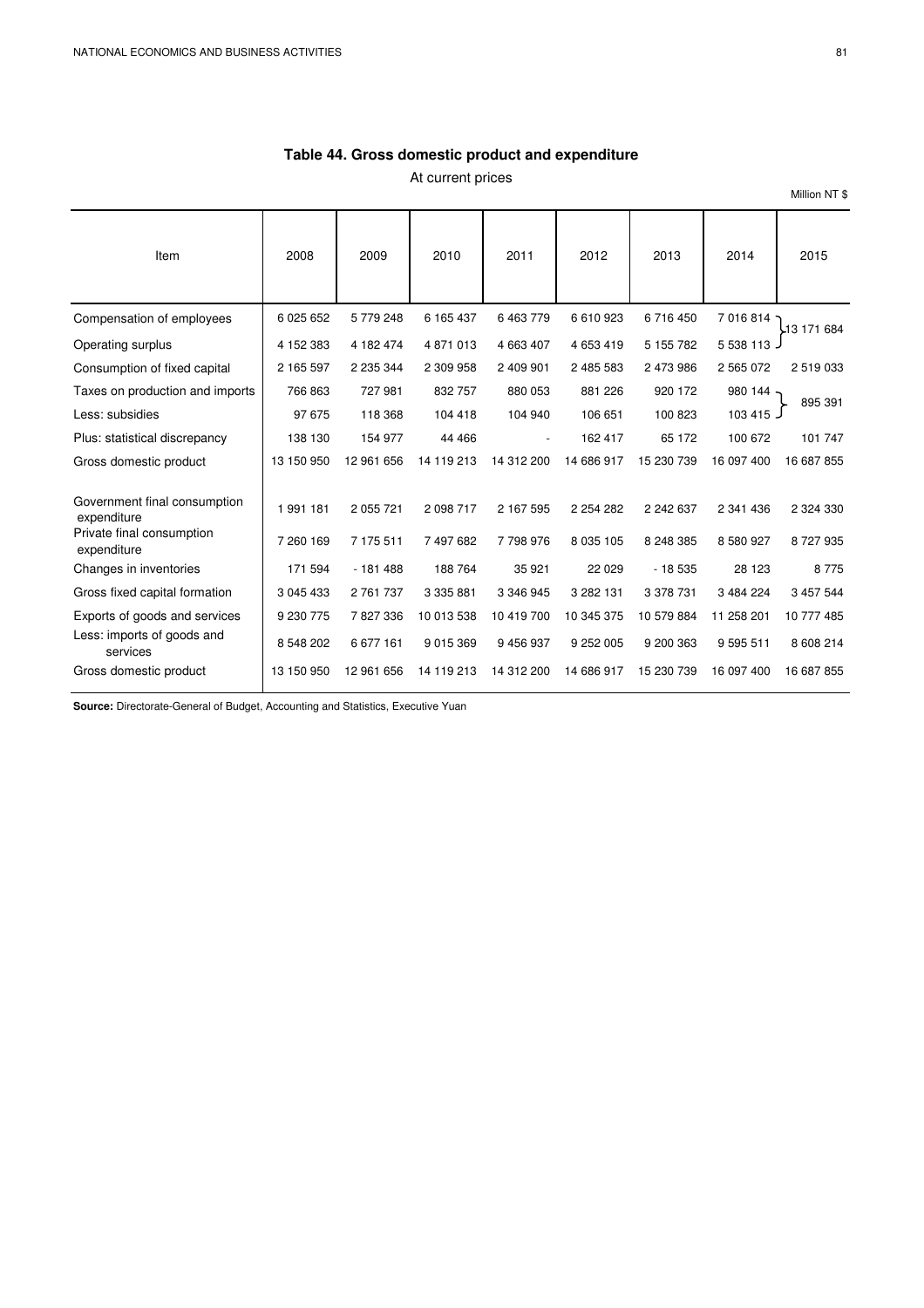## Table 44. Gross domestic product and expenditure

At current prices

Million NT $

| Item | 2008 | 2009 | 2010 | 2011 | 2012 | 2013 | 2014 | 2015 |
|---|---|---|---|---|---|---|---|---|
| Compensation of employees | 6 025 652 | 5 779 248 | 6 165 437 | 6 463 779 | 6 610 923 | 6 716 450 | 7 016 814 | 13 171 684 |
| Operating surplus | 4 152 383 | 4 182 474 | 4 871 013 | 4 663 407 | 4 653 419 | 5 155 782 | 5 538 113 | |
| Consumption of fixed capital | 2 165 597 | 2 235 344 | 2 309 958 | 2 409 901 | 2 485 583 | 2 473 986 | 2 565 072 | 2 519 033 |
| Taxes on production and imports | 766 863 | 727 981 | 832 757 | 880 053 | 881 226 | 920 172 | 980 144 | 895 391 |
| Less: subsidies | 97 675 | 118 368 | 104 418 | 104 940 | 106 651 | 100 823 | 103 415 | |
| Plus: statistical discrepancy | 138 130 | 154 977 | 44 466 | - | 162 417 | 65 172 | 100 672 | 101 747 |
| Gross domestic product | 13 150 950 | 12 961 656 | 14 119 213 | 14 312 200 | 14 686 917 | 15 230 739 | 16 097 400 | 16 687 855 |
| Government final consumption expenditure | 1 991 181 | 2 055 721 | 2 098 717 | 2 167 595 | 2 254 282 | 2 242 637 | 2 341 436 | 2 324 330 |
| Private final consumption expenditure | 7 260 169 | 7 175 511 | 7 497 682 | 7 798 976 | 8 035 105 | 8 248 385 | 8 580 927 | 8 727 935 |
| Changes in inventories | 171 594 | - 181 488 | 188 764 | 35 921 | 22 029 | - 18 535 | 28 123 | 8 775 |
| Gross fixed capital formation | 3 045 433 | 2 761 737 | 3 335 881 | 3 346 945 | 3 282 131 | 3 378 731 | 3 484 224 | 3 457 544 |
| Exports of goods and services | 9 230 775 | 7 827 336 | 10 013 538 | 10 419 700 | 10 345 375 | 10 579 884 | 11 258 201 | 10 777 485 |
| Less: imports of goods and services | 8 548 202 | 6 677 161 | 9 015 369 | 9 456 937 | 9 252 005 | 9 200 363 | 9 595 511 | 8 608 214 |
| Gross domestic product | 13 150 950 | 12 961 656 | 14 119 213 | 14 312 200 | 14 686 917 | 15 230 739 | 16 097 400 | 16 687 855 |

**Source:** Directorate-General of Budget, Accounting and Statistics, Executive Yuan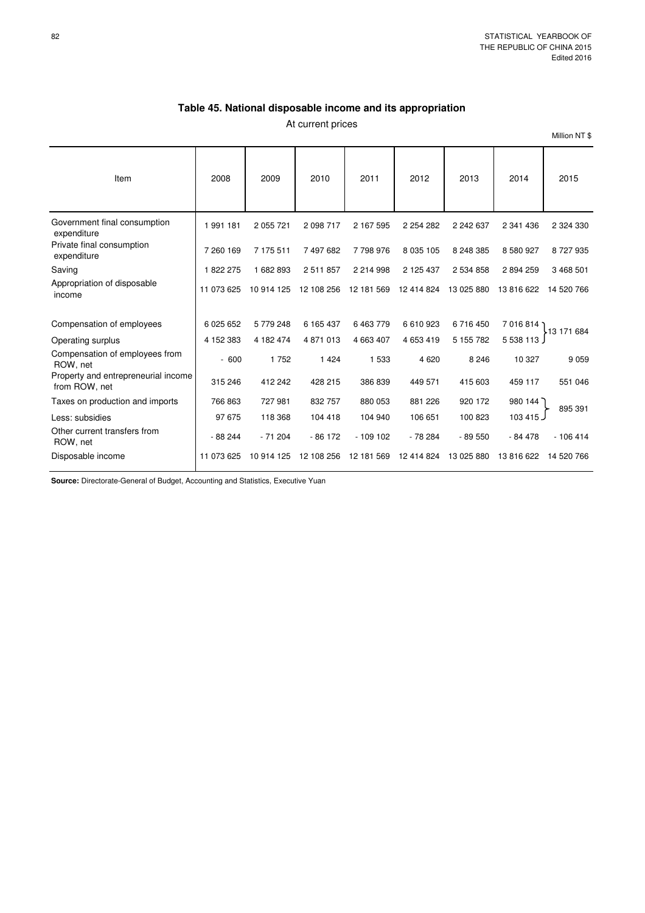## Table 45. National disposable income and its appropriation

At current prices

Million NT $

| Item | 2008 | 2009 | 2010 | 2011 | 2012 | 2013 | 2014 | 2015 |
|---|---|---|---|---|---|---|---|---|
| Government final consumption expenditure | 1 991 181 | 2 055 721 | 2 098 717 | 2 167 595 | 2 254 282 | 2 242 637 | 2 341 436 | 2 324 330 |
| Private final consumption expenditure | 7 260 169 | 7 175 511 | 7 497 682 | 7 798 976 | 8 035 105 | 8 248 385 | 8 580 927 | 8 727 935 |
| Saving | 1 822 275 | 1 682 893 | 2 511 857 | 2 214 998 | 2 125 437 | 2 534 858 | 2 894 259 | 3 468 501 |
| Appropriation of disposable income | 11 073 625 | 10 914 125 | 12 108 256 | 12 181 569 | 12 414 824 | 13 025 880 | 13 816 622 | 14 520 766 |
| Compensation of employees | 6 025 652 | 5 779 248 | 6 165 437 | 6 463 779 | 6 610 923 | 6 716 450 | 7 016 814 | 13 171 684 |
| Operating surplus | 4 152 383 | 4 182 474 | 4 871 013 | 4 663 407 | 4 653 419 | 5 155 782 | 5 538 113 | |
| Compensation of employees from ROW, net | - 600 | 1 752 | 1 424 | 1 533 | 4 620 | 8 246 | 10 327 | 9 059 |
| Property and entrepreneurial income from ROW, net | 315 246 | 412 242 | 428 215 | 386 839 | 449 571 | 415 603 | 459 117 | 551 046 |
| Taxes on production and imports | 766 863 | 727 981 | 832 757 | 880 053 | 881 226 | 920 172 | 980 144 | 895 391 |
| Less: subsidies | 97 675 | 118 368 | 104 418 | 104 940 | 106 651 | 100 823 | 103 415 | |
| Other current transfers from ROW, net | - 88 244 | - 71 204 | - 86 172 | - 109 102 | - 78 284 | - 89 550 | - 84 478 | - 106 414 |
| Disposable income | 11 073 625 | 10 914 125 | 12 108 256 | 12 181 569 | 12 414 824 | 13 025 880 | 13 816 622 | 14 520 766 |

**Source:** Directorate-General of Budget, Accounting and Statistics, Executive Yuan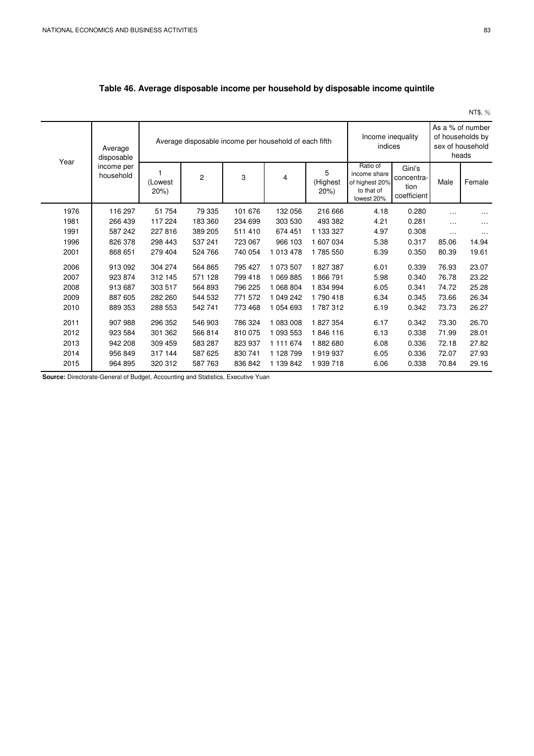## Table 46. Average disposable income per household by disposable income quintile

NT$, %

| Year | Average disposable income per household | Average disposable income per household of each fifth | | | | | Income inequality indices | | As a % of number of households by sex of household heads | |
|---|---|---|---|---|---|---|---|---|---|---|
| | | 1 (Lowest 20%) | 2 | 3 | 4 | 5 (Highest 20%) | Ratio of income share of highest 20% to that of lowest 20% | Gini's concentration coefficient | Male | Female |
| 1976 | 116 297 | 51 754 | 79 335 | 101 676 | 132 056 | 216 666 | 4.18 | 0.280 | … | … |
| 1981 | 266 439 | 117 224 | 183 360 | 234 699 | 303 530 | 493 382 | 4.21 | 0.281 | … | … |
| 1991 | 587 242 | 227 816 | 389 205 | 511 410 | 674 451 | 1 133 327 | 4.97 | 0.308 | … | … |
| 1996 | 826 378 | 298 443 | 537 241 | 723 067 | 966 103 | 1 607 034 | 5.38 | 0.317 | 85.06 | 14.94 |
| 2001 | 868 651 | 279 404 | 524 766 | 740 054 | 1 013 478 | 1 785 550 | 6.39 | 0.350 | 80.39 | 19.61 |
| 2006 | 913 092 | 304 274 | 564 865 | 795 427 | 1 073 507 | 1 827 387 | 6.01 | 0.339 | 76.93 | 23.07 |
| 2007 | 923 874 | 312 145 | 571 128 | 799 418 | 1 069 885 | 1 866 791 | 5.98 | 0.340 | 76.78 | 23.22 |
| 2008 | 913 687 | 303 517 | 564 893 | 796 225 | 1 068 804 | 1 834 994 | 6.05 | 0.341 | 74.72 | 25.28 |
| 2009 | 887 605 | 282 260 | 544 532 | 771 572 | 1 049 242 | 1 790 418 | 6.34 | 0.345 | 73.66 | 26.34 |
| 2010 | 889 353 | 288 553 | 542 741 | 773 468 | 1 054 693 | 1 787 312 | 6.19 | 0.342 | 73.73 | 26.27 |
| 2011 | 907 988 | 296 352 | 546 903 | 786 324 | 1 083 008 | 1 827 354 | 6.17 | 0.342 | 73.30 | 26.70 |
| 2012 | 923 584 | 301 362 | 566 814 | 810 075 | 1 093 553 | 1 846 116 | 6.13 | 0.338 | 71.99 | 28.01 |
| 2013 | 942 208 | 309 459 | 583 287 | 823 937 | 1 111 674 | 1 882 680 | 6.08 | 0.336 | 72.18 | 27.82 |
| 2014 | 956 849 | 317 144 | 587 625 | 830 741 | 1 128 799 | 1 919 937 | 6.05 | 0.336 | 72.07 | 27.93 |
| 2015 | 964 895 | 320 312 | 587 763 | 836 842 | 1 139 842 | 1 939 718 | 6.06 | 0.338 | 70.84 | 29.16 |

**Source:** Directorate-General of Budget, Accounting and Statistics, Executive Yuan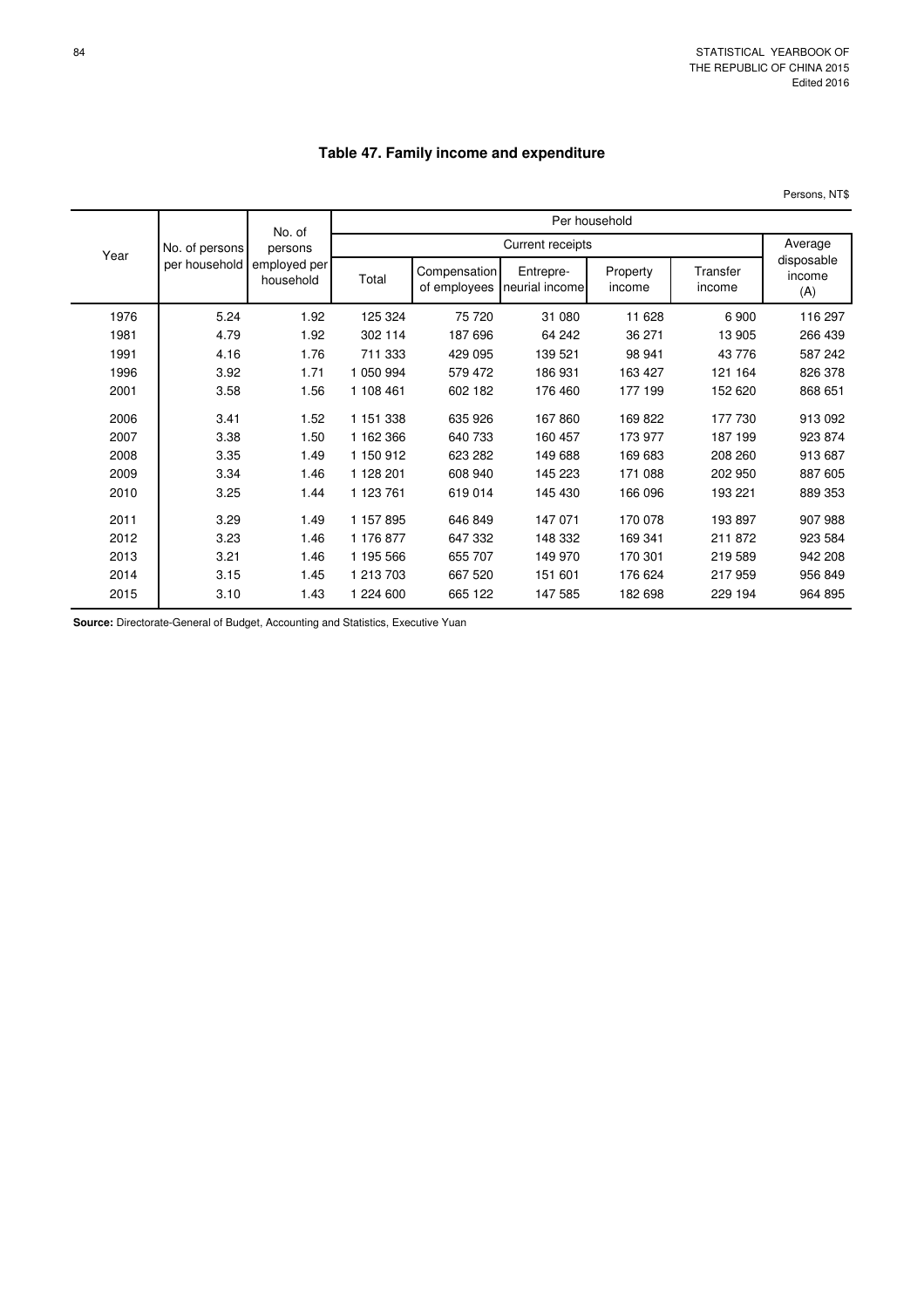## Table 47. Family income and expenditure

Persons, NT$

| Year | No. of persons per household | No. of persons employed per household | Per household | | | | | |
|---|---|---|---|---|---|---|---|---|
| | | | Current receipts | | | | | Average disposable income (A) |
| | | | Total | Compensation of employees | Entrepre-neurial income | Property income | Transfer income | |
| 1976 | 5.24 | 1.92 | 125 324 | 75 720 | 31 080 | 11 628 | 6 900 | 116 297 |
| 1981 | 4.79 | 1.92 | 302 114 | 187 696 | 64 242 | 36 271 | 13 905 | 266 439 |
| 1991 | 4.16 | 1.76 | 711 333 | 429 095 | 139 521 | 98 941 | 43 776 | 587 242 |
| 1996 | 3.92 | 1.71 | 1 050 994 | 579 472 | 186 931 | 163 427 | 121 164 | 826 378 |
| 2001 | 3.58 | 1.56 | 1 108 461 | 602 182 | 176 460 | 177 199 | 152 620 | 868 651 |
| 2006 | 3.41 | 1.52 | 1 151 338 | 635 926 | 167 860 | 169 822 | 177 730 | 913 092 |
| 2007 | 3.38 | 1.50 | 1 162 366 | 640 733 | 160 457 | 173 977 | 187 199 | 923 874 |
| 2008 | 3.35 | 1.49 | 1 150 912 | 623 282 | 149 688 | 169 683 | 208 260 | 913 687 |
| 2009 | 3.34 | 1.46 | 1 128 201 | 608 940 | 145 223 | 171 088 | 202 950 | 887 605 |
| 2010 | 3.25 | 1.44 | 1 123 761 | 619 014 | 145 430 | 166 096 | 193 221 | 889 353 |
| 2011 | 3.29 | 1.49 | 1 157 895 | 646 849 | 147 071 | 170 078 | 193 897 | 907 988 |
| 2012 | 3.23 | 1.46 | 1 176 877 | 647 332 | 148 332 | 169 341 | 211 872 | 923 584 |
| 2013 | 3.21 | 1.46 | 1 195 566 | 655 707 | 149 970 | 170 301 | 219 589 | 942 208 |
| 2014 | 3.15 | 1.45 | 1 213 703 | 667 520 | 151 601 | 176 624 | 217 959 | 956 849 |
| 2015 | 3.10 | 1.43 | 1 224 600 | 665 122 | 147 585 | 182 698 | 229 194 | 964 895 |

**Source:** Directorate-General of Budget, Accounting and Statistics, Executive Yuan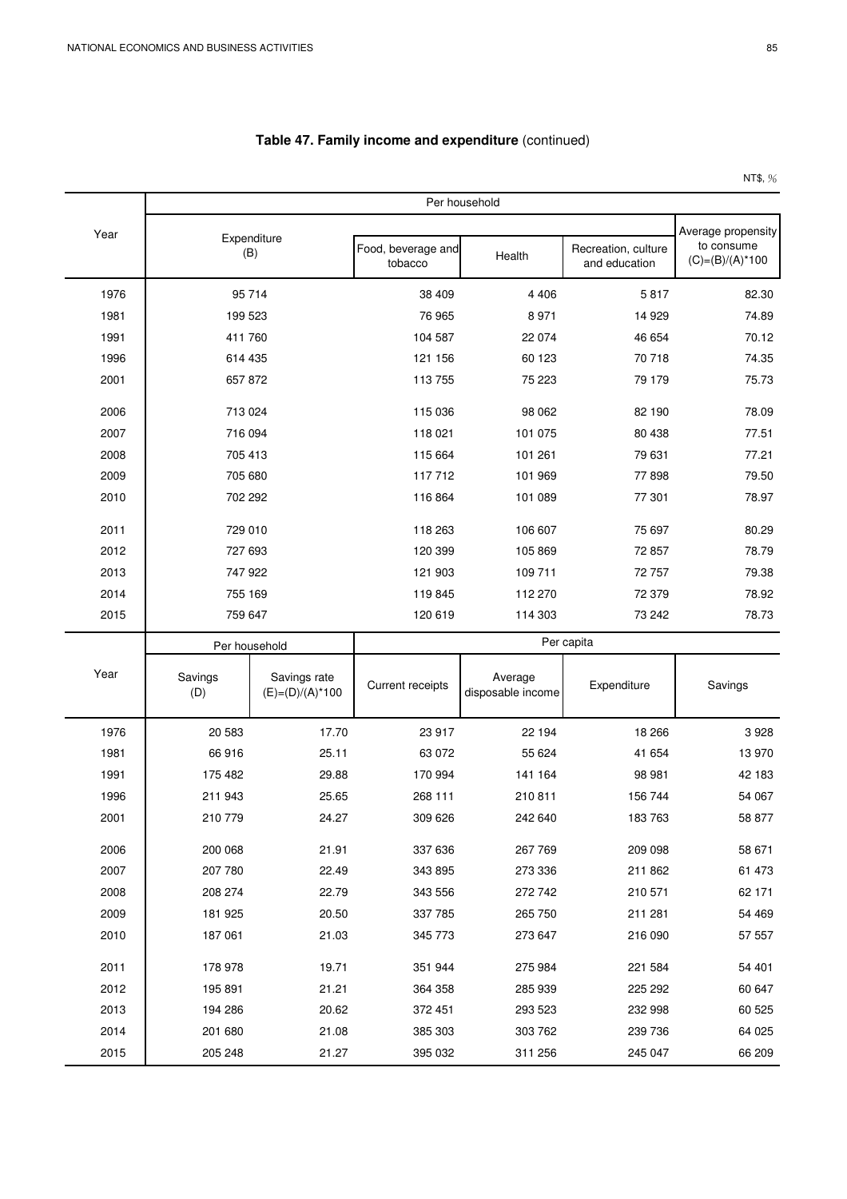## Table 47. Family income and expenditure (continued)

NT$, %

| Year | Per household | | | | |
|---|---|---|---|---|---|
| | Expenditure (B) | Food, beverage and tobacco | Health | Recreation, culture and education | Average propensity to consume (C)=(B)/(A)*100 |
| 1976 | 95 714 | 38 409 | 4 406 | 5 817 | 82.30 |
| 1981 | 199 523 | 76 965 | 8 971 | 14 929 | 74.89 |
| 1991 | 411 760 | 104 587 | 22 074 | 46 654 | 70.12 |
| 1996 | 614 435 | 121 156 | 60 123 | 70 718 | 74.35 |
| 2001 | 657 872 | 113 755 | 75 223 | 79 179 | 75.73 |
| 2006 | 713 024 | 115 036 | 98 062 | 82 190 | 78.09 |
| 2007 | 716 094 | 118 021 | 101 075 | 80 438 | 77.51 |
| 2008 | 705 413 | 115 664 | 101 261 | 79 631 | 77.21 |
| 2009 | 705 680 | 117 712 | 101 969 | 77 898 | 79.50 |
| 2010 | 702 292 | 116 864 | 101 089 | 77 301 | 78.97 |
| 2011 | 729 010 | 118 263 | 106 607 | 75 697 | 80.29 |
| 2012 | 727 693 | 120 399 | 105 869 | 72 857 | 78.79 |
| 2013 | 747 922 | 121 903 | 109 711 | 72 757 | 79.38 |
| 2014 | 755 169 | 119 845 | 112 270 | 72 379 | 78.92 |
| 2015 | 759 647 | 120 619 | 114 303 | 73 242 | 78.73 |

| Year | Per household | | Per capita | | | |
|---|---|---|---|---|---|---|
| | Savings (D) | Savings rate (E)=(D)/(A)*100 | Current receipts | Average disposable income | Expenditure | Savings |
| 1976 | 20 583 | 17.70 | 23 917 | 22 194 | 18 266 | 3 928 |
| 1981 | 66 916 | 25.11 | 63 072 | 55 624 | 41 654 | 13 970 |
| 1991 | 175 482 | 29.88 | 170 994 | 141 164 | 98 981 | 42 183 |
| 1996 | 211 943 | 25.65 | 268 111 | 210 811 | 156 744 | 54 067 |
| 2001 | 210 779 | 24.27 | 309 626 | 242 640 | 183 763 | 58 877 |
| 2006 | 200 068 | 21.91 | 337 636 | 267 769 | 209 098 | 58 671 |
| 2007 | 207 780 | 22.49 | 343 895 | 273 336 | 211 862 | 61 473 |
| 2008 | 208 274 | 22.79 | 343 556 | 272 742 | 210 571 | 62 171 |
| 2009 | 181 925 | 20.50 | 337 785 | 265 750 | 211 281 | 54 469 |
| 2010 | 187 061 | 21.03 | 345 773 | 273 647 | 216 090 | 57 557 |
| 2011 | 178 978 | 19.71 | 351 944 | 275 984 | 221 584 | 54 401 |
| 2012 | 195 891 | 21.21 | 364 358 | 285 939 | 225 292 | 60 647 |
| 2013 | 194 286 | 20.62 | 372 451 | 293 523 | 232 998 | 60 525 |
| 2014 | 201 680 | 21.08 | 385 303 | 303 762 | 239 736 | 64 025 |
| 2015 | 205 248 | 21.27 | 395 032 | 311 256 | 245 047 | 66 209 |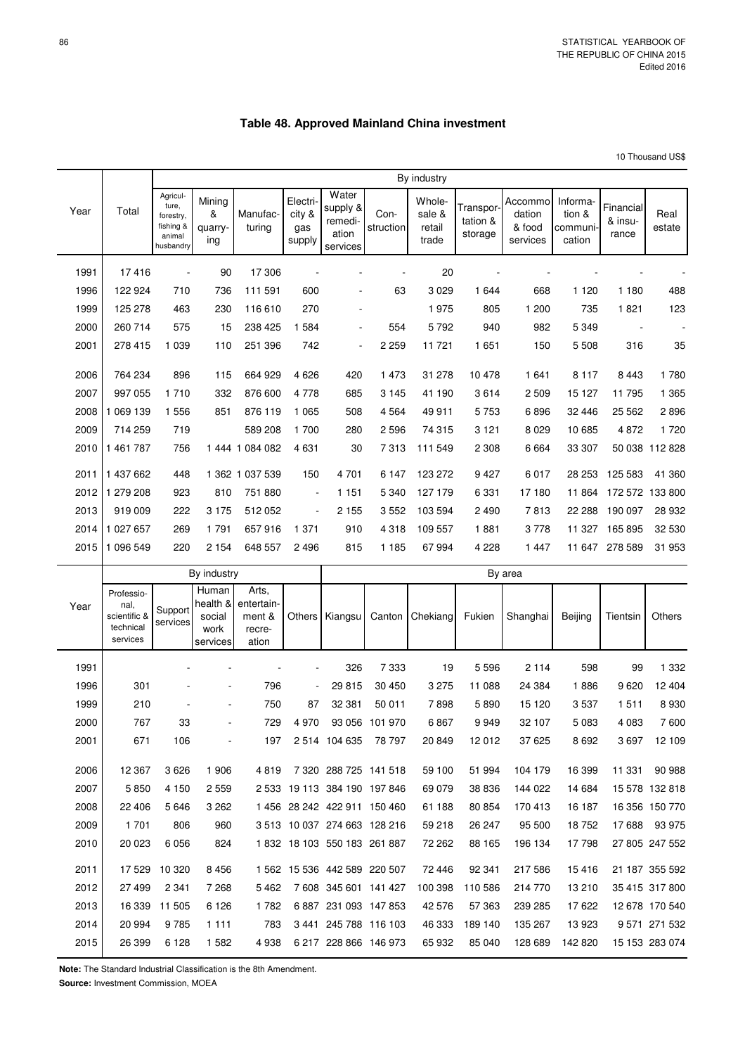## Table 48. Approved Mainland China investment

10 Thousand US$

| Year | Total | By industry | | | | | | | | | | | |
|---|---|---|---|---|---|---|---|---|---|---|---|---|---|
| | | Agriculture, forestry, fishing & animal husbandry | Mining & quarrying | Manufacturing | Electricity & gas supply | Water supply & remediation services | Construction | Wholesale & retail trade | Transportation & storage | Accommodation & food services | Information & communication | Financial & insurance | Real estate |
| 1991 | 17 416 | - | 90 | 17 306 | - | - | - | 20 | - | - | - | - | - |
| 1996 | 122 924 | 710 | 736 | 111 591 | 600 | - | 63 | 3 029 | 1 644 | 668 | 1 120 | 1 180 | 488 |
| 1999 | 125 278 | 463 | 230 | 116 610 | 270 | - | | 1 975 | 805 | 1 200 | 735 | 1 821 | 123 |
| 2000 | 260 714 | 575 | 15 | 238 425 | 1 584 | - | 554 | 5 792 | 940 | 982 | 5 349 | - | - |
| 2001 | 278 415 | 1 039 | 110 | 251 396 | 742 | - | 2 259 | 11 721 | 1 651 | 150 | 5 508 | 316 | 35 |
| 2006 | 764 234 | 896 | 115 | 664 929 | 4 626 | 420 | 1 473 | 31 278 | 10 478 | 1 641 | 8 117 | 8 443 | 1 780 |
| 2007 | 997 055 | 1 710 | 332 | 876 600 | 4 778 | 685 | 3 145 | 41 190 | 3 614 | 2 509 | 15 127 | 11 795 | 1 365 |
| 2008 | 1 069 139 | 1 556 | 851 | 876 119 | 1 065 | 508 | 4 564 | 49 911 | 5 753 | 6 896 | 32 446 | 25 562 | 2 896 |
| 2009 | 714 259 | 719 | | 589 208 | 1 700 | 280 | 2 596 | 74 315 | 3 121 | 8 029 | 10 685 | 4 872 | 1 720 |
| 2010 | 1 461 787 | 756 | 1 444 | 1 084 082 | 4 631 | 30 | 7 313 | 111 549 | 2 308 | 6 664 | 33 307 | 50 038 | 112 828 |
| 2011 | 1 437 662 | 448 | 1 362 | 1 037 539 | 150 | 4 701 | 6 147 | 123 272 | 9 427 | 6 017 | 28 253 | 125 583 | 41 360 |
| 2012 | 1 279 208 | 923 | 810 | 751 880 | - | 1 151 | 5 340 | 127 179 | 6 331 | 17 180 | 11 864 | 172 572 | 133 800 |
| 2013 | 919 009 | 222 | 3 175 | 512 052 | - | 2 155 | 3 552 | 103 594 | 2 490 | 7 813 | 22 288 | 190 097 | 28 932 |
| 2014 | 1 027 657 | 269 | 1 791 | 657 916 | 1 371 | 910 | 4 318 | 109 557 | 1 881 | 3 778 | 11 327 | 165 895 | 32 530 |
| 2015 | 1 096 549 | 220 | 2 154 | 648 557 | 2 496 | 815 | 1 185 | 67 994 | 4 228 | 1 447 | 11 647 | 278 589 | 31 953 |

| Year | By industry | | | | | By area | | | | | | | |
|---|---|---|---|---|---|---|---|---|---|---|---|---|---|
| | Professional, scientific & technical services | Support services | Human health & social work services | Arts, entertainment & recreation | Others | Kiangsu | Canton | Chekiang | Fukien | Shanghai | Beijing | Tientsin | Others |
| 1991 | | - | - | - | - | 326 | 7 333 | 19 | 5 596 | 2 114 | 598 | 99 | 1 332 |
| 1996 | 301 | - | - | 796 | - | 29 815 | 30 450 | 3 275 | 11 088 | 24 384 | 1 886 | 9 620 | 12 404 |
| 1999 | 210 | - | - | 750 | 87 | 32 381 | 50 011 | 7 898 | 5 890 | 15 120 | 3 537 | 1 511 | 8 930 |
| 2000 | 767 | 33 | - | 729 | 4 970 | 93 056 | 101 970 | 6 867 | 9 949 | 32 107 | 5 083 | 4 083 | 7 600 |
| 2001 | 671 | 106 | - | 197 | 2 514 | 104 635 | 78 797 | 20 849 | 12 012 | 37 625 | 8 692 | 3 697 | 12 109 |
| 2006 | 12 367 | 3 626 | 1 906 | 4 819 | 7 320 | 288 725 | 141 518 | 59 100 | 51 994 | 104 179 | 16 399 | 11 331 | 90 988 |
| 2007 | 5 850 | 4 150 | 2 559 | 2 533 | 19 113 | 384 190 | 197 846 | 69 079 | 38 836 | 144 022 | 14 684 | 15 578 | 132 818 |
| 2008 | 22 406 | 5 646 | 3 262 | 1 456 | 28 242 | 422 911 | 150 460 | 61 188 | 80 854 | 170 413 | 16 187 | 16 356 | 150 770 |
| 2009 | 1 701 | 806 | 960 | 3 513 | 10 037 | 274 663 | 128 216 | 59 218 | 26 247 | 95 500 | 18 752 | 17 688 | 93 975 |
| 2010 | 20 023 | 6 056 | 824 | 1 832 | 18 103 | 550 183 | 261 887 | 72 262 | 88 165 | 196 134 | 17 798 | 27 805 | 247 552 |
| 2011 | 17 529 | 10 320 | 8 456 | 1 562 | 15 536 | 442 589 | 220 507 | 72 446 | 92 341 | 217 586 | 15 416 | 21 187 | 355 592 |
| 2012 | 27 499 | 2 341 | 7 268 | 5 462 | 7 608 | 345 601 | 141 427 | 100 398 | 110 586 | 214 770 | 13 210 | 35 415 | 317 800 |
| 2013 | 16 339 | 11 505 | 6 126 | 1 782 | 6 887 | 231 093 | 147 853 | 42 576 | 57 363 | 239 285 | 17 622 | 12 678 | 170 540 |
| 2014 | 20 994 | 9 785 | 1 111 | 783 | 3 441 | 245 788 | 116 103 | 46 333 | 189 140 | 135 267 | 13 923 | 9 571 | 271 532 |
| 2015 | 26 399 | 6 128 | 1 582 | 4 938 | 6 217 | 228 866 | 146 973 | 65 932 | 85 040 | 128 689 | 142 820 | 15 153 | 283 074 |

**Note:** The Standard Industrial Classification is the 8th Amendment.

**Source:** Investment Commission, MOEA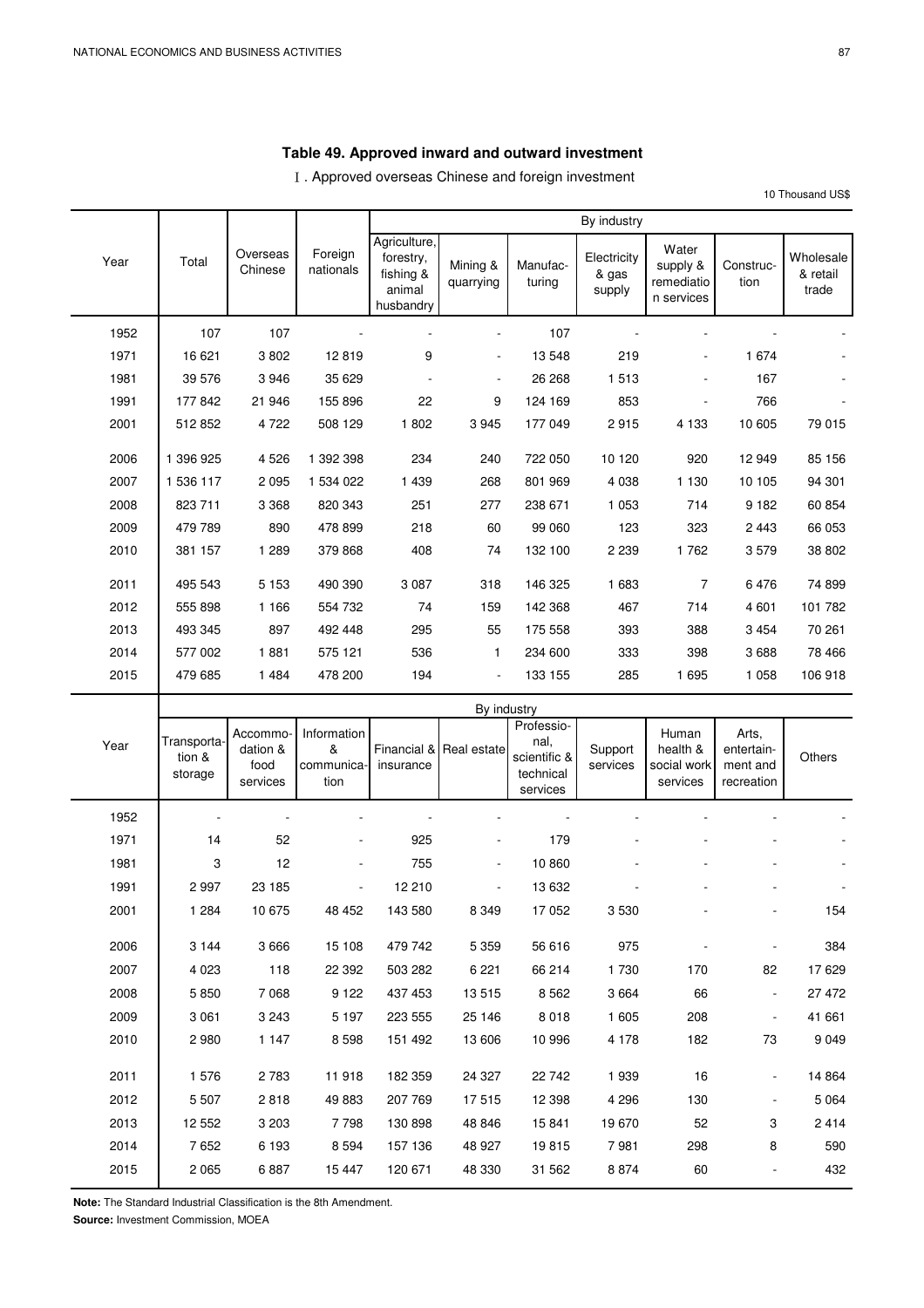## Table 49. Approved inward and outward investment

Ⅰ. Approved overseas Chinese and foreign investment

10 Thousand US$

| Year | Total | Overseas Chinese | Foreign nationals | By industry | | | | | | |
|---|---|---|---|---|---|---|---|---|---|---|
| | | | | Agriculture, forestry, fishing & animal husbandry | Mining & quarrying | Manufac-turing | Electricity & gas supply | Water supply & remediation services | Construc-tion | Wholesale & retail trade |
| 1952 | 107 | 107 | - | - | - | 107 | - | - | - | - |
| 1971 | 16 621 | 3 802 | 12 819 | 9 | - | 13 548 | 219 | - | 1 674 | - |
| 1981 | 39 576 | 3 946 | 35 629 | - | - | 26 268 | 1 513 | - | 167 | - |
| 1991 | 177 842 | 21 946 | 155 896 | 22 | 9 | 124 169 | 853 | - | 766 | - |
| 2001 | 512 852 | 4 722 | 508 129 | 1 802 | 3 945 | 177 049 | 2 915 | 4 133 | 10 605 | 79 015 |
| 2006 | 1 396 925 | 4 526 | 1 392 398 | 234 | 240 | 722 050 | 10 120 | 920 | 12 949 | 85 156 |
| 2007 | 1 536 117 | 2 095 | 1 534 022 | 1 439 | 268 | 801 969 | 4 038 | 1 130 | 10 105 | 94 301 |
| 2008 | 823 711 | 3 368 | 820 343 | 251 | 277 | 238 671 | 1 053 | 714 | 9 182 | 60 854 |
| 2009 | 479 789 | 890 | 478 899 | 218 | 60 | 99 060 | 123 | 323 | 2 443 | 66 053 |
| 2010 | 381 157 | 1 289 | 379 868 | 408 | 74 | 132 100 | 2 239 | 1 762 | 3 579 | 38 802 |
| 2011 | 495 543 | 5 153 | 490 390 | 3 087 | 318 | 146 325 | 1 683 | 7 | 6 476 | 74 899 |
| 2012 | 555 898 | 1 166 | 554 732 | 74 | 159 | 142 368 | 467 | 714 | 4 601 | 101 782 |
| 2013 | 493 345 | 897 | 492 448 | 295 | 55 | 175 558 | 393 | 388 | 3 454 | 70 261 |
| 2014 | 577 002 | 1 881 | 575 121 | 536 | 1 | 234 600 | 333 | 398 | 3 688 | 78 466 |
| 2015 | 479 685 | 1 484 | 478 200 | 194 | - | 133 155 | 285 | 1 695 | 1 058 | 106 918 |

| Year | By industry | | | | | | | | | |
|---|---|---|---|---|---|---|---|---|---|---|
| | Transporta-tion & storage | Accommo-dation & food services | Information & communica-tion | Financial & insurance | Real estate | Professio-nal, scientific & technical services | Support services | Human health & social work services | Arts, entertain-ment and recreation | Others |
| 1952 | - | - | - | - | - | - | - | - | - | - |
| 1971 | 14 | 52 | - | 925 | - | 179 | - | - | - | - |
| 1981 | 3 | 12 | - | 755 | - | 10 860 | - | - | - | - |
| 1991 | 2 997 | 23 185 | - | 12 210 | - | 13 632 | - | - | - | - |
| 2001 | 1 284 | 10 675 | 48 452 | 143 580 | 8 349 | 17 052 | 3 530 | - | - | 154 |
| 2006 | 3 144 | 3 666 | 15 108 | 479 742 | 5 359 | 56 616 | 975 | - | - | 384 |
| 2007 | 4 023 | 118 | 22 392 | 503 282 | 6 221 | 66 214 | 1 730 | 170 | 82 | 17 629 |
| 2008 | 5 850 | 7 068 | 9 122 | 437 453 | 13 515 | 8 562 | 3 664 | 66 | - | 27 472 |
| 2009 | 3 061 | 3 243 | 5 197 | 223 555 | 25 146 | 8 018 | 1 605 | 208 | - | 41 661 |
| 2010 | 2 980 | 1 147 | 8 598 | 151 492 | 13 606 | 10 996 | 4 178 | 182 | 73 | 9 049 |
| 2011 | 1 576 | 2 783 | 11 918 | 182 359 | 24 327 | 22 742 | 1 939 | 16 | - | 14 864 |
| 2012 | 5 507 | 2 818 | 49 883 | 207 769 | 17 515 | 12 398 | 4 296 | 130 | - | 5 064 |
| 2013 | 12 552 | 3 203 | 7 798 | 130 898 | 48 846 | 15 841 | 19 670 | 52 | 3 | 2 414 |
| 2014 | 7 652 | 6 193 | 8 594 | 157 136 | 48 927 | 19 815 | 7 981 | 298 | 8 | 590 |
| 2015 | 2 065 | 6 887 | 15 447 | 120 671 | 48 330 | 31 562 | 8 874 | 60 | - | 432 |

**Note:** The Standard Industrial Classification is the 8th Amendment.

**Source:** Investment Commission, MOEA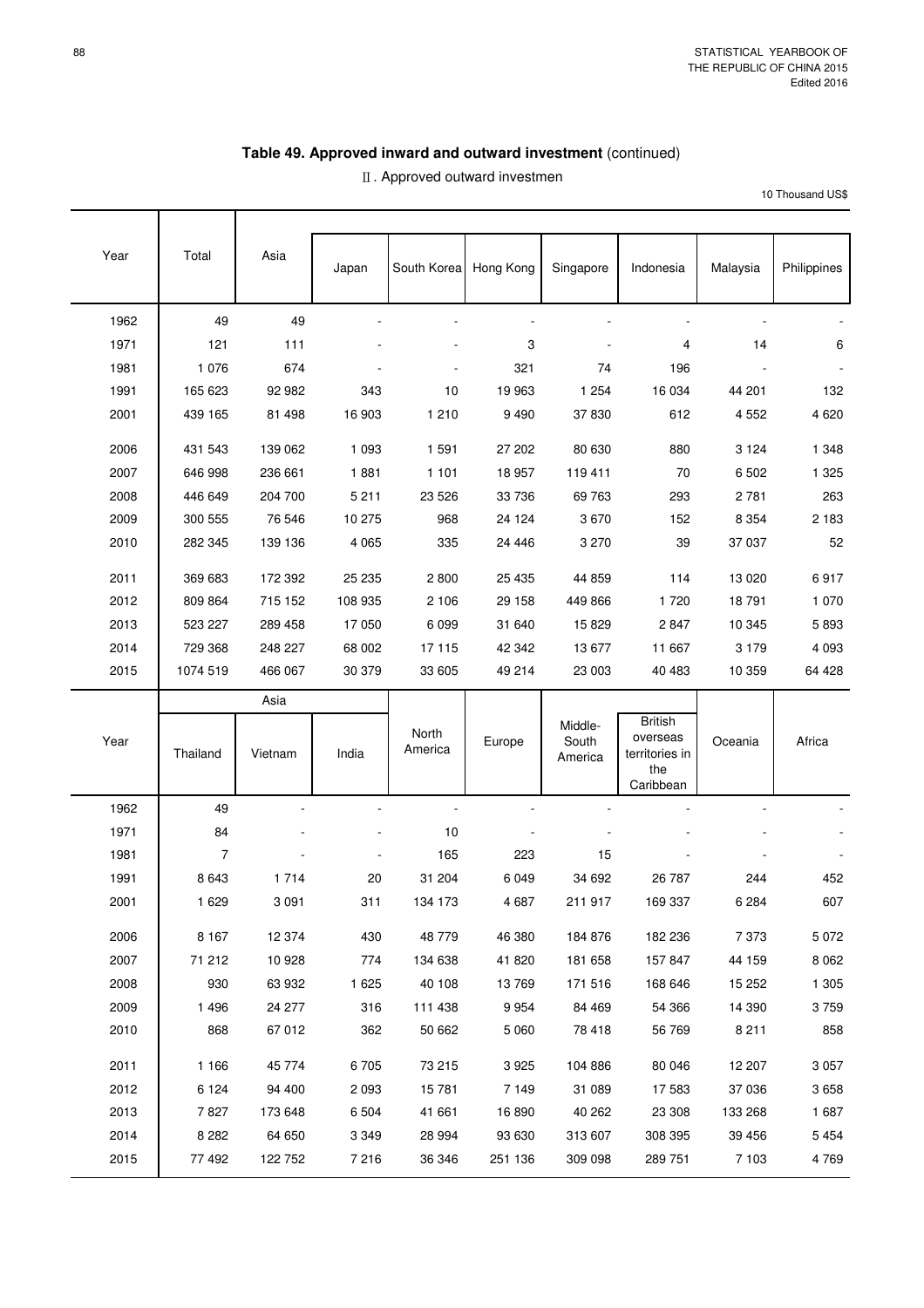## Table 49. Approved inward and outward investment (continued)

Ⅱ. Approved outward investmen

10 Thousand US$

| Year | Total | Asia | Japan | South Korea | Hong Kong | Singapore | Indonesia | Malaysia | Philippines |
|---|---|---|---|---|---|---|---|---|---|
| 1962 | 49 | 49 | - | - | - | - | - | - | - |
| 1971 | 121 | 111 | - | - | 3 | - | 4 | 14 | 6 |
| 1981 | 1 076 | 674 | - | - | 321 | 74 | 196 | - | - |
| 1991 | 165 623 | 92 982 | 343 | 10 | 19 963 | 1 254 | 16 034 | 44 201 | 132 |
| 2001 | 439 165 | 81 498 | 16 903 | 1 210 | 9 490 | 37 830 | 612 | 4 552 | 4 620 |
| 2006 | 431 543 | 139 062 | 1 093 | 1 591 | 27 202 | 80 630 | 880 | 3 124 | 1 348 |
| 2007 | 646 998 | 236 661 | 1 881 | 1 101 | 18 957 | 119 411 | 70 | 6 502 | 1 325 |
| 2008 | 446 649 | 204 700 | 5 211 | 23 526 | 33 736 | 69 763 | 293 | 2 781 | 263 |
| 2009 | 300 555 | 76 546 | 10 275 | 968 | 24 124 | 3 670 | 152 | 8 354 | 2 183 |
| 2010 | 282 345 | 139 136 | 4 065 | 335 | 24 446 | 3 270 | 39 | 37 037 | 52 |
| 2011 | 369 683 | 172 392 | 25 235 | 2 800 | 25 435 | 44 859 | 114 | 13 020 | 6 917 |
| 2012 | 809 864 | 715 152 | 108 935 | 2 106 | 29 158 | 449 866 | 1 720 | 18 791 | 1 070 |
| 2013 | 523 227 | 289 458 | 17 050 | 6 099 | 31 640 | 15 829 | 2 847 | 10 345 | 5 893 |
| 2014 | 729 368 | 248 227 | 68 002 | 17 115 | 42 342 | 13 677 | 11 667 | 3 179 | 4 093 |
| 2015 | 1074 519 | 466 067 | 30 379 | 33 605 | 49 214 | 23 003 | 40 483 | 10 359 | 64 428 |

| Year | Asia | | | North America | Europe | Middle-South America | British overseas territories in the Caribbean | Oceania | Africa |
|---|---|---|---|---|---|---|---|---|---|
| | Thailand | Vietnam | India | | | | | | |
| 1962 | 49 | - | - | - | - | - | - | - | - |
| 1971 | 84 | - | - | 10 | - | - | - | - | - |
| 1981 | 7 | - | - | 165 | 223 | 15 | - | - | - |
| 1991 | 8 643 | 1 714 | 20 | 31 204 | 6 049 | 34 692 | 26 787 | 244 | 452 |
| 2001 | 1 629 | 3 091 | 311 | 134 173 | 4 687 | 211 917 | 169 337 | 6 284 | 607 |
| 2006 | 8 167 | 12 374 | 430 | 48 779 | 46 380 | 184 876 | 182 236 | 7 373 | 5 072 |
| 2007 | 71 212 | 10 928 | 774 | 134 638 | 41 820 | 181 658 | 157 847 | 44 159 | 8 062 |
| 2008 | 930 | 63 932 | 1 625 | 40 108 | 13 769 | 171 516 | 168 646 | 15 252 | 1 305 |
| 2009 | 1 496 | 24 277 | 316 | 111 438 | 9 954 | 84 469 | 54 366 | 14 390 | 3 759 |
| 2010 | 868 | 67 012 | 362 | 50 662 | 5 060 | 78 418 | 56 769 | 8 211 | 858 |
| 2011 | 1 166 | 45 774 | 6 705 | 73 215 | 3 925 | 104 886 | 80 046 | 12 207 | 3 057 |
| 2012 | 6 124 | 94 400 | 2 093 | 15 781 | 7 149 | 31 089 | 17 583 | 37 036 | 3 658 |
| 2013 | 7 827 | 173 648 | 6 504 | 41 661 | 16 890 | 40 262 | 23 308 | 133 268 | 1 687 |
| 2014 | 8 282 | 64 650 | 3 349 | 28 994 | 93 630 | 313 607 | 308 395 | 39 456 | 5 454 |
| 2015 | 77 492 | 122 752 | 7 216 | 36 346 | 251 136 | 309 098 | 289 751 | 7 103 | 4 769 |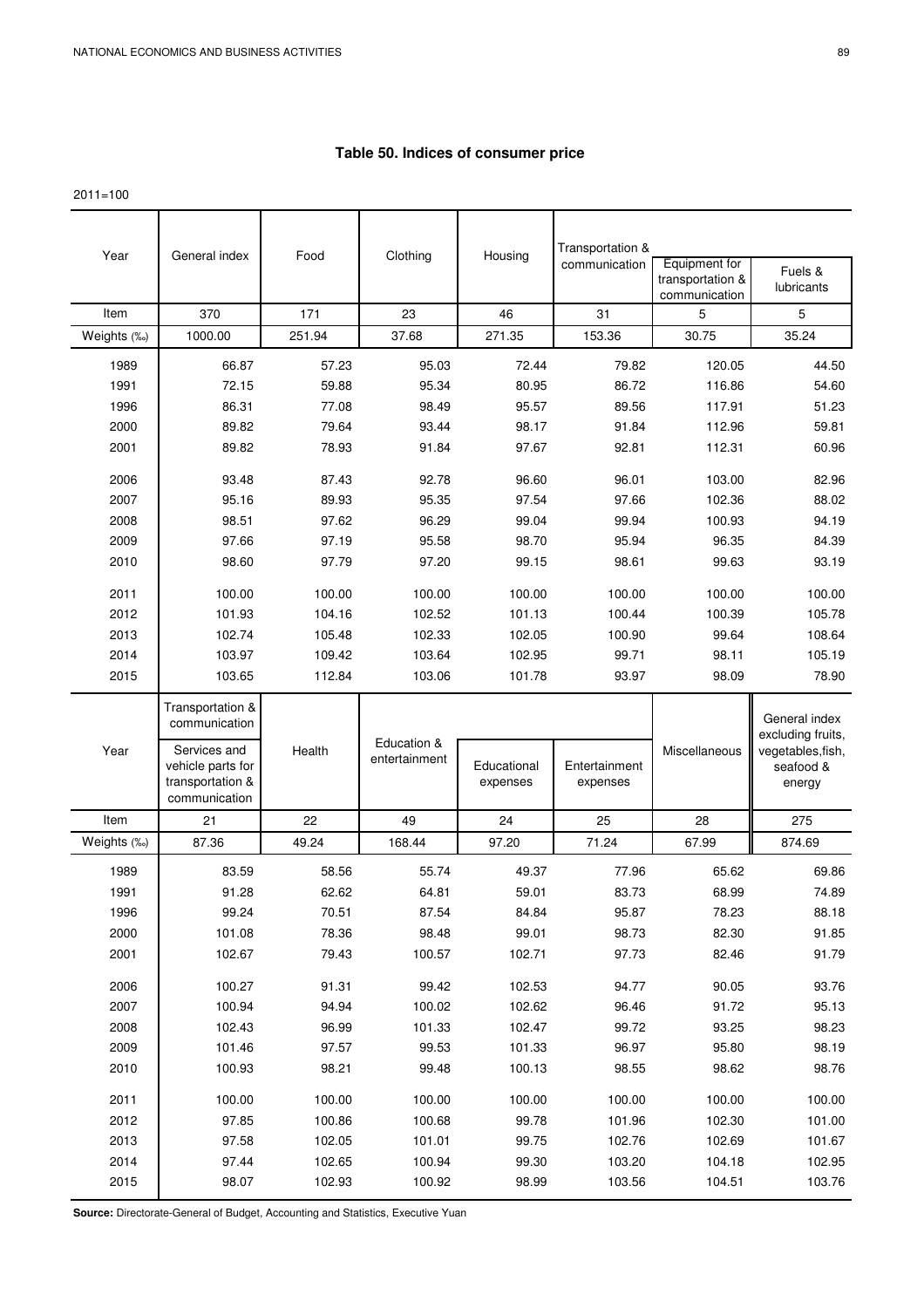## Table 50. Indices of consumer price

2011=100

| Year | General index | Food | Clothing | Housing | Transportation & communication | Equipment for transportation & communication | Fuels & lubricants |
|---|---|---|---|---|---|---|---|
| Item | 370 | 171 | 23 | 46 | 31 | 5 | 5 |
| Weights (‰) | 1000.00 | 251.94 | 37.68 | 271.35 | 153.36 | 30.75 | 35.24 |
| 1989 | 66.87 | 57.23 | 95.03 | 72.44 | 79.82 | 120.05 | 44.50 |
| 1991 | 72.15 | 59.88 | 95.34 | 80.95 | 86.72 | 116.86 | 54.60 |
| 1996 | 86.31 | 77.08 | 98.49 | 95.57 | 89.56 | 117.91 | 51.23 |
| 2000 | 89.82 | 79.64 | 93.44 | 98.17 | 91.84 | 112.96 | 59.81 |
| 2001 | 89.82 | 78.93 | 91.84 | 97.67 | 92.81 | 112.31 | 60.96 |
| 2006 | 93.48 | 87.43 | 92.78 | 96.60 | 96.01 | 103.00 | 82.96 |
| 2007 | 95.16 | 89.93 | 95.35 | 97.54 | 97.66 | 102.36 | 88.02 |
| 2008 | 98.51 | 97.62 | 96.29 | 99.04 | 99.94 | 100.93 | 94.19 |
| 2009 | 97.66 | 97.19 | 95.58 | 98.70 | 95.94 | 96.35 | 84.39 |
| 2010 | 98.60 | 97.79 | 97.20 | 99.15 | 98.61 | 99.63 | 93.19 |
| 2011 | 100.00 | 100.00 | 100.00 | 100.00 | 100.00 | 100.00 | 100.00 |
| 2012 | 101.93 | 104.16 | 102.52 | 101.13 | 100.44 | 100.39 | 105.78 |
| 2013 | 102.74 | 105.48 | 102.33 | 102.05 | 100.90 | 99.64 | 108.64 |
| 2014 | 103.97 | 109.42 | 103.64 | 102.95 | 99.71 | 98.11 | 105.19 |
| 2015 | 103.65 | 112.84 | 103.06 | 101.78 | 93.97 | 98.09 | 78.90 |

| Year | Transportation & communication: Services and vehicle parts for transportation & communication | Health | Education & entertainment | Educational expenses | Entertainment expenses | Miscellaneous | General index excluding fruits, vegetables,fish, seafood & energy |
|---|---|---|---|---|---|---|---|
| Item | 21 | 22 | 49 | 24 | 25 | 28 | 275 |
| Weights (‰) | 87.36 | 49.24 | 168.44 | 97.20 | 71.24 | 67.99 | 874.69 |
| 1989 | 83.59 | 58.56 | 55.74 | 49.37 | 77.96 | 65.62 | 69.86 |
| 1991 | 91.28 | 62.62 | 64.81 | 59.01 | 83.73 | 68.99 | 74.89 |
| 1996 | 99.24 | 70.51 | 87.54 | 84.84 | 95.87 | 78.23 | 88.18 |
| 2000 | 101.08 | 78.36 | 98.48 | 99.01 | 98.73 | 82.30 | 91.85 |
| 2001 | 102.67 | 79.43 | 100.57 | 102.71 | 97.73 | 82.46 | 91.79 |
| 2006 | 100.27 | 91.31 | 99.42 | 102.53 | 94.77 | 90.05 | 93.76 |
| 2007 | 100.94 | 94.94 | 100.02 | 102.62 | 96.46 | 91.72 | 95.13 |
| 2008 | 102.43 | 96.99 | 101.33 | 102.47 | 99.72 | 93.25 | 98.23 |
| 2009 | 101.46 | 97.57 | 99.53 | 101.33 | 96.97 | 95.80 | 98.19 |
| 2010 | 100.93 | 98.21 | 99.48 | 100.13 | 98.55 | 98.62 | 98.76 |
| 2011 | 100.00 | 100.00 | 100.00 | 100.00 | 100.00 | 100.00 | 100.00 |
| 2012 | 97.85 | 100.86 | 100.68 | 99.78 | 101.96 | 102.30 | 101.00 |
| 2013 | 97.58 | 102.05 | 101.01 | 99.75 | 102.76 | 102.69 | 101.67 |
| 2014 | 97.44 | 102.65 | 100.94 | 99.30 | 103.20 | 104.18 | 102.95 |
| 2015 | 98.07 | 102.93 | 100.92 | 98.99 | 103.56 | 104.51 | 103.76 |

**Source:** Directorate-General of Budget, Accounting and Statistics, Executive Yuan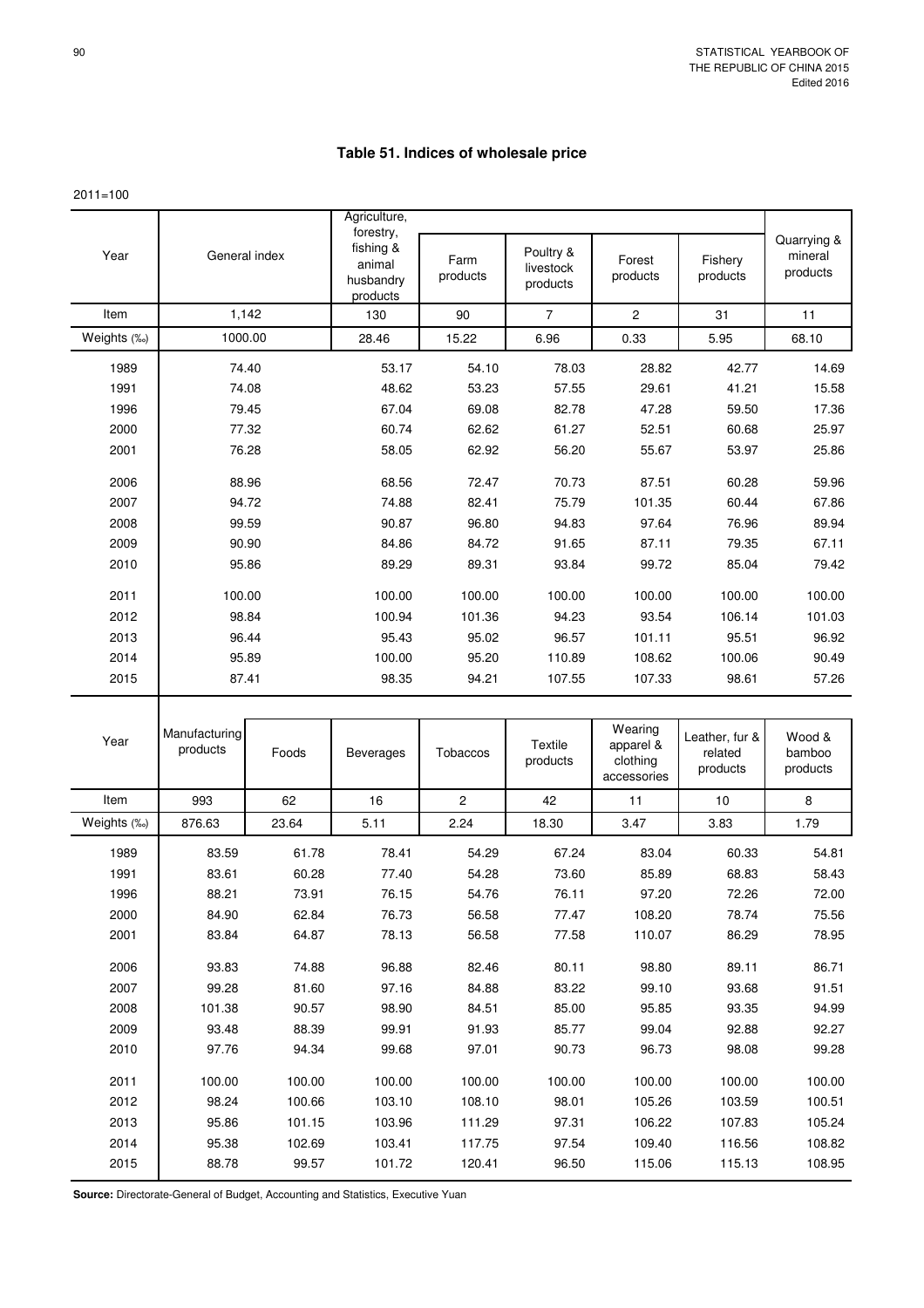## Table 51. Indices of wholesale price

2011=100

| Year | General index | Agriculture, forestry, fishing & animal husbandry products | Farm products | Poultry & livestock products | Forest products | Fishery products | Quarrying & mineral products |
|---|---|---|---|---|---|---|---|
| Item | 1,142 | 130 | 90 | 7 | 2 | 31 | 11 |
| Weights (‰) | 1000.00 | 28.46 | 15.22 | 6.96 | 0.33 | 5.95 | 68.10 |
| 1989 | 74.40 | 53.17 | 54.10 | 78.03 | 28.82 | 42.77 | 14.69 |
| 1991 | 74.08 | 48.62 | 53.23 | 57.55 | 29.61 | 41.21 | 15.58 |
| 1996 | 79.45 | 67.04 | 69.08 | 82.78 | 47.28 | 59.50 | 17.36 |
| 2000 | 77.32 | 60.74 | 62.62 | 61.27 | 52.51 | 60.68 | 25.97 |
| 2001 | 76.28 | 58.05 | 62.92 | 56.20 | 55.67 | 53.97 | 25.86 |
| 2006 | 88.96 | 68.56 | 72.47 | 70.73 | 87.51 | 60.28 | 59.96 |
| 2007 | 94.72 | 74.88 | 82.41 | 75.79 | 101.35 | 60.44 | 67.86 |
| 2008 | 99.59 | 90.87 | 96.80 | 94.83 | 97.64 | 76.96 | 89.94 |
| 2009 | 90.90 | 84.86 | 84.72 | 91.65 | 87.11 | 79.35 | 67.11 |
| 2010 | 95.86 | 89.29 | 89.31 | 93.84 | 99.72 | 85.04 | 79.42 |
| 2011 | 100.00 | 100.00 | 100.00 | 100.00 | 100.00 | 100.00 | 100.00 |
| 2012 | 98.84 | 100.94 | 101.36 | 94.23 | 93.54 | 106.14 | 101.03 |
| 2013 | 96.44 | 95.43 | 95.02 | 96.57 | 101.11 | 95.51 | 96.92 |
| 2014 | 95.89 | 100.00 | 95.20 | 110.89 | 108.62 | 100.06 | 90.49 |
| 2015 | 87.41 | 98.35 | 94.21 | 107.55 | 107.33 | 98.61 | 57.26 |

| Year | Manufacturing products | Foods | Beverages | Tobaccos | Textile products | Wearing apparel & clothing accessories | Leather, fur & related products | Wood & bamboo products |
|---|---|---|---|---|---|---|---|---|
| Item | 993 | 62 | 16 | 2 | 42 | 11 | 10 | 8 |
| Weights (‰) | 876.63 | 23.64 | 5.11 | 2.24 | 18.30 | 3.47 | 3.83 | 1.79 |
| 1989 | 83.59 | 61.78 | 78.41 | 54.29 | 67.24 | 83.04 | 60.33 | 54.81 |
| 1991 | 83.61 | 60.28 | 77.40 | 54.28 | 73.60 | 85.89 | 68.83 | 58.43 |
| 1996 | 88.21 | 73.91 | 76.15 | 54.76 | 76.11 | 97.20 | 72.26 | 72.00 |
| 2000 | 84.90 | 62.84 | 76.73 | 56.58 | 77.47 | 108.20 | 78.74 | 75.56 |
| 2001 | 83.84 | 64.87 | 78.13 | 56.58 | 77.58 | 110.07 | 86.29 | 78.95 |
| 2006 | 93.83 | 74.88 | 96.88 | 82.46 | 80.11 | 98.80 | 89.11 | 86.71 |
| 2007 | 99.28 | 81.60 | 97.16 | 84.88 | 83.22 | 99.10 | 93.68 | 91.51 |
| 2008 | 101.38 | 90.57 | 98.90 | 84.51 | 85.00 | 95.85 | 93.35 | 94.99 |
| 2009 | 93.48 | 88.39 | 99.91 | 91.93 | 85.77 | 99.04 | 92.88 | 92.27 |
| 2010 | 97.76 | 94.34 | 99.68 | 97.01 | 90.73 | 96.73 | 98.08 | 99.28 |
| 2011 | 100.00 | 100.00 | 100.00 | 100.00 | 100.00 | 100.00 | 100.00 | 100.00 |
| 2012 | 98.24 | 100.66 | 103.10 | 108.10 | 98.01 | 105.26 | 103.59 | 100.51 |
| 2013 | 95.86 | 101.15 | 103.96 | 111.29 | 97.31 | 106.22 | 107.83 | 105.24 |
| 2014 | 95.38 | 102.69 | 103.41 | 117.75 | 97.54 | 109.40 | 116.56 | 108.82 |
| 2015 | 88.78 | 99.57 | 101.72 | 120.41 | 96.50 | 115.06 | 115.13 | 108.95 |

**Source:** Directorate-General of Budget, Accounting and Statistics, Executive Yuan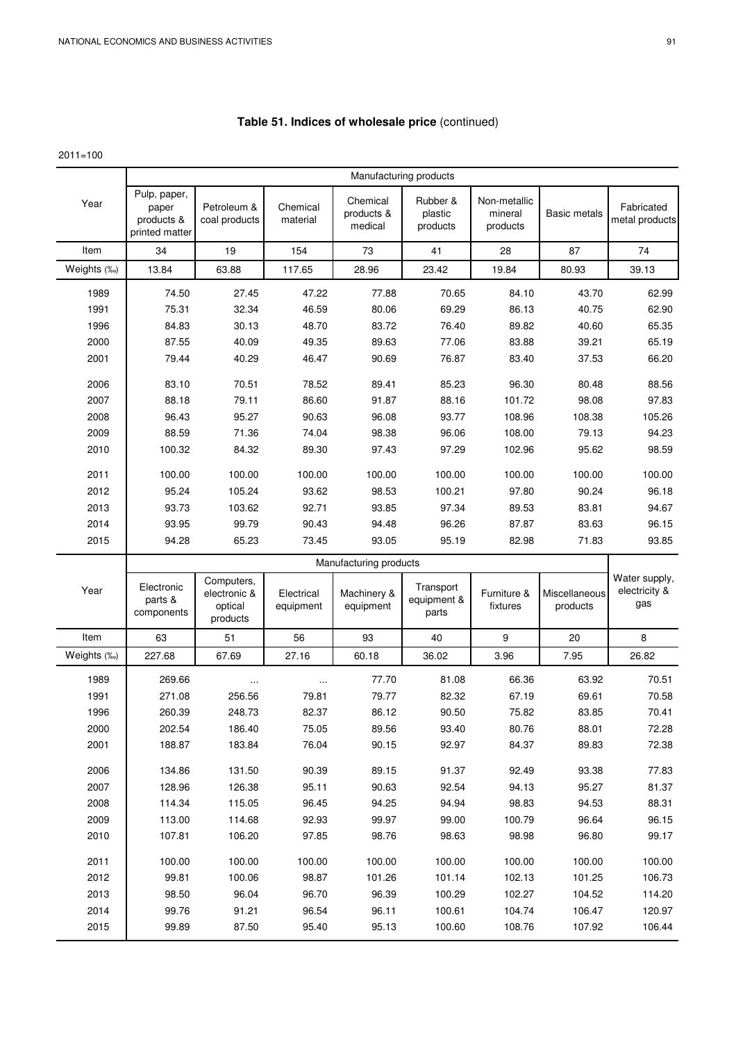## Table 51. Indices of wholesale price (continued)

2011=100

| Year | Manufacturing products | | | | | | | |
|---|---|---|---|---|---|---|---|---|
| | Pulp, paper, paper products & printed matter | Petroleum & coal products | Chemical material | Chemical products & medical | Rubber & plastic products | Non-metallic mineral products | Basic metals | Fabricated metal products |
| Item | 34 | 19 | 154 | 73 | 41 | 28 | 87 | 74 |
| Weights (‰) | 13.84 | 63.88 | 117.65 | 28.96 | 23.42 | 19.84 | 80.93 | 39.13 |
| 1989 | 74.50 | 27.45 | 47.22 | 77.88 | 70.65 | 84.10 | 43.70 | 62.99 |
| 1991 | 75.31 | 32.34 | 46.59 | 80.06 | 69.29 | 86.13 | 40.75 | 62.90 |
| 1996 | 84.83 | 30.13 | 48.70 | 83.72 | 76.40 | 89.82 | 40.60 | 65.35 |
| 2000 | 87.55 | 40.09 | 49.35 | 89.63 | 77.06 | 83.88 | 39.21 | 65.19 |
| 2001 | 79.44 | 40.29 | 46.47 | 90.69 | 76.87 | 83.40 | 37.53 | 66.20 |
| 2006 | 83.10 | 70.51 | 78.52 | 89.41 | 85.23 | 96.30 | 80.48 | 88.56 |
| 2007 | 88.18 | 79.11 | 86.60 | 91.87 | 88.16 | 101.72 | 98.08 | 97.83 |
| 2008 | 96.43 | 95.27 | 90.63 | 96.08 | 93.77 | 108.96 | 108.38 | 105.26 |
| 2009 | 88.59 | 71.36 | 74.04 | 98.38 | 96.06 | 108.00 | 79.13 | 94.23 |
| 2010 | 100.32 | 84.32 | 89.30 | 97.43 | 97.29 | 102.96 | 95.62 | 98.59 |
| 2011 | 100.00 | 100.00 | 100.00 | 100.00 | 100.00 | 100.00 | 100.00 | 100.00 |
| 2012 | 95.24 | 105.24 | 93.62 | 98.53 | 100.21 | 97.80 | 90.24 | 96.18 |
| 2013 | 93.73 | 103.62 | 92.71 | 93.85 | 97.34 | 89.53 | 83.81 | 94.67 |
| 2014 | 93.95 | 99.79 | 90.43 | 94.48 | 96.26 | 87.87 | 83.63 | 96.15 |
| 2015 | 94.28 | 65.23 | 73.45 | 93.05 | 95.19 | 82.98 | 71.83 | 93.85 |

| Year | Manufacturing products | | | | | | | Water supply, electricity & gas |
|---|---|---|---|---|---|---|---|---|
| | Electronic parts & components | Computers, electronic & optical products | Electrical equipment | Machinery & equipment | Transport equipment & parts | Furniture & fixtures | Miscellaneous products | |
| Item | 63 | 51 | 56 | 93 | 40 | 9 | 20 | 8 |
| Weights (‰) | 227.68 | 67.69 | 27.16 | 60.18 | 36.02 | 3.96 | 7.95 | 26.82 |
| 1989 | 269.66 | ... | ... | 77.70 | 81.08 | 66.36 | 63.92 | 70.51 |
| 1991 | 271.08 | 256.56 | 79.81 | 79.77 | 82.32 | 67.19 | 69.61 | 70.58 |
| 1996 | 260.39 | 248.73 | 82.37 | 86.12 | 90.50 | 75.82 | 83.85 | 70.41 |
| 2000 | 202.54 | 186.40 | 75.05 | 89.56 | 93.40 | 80.76 | 88.01 | 72.28 |
| 2001 | 188.87 | 183.84 | 76.04 | 90.15 | 92.97 | 84.37 | 89.83 | 72.38 |
| 2006 | 134.86 | 131.50 | 90.39 | 89.15 | 91.37 | 92.49 | 93.38 | 77.83 |
| 2007 | 128.96 | 126.38 | 95.11 | 90.63 | 92.54 | 94.13 | 95.27 | 81.37 |
| 2008 | 114.34 | 115.05 | 96.45 | 94.25 | 94.94 | 98.83 | 94.53 | 88.31 |
| 2009 | 113.00 | 114.68 | 92.93 | 99.97 | 99.00 | 100.79 | 96.64 | 96.15 |
| 2010 | 107.81 | 106.20 | 97.85 | 98.76 | 98.63 | 98.98 | 96.80 | 99.17 |
| 2011 | 100.00 | 100.00 | 100.00 | 100.00 | 100.00 | 100.00 | 100.00 | 100.00 |
| 2012 | 99.81 | 100.06 | 98.87 | 101.26 | 101.14 | 102.13 | 101.25 | 106.73 |
| 2013 | 98.50 | 96.04 | 96.70 | 96.39 | 100.29 | 102.27 | 104.52 | 114.20 |
| 2014 | 99.76 | 91.21 | 96.54 | 96.11 | 100.61 | 104.74 | 106.47 | 120.97 |
| 2015 | 99.89 | 87.50 | 95.40 | 95.13 | 100.60 | 108.76 | 107.92 | 106.44 |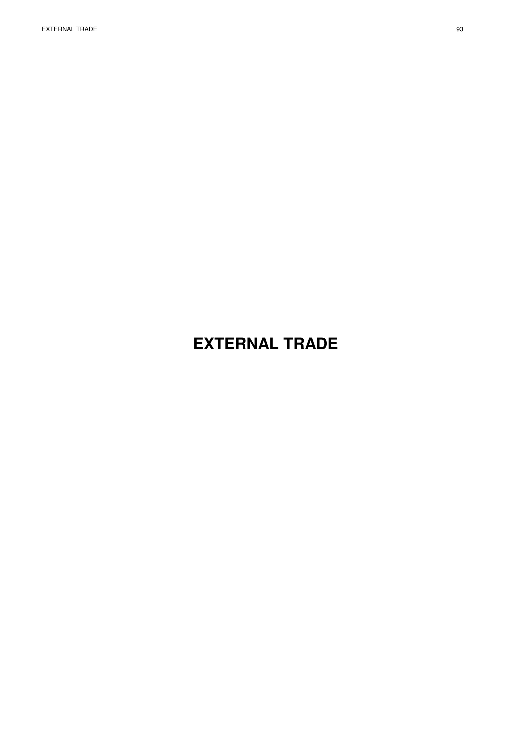# EXTERNAL TRADE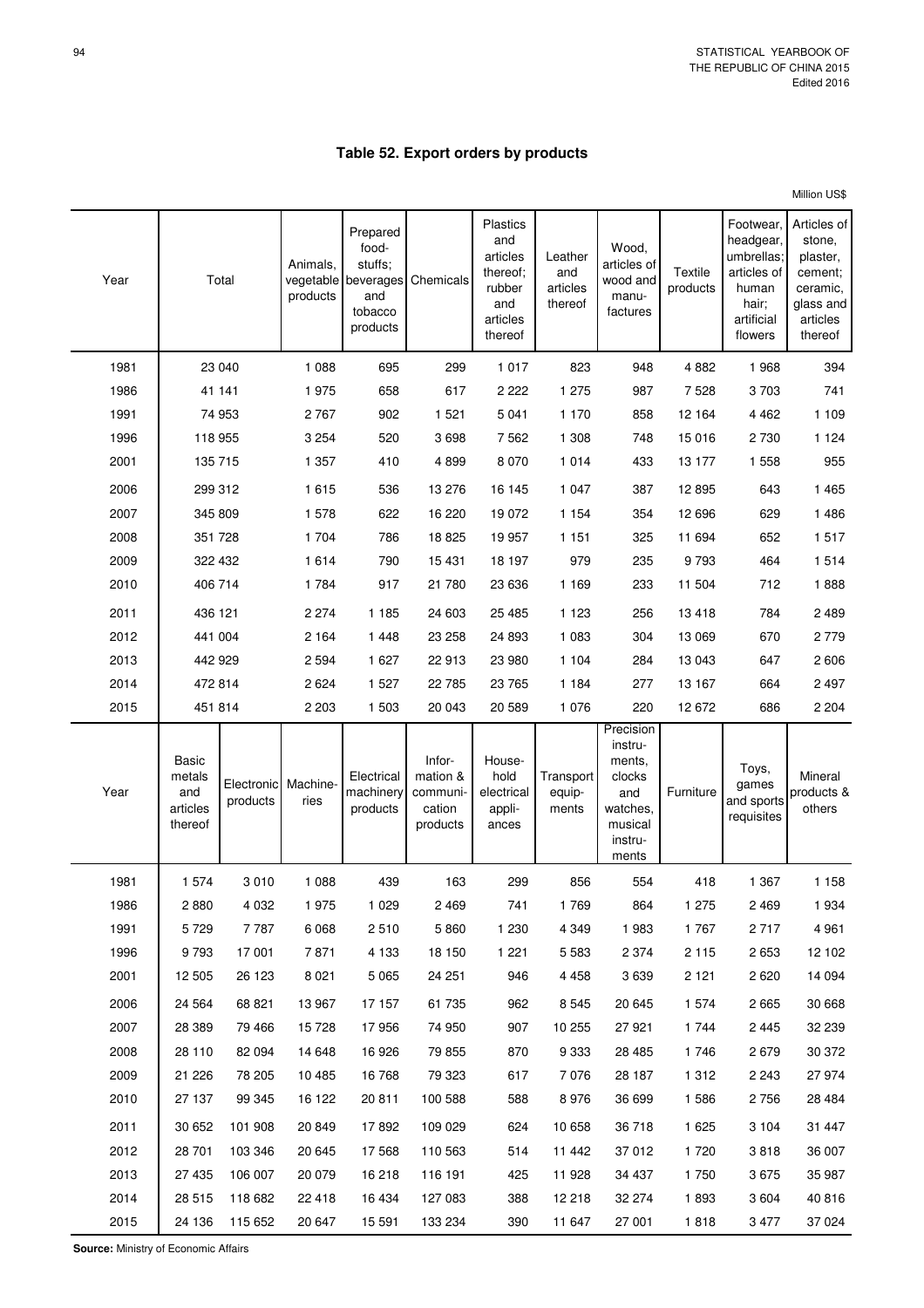# Table 52. Export orders by products

Million US$

| Year | Total | Animals, vegetable products | Prepared food-stuffs; beverages and tobacco products | Chemicals | Plastics and articles thereof; rubber and articles thereof | Leather and articles thereof | Wood, articles of wood and manu-factures | Textile products | Footwear, headgear, umbrellas; articles of human hair; artificial flowers | Articles of stone, plaster, cement; ceramic, glass and articles thereof |
|---|---|---|---|---|---|---|---|---|---|---|
| 1981 | 23 040 | 1 088 | 695 | 299 | 1 017 | 823 | 948 | 4 882 | 1 968 | 394 |
| 1986 | 41 141 | 1 975 | 658 | 617 | 2 222 | 1 275 | 987 | 7 528 | 3 703 | 741 |
| 1991 | 74 953 | 2 767 | 902 | 1 521 | 5 041 | 1 170 | 858 | 12 164 | 4 462 | 1 109 |
| 1996 | 118 955 | 3 254 | 520 | 3 698 | 7 562 | 1 308 | 748 | 15 016 | 2 730 | 1 124 |
| 2001 | 135 715 | 1 357 | 410 | 4 899 | 8 070 | 1 014 | 433 | 13 177 | 1 558 | 955 |
| 2006 | 299 312 | 1 615 | 536 | 13 276 | 16 145 | 1 047 | 387 | 12 895 | 643 | 1 465 |
| 2007 | 345 809 | 1 578 | 622 | 16 220 | 19 072 | 1 154 | 354 | 12 696 | 629 | 1 486 |
| 2008 | 351 728 | 1 704 | 786 | 18 825 | 19 957 | 1 151 | 325 | 11 694 | 652 | 1 517 |
| 2009 | 322 432 | 1 614 | 790 | 15 431 | 18 197 | 979 | 235 | 9 793 | 464 | 1 514 |
| 2010 | 406 714 | 1 784 | 917 | 21 780 | 23 636 | 1 169 | 233 | 11 504 | 712 | 1 888 |
| 2011 | 436 121 | 2 274 | 1 185 | 24 603 | 25 485 | 1 123 | 256 | 13 418 | 784 | 2 489 |
| 2012 | 441 004 | 2 164 | 1 448 | 23 258 | 24 893 | 1 083 | 304 | 13 069 | 670 | 2 779 |
| 2013 | 442 929 | 2 594 | 1 627 | 22 913 | 23 980 | 1 104 | 284 | 13 043 | 647 | 2 606 |
| 2014 | 472 814 | 2 624 | 1 527 | 22 785 | 23 765 | 1 184 | 277 | 13 167 | 664 | 2 497 |
| 2015 | 451 814 | 2 203 | 1 503 | 20 043 | 20 589 | 1 076 | 220 | 12 672 | 686 | 2 204 |

| Year | Basic metals and articles thereof | Electronic products | Machine-ries | Electrical machinery products | Infor-mation & communi-cation products | House-hold electrical appli-ances | Transport equip-ments | Precision instru-ments, clocks and watches, musical instru-ments | Furniture | Toys, games and sports requisites | Mineral products & others |
|---|---|---|---|---|---|---|---|---|---|---|---|
| 1981 | 1 574 | 3 010 | 1 088 | 439 | 163 | 299 | 856 | 554 | 418 | 1 367 | 1 158 |
| 1986 | 2 880 | 4 032 | 1 975 | 1 029 | 2 469 | 741 | 1 769 | 864 | 1 275 | 2 469 | 1 934 |
| 1991 | 5 729 | 7 787 | 6 068 | 2 510 | 5 860 | 1 230 | 4 349 | 1 983 | 1 767 | 2 717 | 4 961 |
| 1996 | 9 793 | 17 001 | 7 871 | 4 133 | 18 150 | 1 221 | 5 583 | 2 374 | 2 115 | 2 653 | 12 102 |
| 2001 | 12 505 | 26 123 | 8 021 | 5 065 | 24 251 | 946 | 4 458 | 3 639 | 2 121 | 2 620 | 14 094 |
| 2006 | 24 564 | 68 821 | 13 967 | 17 157 | 61 735 | 962 | 8 545 | 20 645 | 1 574 | 2 665 | 30 668 |
| 2007 | 28 389 | 79 466 | 15 728 | 17 956 | 74 950 | 907 | 10 255 | 27 921 | 1 744 | 2 445 | 32 239 |
| 2008 | 28 110 | 82 094 | 14 648 | 16 926 | 79 855 | 870 | 9 333 | 28 485 | 1 746 | 2 679 | 30 372 |
| 2009 | 21 226 | 78 205 | 10 485 | 16 768 | 79 323 | 617 | 7 076 | 28 187 | 1 312 | 2 243 | 27 974 |
| 2010 | 27 137 | 99 345 | 16 122 | 20 811 | 100 588 | 588 | 8 976 | 36 699 | 1 586 | 2 756 | 28 484 |
| 2011 | 30 652 | 101 908 | 20 849 | 17 892 | 109 029 | 624 | 10 658 | 36 718 | 1 625 | 3 104 | 31 447 |
| 2012 | 28 701 | 103 346 | 20 645 | 17 568 | 110 563 | 514 | 11 442 | 37 012 | 1 720 | 3 818 | 36 007 |
| 2013 | 27 435 | 106 007 | 20 079 | 16 218 | 116 191 | 425 | 11 928 | 34 437 | 1 750 | 3 675 | 35 987 |
| 2014 | 28 515 | 118 682 | 22 418 | 16 434 | 127 083 | 388 | 12 218 | 32 274 | 1 893 | 3 604 | 40 816 |
| 2015 | 24 136 | 115 652 | 20 647 | 15 591 | 133 234 | 390 | 11 647 | 27 001 | 1 818 | 3 477 | 37 024 |

**Source:** Ministry of Economic Affairs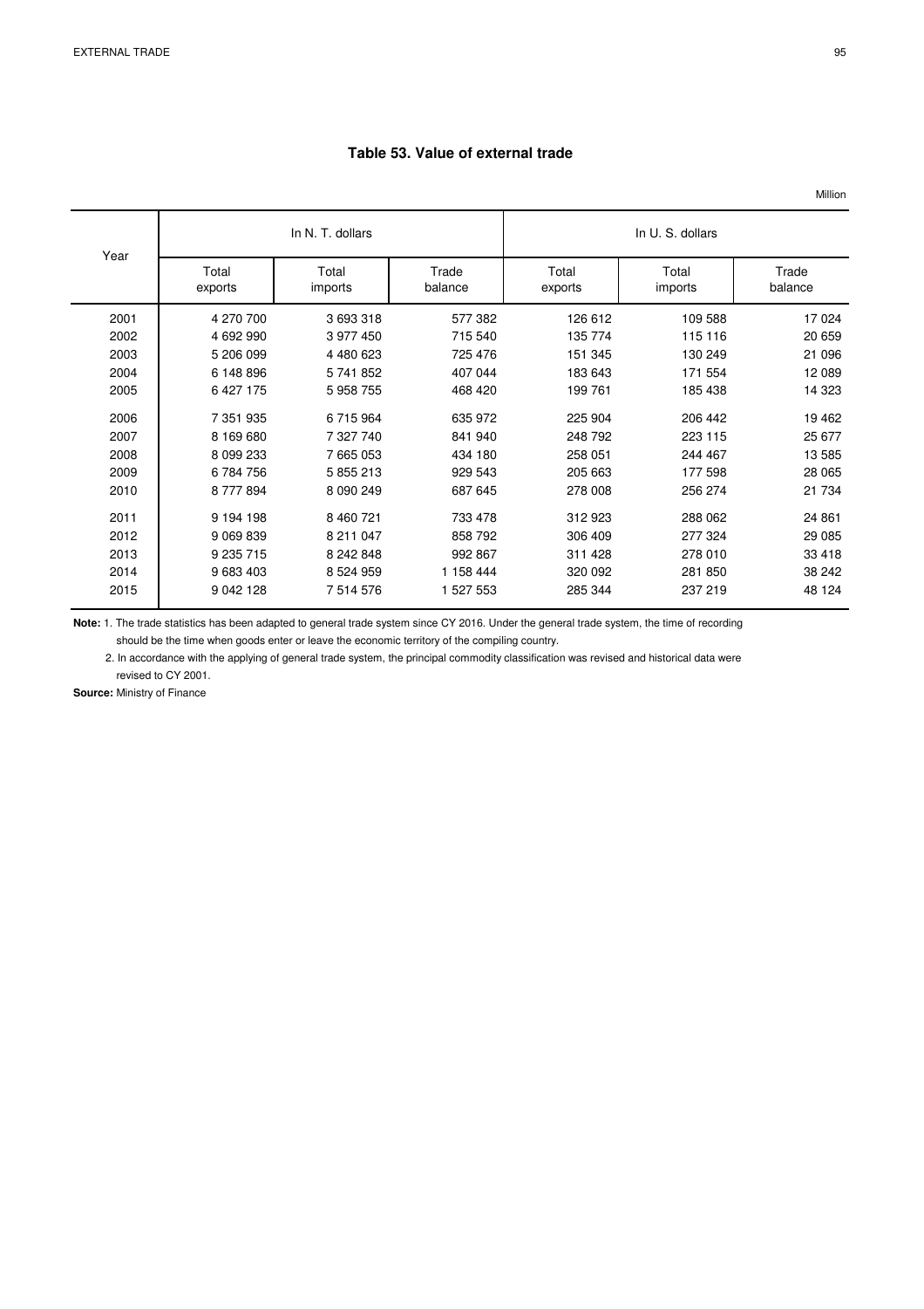**Table 53. Value of external trade**

Million

| Year | In N. T. dollars | | | In U. S. dollars | | |
|---|---|---|---|---|---|---|
| | Total exports | Total imports | Trade balance | Total exports | Total imports | Trade balance |
| 2001 | 4 270 700 | 3 693 318 | 577 382 | 126 612 | 109 588 | 17 024 |
| 2002 | 4 692 990 | 3 977 450 | 715 540 | 135 774 | 115 116 | 20 659 |
| 2003 | 5 206 099 | 4 480 623 | 725 476 | 151 345 | 130 249 | 21 096 |
| 2004 | 6 148 896 | 5 741 852 | 407 044 | 183 643 | 171 554 | 12 089 |
| 2005 | 6 427 175 | 5 958 755 | 468 420 | 199 761 | 185 438 | 14 323 |
| 2006 | 7 351 935 | 6 715 964 | 635 972 | 225 904 | 206 442 | 19 462 |
| 2007 | 8 169 680 | 7 327 740 | 841 940 | 248 792 | 223 115 | 25 677 |
| 2008 | 8 099 233 | 7 665 053 | 434 180 | 258 051 | 244 467 | 13 585 |
| 2009 | 6 784 756 | 5 855 213 | 929 543 | 205 663 | 177 598 | 28 065 |
| 2010 | 8 777 894 | 8 090 249 | 687 645 | 278 008 | 256 274 | 21 734 |
| 2011 | 9 194 198 | 8 460 721 | 733 478 | 312 923 | 288 062 | 24 861 |
| 2012 | 9 069 839 | 8 211 047 | 858 792 | 306 409 | 277 324 | 29 085 |
| 2013 | 9 235 715 | 8 242 848 | 992 867 | 311 428 | 278 010 | 33 418 |
| 2014 | 9 683 403 | 8 524 959 | 1 158 444 | 320 092 | 281 850 | 38 242 |
| 2015 | 9 042 128 | 7 514 576 | 1 527 553 | 285 344 | 237 219 | 48 124 |

**Note:** 1. The trade statistics has been adapted to general trade system since CY 2016. Under the general trade system, the time of recording should be the time when goods enter or leave the economic territory of the compiling country.

2. In accordance with the applying of general trade system, the principal commodity classification was revised and historical data were revised to CY 2001.

**Source:** Ministry of Finance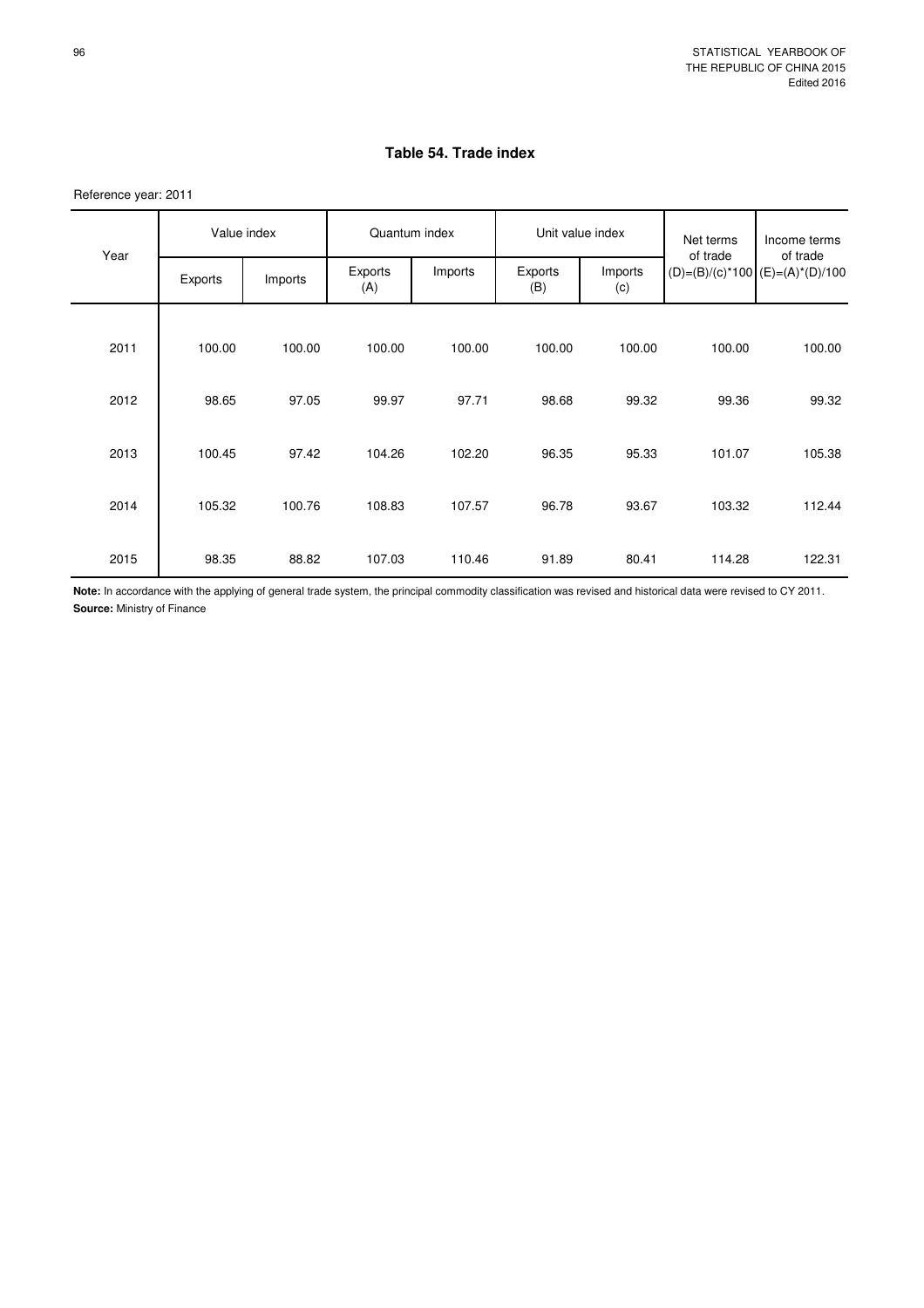## Table 54. Trade index

Reference year: 2011

| Year | Value index | | Quantum index | | Unit value index | | Net terms of trade | Income terms of trade |
|---|---|---|---|---|---|---|---|---|
| | Exports | Imports | Exports (A) | Imports | Exports (B) | Imports (c) | (D)=(B)/(c)*100 | (E)=(A)*(D)/100 |
| 2011 | 100.00 | 100.00 | 100.00 | 100.00 | 100.00 | 100.00 | 100.00 | 100.00 |
| 2012 | 98.65 | 97.05 | 99.97 | 97.71 | 98.68 | 99.32 | 99.36 | 99.32 |
| 2013 | 100.45 | 97.42 | 104.26 | 102.20 | 96.35 | 95.33 | 101.07 | 105.38 |
| 2014 | 105.32 | 100.76 | 108.83 | 107.57 | 96.78 | 93.67 | 103.32 | 112.44 |
| 2015 | 98.35 | 88.82 | 107.03 | 110.46 | 91.89 | 80.41 | 114.28 | 122.31 |

**Note:** In accordance with the applying of general trade system, the principal commodity classification was revised and historical data were revised to CY 2011.

**Source:** Ministry of Finance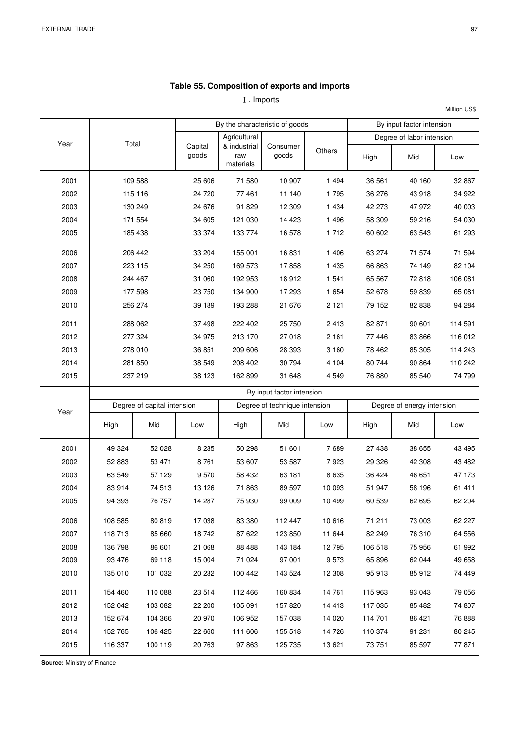**Table 55. Composition of exports and imports**

Ⅰ. Imports

Million US$

| Year | Total | By the characteristic of goods | | | | By input factor intension | | |
|---|---|---|---|---|---|---|---|---|
| | | Capital goods | Agricultural & industrial raw materials | Consumer goods | Others | Degree of labor intension | | |
| | | | | | | High | Mid | Low |
| 2001 | 109 588 | 25 606 | 71 580 | 10 907 | 1 494 | 36 561 | 40 160 | 32 867 |
| 2002 | 115 116 | 24 720 | 77 461 | 11 140 | 1 795 | 36 276 | 43 918 | 34 922 |
| 2003 | 130 249 | 24 676 | 91 829 | 12 309 | 1 434 | 42 273 | 47 972 | 40 003 |
| 2004 | 171 554 | 34 605 | 121 030 | 14 423 | 1 496 | 58 309 | 59 216 | 54 030 |
| 2005 | 185 438 | 33 374 | 133 774 | 16 578 | 1 712 | 60 602 | 63 543 | 61 293 |
| 2006 | 206 442 | 33 204 | 155 001 | 16 831 | 1 406 | 63 274 | 71 574 | 71 594 |
| 2007 | 223 115 | 34 250 | 169 573 | 17 858 | 1 435 | 66 863 | 74 149 | 82 104 |
| 2008 | 244 467 | 31 060 | 192 953 | 18 912 | 1 541 | 65 567 | 72 818 | 106 081 |
| 2009 | 177 598 | 23 750 | 134 900 | 17 293 | 1 654 | 52 678 | 59 839 | 65 081 |
| 2010 | 256 274 | 39 189 | 193 288 | 21 676 | 2 121 | 79 152 | 82 838 | 94 284 |
| 2011 | 288 062 | 37 498 | 222 402 | 25 750 | 2 413 | 82 871 | 90 601 | 114 591 |
| 2012 | 277 324 | 34 975 | 213 170 | 27 018 | 2 161 | 77 446 | 83 866 | 116 012 |
| 2013 | 278 010 | 36 851 | 209 606 | 28 393 | 3 160 | 78 462 | 85 305 | 114 243 |
| 2014 | 281 850 | 38 549 | 208 402 | 30 794 | 4 104 | 80 744 | 90 864 | 110 242 |
| 2015 | 237 219 | 38 123 | 162 899 | 31 648 | 4 549 | 76 880 | 85 540 | 74 799 |

| Year | By input factor intension | | | | | | | | |
|---|---|---|---|---|---|---|---|---|---|
| | Degree of capital intension | | | Degree of technique intension | | | Degree of energy intension | | |
| | High | Mid | Low | High | Mid | Low | High | Mid | Low |
| 2001 | 49 324 | 52 028 | 8 235 | 50 298 | 51 601 | 7 689 | 27 438 | 38 655 | 43 495 |
| 2002 | 52 883 | 53 471 | 8 761 | 53 607 | 53 587 | 7 923 | 29 326 | 42 308 | 43 482 |
| 2003 | 63 549 | 57 129 | 9 570 | 58 432 | 63 181 | 8 635 | 36 424 | 46 651 | 47 173 |
| 2004 | 83 914 | 74 513 | 13 126 | 71 863 | 89 597 | 10 093 | 51 947 | 58 196 | 61 411 |
| 2005 | 94 393 | 76 757 | 14 287 | 75 930 | 99 009 | 10 499 | 60 539 | 62 695 | 62 204 |
| 2006 | 108 585 | 80 819 | 17 038 | 83 380 | 112 447 | 10 616 | 71 211 | 73 003 | 62 227 |
| 2007 | 118 713 | 85 660 | 18 742 | 87 622 | 123 850 | 11 644 | 82 249 | 76 310 | 64 556 |
| 2008 | 136 798 | 86 601 | 21 068 | 88 488 | 143 184 | 12 795 | 106 518 | 75 956 | 61 992 |
| 2009 | 93 476 | 69 118 | 15 004 | 71 024 | 97 001 | 9 573 | 65 896 | 62 044 | 49 658 |
| 2010 | 135 010 | 101 032 | 20 232 | 100 442 | 143 524 | 12 308 | 95 913 | 85 912 | 74 449 |
| 2011 | 154 460 | 110 088 | 23 514 | 112 466 | 160 834 | 14 761 | 115 963 | 93 043 | 79 056 |
| 2012 | 152 042 | 103 082 | 22 200 | 105 091 | 157 820 | 14 413 | 117 035 | 85 482 | 74 807 |
| 2013 | 152 674 | 104 366 | 20 970 | 106 952 | 157 038 | 14 020 | 114 701 | 86 421 | 76 888 |
| 2014 | 152 765 | 106 425 | 22 660 | 111 606 | 155 518 | 14 726 | 110 374 | 91 231 | 80 245 |
| 2015 | 116 337 | 100 119 | 20 763 | 97 863 | 125 735 | 13 621 | 73 751 | 85 597 | 77 871 |

**Source:** Ministry of Finance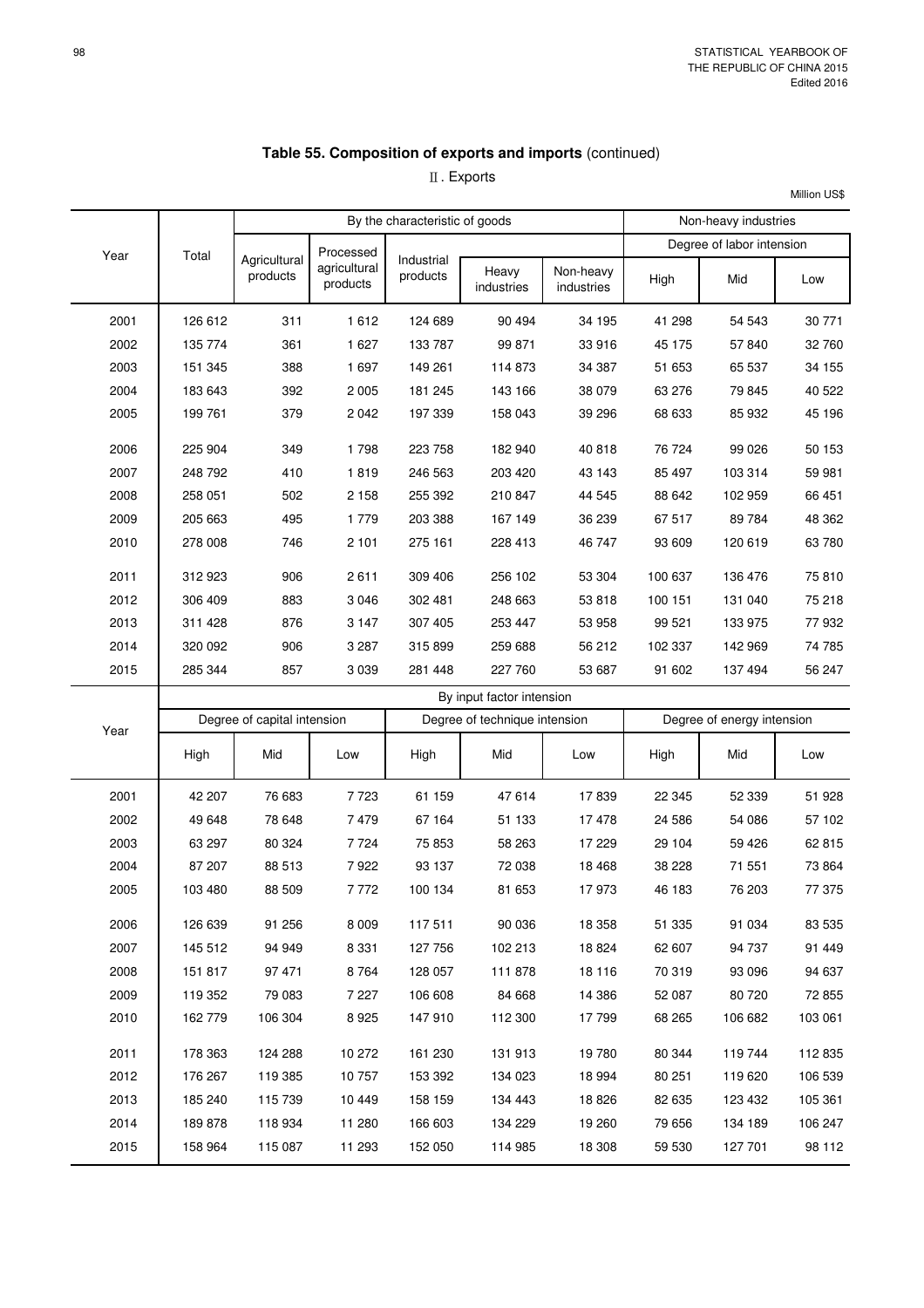## Table 55. Composition of exports and imports (continued)

Ⅱ. Exports

Million US$

| Year | Total | By the characteristic of goods | | | | | Non-heavy industries | | |
|---|---|---|---|---|---|---|---|---|---|
| | | Agricultural products | Processed agricultural products | Industrial products | | | Degree of labor intension | | |
| | | | | | Heavy industries | Non-heavy industries | High | Mid | Low |
| 2001 | 126 612 | 311 | 1 612 | 124 689 | 90 494 | 34 195 | 41 298 | 54 543 | 30 771 |
| 2002 | 135 774 | 361 | 1 627 | 133 787 | 99 871 | 33 916 | 45 175 | 57 840 | 32 760 |
| 2003 | 151 345 | 388 | 1 697 | 149 261 | 114 873 | 34 387 | 51 653 | 65 537 | 34 155 |
| 2004 | 183 643 | 392 | 2 005 | 181 245 | 143 166 | 38 079 | 63 276 | 79 845 | 40 522 |
| 2005 | 199 761 | 379 | 2 042 | 197 339 | 158 043 | 39 296 | 68 633 | 85 932 | 45 196 |
| 2006 | 225 904 | 349 | 1 798 | 223 758 | 182 940 | 40 818 | 76 724 | 99 026 | 50 153 |
| 2007 | 248 792 | 410 | 1 819 | 246 563 | 203 420 | 43 143 | 85 497 | 103 314 | 59 981 |
| 2008 | 258 051 | 502 | 2 158 | 255 392 | 210 847 | 44 545 | 88 642 | 102 959 | 66 451 |
| 2009 | 205 663 | 495 | 1 779 | 203 388 | 167 149 | 36 239 | 67 517 | 89 784 | 48 362 |
| 2010 | 278 008 | 746 | 2 101 | 275 161 | 228 413 | 46 747 | 93 609 | 120 619 | 63 780 |
| 2011 | 312 923 | 906 | 2 611 | 309 406 | 256 102 | 53 304 | 100 637 | 136 476 | 75 810 |
| 2012 | 306 409 | 883 | 3 046 | 302 481 | 248 663 | 53 818 | 100 151 | 131 040 | 75 218 |
| 2013 | 311 428 | 876 | 3 147 | 307 405 | 253 447 | 53 958 | 99 521 | 133 975 | 77 932 |
| 2014 | 320 092 | 906 | 3 287 | 315 899 | 259 688 | 56 212 | 102 337 | 142 969 | 74 785 |
| 2015 | 285 344 | 857 | 3 039 | 281 448 | 227 760 | 53 687 | 91 602 | 137 494 | 56 247 |

| Year | By input factor intension | | | | | | | | |
|---|---|---|---|---|---|---|---|---|---|
| | Degree of capital intension | | | Degree of technique intension | | | Degree of energy intension | | |
| | High | Mid | Low | High | Mid | Low | High | Mid | Low |
| 2001 | 42 207 | 76 683 | 7 723 | 61 159 | 47 614 | 17 839 | 22 345 | 52 339 | 51 928 |
| 2002 | 49 648 | 78 648 | 7 479 | 67 164 | 51 133 | 17 478 | 24 586 | 54 086 | 57 102 |
| 2003 | 63 297 | 80 324 | 7 724 | 75 853 | 58 263 | 17 229 | 29 104 | 59 426 | 62 815 |
| 2004 | 87 207 | 88 513 | 7 922 | 93 137 | 72 038 | 18 468 | 38 228 | 71 551 | 73 864 |
| 2005 | 103 480 | 88 509 | 7 772 | 100 134 | 81 653 | 17 973 | 46 183 | 76 203 | 77 375 |
| 2006 | 126 639 | 91 256 | 8 009 | 117 511 | 90 036 | 18 358 | 51 335 | 91 034 | 83 535 |
| 2007 | 145 512 | 94 949 | 8 331 | 127 756 | 102 213 | 18 824 | 62 607 | 94 737 | 91 449 |
| 2008 | 151 817 | 97 471 | 8 764 | 128 057 | 111 878 | 18 116 | 70 319 | 93 096 | 94 637 |
| 2009 | 119 352 | 79 083 | 7 227 | 106 608 | 84 668 | 14 386 | 52 087 | 80 720 | 72 855 |
| 2010 | 162 779 | 106 304 | 8 925 | 147 910 | 112 300 | 17 799 | 68 265 | 106 682 | 103 061 |
| 2011 | 178 363 | 124 288 | 10 272 | 161 230 | 131 913 | 19 780 | 80 344 | 119 744 | 112 835 |
| 2012 | 176 267 | 119 385 | 10 757 | 153 392 | 134 023 | 18 994 | 80 251 | 119 620 | 106 539 |
| 2013 | 185 240 | 115 739 | 10 449 | 158 159 | 134 443 | 18 826 | 82 635 | 123 432 | 105 361 |
| 2014 | 189 878 | 118 934 | 11 280 | 166 603 | 134 229 | 19 260 | 79 656 | 134 189 | 106 247 |
| 2015 | 158 964 | 115 087 | 11 293 | 152 050 | 114 985 | 18 308 | 59 530 | 127 701 | 98 112 |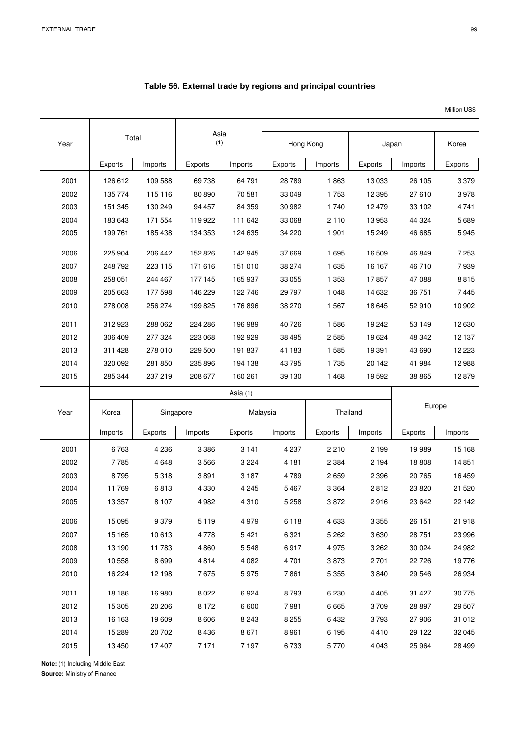## Table 56. External trade by regions and principal countries

Million US$

| Year | Total | | Asia (1) | | Hong Kong | | Japan | | Korea |
|---|---|---|---|---|---|---|---|---|---|
| | Exports | Imports | Exports | Imports | Exports | Imports | Exports | Imports | Exports |
| 2001 | 126 612 | 109 588 | 69 738 | 64 791 | 28 789 | 1 863 | 13 033 | 26 105 | 3 379 |
| 2002 | 135 774 | 115 116 | 80 890 | 70 581 | 33 049 | 1 753 | 12 395 | 27 610 | 3 978 |
| 2003 | 151 345 | 130 249 | 94 457 | 84 359 | 30 982 | 1 740 | 12 479 | 33 102 | 4 741 |
| 2004 | 183 643 | 171 554 | 119 922 | 111 642 | 33 068 | 2 110 | 13 953 | 44 324 | 5 689 |
| 2005 | 199 761 | 185 438 | 134 353 | 124 635 | 34 220 | 1 901 | 15 249 | 46 685 | 5 945 |
| 2006 | 225 904 | 206 442 | 152 826 | 142 945 | 37 669 | 1 695 | 16 509 | 46 849 | 7 253 |
| 2007 | 248 792 | 223 115 | 171 616 | 151 010 | 38 274 | 1 635 | 16 167 | 46 710 | 7 939 |
| 2008 | 258 051 | 244 467 | 177 145 | 165 937 | 33 055 | 1 353 | 17 857 | 47 088 | 8 815 |
| 2009 | 205 663 | 177 598 | 146 229 | 122 746 | 29 797 | 1 048 | 14 632 | 36 751 | 7 445 |
| 2010 | 278 008 | 256 274 | 199 825 | 176 896 | 38 270 | 1 567 | 18 645 | 52 910 | 10 902 |
| 2011 | 312 923 | 288 062 | 224 286 | 196 989 | 40 726 | 1 586 | 19 242 | 53 149 | 12 630 |
| 2012 | 306 409 | 277 324 | 223 068 | 192 929 | 38 495 | 2 585 | 19 624 | 48 342 | 12 137 |
| 2013 | 311 428 | 278 010 | 229 500 | 191 837 | 41 183 | 1 585 | 19 391 | 43 690 | 12 223 |
| 2014 | 320 092 | 281 850 | 235 896 | 194 138 | 43 795 | 1 735 | 20 142 | 41 984 | 12 988 |
| 2015 | 285 344 | 237 219 | 208 677 | 160 261 | 39 130 | 1 468 | 19 592 | 38 865 | 12 879 |

| Year | Asia (1) | | | | | | | Europe | |
|---|---|---|---|---|---|---|---|---|---|
| | Korea | Singapore | | Malaysia | | Thailand | | | |
| | Imports | Exports | Imports | Exports | Imports | Exports | Imports | Exports | Imports |
| 2001 | 6 763 | 4 236 | 3 386 | 3 141 | 4 237 | 2 210 | 2 199 | 19 989 | 15 168 |
| 2002 | 7 785 | 4 648 | 3 566 | 3 224 | 4 181 | 2 384 | 2 194 | 18 808 | 14 851 |
| 2003 | 8 795 | 5 318 | 3 891 | 3 187 | 4 789 | 2 659 | 2 396 | 20 765 | 16 459 |
| 2004 | 11 769 | 6 813 | 4 330 | 4 245 | 5 467 | 3 364 | 2 812 | 23 820 | 21 520 |
| 2005 | 13 357 | 8 107 | 4 982 | 4 310 | 5 258 | 3 872 | 2 916 | 23 642 | 22 142 |
| 2006 | 15 095 | 9 379 | 5 119 | 4 979 | 6 118 | 4 633 | 3 355 | 26 151 | 21 918 |
| 2007 | 15 165 | 10 613 | 4 778 | 5 421 | 6 321 | 5 262 | 3 630 | 28 751 | 23 996 |
| 2008 | 13 190 | 11 783 | 4 860 | 5 548 | 6 917 | 4 975 | 3 262 | 30 024 | 24 982 |
| 2009 | 10 558 | 8 699 | 4 814 | 4 082 | 4 701 | 3 873 | 2 701 | 22 726 | 19 776 |
| 2010 | 16 224 | 12 198 | 7 675 | 5 975 | 7 861 | 5 355 | 3 840 | 29 546 | 26 934 |
| 2011 | 18 186 | 16 980 | 8 022 | 6 924 | 8 793 | 6 230 | 4 405 | 31 427 | 30 775 |
| 2012 | 15 305 | 20 206 | 8 172 | 6 600 | 7 981 | 6 665 | 3 709 | 28 897 | 29 507 |
| 2013 | 16 163 | 19 609 | 8 606 | 8 243 | 8 255 | 6 432 | 3 793 | 27 906 | 31 012 |
| 2014 | 15 289 | 20 702 | 8 436 | 8 671 | 8 961 | 6 195 | 4 410 | 29 122 | 32 045 |
| 2015 | 13 450 | 17 407 | 7 171 | 7 197 | 6 733 | 5 770 | 4 043 | 25 964 | 28 499 |

**Note:** (1) Including Middle East

**Source:** Ministry of Finance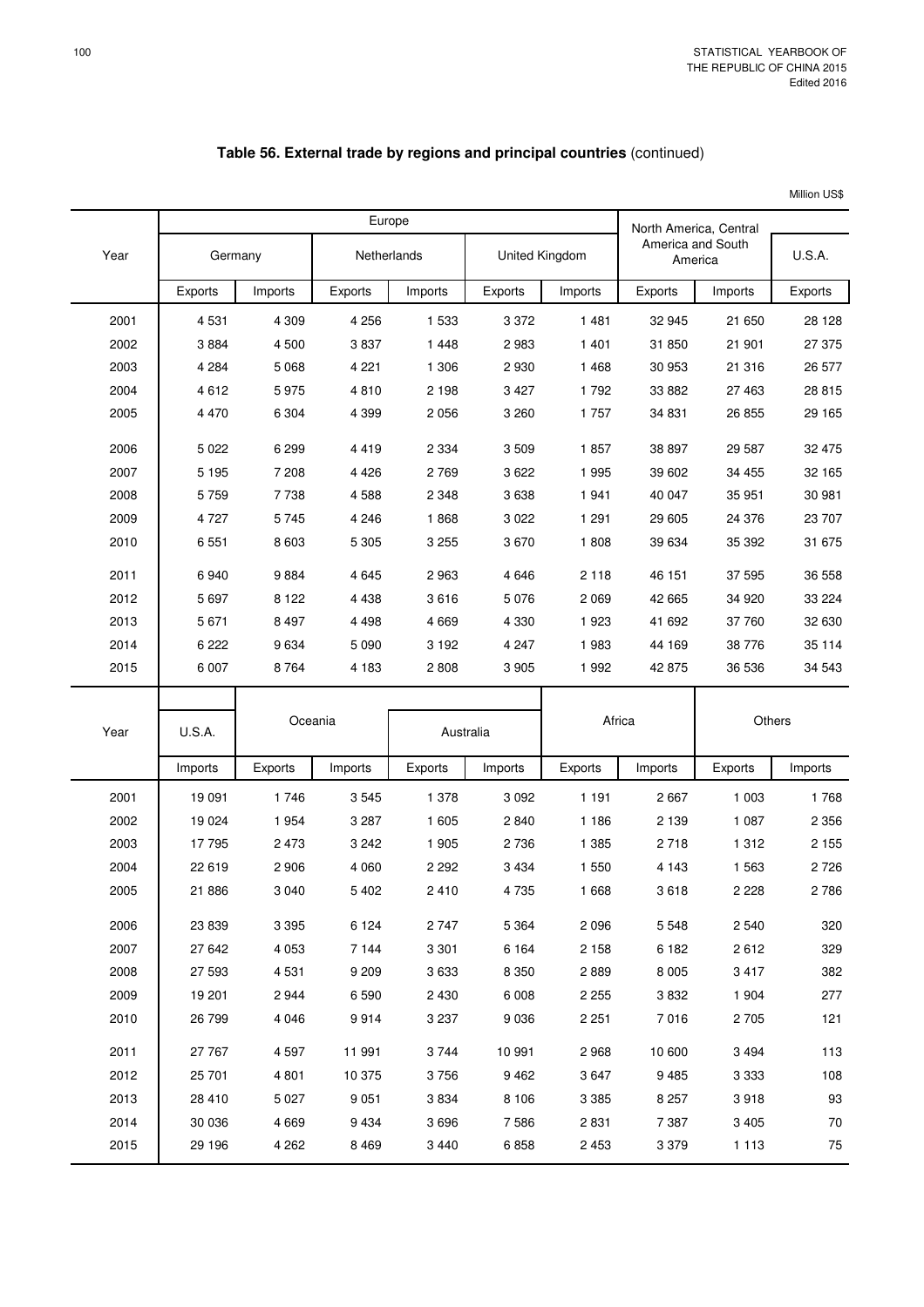## Table 56. External trade by regions and principal countries (continued)

Million US$

| Year | Europe | | | | | | North America, Central America and South America | | U.S.A. |
|---|---|---|---|---|---|---|---|---|---|
| | Germany | | Netherlands | | United Kingdom | | | | |
| | Exports | Imports | Exports | Imports | Exports | Imports | Exports | Imports | Exports |
| 2001 | 4 531 | 4 309 | 4 256 | 1 533 | 3 372 | 1 481 | 32 945 | 21 650 | 28 128 |
| 2002 | 3 884 | 4 500 | 3 837 | 1 448 | 2 983 | 1 401 | 31 850 | 21 901 | 27 375 |
| 2003 | 4 284 | 5 068 | 4 221 | 1 306 | 2 930 | 1 468 | 30 953 | 21 316 | 26 577 |
| 2004 | 4 612 | 5 975 | 4 810 | 2 198 | 3 427 | 1 792 | 33 882 | 27 463 | 28 815 |
| 2005 | 4 470 | 6 304 | 4 399 | 2 056 | 3 260 | 1 757 | 34 831 | 26 855 | 29 165 |
| 2006 | 5 022 | 6 299 | 4 419 | 2 334 | 3 509 | 1 857 | 38 897 | 29 587 | 32 475 |
| 2007 | 5 195 | 7 208 | 4 426 | 2 769 | 3 622 | 1 995 | 39 602 | 34 455 | 32 165 |
| 2008 | 5 759 | 7 738 | 4 588 | 2 348 | 3 638 | 1 941 | 40 047 | 35 951 | 30 981 |
| 2009 | 4 727 | 5 745 | 4 246 | 1 868 | 3 022 | 1 291 | 29 605 | 24 376 | 23 707 |
| 2010 | 6 551 | 8 603 | 5 305 | 3 255 | 3 670 | 1 808 | 39 634 | 35 392 | 31 675 |
| 2011 | 6 940 | 9 884 | 4 645 | 2 963 | 4 646 | 2 118 | 46 151 | 37 595 | 36 558 |
| 2012 | 5 697 | 8 122 | 4 438 | 3 616 | 5 076 | 2 069 | 42 665 | 34 920 | 33 224 |
| 2013 | 5 671 | 8 497 | 4 498 | 4 669 | 4 330 | 1 923 | 41 692 | 37 760 | 32 630 |
| 2014 | 6 222 | 9 634 | 5 090 | 3 192 | 4 247 | 1 983 | 44 169 | 38 776 | 35 114 |
| 2015 | 6 007 | 8 764 | 4 183 | 2 808 | 3 905 | 1 992 | 42 875 | 36 536 | 34 543 |

| Year | U.S.A. | Oceania | | Australia | | Africa | | Others | |
|---|---|---|---|---|---|---|---|---|---|
| | Imports | Exports | Imports | Exports | Imports | Exports | Imports | Exports | Imports |
| 2001 | 19 091 | 1 746 | 3 545 | 1 378 | 3 092 | 1 191 | 2 667 | 1 003 | 1 768 |
| 2002 | 19 024 | 1 954 | 3 287 | 1 605 | 2 840 | 1 186 | 2 139 | 1 087 | 2 356 |
| 2003 | 17 795 | 2 473 | 3 242 | 1 905 | 2 736 | 1 385 | 2 718 | 1 312 | 2 155 |
| 2004 | 22 619 | 2 906 | 4 060 | 2 292 | 3 434 | 1 550 | 4 143 | 1 563 | 2 726 |
| 2005 | 21 886 | 3 040 | 5 402 | 2 410 | 4 735 | 1 668 | 3 618 | 2 228 | 2 786 |
| 2006 | 23 839 | 3 395 | 6 124 | 2 747 | 5 364 | 2 096 | 5 548 | 2 540 | 320 |
| 2007 | 27 642 | 4 053 | 7 144 | 3 301 | 6 164 | 2 158 | 6 182 | 2 612 | 329 |
| 2008 | 27 593 | 4 531 | 9 209 | 3 633 | 8 350 | 2 889 | 8 005 | 3 417 | 382 |
| 2009 | 19 201 | 2 944 | 6 590 | 2 430 | 6 008 | 2 255 | 3 832 | 1 904 | 277 |
| 2010 | 26 799 | 4 046 | 9 914 | 3 237 | 9 036 | 2 251 | 7 016 | 2 705 | 121 |
| 2011 | 27 767 | 4 597 | 11 991 | 3 744 | 10 991 | 2 968 | 10 600 | 3 494 | 113 |
| 2012 | 25 701 | 4 801 | 10 375 | 3 756 | 9 462 | 3 647 | 9 485 | 3 333 | 108 |
| 2013 | 28 410 | 5 027 | 9 051 | 3 834 | 8 106 | 3 385 | 8 257 | 3 918 | 93 |
| 2014 | 30 036 | 4 669 | 9 434 | 3 696 | 7 586 | 2 831 | 7 387 | 3 405 | 70 |
| 2015 | 29 196 | 4 262 | 8 469 | 3 440 | 6 858 | 2 453 | 3 379 | 1 113 | 75 |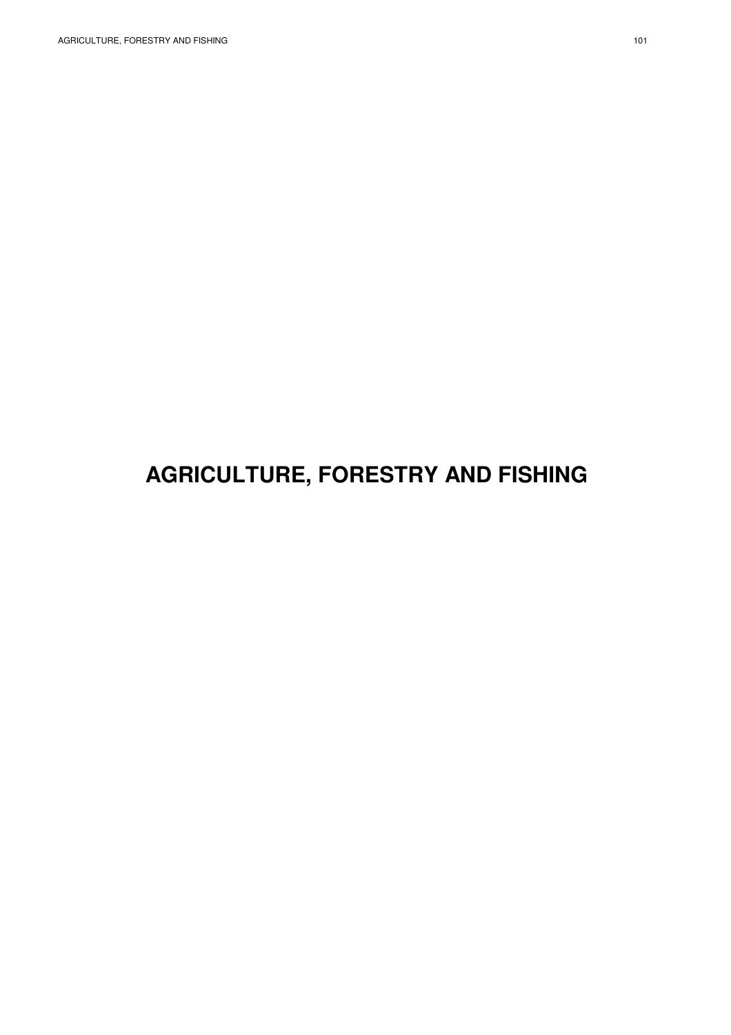# AGRICULTURE, FORESTRY AND FISHING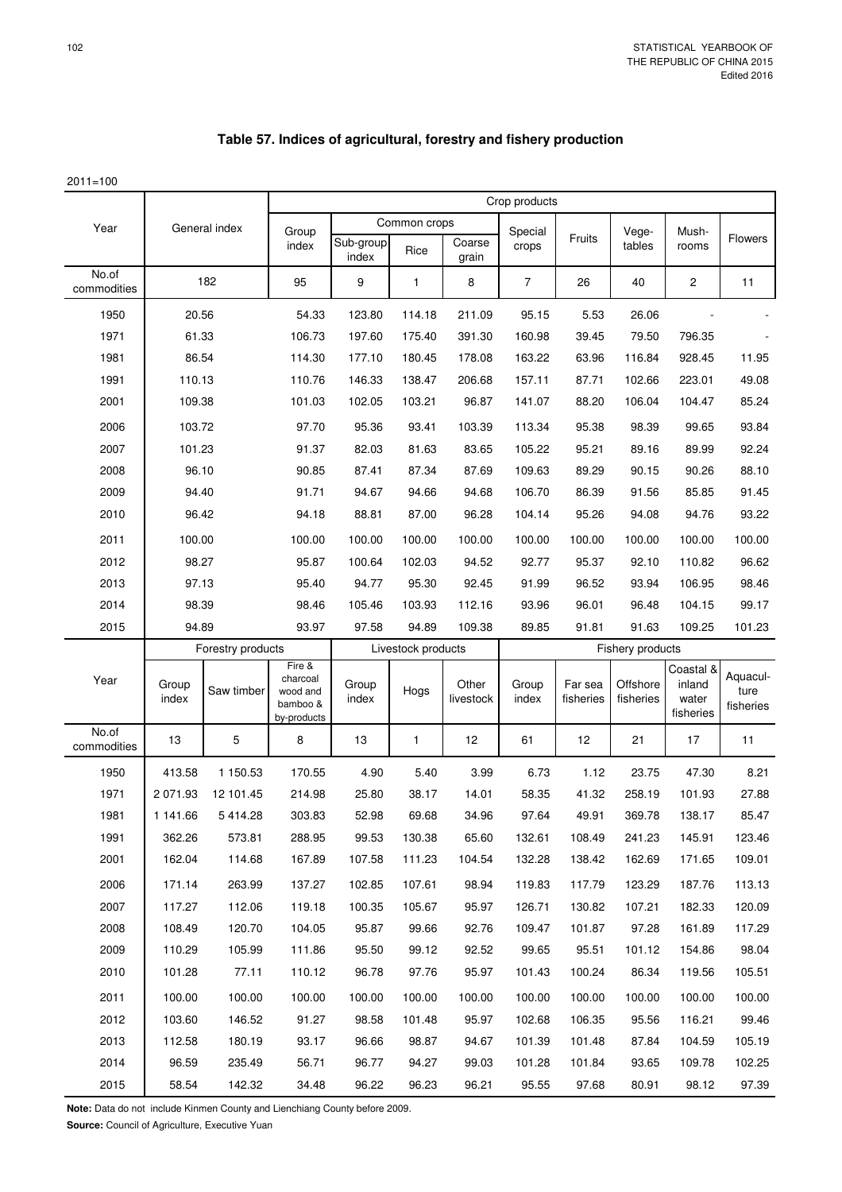## Table 57. Indices of agricultural, forestry and fishery production

2011=100

| Year | General index | Crop products | | | | | | | | |
|---|---|---|---|---|---|---|---|---|---|---|
| | | Group index | Common crops | | | Special crops | Fruits | Vege-tables | Mush-rooms | Flowers |
| | | | Sub-group index | Rice | Coarse grain | | | | | |
| No.of commodities | 182 | 95 | 9 | 1 | 8 | 7 | 26 | 40 | 2 | 11 |
| 1950 | 20.56 | 54.33 | 123.80 | 114.18 | 211.09 | 95.15 | 5.53 | 26.06 | - | - |
| 1971 | 61.33 | 106.73 | 197.60 | 175.40 | 391.30 | 160.98 | 39.45 | 79.50 | 796.35 | - |
| 1981 | 86.54 | 114.30 | 177.10 | 180.45 | 178.08 | 163.22 | 63.96 | 116.84 | 928.45 | 11.95 |
| 1991 | 110.13 | 110.76 | 146.33 | 138.47 | 206.68 | 157.11 | 87.71 | 102.66 | 223.01 | 49.08 |
| 2001 | 109.38 | 101.03 | 102.05 | 103.21 | 96.87 | 141.07 | 88.20 | 106.04 | 104.47 | 85.24 |
| 2006 | 103.72 | 97.70 | 95.36 | 93.41 | 103.39 | 113.34 | 95.38 | 98.39 | 99.65 | 93.84 |
| 2007 | 101.23 | 91.37 | 82.03 | 81.63 | 83.65 | 105.22 | 95.21 | 89.16 | 89.99 | 92.24 |
| 2008 | 96.10 | 90.85 | 87.41 | 87.34 | 87.69 | 109.63 | 89.29 | 90.15 | 90.26 | 88.10 |
| 2009 | 94.40 | 91.71 | 94.67 | 94.66 | 94.68 | 106.70 | 86.39 | 91.56 | 85.85 | 91.45 |
| 2010 | 96.42 | 94.18 | 88.81 | 87.00 | 96.28 | 104.14 | 95.26 | 94.08 | 94.76 | 93.22 |
| 2011 | 100.00 | 100.00 | 100.00 | 100.00 | 100.00 | 100.00 | 100.00 | 100.00 | 100.00 | 100.00 |
| 2012 | 98.27 | 95.87 | 100.64 | 102.03 | 94.52 | 92.77 | 95.37 | 92.10 | 110.82 | 96.62 |
| 2013 | 97.13 | 95.40 | 94.77 | 95.30 | 92.45 | 91.99 | 96.52 | 93.94 | 106.95 | 98.46 |
| 2014 | 98.39 | 98.46 | 105.46 | 103.93 | 112.16 | 93.96 | 96.01 | 96.48 | 104.15 | 99.17 |
| 2015 | 94.89 | 93.97 | 97.58 | 94.89 | 109.38 | 89.85 | 91.81 | 91.63 | 109.25 | 101.23 |

| Year | Forestry products | | | Livestock products | | | Fishery products | | | | |
|---|---|---|---|---|---|---|---|---|---|---|---|
| | Group index | Saw timber | Fire & charcoal wood and bamboo & by-products | Group index | Hogs | Other livestock | Group index | Far sea fisheries | Offshore fisheries | Coastal & inland water fisheries | Aquacul-ture fisheries |
| No.of commodities | 13 | 5 | 8 | 13 | 1 | 12 | 61 | 12 | 21 | 17 | 11 |
| 1950 | 413.58 | 1 150.53 | 170.55 | 4.90 | 5.40 | 3.99 | 6.73 | 1.12 | 23.75 | 47.30 | 8.21 |
| 1971 | 2 071.93 | 12 101.45 | 214.98 | 25.80 | 38.17 | 14.01 | 58.35 | 41.32 | 258.19 | 101.93 | 27.88 |
| 1981 | 1 141.66 | 5 414.28 | 303.83 | 52.98 | 69.68 | 34.96 | 97.64 | 49.91 | 369.78 | 138.17 | 85.47 |
| 1991 | 362.26 | 573.81 | 288.95 | 99.53 | 130.38 | 65.60 | 132.61 | 108.49 | 241.23 | 145.91 | 123.46 |
| 2001 | 162.04 | 114.68 | 167.89 | 107.58 | 111.23 | 104.54 | 132.28 | 138.42 | 162.69 | 171.65 | 109.01 |
| 2006 | 171.14 | 263.99 | 137.27 | 102.85 | 107.61 | 98.94 | 119.83 | 117.79 | 123.29 | 187.76 | 113.13 |
| 2007 | 117.27 | 112.06 | 119.18 | 100.35 | 105.67 | 95.97 | 126.71 | 130.82 | 107.21 | 182.33 | 120.09 |
| 2008 | 108.49 | 120.70 | 104.05 | 95.87 | 99.66 | 92.76 | 109.47 | 101.87 | 97.28 | 161.89 | 117.29 |
| 2009 | 110.29 | 105.99 | 111.86 | 95.50 | 99.12 | 92.52 | 99.65 | 95.51 | 101.12 | 154.86 | 98.04 |
| 2010 | 101.28 | 77.11 | 110.12 | 96.78 | 97.76 | 95.97 | 101.43 | 100.24 | 86.34 | 119.56 | 105.51 |
| 2011 | 100.00 | 100.00 | 100.00 | 100.00 | 100.00 | 100.00 | 100.00 | 100.00 | 100.00 | 100.00 | 100.00 |
| 2012 | 103.60 | 146.52 | 91.27 | 98.58 | 101.48 | 95.97 | 102.68 | 106.35 | 95.56 | 116.21 | 99.46 |
| 2013 | 112.58 | 180.19 | 93.17 | 96.66 | 98.87 | 94.67 | 101.39 | 101.48 | 87.84 | 104.59 | 105.19 |
| 2014 | 96.59 | 235.49 | 56.71 | 96.77 | 94.27 | 99.03 | 101.28 | 101.84 | 93.65 | 109.78 | 102.25 |
| 2015 | 58.54 | 142.32 | 34.48 | 96.22 | 96.23 | 96.21 | 95.55 | 97.68 | 80.91 | 98.12 | 97.39 |

**Note:** Data do not include Kinmen County and Lienchiang County before 2009.

**Source:** Council of Agriculture, Executive Yuan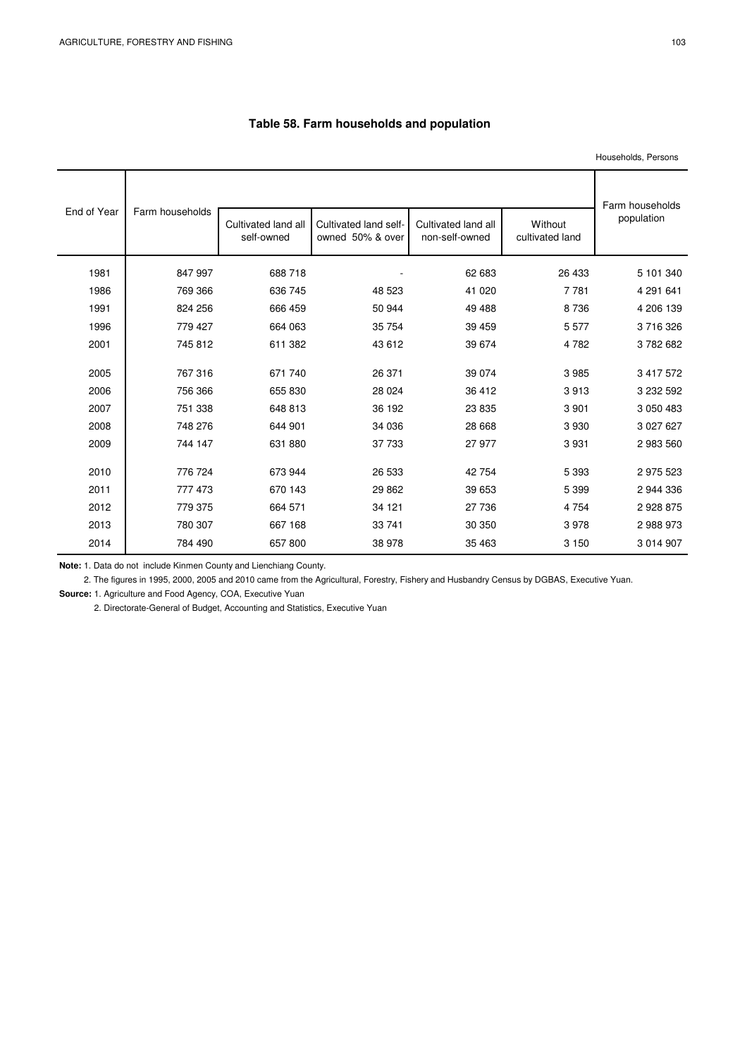## Table 58. Farm households and population

Households, Persons

| End of Year | Farm households | | | | | Farm households population |
|---|---|---|---|---|---|---|
| | | Cultivated land all self-owned | Cultivated land self-owned 50% & over | Cultivated land all non-self-owned | Without cultivated land | |
| 1981 | 847 997 | 688 718 | - | 62 683 | 26 433 | 5 101 340 |
| 1986 | 769 366 | 636 745 | 48 523 | 41 020 | 7 781 | 4 291 641 |
| 1991 | 824 256 | 666 459 | 50 944 | 49 488 | 8 736 | 4 206 139 |
| 1996 | 779 427 | 664 063 | 35 754 | 39 459 | 5 577 | 3 716 326 |
| 2001 | 745 812 | 611 382 | 43 612 | 39 674 | 4 782 | 3 782 682 |
| 2005 | 767 316 | 671 740 | 26 371 | 39 074 | 3 985 | 3 417 572 |
| 2006 | 756 366 | 655 830 | 28 024 | 36 412 | 3 913 | 3 232 592 |
| 2007 | 751 338 | 648 813 | 36 192 | 23 835 | 3 901 | 3 050 483 |
| 2008 | 748 276 | 644 901 | 34 036 | 28 668 | 3 930 | 3 027 627 |
| 2009 | 744 147 | 631 880 | 37 733 | 27 977 | 3 931 | 2 983 560 |
| 2010 | 776 724 | 673 944 | 26 533 | 42 754 | 5 393 | 2 975 523 |
| 2011 | 777 473 | 670 143 | 29 862 | 39 653 | 5 399 | 2 944 336 |
| 2012 | 779 375 | 664 571 | 34 121 | 27 736 | 4 754 | 2 928 875 |
| 2013 | 780 307 | 667 168 | 33 741 | 30 350 | 3 978 | 2 988 973 |
| 2014 | 784 490 | 657 800 | 38 978 | 35 463 | 3 150 | 3 014 907 |

**Note:** 1. Data do not include Kinmen County and Lienchiang County.

2. The figures in 1995, 2000, 2005 and 2010 came from the Agricultural, Forestry, Fishery and Husbandry Census by DGBAS, Executive Yuan.

**Source:** 1. Agriculture and Food Agency, COA, Executive Yuan

2. Directorate-General of Budget, Accounting and Statistics, Executive Yuan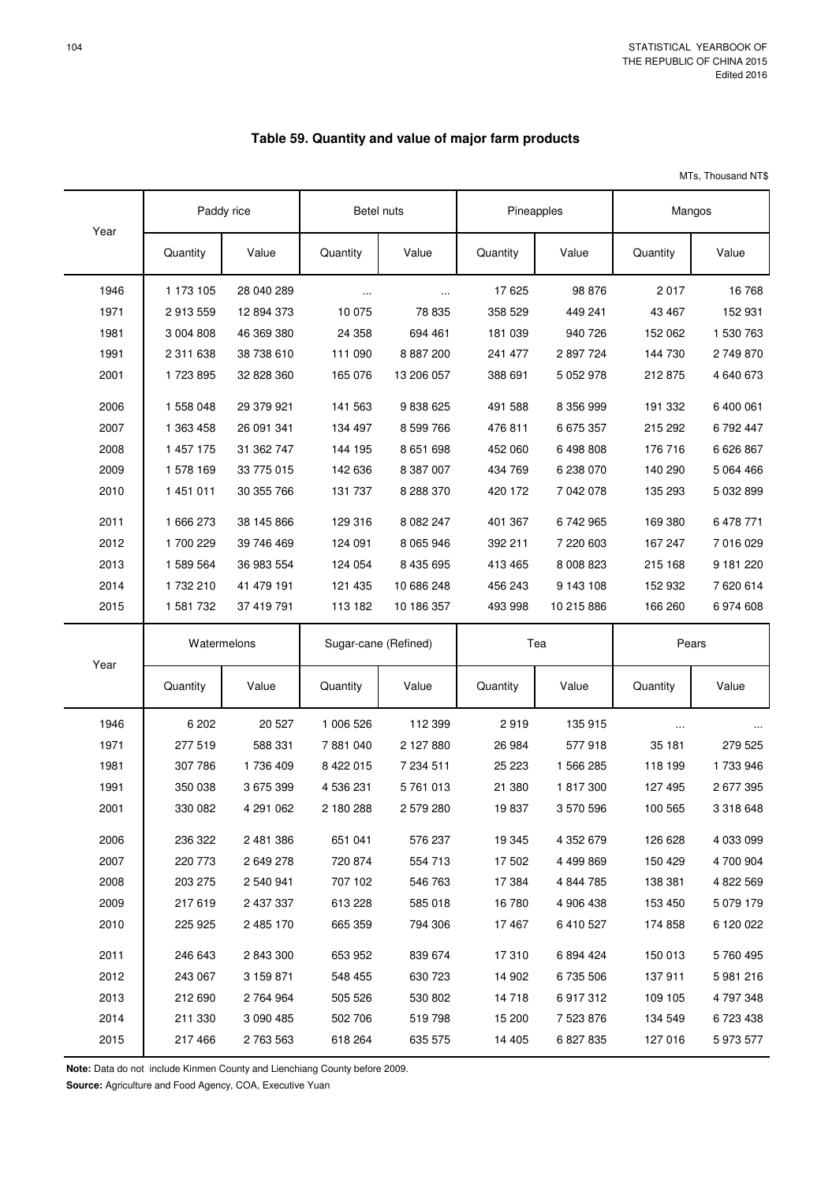# Table 59. Quantity and value of major farm products

MTs, Thousand NT$

| Year | Paddy rice | | Betel nuts | | Pineapples | | Mangos | |
|---|---|---|---|---|---|---|---|---|
| | Quantity | Value | Quantity | Value | Quantity | Value | Quantity | Value |
| 1946 | 1 173 105 | 28 040 289 | ... | ... | 17 625 | 98 876 | 2 017 | 16 768 |
| 1971 | 2 913 559 | 12 894 373 | 10 075 | 78 835 | 358 529 | 449 241 | 43 467 | 152 931 |
| 1981 | 3 004 808 | 46 369 380 | 24 358 | 694 461 | 181 039 | 940 726 | 152 062 | 1 530 763 |
| 1991 | 2 311 638 | 38 738 610 | 111 090 | 8 887 200 | 241 477 | 2 897 724 | 144 730 | 2 749 870 |
| 2001 | 1 723 895 | 32 828 360 | 165 076 | 13 206 057 | 388 691 | 5 052 978 | 212 875 | 4 640 673 |
| 2006 | 1 558 048 | 29 379 921 | 141 563 | 9 838 625 | 491 588 | 8 356 999 | 191 332 | 6 400 061 |
| 2007 | 1 363 458 | 26 091 341 | 134 497 | 8 599 766 | 476 811 | 6 675 357 | 215 292 | 6 792 447 |
| 2008 | 1 457 175 | 31 362 747 | 144 195 | 8 651 698 | 452 060 | 6 498 808 | 176 716 | 6 626 867 |
| 2009 | 1 578 169 | 33 775 015 | 142 636 | 8 387 007 | 434 769 | 6 238 070 | 140 290 | 5 064 466 |
| 2010 | 1 451 011 | 30 355 766 | 131 737 | 8 288 370 | 420 172 | 7 042 078 | 135 293 | 5 032 899 |
| 2011 | 1 666 273 | 38 145 866 | 129 316 | 8 082 247 | 401 367 | 6 742 965 | 169 380 | 6 478 771 |
| 2012 | 1 700 229 | 39 746 469 | 124 091 | 8 065 946 | 392 211 | 7 220 603 | 167 247 | 7 016 029 |
| 2013 | 1 589 564 | 36 983 554 | 124 054 | 8 435 695 | 413 465 | 8 008 823 | 215 168 | 9 181 220 |
| 2014 | 1 732 210 | 41 479 191 | 121 435 | 10 686 248 | 456 243 | 9 143 108 | 152 932 | 7 620 614 |
| 2015 | 1 581 732 | 37 419 791 | 113 182 | 10 186 357 | 493 998 | 10 215 886 | 166 260 | 6 974 608 |

| Year | Watermelons | | Sugar-cane (Refined) | | Tea | | Pears | |
|---|---|---|---|---|---|---|---|---|
| | Quantity | Value | Quantity | Value | Quantity | Value | Quantity | Value |
| 1946 | 6 202 | 20 527 | 1 006 526 | 112 399 | 2 919 | 135 915 | ... | ... |
| 1971 | 277 519 | 588 331 | 7 881 040 | 2 127 880 | 26 984 | 577 918 | 35 181 | 279 525 |
| 1981 | 307 786 | 1 736 409 | 8 422 015 | 7 234 511 | 25 223 | 1 566 285 | 118 199 | 1 733 946 |
| 1991 | 350 038 | 3 675 399 | 4 536 231 | 5 761 013 | 21 380 | 1 817 300 | 127 495 | 2 677 395 |
| 2001 | 330 082 | 4 291 062 | 2 180 288 | 2 579 280 | 19 837 | 3 570 596 | 100 565 | 3 318 648 |
| 2006 | 236 322 | 2 481 386 | 651 041 | 576 237 | 19 345 | 4 352 679 | 126 628 | 4 033 099 |
| 2007 | 220 773 | 2 649 278 | 720 874 | 554 713 | 17 502 | 4 499 869 | 150 429 | 4 700 904 |
| 2008 | 203 275 | 2 540 941 | 707 102 | 546 763 | 17 384 | 4 844 785 | 138 381 | 4 822 569 |
| 2009 | 217 619 | 2 437 337 | 613 228 | 585 018 | 16 780 | 4 906 438 | 153 450 | 5 079 179 |
| 2010 | 225 925 | 2 485 170 | 665 359 | 794 306 | 17 467 | 6 410 527 | 174 858 | 6 120 022 |
| 2011 | 246 643 | 2 843 300 | 653 952 | 839 674 | 17 310 | 6 894 424 | 150 013 | 5 760 495 |
| 2012 | 243 067 | 3 159 871 | 548 455 | 630 723 | 14 902 | 6 735 506 | 137 911 | 5 981 216 |
| 2013 | 212 690 | 2 764 964 | 505 526 | 530 802 | 14 718 | 6 917 312 | 109 105 | 4 797 348 |
| 2014 | 211 330 | 3 090 485 | 502 706 | 519 798 | 15 200 | 7 523 876 | 134 549 | 6 723 438 |
| 2015 | 217 466 | 2 763 563 | 618 264 | 635 575 | 14 405 | 6 827 835 | 127 016 | 5 973 577 |

**Note:** Data do not include Kinmen County and Lienchiang County before 2009.

**Source:** Agriculture and Food Agency, COA, Executive Yuan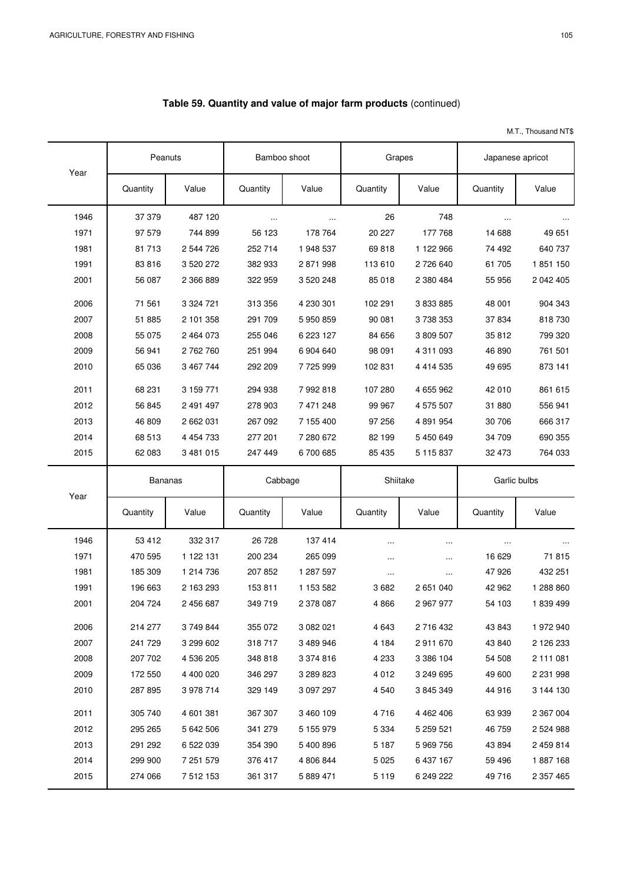**Table 59. Quantity and value of major farm products** (continued)

M.T., Thousand NT$

| Year | Peanuts | | Bamboo shoot | | Grapes | | Japanese apricot | |
|---|---|---|---|---|---|---|---|---|
| | Quantity | Value | Quantity | Value | Quantity | Value | Quantity | Value |
| 1946 | 37 379 | 487 120 | ... | ... | 26 | 748 | ... | ... |
| 1971 | 97 579 | 744 899 | 56 123 | 178 764 | 20 227 | 177 768 | 14 688 | 49 651 |
| 1981 | 81 713 | 2 544 726 | 252 714 | 1 948 537 | 69 818 | 1 122 966 | 74 492 | 640 737 |
| 1991 | 83 816 | 3 520 272 | 382 933 | 2 871 998 | 113 610 | 2 726 640 | 61 705 | 1 851 150 |
| 2001 | 56 087 | 2 366 889 | 322 959 | 3 520 248 | 85 018 | 2 380 484 | 55 956 | 2 042 405 |
| 2006 | 71 561 | 3 324 721 | 313 356 | 4 230 301 | 102 291 | 3 833 885 | 48 001 | 904 343 |
| 2007 | 51 885 | 2 101 358 | 291 709 | 5 950 859 | 90 081 | 3 738 353 | 37 834 | 818 730 |
| 2008 | 55 075 | 2 464 073 | 255 046 | 6 223 127 | 84 656 | 3 809 507 | 35 812 | 799 320 |
| 2009 | 56 941 | 2 762 760 | 251 994 | 6 904 640 | 98 091 | 4 311 093 | 46 890 | 761 501 |
| 2010 | 65 036 | 3 467 744 | 292 209 | 7 725 999 | 102 831 | 4 414 535 | 49 695 | 873 141 |
| 2011 | 68 231 | 3 159 771 | 294 938 | 7 992 818 | 107 280 | 4 655 962 | 42 010 | 861 615 |
| 2012 | 56 845 | 2 491 497 | 278 903 | 7 471 248 | 99 967 | 4 575 507 | 31 880 | 556 941 |
| 2013 | 46 809 | 2 662 031 | 267 092 | 7 155 400 | 97 256 | 4 891 954 | 30 706 | 666 317 |
| 2014 | 68 513 | 4 454 733 | 277 201 | 7 280 672 | 82 199 | 5 450 649 | 34 709 | 690 355 |
| 2015 | 62 083 | 3 481 015 | 247 449 | 6 700 685 | 85 435 | 5 115 837 | 32 473 | 764 033 |

| Year | Bananas | | Cabbage | | Shiitake | | Garlic bulbs | |
|---|---|---|---|---|---|---|---|---|
| | Quantity | Value | Quantity | Value | Quantity | Value | Quantity | Value |
| 1946 | 53 412 | 332 317 | 26 728 | 137 414 | ... | ... | ... | ... |
| 1971 | 470 595 | 1 122 131 | 200 234 | 265 099 | ... | ... | 16 629 | 71 815 |
| 1981 | 185 309 | 1 214 736 | 207 852 | 1 287 597 | ... | ... | 47 926 | 432 251 |
| 1991 | 196 663 | 2 163 293 | 153 811 | 1 153 582 | 3 682 | 2 651 040 | 42 962 | 1 288 860 |
| 2001 | 204 724 | 2 456 687 | 349 719 | 2 378 087 | 4 866 | 2 967 977 | 54 103 | 1 839 499 |
| 2006 | 214 277 | 3 749 844 | 355 072 | 3 082 021 | 4 643 | 2 716 432 | 43 843 | 1 972 940 |
| 2007 | 241 729 | 3 299 602 | 318 717 | 3 489 946 | 4 184 | 2 911 670 | 43 840 | 2 126 233 |
| 2008 | 207 702 | 4 536 205 | 348 818 | 3 374 816 | 4 233 | 3 386 104 | 54 508 | 2 111 081 |
| 2009 | 172 550 | 4 400 020 | 346 297 | 3 289 823 | 4 012 | 3 249 695 | 49 600 | 2 231 998 |
| 2010 | 287 895 | 3 978 714 | 329 149 | 3 097 297 | 4 540 | 3 845 349 | 44 916 | 3 144 130 |
| 2011 | 305 740 | 4 601 381 | 367 307 | 3 460 109 | 4 716 | 4 462 406 | 63 939 | 2 367 004 |
| 2012 | 295 265 | 5 642 506 | 341 279 | 5 155 979 | 5 334 | 5 259 521 | 46 759 | 2 524 988 |
| 2013 | 291 292 | 6 522 039 | 354 390 | 5 400 896 | 5 187 | 5 969 756 | 43 894 | 2 459 814 |
| 2014 | 299 900 | 7 251 579 | 376 417 | 4 806 844 | 5 025 | 6 437 167 | 59 496 | 1 887 168 |
| 2015 | 274 066 | 7 512 153 | 361 317 | 5 889 471 | 5 119 | 6 249 222 | 49 716 | 2 357 465 |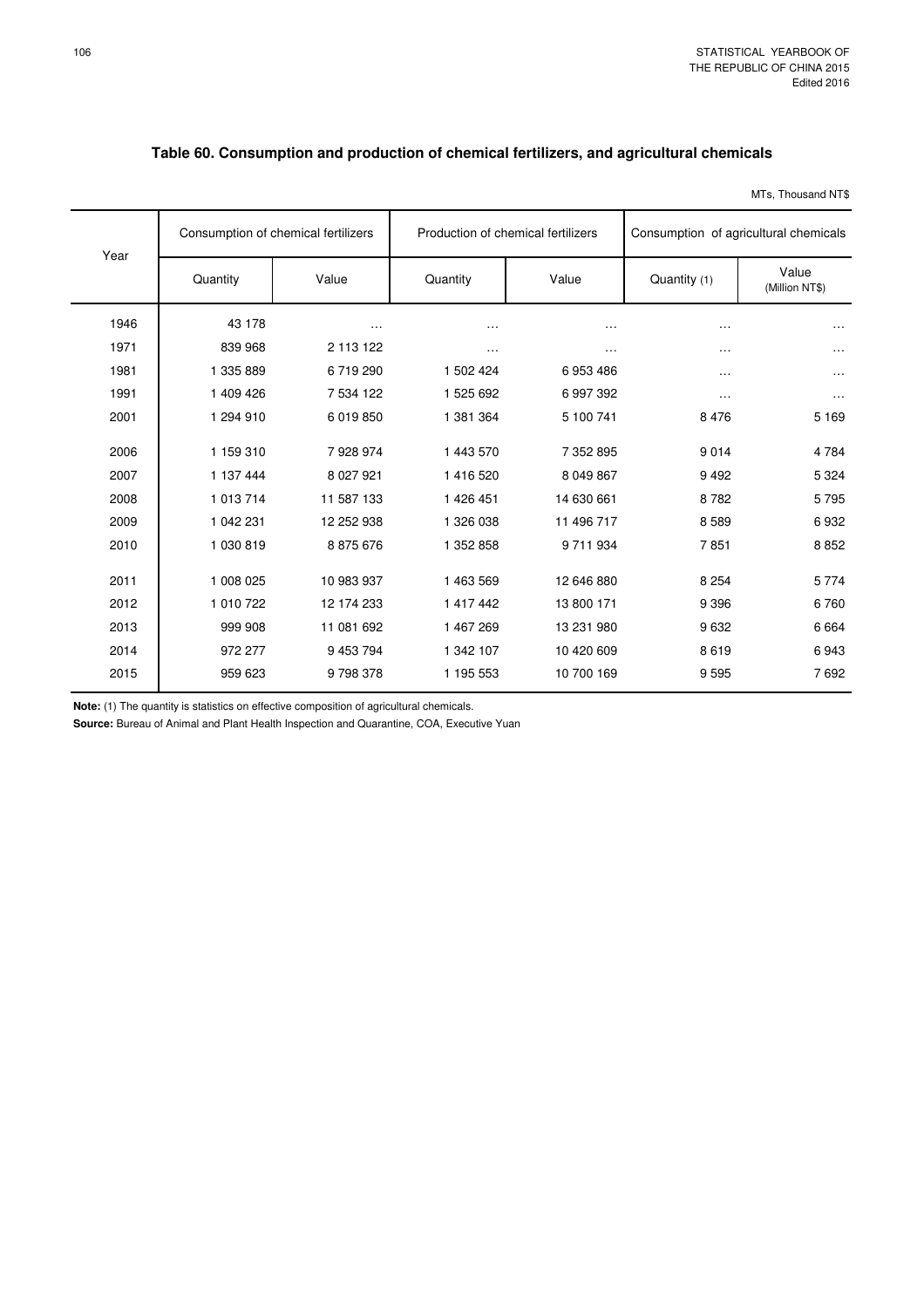## Table 60. Consumption and production of chemical fertilizers, and agricultural chemicals

MTs, Thousand NT$

| Year | Consumption of chemical fertilizers | | Production of chemical fertilizers | | Consumption of agricultural chemicals | |
|---|---|---|---|---|---|---|
| | Quantity | Value | Quantity | Value | Quantity (1) | Value (Million NT$) |
| 1946 | 43 178 | … | … | … | … | … |
| 1971 | 839 968 | 2 113 122 | … | … | … | … |
| 1981 | 1 335 889 | 6 719 290 | 1 502 424 | 6 953 486 | … | … |
| 1991 | 1 409 426 | 7 534 122 | 1 525 692 | 6 997 392 | … | … |
| 2001 | 1 294 910 | 6 019 850 | 1 381 364 | 5 100 741 | 8 476 | 5 169 |
| 2006 | 1 159 310 | 7 928 974 | 1 443 570 | 7 352 895 | 9 014 | 4 784 |
| 2007 | 1 137 444 | 8 027 921 | 1 416 520 | 8 049 867 | 9 492 | 5 324 |
| 2008 | 1 013 714 | 11 587 133 | 1 426 451 | 14 630 661 | 8 782 | 5 795 |
| 2009 | 1 042 231 | 12 252 938 | 1 326 038 | 11 496 717 | 8 589 | 6 932 |
| 2010 | 1 030 819 | 8 875 676 | 1 352 858 | 9 711 934 | 7 851 | 8 852 |
| 2011 | 1 008 025 | 10 983 937 | 1 463 569 | 12 646 880 | 8 254 | 5 774 |
| 2012 | 1 010 722 | 12 174 233 | 1 417 442 | 13 800 171 | 9 396 | 6 760 |
| 2013 | 999 908 | 11 081 692 | 1 467 269 | 13 231 980 | 9 632 | 6 664 |
| 2014 | 972 277 | 9 453 794 | 1 342 107 | 10 420 609 | 8 619 | 6 943 |
| 2015 | 959 623 | 9 798 378 | 1 195 553 | 10 700 169 | 9 595 | 7 692 |

**Note:** (1) The quantity is statistics on effective composition of agricultural chemicals.

**Source:** Bureau of Animal and Plant Health Inspection and Quarantine, COA, Executive Yuan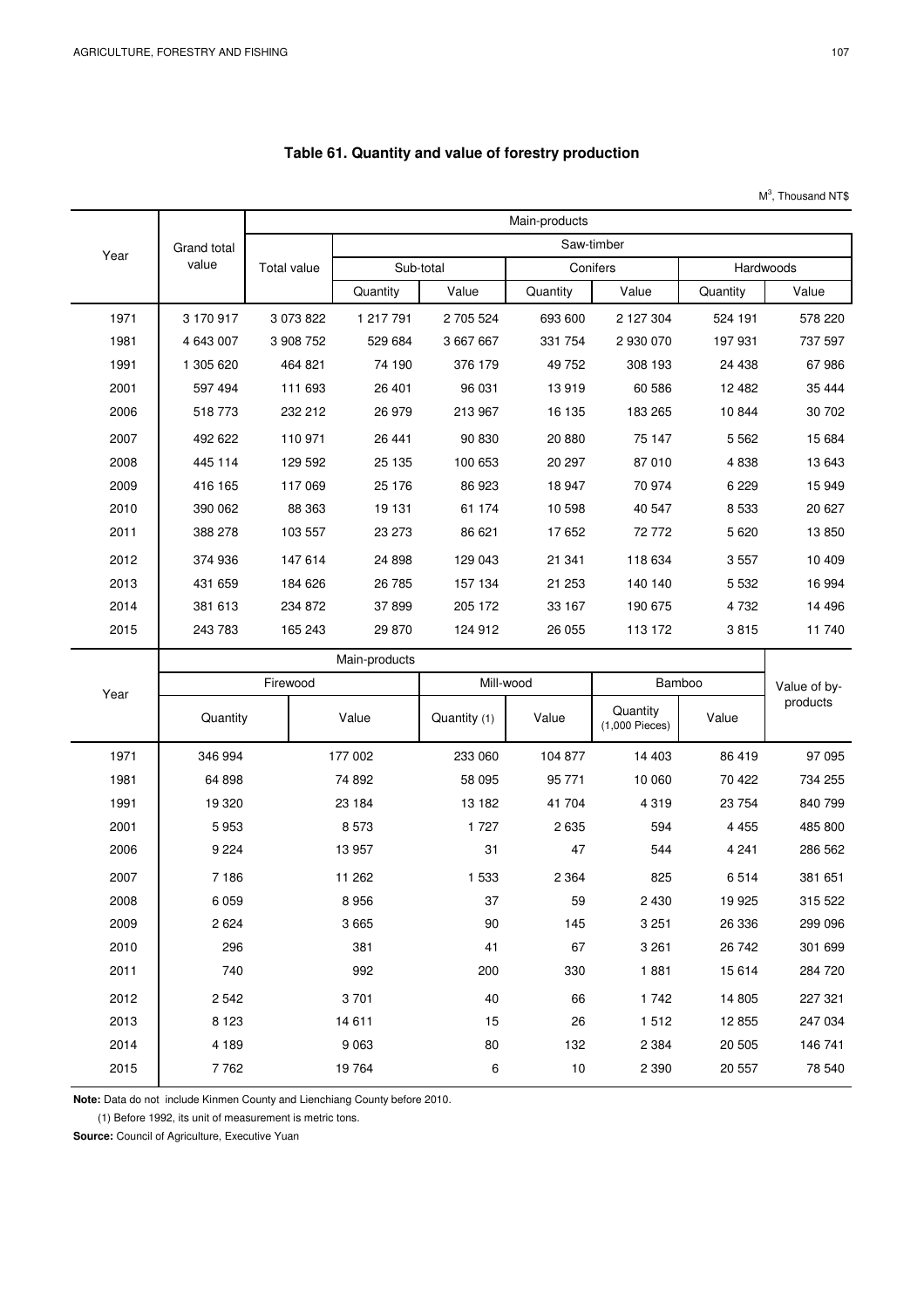## Table 61. Quantity and value of forestry production

$M^3$, Thousand NT$

| Year | Grand total value | Main-products | | | | | | | |
|---|---|---|---|---|---|---|---|---|---|
| | | Total value | Saw-timber | | | | | | |
| | | | Sub-total | | Conifers | | Hardwoods | | |
| | | | Quantity | Value | Quantity | Value | Quantity | Value | |
| 1971 | 3 170 917 | 3 073 822 | 1 217 791 | 2 705 524 | 693 600 | 2 127 304 | 524 191 | 578 220 | |
| 1981 | 4 643 007 | 3 908 752 | 529 684 | 3 667 667 | 331 754 | 2 930 070 | 197 931 | 737 597 | |
| 1991 | 1 305 620 | 464 821 | 74 190 | 376 179 | 49 752 | 308 193 | 24 438 | 67 986 | |
| 2001 | 597 494 | 111 693 | 26 401 | 96 031 | 13 919 | 60 586 | 12 482 | 35 444 | |
| 2006 | 518 773 | 232 212 | 26 979 | 213 967 | 16 135 | 183 265 | 10 844 | 30 702 | |
| 2007 | 492 622 | 110 971 | 26 441 | 90 830 | 20 880 | 75 147 | 5 562 | 15 684 | |
| 2008 | 445 114 | 129 592 | 25 135 | 100 653 | 20 297 | 87 010 | 4 838 | 13 643 | |
| 2009 | 416 165 | 117 069 | 25 176 | 86 923 | 18 947 | 70 974 | 6 229 | 15 949 | |
| 2010 | 390 062 | 88 363 | 19 131 | 61 174 | 10 598 | 40 547 | 8 533 | 20 627 | |
| 2011 | 388 278 | 103 557 | 23 273 | 86 621 | 17 652 | 72 772 | 5 620 | 13 850 | |
| 2012 | 374 936 | 147 614 | 24 898 | 129 043 | 21 341 | 118 634 | 3 557 | 10 409 | |
| 2013 | 431 659 | 184 626 | 26 785 | 157 134 | 21 253 | 140 140 | 5 532 | 16 994 | |
| 2014 | 381 613 | 234 872 | 37 899 | 205 172 | 33 167 | 190 675 | 4 732 | 14 496 | |
| 2015 | 243 783 | 165 243 | 29 870 | 124 912 | 26 055 | 113 172 | 3 815 | 11 740 | |

| Year | Main-products | | | | | | Value of by-products |
|---|---|---|---|---|---|---|---|
| | Firewood | | Mill-wood | | Bamboo | | |
| | Quantity | Value | Quantity (1) | Value | Quantity (1,000 Pieces) | Value | |
| 1971 | 346 994 | 177 002 | 233 060 | 104 877 | 14 403 | 86 419 | 97 095 |
| 1981 | 64 898 | 74 892 | 58 095 | 95 771 | 10 060 | 70 422 | 734 255 |
| 1991 | 19 320 | 23 184 | 13 182 | 41 704 | 4 319 | 23 754 | 840 799 |
| 2001 | 5 953 | 8 573 | 1 727 | 2 635 | 594 | 4 455 | 485 800 |
| 2006 | 9 224 | 13 957 | 31 | 47 | 544 | 4 241 | 286 562 |
| 2007 | 7 186 | 11 262 | 1 533 | 2 364 | 825 | 6 514 | 381 651 |
| 2008 | 6 059 | 8 956 | 37 | 59 | 2 430 | 19 925 | 315 522 |
| 2009 | 2 624 | 3 665 | 90 | 145 | 3 251 | 26 336 | 299 096 |
| 2010 | 296 | 381 | 41 | 67 | 3 261 | 26 742 | 301 699 |
| 2011 | 740 | 992 | 200 | 330 | 1 881 | 15 614 | 284 720 |
| 2012 | 2 542 | 3 701 | 40 | 66 | 1 742 | 14 805 | 227 321 |
| 2013 | 8 123 | 14 611 | 15 | 26 | 1 512 | 12 855 | 247 034 |
| 2014 | 4 189 | 9 063 | 80 | 132 | 2 384 | 20 505 | 146 741 |
| 2015 | 7 762 | 19 764 | 6 | 10 | 2 390 | 20 557 | 78 540 |

**Note:** Data do not include Kinmen County and Lienchiang County before 2010.

(1) Before 1992, its unit of measurement is metric tons.

**Source:** Council of Agriculture, Executive Yuan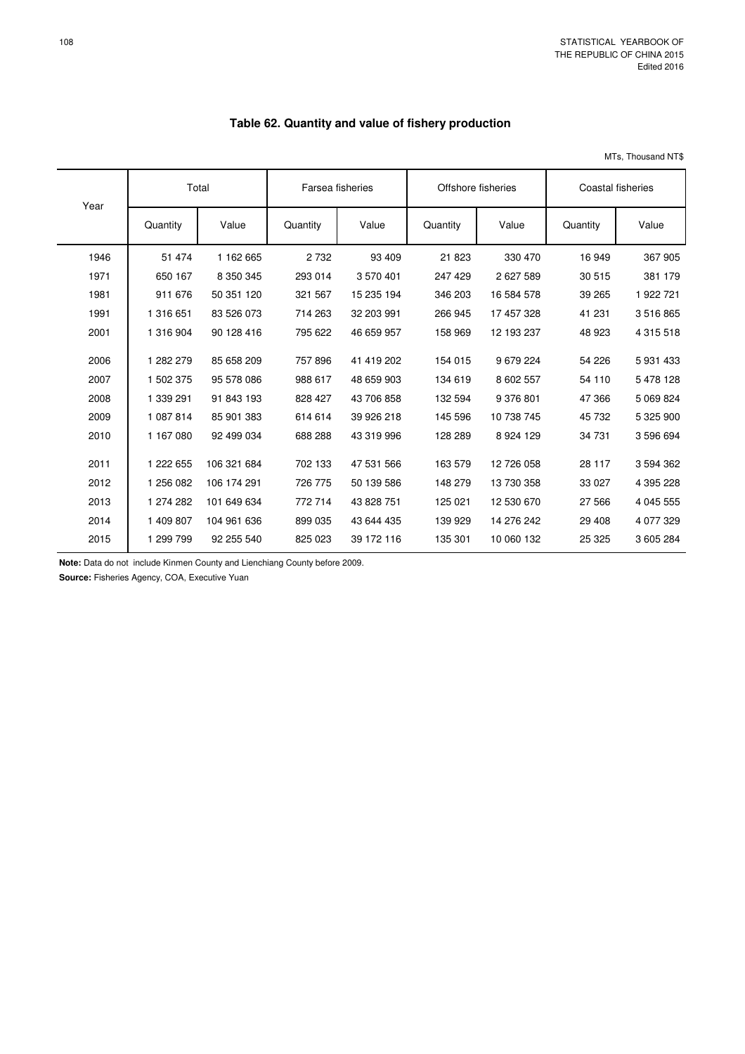## Table 62. Quantity and value of fishery production

MTs, Thousand NT$

| Year | Total | | Farsea fisheries | | Offshore fisheries | | Coastal fisheries | |
|---|---|---|---|---|---|---|---|---|
| | Quantity | Value | Quantity | Value | Quantity | Value | Quantity | Value |
| 1946 | 51 474 | 1 162 665 | 2 732 | 93 409 | 21 823 | 330 470 | 16 949 | 367 905 |
| 1971 | 650 167 | 8 350 345 | 293 014 | 3 570 401 | 247 429 | 2 627 589 | 30 515 | 381 179 |
| 1981 | 911 676 | 50 351 120 | 321 567 | 15 235 194 | 346 203 | 16 584 578 | 39 265 | 1 922 721 |
| 1991 | 1 316 651 | 83 526 073 | 714 263 | 32 203 991 | 266 945 | 17 457 328 | 41 231 | 3 516 865 |
| 2001 | 1 316 904 | 90 128 416 | 795 622 | 46 659 957 | 158 969 | 12 193 237 | 48 923 | 4 315 518 |
| 2006 | 1 282 279 | 85 658 209 | 757 896 | 41 419 202 | 154 015 | 9 679 224 | 54 226 | 5 931 433 |
| 2007 | 1 502 375 | 95 578 086 | 988 617 | 48 659 903 | 134 619 | 8 602 557 | 54 110 | 5 478 128 |
| 2008 | 1 339 291 | 91 843 193 | 828 427 | 43 706 858 | 132 594 | 9 376 801 | 47 366 | 5 069 824 |
| 2009 | 1 087 814 | 85 901 383 | 614 614 | 39 926 218 | 145 596 | 10 738 745 | 45 732 | 5 325 900 |
| 2010 | 1 167 080 | 92 499 034 | 688 288 | 43 319 996 | 128 289 | 8 924 129 | 34 731 | 3 596 694 |
| 2011 | 1 222 655 | 106 321 684 | 702 133 | 47 531 566 | 163 579 | 12 726 058 | 28 117 | 3 594 362 |
| 2012 | 1 256 082 | 106 174 291 | 726 775 | 50 139 586 | 148 279 | 13 730 358 | 33 027 | 4 395 228 |
| 2013 | 1 274 282 | 101 649 634 | 772 714 | 43 828 751 | 125 021 | 12 530 670 | 27 566 | 4 045 555 |
| 2014 | 1 409 807 | 104 961 636 | 899 035 | 43 644 435 | 139 929 | 14 276 242 | 29 408 | 4 077 329 |
| 2015 | 1 299 799 | 92 255 540 | 825 023 | 39 172 116 | 135 301 | 10 060 132 | 25 325 | 3 605 284 |

**Note:** Data do not include Kinmen County and Lienchiang County before 2009.

**Source:** Fisheries Agency, COA, Executive Yuan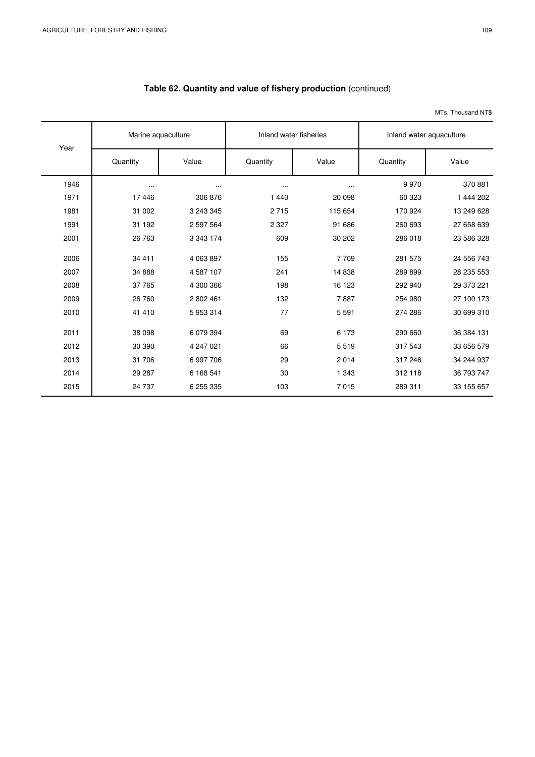## **Table 62. Quantity and value of fishery production** (continued)

MTs, Thousand NT$

| Year | Marine aquaculture | | Inland water fisheries | | Inland water aquaculture | |
|---|---|---|---|---|---|---|
| | Quantity | Value | Quantity | Value | Quantity | Value |
| 1946 | ... | ... | ... | ... | 9 970 | 370 881 |
| 1971 | 17 446 | 306 876 | 1 440 | 20 098 | 60 323 | 1 444 202 |
| 1981 | 31 002 | 3 243 345 | 2 715 | 115 654 | 170 924 | 13 249 628 |
| 1991 | 31 192 | 2 597 564 | 2 327 | 91 686 | 260 693 | 27 658 639 |
| 2001 | 26 763 | 3 343 174 | 609 | 30 202 | 286 018 | 23 586 328 |
| 2006 | 34 411 | 4 063 897 | 155 | 7 709 | 281 575 | 24 556 743 |
| 2007 | 34 888 | 4 587 107 | 241 | 14 838 | 289 899 | 28 235 553 |
| 2008 | 37 765 | 4 300 366 | 198 | 16 123 | 292 940 | 29 373 221 |
| 2009 | 26 760 | 2 802 461 | 132 | 7 887 | 254 980 | 27 100 173 |
| 2010 | 41 410 | 5 953 314 | 77 | 5 591 | 274 286 | 30 699 310 |
| 2011 | 38 098 | 6 079 394 | 69 | 6 173 | 290 660 | 36 384 131 |
| 2012 | 30 390 | 4 247 021 | 66 | 5 519 | 317 543 | 33 656 579 |
| 2013 | 31 706 | 6 997 706 | 29 | 2 014 | 317 246 | 34 244 937 |
| 2014 | 29 287 | 6 168 541 | 30 | 1 343 | 312 118 | 36 793 747 |
| 2015 | 24 737 | 6 255 335 | 103 | 7 015 | 289 311 | 33 155 657 |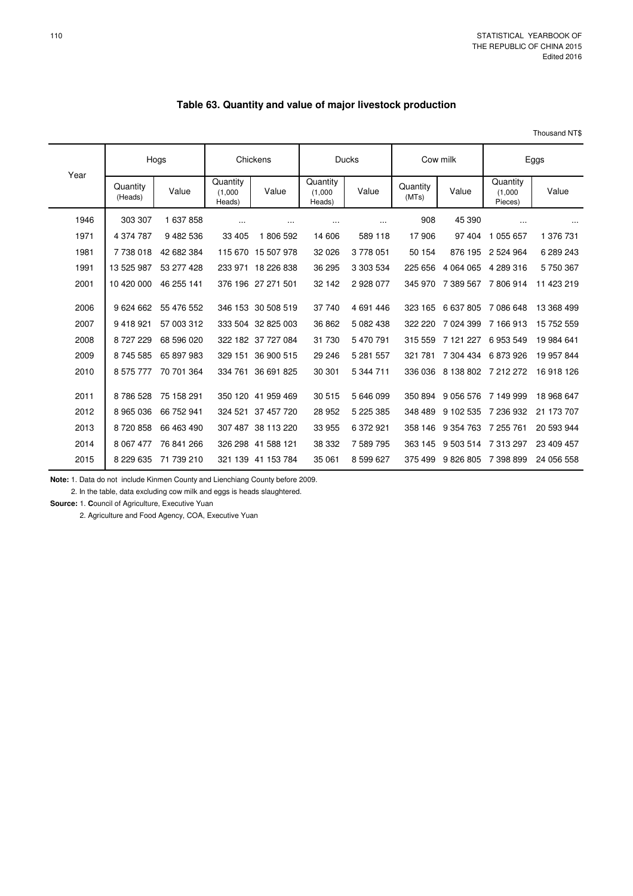## Table 63. Quantity and value of major livestock production

Thousand NT$

| Year | Hogs | | Chickens | | Ducks | | Cow milk | | Eggs | |
|---|---|---|---|---|---|---|---|---|---|---|
| | Quantity (Heads) | Value | Quantity (1,000 Heads) | Value | Quantity (1,000 Heads) | Value | Quantity (MTs) | Value | Quantity (1,000 Pieces) | Value |
| 1946 | 303 307 | 1 637 858 | … | … | … | … | 908 | 45 390 | … | … |
| 1971 | 4 374 787 | 9 482 536 | 33 405 | 1 806 592 | 14 606 | 589 118 | 17 906 | 97 404 | 1 055 657 | 1 376 731 |
| 1981 | 7 738 018 | 42 682 384 | 115 670 | 15 507 978 | 32 026 | 3 778 051 | 50 154 | 876 195 | 2 524 964 | 6 289 243 |
| 1991 | 13 525 987 | 53 277 428 | 233 971 | 18 226 838 | 36 295 | 3 303 534 | 225 656 | 4 064 065 | 4 289 316 | 5 750 367 |
| 2001 | 10 420 000 | 46 255 141 | 376 196 | 27 271 501 | 32 142 | 2 928 077 | 345 970 | 7 389 567 | 7 806 914 | 11 423 219 |
| 2006 | 9 624 662 | 55 476 552 | 346 153 | 30 508 519 | 37 740 | 4 691 446 | 323 165 | 6 637 805 | 7 086 648 | 13 368 499 |
| 2007 | 9 418 921 | 57 003 312 | 333 504 | 32 825 003 | 36 862 | 5 082 438 | 322 220 | 7 024 399 | 7 166 913 | 15 752 559 |
| 2008 | 8 727 229 | 68 596 020 | 322 182 | 37 727 084 | 31 730 | 5 470 791 | 315 559 | 7 121 227 | 6 953 549 | 19 984 641 |
| 2009 | 8 745 585 | 65 897 983 | 329 151 | 36 900 515 | 29 246 | 5 281 557 | 321 781 | 7 304 434 | 6 873 926 | 19 957 844 |
| 2010 | 8 575 777 | 70 701 364 | 334 761 | 36 691 825 | 30 301 | 5 344 711 | 336 036 | 8 138 802 | 7 212 272 | 16 918 126 |
| 2011 | 8 786 528 | 75 158 291 | 350 120 | 41 959 469 | 30 515 | 5 646 099 | 350 894 | 9 056 576 | 7 149 999 | 18 968 647 |
| 2012 | 8 965 036 | 66 752 941 | 324 521 | 37 457 720 | 28 952 | 5 225 385 | 348 489 | 9 102 535 | 7 236 932 | 21 173 707 |
| 2013 | 8 720 858 | 66 463 490 | 307 487 | 38 113 220 | 33 955 | 6 372 921 | 358 146 | 9 354 763 | 7 255 761 | 20 593 944 |
| 2014 | 8 067 477 | 76 841 266 | 326 298 | 41 588 121 | 38 332 | 7 589 795 | 363 145 | 9 503 514 | 7 313 297 | 23 409 457 |
| 2015 | 8 229 635 | 71 739 210 | 321 139 | 41 153 784 | 35 061 | 8 599 627 | 375 499 | 9 826 805 | 7 398 899 | 24 056 558 |

**Note:** 1. Data do not include Kinmen County and Lienchiang County before 2009.

2. In the table, data excluding cow milk and eggs is heads slaughtered.

**Source:** 1. Council of Agriculture, Executive Yuan

2. Agriculture and Food Agency, COA, Executive Yuan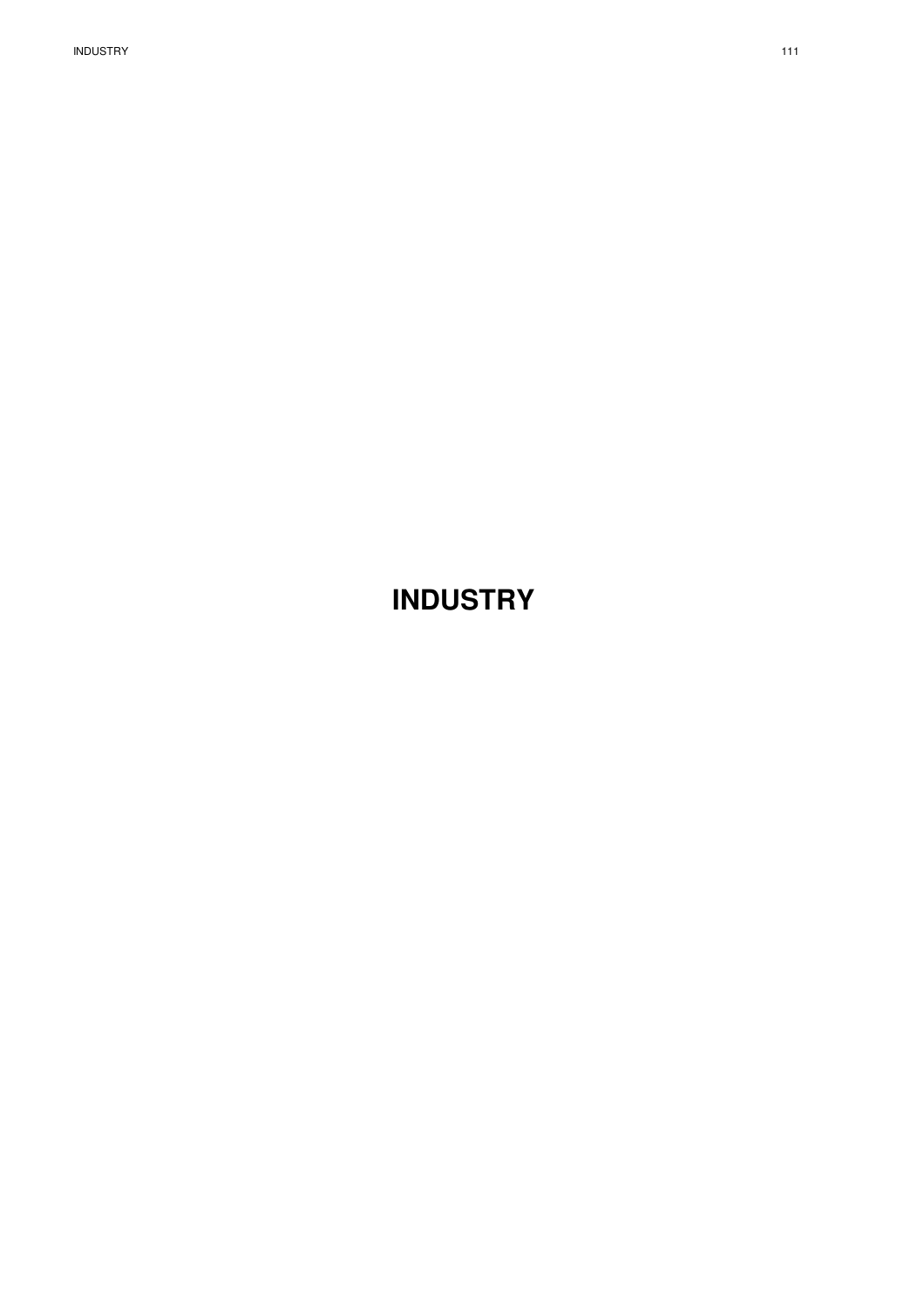# INDUSTRY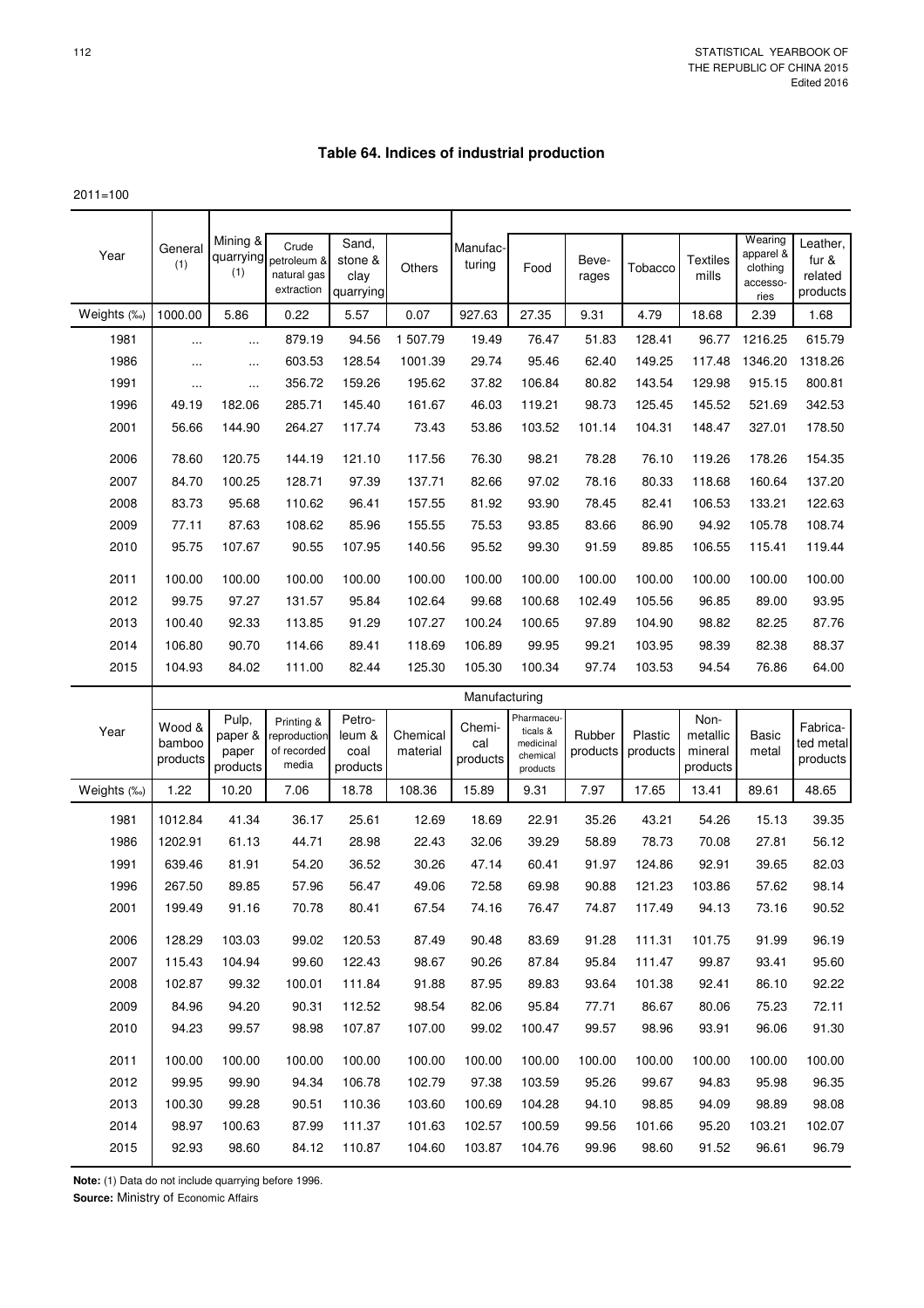# Table 64. Indices of industrial production

2011=100

| Year | General (1) | Mining & quarrying (1) | Crude petroleum & natural gas extraction | Sand, stone & clay quarrying | Others | Manufacturing | Food | Beverages | Tobacco | Textiles mills | Wearing apparel & clothing accessories | Leather, fur & related products |
|---|---|---|---|---|---|---|---|---|---|---|---|---|
| Weights (‰) | 1000.00 | 5.86 | 0.22 | 5.57 | 0.07 | 927.63 | 27.35 | 9.31 | 4.79 | 18.68 | 2.39 | 1.68 |
| 1981 | ... | ... | 879.19 | 94.56 | 1 507.79 | 19.49 | 76.47 | 51.83 | 128.41 | 96.77 | 1216.25 | 615.79 |
| 1986 | ... | ... | 603.53 | 128.54 | 1001.39 | 29.74 | 95.46 | 62.40 | 149.25 | 117.48 | 1346.20 | 1318.26 |
| 1991 | ... | ... | 356.72 | 159.26 | 195.62 | 37.82 | 106.84 | 80.82 | 143.54 | 129.98 | 915.15 | 800.81 |
| 1996 | 49.19 | 182.06 | 285.71 | 145.40 | 161.67 | 46.03 | 119.21 | 98.73 | 125.45 | 145.52 | 521.69 | 342.53 |
| 2001 | 56.66 | 144.90 | 264.27 | 117.74 | 73.43 | 53.86 | 103.52 | 101.14 | 104.31 | 148.47 | 327.01 | 178.50 |
| 2006 | 78.60 | 120.75 | 144.19 | 121.10 | 117.56 | 76.30 | 98.21 | 78.28 | 76.10 | 119.26 | 178.26 | 154.35 |
| 2007 | 84.70 | 100.25 | 128.71 | 97.39 | 137.71 | 82.66 | 97.02 | 78.16 | 80.33 | 118.68 | 160.64 | 137.20 |
| 2008 | 83.73 | 95.68 | 110.62 | 96.41 | 157.55 | 81.92 | 93.90 | 78.45 | 82.41 | 106.53 | 133.21 | 122.63 |
| 2009 | 77.11 | 87.63 | 108.62 | 85.96 | 155.55 | 75.53 | 93.85 | 83.66 | 86.90 | 94.92 | 105.78 | 108.74 |
| 2010 | 95.75 | 107.67 | 90.55 | 107.95 | 140.56 | 95.52 | 99.30 | 91.59 | 89.85 | 106.55 | 115.41 | 119.44 |
| 2011 | 100.00 | 100.00 | 100.00 | 100.00 | 100.00 | 100.00 | 100.00 | 100.00 | 100.00 | 100.00 | 100.00 | 100.00 |
| 2012 | 99.75 | 97.27 | 131.57 | 95.84 | 102.64 | 99.68 | 100.68 | 102.49 | 105.56 | 96.85 | 89.00 | 93.95 |
| 2013 | 100.40 | 92.33 | 113.85 | 91.29 | 107.27 | 100.24 | 100.65 | 97.89 | 104.90 | 98.82 | 82.25 | 87.76 |
| 2014 | 106.80 | 90.70 | 114.66 | 89.41 | 118.69 | 106.89 | 99.95 | 99.21 | 103.95 | 98.39 | 82.38 | 88.37 |
| 2015 | 104.93 | 84.02 | 111.00 | 82.44 | 125.30 | 105.30 | 100.34 | 97.74 | 103.53 | 94.54 | 76.86 | 64.00 |

| Year | Manufacturing | | | | | | | | | | | |
|---|---|---|---|---|---|---|---|---|---|---|---|---|
| | Wood & bamboo products | Pulp, paper & paper products | Printing & reproduction of recorded media | Petroleum & coal products | Chemical material | Chemical products | Pharmaceuticals & medicinal chemical products | Rubber products | Plastic products | Non-metallic mineral products | Basic metal | Fabricated metal products |
| Weights (‰) | 1.22 | 10.20 | 7.06 | 18.78 | 108.36 | 15.89 | 9.31 | 7.97 | 17.65 | 13.41 | 89.61 | 48.65 |
| 1981 | 1012.84 | 41.34 | 36.17 | 25.61 | 12.69 | 18.69 | 22.91 | 35.26 | 43.21 | 54.26 | 15.13 | 39.35 |
| 1986 | 1202.91 | 61.13 | 44.71 | 28.98 | 22.43 | 32.06 | 39.29 | 58.89 | 78.73 | 70.08 | 27.81 | 56.12 |
| 1991 | 639.46 | 81.91 | 54.20 | 36.52 | 30.26 | 47.14 | 60.41 | 91.97 | 124.86 | 92.91 | 39.65 | 82.03 |
| 1996 | 267.50 | 89.85 | 57.96 | 56.47 | 49.06 | 72.58 | 69.98 | 90.88 | 121.23 | 103.86 | 57.62 | 98.14 |
| 2001 | 199.49 | 91.16 | 70.78 | 80.41 | 67.54 | 74.16 | 76.47 | 74.87 | 117.49 | 94.13 | 73.16 | 90.52 |
| 2006 | 128.29 | 103.03 | 99.02 | 120.53 | 87.49 | 90.48 | 83.69 | 91.28 | 111.31 | 101.75 | 91.99 | 96.19 |
| 2007 | 115.43 | 104.94 | 99.60 | 122.43 | 98.67 | 90.26 | 87.84 | 95.84 | 111.47 | 99.87 | 93.41 | 95.60 |
| 2008 | 102.87 | 99.32 | 100.01 | 111.84 | 91.88 | 87.95 | 89.83 | 93.64 | 101.38 | 92.41 | 86.10 | 92.22 |
| 2009 | 84.96 | 94.20 | 90.31 | 112.52 | 98.54 | 82.06 | 95.84 | 77.71 | 86.67 | 80.06 | 75.23 | 72.11 |
| 2010 | 94.23 | 99.57 | 98.98 | 107.87 | 107.00 | 99.02 | 100.47 | 99.57 | 98.96 | 93.91 | 96.06 | 91.30 |
| 2011 | 100.00 | 100.00 | 100.00 | 100.00 | 100.00 | 100.00 | 100.00 | 100.00 | 100.00 | 100.00 | 100.00 | 100.00 |
| 2012 | 99.95 | 99.90 | 94.34 | 106.78 | 102.79 | 97.38 | 103.59 | 95.26 | 99.67 | 94.83 | 95.98 | 96.35 |
| 2013 | 100.30 | 99.28 | 90.51 | 110.36 | 103.60 | 100.69 | 104.28 | 94.10 | 98.85 | 94.09 | 98.89 | 98.08 |
| 2014 | 98.97 | 100.63 | 87.99 | 111.37 | 101.63 | 102.57 | 100.59 | 99.56 | 101.66 | 95.20 | 103.21 | 102.07 |
| 2015 | 92.93 | 98.60 | 84.12 | 110.87 | 104.60 | 103.87 | 104.76 | 99.96 | 98.60 | 91.52 | 96.61 | 96.79 |

**Note:** (1) Data do not include quarrying before 1996.

**Source:** Ministry of Economic Affairs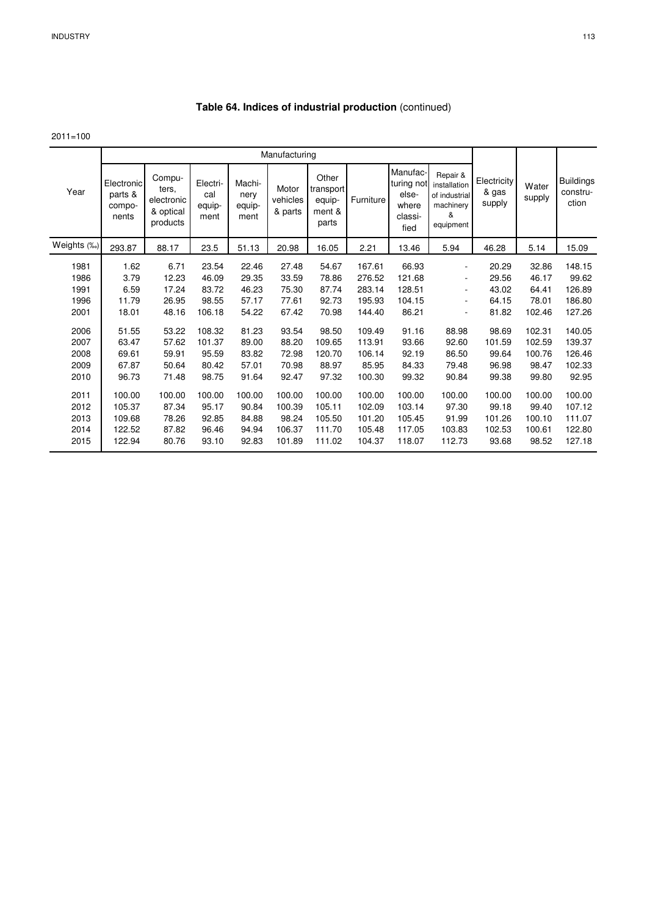## Table 64. Indices of industrial production (continued)

2011=100

| Year | Manufacturing | | | | | | | | | Electricity & gas supply | Water supply | Buildings construction |
|---|---|---|---|---|---|---|---|---|---|---|---|---|
| | Electronic parts & components | Computers, electronic & optical products | Electrical equipment | Machinery equipment | Motor vehicles & parts | Other transport equipment & parts | Furniture | Manufacturing not elsewhere classified | Repair & installation of industrial machinery & equipment | | | |
| Weights (‰) | 293.87 | 88.17 | 23.5 | 51.13 | 20.98 | 16.05 | 2.21 | 13.46 | 5.94 | 46.28 | 5.14 | 15.09 |
| 1981 | 1.62 | 6.71 | 23.54 | 22.46 | 27.48 | 54.67 | 167.61 | 66.93 | - | 20.29 | 32.86 | 148.15 |
| 1986 | 3.79 | 12.23 | 46.09 | 29.35 | 33.59 | 78.86 | 276.52 | 121.68 | - | 29.56 | 46.17 | 99.62 |
| 1991 | 6.59 | 17.24 | 83.72 | 46.23 | 75.30 | 87.74 | 283.14 | 128.51 | - | 43.02 | 64.41 | 126.89 |
| 1996 | 11.79 | 26.95 | 98.55 | 57.17 | 77.61 | 92.73 | 195.93 | 104.15 | - | 64.15 | 78.01 | 186.80 |
| 2001 | 18.01 | 48.16 | 106.18 | 54.22 | 67.42 | 70.98 | 144.40 | 86.21 | - | 81.82 | 102.46 | 127.26 |
| 2006 | 51.55 | 53.22 | 108.32 | 81.23 | 93.54 | 98.50 | 109.49 | 91.16 | 88.98 | 98.69 | 102.31 | 140.05 |
| 2007 | 63.47 | 57.62 | 101.37 | 89.00 | 88.20 | 109.65 | 113.91 | 93.66 | 92.60 | 101.59 | 102.59 | 139.37 |
| 2008 | 69.61 | 59.91 | 95.59 | 83.82 | 72.98 | 120.70 | 106.14 | 92.19 | 86.50 | 99.64 | 100.76 | 126.46 |
| 2009 | 67.87 | 50.64 | 80.42 | 57.01 | 70.98 | 88.97 | 85.95 | 84.33 | 79.48 | 96.98 | 98.47 | 102.33 |
| 2010 | 96.73 | 71.48 | 98.75 | 91.64 | 92.47 | 97.32 | 100.30 | 99.32 | 90.84 | 99.38 | 99.80 | 92.95 |
| 2011 | 100.00 | 100.00 | 100.00 | 100.00 | 100.00 | 100.00 | 100.00 | 100.00 | 100.00 | 100.00 | 100.00 | 100.00 |
| 2012 | 105.37 | 87.34 | 95.17 | 90.84 | 100.39 | 105.11 | 102.09 | 103.14 | 97.30 | 99.18 | 99.40 | 107.12 |
| 2013 | 109.68 | 78.26 | 92.85 | 84.88 | 98.24 | 105.50 | 101.20 | 105.45 | 91.99 | 101.26 | 100.10 | 111.07 |
| 2014 | 122.52 | 87.82 | 96.46 | 94.94 | 106.37 | 111.70 | 105.48 | 117.05 | 103.83 | 102.53 | 100.61 | 122.80 |
| 2015 | 122.94 | 80.76 | 93.10 | 92.83 | 101.89 | 111.02 | 104.37 | 118.07 | 112.73 | 93.68 | 98.52 | 127.18 |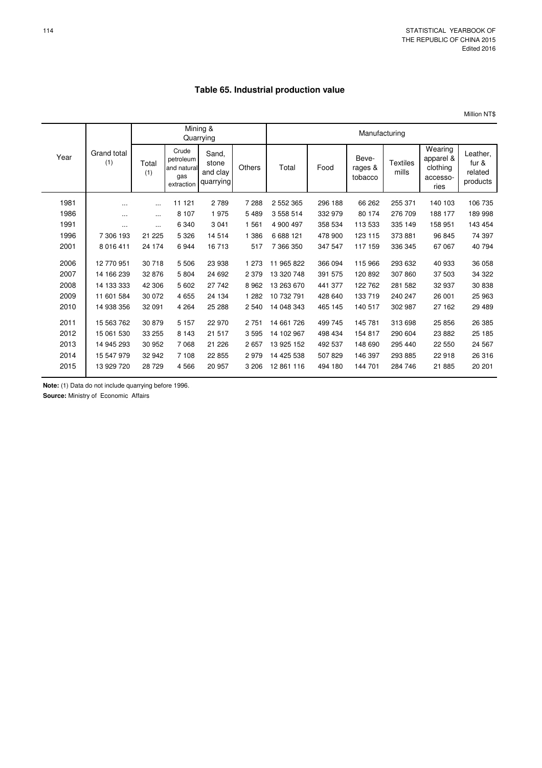**Table 65. Industrial production value**

Million NT$

| Year | Grand total (1) | Mining & Quarrying | | | | Manufacturing | | | | | |
|---|---|---|---|---|---|---|---|---|---|---|---|
| | | Total (1) | Crude petroleum and natural gas extraction | Sand, stone and clay quarrying | Others | Total | Food | Beverages & tobacco | Textiles mills | Wearing apparel & clothing accessories | Leather, fur & related products |
| 1981 | ... | ... | 11 121 | 2 789 | 7 288 | 2 552 365 | 296 188 | 66 262 | 255 371 | 140 103 | 106 735 |
| 1986 | ... | ... | 8 107 | 1 975 | 5 489 | 3 558 514 | 332 979 | 80 174 | 276 709 | 188 177 | 189 998 |
| 1991 | ... | ... | 6 340 | 3 041 | 1 561 | 4 900 497 | 358 534 | 113 533 | 335 149 | 158 951 | 143 454 |
| 1996 | 7 306 193 | 21 225 | 5 326 | 14 514 | 1 386 | 6 688 121 | 478 900 | 123 115 | 373 881 | 96 845 | 74 397 |
| 2001 | 8 016 411 | 24 174 | 6 944 | 16 713 | 517 | 7 366 350 | 347 547 | 117 159 | 336 345 | 67 067 | 40 794 |
| 2006 | 12 770 951 | 30 718 | 5 506 | 23 938 | 1 273 | 11 965 822 | 366 094 | 115 966 | 293 632 | 40 933 | 36 058 |
| 2007 | 14 166 239 | 32 876 | 5 804 | 24 692 | 2 379 | 13 320 748 | 391 575 | 120 892 | 307 860 | 37 503 | 34 322 |
| 2008 | 14 133 333 | 42 306 | 5 602 | 27 742 | 8 962 | 13 263 670 | 441 377 | 122 762 | 281 582 | 32 937 | 30 838 |
| 2009 | 11 601 584 | 30 072 | 4 655 | 24 134 | 1 282 | 10 732 791 | 428 640 | 133 719 | 240 247 | 26 001 | 25 963 |
| 2010 | 14 938 356 | 32 091 | 4 264 | 25 288 | 2 540 | 14 048 343 | 465 145 | 140 517 | 302 987 | 27 162 | 29 489 |
| 2011 | 15 563 762 | 30 879 | 5 157 | 22 970 | 2 751 | 14 661 726 | 499 745 | 145 781 | 313 698 | 25 856 | 26 385 |
| 2012 | 15 061 530 | 33 255 | 8 143 | 21 517 | 3 595 | 14 102 967 | 498 434 | 154 817 | 290 604 | 23 882 | 25 185 |
| 2013 | 14 945 293 | 30 952 | 7 068 | 21 226 | 2 657 | 13 925 152 | 492 537 | 148 690 | 295 440 | 22 550 | 24 567 |
| 2014 | 15 547 979 | 32 942 | 7 108 | 22 855 | 2 979 | 14 425 538 | 507 829 | 146 397 | 293 885 | 22 918 | 26 316 |
| 2015 | 13 929 720 | 28 729 | 4 566 | 20 957 | 3 206 | 12 861 116 | 494 180 | 144 701 | 284 746 | 21 885 | 20 201 |

**Note:** (1) Data do not include quarrying before 1996.

**Source:** Ministry of Economic Affairs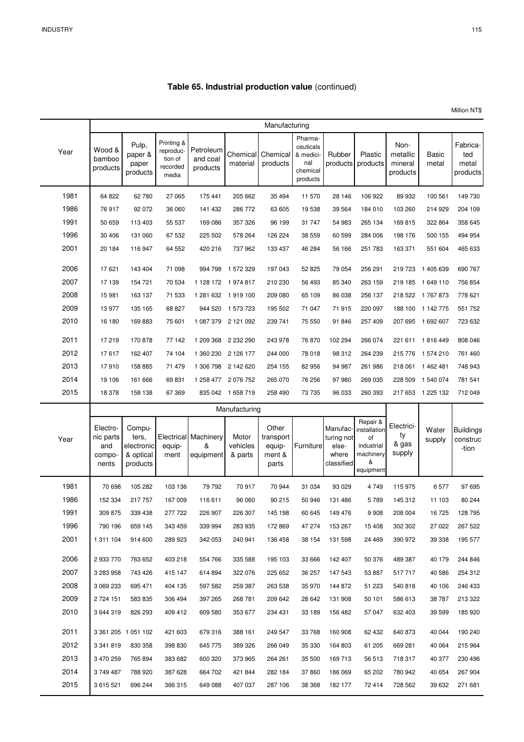## Table 65. Industrial production value (continued)

Million NT$

| Year | Manufacturing | | | | | | | | | | | |
|---|---|---|---|---|---|---|---|---|---|---|---|---|
| | Wood & bamboo products | Pulp, paper & paper products | Printing & reproduction of recorded media | Petroleum and coal products | Chemical material | Chemical products | Pharmaceuticals & medicinal chemical products | Rubber products | Plastic products | Non-metallic mineral products | Basic metal | Fabricated metal products |
| 1981 | 64 822 | 62 780 | 27 065 | 175 441 | 205 662 | 35 494 | 11 570 | 28 146 | 106 922 | 89 932 | 100 561 | 149 730 |
| 1986 | 76 917 | 92 072 | 36 060 | 141 432 | 286 772 | 63 605 | 19 538 | 39 564 | 184 010 | 103 260 | 214 929 | 204 109 |
| 1991 | 50 659 | 113 403 | 55 537 | 169 086 | 357 326 | 96 199 | 31 747 | 54 983 | 265 134 | 169 815 | 322 864 | 358 645 |
| 1996 | 30 406 | 131 060 | 67 532 | 225 502 | 578 264 | 126 224 | 38 559 | 60 599 | 284 006 | 198 176 | 500 155 | 494 954 |
| 2001 | 20 184 | 116 947 | 64 552 | 420 216 | 737 962 | 133 437 | 46 284 | 56 166 | 251 783 | 163 371 | 551 604 | 465 633 |
| 2006 | 17 621 | 143 404 | 71 098 | 994 798 | 1 572 329 | 197 043 | 52 825 | 79 054 | 256 291 | 219 723 | 1 405 639 | 690 767 |
| 2007 | 17 139 | 154 721 | 70 534 | 1 128 172 | 1 974 817 | 210 230 | 56 493 | 85 340 | 263 159 | 219 185 | 1 649 110 | 756 854 |
| 2008 | 15 981 | 163 137 | 71 533 | 1 281 632 | 1 919 100 | 209 080 | 65 109 | 86 038 | 256 137 | 218 522 | 1 767 873 | 778 621 |
| 2009 | 13 977 | 135 165 | 68 827 | 944 520 | 1 573 723 | 195 502 | 71 047 | 71 915 | 220 097 | 188 100 | 1 142 775 | 551 752 |
| 2010 | 16 180 | 169 883 | 75 601 | 1 087 379 | 2 121 092 | 239 741 | 75 550 | 91 846 | 257 409 | 207 695 | 1 692 607 | 723 632 |
| 2011 | 17 219 | 170 878 | 77 142 | 1 209 368 | 2 232 290 | 243 978 | 76 870 | 102 294 | 266 074 | 221 611 | 1 816 449 | 808 046 |
| 2012 | 17 617 | 162 407 | 74 104 | 1 360 230 | 2 126 177 | 244 000 | 78 018 | 98 312 | 264 239 | 215 776 | 1 574 210 | 761 460 |
| 2013 | 17 910 | 158 885 | 71 479 | 1 306 798 | 2 142 620 | 254 155 | 82 956 | 94 987 | 261 986 | 218 061 | 1 462 481 | 748 943 |
| 2014 | 19 106 | 161 666 | 69 831 | 1 258 477 | 2 076 752 | 265 070 | 76 256 | 97 980 | 269 035 | 228 509 | 1 540 074 | 781 541 |
| 2015 | 18 378 | 158 138 | 67 369 | 835 042 | 1 658 719 | 258 490 | 73 735 | 96 033 | 260 393 | 217 653 | 1 225 132 | 712 049 |

| Year | Manufacturing | | | | | | | | | | | |
|---|---|---|---|---|---|---|---|---|---|---|---|---|
| | Electronic parts and components | Computers, electronic & optical products | Electrical equipment | Machinery & equipment | Motor vehicles & parts | Other transport equipment & parts | Furniture | Manufacturing not elsewhere classified | Repair & installation of industrial machinery & equipment | Electricity & gas supply | Water supply | Buildings construction |
| 1981 | 70 698 | 105 282 | 103 136 | 79 792 | 70 917 | 70 944 | 31 034 | 93 029 | 4 749 | 115 975 | 6 577 | 97 695 |
| 1986 | 152 334 | 217 757 | 167 009 | 116 611 | 96 060 | 90 215 | 50 946 | 131 486 | 5 789 | 145 312 | 11 103 | 80 244 |
| 1991 | 309 875 | 339 438 | 277 722 | 226 907 | 226 307 | 145 198 | 60 645 | 149 476 | 9 908 | 208 004 | 16 725 | 128 795 |
| 1996 | 790 196 | 659 145 | 343 459 | 339 994 | 283 935 | 172 869 | 47 274 | 153 267 | 15 408 | 302 302 | 27 022 | 267 522 |
| 2001 | 1 311 104 | 914 600 | 289 923 | 342 053 | 240 941 | 136 458 | 38 154 | 131 598 | 24 469 | 390 972 | 39 338 | 195 577 |
| 2006 | 2 933 770 | 763 652 | 403 218 | 554 766 | 335 588 | 195 103 | 33 666 | 142 407 | 50 376 | 489 387 | 40 179 | 244 846 |
| 2007 | 3 283 958 | 743 426 | 415 147 | 614 894 | 322 076 | 225 652 | 36 257 | 147 543 | 53 887 | 517 717 | 40 586 | 254 312 |
| 2008 | 3 069 233 | 695 471 | 404 135 | 597 582 | 259 387 | 263 538 | 35 970 | 144 872 | 51 223 | 540 818 | 40 106 | 246 433 |
| 2009 | 2 724 151 | 583 835 | 306 494 | 397 265 | 268 781 | 209 642 | 28 642 | 131 908 | 50 101 | 586 613 | 38 787 | 213 322 |
| 2010 | 3 644 319 | 826 293 | 409 412 | 609 580 | 353 677 | 234 431 | 33 189 | 156 482 | 57 047 | 632 403 | 39 599 | 185 920 |
| 2011 | 3 361 205 | 1 051 102 | 421 603 | 679 316 | 388 161 | 249 547 | 33 768 | 160 908 | 62 432 | 640 873 | 40 044 | 190 240 |
| 2012 | 3 341 819 | 830 358 | 398 830 | 645 775 | 389 326 | 266 049 | 35 330 | 164 803 | 61 205 | 669 281 | 40 064 | 215 964 |
| 2013 | 3 470 259 | 765 894 | 383 682 | 600 320 | 373 965 | 264 261 | 35 500 | 169 713 | 56 513 | 718 317 | 40 377 | 230 496 |
| 2014 | 3 749 487 | 788 920 | 387 628 | 664 702 | 421 844 | 282 184 | 37 860 | 186 069 | 65 202 | 780 942 | 40 654 | 267 904 |
| 2015 | 3 615 521 | 696 244 | 366 315 | 649 088 | 407 037 | 287 106 | 38 368 | 182 177 | 72 414 | 728 562 | 39 632 | 271 681 |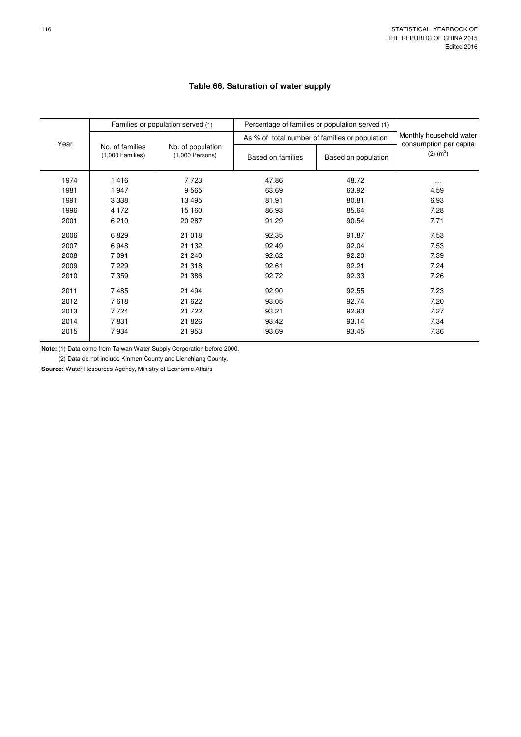## Table 66. Saturation of water supply

| Year | Families or population served (1) | | Percentage of families or population served (1) | | Monthly household water consumption per capita (2) ($m^3$) |
|---|---|---|---|---|---|
| | | | As % of total number of families or population | | |
| | No. of families (1,000 Families) | No. of population (1,000 Persons) | Based on families | Based on population | |
| 1974 | 1 416 | 7 723 | 47.86 | 48.72 | … |
| 1981 | 1 947 | 9 565 | 63.69 | 63.92 | 4.59 |
| 1991 | 3 338 | 13 495 | 81.91 | 80.81 | 6.93 |
| 1996 | 4 172 | 15 160 | 86.93 | 85.64 | 7.28 |
| 2001 | 6 210 | 20 287 | 91.29 | 90.54 | 7.71 |
| 2006 | 6 829 | 21 018 | 92.35 | 91.87 | 7.53 |
| 2007 | 6 948 | 21 132 | 92.49 | 92.04 | 7.53 |
| 2008 | 7 091 | 21 240 | 92.62 | 92.20 | 7.39 |
| 2009 | 7 229 | 21 318 | 92.61 | 92.21 | 7.24 |
| 2010 | 7 359 | 21 386 | 92.72 | 92.33 | 7.26 |
| 2011 | 7 485 | 21 494 | 92.90 | 92.55 | 7.23 |
| 2012 | 7 618 | 21 622 | 93.05 | 92.74 | 7.20 |
| 2013 | 7 724 | 21 722 | 93.21 | 92.93 | 7.27 |
| 2014 | 7 831 | 21 826 | 93.42 | 93.14 | 7.34 |
| 2015 | 7 934 | 21 953 | 93.69 | 93.45 | 7.36 |

**Note:** (1) Data come from Taiwan Water Supply Corporation before 2000.

(2) Data do not include Kinmen County and Lienchiang County.

**Source:** Water Resources Agency, Ministry of Economic Affairs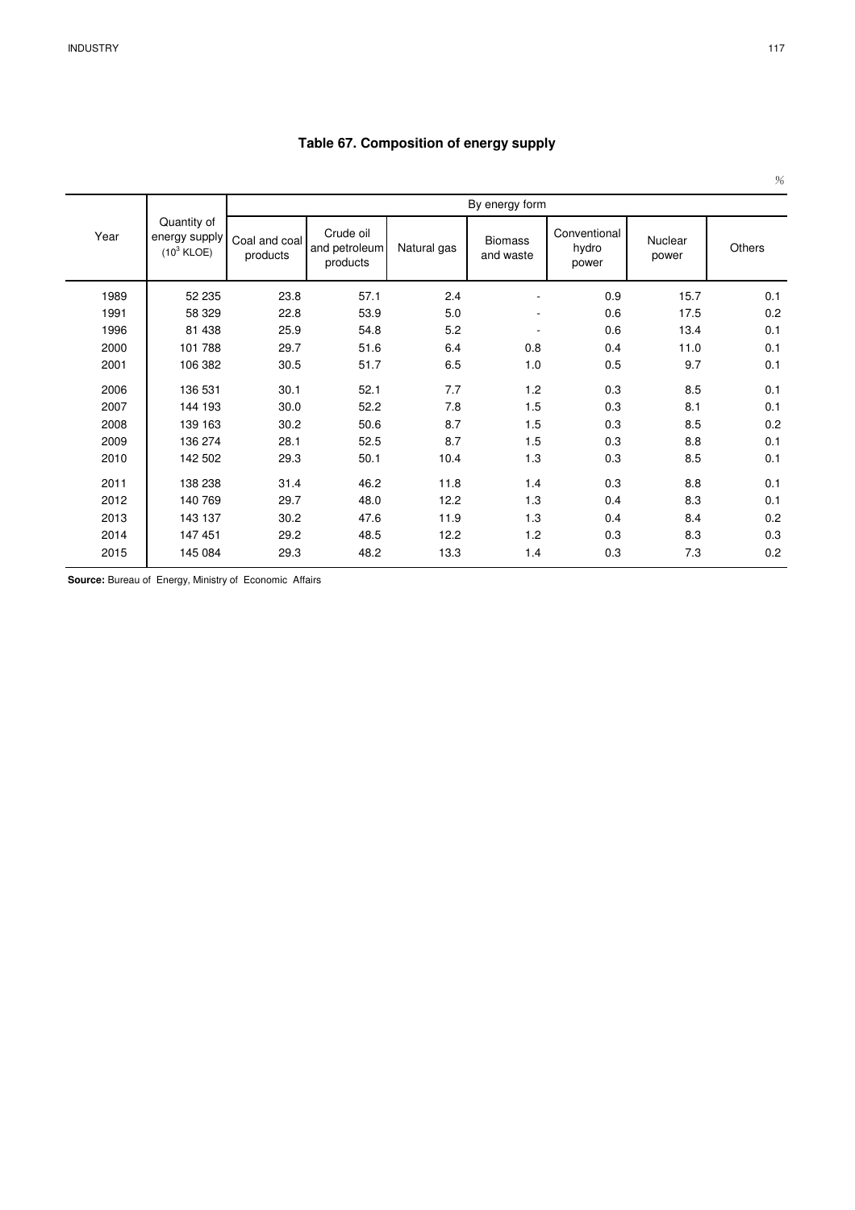## Table 67. Composition of energy supply

%

| Year | Quantity of energy supply ($10^3$ KLOE) | By energy form | | | | | | |
|---|---|---|---|---|---|---|---|---|
| | | Coal and coal products | Crude oil and petroleum products | Natural gas | Biomass and waste | Conventional hydro power | Nuclear power | Others |
| 1989 | 52 235 | 23.8 | 57.1 | 2.4 | - | 0.9 | 15.7 | 0.1 |
| 1991 | 58 329 | 22.8 | 53.9 | 5.0 | - | 0.6 | 17.5 | 0.2 |
| 1996 | 81 438 | 25.9 | 54.8 | 5.2 | - | 0.6 | 13.4 | 0.1 |
| 2000 | 101 788 | 29.7 | 51.6 | 6.4 | 0.8 | 0.4 | 11.0 | 0.1 |
| 2001 | 106 382 | 30.5 | 51.7 | 6.5 | 1.0 | 0.5 | 9.7 | 0.1 |
| 2006 | 136 531 | 30.1 | 52.1 | 7.7 | 1.2 | 0.3 | 8.5 | 0.1 |
| 2007 | 144 193 | 30.0 | 52.2 | 7.8 | 1.5 | 0.3 | 8.1 | 0.1 |
| 2008 | 139 163 | 30.2 | 50.6 | 8.7 | 1.5 | 0.3 | 8.5 | 0.2 |
| 2009 | 136 274 | 28.1 | 52.5 | 8.7 | 1.5 | 0.3 | 8.8 | 0.1 |
| 2010 | 142 502 | 29.3 | 50.1 | 10.4 | 1.3 | 0.3 | 8.5 | 0.1 |
| 2011 | 138 238 | 31.4 | 46.2 | 11.8 | 1.4 | 0.3 | 8.8 | 0.1 |
| 2012 | 140 769 | 29.7 | 48.0 | 12.2 | 1.3 | 0.4 | 8.3 | 0.1 |
| 2013 | 143 137 | 30.2 | 47.6 | 11.9 | 1.3 | 0.4 | 8.4 | 0.2 |
| 2014 | 147 451 | 29.2 | 48.5 | 12.2 | 1.2 | 0.3 | 8.3 | 0.3 |
| 2015 | 145 084 | 29.3 | 48.2 | 13.3 | 1.4 | 0.3 | 7.3 | 0.2 |

**Source:** Bureau of Energy, Ministry of Economic Affairs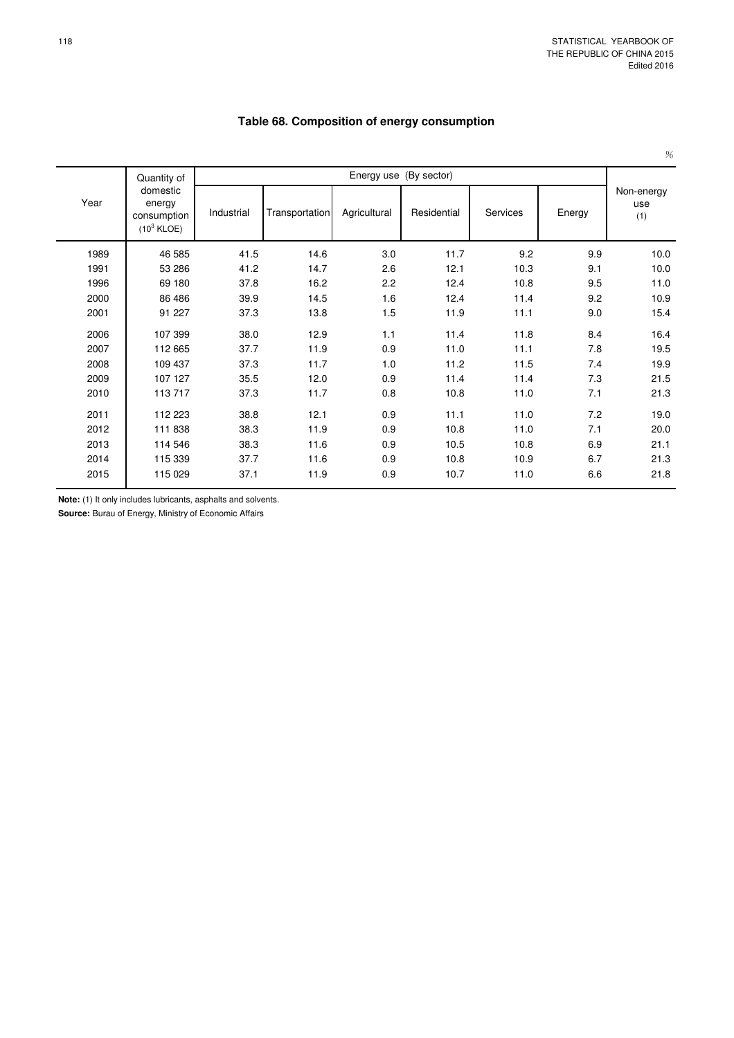## Table 68. Composition of energy consumption

%

| Year | Quantity of domestic energy consumption ($10^3$ KLOE) | Energy use (By sector) | | | | | | Non-energy use (1) |
|---|---|---|---|---|---|---|---|---|
| | | Industrial | Transportation | Agricultural | Residential | Services | Energy | |
| 1989 | 46 585 | 41.5 | 14.6 | 3.0 | 11.7 | 9.2 | 9.9 | 10.0 |
| 1991 | 53 286 | 41.2 | 14.7 | 2.6 | 12.1 | 10.3 | 9.1 | 10.0 |
| 1996 | 69 180 | 37.8 | 16.2 | 2.2 | 12.4 | 10.8 | 9.5 | 11.0 |
| 2000 | 86 486 | 39.9 | 14.5 | 1.6 | 12.4 | 11.4 | 9.2 | 10.9 |
| 2001 | 91 227 | 37.3 | 13.8 | 1.5 | 11.9 | 11.1 | 9.0 | 15.4 |
| 2006 | 107 399 | 38.0 | 12.9 | 1.1 | 11.4 | 11.8 | 8.4 | 16.4 |
| 2007 | 112 665 | 37.7 | 11.9 | 0.9 | 11.0 | 11.1 | 7.8 | 19.5 |
| 2008 | 109 437 | 37.3 | 11.7 | 1.0 | 11.2 | 11.5 | 7.4 | 19.9 |
| 2009 | 107 127 | 35.5 | 12.0 | 0.9 | 11.4 | 11.4 | 7.3 | 21.5 |
| 2010 | 113 717 | 37.3 | 11.7 | 0.8 | 10.8 | 11.0 | 7.1 | 21.3 |
| 2011 | 112 223 | 38.8 | 12.1 | 0.9 | 11.1 | 11.0 | 7.2 | 19.0 |
| 2012 | 111 838 | 38.3 | 11.9 | 0.9 | 10.8 | 11.0 | 7.1 | 20.0 |
| 2013 | 114 546 | 38.3 | 11.6 | 0.9 | 10.5 | 10.8 | 6.9 | 21.1 |
| 2014 | 115 339 | 37.7 | 11.6 | 0.9 | 10.8 | 10.9 | 6.7 | 21.3 |
| 2015 | 115 029 | 37.1 | 11.9 | 0.9 | 10.7 | 11.0 | 6.6 | 21.8 |

**Note:** (1) It only includes lubricants, asphalts and solvents.

**Source:** Burau of Energy, Ministry of Economic Affairs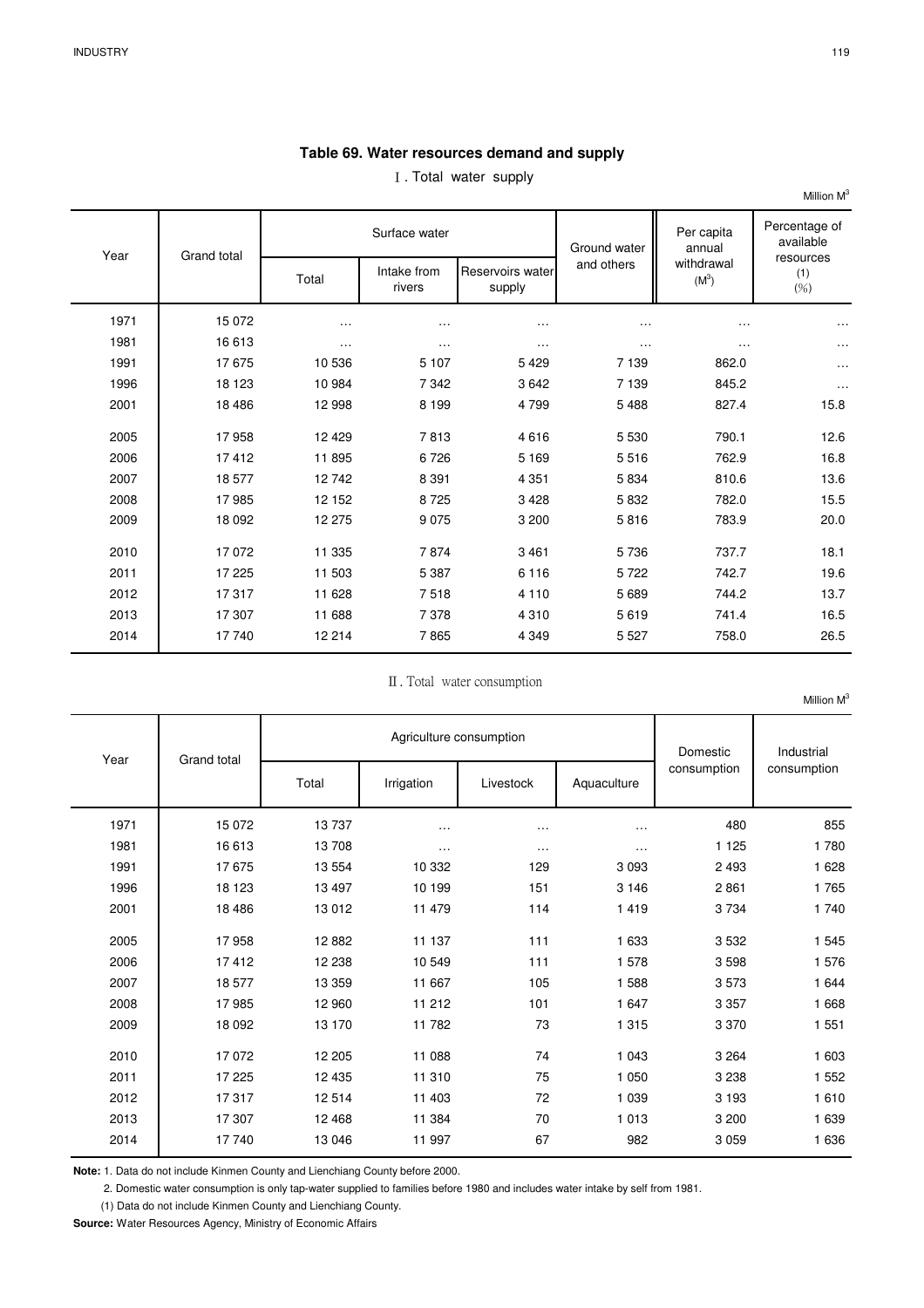# Table 69. Water resources demand and supply

Ⅰ. Total water supply

Million $M^3$

| Year | Grand total | Surface water | | | Ground water and others | Per capita annual withdrawal ($M^3$) | Percentage of available resources (1) (%) |
|---|---|---|---|---|---|---|---|
| | | Total | Intake from rivers | Reservoirs water supply | | | |
| 1971 | 15 072 | … | … | … | … | … | … |
| 1981 | 16 613 | … | … | … | … | … | … |
| 1991 | 17 675 | 10 536 | 5 107 | 5 429 | 7 139 | 862.0 | … |
| 1996 | 18 123 | 10 984 | 7 342 | 3 642 | 7 139 | 845.2 | … |
| 2001 | 18 486 | 12 998 | 8 199 | 4 799 | 5 488 | 827.4 | 15.8 |
| 2005 | 17 958 | 12 429 | 7 813 | 4 616 | 5 530 | 790.1 | 12.6 |
| 2006 | 17 412 | 11 895 | 6 726 | 5 169 | 5 516 | 762.9 | 16.8 |
| 2007 | 18 577 | 12 742 | 8 391 | 4 351 | 5 834 | 810.6 | 13.6 |
| 2008 | 17 985 | 12 152 | 8 725 | 3 428 | 5 832 | 782.0 | 15.5 |
| 2009 | 18 092 | 12 275 | 9 075 | 3 200 | 5 816 | 783.9 | 20.0 |
| 2010 | 17 072 | 11 335 | 7 874 | 3 461 | 5 736 | 737.7 | 18.1 |
| 2011 | 17 225 | 11 503 | 5 387 | 6 116 | 5 722 | 742.7 | 19.6 |
| 2012 | 17 317 | 11 628 | 7 518 | 4 110 | 5 689 | 744.2 | 13.7 |
| 2013 | 17 307 | 11 688 | 7 378 | 4 310 | 5 619 | 741.4 | 16.5 |
| 2014 | 17 740 | 12 214 | 7 865 | 4 349 | 5 527 | 758.0 | 26.5 |

Ⅱ. Total water consumption

Million $M^3$

| Year | Grand total | Agriculture consumption | | | | Domestic consumption | Industrial consumption |
|---|---|---|---|---|---|---|---|
| | | Total | Irrigation | Livestock | Aquaculture | | |
| 1971 | 15 072 | 13 737 | … | … | … | 480 | 855 |
| 1981 | 16 613 | 13 708 | … | … | … | 1 125 | 1 780 |
| 1991 | 17 675 | 13 554 | 10 332 | 129 | 3 093 | 2 493 | 1 628 |
| 1996 | 18 123 | 13 497 | 10 199 | 151 | 3 146 | 2 861 | 1 765 |
| 2001 | 18 486 | 13 012 | 11 479 | 114 | 1 419 | 3 734 | 1 740 |
| 2005 | 17 958 | 12 882 | 11 137 | 111 | 1 633 | 3 532 | 1 545 |
| 2006 | 17 412 | 12 238 | 10 549 | 111 | 1 578 | 3 598 | 1 576 |
| 2007 | 18 577 | 13 359 | 11 667 | 105 | 1 588 | 3 573 | 1 644 |
| 2008 | 17 985 | 12 960 | 11 212 | 101 | 1 647 | 3 357 | 1 668 |
| 2009 | 18 092 | 13 170 | 11 782 | 73 | 1 315 | 3 370 | 1 551 |
| 2010 | 17 072 | 12 205 | 11 088 | 74 | 1 043 | 3 264 | 1 603 |
| 2011 | 17 225 | 12 435 | 11 310 | 75 | 1 050 | 3 238 | 1 552 |
| 2012 | 17 317 | 12 514 | 11 403 | 72 | 1 039 | 3 193 | 1 610 |
| 2013 | 17 307 | 12 468 | 11 384 | 70 | 1 013 | 3 200 | 1 639 |
| 2014 | 17 740 | 13 046 | 11 997 | 67 | 982 | 3 059 | 1 636 |

**Note:** 1. Data do not include Kinmen County and Lienchiang County before 2000.

2. Domestic water consumption is only tap-water supplied to families before 1980 and includes water intake by self from 1981.

(1) Data do not include Kinmen County and Lienchiang County.

**Source:** Water Resources Agency, Ministry of Economic Affairs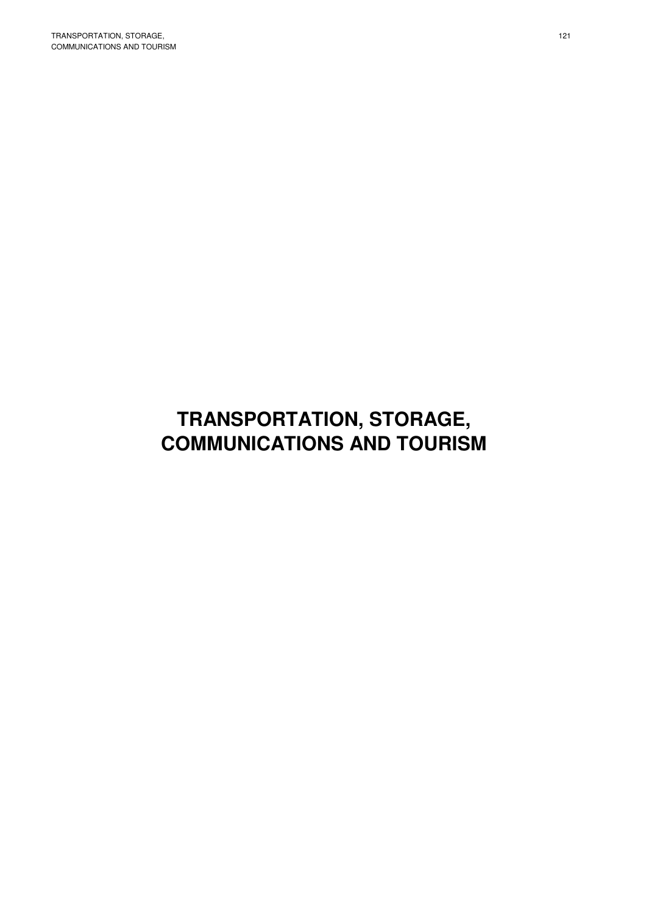# TRANSPORTATION, STORAGE, COMMUNICATIONS AND TOURISM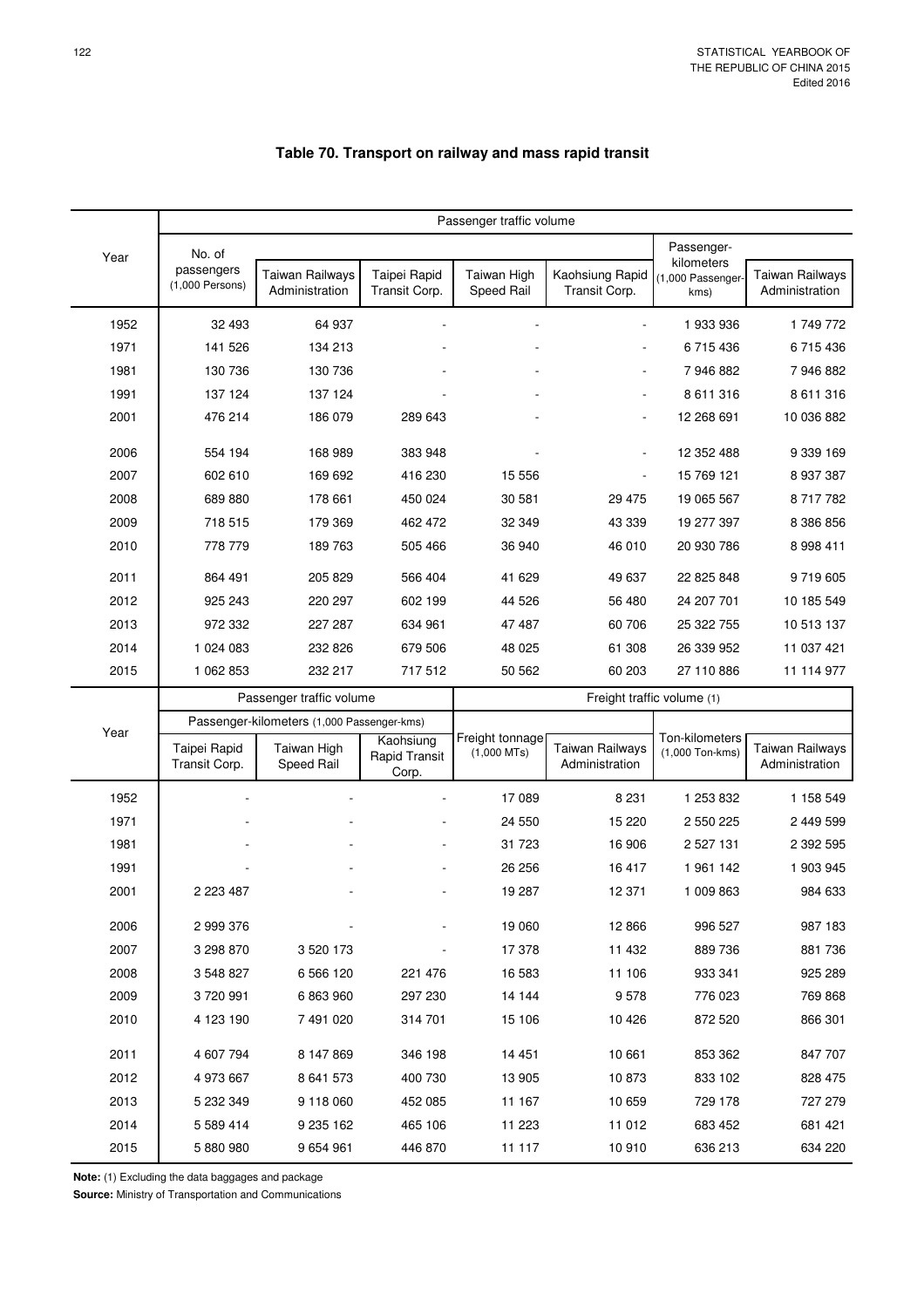# Table 70. Transport on railway and mass rapid transit

| Year | Passenger traffic volume | | | | | | |
|---|---|---|---|---|---|---|---|
| | No. of passengers (1,000 Persons) | Taiwan Railways Administration | Taipei Rapid Transit Corp. | Taiwan High Speed Rail | Kaohsiung Rapid Transit Corp. | Passenger-kilometers (1,000 Passenger-kms) | Taiwan Railways Administration |
| 1952 | 32 493 | 64 937 | - | - | - | 1 933 936 | 1 749 772 |
| 1971 | 141 526 | 134 213 | - | - | - | 6 715 436 | 6 715 436 |
| 1981 | 130 736 | 130 736 | - | - | - | 7 946 882 | 7 946 882 |
| 1991 | 137 124 | 137 124 | - | - | - | 8 611 316 | 8 611 316 |
| 2001 | 476 214 | 186 079 | 289 643 | - | - | 12 268 691 | 10 036 882 |
| 2006 | 554 194 | 168 989 | 383 948 | - | - | 12 352 488 | 9 339 169 |
| 2007 | 602 610 | 169 692 | 416 230 | 15 556 | - | 15 769 121 | 8 937 387 |
| 2008 | 689 880 | 178 661 | 450 024 | 30 581 | 29 475 | 19 065 567 | 8 717 782 |
| 2009 | 718 515 | 179 369 | 462 472 | 32 349 | 43 339 | 19 277 397 | 8 386 856 |
| 2010 | 778 779 | 189 763 | 505 466 | 36 940 | 46 010 | 20 930 786 | 8 998 411 |
| 2011 | 864 491 | 205 829 | 566 404 | 41 629 | 49 637 | 22 825 848 | 9 719 605 |
| 2012 | 925 243 | 220 297 | 602 199 | 44 526 | 56 480 | 24 207 701 | 10 185 549 |
| 2013 | 972 332 | 227 287 | 634 961 | 47 487 | 60 706 | 25 322 755 | 10 513 137 |
| 2014 | 1 024 083 | 232 826 | 679 506 | 48 025 | 61 308 | 26 339 952 | 11 037 421 |
| 2015 | 1 062 853 | 232 217 | 717 512 | 50 562 | 60 203 | 27 110 886 | 11 114 977 |

| Year | Passenger traffic volume | | | Freight traffic volume (1) | | | |
|---|---|---|---|---|---|---|---|
| | Passenger-kilometers (1,000 Passenger-kms) | | | | | | |
| | Taipei Rapid Transit Corp. | Taiwan High Speed Rail | Kaohsiung Rapid Transit Corp. | Freight tonnage (1,000 MTs) | Taiwan Railways Administration | Ton-kilometers (1,000 Ton-kms) | Taiwan Railways Administration |
| 1952 | - | - | - | 17 089 | 8 231 | 1 253 832 | 1 158 549 |
| 1971 | - | - | - | 24 550 | 15 220 | 2 550 225 | 2 449 599 |
| 1981 | - | - | - | 31 723 | 16 906 | 2 527 131 | 2 392 595 |
| 1991 | - | - | - | 26 256 | 16 417 | 1 961 142 | 1 903 945 |
| 2001 | 2 223 487 | - | - | 19 287 | 12 371 | 1 009 863 | 984 633 |
| 2006 | 2 999 376 | - | - | 19 060 | 12 866 | 996 527 | 987 183 |
| 2007 | 3 298 870 | 3 520 173 | - | 17 378 | 11 432 | 889 736 | 881 736 |
| 2008 | 3 548 827 | 6 566 120 | 221 476 | 16 583 | 11 106 | 933 341 | 925 289 |
| 2009 | 3 720 991 | 6 863 960 | 297 230 | 14 144 | 9 578 | 776 023 | 769 868 |
| 2010 | 4 123 190 | 7 491 020 | 314 701 | 15 106 | 10 426 | 872 520 | 866 301 |
| 2011 | 4 607 794 | 8 147 869 | 346 198 | 14 451 | 10 661 | 853 362 | 847 707 |
| 2012 | 4 973 667 | 8 641 573 | 400 730 | 13 905 | 10 873 | 833 102 | 828 475 |
| 2013 | 5 232 349 | 9 118 060 | 452 085 | 11 167 | 10 659 | 729 178 | 727 279 |
| 2014 | 5 589 414 | 9 235 162 | 465 106 | 11 223 | 11 012 | 683 452 | 681 421 |
| 2015 | 5 880 980 | 9 654 961 | 446 870 | 11 117 | 10 910 | 636 213 | 634 220 |

**Note:** (1) Excluding the data baggages and package

**Source:** Ministry of Transportation and Communications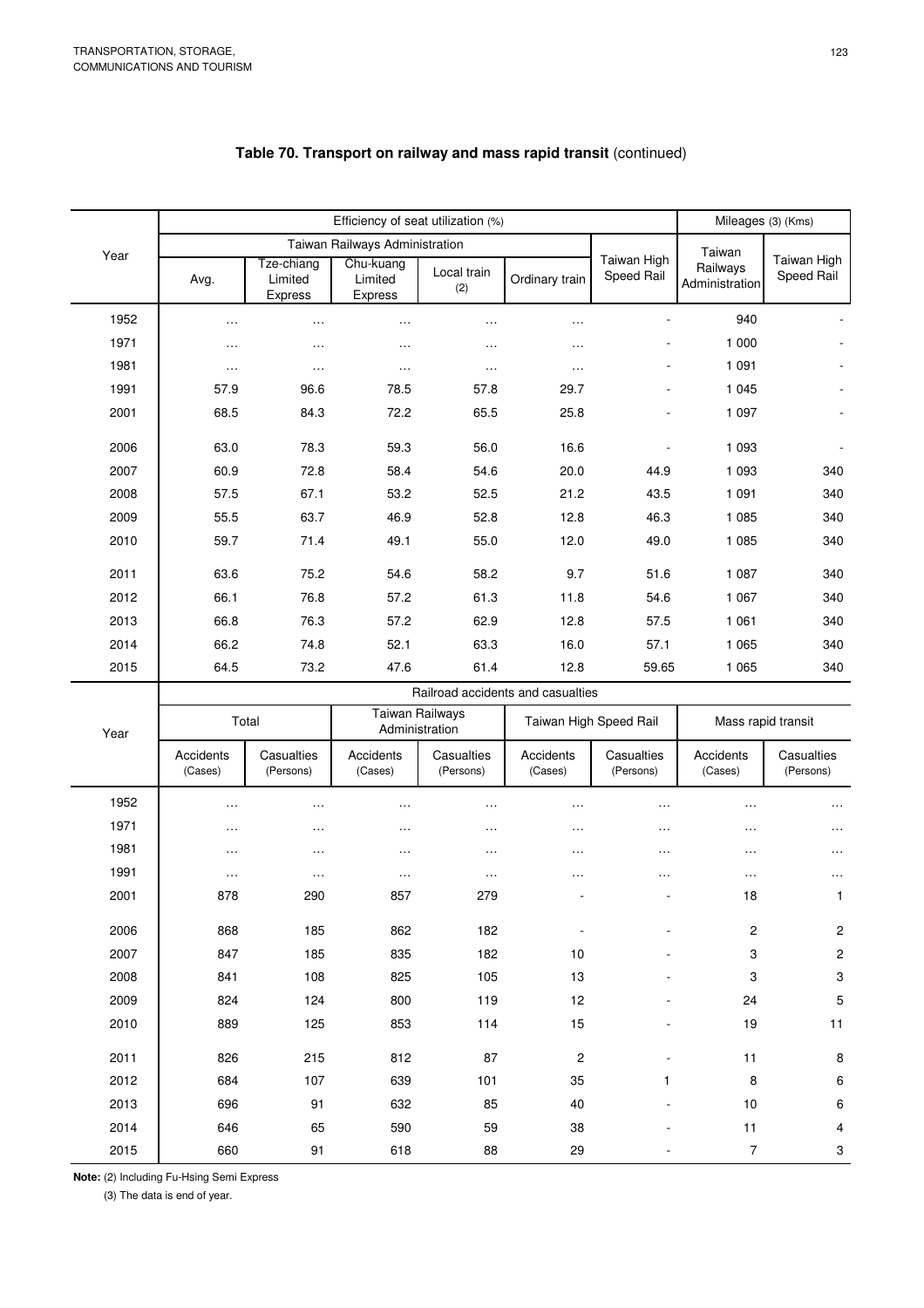## Table 70. Transport on railway and mass rapid transit (continued)

| Year | Efficiency of seat utilization (%) | | | | | | Mileages (3) (Kms) | |
|---|---|---|---|---|---|---|---|---|
| | Taiwan Railways Administration | | | | | Taiwan High Speed Rail | Taiwan Railways Administration | Taiwan High Speed Rail |
| | Avg. | Tze-chiang Limited Express | Chu-kuang Limited Express | Local train (2) | Ordinary train | | | |
| 1952 | … | … | … | … | … | - | 940 | - |
| 1971 | … | … | … | … | … | - | 1 000 | - |
| 1981 | … | … | … | … | … | - | 1 091 | - |
| 1991 | 57.9 | 96.6 | 78.5 | 57.8 | 29.7 | - | 1 045 | - |
| 2001 | 68.5 | 84.3 | 72.2 | 65.5 | 25.8 | - | 1 097 | - |
| 2006 | 63.0 | 78.3 | 59.3 | 56.0 | 16.6 | - | 1 093 | - |
| 2007 | 60.9 | 72.8 | 58.4 | 54.6 | 20.0 | 44.9 | 1 093 | 340 |
| 2008 | 57.5 | 67.1 | 53.2 | 52.5 | 21.2 | 43.5 | 1 091 | 340 |
| 2009 | 55.5 | 63.7 | 46.9 | 52.8 | 12.8 | 46.3 | 1 085 | 340 |
| 2010 | 59.7 | 71.4 | 49.1 | 55.0 | 12.0 | 49.0 | 1 085 | 340 |
| 2011 | 63.6 | 75.2 | 54.6 | 58.2 | 9.7 | 51.6 | 1 087 | 340 |
| 2012 | 66.1 | 76.8 | 57.2 | 61.3 | 11.8 | 54.6 | 1 067 | 340 |
| 2013 | 66.8 | 76.3 | 57.2 | 62.9 | 12.8 | 57.5 | 1 061 | 340 |
| 2014 | 66.2 | 74.8 | 52.1 | 63.3 | 16.0 | 57.1 | 1 065 | 340 |
| 2015 | 64.5 | 73.2 | 47.6 | 61.4 | 12.8 | 59.65 | 1 065 | 340 |

| Year | Railroad accidents and casualties | | | | | | | |
|---|---|---|---|---|---|---|---|---|
| | Total | | Taiwan Railways Administration | | Taiwan High Speed Rail | | Mass rapid transit | |
| | Accidents (Cases) | Casualties (Persons) | Accidents (Cases) | Casualties (Persons) | Accidents (Cases) | Casualties (Persons) | Accidents (Cases) | Casualties (Persons) |
| 1952 | … | … | … | … | … | … | … | … |
| 1971 | … | … | … | … | … | … | … | … |
| 1981 | … | … | … | … | … | … | … | … |
| 1991 | … | … | … | … | … | … | … | … |
| 2001 | 878 | 290 | 857 | 279 | - | - | 18 | 1 |
| 2006 | 868 | 185 | 862 | 182 | - | - | 2 | 2 |
| 2007 | 847 | 185 | 835 | 182 | 10 | - | 3 | 2 |
| 2008 | 841 | 108 | 825 | 105 | 13 | - | 3 | 3 |
| 2009 | 824 | 124 | 800 | 119 | 12 | - | 24 | 5 |
| 2010 | 889 | 125 | 853 | 114 | 15 | - | 19 | 11 |
| 2011 | 826 | 215 | 812 | 87 | 2 | - | 11 | 8 |
| 2012 | 684 | 107 | 639 | 101 | 35 | 1 | 8 | 6 |
| 2013 | 696 | 91 | 632 | 85 | 40 | - | 10 | 6 |
| 2014 | 646 | 65 | 590 | 59 | 38 | - | 11 | 4 |
| 2015 | 660 | 91 | 618 | 88 | 29 | - | 7 | 3 |

**Note:** (2) Including Fu-Hsing Semi Express

(3) The data is end of year.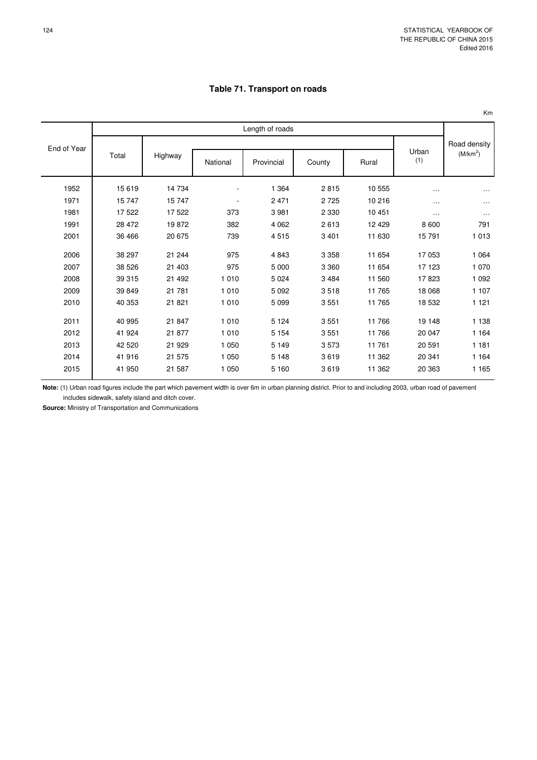# Table 71. Transport on roads

Km

| End of Year | Length of roads | | | | | | | Road density |
|---|---|---|---|---|---|---|---|---|
| | Total | Highway | | | | | Urban (1) | $(M/km^2)$ |
| | | | National | Provincial | County | Rural | | |
| 1952 | 15 619 | 14 734 | - | 1 364 | 2 815 | 10 555 | … | … |
| 1971 | 15 747 | 15 747 | - | 2 471 | 2 725 | 10 216 | … | … |
| 1981 | 17 522 | 17 522 | 373 | 3 981 | 2 330 | 10 451 | … | … |
| 1991 | 28 472 | 19 872 | 382 | 4 062 | 2 613 | 12 429 | 8 600 | 791 |
| 2001 | 36 466 | 20 675 | 739 | 4 515 | 3 401 | 11 630 | 15 791 | 1 013 |
| 2006 | 38 297 | 21 244 | 975 | 4 843 | 3 358 | 11 654 | 17 053 | 1 064 |
| 2007 | 38 526 | 21 403 | 975 | 5 000 | 3 360 | 11 654 | 17 123 | 1 070 |
| 2008 | 39 315 | 21 492 | 1 010 | 5 024 | 3 484 | 11 560 | 17 823 | 1 092 |
| 2009 | 39 849 | 21 781 | 1 010 | 5 092 | 3 518 | 11 765 | 18 068 | 1 107 |
| 2010 | 40 353 | 21 821 | 1 010 | 5 099 | 3 551 | 11 765 | 18 532 | 1 121 |
| 2011 | 40 995 | 21 847 | 1 010 | 5 124 | 3 551 | 11 766 | 19 148 | 1 138 |
| 2012 | 41 924 | 21 877 | 1 010 | 5 154 | 3 551 | 11 766 | 20 047 | 1 164 |
| 2013 | 42 520 | 21 929 | 1 050 | 5 149 | 3 573 | 11 761 | 20 591 | 1 181 |
| 2014 | 41 916 | 21 575 | 1 050 | 5 148 | 3 619 | 11 362 | 20 341 | 1 164 |
| 2015 | 41 950 | 21 587 | 1 050 | 5 160 | 3 619 | 11 362 | 20 363 | 1 165 |

**Note:** (1) Urban road figures include the part which pavement width is over 6m in urban planning district. Prior to and including 2003, urban road of pavement includes sidewalk, safety island and ditch cover.

**Source:** Ministry of Transportation and Communications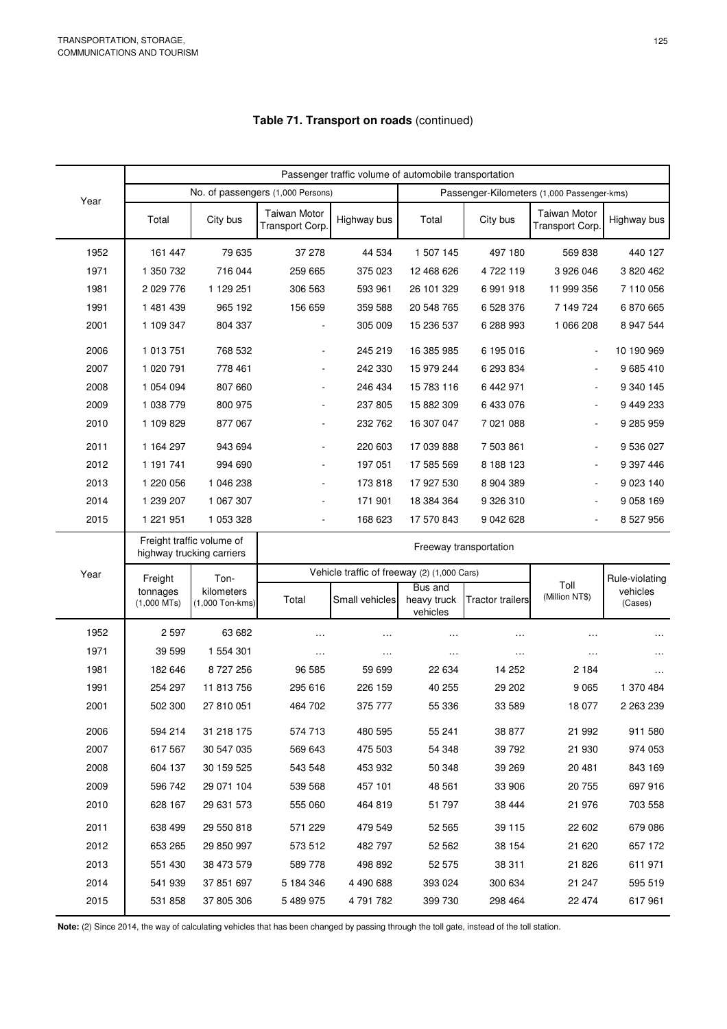## Table 71. Transport on roads (continued)

| Year | Passenger traffic volume of automobile transportation | | | | | | | |
|---|---|---|---|---|---|---|---|---|
| | No. of passengers (1,000 Persons) | | | | Passenger-Kilometers (1,000 Passenger-kms) | | | |
| | Total | City bus | Taiwan Motor Transport Corp. | Highway bus | Total | City bus | Taiwan Motor Transport Corp. | Highway bus |
| 1952 | 161 447 | 79 635 | 37 278 | 44 534 | 1 507 145 | 497 180 | 569 838 | 440 127 |
| 1971 | 1 350 732 | 716 044 | 259 665 | 375 023 | 12 468 626 | 4 722 119 | 3 926 046 | 3 820 462 |
| 1981 | 2 029 776 | 1 129 251 | 306 563 | 593 961 | 26 101 329 | 6 991 918 | 11 999 356 | 7 110 056 |
| 1991 | 1 481 439 | 965 192 | 156 659 | 359 588 | 20 548 765 | 6 528 376 | 7 149 724 | 6 870 665 |
| 2001 | 1 109 347 | 804 337 | - | 305 009 | 15 236 537 | 6 288 993 | 1 066 208 | 8 947 544 |
| 2006 | 1 013 751 | 768 532 | - | 245 219 | 16 385 985 | 6 195 016 | - | 10 190 969 |
| 2007 | 1 020 791 | 778 461 | - | 242 330 | 15 979 244 | 6 293 834 | - | 9 685 410 |
| 2008 | 1 054 094 | 807 660 | - | 246 434 | 15 783 116 | 6 442 971 | - | 9 340 145 |
| 2009 | 1 038 779 | 800 975 | - | 237 805 | 15 882 309 | 6 433 076 | - | 9 449 233 |
| 2010 | 1 109 829 | 877 067 | - | 232 762 | 16 307 047 | 7 021 088 | - | 9 285 959 |
| 2011 | 1 164 297 | 943 694 | - | 220 603 | 17 039 888 | 7 503 861 | - | 9 536 027 |
| 2012 | 1 191 741 | 994 690 | - | 197 051 | 17 585 569 | 8 188 123 | - | 9 397 446 |
| 2013 | 1 220 056 | 1 046 238 | - | 173 818 | 17 927 530 | 8 904 389 | - | 9 023 140 |
| 2014 | 1 239 207 | 1 067 307 | - | 171 901 | 18 384 364 | 9 326 310 | - | 9 058 169 |
| 2015 | 1 221 951 | 1 053 328 | - | 168 623 | 17 570 843 | 9 042 628 | - | 8 527 956 |

| Year | Freight traffic volume of highway trucking carriers | | Freeway transportation | | | | | |
|---|---|---|---|---|---|---|---|---|
| | | | Vehicle traffic of freeway (2) (1,000 Cars) | | | | | |
| | Freight tonnages (1,000 MTs) | Ton-kilometers (1,000 Ton-kms) | Total | Small vehicles | Bus and heavy truck vehicles | Tractor trailers | Toll (Million NT$) | Rule-violating vehicles (Cases) |
| 1952 | 2 597 | 63 682 | … | … | … | … | … | … |
| 1971 | 39 599 | 1 554 301 | … | … | … | … | … | … |
| 1981 | 182 646 | 8 727 256 | 96 585 | 59 699 | 22 634 | 14 252 | 2 184 | … |
| 1991 | 254 297 | 11 813 756 | 295 616 | 226 159 | 40 255 | 29 202 | 9 065 | 1 370 484 |
| 2001 | 502 300 | 27 810 051 | 464 702 | 375 777 | 55 336 | 33 589 | 18 077 | 2 263 239 |
| 2006 | 594 214 | 31 218 175 | 574 713 | 480 595 | 55 241 | 38 877 | 21 992 | 911 580 |
| 2007 | 617 567 | 30 547 035 | 569 643 | 475 503 | 54 348 | 39 792 | 21 930 | 974 053 |
| 2008 | 604 137 | 30 159 525 | 543 548 | 453 932 | 50 348 | 39 269 | 20 481 | 843 169 |
| 2009 | 596 742 | 29 071 104 | 539 568 | 457 101 | 48 561 | 33 906 | 20 755 | 697 916 |
| 2010 | 628 167 | 29 631 573 | 555 060 | 464 819 | 51 797 | 38 444 | 21 976 | 703 558 |
| 2011 | 638 499 | 29 550 818 | 571 229 | 479 549 | 52 565 | 39 115 | 22 602 | 679 086 |
| 2012 | 653 265 | 29 850 997 | 573 512 | 482 797 | 52 562 | 38 154 | 21 620 | 657 172 |
| 2013 | 551 430 | 38 473 579 | 589 778 | 498 892 | 52 575 | 38 311 | 21 826 | 611 971 |
| 2014 | 541 939 | 37 851 697 | 5 184 346 | 4 490 688 | 393 024 | 300 634 | 21 247 | 595 519 |
| 2015 | 531 858 | 37 805 306 | 5 489 975 | 4 791 782 | 399 730 | 298 464 | 22 474 | 617 961 |

**Note:** (2) Since 2014, the way of calculating vehicles that has been changed by passing through the toll gate, instead of the toll station.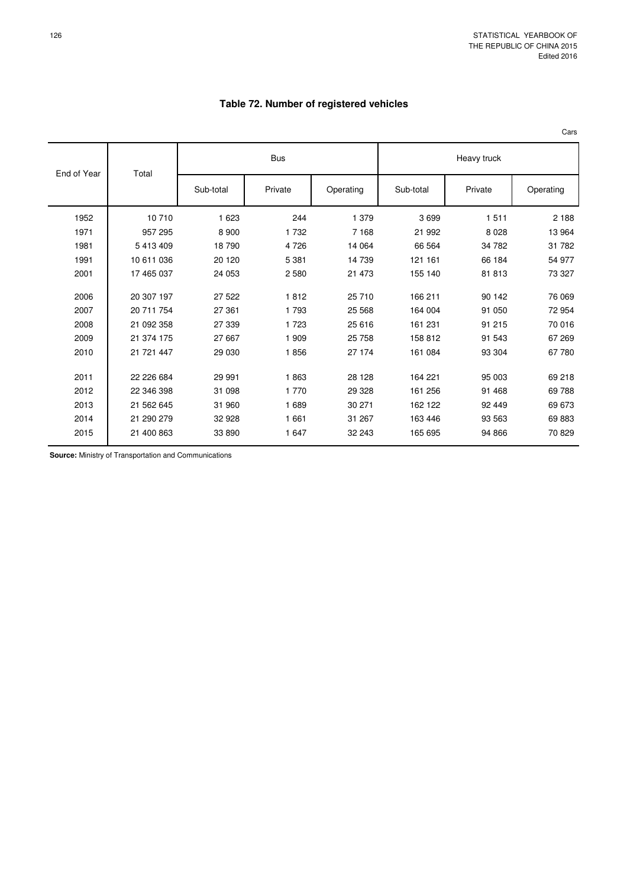## Table 72. Number of registered vehicles

Cars

| End of Year | Total | Bus | | | Heavy truck | | |
|---|---|---|---|---|---|---|---|
| | | Sub-total | Private | Operating | Sub-total | Private | Operating |
| 1952 | 10 710 | 1 623 | 244 | 1 379 | 3 699 | 1 511 | 2 188 |
| 1971 | 957 295 | 8 900 | 1 732 | 7 168 | 21 992 | 8 028 | 13 964 |
| 1981 | 5 413 409 | 18 790 | 4 726 | 14 064 | 66 564 | 34 782 | 31 782 |
| 1991 | 10 611 036 | 20 120 | 5 381 | 14 739 | 121 161 | 66 184 | 54 977 |
| 2001 | 17 465 037 | 24 053 | 2 580 | 21 473 | 155 140 | 81 813 | 73 327 |
| 2006 | 20 307 197 | 27 522 | 1 812 | 25 710 | 166 211 | 90 142 | 76 069 |
| 2007 | 20 711 754 | 27 361 | 1 793 | 25 568 | 164 004 | 91 050 | 72 954 |
| 2008 | 21 092 358 | 27 339 | 1 723 | 25 616 | 161 231 | 91 215 | 70 016 |
| 2009 | 21 374 175 | 27 667 | 1 909 | 25 758 | 158 812 | 91 543 | 67 269 |
| 2010 | 21 721 447 | 29 030 | 1 856 | 27 174 | 161 084 | 93 304 | 67 780 |
| 2011 | 22 226 684 | 29 991 | 1 863 | 28 128 | 164 221 | 95 003 | 69 218 |
| 2012 | 22 346 398 | 31 098 | 1 770 | 29 328 | 161 256 | 91 468 | 69 788 |
| 2013 | 21 562 645 | 31 960 | 1 689 | 30 271 | 162 122 | 92 449 | 69 673 |
| 2014 | 21 290 279 | 32 928 | 1 661 | 31 267 | 163 446 | 93 563 | 69 883 |
| 2015 | 21 400 863 | 33 890 | 1 647 | 32 243 | 165 695 | 94 866 | 70 829 |

**Source:** Ministry of Transportation and Communications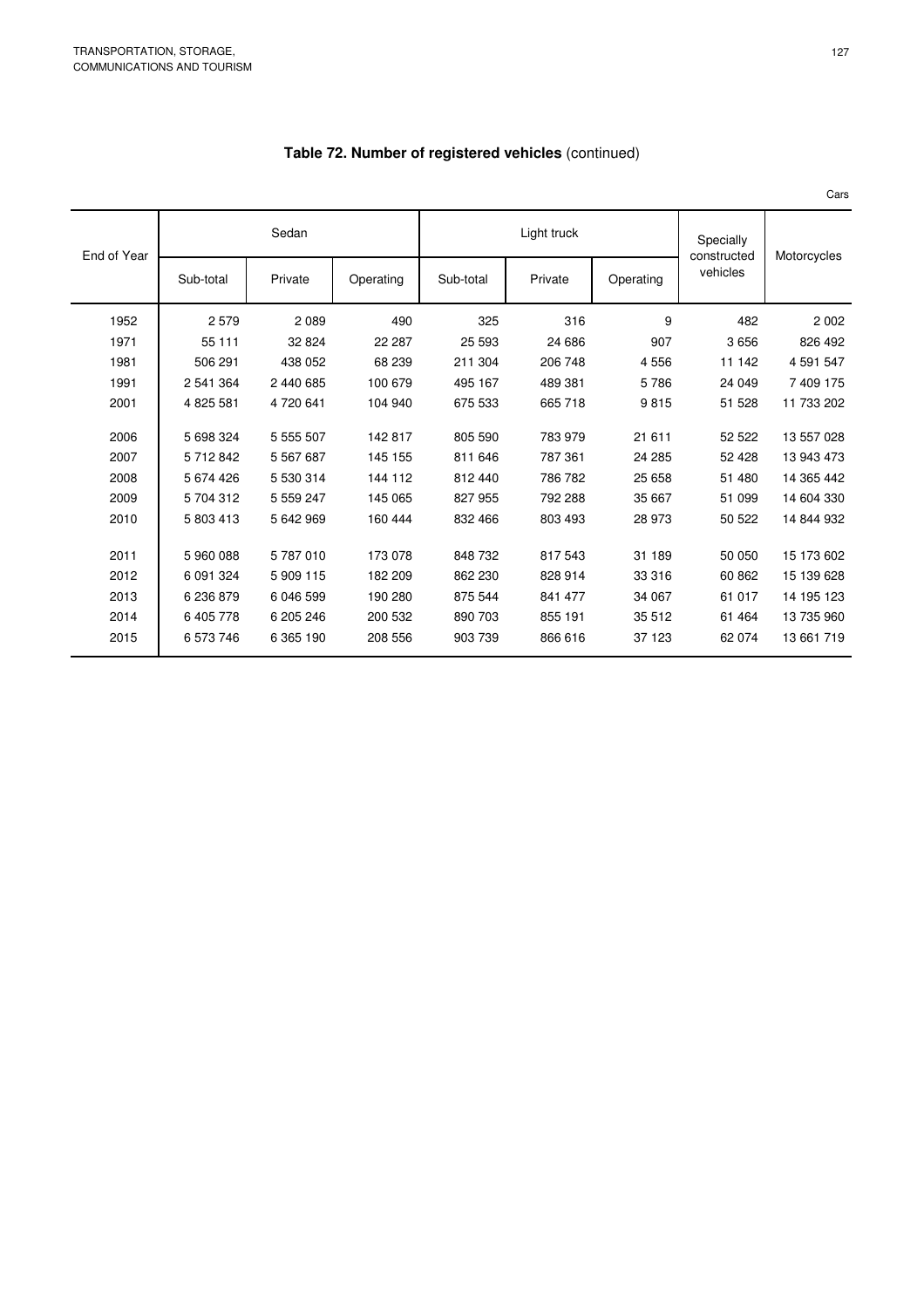## Table 72. Number of registered vehicles (continued)

Cars

| End of Year | Sedan | | | Light truck | | | Specially constructed vehicles | Motorcycles |
|---|---|---|---|---|---|---|---|---|
| | Sub-total | Private | Operating | Sub-total | Private | Operating | | |
| 1952 | 2 579 | 2 089 | 490 | 325 | 316 | 9 | 482 | 2 002 |
| 1971 | 55 111 | 32 824 | 22 287 | 25 593 | 24 686 | 907 | 3 656 | 826 492 |
| 1981 | 506 291 | 438 052 | 68 239 | 211 304 | 206 748 | 4 556 | 11 142 | 4 591 547 |
| 1991 | 2 541 364 | 2 440 685 | 100 679 | 495 167 | 489 381 | 5 786 | 24 049 | 7 409 175 |
| 2001 | 4 825 581 | 4 720 641 | 104 940 | 675 533 | 665 718 | 9 815 | 51 528 | 11 733 202 |
| 2006 | 5 698 324 | 5 555 507 | 142 817 | 805 590 | 783 979 | 21 611 | 52 522 | 13 557 028 |
| 2007 | 5 712 842 | 5 567 687 | 145 155 | 811 646 | 787 361 | 24 285 | 52 428 | 13 943 473 |
| 2008 | 5 674 426 | 5 530 314 | 144 112 | 812 440 | 786 782 | 25 658 | 51 480 | 14 365 442 |
| 2009 | 5 704 312 | 5 559 247 | 145 065 | 827 955 | 792 288 | 35 667 | 51 099 | 14 604 330 |
| 2010 | 5 803 413 | 5 642 969 | 160 444 | 832 466 | 803 493 | 28 973 | 50 522 | 14 844 932 |
| 2011 | 5 960 088 | 5 787 010 | 173 078 | 848 732 | 817 543 | 31 189 | 50 050 | 15 173 602 |
| 2012 | 6 091 324 | 5 909 115 | 182 209 | 862 230 | 828 914 | 33 316 | 60 862 | 15 139 628 |
| 2013 | 6 236 879 | 6 046 599 | 190 280 | 875 544 | 841 477 | 34 067 | 61 017 | 14 195 123 |
| 2014 | 6 405 778 | 6 205 246 | 200 532 | 890 703 | 855 191 | 35 512 | 61 464 | 13 735 960 |
| 2015 | 6 573 746 | 6 365 190 | 208 556 | 903 739 | 866 616 | 37 123 | 62 074 | 13 661 719 |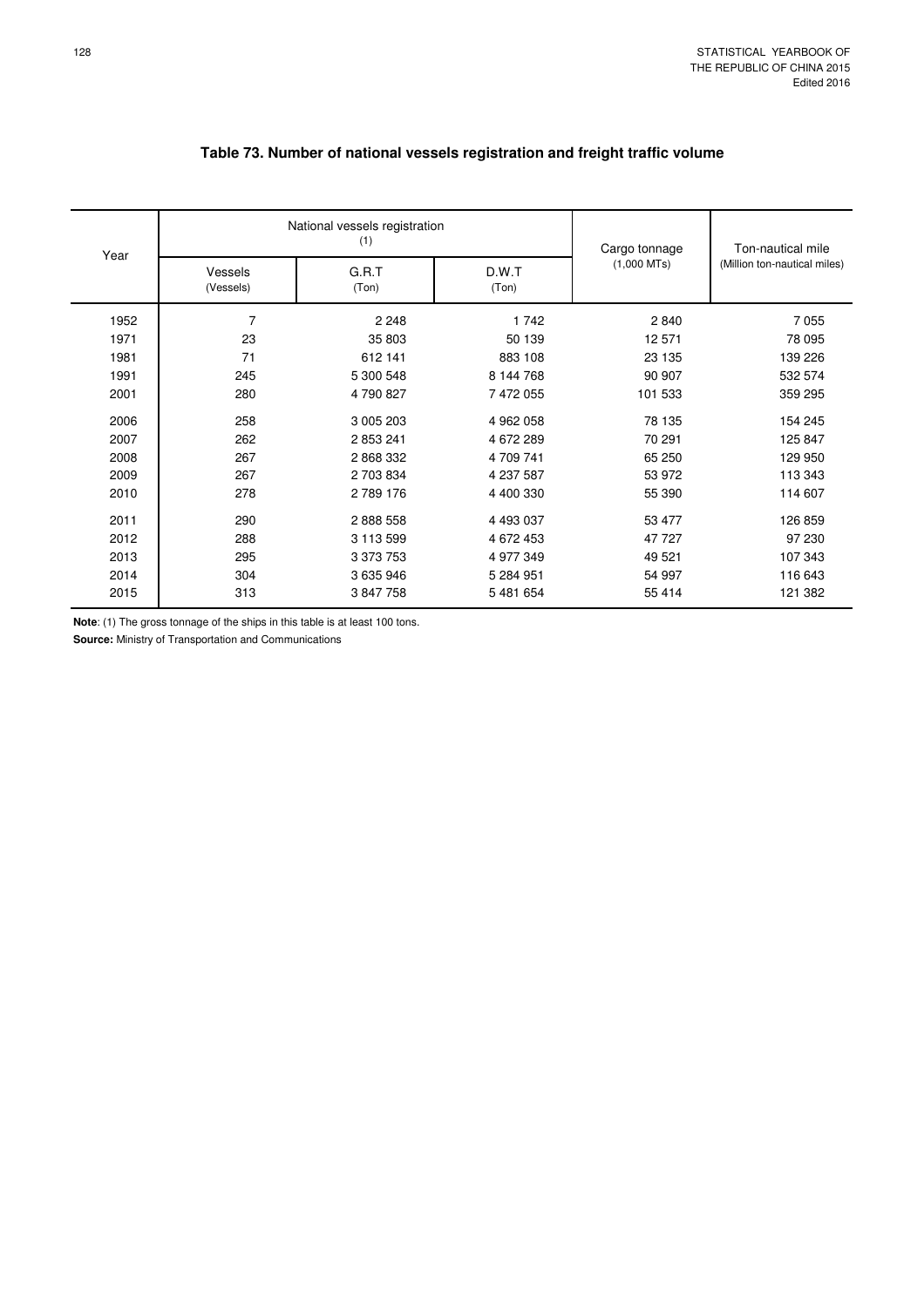## Table 73. Number of national vessels registration and freight traffic volume

| Year | National vessels registration (1) | | | Cargo tonnage (1,000 MTs) | Ton-nautical mile (Million ton-nautical miles) |
|---|---|---|---|---|---|
| | Vessels (Vessels) | G.R.T (Ton) | D.W.T (Ton) | | |
| 1952 | 7 | 2 248 | 1 742 | 2 840 | 7 055 |
| 1971 | 23 | 35 803 | 50 139 | 12 571 | 78 095 |
| 1981 | 71 | 612 141 | 883 108 | 23 135 | 139 226 |
| 1991 | 245 | 5 300 548 | 8 144 768 | 90 907 | 532 574 |
| 2001 | 280 | 4 790 827 | 7 472 055 | 101 533 | 359 295 |
| 2006 | 258 | 3 005 203 | 4 962 058 | 78 135 | 154 245 |
| 2007 | 262 | 2 853 241 | 4 672 289 | 70 291 | 125 847 |
| 2008 | 267 | 2 868 332 | 4 709 741 | 65 250 | 129 950 |
| 2009 | 267 | 2 703 834 | 4 237 587 | 53 972 | 113 343 |
| 2010 | 278 | 2 789 176 | 4 400 330 | 55 390 | 114 607 |
| 2011 | 290 | 2 888 558 | 4 493 037 | 53 477 | 126 859 |
| 2012 | 288 | 3 113 599 | 4 672 453 | 47 727 | 97 230 |
| 2013 | 295 | 3 373 753 | 4 977 349 | 49 521 | 107 343 |
| 2014 | 304 | 3 635 946 | 5 284 951 | 54 997 | 116 643 |
| 2015 | 313 | 3 847 758 | 5 481 654 | 55 414 | 121 382 |

**Note**: (1) The gross tonnage of the ships in this table is at least 100 tons.

**Source:** Ministry of Transportation and Communications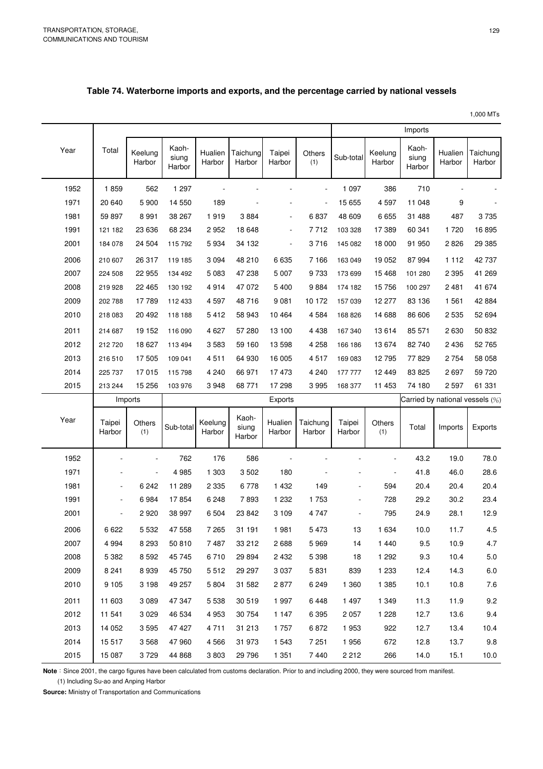## Table 74. Waterborne imports and exports, and the percentage carried by national vessels

1,000 MTs

| Year | Total | Keelung Harbor | Kaoh-siung Harbor | Hualien Harbor | Taichung Harbor | Taipei Harbor | Others (1) | Imports | | | | |
|---|---|---|---|---|---|---|---|---|---|---|---|---|
| | | | | | | | | Sub-total | Keelung Harbor | Kaoh-siung Harbor | Hualien Harbor | Taichung Harbor |
| 1952 | 1 859 | 562 | 1 297 | - | - | - | - | 1 097 | 386 | 710 | - | - |
| 1971 | 20 640 | 5 900 | 14 550 | 189 | - | - | - | 15 655 | 4 597 | 11 048 | 9 | - |
| 1981 | 59 897 | 8 991 | 38 267 | 1 919 | 3 884 | - | 6 837 | 48 609 | 6 655 | 31 488 | 487 | 3 735 |
| 1991 | 121 182 | 23 636 | 68 234 | 2 952 | 18 648 | - | 7 712 | 103 328 | 17 389 | 60 341 | 1 720 | 16 895 |
| 2001 | 184 078 | 24 504 | 115 792 | 5 934 | 34 132 | - | 3 716 | 145 082 | 18 000 | 91 950 | 2 826 | 29 385 |
| 2006 | 210 607 | 26 317 | 119 185 | 3 094 | 48 210 | 6 635 | 7 166 | 163 049 | 19 052 | 87 994 | 1 112 | 42 737 |
| 2007 | 224 508 | 22 955 | 134 492 | 5 083 | 47 238 | 5 007 | 9 733 | 173 699 | 15 468 | 101 280 | 2 395 | 41 269 |
| 2008 | 219 928 | 22 465 | 130 192 | 4 914 | 47 072 | 5 400 | 9 884 | 174 182 | 15 756 | 100 297 | 2 481 | 41 674 |
| 2009 | 202 788 | 17 789 | 112 433 | 4 597 | 48 716 | 9 081 | 10 172 | 157 039 | 12 277 | 83 136 | 1 561 | 42 884 |
| 2010 | 218 083 | 20 492 | 118 188 | 5 412 | 58 943 | 10 464 | 4 584 | 168 826 | 14 688 | 86 606 | 2 535 | 52 694 |
| 2011 | 214 687 | 19 152 | 116 090 | 4 627 | 57 280 | 13 100 | 4 438 | 167 340 | 13 614 | 85 571 | 2 630 | 50 832 |
| 2012 | 212 720 | 18 627 | 113 494 | 3 583 | 59 160 | 13 598 | 4 258 | 166 186 | 13 674 | 82 740 | 2 436 | 52 765 |
| 2013 | 216 510 | 17 505 | 109 041 | 4 511 | 64 930 | 16 005 | 4 517 | 169 083 | 12 795 | 77 829 | 2 754 | 58 058 |
| 2014 | 225 737 | 17 015 | 115 798 | 4 240 | 66 971 | 17 473 | 4 240 | 177 777 | 12 449 | 83 825 | 2 697 | 59 720 |
| 2015 | 213 244 | 15 256 | 103 976 | 3 948 | 68 771 | 17 298 | 3 995 | 168 377 | 11 453 | 74 180 | 2 597 | 61 331 |

| Year | Imports | | Exports | | | | | | | Carried by national vessels (%) | | |
|---|---|---|---|---|---|---|---|---|---|---|---|---|
| | Taipei Harbor | Others (1) | Sub-total | Keelung Harbor | Kaoh-siung Harbor | Hualien Harbor | Taichung Harbor | Taipei Harbor | Others (1) | Total | Imports | Exports |
| 1952 | - | - | 762 | 176 | 586 | - | - | - | - | 43.2 | 19.0 | 78.0 |
| 1971 | - | - | 4 985 | 1 303 | 3 502 | 180 | - | - | - | 41.8 | 46.0 | 28.6 |
| 1981 | - | 6 242 | 11 289 | 2 335 | 6 778 | 1 432 | 149 | - | 594 | 20.4 | 20.4 | 20.4 |
| 1991 | - | 6 984 | 17 854 | 6 248 | 7 893 | 1 232 | 1 753 | - | 728 | 29.2 | 30.2 | 23.4 |
| 2001 | - | 2 920 | 38 997 | 6 504 | 23 842 | 3 109 | 4 747 | - | 795 | 24.9 | 28.1 | 12.9 |
| 2006 | 6 622 | 5 532 | 47 558 | 7 265 | 31 191 | 1 981 | 5 473 | 13 | 1 634 | 10.0 | 11.7 | 4.5 |
| 2007 | 4 994 | 8 293 | 50 810 | 7 487 | 33 212 | 2 688 | 5 969 | 14 | 1 440 | 9.5 | 10.9 | 4.7 |
| 2008 | 5 382 | 8 592 | 45 745 | 6 710 | 29 894 | 2 432 | 5 398 | 18 | 1 292 | 9.3 | 10.4 | 5.0 |
| 2009 | 8 241 | 8 939 | 45 750 | 5 512 | 29 297 | 3 037 | 5 831 | 839 | 1 233 | 12.4 | 14.3 | 6.0 |
| 2010 | 9 105 | 3 198 | 49 257 | 5 804 | 31 582 | 2 877 | 6 249 | 1 360 | 1 385 | 10.1 | 10.8 | 7.6 |
| 2011 | 11 603 | 3 089 | 47 347 | 5 538 | 30 519 | 1 997 | 6 448 | 1 497 | 1 349 | 11.3 | 11.9 | 9.2 |
| 2012 | 11 541 | 3 029 | 46 534 | 4 953 | 30 754 | 1 147 | 6 395 | 2 057 | 1 228 | 12.7 | 13.6 | 9.4 |
| 2013 | 14 052 | 3 595 | 47 427 | 4 711 | 31 213 | 1 757 | 6 872 | 1 953 | 922 | 12.7 | 13.4 | 10.4 |
| 2014 | 15 517 | 3 568 | 47 960 | 4 566 | 31 973 | 1 543 | 7 251 | 1 956 | 672 | 12.8 | 13.7 | 9.8 |
| 2015 | 15 087 | 3 729 | 44 868 | 3 803 | 29 796 | 1 351 | 7 440 | 2 212 | 266 | 14.0 | 15.1 | 10.0 |

**Note**：Since 2001, the cargo figures have been calculated from customs declaration. Prior to and including 2000, they were sourced from manifest.

(1) Including Su-ao and Anping Harbor

**Source:** Ministry of Transportation and Communications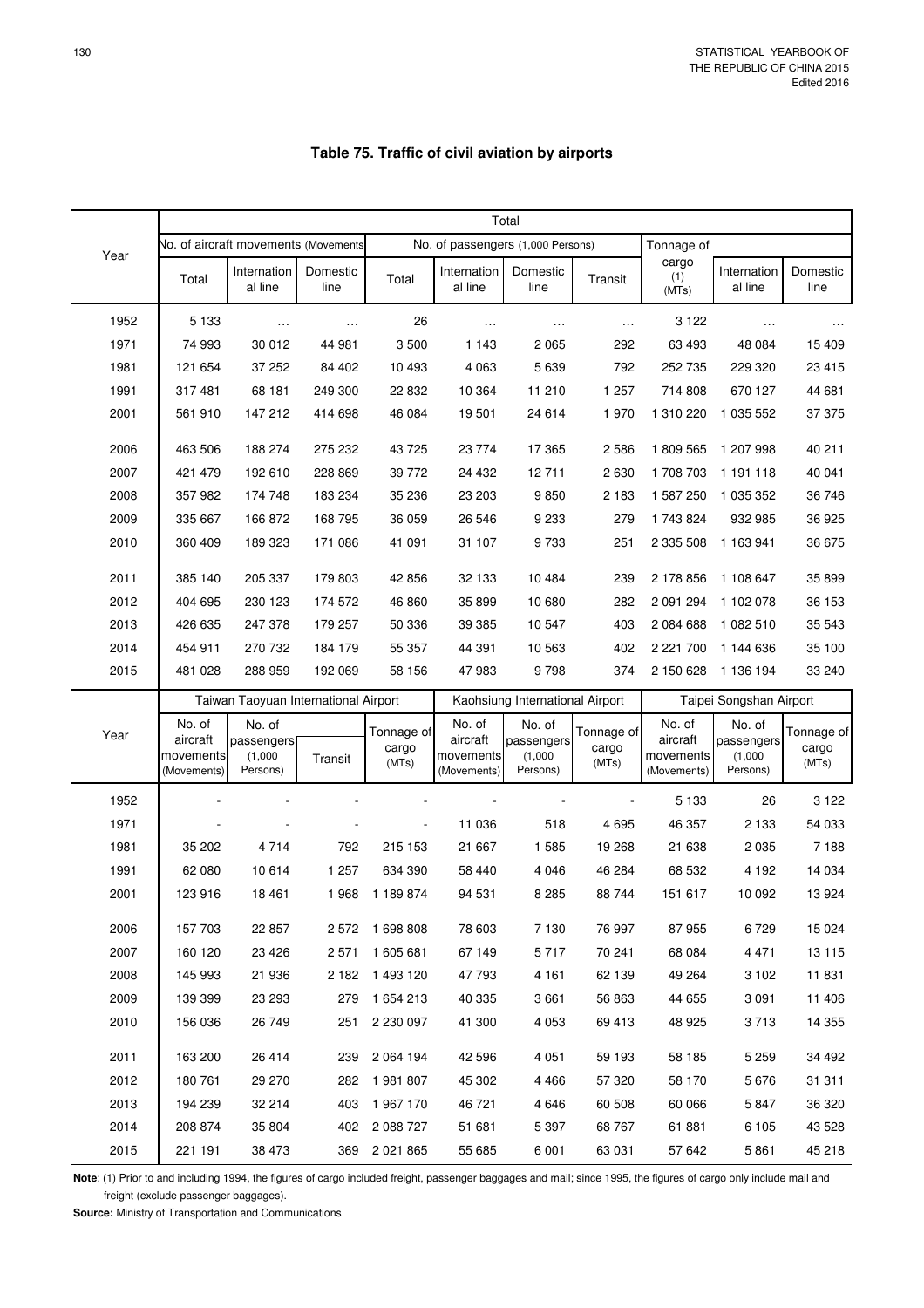# Table 75. Traffic of civil aviation by airports

| Year | Total | | | | | | | | | |
|---|---|---|---|---|---|---|---|---|---|---|
| | No. of aircraft movements (Movements) | | | No. of passengers (1,000 Persons) | | | | Tonnage of cargo (1) (MTs) | | |
| | Total | International line | Domestic line | Total | International line | Domestic line | Transit | | International line | Domestic line |
| 1952 | 5 133 | … | … | 26 | … | … | … | 3 122 | … | … |
| 1971 | 74 993 | 30 012 | 44 981 | 3 500 | 1 143 | 2 065 | 292 | 63 493 | 48 084 | 15 409 |
| 1981 | 121 654 | 37 252 | 84 402 | 10 493 | 4 063 | 5 639 | 792 | 252 735 | 229 320 | 23 415 |
| 1991 | 317 481 | 68 181 | 249 300 | 22 832 | 10 364 | 11 210 | 1 257 | 714 808 | 670 127 | 44 681 |
| 2001 | 561 910 | 147 212 | 414 698 | 46 084 | 19 501 | 24 614 | 1 970 | 1 310 220 | 1 035 552 | 37 375 |
| 2006 | 463 506 | 188 274 | 275 232 | 43 725 | 23 774 | 17 365 | 2 586 | 1 809 565 | 1 207 998 | 40 211 |
| 2007 | 421 479 | 192 610 | 228 869 | 39 772 | 24 432 | 12 711 | 2 630 | 1 708 703 | 1 191 118 | 40 041 |
| 2008 | 357 982 | 174 748 | 183 234 | 35 236 | 23 203 | 9 850 | 2 183 | 1 587 250 | 1 035 352 | 36 746 |
| 2009 | 335 667 | 166 872 | 168 795 | 36 059 | 26 546 | 9 233 | 279 | 1 743 824 | 932 985 | 36 925 |
| 2010 | 360 409 | 189 323 | 171 086 | 41 091 | 31 107 | 9 733 | 251 | 2 335 508 | 1 163 941 | 36 675 |
| 2011 | 385 140 | 205 337 | 179 803 | 42 856 | 32 133 | 10 484 | 239 | 2 178 856 | 1 108 647 | 35 899 |
| 2012 | 404 695 | 230 123 | 174 572 | 46 860 | 35 899 | 10 680 | 282 | 2 091 294 | 1 102 078 | 36 153 |
| 2013 | 426 635 | 247 378 | 179 257 | 50 336 | 39 385 | 10 547 | 403 | 2 084 688 | 1 082 510 | 35 543 |
| 2014 | 454 911 | 270 732 | 184 179 | 55 357 | 44 391 | 10 563 | 402 | 2 221 700 | 1 144 636 | 35 100 |
| 2015 | 481 028 | 288 959 | 192 069 | 58 156 | 47 983 | 9 798 | 374 | 2 150 628 | 1 136 194 | 33 240 |

| Year | Taiwan Taoyuan International Airport | | | | Kaohsiung International Airport | | | Taipei Songshan Airport | | |
|---|---|---|---|---|---|---|---|---|---|---|
| | No. of aircraft movements (Movements) | No. of passengers (1,000 Persons) | Transit | Tonnage of cargo (MTs) | No. of aircraft movements (Movements) | No. of passengers (1,000 Persons) | Tonnage of cargo (MTs) | No. of aircraft movements (Movements) | No. of passengers (1,000 Persons) | Tonnage of cargo (MTs) |
| 1952 | - | - | - | - | - | - | - | 5 133 | 26 | 3 122 |
| 1971 | - | - | - | - | 11 036 | 518 | 4 695 | 46 357 | 2 133 | 54 033 |
| 1981 | 35 202 | 4 714 | 792 | 215 153 | 21 667 | 1 585 | 19 268 | 21 638 | 2 035 | 7 188 |
| 1991 | 62 080 | 10 614 | 1 257 | 634 390 | 58 440 | 4 046 | 46 284 | 68 532 | 4 192 | 14 034 |
| 2001 | 123 916 | 18 461 | 1 968 | 1 189 874 | 94 531 | 8 285 | 88 744 | 151 617 | 10 092 | 13 924 |
| 2006 | 157 703 | 22 857 | 2 572 | 1 698 808 | 78 603 | 7 130 | 76 997 | 87 955 | 6 729 | 15 024 |
| 2007 | 160 120 | 23 426 | 2 571 | 1 605 681 | 67 149 | 5 717 | 70 241 | 68 084 | 4 471 | 13 115 |
| 2008 | 145 993 | 21 936 | 2 182 | 1 493 120 | 47 793 | 4 161 | 62 139 | 49 264 | 3 102 | 11 831 |
| 2009 | 139 399 | 23 293 | 279 | 1 654 213 | 40 335 | 3 661 | 56 863 | 44 655 | 3 091 | 11 406 |
| 2010 | 156 036 | 26 749 | 251 | 2 230 097 | 41 300 | 4 053 | 69 413 | 48 925 | 3 713 | 14 355 |
| 2011 | 163 200 | 26 414 | 239 | 2 064 194 | 42 596 | 4 051 | 59 193 | 58 185 | 5 259 | 34 492 |
| 2012 | 180 761 | 29 270 | 282 | 1 981 807 | 45 302 | 4 466 | 57 320 | 58 170 | 5 676 | 31 311 |
| 2013 | 194 239 | 32 214 | 403 | 1 967 170 | 46 721 | 4 646 | 60 508 | 60 066 | 5 847 | 36 320 |
| 2014 | 208 874 | 35 804 | 402 | 2 088 727 | 51 681 | 5 397 | 68 767 | 61 881 | 6 105 | 43 528 |
| 2015 | 221 191 | 38 473 | 369 | 2 021 865 | 55 685 | 6 001 | 63 031 | 57 642 | 5 861 | 45 218 |

**Note**: (1) Prior to and including 1994, the figures of cargo included freight, passenger baggages and mail; since 1995, the figures of cargo only include mail and freight (exclude passenger baggages).

**Source:** Ministry of Transportation and Communications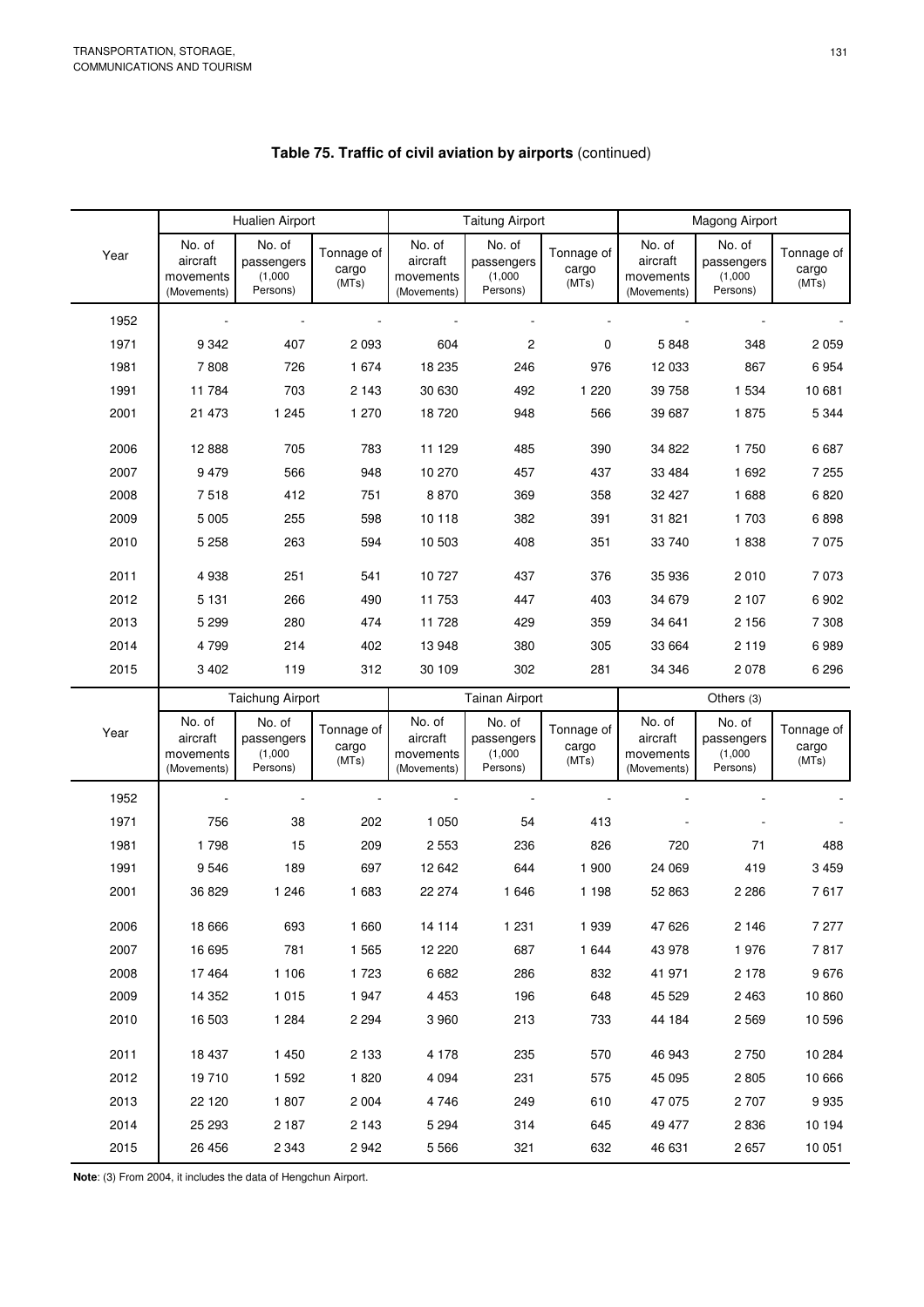## Table 75. Traffic of civil aviation by airports (continued)

| Year | Hualien Airport | | | Taitung Airport | | | Magong Airport | | |
|---|---|---|---|---|---|---|---|---|---|
| | No. of aircraft movements (Movements) | No. of passengers (1,000 Persons) | Tonnage of cargo (MTs) | No. of aircraft movements (Movements) | No. of passengers (1,000 Persons) | Tonnage of cargo (MTs) | No. of aircraft movements (Movements) | No. of passengers (1,000 Persons) | Tonnage of cargo (MTs) |
| 1952 | - | - | - | - | - | - | - | - | - |
| 1971 | 9 342 | 407 | 2 093 | 604 | 2 | 0 | 5 848 | 348 | 2 059 |
| 1981 | 7 808 | 726 | 1 674 | 18 235 | 246 | 976 | 12 033 | 867 | 6 954 |
| 1991 | 11 784 | 703 | 2 143 | 30 630 | 492 | 1 220 | 39 758 | 1 534 | 10 681 |
| 2001 | 21 473 | 1 245 | 1 270 | 18 720 | 948 | 566 | 39 687 | 1 875 | 5 344 |
| 2006 | 12 888 | 705 | 783 | 11 129 | 485 | 390 | 34 822 | 1 750 | 6 687 |
| 2007 | 9 479 | 566 | 948 | 10 270 | 457 | 437 | 33 484 | 1 692 | 7 255 |
| 2008 | 7 518 | 412 | 751 | 8 870 | 369 | 358 | 32 427 | 1 688 | 6 820 |
| 2009 | 5 005 | 255 | 598 | 10 118 | 382 | 391 | 31 821 | 1 703 | 6 898 |
| 2010 | 5 258 | 263 | 594 | 10 503 | 408 | 351 | 33 740 | 1 838 | 7 075 |
| 2011 | 4 938 | 251 | 541 | 10 727 | 437 | 376 | 35 936 | 2 010 | 7 073 |
| 2012 | 5 131 | 266 | 490 | 11 753 | 447 | 403 | 34 679 | 2 107 | 6 902 |
| 2013 | 5 299 | 280 | 474 | 11 728 | 429 | 359 | 34 641 | 2 156 | 7 308 |
| 2014 | 4 799 | 214 | 402 | 13 948 | 380 | 305 | 33 664 | 2 119 | 6 989 |
| 2015 | 3 402 | 119 | 312 | 30 109 | 302 | 281 | 34 346 | 2 078 | 6 296 |

| Year | Taichung Airport | | | Tainan Airport | | | Others (3) | | |
|---|---|---|---|---|---|---|---|---|---|
| | No. of aircraft movements (Movements) | No. of passengers (1,000 Persons) | Tonnage of cargo (MTs) | No. of aircraft movements (Movements) | No. of passengers (1,000 Persons) | Tonnage of cargo (MTs) | No. of aircraft movements (Movements) | No. of passengers (1,000 Persons) | Tonnage of cargo (MTs) |
| 1952 | - | - | - | - | - | - | - | - | - |
| 1971 | 756 | 38 | 202 | 1 050 | 54 | 413 | - | - | - |
| 1981 | 1 798 | 15 | 209 | 2 553 | 236 | 826 | 720 | 71 | 488 |
| 1991 | 9 546 | 189 | 697 | 12 642 | 644 | 1 900 | 24 069 | 419 | 3 459 |
| 2001 | 36 829 | 1 246 | 1 683 | 22 274 | 1 646 | 1 198 | 52 863 | 2 286 | 7 617 |
| 2006 | 18 666 | 693 | 1 660 | 14 114 | 1 231 | 1 939 | 47 626 | 2 146 | 7 277 |
| 2007 | 16 695 | 781 | 1 565 | 12 220 | 687 | 1 644 | 43 978 | 1 976 | 7 817 |
| 2008 | 17 464 | 1 106 | 1 723 | 6 682 | 286 | 832 | 41 971 | 2 178 | 9 676 |
| 2009 | 14 352 | 1 015 | 1 947 | 4 453 | 196 | 648 | 45 529 | 2 463 | 10 860 |
| 2010 | 16 503 | 1 284 | 2 294 | 3 960 | 213 | 733 | 44 184 | 2 569 | 10 596 |
| 2011 | 18 437 | 1 450 | 2 133 | 4 178 | 235 | 570 | 46 943 | 2 750 | 10 284 |
| 2012 | 19 710 | 1 592 | 1 820 | 4 094 | 231 | 575 | 45 095 | 2 805 | 10 666 |
| 2013 | 22 120 | 1 807 | 2 004 | 4 746 | 249 | 610 | 47 075 | 2 707 | 9 935 |
| 2014 | 25 293 | 2 187 | 2 143 | 5 294 | 314 | 645 | 49 477 | 2 836 | 10 194 |
| 2015 | 26 456 | 2 343 | 2 942 | 5 566 | 321 | 632 | 46 631 | 2 657 | 10 051 |

**Note**: (3) From 2004, it includes the data of Hengchun Airport.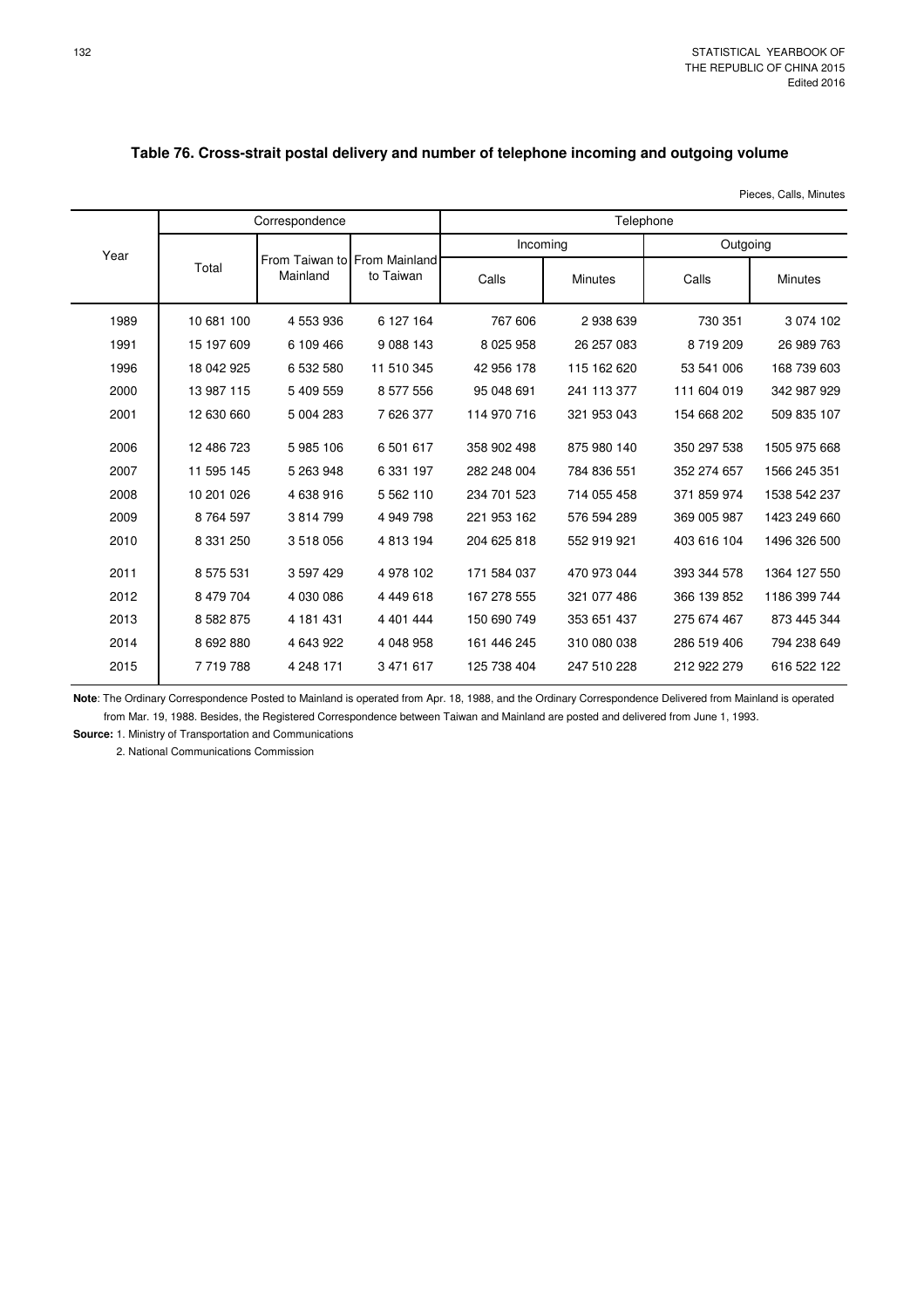## Table 76. Cross-strait postal delivery and number of telephone incoming and outgoing volume

Pieces, Calls, Minutes

| Year | Correspondence | | | Telephone | | | |
|---|---|---|---|---|---|---|---|
| | | | | Incoming | | Outgoing | |
| | Total | From Taiwan to Mainland | From Mainland to Taiwan | Calls | Minutes | Calls | Minutes |
| 1989 | 10 681 100 | 4 553 936 | 6 127 164 | 767 606 | 2 938 639 | 730 351 | 3 074 102 |
| 1991 | 15 197 609 | 6 109 466 | 9 088 143 | 8 025 958 | 26 257 083 | 8 719 209 | 26 989 763 |
| 1996 | 18 042 925 | 6 532 580 | 11 510 345 | 42 956 178 | 115 162 620 | 53 541 006 | 168 739 603 |
| 2000 | 13 987 115 | 5 409 559 | 8 577 556 | 95 048 691 | 241 113 377 | 111 604 019 | 342 987 929 |
| 2001 | 12 630 660 | 5 004 283 | 7 626 377 | 114 970 716 | 321 953 043 | 154 668 202 | 509 835 107 |
| 2006 | 12 486 723 | 5 985 106 | 6 501 617 | 358 902 498 | 875 980 140 | 350 297 538 | 1505 975 668 |
| 2007 | 11 595 145 | 5 263 948 | 6 331 197 | 282 248 004 | 784 836 551 | 352 274 657 | 1566 245 351 |
| 2008 | 10 201 026 | 4 638 916 | 5 562 110 | 234 701 523 | 714 055 458 | 371 859 974 | 1538 542 237 |
| 2009 | 8 764 597 | 3 814 799 | 4 949 798 | 221 953 162 | 576 594 289 | 369 005 987 | 1423 249 660 |
| 2010 | 8 331 250 | 3 518 056 | 4 813 194 | 204 625 818 | 552 919 921 | 403 616 104 | 1496 326 500 |
| 2011 | 8 575 531 | 3 597 429 | 4 978 102 | 171 584 037 | 470 973 044 | 393 344 578 | 1364 127 550 |
| 2012 | 8 479 704 | 4 030 086 | 4 449 618 | 167 278 555 | 321 077 486 | 366 139 852 | 1186 399 744 |
| 2013 | 8 582 875 | 4 181 431 | 4 401 444 | 150 690 749 | 353 651 437 | 275 674 467 | 873 445 344 |
| 2014 | 8 692 880 | 4 643 922 | 4 048 958 | 161 446 245 | 310 080 038 | 286 519 406 | 794 238 649 |
| 2015 | 7 719 788 | 4 248 171 | 3 471 617 | 125 738 404 | 247 510 228 | 212 922 279 | 616 522 122 |

**Note**: The Ordinary Correspondence Posted to Mainland is operated from Apr. 18, 1988, and the Ordinary Correspondence Delivered from Mainland is operated from Mar. 19, 1988. Besides, the Registered Correspondence between Taiwan and Mainland are posted and delivered from June 1, 1993.

**Source:** 1. Ministry of Transportation and Communications

2. National Communications Commission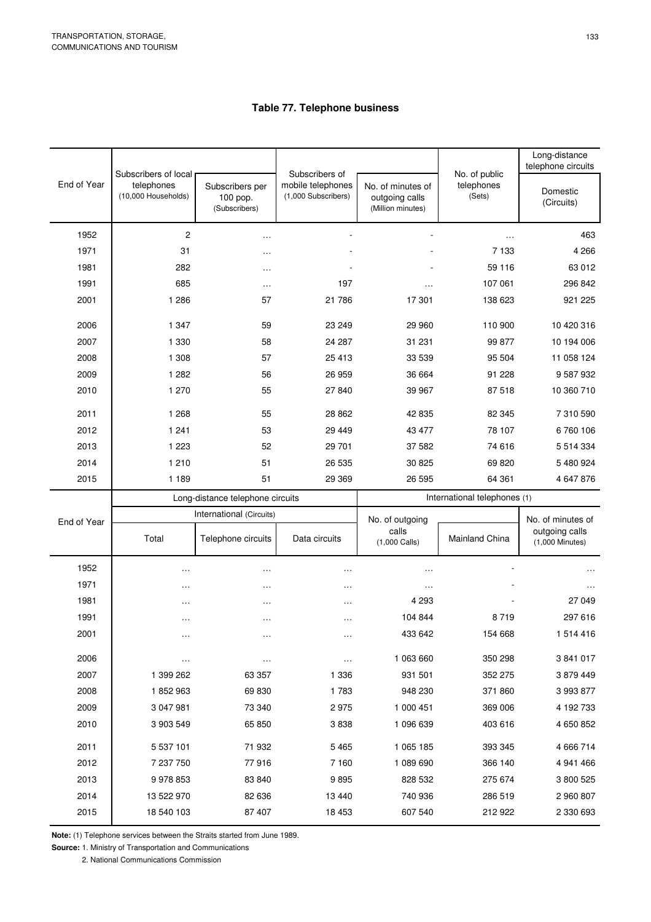## Table 77. Telephone business

| End of Year | Subscribers of local telephones (10,000 Households) | Subscribers per 100 pop. (Subscribers) | Subscribers of mobile telephones (1,000 Subscribers) | No. of minutes of outgoing calls (Million minutes) | No. of public telephones (Sets) | Long-distance telephone circuits Domestic (Circuits) |
|---|---|---|---|---|---|---|
| 1952 | 2 | … | - | - | … | 463 |
| 1971 | 31 | … | - | - | 7 133 | 4 266 |
| 1981 | 282 | … | - | - | 59 116 | 63 012 |
| 1991 | 685 | … | 197 | … | 107 061 | 296 842 |
| 2001 | 1 286 | 57 | 21 786 | 17 301 | 138 623 | 921 225 |
| 2006 | 1 347 | 59 | 23 249 | 29 960 | 110 900 | 10 420 316 |
| 2007 | 1 330 | 58 | 24 287 | 31 231 | 99 877 | 10 194 006 |
| 2008 | 1 308 | 57 | 25 413 | 33 539 | 95 504 | 11 058 124 |
| 2009 | 1 282 | 56 | 26 959 | 36 664 | 91 228 | 9 587 932 |
| 2010 | 1 270 | 55 | 27 840 | 39 967 | 87 518 | 10 360 710 |
| 2011 | 1 268 | 55 | 28 862 | 42 835 | 82 345 | 7 310 590 |
| 2012 | 1 241 | 53 | 29 449 | 43 477 | 78 107 | 6 760 106 |
| 2013 | 1 223 | 52 | 29 701 | 37 582 | 74 616 | 5 514 334 |
| 2014 | 1 210 | 51 | 26 535 | 30 825 | 69 820 | 5 480 924 |
| 2015 | 1 189 | 51 | 29 369 | 26 595 | 64 361 | 4 647 876 |

| End of Year | Long-distance telephone circuits International (Circuits) | | | International telephones (1) | | |
|---|---|---|---|---|---|---|
| | Total | Telephone circuits | Data circuits | No. of outgoing calls (1,000 Calls) | Mainland China | No. of minutes of outgoing calls (1,000 Minutes) |
| 1952 | … | … | … | … | - | … |
| 1971 | … | … | … | … | - | … |
| 1981 | … | … | … | 4 293 | - | 27 049 |
| 1991 | … | … | … | 104 844 | 8 719 | 297 616 |
| 2001 | … | … | … | 433 642 | 154 668 | 1 514 416 |
| 2006 | … | … | … | 1 063 660 | 350 298 | 3 841 017 |
| 2007 | 1 399 262 | 63 357 | 1 336 | 931 501 | 352 275 | 3 879 449 |
| 2008 | 1 852 963 | 69 830 | 1 783 | 948 230 | 371 860 | 3 993 877 |
| 2009 | 3 047 981 | 73 340 | 2 975 | 1 000 451 | 369 006 | 4 192 733 |
| 2010 | 3 903 549 | 65 850 | 3 838 | 1 096 639 | 403 616 | 4 650 852 |
| 2011 | 5 537 101 | 71 932 | 5 465 | 1 065 185 | 393 345 | 4 666 714 |
| 2012 | 7 237 750 | 77 916 | 7 160 | 1 089 690 | 366 140 | 4 941 466 |
| 2013 | 9 978 853 | 83 840 | 9 895 | 828 532 | 275 674 | 3 800 525 |
| 2014 | 13 522 970 | 82 636 | 13 440 | 740 936 | 286 519 | 2 960 807 |
| 2015 | 18 540 103 | 87 407 | 18 453 | 607 540 | 212 922 | 2 330 693 |

**Note:** (1) Telephone services between the Straits started from June 1989.

**Source:** 1. Ministry of Transportation and Communications

2. National Communications Commission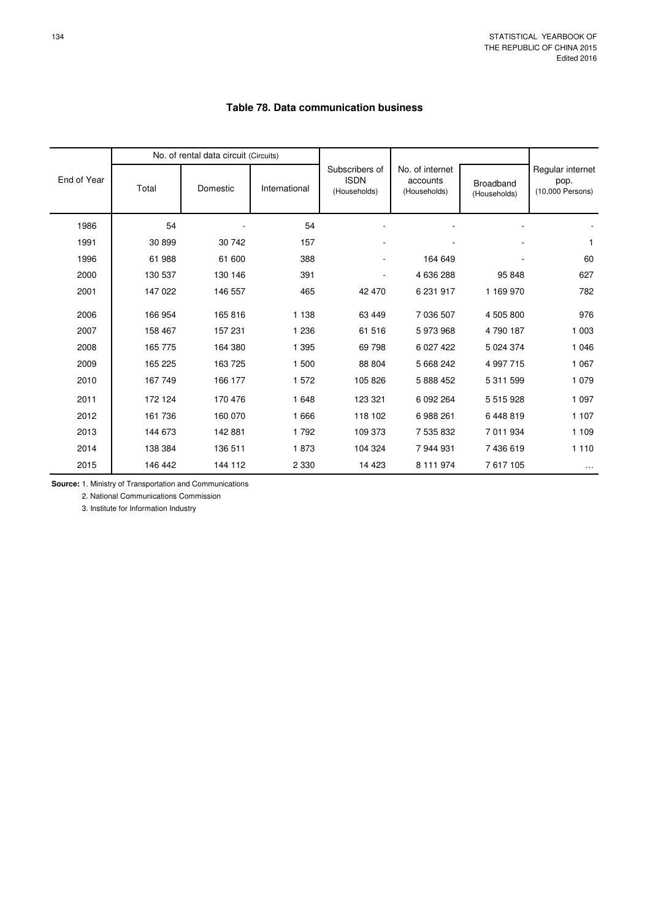# Table 78. Data communication business

| End of Year | No. of rental data circuit (Circuits) | | | Subscribers of ISDN (Households) | No. of internet accounts (Households) | | Regular internet pop. (10,000 Persons) |
|---|---|---|---|---|---|---|---|
| | Total | Domestic | International | | | Broadband (Households) | |
| 1986 | 54 | - | 54 | - | - | - | - |
| 1991 | 30 899 | 30 742 | 157 | - | - | - | 1 |
| 1996 | 61 988 | 61 600 | 388 | - | 164 649 | - | 60 |
| 2000 | 130 537 | 130 146 | 391 | - | 4 636 288 | 95 848 | 627 |
| 2001 | 147 022 | 146 557 | 465 | 42 470 | 6 231 917 | 1 169 970 | 782 |
| 2006 | 166 954 | 165 816 | 1 138 | 63 449 | 7 036 507 | 4 505 800 | 976 |
| 2007 | 158 467 | 157 231 | 1 236 | 61 516 | 5 973 968 | 4 790 187 | 1 003 |
| 2008 | 165 775 | 164 380 | 1 395 | 69 798 | 6 027 422 | 5 024 374 | 1 046 |
| 2009 | 165 225 | 163 725 | 1 500 | 88 804 | 5 668 242 | 4 997 715 | 1 067 |
| 2010 | 167 749 | 166 177 | 1 572 | 105 826 | 5 888 452 | 5 311 599 | 1 079 |
| 2011 | 172 124 | 170 476 | 1 648 | 123 321 | 6 092 264 | 5 515 928 | 1 097 |
| 2012 | 161 736 | 160 070 | 1 666 | 118 102 | 6 988 261 | 6 448 819 | 1 107 |
| 2013 | 144 673 | 142 881 | 1 792 | 109 373 | 7 535 832 | 7 011 934 | 1 109 |
| 2014 | 138 384 | 136 511 | 1 873 | 104 324 | 7 944 931 | 7 436 619 | 1 110 |
| 2015 | 146 442 | 144 112 | 2 330 | 14 423 | 8 111 974 | 7 617 105 | … |

**Source:** 1. Ministry of Transportation and Communications
2. National Communications Commission
3. Institute for Information Industry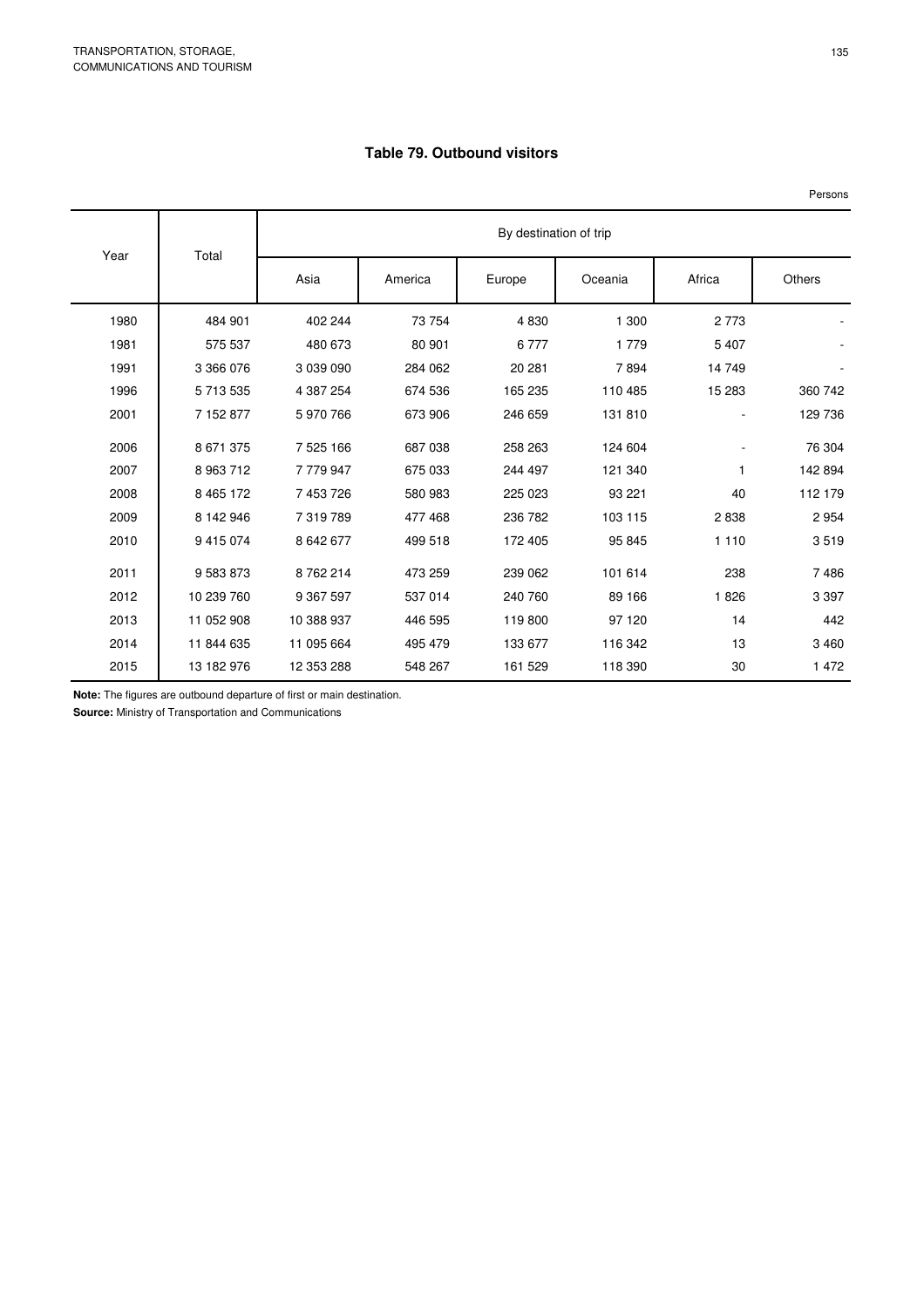## Table 79. Outbound visitors

Persons

| Year | Total | By destination of trip | | | | | |
|---|---|---|---|---|---|---|---|
| | | Asia | America | Europe | Oceania | Africa | Others |
| 1980 | 484 901 | 402 244 | 73 754 | 4 830 | 1 300 | 2 773 | - |
| 1981 | 575 537 | 480 673 | 80 901 | 6 777 | 1 779 | 5 407 | - |
| 1991 | 3 366 076 | 3 039 090 | 284 062 | 20 281 | 7 894 | 14 749 | - |
| 1996 | 5 713 535 | 4 387 254 | 674 536 | 165 235 | 110 485 | 15 283 | 360 742 |
| 2001 | 7 152 877 | 5 970 766 | 673 906 | 246 659 | 131 810 | - | 129 736 |
| 2006 | 8 671 375 | 7 525 166 | 687 038 | 258 263 | 124 604 | - | 76 304 |
| 2007 | 8 963 712 | 7 779 947 | 675 033 | 244 497 | 121 340 | 1 | 142 894 |
| 2008 | 8 465 172 | 7 453 726 | 580 983 | 225 023 | 93 221 | 40 | 112 179 |
| 2009 | 8 142 946 | 7 319 789 | 477 468 | 236 782 | 103 115 | 2 838 | 2 954 |
| 2010 | 9 415 074 | 8 642 677 | 499 518 | 172 405 | 95 845 | 1 110 | 3 519 |
| 2011 | 9 583 873 | 8 762 214 | 473 259 | 239 062 | 101 614 | 238 | 7 486 |
| 2012 | 10 239 760 | 9 367 597 | 537 014 | 240 760 | 89 166 | 1 826 | 3 397 |
| 2013 | 11 052 908 | 10 388 937 | 446 595 | 119 800 | 97 120 | 14 | 442 |
| 2014 | 11 844 635 | 11 095 664 | 495 479 | 133 677 | 116 342 | 13 | 3 460 |
| 2015 | 13 182 976 | 12 353 288 | 548 267 | 161 529 | 118 390 | 30 | 1 472 |

**Note:** The figures are outbound departure of first or main destination.

**Source:** Ministry of Transportation and Communications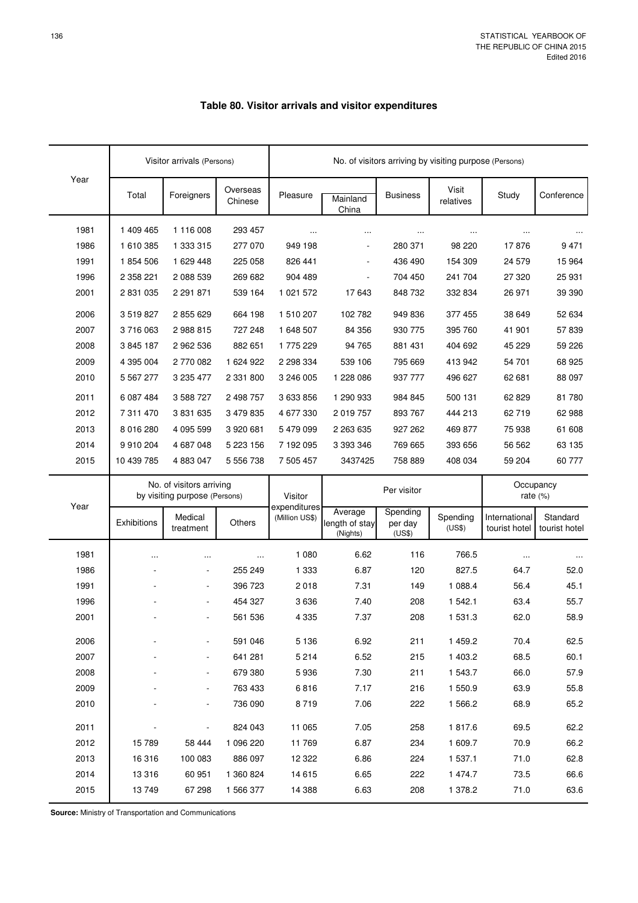# Table 80. Visitor arrivals and visitor expenditures

| Year | Visitor arrivals (Persons) | | | No. of visitors arriving by visiting purpose (Persons) | | | | | |
|---|---|---|---|---|---|---|---|---|---|
| | Total | Foreigners | Overseas Chinese | Pleasure | Mainland China | Business | Visit relatives | Study | Conference |
| 1981 | 1 409 465 | 1 116 008 | 293 457 | ... | ... | ... | ... | ... | ... |
| 1986 | 1 610 385 | 1 333 315 | 277 070 | 949 198 | - | 280 371 | 98 220 | 17 876 | 9 471 |
| 1991 | 1 854 506 | 1 629 448 | 225 058 | 826 441 | - | 436 490 | 154 309 | 24 579 | 15 964 |
| 1996 | 2 358 221 | 2 088 539 | 269 682 | 904 489 | - | 704 450 | 241 704 | 27 320 | 25 931 |
| 2001 | 2 831 035 | 2 291 871 | 539 164 | 1 021 572 | 17 643 | 848 732 | 332 834 | 26 971 | 39 390 |
| 2006 | 3 519 827 | 2 855 629 | 664 198 | 1 510 207 | 102 782 | 949 836 | 377 455 | 38 649 | 52 634 |
| 2007 | 3 716 063 | 2 988 815 | 727 248 | 1 648 507 | 84 356 | 930 775 | 395 760 | 41 901 | 57 839 |
| 2008 | 3 845 187 | 2 962 536 | 882 651 | 1 775 229 | 94 765 | 881 431 | 404 692 | 45 229 | 59 226 |
| 2009 | 4 395 004 | 2 770 082 | 1 624 922 | 2 298 334 | 539 106 | 795 669 | 413 942 | 54 701 | 68 925 |
| 2010 | 5 567 277 | 3 235 477 | 2 331 800 | 3 246 005 | 1 228 086 | 937 777 | 496 627 | 62 681 | 88 097 |
| 2011 | 6 087 484 | 3 588 727 | 2 498 757 | 3 633 856 | 1 290 933 | 984 845 | 500 131 | 62 829 | 81 780 |
| 2012 | 7 311 470 | 3 831 635 | 3 479 835 | 4 677 330 | 2 019 757 | 893 767 | 444 213 | 62 719 | 62 988 |
| 2013 | 8 016 280 | 4 095 599 | 3 920 681 | 5 479 099 | 2 263 635 | 927 262 | 469 877 | 75 938 | 61 608 |
| 2014 | 9 910 204 | 4 687 048 | 5 223 156 | 7 192 095 | 3 393 346 | 769 665 | 393 656 | 56 562 | 63 135 |
| 2015 | 10 439 785 | 4 883 047 | 5 556 738 | 7 505 457 | 3437425 | 758 889 | 408 034 | 59 204 | 60 777 |

| Year | No. of visitors arriving by visiting purpose (Persons) | | | Visitor expenditures (Million US$) | Per visitor | | | Occupancy rate (%) | |
|---|---|---|---|---|---|---|---|---|---|
| | Exhibitions | Medical treatment | Others | | Average length of stay (Nights) | Spending per day (US$) | Spending (US$) | International tourist hotel | Standard tourist hotel |
| 1981 | ... | ... | ... | 1 080 | 6.62 | 116 | 766.5 | ... | ... |
| 1986 | - | - | 255 249 | 1 333 | 6.87 | 120 | 827.5 | 64.7 | 52.0 |
| 1991 | - | - | 396 723 | 2 018 | 7.31 | 149 | 1 088.4 | 56.4 | 45.1 |
| 1996 | - | - | 454 327 | 3 636 | 7.40 | 208 | 1 542.1 | 63.4 | 55.7 |
| 2001 | - | - | 561 536 | 4 335 | 7.37 | 208 | 1 531.3 | 62.0 | 58.9 |
| 2006 | - | - | 591 046 | 5 136 | 6.92 | 211 | 1 459.2 | 70.4 | 62.5 |
| 2007 | - | - | 641 281 | 5 214 | 6.52 | 215 | 1 403.2 | 68.5 | 60.1 |
| 2008 | - | - | 679 380 | 5 936 | 7.30 | 211 | 1 543.7 | 66.0 | 57.9 |
| 2009 | - | - | 763 433 | 6 816 | 7.17 | 216 | 1 550.9 | 63.9 | 55.8 |
| 2010 | - | - | 736 090 | 8 719 | 7.06 | 222 | 1 566.2 | 68.9 | 65.2 |
| 2011 | - | - | 824 043 | 11 065 | 7.05 | 258 | 1 817.6 | 69.5 | 62.2 |
| 2012 | 15 789 | 58 444 | 1 096 220 | 11 769 | 6.87 | 234 | 1 609.7 | 70.9 | 66.2 |
| 2013 | 16 316 | 100 083 | 886 097 | 12 322 | 6.86 | 224 | 1 537.1 | 71.0 | 62.8 |
| 2014 | 13 316 | 60 951 | 1 360 824 | 14 615 | 6.65 | 222 | 1 474.7 | 73.5 | 66.6 |
| 2015 | 13 749 | 67 298 | 1 566 377 | 14 388 | 6.63 | 208 | 1 378.2 | 71.0 | 63.6 |

**Source:** Ministry of Transportation and Communications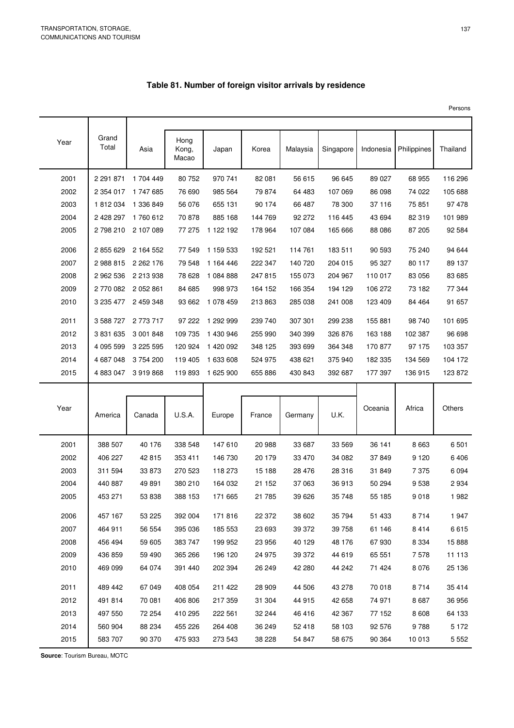## Table 81. Number of foreign visitor arrivals by residence

Persons

| Year | Grand Total | Asia | Hong Kong, Macao | Japan | Korea | Malaysia | Singapore | Indonesia | Philippines | Thailand |
|---|---|---|---|---|---|---|---|---|---|---|
| 2001 | 2 291 871 | 1 704 449 | 80 752 | 970 741 | 82 081 | 56 615 | 96 645 | 89 027 | 68 955 | 116 296 |
| 2002 | 2 354 017 | 1 747 685 | 76 690 | 985 564 | 79 874 | 64 483 | 107 069 | 86 098 | 74 022 | 105 688 |
| 2003 | 1 812 034 | 1 336 849 | 56 076 | 655 131 | 90 174 | 66 487 | 78 300 | 37 116 | 75 851 | 97 478 |
| 2004 | 2 428 297 | 1 760 612 | 70 878 | 885 168 | 144 769 | 92 272 | 116 445 | 43 694 | 82 319 | 101 989 |
| 2005 | 2 798 210 | 2 107 089 | 77 275 | 1 122 192 | 178 964 | 107 084 | 165 666 | 88 086 | 87 205 | 92 584 |
| 2006 | 2 855 629 | 2 164 552 | 77 549 | 1 159 533 | 192 521 | 114 761 | 183 511 | 90 593 | 75 240 | 94 644 |
| 2007 | 2 988 815 | 2 262 176 | 79 548 | 1 164 446 | 222 347 | 140 720 | 204 015 | 95 327 | 80 117 | 89 137 |
| 2008 | 2 962 536 | 2 213 938 | 78 628 | 1 084 888 | 247 815 | 155 073 | 204 967 | 110 017 | 83 056 | 83 685 |
| 2009 | 2 770 082 | 2 052 861 | 84 685 | 998 973 | 164 152 | 166 354 | 194 129 | 106 272 | 73 182 | 77 344 |
| 2010 | 3 235 477 | 2 459 348 | 93 662 | 1 078 459 | 213 863 | 285 038 | 241 008 | 123 409 | 84 464 | 91 657 |
| 2011 | 3 588 727 | 2 773 717 | 97 222 | 1 292 999 | 239 740 | 307 301 | 299 238 | 155 881 | 98 740 | 101 695 |
| 2012 | 3 831 635 | 3 001 848 | 109 735 | 1 430 946 | 255 990 | 340 399 | 326 876 | 163 188 | 102 387 | 96 698 |
| 2013 | 4 095 599 | 3 225 595 | 120 924 | 1 420 092 | 348 125 | 393 699 | 364 348 | 170 877 | 97 175 | 103 357 |
| 2014 | 4 687 048 | 3 754 200 | 119 405 | 1 633 608 | 524 975 | 438 621 | 375 940 | 182 335 | 134 569 | 104 172 |
| 2015 | 4 883 047 | 3 919 868 | 119 893 | 1 625 900 | 655 886 | 430 843 | 392 687 | 177 397 | 136 915 | 123 872 |

| Year | America | Canada | U.S.A. | Europe | France | Germany | U.K. | Oceania | Africa | Others |
|---|---|---|---|---|---|---|---|---|---|---|
| 2001 | 388 507 | 40 176 | 338 548 | 147 610 | 20 988 | 33 687 | 33 569 | 36 141 | 8 663 | 6 501 |
| 2002 | 406 227 | 42 815 | 353 411 | 146 730 | 20 179 | 33 470 | 34 082 | 37 849 | 9 120 | 6 406 |
| 2003 | 311 594 | 33 873 | 270 523 | 118 273 | 15 188 | 28 476 | 28 316 | 31 849 | 7 375 | 6 094 |
| 2004 | 440 887 | 49 891 | 380 210 | 164 032 | 21 152 | 37 063 | 36 913 | 50 294 | 9 538 | 2 934 |
| 2005 | 453 271 | 53 838 | 388 153 | 171 665 | 21 785 | 39 626 | 35 748 | 55 185 | 9 018 | 1 982 |
| 2006 | 457 167 | 53 225 | 392 004 | 171 816 | 22 372 | 38 602 | 35 794 | 51 433 | 8 714 | 1 947 |
| 2007 | 464 911 | 56 554 | 395 036 | 185 553 | 23 693 | 39 372 | 39 758 | 61 146 | 8 414 | 6 615 |
| 2008 | 456 494 | 59 605 | 383 747 | 199 952 | 23 956 | 40 129 | 48 176 | 67 930 | 8 334 | 15 888 |
| 2009 | 436 859 | 59 490 | 365 266 | 196 120 | 24 975 | 39 372 | 44 619 | 65 551 | 7 578 | 11 113 |
| 2010 | 469 099 | 64 074 | 391 440 | 202 394 | 26 249 | 42 280 | 44 242 | 71 424 | 8 076 | 25 136 |
| 2011 | 489 442 | 67 049 | 408 054 | 211 422 | 28 909 | 44 506 | 43 278 | 70 018 | 8 714 | 35 414 |
| 2012 | 491 814 | 70 081 | 406 806 | 217 359 | 31 304 | 44 915 | 42 658 | 74 971 | 8 687 | 36 956 |
| 2013 | 497 550 | 72 254 | 410 295 | 222 561 | 32 244 | 46 416 | 42 367 | 77 152 | 8 608 | 64 133 |
| 2014 | 560 904 | 88 234 | 455 226 | 264 408 | 36 249 | 52 418 | 58 103 | 92 576 | 9 788 | 5 172 |
| 2015 | 583 707 | 90 370 | 475 933 | 273 543 | 38 228 | 54 847 | 58 675 | 90 364 | 10 013 | 5 552 |

**Source**: Tourism Bureau, MOTC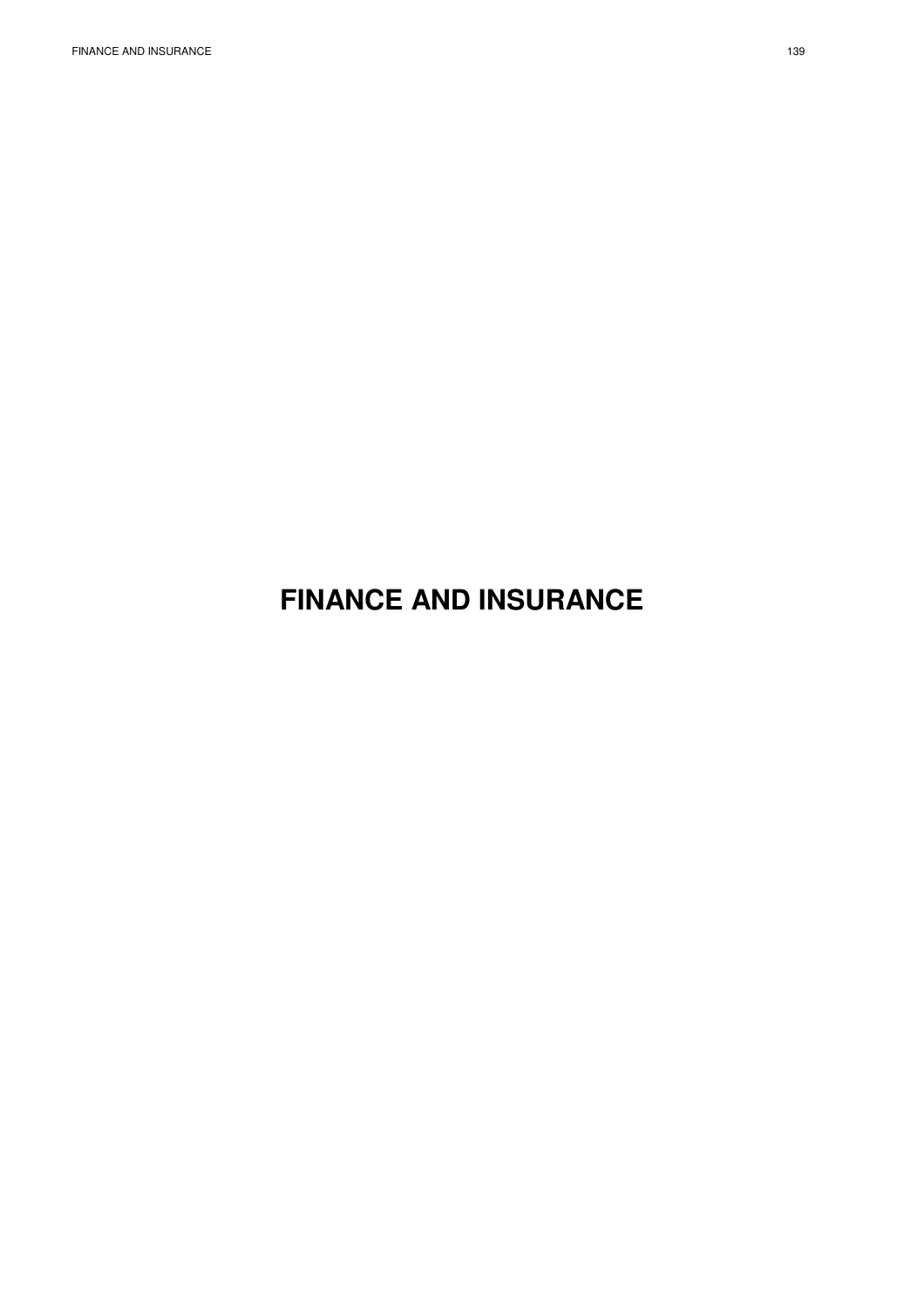# FINANCE AND INSURANCE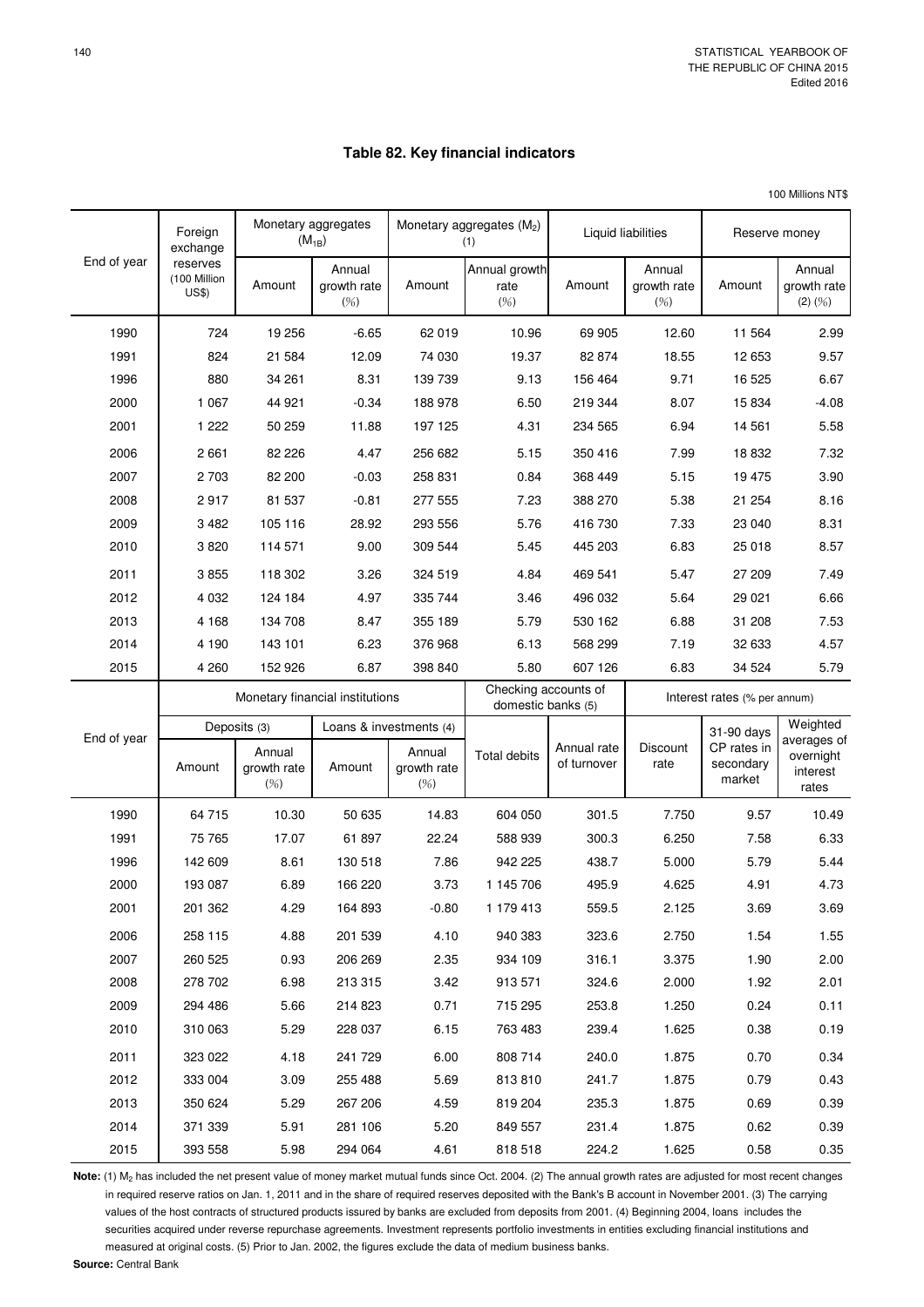# Table 82. Key financial indicators

100 Millions NT$

| End of year | Foreign exchange reserves (100 Million US$) | Monetary aggregates ($M_{1B}$) | | Monetary aggregates ($M_2$) (1) | | Liquid liabilities | | Reserve money | |
|---|---|---|---|---|---|---|---|---|---|
| | | Amount | Annual growth rate (%) | Amount | Annual growth rate (%) | Amount | Annual growth rate (%) | Amount | Annual growth rate (2) (%) |
| 1990 | 724 | 19 256 | -6.65 | 62 019 | 10.96 | 69 905 | 12.60 | 11 564 | 2.99 |
| 1991 | 824 | 21 584 | 12.09 | 74 030 | 19.37 | 82 874 | 18.55 | 12 653 | 9.57 |
| 1996 | 880 | 34 261 | 8.31 | 139 739 | 9.13 | 156 464 | 9.71 | 16 525 | 6.67 |
| 2000 | 1 067 | 44 921 | -0.34 | 188 978 | 6.50 | 219 344 | 8.07 | 15 834 | -4.08 |
| 2001 | 1 222 | 50 259 | 11.88 | 197 125 | 4.31 | 234 565 | 6.94 | 14 561 | 5.58 |
| 2006 | 2 661 | 82 226 | 4.47 | 256 682 | 5.15 | 350 416 | 7.99 | 18 832 | 7.32 |
| 2007 | 2 703 | 82 200 | -0.03 | 258 831 | 0.84 | 368 449 | 5.15 | 19 475 | 3.90 |
| 2008 | 2 917 | 81 537 | -0.81 | 277 555 | 7.23 | 388 270 | 5.38 | 21 254 | 8.16 |
| 2009 | 3 482 | 105 116 | 28.92 | 293 556 | 5.76 | 416 730 | 7.33 | 23 040 | 8.31 |
| 2010 | 3 820 | 114 571 | 9.00 | 309 544 | 5.45 | 445 203 | 6.83 | 25 018 | 8.57 |
| 2011 | 3 855 | 118 302 | 3.26 | 324 519 | 4.84 | 469 541 | 5.47 | 27 209 | 7.49 |
| 2012 | 4 032 | 124 184 | 4.97 | 335 744 | 3.46 | 496 032 | 5.64 | 29 021 | 6.66 |
| 2013 | 4 168 | 134 708 | 8.47 | 355 189 | 5.79 | 530 162 | 6.88 | 31 208 | 7.53 |
| 2014 | 4 190 | 143 101 | 6.23 | 376 968 | 6.13 | 568 299 | 7.19 | 32 633 | 4.57 |
| 2015 | 4 260 | 152 926 | 6.87 | 398 840 | 5.80 | 607 126 | 6.83 | 34 524 | 5.79 |

| End of year | Monetary financial institutions | | | | Checking accounts of domestic banks (5) | | Interest rates (% per annum) | | |
|---|---|---|---|---|---|---|---|---|---|
| | Deposits (3) | | Loans & investments (4) | | | | | | |
| | Amount | Annual growth rate (%) | Amount | Annual growth rate (%) | Total debits | Annual rate of turnover | Discount rate | 31-90 days CP rates in secondary market | Weighted averages of overnight interest rates |
| 1990 | 64 715 | 10.30 | 50 635 | 14.83 | 604 050 | 301.5 | 7.750 | 9.57 | 10.49 |
| 1991 | 75 765 | 17.07 | 61 897 | 22.24 | 588 939 | 300.3 | 6.250 | 7.58 | 6.33 |
| 1996 | 142 609 | 8.61 | 130 518 | 7.86 | 942 225 | 438.7 | 5.000 | 5.79 | 5.44 |
| 2000 | 193 087 | 6.89 | 166 220 | 3.73 | 1 145 706 | 495.9 | 4.625 | 4.91 | 4.73 |
| 2001 | 201 362 | 4.29 | 164 893 | -0.80 | 1 179 413 | 559.5 | 2.125 | 3.69 | 3.69 |
| 2006 | 258 115 | 4.88 | 201 539 | 4.10 | 940 383 | 323.6 | 2.750 | 1.54 | 1.55 |
| 2007 | 260 525 | 0.93 | 206 269 | 2.35 | 934 109 | 316.1 | 3.375 | 1.90 | 2.00 |
| 2008 | 278 702 | 6.98 | 213 315 | 3.42 | 913 571 | 324.6 | 2.000 | 1.92 | 2.01 |
| 2009 | 294 486 | 5.66 | 214 823 | 0.71 | 715 295 | 253.8 | 1.250 | 0.24 | 0.11 |
| 2010 | 310 063 | 5.29 | 228 037 | 6.15 | 763 483 | 239.4 | 1.625 | 0.38 | 0.19 |
| 2011 | 323 022 | 4.18 | 241 729 | 6.00 | 808 714 | 240.0 | 1.875 | 0.70 | 0.34 |
| 2012 | 333 004 | 3.09 | 255 488 | 5.69 | 813 810 | 241.7 | 1.875 | 0.79 | 0.43 |
| 2013 | 350 624 | 5.29 | 267 206 | 4.59 | 819 204 | 235.3 | 1.875 | 0.69 | 0.39 |
| 2014 | 371 339 | 5.91 | 281 106 | 5.20 | 849 557 | 231.4 | 1.875 | 0.62 | 0.39 |
| 2015 | 393 558 | 5.98 | 294 064 | 4.61 | 818 518 | 224.2 | 1.625 | 0.58 | 0.35 |

**Note:** (1) $M_2$ has included the net present value of money market mutual funds since Oct. 2004. (2) The annual growth rates are adjusted for most recent changes in required reserve ratios on Jan. 1, 2011 and in the share of required reserves deposited with the Bank's B account in November 2001. (3) The carrying values of the host contracts of structured products issued by banks are excluded from deposits from 2001. (4) Beginning 2004, loans includes the securities acquired under reverse repurchase agreements. Investment represents portfolio investments in entities excluding financial institutions and measured at original costs. (5) Prior to Jan. 2002, the figures exclude the data of medium business banks.

**Source:** Central Bank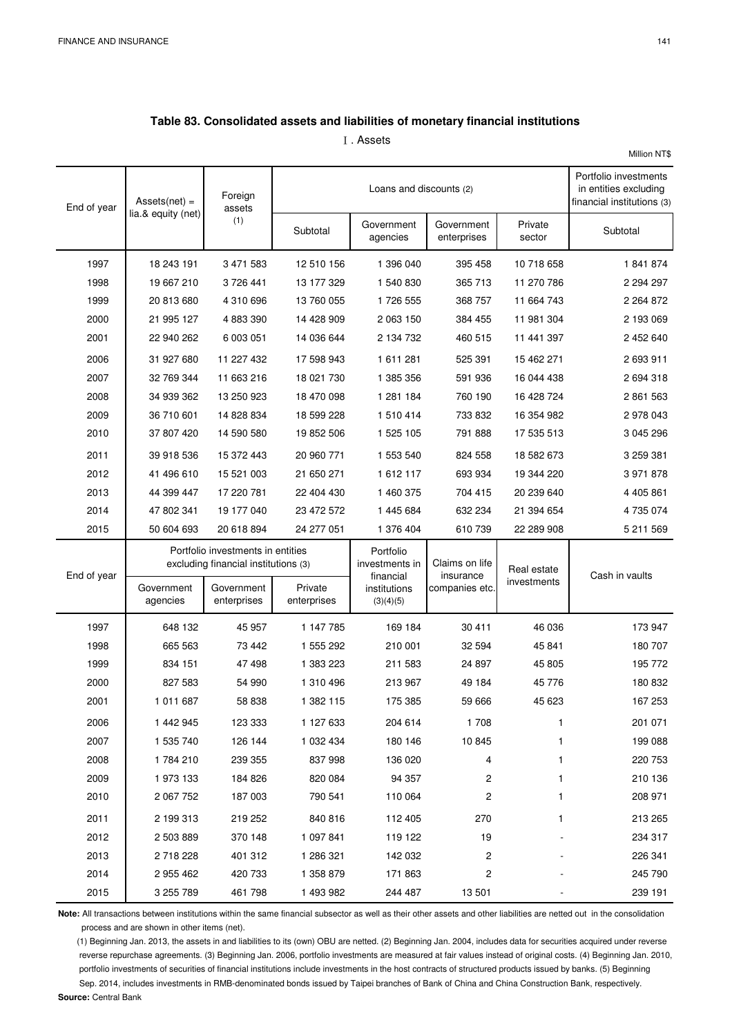## Table 83. Consolidated assets and liabilities of monetary financial institutions

Ⅰ. Assets

Million NT$

| End of year | Assets(net) = lia.& equity (net) | Foreign assets (1) | Loans and discounts (2) | | | | Portfolio investments in entities excluding financial institutions (3) |
|---|---|---|---|---|---|---|---|
| | | | Subtotal | Government agencies | Government enterprises | Private sector | Subtotal |
| 1997 | 18 243 191 | 3 471 583 | 12 510 156 | 1 396 040 | 395 458 | 10 718 658 | 1 841 874 |
| 1998 | 19 667 210 | 3 726 441 | 13 177 329 | 1 540 830 | 365 713 | 11 270 786 | 2 294 297 |
| 1999 | 20 813 680 | 4 310 696 | 13 760 055 | 1 726 555 | 368 757 | 11 664 743 | 2 264 872 |
| 2000 | 21 995 127 | 4 883 390 | 14 428 909 | 2 063 150 | 384 455 | 11 981 304 | 2 193 069 |
| 2001 | 22 940 262 | 6 003 051 | 14 036 644 | 2 134 732 | 460 515 | 11 441 397 | 2 452 640 |
| 2006 | 31 927 680 | 11 227 432 | 17 598 943 | 1 611 281 | 525 391 | 15 462 271 | 2 693 911 |
| 2007 | 32 769 344 | 11 663 216 | 18 021 730 | 1 385 356 | 591 936 | 16 044 438 | 2 694 318 |
| 2008 | 34 939 362 | 13 250 923 | 18 470 098 | 1 281 184 | 760 190 | 16 428 724 | 2 861 563 |
| 2009 | 36 710 601 | 14 828 834 | 18 599 228 | 1 510 414 | 733 832 | 16 354 982 | 2 978 043 |
| 2010 | 37 807 420 | 14 590 580 | 19 852 506 | 1 525 105 | 791 888 | 17 535 513 | 3 045 296 |
| 2011 | 39 918 536 | 15 372 443 | 20 960 771 | 1 553 540 | 824 558 | 18 582 673 | 3 259 381 |
| 2012 | 41 496 610 | 15 521 003 | 21 650 271 | 1 612 117 | 693 934 | 19 344 220 | 3 971 878 |
| 2013 | 44 399 447 | 17 220 781 | 22 404 430 | 1 460 375 | 704 415 | 20 239 640 | 4 405 861 |
| 2014 | 47 802 341 | 19 177 040 | 23 472 572 | 1 445 684 | 632 234 | 21 394 654 | 4 735 074 |
| 2015 | 50 604 693 | 20 618 894 | 24 277 051 | 1 376 404 | 610 739 | 22 289 908 | 5 211 569 |

| End of year | Portfolio investments in entities excluding financial institutions (3) | | | Portfolio investments in financial institutions (3)(4)(5) | Claims on life insurance companies etc. | Real estate investments | Cash in vaults |
|---|---|---|---|---|---|---|---|
| | Government agencies | Government enterprises | Private enterprises | | | | |
| 1997 | 648 132 | 45 957 | 1 147 785 | 169 184 | 30 411 | 46 036 | 173 947 |
| 1998 | 665 563 | 73 442 | 1 555 292 | 210 001 | 32 594 | 45 841 | 180 707 |
| 1999 | 834 151 | 47 498 | 1 383 223 | 211 583 | 24 897 | 45 805 | 195 772 |
| 2000 | 827 583 | 54 990 | 1 310 496 | 213 967 | 49 184 | 45 776 | 180 832 |
| 2001 | 1 011 687 | 58 838 | 1 382 115 | 175 385 | 59 666 | 45 623 | 167 253 |
| 2006 | 1 442 945 | 123 333 | 1 127 633 | 204 614 | 1 708 | 1 | 201 071 |
| 2007 | 1 535 740 | 126 144 | 1 032 434 | 180 146 | 10 845 | 1 | 199 088 |
| 2008 | 1 784 210 | 239 355 | 837 998 | 136 020 | 4 | 1 | 220 753 |
| 2009 | 1 973 133 | 184 826 | 820 084 | 94 357 | 2 | 1 | 210 136 |
| 2010 | 2 067 752 | 187 003 | 790 541 | 110 064 | 2 | 1 | 208 971 |
| 2011 | 2 199 313 | 219 252 | 840 816 | 112 405 | 270 | 1 | 213 265 |
| 2012 | 2 503 889 | 370 148 | 1 097 841 | 119 122 | 19 | - | 234 317 |
| 2013 | 2 718 228 | 401 312 | 1 286 321 | 142 032 | 2 | - | 226 341 |
| 2014 | 2 955 462 | 420 733 | 1 358 879 | 171 863 | 2 | - | 245 790 |
| 2015 | 3 255 789 | 461 798 | 1 493 982 | 244 487 | 13 501 | - | 239 191 |

**Note:** All transactions between institutions within the same financial subsector as well as their other assets and other liabilities are netted out in the consolidation process and are shown in other items (net).

(1) Beginning Jan. 2013, the assets in and liabilities to its (own) OBU are netted. (2) Beginning Jan. 2004, includes data for securities acquired under reverse reverse repurchase agreements. (3) Beginning Jan. 2006, portfolio investments are measured at fair values instead of original costs. (4) Beginning Jan. 2010, portfolio investments of securities of financial institutions include investments in the host contracts of structured products issued by banks. (5) Beginning Sep. 2014, includes investments in RMB-denominated bonds issued by Taipei branches of Bank of China and China Construction Bank, respectively.

**Source:** Central Bank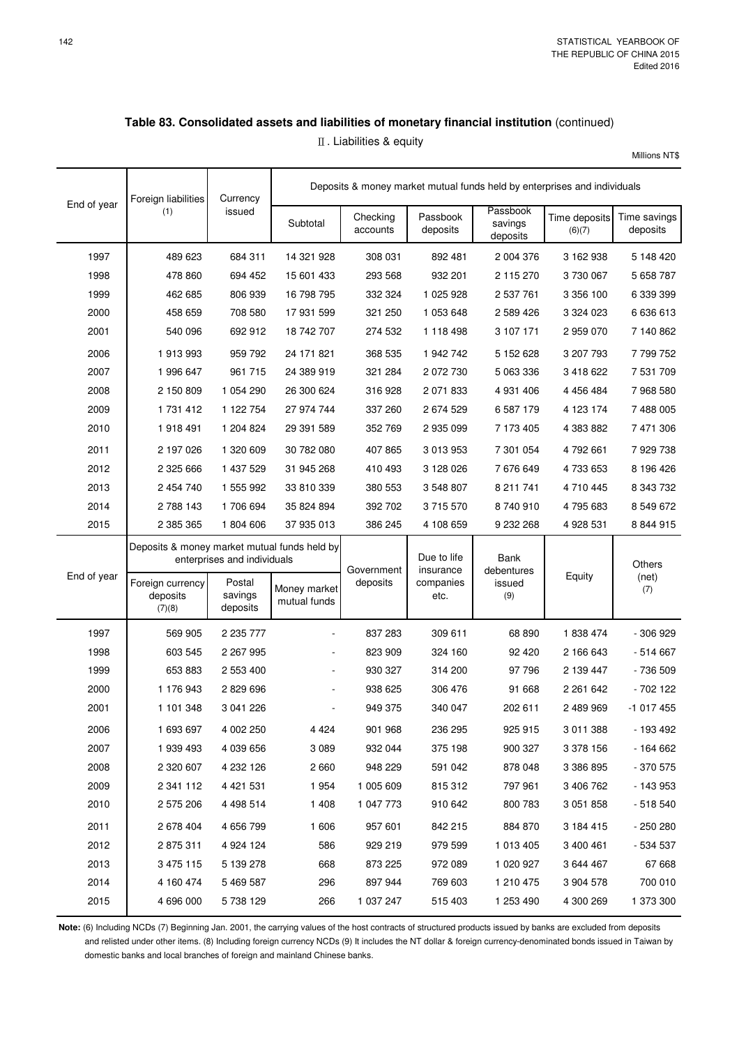## Table 83. Consolidated assets and liabilities of monetary financial institution (continued)

Ⅱ. Liabilities & equity

Millions NT$

| End of year | Foreign liabilities (1) | Currency issued | Deposits & money market mutual funds held by enterprises and individuals | | | | | |
|---|---|---|---|---|---|---|---|---|
| | | | Subtotal | Checking accounts | Passbook deposits | Passbook savings deposits | Time deposits (6)(7) | Time savings deposits |
| 1997 | 489 623 | 684 311 | 14 321 928 | 308 031 | 892 481 | 2 004 376 | 3 162 938 | 5 148 420 |
| 1998 | 478 860 | 694 452 | 15 601 433 | 293 568 | 932 201 | 2 115 270 | 3 730 067 | 5 658 787 |
| 1999 | 462 685 | 806 939 | 16 798 795 | 332 324 | 1 025 928 | 2 537 761 | 3 356 100 | 6 339 399 |
| 2000 | 458 659 | 708 580 | 17 931 599 | 321 250 | 1 053 648 | 2 589 426 | 3 324 023 | 6 636 613 |
| 2001 | 540 096 | 692 912 | 18 742 707 | 274 532 | 1 118 498 | 3 107 171 | 2 959 070 | 7 140 862 |
| 2006 | 1 913 993 | 959 792 | 24 171 821 | 368 535 | 1 942 742 | 5 152 628 | 3 207 793 | 7 799 752 |
| 2007 | 1 996 647 | 961 715 | 24 389 919 | 321 284 | 2 072 730 | 5 063 336 | 3 418 622 | 7 531 709 |
| 2008 | 2 150 809 | 1 054 290 | 26 300 624 | 316 928 | 2 071 833 | 4 931 406 | 4 456 484 | 7 968 580 |
| 2009 | 1 731 412 | 1 122 754 | 27 974 744 | 337 260 | 2 674 529 | 6 587 179 | 4 123 174 | 7 488 005 |
| 2010 | 1 918 491 | 1 204 824 | 29 391 589 | 352 769 | 2 935 099 | 7 173 405 | 4 383 882 | 7 471 306 |
| 2011 | 2 197 026 | 1 320 609 | 30 782 080 | 407 865 | 3 013 953 | 7 301 054 | 4 792 661 | 7 929 738 |
| 2012 | 2 325 666 | 1 437 529 | 31 945 268 | 410 493 | 3 128 026 | 7 676 649 | 4 733 653 | 8 196 426 |
| 2013 | 2 454 740 | 1 555 992 | 33 810 339 | 380 553 | 3 548 807 | 8 211 741 | 4 710 445 | 8 343 732 |
| 2014 | 2 788 143 | 1 706 694 | 35 824 894 | 392 702 | 3 715 570 | 8 740 910 | 4 795 683 | 8 549 672 |
| 2015 | 2 385 365 | 1 804 606 | 37 935 013 | 386 245 | 4 108 659 | 9 232 268 | 4 928 531 | 8 844 915 |

| End of year | Deposits & money market mutual funds held by enterprises and individuals | | | Government deposits | Due to life insurance companies etc. | Bank debentures issued (9) | Equity | Others (net) (7) |
|---|---|---|---|---|---|---|---|---|
| | Foreign currency deposits (7)(8) | Postal savings deposits | Money market mutual funds | | | | | |
| 1997 | 569 905 | 2 235 777 | - | 837 283 | 309 611 | 68 890 | 1 838 474 | - 306 929 |
| 1998 | 603 545 | 2 267 995 | - | 823 909 | 324 160 | 92 420 | 2 166 643 | - 514 667 |
| 1999 | 653 883 | 2 553 400 | - | 930 327 | 314 200 | 97 796 | 2 139 447 | - 736 509 |
| 2000 | 1 176 943 | 2 829 696 | - | 938 625 | 306 476 | 91 668 | 2 261 642 | - 702 122 |
| 2001 | 1 101 348 | 3 041 226 | - | 949 375 | 340 047 | 202 611 | 2 489 969 | -1 017 455 |
| 2006 | 1 693 697 | 4 002 250 | 4 424 | 901 968 | 236 295 | 925 915 | 3 011 388 | - 193 492 |
| 2007 | 1 939 493 | 4 039 656 | 3 089 | 932 044 | 375 198 | 900 327 | 3 378 156 | - 164 662 |
| 2008 | 2 320 607 | 4 232 126 | 2 660 | 948 229 | 591 042 | 878 048 | 3 386 895 | - 370 575 |
| 2009 | 2 341 112 | 4 421 531 | 1 954 | 1 005 609 | 815 312 | 797 961 | 3 406 762 | - 143 953 |
| 2010 | 2 575 206 | 4 498 514 | 1 408 | 1 047 773 | 910 642 | 800 783 | 3 051 858 | - 518 540 |
| 2011 | 2 678 404 | 4 656 799 | 1 606 | 957 601 | 842 215 | 884 870 | 3 184 415 | - 250 280 |
| 2012 | 2 875 311 | 4 924 124 | 586 | 929 219 | 979 599 | 1 013 405 | 3 400 461 | - 534 537 |
| 2013 | 3 475 115 | 5 139 278 | 668 | 873 225 | 972 089 | 1 020 927 | 3 644 467 | 67 668 |
| 2014 | 4 160 474 | 5 469 587 | 296 | 897 944 | 769 603 | 1 210 475 | 3 904 578 | 700 010 |
| 2015 | 4 696 000 | 5 738 129 | 266 | 1 037 247 | 515 403 | 1 253 490 | 4 300 269 | 1 373 300 |

**Note:** (6) Including NCDs (7) Beginning Jan. 2001, the carrying values of the host contracts of structured products issued by banks are excluded from deposits and relisted under other items. (8) Including foreign currency NCDs (9) It includes the NT dollar & foreign currency-denominated bonds issued in Taiwan by domestic banks and local branches of foreign and mainland Chinese banks.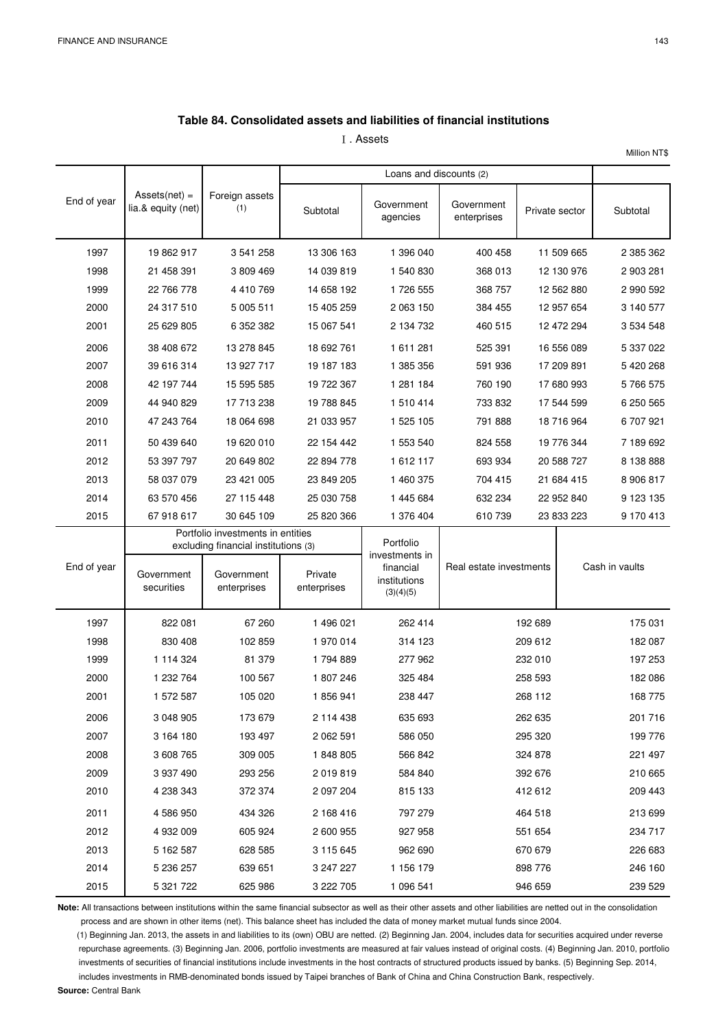## Table 84. Consolidated assets and liabilities of financial institutions

Ⅰ. Assets

Million NT$

| End of year | Assets(net) = lia.& equity (net) | Foreign assets (1) | Loans and discounts (2) | | | | |
|---|---|---|---|---|---|---|---|
| | | | Subtotal | Government agencies | Government enterprises | Private sector | Subtotal |
| 1997 | 19 862 917 | 3 541 258 | 13 306 163 | 1 396 040 | 400 458 | 11 509 665 | 2 385 362 |
| 1998 | 21 458 391 | 3 809 469 | 14 039 819 | 1 540 830 | 368 013 | 12 130 976 | 2 903 281 |
| 1999 | 22 766 778 | 4 410 769 | 14 658 192 | 1 726 555 | 368 757 | 12 562 880 | 2 990 592 |
| 2000 | 24 317 510 | 5 005 511 | 15 405 259 | 2 063 150 | 384 455 | 12 957 654 | 3 140 577 |
| 2001 | 25 629 805 | 6 352 382 | 15 067 541 | 2 134 732 | 460 515 | 12 472 294 | 3 534 548 |
| 2006 | 38 408 672 | 13 278 845 | 18 692 761 | 1 611 281 | 525 391 | 16 556 089 | 5 337 022 |
| 2007 | 39 616 314 | 13 927 717 | 19 187 183 | 1 385 356 | 591 936 | 17 209 891 | 5 420 268 |
| 2008 | 42 197 744 | 15 595 585 | 19 722 367 | 1 281 184 | 760 190 | 17 680 993 | 5 766 575 |
| 2009 | 44 940 829 | 17 713 238 | 19 788 845 | 1 510 414 | 733 832 | 17 544 599 | 6 250 565 |
| 2010 | 47 243 764 | 18 064 698 | 21 033 957 | 1 525 105 | 791 888 | 18 716 964 | 6 707 921 |
| 2011 | 50 439 640 | 19 620 010 | 22 154 442 | 1 553 540 | 824 558 | 19 776 344 | 7 189 692 |
| 2012 | 53 397 797 | 20 649 802 | 22 894 778 | 1 612 117 | 693 934 | 20 588 727 | 8 138 888 |
| 2013 | 58 037 079 | 23 421 005 | 23 849 205 | 1 460 375 | 704 415 | 21 684 415 | 8 906 817 |
| 2014 | 63 570 456 | 27 115 448 | 25 030 758 | 1 445 684 | 632 234 | 22 952 840 | 9 123 135 |
| 2015 | 67 918 617 | 30 645 109 | 25 820 366 | 1 376 404 | 610 739 | 23 833 223 | 9 170 413 |

| End of year | Portfolio investments in entities excluding financial institutions (3) | | | Portfolio investments in financial institutions (3)(4)(5) | Real estate investments | Cash in vaults |
|---|---|---|---|---|---|---|
| | Government securities | Government enterprises | Private enterprises | | | |
| 1997 | 822 081 | 67 260 | 1 496 021 | 262 414 | 192 689 | 175 031 |
| 1998 | 830 408 | 102 859 | 1 970 014 | 314 123 | 209 612 | 182 087 |
| 1999 | 1 114 324 | 81 379 | 1 794 889 | 277 962 | 232 010 | 197 253 |
| 2000 | 1 232 764 | 100 567 | 1 807 246 | 325 484 | 258 593 | 182 086 |
| 2001 | 1 572 587 | 105 020 | 1 856 941 | 238 447 | 268 112 | 168 775 |
| 2006 | 3 048 905 | 173 679 | 2 114 438 | 635 693 | 262 635 | 201 716 |
| 2007 | 3 164 180 | 193 497 | 2 062 591 | 586 050 | 295 320 | 199 776 |
| 2008 | 3 608 765 | 309 005 | 1 848 805 | 566 842 | 324 878 | 221 497 |
| 2009 | 3 937 490 | 293 256 | 2 019 819 | 584 840 | 392 676 | 210 665 |
| 2010 | 4 238 343 | 372 374 | 2 097 204 | 815 133 | 412 612 | 209 443 |
| 2011 | 4 586 950 | 434 326 | 2 168 416 | 797 279 | 464 518 | 213 699 |
| 2012 | 4 932 009 | 605 924 | 2 600 955 | 927 958 | 551 654 | 234 717 |
| 2013 | 5 162 587 | 628 585 | 3 115 645 | 962 690 | 670 679 | 226 683 |
| 2014 | 5 236 257 | 639 651 | 3 247 227 | 1 156 179 | 898 776 | 246 160 |
| 2015 | 5 321 722 | 625 986 | 3 222 705 | 1 096 541 | 946 659 | 239 529 |

**Note:** All transactions between institutions within the same financial subsector as well as their other assets and other liabilities are netted out in the consolidation process and are shown in other items (net). This balance sheet has included the data of money market mutual funds since 2004.

(1) Beginning Jan. 2013, the assets in and liabilities to its (own) OBU are netted. (2) Beginning Jan. 2004, includes data for securities acquired under reverse repurchase agreements. (3) Beginning Jan. 2006, portfolio investments are measured at fair values instead of original costs. (4) Beginning Jan. 2010, portfolio investments of securities of financial institutions include investments in the host contracts of structured products issued by banks. (5) Beginning Sep. 2014, includes investments in RMB-denominated bonds issued by Taipei branches of Bank of China and China Construction Bank, respectively.

**Source:** Central Bank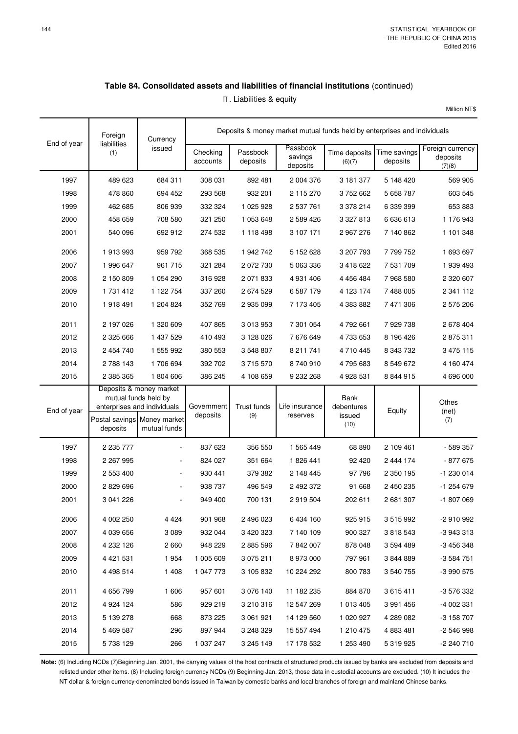## Table 84. Consolidated assets and liabilities of financial institutions (continued)

Ⅱ. Liabilities & equity

Million NT$

| End of year | Foreign liabilities (1) | Currency issued | Deposits & money market mutual funds held by enterprises and individuals | | | | | |
|---|---|---|---|---|---|---|---|---|
| | | | Checking accounts | Passbook deposits | Passbook savings deposits | Time deposits (6)(7) | Time savings deposits | Foreign currency deposits (7)(8) |
| 1997 | 489 623 | 684 311 | 308 031 | 892 481 | 2 004 376 | 3 181 377 | 5 148 420 | 569 905 |
| 1998 | 478 860 | 694 452 | 293 568 | 932 201 | 2 115 270 | 3 752 662 | 5 658 787 | 603 545 |
| 1999 | 462 685 | 806 939 | 332 324 | 1 025 928 | 2 537 761 | 3 378 214 | 6 339 399 | 653 883 |
| 2000 | 458 659 | 708 580 | 321 250 | 1 053 648 | 2 589 426 | 3 327 813 | 6 636 613 | 1 176 943 |
| 2001 | 540 096 | 692 912 | 274 532 | 1 118 498 | 3 107 171 | 2 967 276 | 7 140 862 | 1 101 348 |
| 2006 | 1 913 993 | 959 792 | 368 535 | 1 942 742 | 5 152 628 | 3 207 793 | 7 799 752 | 1 693 697 |
| 2007 | 1 996 647 | 961 715 | 321 284 | 2 072 730 | 5 063 336 | 3 418 622 | 7 531 709 | 1 939 493 |
| 2008 | 2 150 809 | 1 054 290 | 316 928 | 2 071 833 | 4 931 406 | 4 456 484 | 7 968 580 | 2 320 607 |
| 2009 | 1 731 412 | 1 122 754 | 337 260 | 2 674 529 | 6 587 179 | 4 123 174 | 7 488 005 | 2 341 112 |
| 2010 | 1 918 491 | 1 204 824 | 352 769 | 2 935 099 | 7 173 405 | 4 383 882 | 7 471 306 | 2 575 206 |
| 2011 | 2 197 026 | 1 320 609 | 407 865 | 3 013 953 | 7 301 054 | 4 792 661 | 7 929 738 | 2 678 404 |
| 2012 | 2 325 666 | 1 437 529 | 410 493 | 3 128 026 | 7 676 649 | 4 733 653 | 8 196 426 | 2 875 311 |
| 2013 | 2 454 740 | 1 555 992 | 380 553 | 3 548 807 | 8 211 741 | 4 710 445 | 8 343 732 | 3 475 115 |
| 2014 | 2 788 143 | 1 706 694 | 392 702 | 3 715 570 | 8 740 910 | 4 795 683 | 8 549 672 | 4 160 474 |
| 2015 | 2 385 365 | 1 804 606 | 386 245 | 4 108 659 | 9 232 268 | 4 928 531 | 8 844 915 | 4 696 000 |

| End of year | Deposits & money market mutual funds held by enterprises and individuals | | Government deposits | Trust funds (9) | Life insurance reserves | Bank debentures issued (10) | Equity | Othes (net) (7) |
|---|---|---|---|---|---|---|---|---|
| | Postal savings deposits | Money market mutual funds | | | | | | |
| 1997 | 2 235 777 | - | 837 623 | 356 550 | 1 565 449 | 68 890 | 2 109 461 | - 589 357 |
| 1998 | 2 267 995 | - | 824 027 | 351 664 | 1 826 441 | 92 420 | 2 444 174 | - 877 675 |
| 1999 | 2 553 400 | - | 930 441 | 379 382 | 2 148 445 | 97 796 | 2 350 195 | -1 230 014 |
| 2000 | 2 829 696 | - | 938 737 | 496 549 | 2 492 372 | 91 668 | 2 450 235 | -1 254 679 |
| 2001 | 3 041 226 | - | 949 400 | 700 131 | 2 919 504 | 202 611 | 2 681 307 | -1 807 069 |
| 2006 | 4 002 250 | 4 424 | 901 968 | 2 496 023 | 6 434 160 | 925 915 | 3 515 992 | -2 910 992 |
| 2007 | 4 039 656 | 3 089 | 932 044 | 3 420 323 | 7 140 109 | 900 327 | 3 818 543 | -3 943 313 |
| 2008 | 4 232 126 | 2 660 | 948 229 | 2 885 596 | 7 842 007 | 878 048 | 3 594 489 | -3 456 348 |
| 2009 | 4 421 531 | 1 954 | 1 005 609 | 3 075 211 | 8 973 000 | 797 961 | 3 844 889 | -3 584 751 |
| 2010 | 4 498 514 | 1 408 | 1 047 773 | 3 105 832 | 10 224 292 | 800 783 | 3 540 755 | -3 990 575 |
| 2011 | 4 656 799 | 1 606 | 957 601 | 3 076 140 | 11 182 235 | 884 870 | 3 615 411 | -3 576 332 |
| 2012 | 4 924 124 | 586 | 929 219 | 3 210 316 | 12 547 269 | 1 013 405 | 3 991 456 | -4 002 331 |
| 2013 | 5 139 278 | 668 | 873 225 | 3 061 921 | 14 129 560 | 1 020 927 | 4 289 082 | -3 158 707 |
| 2014 | 5 469 587 | 296 | 897 944 | 3 248 329 | 15 557 494 | 1 210 475 | 4 883 481 | -2 546 998 |
| 2015 | 5 738 129 | 266 | 1 037 247 | 3 245 149 | 17 178 532 | 1 253 490 | 5 319 925 | -2 240 710 |

**Note:** (6) Including NCDs (7)Beginning Jan. 2001, the carrying values of the host contracts of structured products issued by banks are excluded from deposits and relisted under other items. (8) Including foreign currency NCDs (9) Beginning Jan. 2013, those data in custodial accounts are excluded. (10) It includes the NT dollar & foreign currency-denominated bonds issued in Taiwan by domestic banks and local branches of foreign and mainland Chinese banks.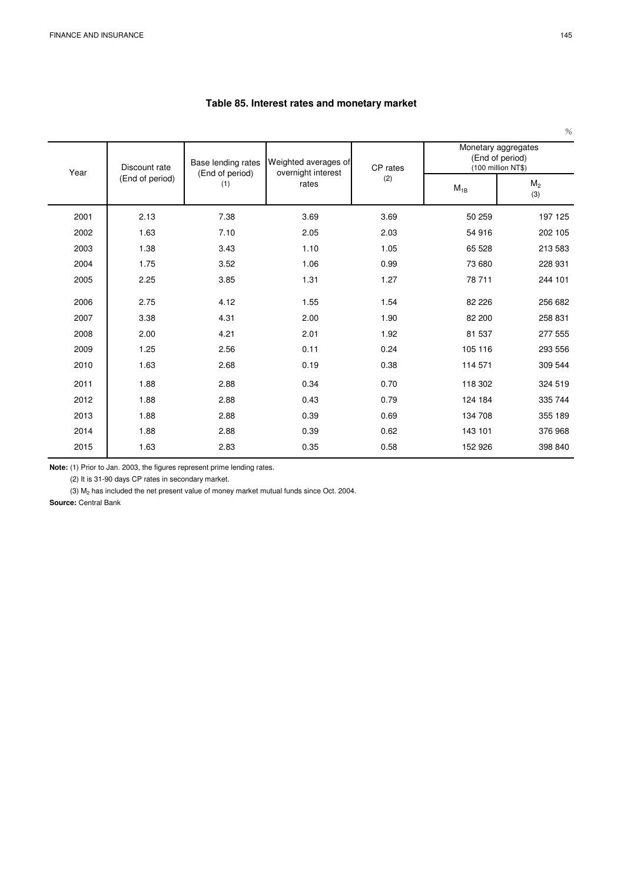## Table 85. Interest rates and monetary market

%

| Year | Discount rate (End of period) | Base lending rates (End of period) (1) | Weighted averages of overnight interest rates | CP rates (2) | Monetary aggregates (End of period) (100 million NT$) | |
|---|---|---|---|---|---|---|
| | | | | | $M_{1B}$ | $M_2$ (3) |
| 2001 | 2.13 | 7.38 | 3.69 | 3.69 | 50 259 | 197 125 |
| 2002 | 1.63 | 7.10 | 2.05 | 2.03 | 54 916 | 202 105 |
| 2003 | 1.38 | 3.43 | 1.10 | 1.05 | 65 528 | 213 583 |
| 2004 | 1.75 | 3.52 | 1.06 | 0.99 | 73 680 | 228 931 |
| 2005 | 2.25 | 3.85 | 1.31 | 1.27 | 78 711 | 244 101 |
| 2006 | 2.75 | 4.12 | 1.55 | 1.54 | 82 226 | 256 682 |
| 2007 | 3.38 | 4.31 | 2.00 | 1.90 | 82 200 | 258 831 |
| 2008 | 2.00 | 4.21 | 2.01 | 1.92 | 81 537 | 277 555 |
| 2009 | 1.25 | 2.56 | 0.11 | 0.24 | 105 116 | 293 556 |
| 2010 | 1.63 | 2.68 | 0.19 | 0.38 | 114 571 | 309 544 |
| 2011 | 1.88 | 2.88 | 0.34 | 0.70 | 118 302 | 324 519 |
| 2012 | 1.88 | 2.88 | 0.43 | 0.79 | 124 184 | 335 744 |
| 2013 | 1.88 | 2.88 | 0.39 | 0.69 | 134 708 | 355 189 |
| 2014 | 1.88 | 2.88 | 0.39 | 0.62 | 143 101 | 376 968 |
| 2015 | 1.63 | 2.83 | 0.35 | 0.58 | 152 926 | 398 840 |

**Note:** (1) Prior to Jan. 2003, the figures represent prime lending rates.

(2) It is 31-90 days CP rates in secondary market.

(3) $M_2$ has included the net present value of money market mutual funds since Oct. 2004.

**Source:** Central Bank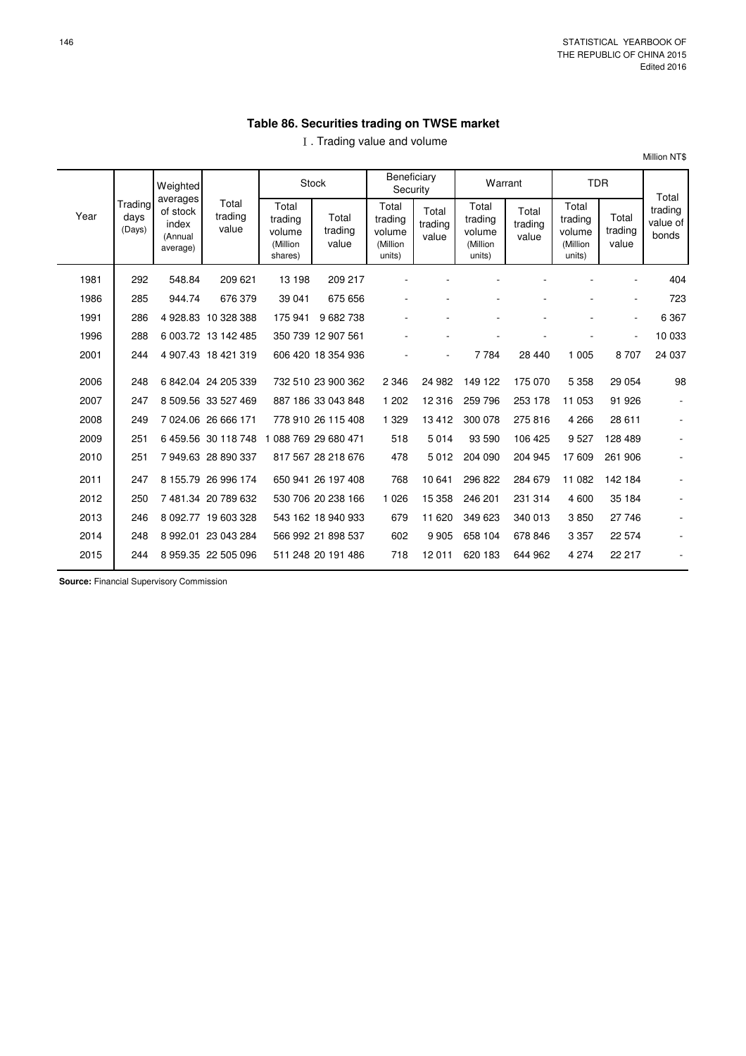## Table 86. Securities trading on TWSE market

Ⅰ. Trading value and volume

Million NT$

| Year | Trading days (Days) | Weighted averages of stock index (Annual average) | Total trading value | Stock | | Beneficiary Security | | Warrant | | TDR | | Total trading value of bonds |
|---|---|---|---|---|---|---|---|---|---|---|---|---|
| | | | | Total trading volume (Million shares) | Total trading value | Total trading volume (Million units) | Total trading value | Total trading volume (Million units) | Total trading value | Total trading volume (Million units) | Total trading value | |
| 1981 | 292 | 548.84 | 209 621 | 13 198 | 209 217 | - | - | - | - | - | - | 404 |
| 1986 | 285 | 944.74 | 676 379 | 39 041 | 675 656 | - | - | - | - | - | - | 723 |
| 1991 | 286 | 4 928.83 | 10 328 388 | 175 941 | 9 682 738 | - | - | - | - | - | - | 6 367 |
| 1996 | 288 | 6 003.72 | 13 142 485 | 350 739 | 12 907 561 | - | - | - | - | - | - | 10 033 |
| 2001 | 244 | 4 907.43 | 18 421 319 | 606 420 | 18 354 936 | - | - | 7 784 | 28 440 | 1 005 | 8 707 | 24 037 |
| 2006 | 248 | 6 842.04 | 24 205 339 | 732 510 | 23 900 362 | 2 346 | 24 982 | 149 122 | 175 070 | 5 358 | 29 054 | 98 |
| 2007 | 247 | 8 509.56 | 33 527 469 | 887 186 | 33 043 848 | 1 202 | 12 316 | 259 796 | 253 178 | 11 053 | 91 926 | - |
| 2008 | 249 | 7 024.06 | 26 666 171 | 778 910 | 26 115 408 | 1 329 | 13 412 | 300 078 | 275 816 | 4 266 | 28 611 | - |
| 2009 | 251 | 6 459.56 | 30 118 748 | 1 088 769 | 29 680 471 | 518 | 5 014 | 93 590 | 106 425 | 9 527 | 128 489 | - |
| 2010 | 251 | 7 949.63 | 28 890 337 | 817 567 | 28 218 676 | 478 | 5 012 | 204 090 | 204 945 | 17 609 | 261 906 | - |
| 2011 | 247 | 8 155.79 | 26 996 174 | 650 941 | 26 197 408 | 768 | 10 641 | 296 822 | 284 679 | 11 082 | 142 184 | - |
| 2012 | 250 | 7 481.34 | 20 789 632 | 530 706 | 20 238 166 | 1 026 | 15 358 | 246 201 | 231 314 | 4 600 | 35 184 | - |
| 2013 | 246 | 8 092.77 | 19 603 328 | 543 162 | 18 940 933 | 679 | 11 620 | 349 623 | 340 013 | 3 850 | 27 746 | - |
| 2014 | 248 | 8 992.01 | 23 043 284 | 566 992 | 21 898 537 | 602 | 9 905 | 658 104 | 678 846 | 3 357 | 22 574 | - |
| 2015 | 244 | 8 959.35 | 22 505 096 | 511 248 | 20 191 486 | 718 | 12 011 | 620 183 | 644 962 | 4 274 | 22 217 | - |

**Source:** Financial Supervisory Commission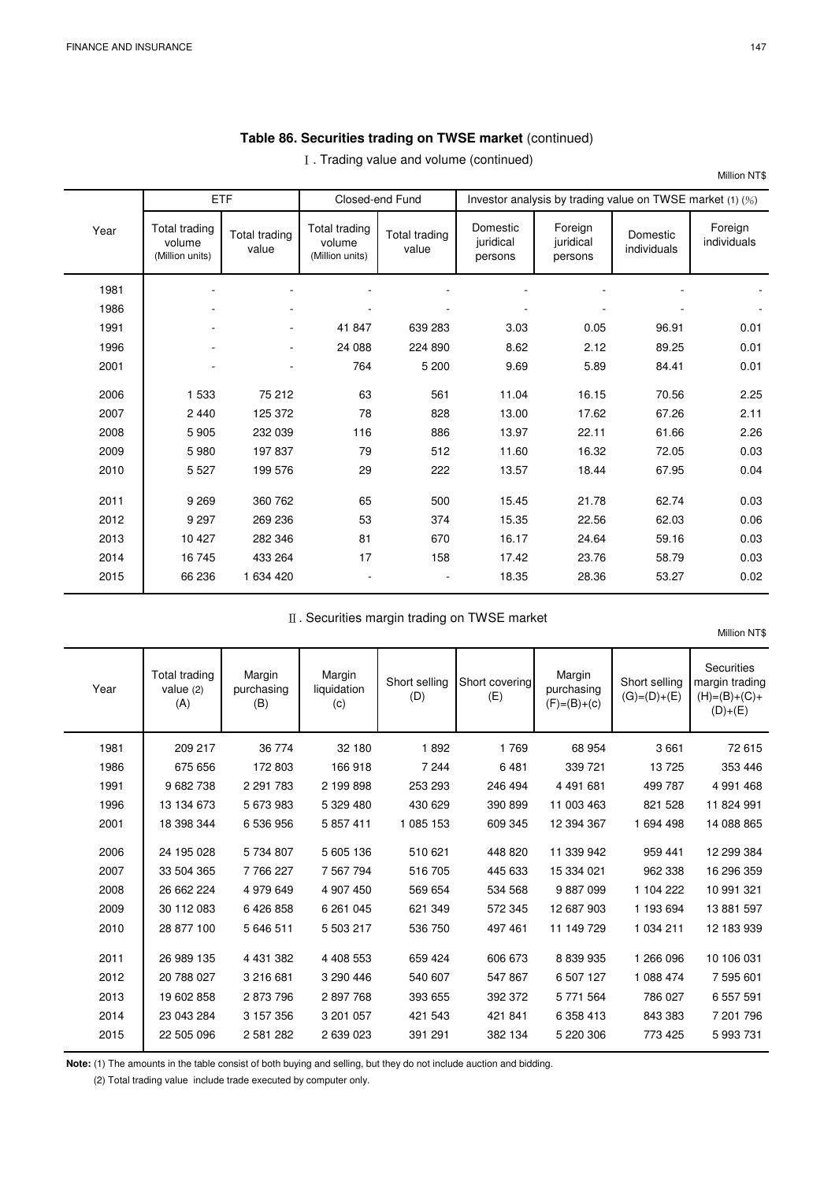## Table 86. Securities trading on TWSE market (continued)

### Ⅰ. Trading value and volume (continued)

Million NT$

| Year | ETF | | Closed-end Fund | | Investor analysis by trading value on TWSE market (1) (%) | | | |
|---|---|---|---|---|---|---|---|---|
| | Total trading volume (Million units) | Total trading value | Total trading volume (Million units) | Total trading value | Domestic juridical persons | Foreign juridical persons | Domestic individuals | Foreign individuals |
| 1981 | - | - | - | - | - | - | - | - |
| 1986 | - | - | - | - | - | - | - | - |
| 1991 | - | - | 41 847 | 639 283 | 3.03 | 0.05 | 96.91 | 0.01 |
| 1996 | - | - | 24 088 | 224 890 | 8.62 | 2.12 | 89.25 | 0.01 |
| 2001 | - | - | 764 | 5 200 | 9.69 | 5.89 | 84.41 | 0.01 |
| 2006 | 1 533 | 75 212 | 63 | 561 | 11.04 | 16.15 | 70.56 | 2.25 |
| 2007 | 2 440 | 125 372 | 78 | 828 | 13.00 | 17.62 | 67.26 | 2.11 |
| 2008 | 5 905 | 232 039 | 116 | 886 | 13.97 | 22.11 | 61.66 | 2.26 |
| 2009 | 5 980 | 197 837 | 79 | 512 | 11.60 | 16.32 | 72.05 | 0.03 |
| 2010 | 5 527 | 199 576 | 29 | 222 | 13.57 | 18.44 | 67.95 | 0.04 |
| 2011 | 9 269 | 360 762 | 65 | 500 | 15.45 | 21.78 | 62.74 | 0.03 |
| 2012 | 9 297 | 269 236 | 53 | 374 | 15.35 | 22.56 | 62.03 | 0.06 |
| 2013 | 10 427 | 282 346 | 81 | 670 | 16.17 | 24.64 | 59.16 | 0.03 |
| 2014 | 16 745 | 433 264 | 17 | 158 | 17.42 | 23.76 | 58.79 | 0.03 |
| 2015 | 66 236 | 1 634 420 | - | - | 18.35 | 28.36 | 53.27 | 0.02 |

### Ⅱ. Securities margin trading on TWSE market

Million NT$

| Year | Total trading value (2) (A) | Margin purchasing (B) | Margin liquidation (c) | Short selling (D) | Short covering (E) | Margin purchasing (F)=(B)+(c) | Short selling (G)=(D)+(E) | Securities margin trading (H)=(B)+(C)+(D)+(E) |
|---|---|---|---|---|---|---|---|---|
| 1981 | 209 217 | 36 774 | 32 180 | 1 892 | 1 769 | 68 954 | 3 661 | 72 615 |
| 1986 | 675 656 | 172 803 | 166 918 | 7 244 | 6 481 | 339 721 | 13 725 | 353 446 |
| 1991 | 9 682 738 | 2 291 783 | 2 199 898 | 253 293 | 246 494 | 4 491 681 | 499 787 | 4 991 468 |
| 1996 | 13 134 673 | 5 673 983 | 5 329 480 | 430 629 | 390 899 | 11 003 463 | 821 528 | 11 824 991 |
| 2001 | 18 398 344 | 6 536 956 | 5 857 411 | 1 085 153 | 609 345 | 12 394 367 | 1 694 498 | 14 088 865 |
| 2006 | 24 195 028 | 5 734 807 | 5 605 136 | 510 621 | 448 820 | 11 339 942 | 959 441 | 12 299 384 |
| 2007 | 33 504 365 | 7 766 227 | 7 567 794 | 516 705 | 445 633 | 15 334 021 | 962 338 | 16 296 359 |
| 2008 | 26 662 224 | 4 979 649 | 4 907 450 | 569 654 | 534 568 | 9 887 099 | 1 104 222 | 10 991 321 |
| 2009 | 30 112 083 | 6 426 858 | 6 261 045 | 621 349 | 572 345 | 12 687 903 | 1 193 694 | 13 881 597 |
| 2010 | 28 877 100 | 5 646 511 | 5 503 217 | 536 750 | 497 461 | 11 149 729 | 1 034 211 | 12 183 939 |
| 2011 | 26 989 135 | 4 431 382 | 4 408 553 | 659 424 | 606 673 | 8 839 935 | 1 266 096 | 10 106 031 |
| 2012 | 20 788 027 | 3 216 681 | 3 290 446 | 540 607 | 547 867 | 6 507 127 | 1 088 474 | 7 595 601 |
| 2013 | 19 602 858 | 2 873 796 | 2 897 768 | 393 655 | 392 372 | 5 771 564 | 786 027 | 6 557 591 |
| 2014 | 23 043 284 | 3 157 356 | 3 201 057 | 421 543 | 421 841 | 6 358 413 | 843 383 | 7 201 796 |
| 2015 | 22 505 096 | 2 581 282 | 2 639 023 | 391 291 | 382 134 | 5 220 306 | 773 425 | 5 993 731 |

**Note:** (1) The amounts in the table consist of both buying and selling, but they do not include auction and bidding.

(2) Total trading value include trade executed by computer only.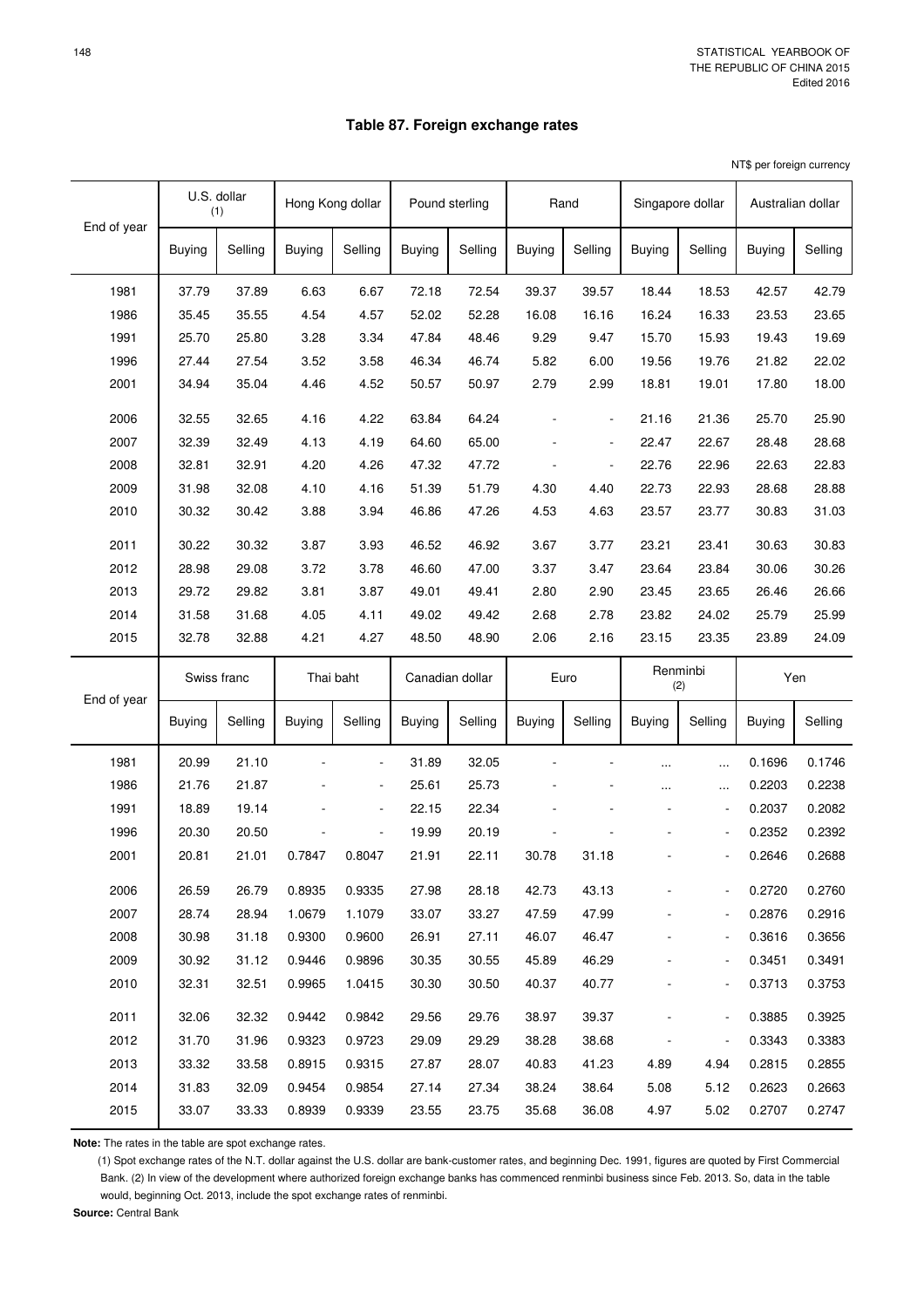## Table 87. Foreign exchange rates

NT$ per foreign currency

| End of year | U.S. dollar (1) | | Hong Kong dollar | | Pound sterling | | Rand | | Singapore dollar | | Australian dollar | |
|---|---|---|---|---|---|---|---|---|---|---|---|---|
| | Buying | Selling | Buying | Selling | Buying | Selling | Buying | Selling | Buying | Selling | Buying | Selling |
| 1981 | 37.79 | 37.89 | 6.63 | 6.67 | 72.18 | 72.54 | 39.37 | 39.57 | 18.44 | 18.53 | 42.57 | 42.79 |
| 1986 | 35.45 | 35.55 | 4.54 | 4.57 | 52.02 | 52.28 | 16.08 | 16.16 | 16.24 | 16.33 | 23.53 | 23.65 |
| 1991 | 25.70 | 25.80 | 3.28 | 3.34 | 47.84 | 48.46 | 9.29 | 9.47 | 15.70 | 15.93 | 19.43 | 19.69 |
| 1996 | 27.44 | 27.54 | 3.52 | 3.58 | 46.34 | 46.74 | 5.82 | 6.00 | 19.56 | 19.76 | 21.82 | 22.02 |
| 2001 | 34.94 | 35.04 | 4.46 | 4.52 | 50.57 | 50.97 | 2.79 | 2.99 | 18.81 | 19.01 | 17.80 | 18.00 |
| 2006 | 32.55 | 32.65 | 4.16 | 4.22 | 63.84 | 64.24 | - | - | 21.16 | 21.36 | 25.70 | 25.90 |
| 2007 | 32.39 | 32.49 | 4.13 | 4.19 | 64.60 | 65.00 | - | - | 22.47 | 22.67 | 28.48 | 28.68 |
| 2008 | 32.81 | 32.91 | 4.20 | 4.26 | 47.32 | 47.72 | - | - | 22.76 | 22.96 | 22.63 | 22.83 |
| 2009 | 31.98 | 32.08 | 4.10 | 4.16 | 51.39 | 51.79 | 4.30 | 4.40 | 22.73 | 22.93 | 28.68 | 28.88 |
| 2010 | 30.32 | 30.42 | 3.88 | 3.94 | 46.86 | 47.26 | 4.53 | 4.63 | 23.57 | 23.77 | 30.83 | 31.03 |
| 2011 | 30.22 | 30.32 | 3.87 | 3.93 | 46.52 | 46.92 | 3.67 | 3.77 | 23.21 | 23.41 | 30.63 | 30.83 |
| 2012 | 28.98 | 29.08 | 3.72 | 3.78 | 46.60 | 47.00 | 3.37 | 3.47 | 23.64 | 23.84 | 30.06 | 30.26 |
| 2013 | 29.72 | 29.82 | 3.81 | 3.87 | 49.01 | 49.41 | 2.80 | 2.90 | 23.45 | 23.65 | 26.46 | 26.66 |
| 2014 | 31.58 | 31.68 | 4.05 | 4.11 | 49.02 | 49.42 | 2.68 | 2.78 | 23.82 | 24.02 | 25.79 | 25.99 |
| 2015 | 32.78 | 32.88 | 4.21 | 4.27 | 48.50 | 48.90 | 2.06 | 2.16 | 23.15 | 23.35 | 23.89 | 24.09 |

| End of year | Swiss franc | | Thai baht | | Canadian dollar | | Euro | | Renminbi (2) | | Yen | |
|---|---|---|---|---|---|---|---|---|---|---|---|---|
| | Buying | Selling | Buying | Selling | Buying | Selling | Buying | Selling | Buying | Selling | Buying | Selling |
| 1981 | 20.99 | 21.10 | - | - | 31.89 | 32.05 | - | - | ... | ... | 0.1696 | 0.1746 |
| 1986 | 21.76 | 21.87 | - | - | 25.61 | 25.73 | - | - | ... | ... | 0.2203 | 0.2238 |
| 1991 | 18.89 | 19.14 | - | - | 22.15 | 22.34 | - | - | - | - | 0.2037 | 0.2082 |
| 1996 | 20.30 | 20.50 | - | - | 19.99 | 20.19 | - | - | - | - | 0.2352 | 0.2392 |
| 2001 | 20.81 | 21.01 | 0.7847 | 0.8047 | 21.91 | 22.11 | 30.78 | 31.18 | - | - | 0.2646 | 0.2688 |
| 2006 | 26.59 | 26.79 | 0.8935 | 0.9335 | 27.98 | 28.18 | 42.73 | 43.13 | - | - | 0.2720 | 0.2760 |
| 2007 | 28.74 | 28.94 | 1.0679 | 1.1079 | 33.07 | 33.27 | 47.59 | 47.99 | - | - | 0.2876 | 0.2916 |
| 2008 | 30.98 | 31.18 | 0.9300 | 0.9600 | 26.91 | 27.11 | 46.07 | 46.47 | - | - | 0.3616 | 0.3656 |
| 2009 | 30.92 | 31.12 | 0.9446 | 0.9896 | 30.35 | 30.55 | 45.89 | 46.29 | - | - | 0.3451 | 0.3491 |
| 2010 | 32.31 | 32.51 | 0.9965 | 1.0415 | 30.30 | 30.50 | 40.37 | 40.77 | - | - | 0.3713 | 0.3753 |
| 2011 | 32.06 | 32.32 | 0.9442 | 0.9842 | 29.56 | 29.76 | 38.97 | 39.37 | - | - | 0.3885 | 0.3925 |
| 2012 | 31.70 | 31.96 | 0.9323 | 0.9723 | 29.09 | 29.29 | 38.28 | 38.68 | - | - | 0.3343 | 0.3383 |
| 2013 | 33.32 | 33.58 | 0.8915 | 0.9315 | 27.87 | 28.07 | 40.83 | 41.23 | 4.89 | 4.94 | 0.2815 | 0.2855 |
| 2014 | 31.83 | 32.09 | 0.9454 | 0.9854 | 27.14 | 27.34 | 38.24 | 38.64 | 5.08 | 5.12 | 0.2623 | 0.2663 |
| 2015 | 33.07 | 33.33 | 0.8939 | 0.9339 | 23.55 | 23.75 | 35.68 | 36.08 | 4.97 | 5.02 | 0.2707 | 0.2747 |

**Note:** The rates in the table are spot exchange rates.

(1) Spot exchange rates of the N.T. dollar against the U.S. dollar are bank-customer rates, and beginning Dec. 1991, figures are quoted by First Commercial Bank. (2) In view of the development where authorized foreign exchange banks has commenced renminbi business since Feb. 2013. So, data in the table would, beginning Oct. 2013, include the spot exchange rates of renminbi.

**Source:** Central Bank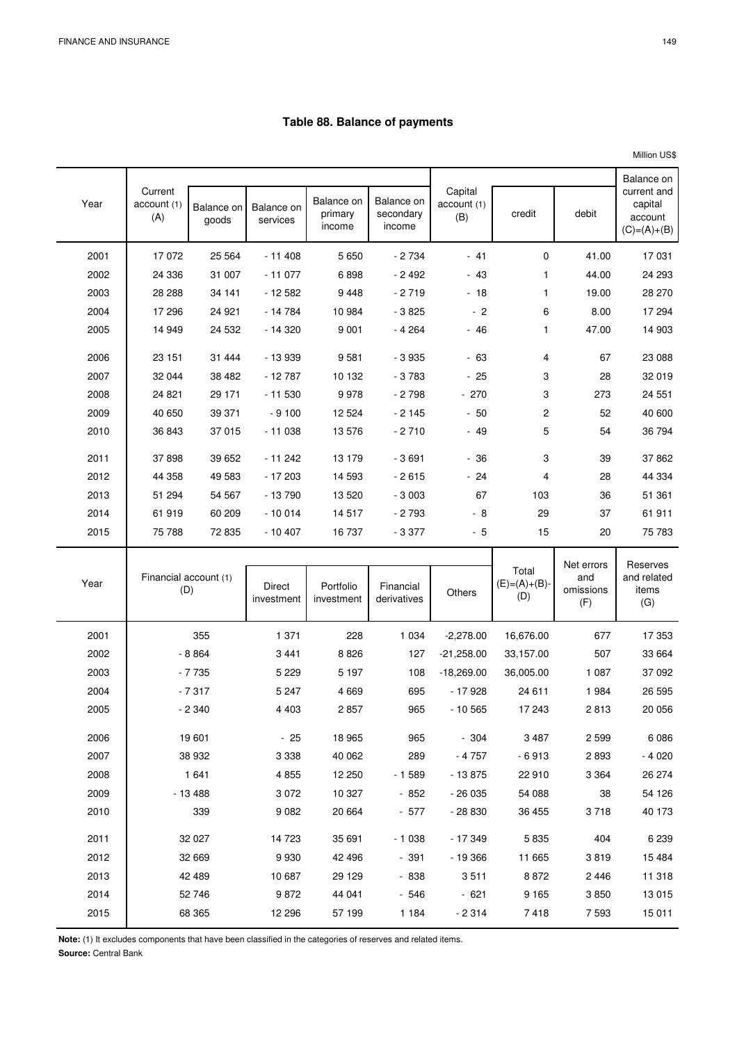# Table 88. Balance of payments

Million US$

| Year | Current account (1) (A) | Balance on goods | Balance on services | Balance on primary income | Balance on secondary income | Capital account (1) (B) | credit | debit | Balance on current and capital account (C)=(A)+(B) |
|---|---|---|---|---|---|---|---|---|---|
| 2001 | 17 072 | 25 564 | - 11 408 | 5 650 | - 2 734 | - 41 | 0 | 41.00 | 17 031 |
| 2002 | 24 336 | 31 007 | - 11 077 | 6 898 | - 2 492 | - 43 | 1 | 44.00 | 24 293 |
| 2003 | 28 288 | 34 141 | - 12 582 | 9 448 | - 2 719 | - 18 | 1 | 19.00 | 28 270 |
| 2004 | 17 296 | 24 921 | - 14 784 | 10 984 | - 3 825 | - 2 | 6 | 8.00 | 17 294 |
| 2005 | 14 949 | 24 532 | - 14 320 | 9 001 | - 4 264 | - 46 | 1 | 47.00 | 14 903 |
| 2006 | 23 151 | 31 444 | - 13 939 | 9 581 | - 3 935 | - 63 | 4 | 67 | 23 088 |
| 2007 | 32 044 | 38 482 | - 12 787 | 10 132 | - 3 783 | - 25 | 3 | 28 | 32 019 |
| 2008 | 24 821 | 29 171 | - 11 530 | 9 978 | - 2 798 | - 270 | 3 | 273 | 24 551 |
| 2009 | 40 650 | 39 371 | - 9 100 | 12 524 | - 2 145 | - 50 | 2 | 52 | 40 600 |
| 2010 | 36 843 | 37 015 | - 11 038 | 13 576 | - 2 710 | - 49 | 5 | 54 | 36 794 |
| 2011 | 37 898 | 39 652 | - 11 242 | 13 179 | - 3 691 | - 36 | 3 | 39 | 37 862 |
| 2012 | 44 358 | 49 583 | - 17 203 | 14 593 | - 2 615 | - 24 | 4 | 28 | 44 334 |
| 2013 | 51 294 | 54 567 | - 13 790 | 13 520 | - 3 003 | 67 | 103 | 36 | 51 361 |
| 2014 | 61 919 | 60 209 | - 10 014 | 14 517 | - 2 793 | - 8 | 29 | 37 | 61 911 |
| 2015 | 75 788 | 72 835 | - 10 407 | 16 737 | - 3 377 | - 5 | 15 | 20 | 75 783 |

| Year | Financial account (1) (D) | Direct investment | Portfolio investment | Financial derivatives | Others | Total (E)=(A)+(B)-(D) | Net errors and omissions (F) | Reserves and related items (G) |
|---|---|---|---|---|---|---|---|---|
| 2001 | 355 | 1 371 | 228 | 1 034 | -2,278.00 | 16,676.00 | 677 | 17 353 |
| 2002 | - 8 864 | 3 441 | 8 826 | 127 | -21,258.00 | 33,157.00 | 507 | 33 664 |
| 2003 | - 7 735 | 5 229 | 5 197 | 108 | -18,269.00 | 36,005.00 | 1 087 | 37 092 |
| 2004 | - 7 317 | 5 247 | 4 669 | 695 | - 17 928 | 24 611 | 1 984 | 26 595 |
| 2005 | - 2 340 | 4 403 | 2 857 | 965 | - 10 565 | 17 243 | 2 813 | 20 056 |
| 2006 | 19 601 | - 25 | 18 965 | 965 | - 304 | 3 487 | 2 599 | 6 086 |
| 2007 | 38 932 | 3 338 | 40 062 | 289 | - 4 757 | - 6 913 | 2 893 | - 4 020 |
| 2008 | 1 641 | 4 855 | 12 250 | - 1 589 | - 13 875 | 22 910 | 3 364 | 26 274 |
| 2009 | - 13 488 | 3 072 | 10 327 | - 852 | - 26 035 | 54 088 | 38 | 54 126 |
| 2010 | 339 | 9 082 | 20 664 | - 577 | - 28 830 | 36 455 | 3 718 | 40 173 |
| 2011 | 32 027 | 14 723 | 35 691 | - 1 038 | - 17 349 | 5 835 | 404 | 6 239 |
| 2012 | 32 669 | 9 930 | 42 496 | - 391 | - 19 366 | 11 665 | 3 819 | 15 484 |
| 2013 | 42 489 | 10 687 | 29 129 | - 838 | 3 511 | 8 872 | 2 446 | 11 318 |
| 2014 | 52 746 | 9 872 | 44 041 | - 546 | - 621 | 9 165 | 3 850 | 13 015 |
| 2015 | 68 365 | 12 296 | 57 199 | 1 184 | - 2 314 | 7 418 | 7 593 | 15 011 |

**Note:** (1) It excludes components that have been classified in the categories of reserves and related items.

**Source:** Central Bank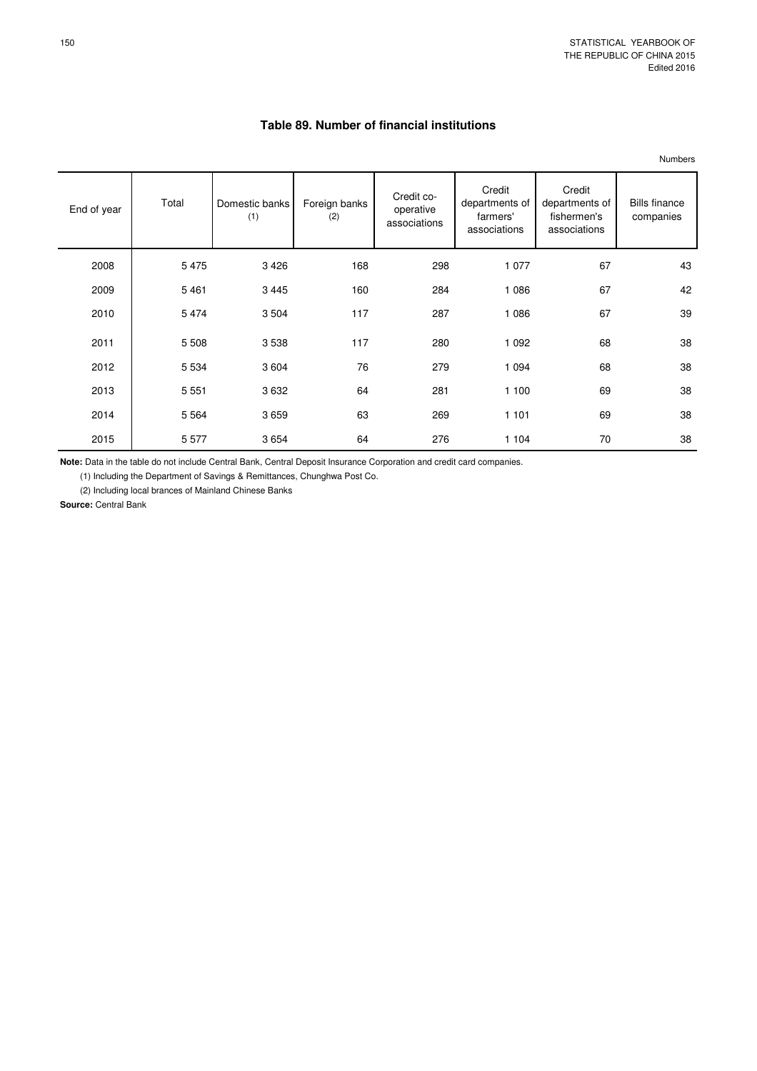### Table 89. Number of financial institutions

Numbers

| End of year | Total | Domestic banks (1) | Foreign banks (2) | Credit co-operative associations | Credit departments of farmers' associations | Credit departments of fishermen's associations | Bills finance companies |
|---|---|---|---|---|---|---|---|
| 2008 | 5 475 | 3 426 | 168 | 298 | 1 077 | 67 | 43 |
| 2009 | 5 461 | 3 445 | 160 | 284 | 1 086 | 67 | 42 |
| 2010 | 5 474 | 3 504 | 117 | 287 | 1 086 | 67 | 39 |
| 2011 | 5 508 | 3 538 | 117 | 280 | 1 092 | 68 | 38 |
| 2012 | 5 534 | 3 604 | 76 | 279 | 1 094 | 68 | 38 |
| 2013 | 5 551 | 3 632 | 64 | 281 | 1 100 | 69 | 38 |
| 2014 | 5 564 | 3 659 | 63 | 269 | 1 101 | 69 | 38 |
| 2015 | 5 577 | 3 654 | 64 | 276 | 1 104 | 70 | 38 |

**Note:** Data in the table do not include Central Bank, Central Deposit Insurance Corporation and credit card companies.

(1) Including the Department of Savings & Remittances, Chunghwa Post Co.

(2) Including local brances of Mainland Chinese Banks

**Source:** Central Bank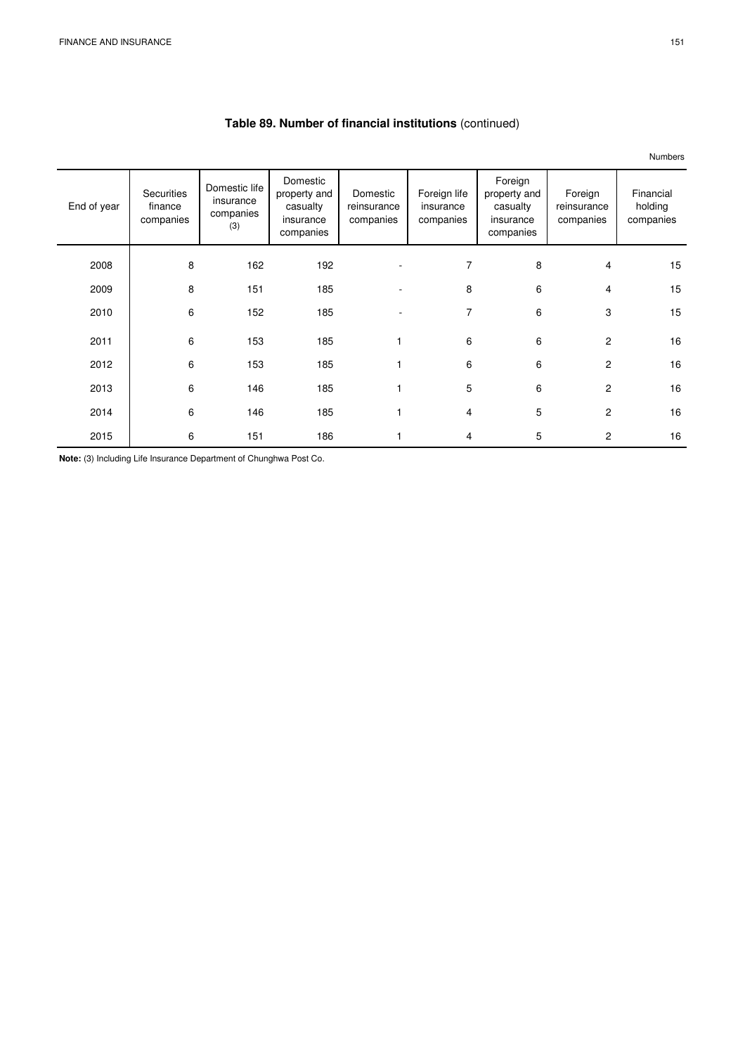## Table 89. Number of financial institutions (continued)

Numbers

| End of year | Securities finance companies | Domestic life insurance companies (3) | Domestic property and casualty insurance companies | Domestic reinsurance companies | Foreign life insurance companies | Foreign property and casualty insurance companies | Foreign reinsurance companies | Financial holding companies |
|---|---|---|---|---|---|---|---|---|
| 2008 | 8 | 162 | 192 | - | 7 | 8 | 4 | 15 |
| 2009 | 8 | 151 | 185 | - | 8 | 6 | 4 | 15 |
| 2010 | 6 | 152 | 185 | - | 7 | 6 | 3 | 15 |
| 2011 | 6 | 153 | 185 | 1 | 6 | 6 | 2 | 16 |
| 2012 | 6 | 153 | 185 | 1 | 6 | 6 | 2 | 16 |
| 2013 | 6 | 146 | 185 | 1 | 5 | 6 | 2 | 16 |
| 2014 | 6 | 146 | 185 | 1 | 4 | 5 | 2 | 16 |
| 2015 | 6 | 151 | 186 | 1 | 4 | 5 | 2 | 16 |

**Note:** (3) Including Life Insurance Department of Chunghwa Post Co.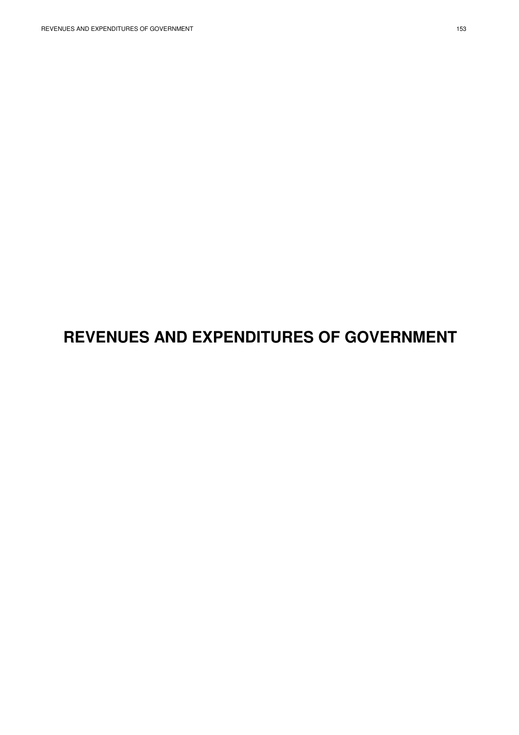# REVENUES AND EXPENDITURES OF GOVERNMENT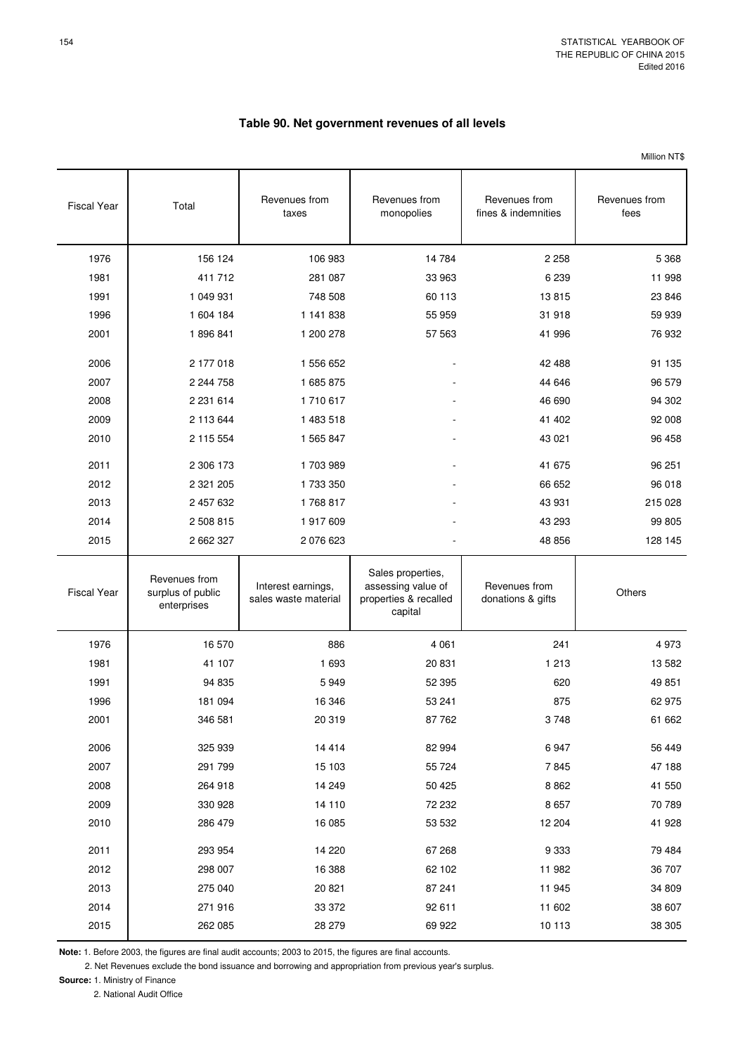## Table 90. Net government revenues of all levels

Million NT$

| Fiscal Year | Total | Revenues from taxes | Revenues from monopolies | Revenues from fines & indemnities | Revenues from fees |
|---|---|---|---|---|---|
| 1976 | 156 124 | 106 983 | 14 784 | 2 258 | 5 368 |
| 1981 | 411 712 | 281 087 | 33 963 | 6 239 | 11 998 |
| 1991 | 1 049 931 | 748 508 | 60 113 | 13 815 | 23 846 |
| 1996 | 1 604 184 | 1 141 838 | 55 959 | 31 918 | 59 939 |
| 2001 | 1 896 841 | 1 200 278 | 57 563 | 41 996 | 76 932 |
| 2006 | 2 177 018 | 1 556 652 | - | 42 488 | 91 135 |
| 2007 | 2 244 758 | 1 685 875 | - | 44 646 | 96 579 |
| 2008 | 2 231 614 | 1 710 617 | - | 46 690 | 94 302 |
| 2009 | 2 113 644 | 1 483 518 | - | 41 402 | 92 008 |
| 2010 | 2 115 554 | 1 565 847 | - | 43 021 | 96 458 |
| 2011 | 2 306 173 | 1 703 989 | - | 41 675 | 96 251 |
| 2012 | 2 321 205 | 1 733 350 | - | 66 652 | 96 018 |
| 2013 | 2 457 632 | 1 768 817 | - | 43 931 | 215 028 |
| 2014 | 2 508 815 | 1 917 609 | - | 43 293 | 99 805 |
| 2015 | 2 662 327 | 2 076 623 | - | 48 856 | 128 145 |

| Fiscal Year | Revenues from surplus of public enterprises | Interest earnings, sales waste material | Sales properties, assessing value of properties & recalled capital | Revenues from donations & gifts | Others |
|---|---|---|---|---|---|
| 1976 | 16 570 | 886 | 4 061 | 241 | 4 973 |
| 1981 | 41 107 | 1 693 | 20 831 | 1 213 | 13 582 |
| 1991 | 94 835 | 5 949 | 52 395 | 620 | 49 851 |
| 1996 | 181 094 | 16 346 | 53 241 | 875 | 62 975 |
| 2001 | 346 581 | 20 319 | 87 762 | 3 748 | 61 662 |
| 2006 | 325 939 | 14 414 | 82 994 | 6 947 | 56 449 |
| 2007 | 291 799 | 15 103 | 55 724 | 7 845 | 47 188 |
| 2008 | 264 918 | 14 249 | 50 425 | 8 862 | 41 550 |
| 2009 | 330 928 | 14 110 | 72 232 | 8 657 | 70 789 |
| 2010 | 286 479 | 16 085 | 53 532 | 12 204 | 41 928 |
| 2011 | 293 954 | 14 220 | 67 268 | 9 333 | 79 484 |
| 2012 | 298 007 | 16 388 | 62 102 | 11 982 | 36 707 |
| 2013 | 275 040 | 20 821 | 87 241 | 11 945 | 34 809 |
| 2014 | 271 916 | 33 372 | 92 611 | 11 602 | 38 607 |
| 2015 | 262 085 | 28 279 | 69 922 | 10 113 | 38 305 |

**Note:** 1. Before 2003, the figures are final audit accounts; 2003 to 2015, the figures are final accounts.
2. Net Revenues exclude the bond issuance and borrowing and appropriation from previous year's surplus.

**Source:** 1. Ministry of Finance
2. National Audit Office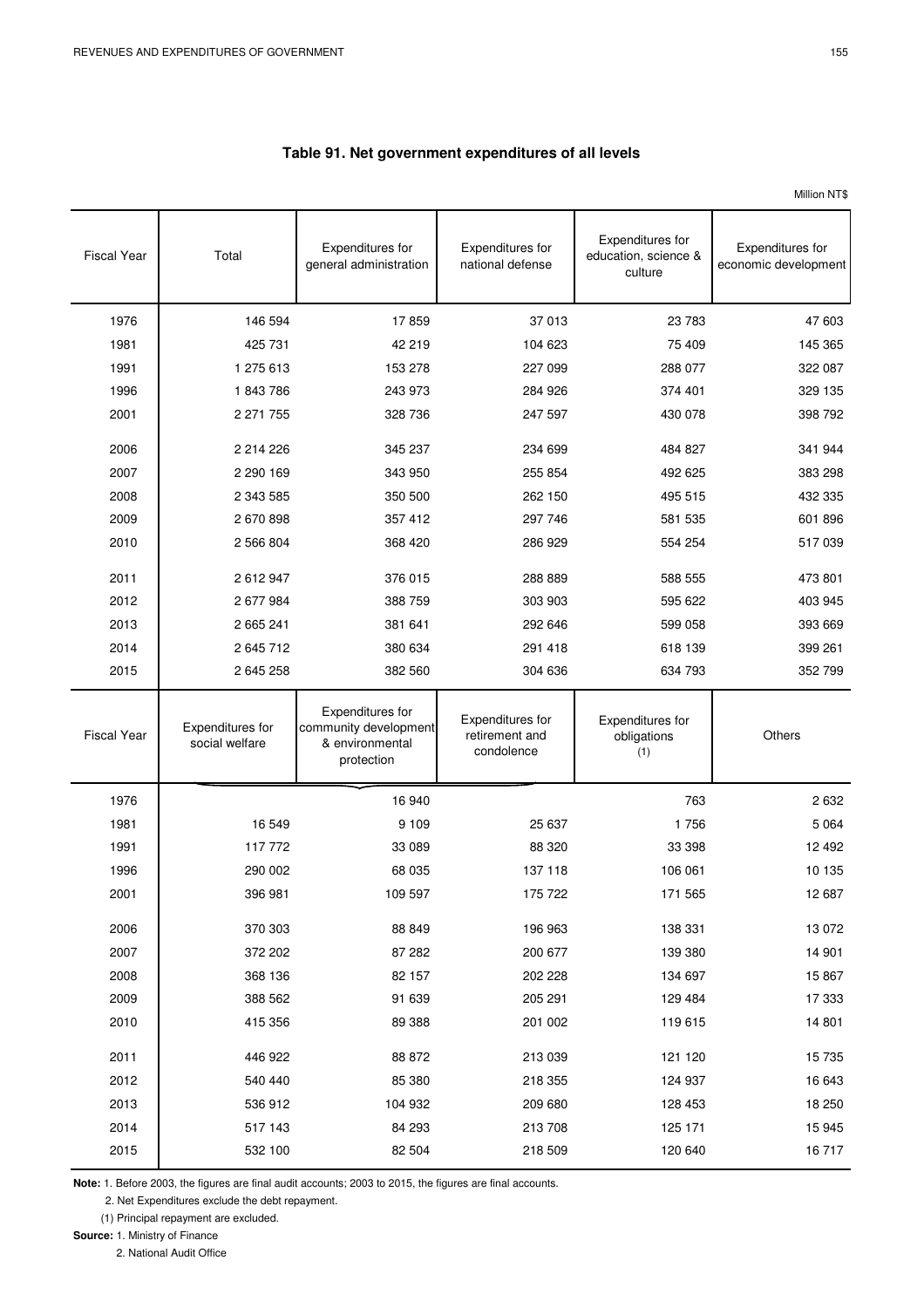## Table 91. Net government expenditures of all levels

Million NT$

| Fiscal Year | Total | Expenditures for general administration | Expenditures for national defense | Expenditures for education, science & culture | Expenditures for economic development |
|---|---|---|---|---|---|
| 1976 | 146 594 | 17 859 | 37 013 | 23 783 | 47 603 |
| 1981 | 425 731 | 42 219 | 104 623 | 75 409 | 145 365 |
| 1991 | 1 275 613 | 153 278 | 227 099 | 288 077 | 322 087 |
| 1996 | 1 843 786 | 243 973 | 284 926 | 374 401 | 329 135 |
| 2001 | 2 271 755 | 328 736 | 247 597 | 430 078 | 398 792 |
| 2006 | 2 214 226 | 345 237 | 234 699 | 484 827 | 341 944 |
| 2007 | 2 290 169 | 343 950 | 255 854 | 492 625 | 383 298 |
| 2008 | 2 343 585 | 350 500 | 262 150 | 495 515 | 432 335 |
| 2009 | 2 670 898 | 357 412 | 297 746 | 581 535 | 601 896 |
| 2010 | 2 566 804 | 368 420 | 286 929 | 554 254 | 517 039 |
| 2011 | 2 612 947 | 376 015 | 288 889 | 588 555 | 473 801 |
| 2012 | 2 677 984 | 388 759 | 303 903 | 595 622 | 403 945 |
| 2013 | 2 665 241 | 381 641 | 292 646 | 599 058 | 393 669 |
| 2014 | 2 645 712 | 380 634 | 291 418 | 618 139 | 399 261 |
| 2015 | 2 645 258 | 382 560 | 304 636 | 634 793 | 352 799 |

| Fiscal Year | Expenditures for social welfare | Expenditures for community development & environmental protection | Expenditures for retirement and condolence | Expenditures for obligations (1) | Others |
|---|---|---|---|---|---|
| 1976 | | 16 940 | | 763 | 2 632 |
| 1981 | 16 549 | 9 109 | 25 637 | 1 756 | 5 064 |
| 1991 | 117 772 | 33 089 | 88 320 | 33 398 | 12 492 |
| 1996 | 290 002 | 68 035 | 137 118 | 106 061 | 10 135 |
| 2001 | 396 981 | 109 597 | 175 722 | 171 565 | 12 687 |
| 2006 | 370 303 | 88 849 | 196 963 | 138 331 | 13 072 |
| 2007 | 372 202 | 87 282 | 200 677 | 139 380 | 14 901 |
| 2008 | 368 136 | 82 157 | 202 228 | 134 697 | 15 867 |
| 2009 | 388 562 | 91 639 | 205 291 | 129 484 | 17 333 |
| 2010 | 415 356 | 89 388 | 201 002 | 119 615 | 14 801 |
| 2011 | 446 922 | 88 872 | 213 039 | 121 120 | 15 735 |
| 2012 | 540 440 | 85 380 | 218 355 | 124 937 | 16 643 |
| 2013 | 536 912 | 104 932 | 209 680 | 128 453 | 18 250 |
| 2014 | 517 143 | 84 293 | 213 708 | 125 171 | 15 945 |
| 2015 | 532 100 | 82 504 | 218 509 | 120 640 | 16 717 |

**Note:** 1. Before 2003, the figures are final audit accounts; 2003 to 2015, the figures are final accounts.

2. Net Expenditures exclude the debt repayment.

(1) Principal repayment are excluded.

**Source:** 1. Ministry of Finance

2. National Audit Office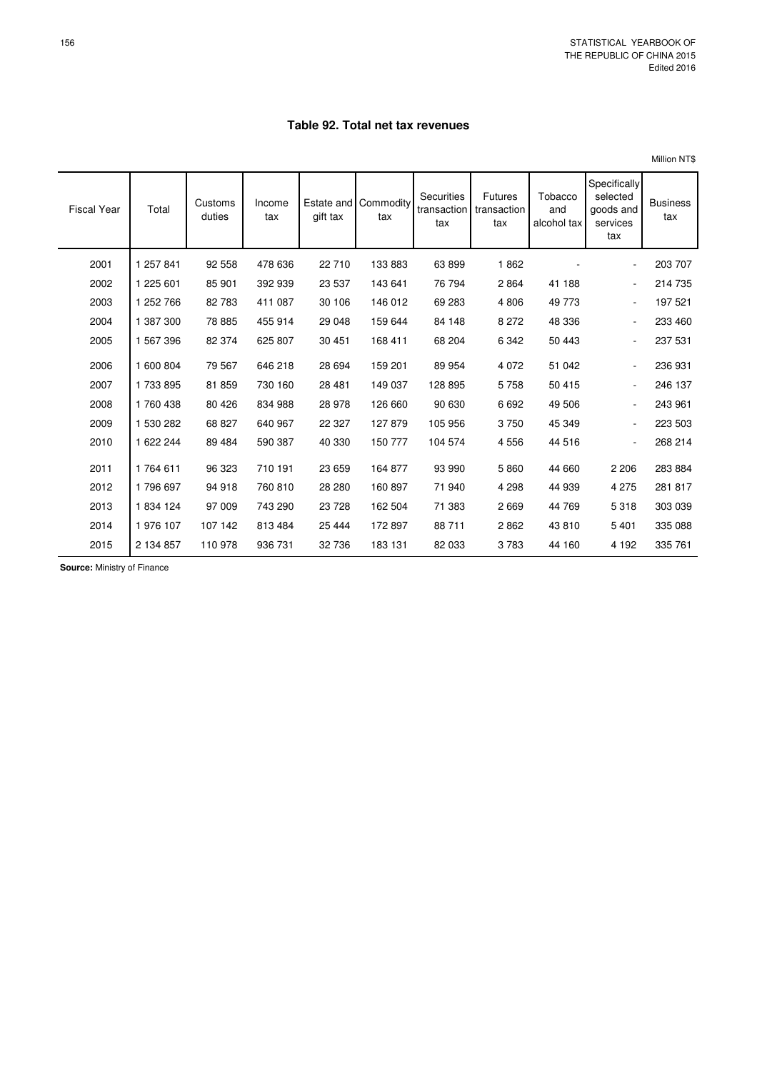# Table 92. Total net tax revenues

Million NT$

| Fiscal Year | Total | Customs duties | Income tax | Estate and gift tax | Commodity tax | Securities transaction tax | Futures transaction tax | Tobacco and alcohol tax | Specifically selected goods and services tax | Business tax |
|---|---|---|---|---|---|---|---|---|---|---|
| 2001 | 1 257 841 | 92 558 | 478 636 | 22 710 | 133 883 | 63 899 | 1 862 | - | - | 203 707 |
| 2002 | 1 225 601 | 85 901 | 392 939 | 23 537 | 143 641 | 76 794 | 2 864 | 41 188 | - | 214 735 |
| 2003 | 1 252 766 | 82 783 | 411 087 | 30 106 | 146 012 | 69 283 | 4 806 | 49 773 | - | 197 521 |
| 2004 | 1 387 300 | 78 885 | 455 914 | 29 048 | 159 644 | 84 148 | 8 272 | 48 336 | - | 233 460 |
| 2005 | 1 567 396 | 82 374 | 625 807 | 30 451 | 168 411 | 68 204 | 6 342 | 50 443 | - | 237 531 |
| 2006 | 1 600 804 | 79 567 | 646 218 | 28 694 | 159 201 | 89 954 | 4 072 | 51 042 | - | 236 931 |
| 2007 | 1 733 895 | 81 859 | 730 160 | 28 481 | 149 037 | 128 895 | 5 758 | 50 415 | - | 246 137 |
| 2008 | 1 760 438 | 80 426 | 834 988 | 28 978 | 126 660 | 90 630 | 6 692 | 49 506 | - | 243 961 |
| 2009 | 1 530 282 | 68 827 | 640 967 | 22 327 | 127 879 | 105 956 | 3 750 | 45 349 | - | 223 503 |
| 2010 | 1 622 244 | 89 484 | 590 387 | 40 330 | 150 777 | 104 574 | 4 556 | 44 516 | - | 268 214 |
| 2011 | 1 764 611 | 96 323 | 710 191 | 23 659 | 164 877 | 93 990 | 5 860 | 44 660 | 2 206 | 283 884 |
| 2012 | 1 796 697 | 94 918 | 760 810 | 28 280 | 160 897 | 71 940 | 4 298 | 44 939 | 4 275 | 281 817 |
| 2013 | 1 834 124 | 97 009 | 743 290 | 23 728 | 162 504 | 71 383 | 2 669 | 44 769 | 5 318 | 303 039 |
| 2014 | 1 976 107 | 107 142 | 813 484 | 25 444 | 172 897 | 88 711 | 2 862 | 43 810 | 5 401 | 335 088 |
| 2015 | 2 134 857 | 110 978 | 936 731 | 32 736 | 183 131 | 82 033 | 3 783 | 44 160 | 4 192 | 335 761 |

**Source:** Ministry of Finance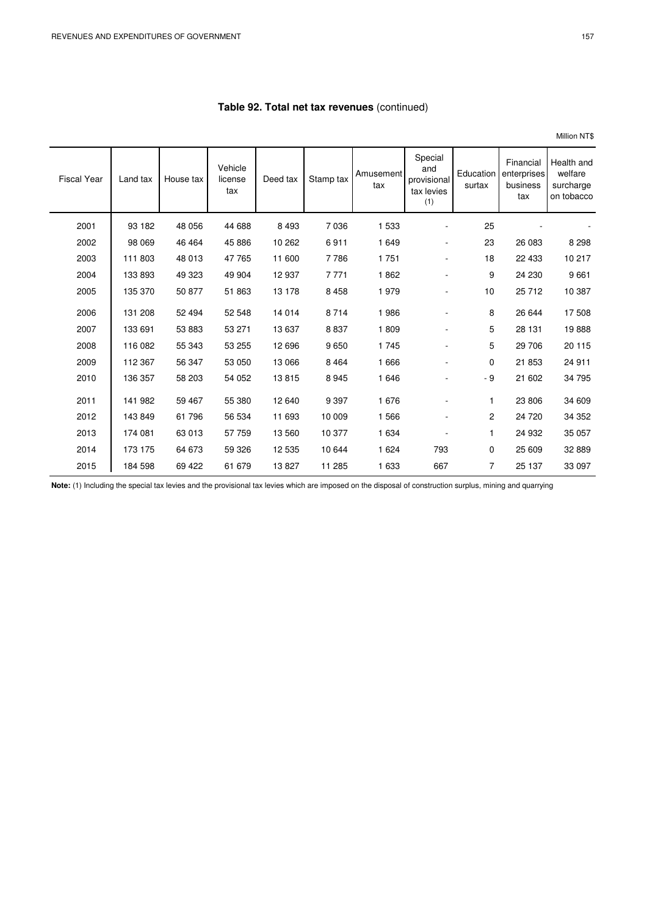**Table 92. Total net tax revenues** (continued)

Million NT$

| Fiscal Year | Land tax | House tax | Vehicle license tax | Deed tax | Stamp tax | Amusement tax | Special and provisional tax levies (1) | Education surtax | Financial enterprises business tax | Health and welfare surcharge on tobacco |
|---|---|---|---|---|---|---|---|---|---|---|
| 2001 | 93 182 | 48 056 | 44 688 | 8 493 | 7 036 | 1 533 | - | 25 | - | - |
| 2002 | 98 069 | 46 464 | 45 886 | 10 262 | 6 911 | 1 649 | - | 23 | 26 083 | 8 298 |
| 2003 | 111 803 | 48 013 | 47 765 | 11 600 | 7 786 | 1 751 | - | 18 | 22 433 | 10 217 |
| 2004 | 133 893 | 49 323 | 49 904 | 12 937 | 7 771 | 1 862 | - | 9 | 24 230 | 9 661 |
| 2005 | 135 370 | 50 877 | 51 863 | 13 178 | 8 458 | 1 979 | - | 10 | 25 712 | 10 387 |
| 2006 | 131 208 | 52 494 | 52 548 | 14 014 | 8 714 | 1 986 | - | 8 | 26 644 | 17 508 |
| 2007 | 133 691 | 53 883 | 53 271 | 13 637 | 8 837 | 1 809 | - | 5 | 28 131 | 19 888 |
| 2008 | 116 082 | 55 343 | 53 255 | 12 696 | 9 650 | 1 745 | - | 5 | 29 706 | 20 115 |
| 2009 | 112 367 | 56 347 | 53 050 | 13 066 | 8 464 | 1 666 | - | 0 | 21 853 | 24 911 |
| 2010 | 136 357 | 58 203 | 54 052 | 13 815 | 8 945 | 1 646 | - | - 9 | 21 602 | 34 795 |
| 2011 | 141 982 | 59 467 | 55 380 | 12 640 | 9 397 | 1 676 | - | 1 | 23 806 | 34 609 |
| 2012 | 143 849 | 61 796 | 56 534 | 11 693 | 10 009 | 1 566 | - | 2 | 24 720 | 34 352 |
| 2013 | 174 081 | 63 013 | 57 759 | 13 560 | 10 377 | 1 634 | - | 1 | 24 932 | 35 057 |
| 2014 | 173 175 | 64 673 | 59 326 | 12 535 | 10 644 | 1 624 | 793 | 0 | 25 609 | 32 889 |
| 2015 | 184 598 | 69 422 | 61 679 | 13 827 | 11 285 | 1 633 | 667 | 7 | 25 137 | 33 097 |

**Note:** (1) Including the special tax levies and the provisional tax levies which are imposed on the disposal of construction surplus, mining and quarrying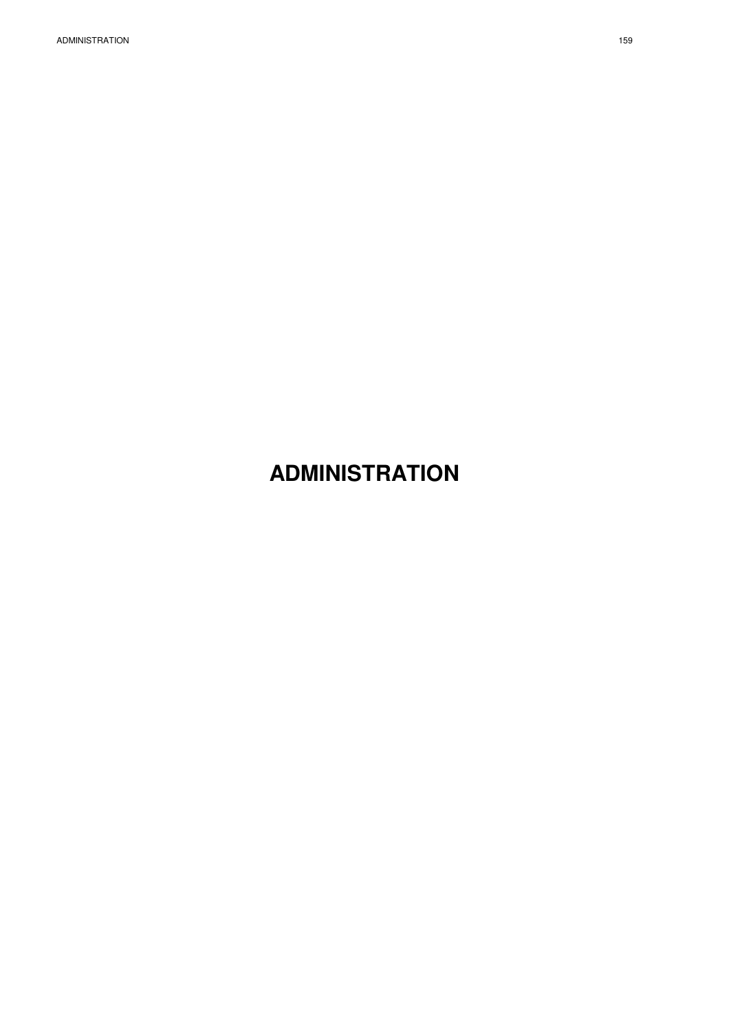# ADMINISTRATION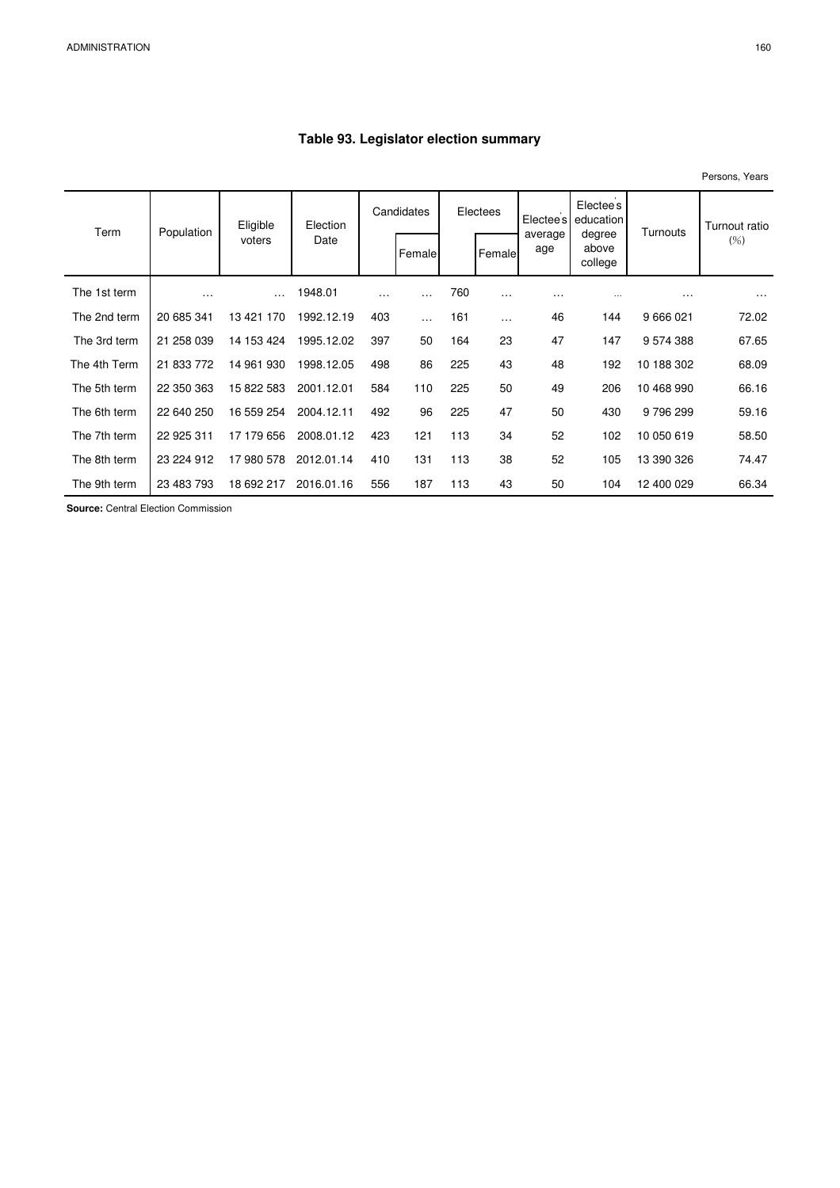# Table 93. Legislator election summary

Persons, Years

| Term | Population | Eligible voters | Election Date | Candidates | | Electees | | Electee's average age | Electee's education degree above college | Turnouts | Turnout ratio (%) |
|---|---|---|---|---|---|---|---|---|---|---|---|
| | | | | | Female | | Female | | | | |
| The 1st term | … | … | 1948.01 | … | … | 760 | … | … | … | … | … |
| The 2nd term | 20 685 341 | 13 421 170 | 1992.12.19 | 403 | … | 161 | … | 46 | 144 | 9 666 021 | 72.02 |
| The 3rd term | 21 258 039 | 14 153 424 | 1995.12.02 | 397 | 50 | 164 | 23 | 47 | 147 | 9 574 388 | 67.65 |
| The 4th Term | 21 833 772 | 14 961 930 | 1998.12.05 | 498 | 86 | 225 | 43 | 48 | 192 | 10 188 302 | 68.09 |
| The 5th term | 22 350 363 | 15 822 583 | 2001.12.01 | 584 | 110 | 225 | 50 | 49 | 206 | 10 468 990 | 66.16 |
| The 6th term | 22 640 250 | 16 559 254 | 2004.12.11 | 492 | 96 | 225 | 47 | 50 | 430 | 9 796 299 | 59.16 |
| The 7th term | 22 925 311 | 17 179 656 | 2008.01.12 | 423 | 121 | 113 | 34 | 52 | 102 | 10 050 619 | 58.50 |
| The 8th term | 23 224 912 | 17 980 578 | 2012.01.14 | 410 | 131 | 113 | 38 | 52 | 105 | 13 390 326 | 74.47 |
| The 9th term | 23 483 793 | 18 692 217 | 2016.01.16 | 556 | 187 | 113 | 43 | 50 | 104 | 12 400 029 | 66.34 |

**Source:** Central Election Commission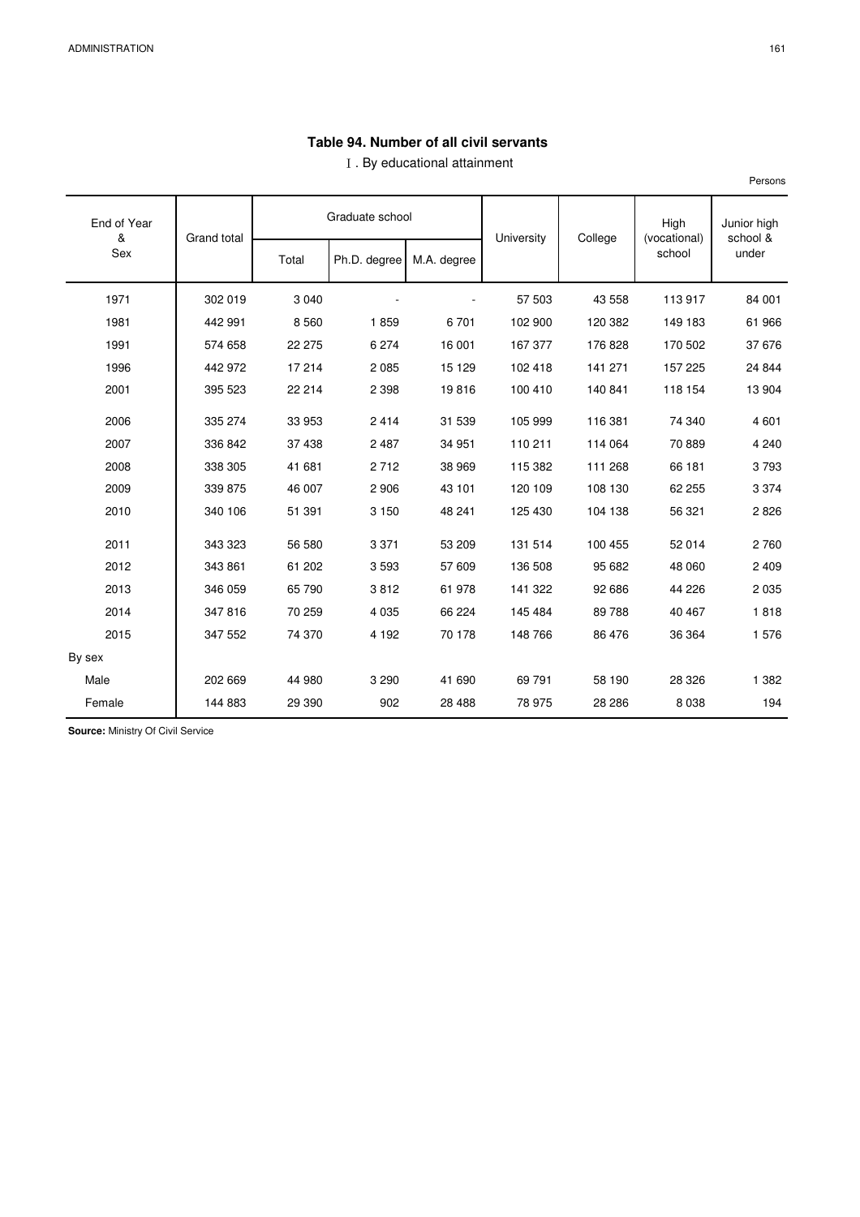## Table 94. Number of all civil servants

Ⅰ. By educational attainment

Persons

| End of Year & Sex | Grand total | Graduate school | | | University | College | High (vocational) school | Junior high school & under |
|---|---|---|---|---|---|---|---|---|
| | | Total | Ph.D. degree | M.A. degree | | | | |
| 1971 | 302 019 | 3 040 | - | - | 57 503 | 43 558 | 113 917 | 84 001 |
| 1981 | 442 991 | 8 560 | 1 859 | 6 701 | 102 900 | 120 382 | 149 183 | 61 966 |
| 1991 | 574 658 | 22 275 | 6 274 | 16 001 | 167 377 | 176 828 | 170 502 | 37 676 |
| 1996 | 442 972 | 17 214 | 2 085 | 15 129 | 102 418 | 141 271 | 157 225 | 24 844 |
| 2001 | 395 523 | 22 214 | 2 398 | 19 816 | 100 410 | 140 841 | 118 154 | 13 904 |
| 2006 | 335 274 | 33 953 | 2 414 | 31 539 | 105 999 | 116 381 | 74 340 | 4 601 |
| 2007 | 336 842 | 37 438 | 2 487 | 34 951 | 110 211 | 114 064 | 70 889 | 4 240 |
| 2008 | 338 305 | 41 681 | 2 712 | 38 969 | 115 382 | 111 268 | 66 181 | 3 793 |
| 2009 | 339 875 | 46 007 | 2 906 | 43 101 | 120 109 | 108 130 | 62 255 | 3 374 |
| 2010 | 340 106 | 51 391 | 3 150 | 48 241 | 125 430 | 104 138 | 56 321 | 2 826 |
| 2011 | 343 323 | 56 580 | 3 371 | 53 209 | 131 514 | 100 455 | 52 014 | 2 760 |
| 2012 | 343 861 | 61 202 | 3 593 | 57 609 | 136 508 | 95 682 | 48 060 | 2 409 |
| 2013 | 346 059 | 65 790 | 3 812 | 61 978 | 141 322 | 92 686 | 44 226 | 2 035 |
| 2014 | 347 816 | 70 259 | 4 035 | 66 224 | 145 484 | 89 788 | 40 467 | 1 818 |
| 2015 | 347 552 | 74 370 | 4 192 | 70 178 | 148 766 | 86 476 | 36 364 | 1 576 |
| By sex | | | | | | | | |
| Male | 202 669 | 44 980 | 3 290 | 41 690 | 69 791 | 58 190 | 28 326 | 1 382 |
| Female | 144 883 | 29 390 | 902 | 28 488 | 78 975 | 28 286 | 8 038 | 194 |

**Source:** Ministry Of Civil Service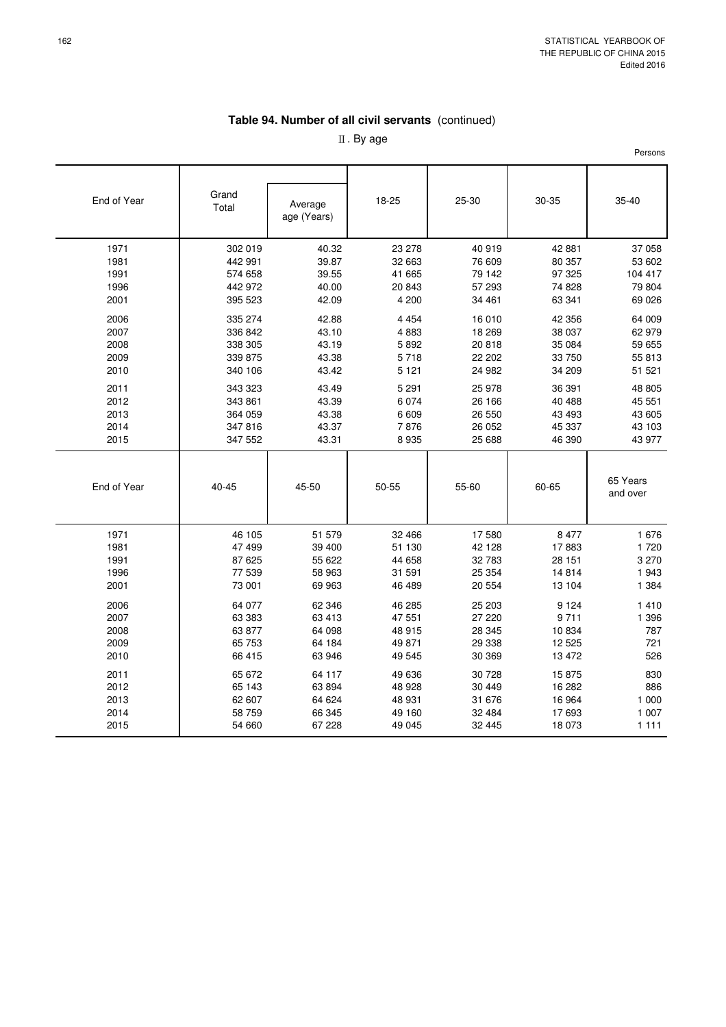## Table 94. Number of all civil servants (continued)

Ⅱ. By age

Persons

| End of Year | Grand Total | Average age (Years) | 18-25 | 25-30 | 30-35 | 35-40 |
|---|---|---|---|---|---|---|
| 1971 | 302 019 | 40.32 | 23 278 | 40 919 | 42 881 | 37 058 |
| 1981 | 442 991 | 39.87 | 32 663 | 76 609 | 80 357 | 53 602 |
| 1991 | 574 658 | 39.55 | 41 665 | 79 142 | 97 325 | 104 417 |
| 1996 | 442 972 | 40.00 | 20 843 | 57 293 | 74 828 | 79 804 |
| 2001 | 395 523 | 42.09 | 4 200 | 34 461 | 63 341 | 69 026 |
| 2006 | 335 274 | 42.88 | 4 454 | 16 010 | 42 356 | 64 009 |
| 2007 | 336 842 | 43.10 | 4 883 | 18 269 | 38 037 | 62 979 |
| 2008 | 338 305 | 43.19 | 5 892 | 20 818 | 35 084 | 59 655 |
| 2009 | 339 875 | 43.38 | 5 718 | 22 202 | 33 750 | 55 813 |
| 2010 | 340 106 | 43.42 | 5 121 | 24 982 | 34 209 | 51 521 |
| 2011 | 343 323 | 43.49 | 5 291 | 25 978 | 36 391 | 48 805 |
| 2012 | 343 861 | 43.39 | 6 074 | 26 166 | 40 488 | 45 551 |
| 2013 | 364 059 | 43.38 | 6 609 | 26 550 | 43 493 | 43 605 |
| 2014 | 347 816 | 43.37 | 7 876 | 26 052 | 45 337 | 43 103 |
| 2015 | 347 552 | 43.31 | 8 935 | 25 688 | 46 390 | 43 977 |

| End of Year | 40-45 | 45-50 | 50-55 | 55-60 | 60-65 | 65 Years and over |
|---|---|---|---|---|---|---|
| 1971 | 46 105 | 51 579 | 32 466 | 17 580 | 8 477 | 1 676 |
| 1981 | 47 499 | 39 400 | 51 130 | 42 128 | 17 883 | 1 720 |
| 1991 | 87 625 | 55 622 | 44 658 | 32 783 | 28 151 | 3 270 |
| 1996 | 77 539 | 58 963 | 31 591 | 25 354 | 14 814 | 1 943 |
| 2001 | 73 001 | 69 963 | 46 489 | 20 554 | 13 104 | 1 384 |
| 2006 | 64 077 | 62 346 | 46 285 | 25 203 | 9 124 | 1 410 |
| 2007 | 63 383 | 63 413 | 47 551 | 27 220 | 9 711 | 1 396 |
| 2008 | 63 877 | 64 098 | 48 915 | 28 345 | 10 834 | 787 |
| 2009 | 65 753 | 64 184 | 49 871 | 29 338 | 12 525 | 721 |
| 2010 | 66 415 | 63 946 | 49 545 | 30 369 | 13 472 | 526 |
| 2011 | 65 672 | 64 117 | 49 636 | 30 728 | 15 875 | 830 |
| 2012 | 65 143 | 63 894 | 48 928 | 30 449 | 16 282 | 886 |
| 2013 | 62 607 | 64 624 | 48 931 | 31 676 | 16 964 | 1 000 |
| 2014 | 58 759 | 66 345 | 49 160 | 32 484 | 17 693 | 1 007 |
| 2015 | 54 660 | 67 228 | 49 045 | 32 445 | 18 073 | 1 111 |